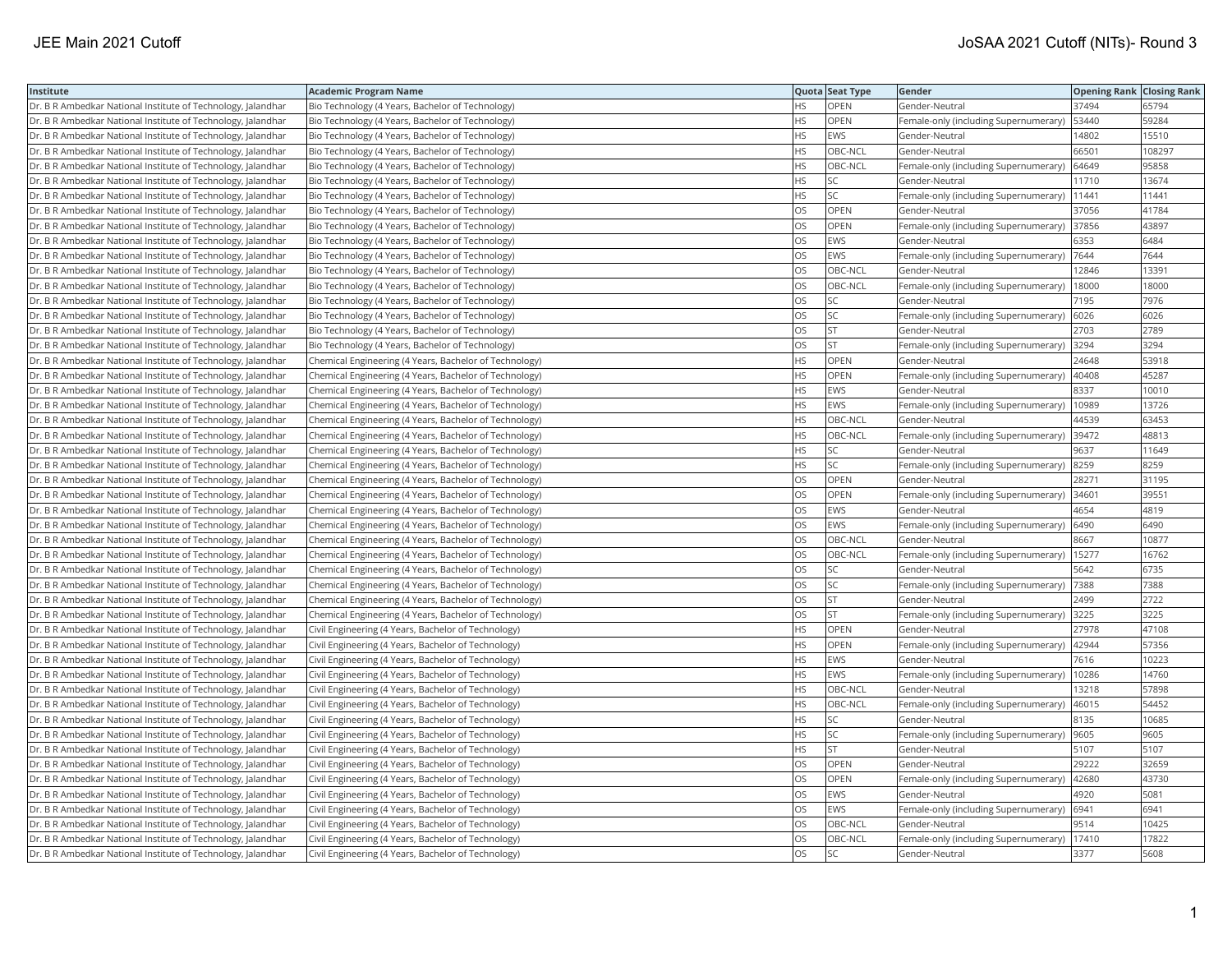| Institute | Academic Program Name | Quota | Seat Type | Gender | Opening Rank | Closing Rank |
|---|---|---|---|---|---|---|
| Dr. B R Ambedkar National Institute of Technology, Jalandhar | Bio Technology (4 Years, Bachelor of Technology) | HS | OPEN | Gender-Neutral | 37494 | 65794 |
| Dr. B R Ambedkar National Institute of Technology, Jalandhar | Bio Technology (4 Years, Bachelor of Technology) | HS | OPEN | Female-only (including Supernumerary) | 53440 | 59284 |
| Dr. B R Ambedkar National Institute of Technology, Jalandhar | Bio Technology (4 Years, Bachelor of Technology) | HS | EWS | Gender-Neutral | 14802 | 15510 |
| Dr. B R Ambedkar National Institute of Technology, Jalandhar | Bio Technology (4 Years, Bachelor of Technology) | HS | OBC-NCL | Gender-Neutral | 66501 | 108297 |
| Dr. B R Ambedkar National Institute of Technology, Jalandhar | Bio Technology (4 Years, Bachelor of Technology) | HS | OBC-NCL | Female-only (including Supernumerary) | 64649 | 95858 |
| Dr. B R Ambedkar National Institute of Technology, Jalandhar | Bio Technology (4 Years, Bachelor of Technology) | HS | SC | Gender-Neutral | 11710 | 13674 |
| Dr. B R Ambedkar National Institute of Technology, Jalandhar | Bio Technology (4 Years, Bachelor of Technology) | HS | SC | Female-only (including Supernumerary) | 11441 | 11441 |
| Dr. B R Ambedkar National Institute of Technology, Jalandhar | Bio Technology (4 Years, Bachelor of Technology) | OS | OPEN | Gender-Neutral | 37056 | 41784 |
| Dr. B R Ambedkar National Institute of Technology, Jalandhar | Bio Technology (4 Years, Bachelor of Technology) | OS | OPEN | Female-only (including Supernumerary) | 37856 | 43897 |
| Dr. B R Ambedkar National Institute of Technology, Jalandhar | Bio Technology (4 Years, Bachelor of Technology) | OS | EWS | Gender-Neutral | 6353 | 6484 |
| Dr. B R Ambedkar National Institute of Technology, Jalandhar | Bio Technology (4 Years, Bachelor of Technology) | OS | EWS | Female-only (including Supernumerary) | 7644 | 7644 |
| Dr. B R Ambedkar National Institute of Technology, Jalandhar | Bio Technology (4 Years, Bachelor of Technology) | OS | OBC-NCL | Gender-Neutral | 12846 | 13391 |
| Dr. B R Ambedkar National Institute of Technology, Jalandhar | Bio Technology (4 Years, Bachelor of Technology) | OS | OBC-NCL | Female-only (including Supernumerary) | 18000 | 18000 |
| Dr. B R Ambedkar National Institute of Technology, Jalandhar | Bio Technology (4 Years, Bachelor of Technology) | OS | SC | Gender-Neutral | 7195 | 7976 |
| Dr. B R Ambedkar National Institute of Technology, Jalandhar | Bio Technology (4 Years, Bachelor of Technology) | OS | SC | Female-only (including Supernumerary) | 6026 | 6026 |
| Dr. B R Ambedkar National Institute of Technology, Jalandhar | Bio Technology (4 Years, Bachelor of Technology) | OS | ST | Gender-Neutral | 2703 | 2789 |
| Dr. B R Ambedkar National Institute of Technology, Jalandhar | Bio Technology (4 Years, Bachelor of Technology) | OS | ST | Female-only (including Supernumerary) | 3294 | 3294 |
| Dr. B R Ambedkar National Institute of Technology, Jalandhar | Chemical Engineering (4 Years, Bachelor of Technology) | HS | OPEN | Gender-Neutral | 24648 | 53918 |
| Dr. B R Ambedkar National Institute of Technology, Jalandhar | Chemical Engineering (4 Years, Bachelor of Technology) | HS | OPEN | Female-only (including Supernumerary) | 40408 | 45287 |
| Dr. B R Ambedkar National Institute of Technology, Jalandhar | Chemical Engineering (4 Years, Bachelor of Technology) | HS | EWS | Gender-Neutral | 8337 | 10010 |
| Dr. B R Ambedkar National Institute of Technology, Jalandhar | Chemical Engineering (4 Years, Bachelor of Technology) | HS | EWS | Female-only (including Supernumerary) | 10989 | 13726 |
| Dr. B R Ambedkar National Institute of Technology, Jalandhar | Chemical Engineering (4 Years, Bachelor of Technology) | HS | OBC-NCL | Gender-Neutral | 44539 | 63453 |
| Dr. B R Ambedkar National Institute of Technology, Jalandhar | Chemical Engineering (4 Years, Bachelor of Technology) | HS | OBC-NCL | Female-only (including Supernumerary) | 39472 | 48813 |
| Dr. B R Ambedkar National Institute of Technology, Jalandhar | Chemical Engineering (4 Years, Bachelor of Technology) | HS | SC | Gender-Neutral | 9637 | 11649 |
| Dr. B R Ambedkar National Institute of Technology, Jalandhar | Chemical Engineering (4 Years, Bachelor of Technology) | HS | SC | Female-only (including Supernumerary) | 8259 | 8259 |
| Dr. B R Ambedkar National Institute of Technology, Jalandhar | Chemical Engineering (4 Years, Bachelor of Technology) | OS | OPEN | Gender-Neutral | 28271 | 31195 |
| Dr. B R Ambedkar National Institute of Technology, Jalandhar | Chemical Engineering (4 Years, Bachelor of Technology) | OS | OPEN | Female-only (including Supernumerary) | 34601 | 39551 |
| Dr. B R Ambedkar National Institute of Technology, Jalandhar | Chemical Engineering (4 Years, Bachelor of Technology) | OS | EWS | Gender-Neutral | 4654 | 4819 |
| Dr. B R Ambedkar National Institute of Technology, Jalandhar | Chemical Engineering (4 Years, Bachelor of Technology) | OS | EWS | Female-only (including Supernumerary) | 6490 | 6490 |
| Dr. B R Ambedkar National Institute of Technology, Jalandhar | Chemical Engineering (4 Years, Bachelor of Technology) | OS | OBC-NCL | Gender-Neutral | 8667 | 10877 |
| Dr. B R Ambedkar National Institute of Technology, Jalandhar | Chemical Engineering (4 Years, Bachelor of Technology) | OS | OBC-NCL | Female-only (including Supernumerary) | 15277 | 16762 |
| Dr. B R Ambedkar National Institute of Technology, Jalandhar | Chemical Engineering (4 Years, Bachelor of Technology) | OS | SC | Gender-Neutral | 5642 | 6735 |
| Dr. B R Ambedkar National Institute of Technology, Jalandhar | Chemical Engineering (4 Years, Bachelor of Technology) | OS | SC | Female-only (including Supernumerary) | 7388 | 7388 |
| Dr. B R Ambedkar National Institute of Technology, Jalandhar | Chemical Engineering (4 Years, Bachelor of Technology) | OS | ST | Gender-Neutral | 2499 | 2722 |
| Dr. B R Ambedkar National Institute of Technology, Jalandhar | Chemical Engineering (4 Years, Bachelor of Technology) | OS | ST | Female-only (including Supernumerary) | 3225 | 3225 |
| Dr. B R Ambedkar National Institute of Technology, Jalandhar | Civil Engineering (4 Years, Bachelor of Technology) | HS | OPEN | Gender-Neutral | 27978 | 47108 |
| Dr. B R Ambedkar National Institute of Technology, Jalandhar | Civil Engineering (4 Years, Bachelor of Technology) | HS | OPEN | Female-only (including Supernumerary) | 42944 | 57356 |
| Dr. B R Ambedkar National Institute of Technology, Jalandhar | Civil Engineering (4 Years, Bachelor of Technology) | HS | EWS | Gender-Neutral | 7616 | 10223 |
| Dr. B R Ambedkar National Institute of Technology, Jalandhar | Civil Engineering (4 Years, Bachelor of Technology) | HS | EWS | Female-only (including Supernumerary) | 10286 | 14760 |
| Dr. B R Ambedkar National Institute of Technology, Jalandhar | Civil Engineering (4 Years, Bachelor of Technology) | HS | OBC-NCL | Gender-Neutral | 13218 | 57898 |
| Dr. B R Ambedkar National Institute of Technology, Jalandhar | Civil Engineering (4 Years, Bachelor of Technology) | HS | OBC-NCL | Female-only (including Supernumerary) | 46015 | 54452 |
| Dr. B R Ambedkar National Institute of Technology, Jalandhar | Civil Engineering (4 Years, Bachelor of Technology) | HS | SC | Gender-Neutral | 8135 | 10685 |
| Dr. B R Ambedkar National Institute of Technology, Jalandhar | Civil Engineering (4 Years, Bachelor of Technology) | HS | SC | Female-only (including Supernumerary) | 9605 | 9605 |
| Dr. B R Ambedkar National Institute of Technology, Jalandhar | Civil Engineering (4 Years, Bachelor of Technology) | HS | ST | Gender-Neutral | 5107 | 5107 |
| Dr. B R Ambedkar National Institute of Technology, Jalandhar | Civil Engineering (4 Years, Bachelor of Technology) | OS | OPEN | Gender-Neutral | 29222 | 32659 |
| Dr. B R Ambedkar National Institute of Technology, Jalandhar | Civil Engineering (4 Years, Bachelor of Technology) | OS | OPEN | Female-only (including Supernumerary) | 42680 | 43730 |
| Dr. B R Ambedkar National Institute of Technology, Jalandhar | Civil Engineering (4 Years, Bachelor of Technology) | OS | EWS | Gender-Neutral | 4920 | 5081 |
| Dr. B R Ambedkar National Institute of Technology, Jalandhar | Civil Engineering (4 Years, Bachelor of Technology) | OS | EWS | Female-only (including Supernumerary) | 6941 | 6941 |
| Dr. B R Ambedkar National Institute of Technology, Jalandhar | Civil Engineering (4 Years, Bachelor of Technology) | OS | OBC-NCL | Gender-Neutral | 9514 | 10425 |
| Dr. B R Ambedkar National Institute of Technology, Jalandhar | Civil Engineering (4 Years, Bachelor of Technology) | OS | OBC-NCL | Female-only (including Supernumerary) | 17410 | 17822 |
| Dr. B R Ambedkar National Institute of Technology, Jalandhar | Civil Engineering (4 Years, Bachelor of Technology) | OS | SC | Gender-Neutral | 3377 | 5608 |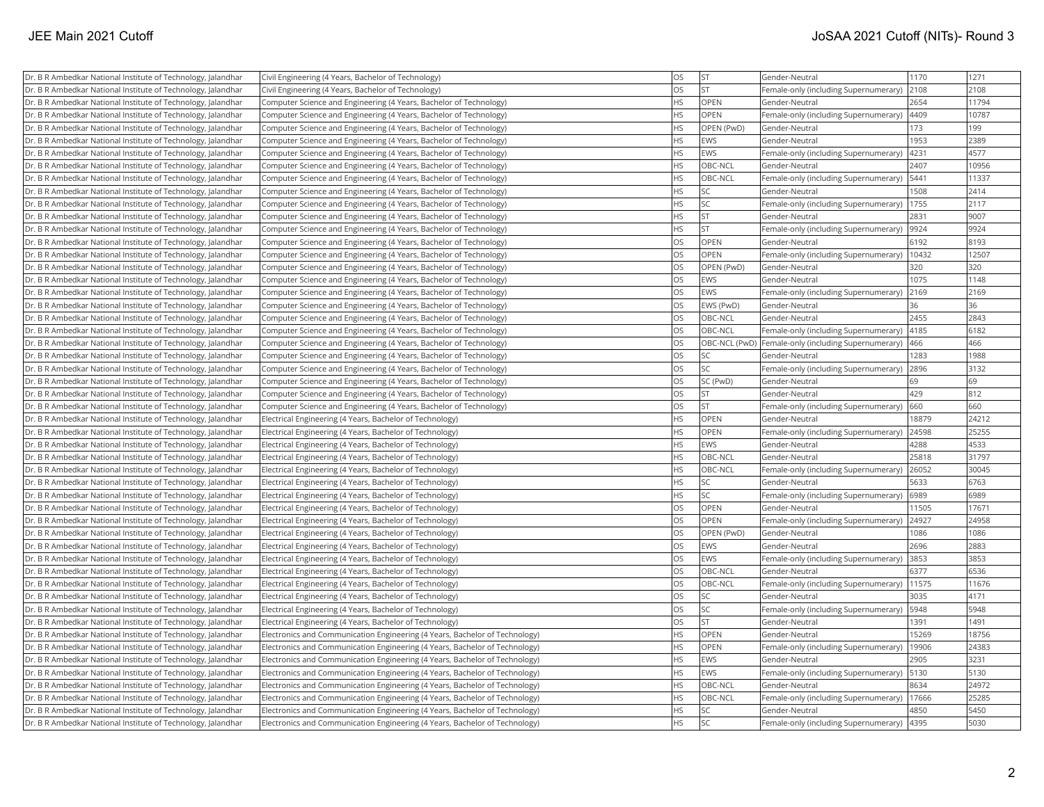| Dr. B R Ambedkar National Institute of Technology, Jalandhar | Civil Engineering (4 Years, Bachelor of Technology) | OS | ST | Gender-Neutral | 1170 | 1271 |
|---|---|---|---|---|---|---|
| Dr. B R Ambedkar National Institute of Technology, Jalandhar | Civil Engineering (4 Years, Bachelor of Technology) | OS | ST | Female-only (including Supernumerary) | 2108 | 2108 |
| Dr. B R Ambedkar National Institute of Technology, Jalandhar | Computer Science and Engineering (4 Years, Bachelor of Technology) | HS | OPEN | Gender-Neutral | 2654 | 11794 |
| Dr. B R Ambedkar National Institute of Technology, Jalandhar | Computer Science and Engineering (4 Years, Bachelor of Technology) | HS | OPEN | Female-only (including Supernumerary) | 4409 | 10787 |
| Dr. B R Ambedkar National Institute of Technology, Jalandhar | Computer Science and Engineering (4 Years, Bachelor of Technology) | HS | OPEN (PwD) | Gender-Neutral | 173 | 199 |
| Dr. B R Ambedkar National Institute of Technology, Jalandhar | Computer Science and Engineering (4 Years, Bachelor of Technology) | HS | EWS | Gender-Neutral | 1953 | 2389 |
| Dr. B R Ambedkar National Institute of Technology, Jalandhar | Computer Science and Engineering (4 Years, Bachelor of Technology) | HS | EWS | Female-only (including Supernumerary) | 4231 | 4577 |
| Dr. B R Ambedkar National Institute of Technology, Jalandhar | Computer Science and Engineering (4 Years, Bachelor of Technology) | HS | OBC-NCL | Gender-Neutral | 2407 | 10956 |
| Dr. B R Ambedkar National Institute of Technology, Jalandhar | Computer Science and Engineering (4 Years, Bachelor of Technology) | HS | OBC-NCL | Female-only (including Supernumerary) | 5441 | 11337 |
| Dr. B R Ambedkar National Institute of Technology, Jalandhar | Computer Science and Engineering (4 Years, Bachelor of Technology) | HS | SC | Gender-Neutral | 1508 | 2414 |
| Dr. B R Ambedkar National Institute of Technology, Jalandhar | Computer Science and Engineering (4 Years, Bachelor of Technology) | HS | SC | Female-only (including Supernumerary) | 1755 | 2117 |
| Dr. B R Ambedkar National Institute of Technology, Jalandhar | Computer Science and Engineering (4 Years, Bachelor of Technology) | HS | ST | Gender-Neutral | 2831 | 9007 |
| Dr. B R Ambedkar National Institute of Technology, Jalandhar | Computer Science and Engineering (4 Years, Bachelor of Technology) | HS | ST | Female-only (including Supernumerary) | 9924 | 9924 |
| Dr. B R Ambedkar National Institute of Technology, Jalandhar | Computer Science and Engineering (4 Years, Bachelor of Technology) | OS | OPEN | Gender-Neutral | 6192 | 8193 |
| Dr. B R Ambedkar National Institute of Technology, Jalandhar | Computer Science and Engineering (4 Years, Bachelor of Technology) | OS | OPEN | Female-only (including Supernumerary) | 10432 | 12507 |
| Dr. B R Ambedkar National Institute of Technology, Jalandhar | Computer Science and Engineering (4 Years, Bachelor of Technology) | OS | OPEN (PwD) | Gender-Neutral | 320 | 320 |
| Dr. B R Ambedkar National Institute of Technology, Jalandhar | Computer Science and Engineering (4 Years, Bachelor of Technology) | OS | EWS | Gender-Neutral | 1075 | 1148 |
| Dr. B R Ambedkar National Institute of Technology, Jalandhar | Computer Science and Engineering (4 Years, Bachelor of Technology) | OS | EWS | Female-only (including Supernumerary) | 2169 | 2169 |
| Dr. B R Ambedkar National Institute of Technology, Jalandhar | Computer Science and Engineering (4 Years, Bachelor of Technology) | OS | EWS (PwD) | Gender-Neutral | 36 | 36 |
| Dr. B R Ambedkar National Institute of Technology, Jalandhar | Computer Science and Engineering (4 Years, Bachelor of Technology) | OS | OBC-NCL | Gender-Neutral | 2455 | 2843 |
| Dr. B R Ambedkar National Institute of Technology, Jalandhar | Computer Science and Engineering (4 Years, Bachelor of Technology) | OS | OBC-NCL | Female-only (including Supernumerary) | 4185 | 6182 |
| Dr. B R Ambedkar National Institute of Technology, Jalandhar | Computer Science and Engineering (4 Years, Bachelor of Technology) | OS | OBC-NCL (PwD) | Female-only (including Supernumerary) | 466 | 466 |
| Dr. B R Ambedkar National Institute of Technology, Jalandhar | Computer Science and Engineering (4 Years, Bachelor of Technology) | OS | SC | Gender-Neutral | 1283 | 1988 |
| Dr. B R Ambedkar National Institute of Technology, Jalandhar | Computer Science and Engineering (4 Years, Bachelor of Technology) | OS | SC | Female-only (including Supernumerary) | 2896 | 3132 |
| Dr. B R Ambedkar National Institute of Technology, Jalandhar | Computer Science and Engineering (4 Years, Bachelor of Technology) | OS | SC (PwD) | Gender-Neutral | 69 | 69 |
| Dr. B R Ambedkar National Institute of Technology, Jalandhar | Computer Science and Engineering (4 Years, Bachelor of Technology) | OS | ST | Gender-Neutral | 429 | 812 |
| Dr. B R Ambedkar National Institute of Technology, Jalandhar | Computer Science and Engineering (4 Years, Bachelor of Technology) | OS | ST | Female-only (including Supernumerary) | 660 | 660 |
| Dr. B R Ambedkar National Institute of Technology, Jalandhar | Electrical Engineering (4 Years, Bachelor of Technology) | HS | OPEN | Gender-Neutral | 18879 | 24212 |
| Dr. B R Ambedkar National Institute of Technology, Jalandhar | Electrical Engineering (4 Years, Bachelor of Technology) | HS | OPEN | Female-only (including Supernumerary) | 24598 | 25255 |
| Dr. B R Ambedkar National Institute of Technology, Jalandhar | Electrical Engineering (4 Years, Bachelor of Technology) | HS | EWS | Gender-Neutral | 4288 | 4533 |
| Dr. B R Ambedkar National Institute of Technology, Jalandhar | Electrical Engineering (4 Years, Bachelor of Technology) | HS | OBC-NCL | Gender-Neutral | 25818 | 31797 |
| Dr. B R Ambedkar National Institute of Technology, Jalandhar | Electrical Engineering (4 Years, Bachelor of Technology) | HS | OBC-NCL | Female-only (including Supernumerary) | 26052 | 30045 |
| Dr. B R Ambedkar National Institute of Technology, Jalandhar | Electrical Engineering (4 Years, Bachelor of Technology) | HS | SC | Gender-Neutral | 5633 | 6763 |
| Dr. B R Ambedkar National Institute of Technology, Jalandhar | Electrical Engineering (4 Years, Bachelor of Technology) | HS | SC | Female-only (including Supernumerary) | 6989 | 6989 |
| Dr. B R Ambedkar National Institute of Technology, Jalandhar | Electrical Engineering (4 Years, Bachelor of Technology) | OS | OPEN | Gender-Neutral | 11505 | 17671 |
| Dr. B R Ambedkar National Institute of Technology, Jalandhar | Electrical Engineering (4 Years, Bachelor of Technology) | OS | OPEN | Female-only (including Supernumerary) | 24927 | 24958 |
| Dr. B R Ambedkar National Institute of Technology, Jalandhar | Electrical Engineering (4 Years, Bachelor of Technology) | OS | OPEN (PwD) | Gender-Neutral | 1086 | 1086 |
| Dr. B R Ambedkar National Institute of Technology, Jalandhar | Electrical Engineering (4 Years, Bachelor of Technology) | OS | EWS | Gender-Neutral | 2696 | 2883 |
| Dr. B R Ambedkar National Institute of Technology, Jalandhar | Electrical Engineering (4 Years, Bachelor of Technology) | OS | EWS | Female-only (including Supernumerary) | 3853 | 3853 |
| Dr. B R Ambedkar National Institute of Technology, Jalandhar | Electrical Engineering (4 Years, Bachelor of Technology) | OS | OBC-NCL | Gender-Neutral | 6377 | 6536 |
| Dr. B R Ambedkar National Institute of Technology, Jalandhar | Electrical Engineering (4 Years, Bachelor of Technology) | OS | OBC-NCL | Female-only (including Supernumerary) | 11575 | 11676 |
| Dr. B R Ambedkar National Institute of Technology, Jalandhar | Electrical Engineering (4 Years, Bachelor of Technology) | OS | SC | Gender-Neutral | 3035 | 4171 |
| Dr. B R Ambedkar National Institute of Technology, Jalandhar | Electrical Engineering (4 Years, Bachelor of Technology) | OS | SC | Female-only (including Supernumerary) | 5948 | 5948 |
| Dr. B R Ambedkar National Institute of Technology, Jalandhar | Electrical Engineering (4 Years, Bachelor of Technology) | OS | ST | Gender-Neutral | 1391 | 1491 |
| Dr. B R Ambedkar National Institute of Technology, Jalandhar | Electronics and Communication Engineering (4 Years, Bachelor of Technology) | HS | OPEN | Gender-Neutral | 15269 | 18756 |
| Dr. B R Ambedkar National Institute of Technology, Jalandhar | Electronics and Communication Engineering (4 Years, Bachelor of Technology) | HS | OPEN | Female-only (including Supernumerary) | 19906 | 24383 |
| Dr. B R Ambedkar National Institute of Technology, Jalandhar | Electronics and Communication Engineering (4 Years, Bachelor of Technology) | HS | EWS | Gender-Neutral | 2905 | 3231 |
| Dr. B R Ambedkar National Institute of Technology, Jalandhar | Electronics and Communication Engineering (4 Years, Bachelor of Technology) | HS | EWS | Female-only (including Supernumerary) | 5130 | 5130 |
| Dr. B R Ambedkar National Institute of Technology, Jalandhar | Electronics and Communication Engineering (4 Years, Bachelor of Technology) | HS | OBC-NCL | Gender-Neutral | 8634 | 24972 |
| Dr. B R Ambedkar National Institute of Technology, Jalandhar | Electronics and Communication Engineering (4 Years, Bachelor of Technology) | HS | OBC-NCL | Female-only (including Supernumerary) | 17666 | 25285 |
| Dr. B R Ambedkar National Institute of Technology, Jalandhar | Electronics and Communication Engineering (4 Years, Bachelor of Technology) | HS | SC | Gender-Neutral | 4850 | 5450 |
| Dr. B R Ambedkar National Institute of Technology, Jalandhar | Electronics and Communication Engineering (4 Years, Bachelor of Technology) | HS | SC | Female-only (including Supernumerary) | 4395 | 5030 |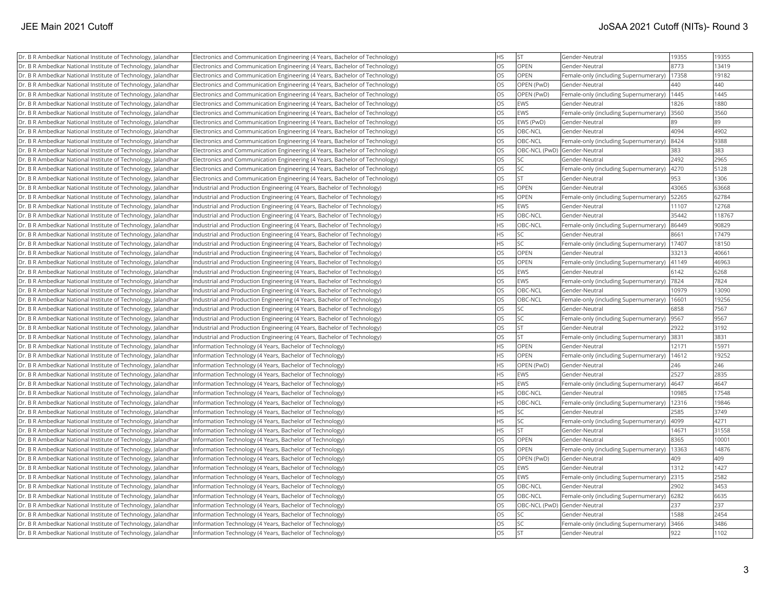| Dr. B R Ambedkar National Institute of Technology, Jalandhar | Electronics and Communication Engineering (4 Years, Bachelor of Technology) | HS | ST | Gender-Neutral | 19355 | 19355 |
|---|---|---|---|---|---|---|
| Dr. B R Ambedkar National Institute of Technology, Jalandhar | Electronics and Communication Engineering (4 Years, Bachelor of Technology) | OS | OPEN | Gender-Neutral | 8773 | 13419 |
| Dr. B R Ambedkar National Institute of Technology, Jalandhar | Electronics and Communication Engineering (4 Years, Bachelor of Technology) | OS | OPEN | Female-only (including Supernumerary) | 17358 | 19182 |
| Dr. B R Ambedkar National Institute of Technology, Jalandhar | Electronics and Communication Engineering (4 Years, Bachelor of Technology) | OS | OPEN (PwD) | Gender-Neutral | 440 | 440 |
| Dr. B R Ambedkar National Institute of Technology, Jalandhar | Electronics and Communication Engineering (4 Years, Bachelor of Technology) | OS | OPEN (PwD) | Female-only (including Supernumerary) | 1445 | 1445 |
| Dr. B R Ambedkar National Institute of Technology, Jalandhar | Electronics and Communication Engineering (4 Years, Bachelor of Technology) | OS | EWS | Gender-Neutral | 1826 | 1880 |
| Dr. B R Ambedkar National Institute of Technology, Jalandhar | Electronics and Communication Engineering (4 Years, Bachelor of Technology) | OS | EWS | Female-only (including Supernumerary) | 3560 | 3560 |
| Dr. B R Ambedkar National Institute of Technology, Jalandhar | Electronics and Communication Engineering (4 Years, Bachelor of Technology) | OS | EWS (PwD) | Gender-Neutral | 89 | 89 |
| Dr. B R Ambedkar National Institute of Technology, Jalandhar | Electronics and Communication Engineering (4 Years, Bachelor of Technology) | OS | OBC-NCL | Gender-Neutral | 4094 | 4902 |
| Dr. B R Ambedkar National Institute of Technology, Jalandhar | Electronics and Communication Engineering (4 Years, Bachelor of Technology) | OS | OBC-NCL | Female-only (including Supernumerary) | 8424 | 9388 |
| Dr. B R Ambedkar National Institute of Technology, Jalandhar | Electronics and Communication Engineering (4 Years, Bachelor of Technology) | OS | OBC-NCL (PwD) | Gender-Neutral | 383 | 383 |
| Dr. B R Ambedkar National Institute of Technology, Jalandhar | Electronics and Communication Engineering (4 Years, Bachelor of Technology) | OS | SC | Gender-Neutral | 2492 | 2965 |
| Dr. B R Ambedkar National Institute of Technology, Jalandhar | Electronics and Communication Engineering (4 Years, Bachelor of Technology) | OS | SC | Female-only (including Supernumerary) | 4270 | 5128 |
| Dr. B R Ambedkar National Institute of Technology, Jalandhar | Electronics and Communication Engineering (4 Years, Bachelor of Technology) | OS | ST | Gender-Neutral | 953 | 1306 |
| Dr. B R Ambedkar National Institute of Technology, Jalandhar | Industrial and Production Engineering (4 Years, Bachelor of Technology) | HS | OPEN | Gender-Neutral | 43065 | 63668 |
| Dr. B R Ambedkar National Institute of Technology, Jalandhar | Industrial and Production Engineering (4 Years, Bachelor of Technology) | HS | OPEN | Female-only (including Supernumerary) | 52265 | 62784 |
| Dr. B R Ambedkar National Institute of Technology, Jalandhar | Industrial and Production Engineering (4 Years, Bachelor of Technology) | HS | EWS | Gender-Neutral | 11107 | 12768 |
| Dr. B R Ambedkar National Institute of Technology, Jalandhar | Industrial and Production Engineering (4 Years, Bachelor of Technology) | HS | OBC-NCL | Gender-Neutral | 35442 | 118767 |
| Dr. B R Ambedkar National Institute of Technology, Jalandhar | Industrial and Production Engineering (4 Years, Bachelor of Technology) | HS | OBC-NCL | Female-only (including Supernumerary) | 86449 | 90829 |
| Dr. B R Ambedkar National Institute of Technology, Jalandhar | Industrial and Production Engineering (4 Years, Bachelor of Technology) | HS | SC | Gender-Neutral | 8661 | 17479 |
| Dr. B R Ambedkar National Institute of Technology, Jalandhar | Industrial and Production Engineering (4 Years, Bachelor of Technology) | HS | SC | Female-only (including Supernumerary) | 17407 | 18150 |
| Dr. B R Ambedkar National Institute of Technology, Jalandhar | Industrial and Production Engineering (4 Years, Bachelor of Technology) | OS | OPEN | Gender-Neutral | 33213 | 40661 |
| Dr. B R Ambedkar National Institute of Technology, Jalandhar | Industrial and Production Engineering (4 Years, Bachelor of Technology) | OS | OPEN | Female-only (including Supernumerary) | 41149 | 46963 |
| Dr. B R Ambedkar National Institute of Technology, Jalandhar | Industrial and Production Engineering (4 Years, Bachelor of Technology) | OS | EWS | Gender-Neutral | 6142 | 6268 |
| Dr. B R Ambedkar National Institute of Technology, Jalandhar | Industrial and Production Engineering (4 Years, Bachelor of Technology) | OS | EWS | Female-only (including Supernumerary) | 7824 | 7824 |
| Dr. B R Ambedkar National Institute of Technology, Jalandhar | Industrial and Production Engineering (4 Years, Bachelor of Technology) | OS | OBC-NCL | Gender-Neutral | 10979 | 13090 |
| Dr. B R Ambedkar National Institute of Technology, Jalandhar | Industrial and Production Engineering (4 Years, Bachelor of Technology) | OS | OBC-NCL | Female-only (including Supernumerary) | 16601 | 19256 |
| Dr. B R Ambedkar National Institute of Technology, Jalandhar | Industrial and Production Engineering (4 Years, Bachelor of Technology) | OS | SC | Gender-Neutral | 6858 | 7567 |
| Dr. B R Ambedkar National Institute of Technology, Jalandhar | Industrial and Production Engineering (4 Years, Bachelor of Technology) | OS | SC | Female-only (including Supernumerary) | 9567 | 9567 |
| Dr. B R Ambedkar National Institute of Technology, Jalandhar | Industrial and Production Engineering (4 Years, Bachelor of Technology) | OS | ST | Gender-Neutral | 2922 | 3192 |
| Dr. B R Ambedkar National Institute of Technology, Jalandhar | Industrial and Production Engineering (4 Years, Bachelor of Technology) | OS | ST | Female-only (including Supernumerary) | 3831 | 3831 |
| Dr. B R Ambedkar National Institute of Technology, Jalandhar | Information Technology (4 Years, Bachelor of Technology) | HS | OPEN | Gender-Neutral | 12171 | 15971 |
| Dr. B R Ambedkar National Institute of Technology, Jalandhar | Information Technology (4 Years, Bachelor of Technology) | HS | OPEN | Female-only (including Supernumerary) | 14612 | 19252 |
| Dr. B R Ambedkar National Institute of Technology, Jalandhar | Information Technology (4 Years, Bachelor of Technology) | HS | OPEN (PwD) | Gender-Neutral | 246 | 246 |
| Dr. B R Ambedkar National Institute of Technology, Jalandhar | Information Technology (4 Years, Bachelor of Technology) | HS | EWS | Gender-Neutral | 2527 | 2835 |
| Dr. B R Ambedkar National Institute of Technology, Jalandhar | Information Technology (4 Years, Bachelor of Technology) | HS | EWS | Female-only (including Supernumerary) | 4647 | 4647 |
| Dr. B R Ambedkar National Institute of Technology, Jalandhar | Information Technology (4 Years, Bachelor of Technology) | HS | OBC-NCL | Gender-Neutral | 10985 | 17548 |
| Dr. B R Ambedkar National Institute of Technology, Jalandhar | Information Technology (4 Years, Bachelor of Technology) | HS | OBC-NCL | Female-only (including Supernumerary) | 12316 | 19846 |
| Dr. B R Ambedkar National Institute of Technology, Jalandhar | Information Technology (4 Years, Bachelor of Technology) | HS | SC | Gender-Neutral | 2585 | 3749 |
| Dr. B R Ambedkar National Institute of Technology, Jalandhar | Information Technology (4 Years, Bachelor of Technology) | HS | SC | Female-only (including Supernumerary) | 4099 | 4271 |
| Dr. B R Ambedkar National Institute of Technology, Jalandhar | Information Technology (4 Years, Bachelor of Technology) | HS | ST | Gender-Neutral | 14671 | 31558 |
| Dr. B R Ambedkar National Institute of Technology, Jalandhar | Information Technology (4 Years, Bachelor of Technology) | OS | OPEN | Gender-Neutral | 8365 | 10001 |
| Dr. B R Ambedkar National Institute of Technology, Jalandhar | Information Technology (4 Years, Bachelor of Technology) | OS | OPEN | Female-only (including Supernumerary) | 13363 | 14876 |
| Dr. B R Ambedkar National Institute of Technology, Jalandhar | Information Technology (4 Years, Bachelor of Technology) | OS | OPEN (PwD) | Gender-Neutral | 409 | 409 |
| Dr. B R Ambedkar National Institute of Technology, Jalandhar | Information Technology (4 Years, Bachelor of Technology) | OS | EWS | Gender-Neutral | 1312 | 1427 |
| Dr. B R Ambedkar National Institute of Technology, Jalandhar | Information Technology (4 Years, Bachelor of Technology) | OS | EWS | Female-only (including Supernumerary) | 2315 | 2582 |
| Dr. B R Ambedkar National Institute of Technology, Jalandhar | Information Technology (4 Years, Bachelor of Technology) | OS | OBC-NCL | Gender-Neutral | 2902 | 3453 |
| Dr. B R Ambedkar National Institute of Technology, Jalandhar | Information Technology (4 Years, Bachelor of Technology) | OS | OBC-NCL | Female-only (including Supernumerary) | 6282 | 6635 |
| Dr. B R Ambedkar National Institute of Technology, Jalandhar | Information Technology (4 Years, Bachelor of Technology) | OS | OBC-NCL (PwD) | Gender-Neutral | 237 | 237 |
| Dr. B R Ambedkar National Institute of Technology, Jalandhar | Information Technology (4 Years, Bachelor of Technology) | OS | SC | Gender-Neutral | 1588 | 2454 |
| Dr. B R Ambedkar National Institute of Technology, Jalandhar | Information Technology (4 Years, Bachelor of Technology) | OS | SC | Female-only (including Supernumerary) | 3466 | 3486 |
| Dr. B R Ambedkar National Institute of Technology, Jalandhar | Information Technology (4 Years, Bachelor of Technology) | OS | ST | Gender-Neutral | 922 | 1102 |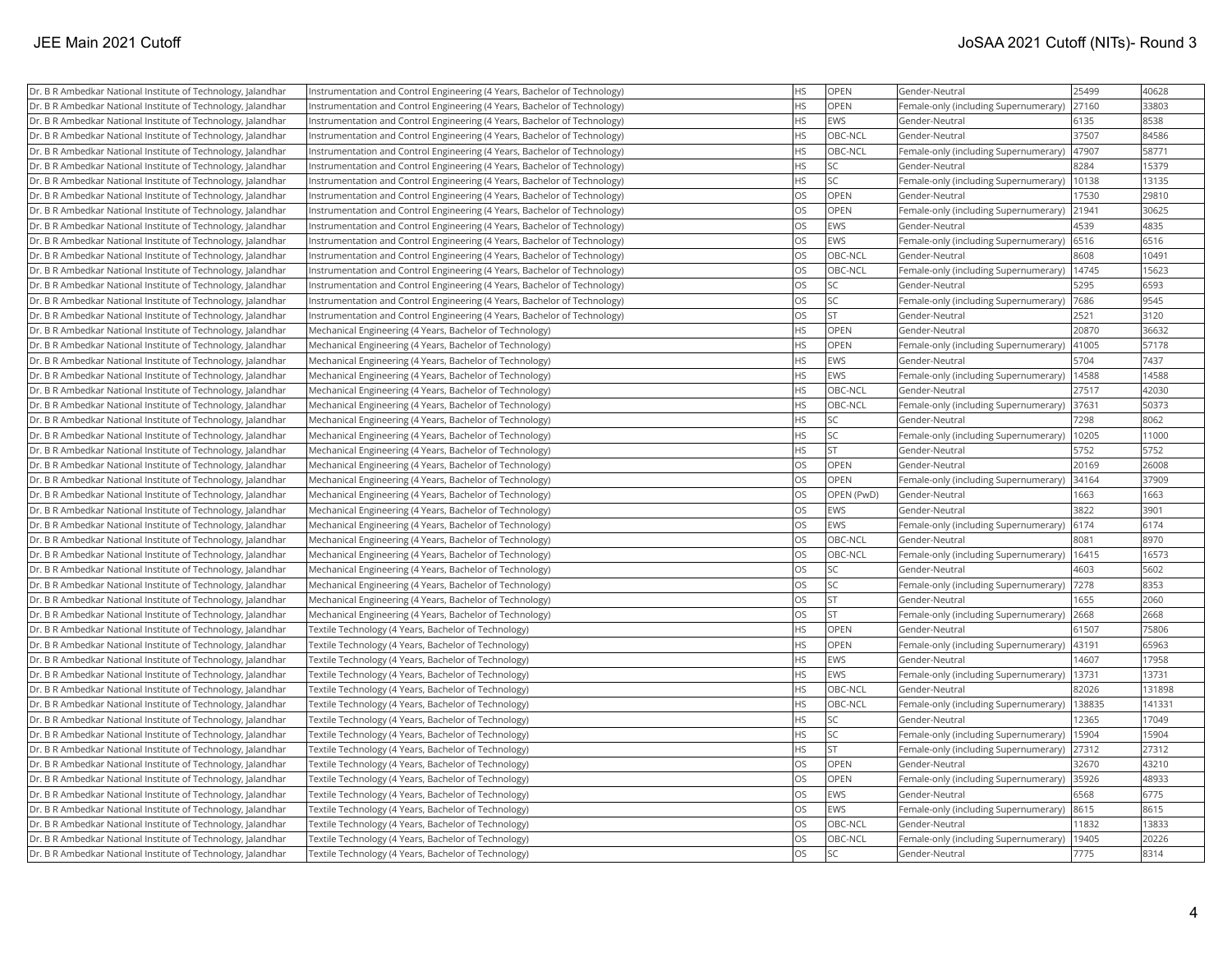| | | | | | | |
|---|---|---|---|---|---|---|
| Dr. B R Ambedkar National Institute of Technology, Jalandhar | Instrumentation and Control Engineering (4 Years, Bachelor of Technology) | HS | OPEN | Gender-Neutral | 25499 | 40628 |
| Dr. B R Ambedkar National Institute of Technology, Jalandhar | Instrumentation and Control Engineering (4 Years, Bachelor of Technology) | HS | OPEN | Female-only (including Supernumerary) | 27160 | 33803 |
| Dr. B R Ambedkar National Institute of Technology, Jalandhar | Instrumentation and Control Engineering (4 Years, Bachelor of Technology) | HS | EWS | Gender-Neutral | 6135 | 8538 |
| Dr. B R Ambedkar National Institute of Technology, Jalandhar | Instrumentation and Control Engineering (4 Years, Bachelor of Technology) | HS | OBC-NCL | Gender-Neutral | 37507 | 84586 |
| Dr. B R Ambedkar National Institute of Technology, Jalandhar | Instrumentation and Control Engineering (4 Years, Bachelor of Technology) | HS | OBC-NCL | Female-only (including Supernumerary) | 47907 | 58771 |
| Dr. B R Ambedkar National Institute of Technology, Jalandhar | Instrumentation and Control Engineering (4 Years, Bachelor of Technology) | HS | SC | Gender-Neutral | 8284 | 15379 |
| Dr. B R Ambedkar National Institute of Technology, Jalandhar | Instrumentation and Control Engineering (4 Years, Bachelor of Technology) | HS | SC | Female-only (including Supernumerary) | 10138 | 13135 |
| Dr. B R Ambedkar National Institute of Technology, Jalandhar | Instrumentation and Control Engineering (4 Years, Bachelor of Technology) | OS | OPEN | Gender-Neutral | 17530 | 29810 |
| Dr. B R Ambedkar National Institute of Technology, Jalandhar | Instrumentation and Control Engineering (4 Years, Bachelor of Technology) | OS | OPEN | Female-only (including Supernumerary) | 21941 | 30625 |
| Dr. B R Ambedkar National Institute of Technology, Jalandhar | Instrumentation and Control Engineering (4 Years, Bachelor of Technology) | OS | EWS | Gender-Neutral | 4539 | 4835 |
| Dr. B R Ambedkar National Institute of Technology, Jalandhar | Instrumentation and Control Engineering (4 Years, Bachelor of Technology) | OS | EWS | Female-only (including Supernumerary) | 6516 | 6516 |
| Dr. B R Ambedkar National Institute of Technology, Jalandhar | Instrumentation and Control Engineering (4 Years, Bachelor of Technology) | OS | OBC-NCL | Gender-Neutral | 8608 | 10491 |
| Dr. B R Ambedkar National Institute of Technology, Jalandhar | Instrumentation and Control Engineering (4 Years, Bachelor of Technology) | OS | OBC-NCL | Female-only (including Supernumerary) | 14745 | 15623 |
| Dr. B R Ambedkar National Institute of Technology, Jalandhar | Instrumentation and Control Engineering (4 Years, Bachelor of Technology) | OS | SC | Gender-Neutral | 5295 | 6593 |
| Dr. B R Ambedkar National Institute of Technology, Jalandhar | Instrumentation and Control Engineering (4 Years, Bachelor of Technology) | OS | SC | Female-only (including Supernumerary) | 7686 | 9545 |
| Dr. B R Ambedkar National Institute of Technology, Jalandhar | Instrumentation and Control Engineering (4 Years, Bachelor of Technology) | OS | ST | Gender-Neutral | 2521 | 3120 |
| Dr. B R Ambedkar National Institute of Technology, Jalandhar | Mechanical Engineering (4 Years, Bachelor of Technology) | HS | OPEN | Gender-Neutral | 20870 | 36632 |
| Dr. B R Ambedkar National Institute of Technology, Jalandhar | Mechanical Engineering (4 Years, Bachelor of Technology) | HS | OPEN | Female-only (including Supernumerary) | 41005 | 57178 |
| Dr. B R Ambedkar National Institute of Technology, Jalandhar | Mechanical Engineering (4 Years, Bachelor of Technology) | HS | EWS | Gender-Neutral | 5704 | 7437 |
| Dr. B R Ambedkar National Institute of Technology, Jalandhar | Mechanical Engineering (4 Years, Bachelor of Technology) | HS | EWS | Female-only (including Supernumerary) | 14588 | 14588 |
| Dr. B R Ambedkar National Institute of Technology, Jalandhar | Mechanical Engineering (4 Years, Bachelor of Technology) | HS | OBC-NCL | Gender-Neutral | 27517 | 42030 |
| Dr. B R Ambedkar National Institute of Technology, Jalandhar | Mechanical Engineering (4 Years, Bachelor of Technology) | HS | OBC-NCL | Female-only (including Supernumerary) | 37631 | 50373 |
| Dr. B R Ambedkar National Institute of Technology, Jalandhar | Mechanical Engineering (4 Years, Bachelor of Technology) | HS | SC | Gender-Neutral | 7298 | 8062 |
| Dr. B R Ambedkar National Institute of Technology, Jalandhar | Mechanical Engineering (4 Years, Bachelor of Technology) | HS | SC | Female-only (including Supernumerary) | 10205 | 11000 |
| Dr. B R Ambedkar National Institute of Technology, Jalandhar | Mechanical Engineering (4 Years, Bachelor of Technology) | HS | ST | Gender-Neutral | 5752 | 5752 |
| Dr. B R Ambedkar National Institute of Technology, Jalandhar | Mechanical Engineering (4 Years, Bachelor of Technology) | OS | OPEN | Gender-Neutral | 20169 | 26008 |
| Dr. B R Ambedkar National Institute of Technology, Jalandhar | Mechanical Engineering (4 Years, Bachelor of Technology) | OS | OPEN | Female-only (including Supernumerary) | 34164 | 37909 |
| Dr. B R Ambedkar National Institute of Technology, Jalandhar | Mechanical Engineering (4 Years, Bachelor of Technology) | OS | OPEN (PwD) | Gender-Neutral | 1663 | 1663 |
| Dr. B R Ambedkar National Institute of Technology, Jalandhar | Mechanical Engineering (4 Years, Bachelor of Technology) | OS | EWS | Gender-Neutral | 3822 | 3901 |
| Dr. B R Ambedkar National Institute of Technology, Jalandhar | Mechanical Engineering (4 Years, Bachelor of Technology) | OS | EWS | Female-only (including Supernumerary) | 6174 | 6174 |
| Dr. B R Ambedkar National Institute of Technology, Jalandhar | Mechanical Engineering (4 Years, Bachelor of Technology) | OS | OBC-NCL | Gender-Neutral | 8081 | 8970 |
| Dr. B R Ambedkar National Institute of Technology, Jalandhar | Mechanical Engineering (4 Years, Bachelor of Technology) | OS | OBC-NCL | Female-only (including Supernumerary) | 16415 | 16573 |
| Dr. B R Ambedkar National Institute of Technology, Jalandhar | Mechanical Engineering (4 Years, Bachelor of Technology) | OS | SC | Gender-Neutral | 4603 | 5602 |
| Dr. B R Ambedkar National Institute of Technology, Jalandhar | Mechanical Engineering (4 Years, Bachelor of Technology) | OS | SC | Female-only (including Supernumerary) | 7278 | 8353 |
| Dr. B R Ambedkar National Institute of Technology, Jalandhar | Mechanical Engineering (4 Years, Bachelor of Technology) | OS | ST | Gender-Neutral | 1655 | 2060 |
| Dr. B R Ambedkar National Institute of Technology, Jalandhar | Mechanical Engineering (4 Years, Bachelor of Technology) | OS | ST | Female-only (including Supernumerary) | 2668 | 2668 |
| Dr. B R Ambedkar National Institute of Technology, Jalandhar | Textile Technology (4 Years, Bachelor of Technology) | HS | OPEN | Gender-Neutral | 61507 | 75806 |
| Dr. B R Ambedkar National Institute of Technology, Jalandhar | Textile Technology (4 Years, Bachelor of Technology) | HS | OPEN | Female-only (including Supernumerary) | 43191 | 65963 |
| Dr. B R Ambedkar National Institute of Technology, Jalandhar | Textile Technology (4 Years, Bachelor of Technology) | HS | EWS | Gender-Neutral | 14607 | 17958 |
| Dr. B R Ambedkar National Institute of Technology, Jalandhar | Textile Technology (4 Years, Bachelor of Technology) | HS | EWS | Female-only (including Supernumerary) | 13731 | 13731 |
| Dr. B R Ambedkar National Institute of Technology, Jalandhar | Textile Technology (4 Years, Bachelor of Technology) | HS | OBC-NCL | Gender-Neutral | 82026 | 131898 |
| Dr. B R Ambedkar National Institute of Technology, Jalandhar | Textile Technology (4 Years, Bachelor of Technology) | HS | OBC-NCL | Female-only (including Supernumerary) | 138835 | 141331 |
| Dr. B R Ambedkar National Institute of Technology, Jalandhar | Textile Technology (4 Years, Bachelor of Technology) | HS | SC | Gender-Neutral | 12365 | 17049 |
| Dr. B R Ambedkar National Institute of Technology, Jalandhar | Textile Technology (4 Years, Bachelor of Technology) | HS | SC | Female-only (including Supernumerary) | 15904 | 15904 |
| Dr. B R Ambedkar National Institute of Technology, Jalandhar | Textile Technology (4 Years, Bachelor of Technology) | HS | ST | Female-only (including Supernumerary) | 27312 | 27312 |
| Dr. B R Ambedkar National Institute of Technology, Jalandhar | Textile Technology (4 Years, Bachelor of Technology) | OS | OPEN | Gender-Neutral | 32670 | 43210 |
| Dr. B R Ambedkar National Institute of Technology, Jalandhar | Textile Technology (4 Years, Bachelor of Technology) | OS | OPEN | Female-only (including Supernumerary) | 35926 | 48933 |
| Dr. B R Ambedkar National Institute of Technology, Jalandhar | Textile Technology (4 Years, Bachelor of Technology) | OS | EWS | Gender-Neutral | 6568 | 6775 |
| Dr. B R Ambedkar National Institute of Technology, Jalandhar | Textile Technology (4 Years, Bachelor of Technology) | OS | EWS | Female-only (including Supernumerary) | 8615 | 8615 |
| Dr. B R Ambedkar National Institute of Technology, Jalandhar | Textile Technology (4 Years, Bachelor of Technology) | OS | OBC-NCL | Gender-Neutral | 11832 | 13833 |
| Dr. B R Ambedkar National Institute of Technology, Jalandhar | Textile Technology (4 Years, Bachelor of Technology) | OS | OBC-NCL | Female-only (including Supernumerary) | 19405 | 20226 |
| Dr. B R Ambedkar National Institute of Technology, Jalandhar | Textile Technology (4 Years, Bachelor of Technology) | OS | SC | Gender-Neutral | 7775 | 8314 |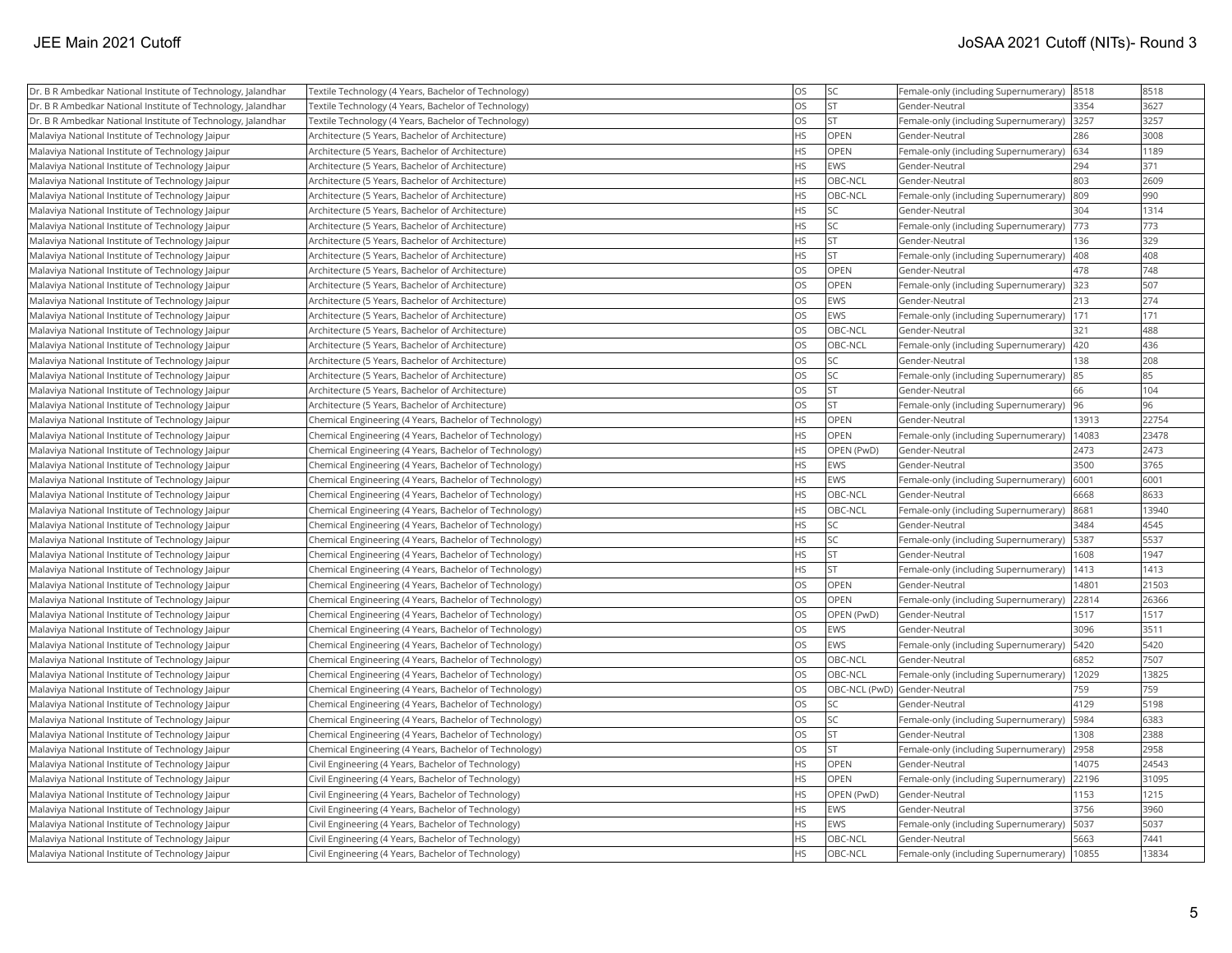| | | | | | | |
|---|---|---|---|---|---|---|
| Dr. B R Ambedkar National Institute of Technology, Jalandhar | Textile Technology (4 Years, Bachelor of Technology) | OS | SC | Female-only (including Supernumerary) | 8518 | 8518 |
| Dr. B R Ambedkar National Institute of Technology, Jalandhar | Textile Technology (4 Years, Bachelor of Technology) | OS | ST | Gender-Neutral | 3354 | 3627 |
| Dr. B R Ambedkar National Institute of Technology, Jalandhar | Textile Technology (4 Years, Bachelor of Technology) | OS | ST | Female-only (including Supernumerary) | 3257 | 3257 |
| Malaviya National Institute of Technology Jaipur | Architecture (5 Years, Bachelor of Architecture) | HS | OPEN | Gender-Neutral | 286 | 3008 |
| Malaviya National Institute of Technology Jaipur | Architecture (5 Years, Bachelor of Architecture) | HS | OPEN | Female-only (including Supernumerary) | 634 | 1189 |
| Malaviya National Institute of Technology Jaipur | Architecture (5 Years, Bachelor of Architecture) | HS | EWS | Gender-Neutral | 294 | 371 |
| Malaviya National Institute of Technology Jaipur | Architecture (5 Years, Bachelor of Architecture) | HS | OBC-NCL | Gender-Neutral | 803 | 2609 |
| Malaviya National Institute of Technology Jaipur | Architecture (5 Years, Bachelor of Architecture) | HS | OBC-NCL | Female-only (including Supernumerary) | 809 | 990 |
| Malaviya National Institute of Technology Jaipur | Architecture (5 Years, Bachelor of Architecture) | HS | SC | Gender-Neutral | 304 | 1314 |
| Malaviya National Institute of Technology Jaipur | Architecture (5 Years, Bachelor of Architecture) | HS | SC | Female-only (including Supernumerary) | 773 | 773 |
| Malaviya National Institute of Technology Jaipur | Architecture (5 Years, Bachelor of Architecture) | HS | ST | Gender-Neutral | 136 | 329 |
| Malaviya National Institute of Technology Jaipur | Architecture (5 Years, Bachelor of Architecture) | HS | ST | Female-only (including Supernumerary) | 408 | 408 |
| Malaviya National Institute of Technology Jaipur | Architecture (5 Years, Bachelor of Architecture) | OS | OPEN | Gender-Neutral | 478 | 748 |
| Malaviya National Institute of Technology Jaipur | Architecture (5 Years, Bachelor of Architecture) | OS | OPEN | Female-only (including Supernumerary) | 323 | 507 |
| Malaviya National Institute of Technology Jaipur | Architecture (5 Years, Bachelor of Architecture) | OS | EWS | Gender-Neutral | 213 | 274 |
| Malaviya National Institute of Technology Jaipur | Architecture (5 Years, Bachelor of Architecture) | OS | EWS | Female-only (including Supernumerary) | 171 | 171 |
| Malaviya National Institute of Technology Jaipur | Architecture (5 Years, Bachelor of Architecture) | OS | OBC-NCL | Gender-Neutral | 321 | 488 |
| Malaviya National Institute of Technology Jaipur | Architecture (5 Years, Bachelor of Architecture) | OS | OBC-NCL | Female-only (including Supernumerary) | 420 | 436 |
| Malaviya National Institute of Technology Jaipur | Architecture (5 Years, Bachelor of Architecture) | OS | SC | Gender-Neutral | 138 | 208 |
| Malaviya National Institute of Technology Jaipur | Architecture (5 Years, Bachelor of Architecture) | OS | SC | Female-only (including Supernumerary) | 85 | 85 |
| Malaviya National Institute of Technology Jaipur | Architecture (5 Years, Bachelor of Architecture) | OS | ST | Gender-Neutral | 66 | 104 |
| Malaviya National Institute of Technology Jaipur | Architecture (5 Years, Bachelor of Architecture) | OS | ST | Female-only (including Supernumerary) | 96 | 96 |
| Malaviya National Institute of Technology Jaipur | Chemical Engineering (4 Years, Bachelor of Technology) | HS | OPEN | Gender-Neutral | 13913 | 22754 |
| Malaviya National Institute of Technology Jaipur | Chemical Engineering (4 Years, Bachelor of Technology) | HS | OPEN | Female-only (including Supernumerary) | 14083 | 23478 |
| Malaviya National Institute of Technology Jaipur | Chemical Engineering (4 Years, Bachelor of Technology) | HS | OPEN (PwD) | Gender-Neutral | 2473 | 2473 |
| Malaviya National Institute of Technology Jaipur | Chemical Engineering (4 Years, Bachelor of Technology) | HS | EWS | Gender-Neutral | 3500 | 3765 |
| Malaviya National Institute of Technology Jaipur | Chemical Engineering (4 Years, Bachelor of Technology) | HS | EWS | Female-only (including Supernumerary) | 6001 | 6001 |
| Malaviya National Institute of Technology Jaipur | Chemical Engineering (4 Years, Bachelor of Technology) | HS | OBC-NCL | Gender-Neutral | 6668 | 8633 |
| Malaviya National Institute of Technology Jaipur | Chemical Engineering (4 Years, Bachelor of Technology) | HS | OBC-NCL | Female-only (including Supernumerary) | 8681 | 13940 |
| Malaviya National Institute of Technology Jaipur | Chemical Engineering (4 Years, Bachelor of Technology) | HS | SC | Gender-Neutral | 3484 | 4545 |
| Malaviya National Institute of Technology Jaipur | Chemical Engineering (4 Years, Bachelor of Technology) | HS | SC | Female-only (including Supernumerary) | 5387 | 5537 |
| Malaviya National Institute of Technology Jaipur | Chemical Engineering (4 Years, Bachelor of Technology) | HS | ST | Gender-Neutral | 1608 | 1947 |
| Malaviya National Institute of Technology Jaipur | Chemical Engineering (4 Years, Bachelor of Technology) | HS | ST | Female-only (including Supernumerary) | 1413 | 1413 |
| Malaviya National Institute of Technology Jaipur | Chemical Engineering (4 Years, Bachelor of Technology) | OS | OPEN | Gender-Neutral | 14801 | 21503 |
| Malaviya National Institute of Technology Jaipur | Chemical Engineering (4 Years, Bachelor of Technology) | OS | OPEN | Female-only (including Supernumerary) | 22814 | 26366 |
| Malaviya National Institute of Technology Jaipur | Chemical Engineering (4 Years, Bachelor of Technology) | OS | OPEN (PwD) | Gender-Neutral | 1517 | 1517 |
| Malaviya National Institute of Technology Jaipur | Chemical Engineering (4 Years, Bachelor of Technology) | OS | EWS | Gender-Neutral | 3096 | 3511 |
| Malaviya National Institute of Technology Jaipur | Chemical Engineering (4 Years, Bachelor of Technology) | OS | EWS | Female-only (including Supernumerary) | 5420 | 5420 |
| Malaviya National Institute of Technology Jaipur | Chemical Engineering (4 Years, Bachelor of Technology) | OS | OBC-NCL | Gender-Neutral | 6852 | 7507 |
| Malaviya National Institute of Technology Jaipur | Chemical Engineering (4 Years, Bachelor of Technology) | OS | OBC-NCL | Female-only (including Supernumerary) | 12029 | 13825 |
| Malaviya National Institute of Technology Jaipur | Chemical Engineering (4 Years, Bachelor of Technology) | OS | OBC-NCL (PwD) | Gender-Neutral | 759 | 759 |
| Malaviya National Institute of Technology Jaipur | Chemical Engineering (4 Years, Bachelor of Technology) | OS | SC | Gender-Neutral | 4129 | 5198 |
| Malaviya National Institute of Technology Jaipur | Chemical Engineering (4 Years, Bachelor of Technology) | OS | SC | Female-only (including Supernumerary) | 5984 | 6383 |
| Malaviya National Institute of Technology Jaipur | Chemical Engineering (4 Years, Bachelor of Technology) | OS | ST | Gender-Neutral | 1308 | 2388 |
| Malaviya National Institute of Technology Jaipur | Chemical Engineering (4 Years, Bachelor of Technology) | OS | ST | Female-only (including Supernumerary) | 2958 | 2958 |
| Malaviya National Institute of Technology Jaipur | Civil Engineering (4 Years, Bachelor of Technology) | HS | OPEN | Gender-Neutral | 14075 | 24543 |
| Malaviya National Institute of Technology Jaipur | Civil Engineering (4 Years, Bachelor of Technology) | HS | OPEN | Female-only (including Supernumerary) | 22196 | 31095 |
| Malaviya National Institute of Technology Jaipur | Civil Engineering (4 Years, Bachelor of Technology) | HS | OPEN (PwD) | Gender-Neutral | 1153 | 1215 |
| Malaviya National Institute of Technology Jaipur | Civil Engineering (4 Years, Bachelor of Technology) | HS | EWS | Gender-Neutral | 3756 | 3960 |
| Malaviya National Institute of Technology Jaipur | Civil Engineering (4 Years, Bachelor of Technology) | HS | EWS | Female-only (including Supernumerary) | 5037 | 5037 |
| Malaviya National Institute of Technology Jaipur | Civil Engineering (4 Years, Bachelor of Technology) | HS | OBC-NCL | Gender-Neutral | 5663 | 7441 |
| Malaviya National Institute of Technology Jaipur | Civil Engineering (4 Years, Bachelor of Technology) | HS | OBC-NCL | Female-only (including Supernumerary) | 10855 | 13834 |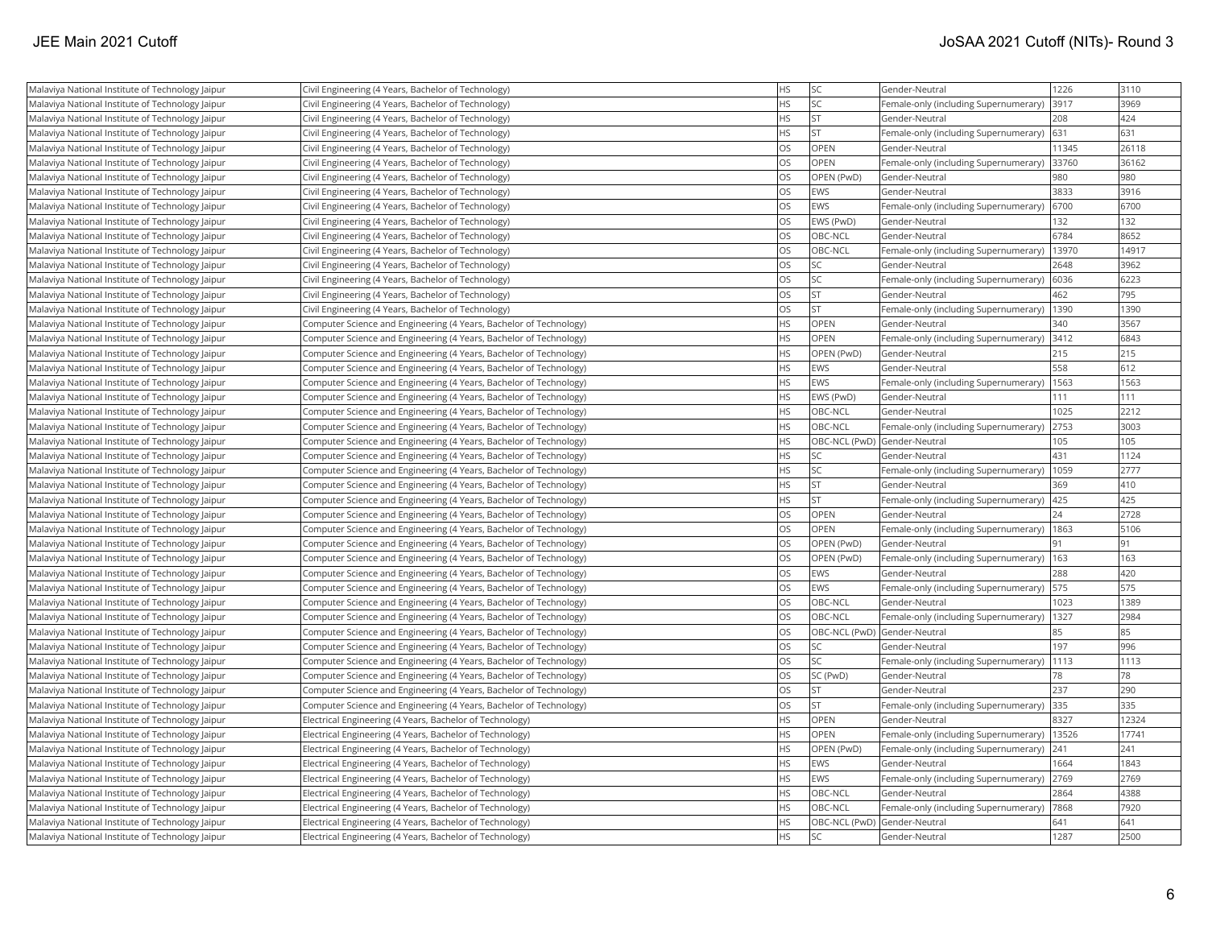| Malaviya National Institute of Technology Jaipur | Civil Engineering (4 Years, Bachelor of Technology) | HS | SC | Gender-Neutral | 1226 | 3110 |
|---|---|---|---|---|---|---|
| Malaviya National Institute of Technology Jaipur | Civil Engineering (4 Years, Bachelor of Technology) | HS | SC | Female-only (including Supernumerary) | 3917 | 3969 |
| Malaviya National Institute of Technology Jaipur | Civil Engineering (4 Years, Bachelor of Technology) | HS | ST | Gender-Neutral | 208 | 424 |
| Malaviya National Institute of Technology Jaipur | Civil Engineering (4 Years, Bachelor of Technology) | HS | ST | Female-only (including Supernumerary) | 631 | 631 |
| Malaviya National Institute of Technology Jaipur | Civil Engineering (4 Years, Bachelor of Technology) | OS | OPEN | Gender-Neutral | 11345 | 26118 |
| Malaviya National Institute of Technology Jaipur | Civil Engineering (4 Years, Bachelor of Technology) | OS | OPEN | Female-only (including Supernumerary) | 33760 | 36162 |
| Malaviya National Institute of Technology Jaipur | Civil Engineering (4 Years, Bachelor of Technology) | OS | OPEN (PwD) | Gender-Neutral | 980 | 980 |
| Malaviya National Institute of Technology Jaipur | Civil Engineering (4 Years, Bachelor of Technology) | OS | EWS | Gender-Neutral | 3833 | 3916 |
| Malaviya National Institute of Technology Jaipur | Civil Engineering (4 Years, Bachelor of Technology) | OS | EWS | Female-only (including Supernumerary) | 6700 | 6700 |
| Malaviya National Institute of Technology Jaipur | Civil Engineering (4 Years, Bachelor of Technology) | OS | EWS (PwD) | Gender-Neutral | 132 | 132 |
| Malaviya National Institute of Technology Jaipur | Civil Engineering (4 Years, Bachelor of Technology) | OS | OBC-NCL | Gender-Neutral | 6784 | 8652 |
| Malaviya National Institute of Technology Jaipur | Civil Engineering (4 Years, Bachelor of Technology) | OS | OBC-NCL | Female-only (including Supernumerary) | 13970 | 14917 |
| Malaviya National Institute of Technology Jaipur | Civil Engineering (4 Years, Bachelor of Technology) | OS | SC | Gender-Neutral | 2648 | 3962 |
| Malaviya National Institute of Technology Jaipur | Civil Engineering (4 Years, Bachelor of Technology) | OS | SC | Female-only (including Supernumerary) | 6036 | 6223 |
| Malaviya National Institute of Technology Jaipur | Civil Engineering (4 Years, Bachelor of Technology) | OS | ST | Gender-Neutral | 462 | 795 |
| Malaviya National Institute of Technology Jaipur | Civil Engineering (4 Years, Bachelor of Technology) | OS | ST | Female-only (including Supernumerary) | 1390 | 1390 |
| Malaviya National Institute of Technology Jaipur | Computer Science and Engineering (4 Years, Bachelor of Technology) | HS | OPEN | Gender-Neutral | 340 | 3567 |
| Malaviya National Institute of Technology Jaipur | Computer Science and Engineering (4 Years, Bachelor of Technology) | HS | OPEN | Female-only (including Supernumerary) | 3412 | 6843 |
| Malaviya National Institute of Technology Jaipur | Computer Science and Engineering (4 Years, Bachelor of Technology) | HS | OPEN (PwD) | Gender-Neutral | 215 | 215 |
| Malaviya National Institute of Technology Jaipur | Computer Science and Engineering (4 Years, Bachelor of Technology) | HS | EWS | Gender-Neutral | 558 | 612 |
| Malaviya National Institute of Technology Jaipur | Computer Science and Engineering (4 Years, Bachelor of Technology) | HS | EWS | Female-only (including Supernumerary) | 1563 | 1563 |
| Malaviya National Institute of Technology Jaipur | Computer Science and Engineering (4 Years, Bachelor of Technology) | HS | EWS (PwD) | Gender-Neutral | 111 | 111 |
| Malaviya National Institute of Technology Jaipur | Computer Science and Engineering (4 Years, Bachelor of Technology) | HS | OBC-NCL | Gender-Neutral | 1025 | 2212 |
| Malaviya National Institute of Technology Jaipur | Computer Science and Engineering (4 Years, Bachelor of Technology) | HS | OBC-NCL | Female-only (including Supernumerary) | 2753 | 3003 |
| Malaviya National Institute of Technology Jaipur | Computer Science and Engineering (4 Years, Bachelor of Technology) | HS | OBC-NCL (PwD) | Gender-Neutral | 105 | 105 |
| Malaviya National Institute of Technology Jaipur | Computer Science and Engineering (4 Years, Bachelor of Technology) | HS | SC | Gender-Neutral | 431 | 1124 |
| Malaviya National Institute of Technology Jaipur | Computer Science and Engineering (4 Years, Bachelor of Technology) | HS | SC | Female-only (including Supernumerary) | 1059 | 2777 |
| Malaviya National Institute of Technology Jaipur | Computer Science and Engineering (4 Years, Bachelor of Technology) | HS | ST | Gender-Neutral | 369 | 410 |
| Malaviya National Institute of Technology Jaipur | Computer Science and Engineering (4 Years, Bachelor of Technology) | HS | ST | Female-only (including Supernumerary) | 425 | 425 |
| Malaviya National Institute of Technology Jaipur | Computer Science and Engineering (4 Years, Bachelor of Technology) | OS | OPEN | Gender-Neutral | 24 | 2728 |
| Malaviya National Institute of Technology Jaipur | Computer Science and Engineering (4 Years, Bachelor of Technology) | OS | OPEN | Female-only (including Supernumerary) | 1863 | 5106 |
| Malaviya National Institute of Technology Jaipur | Computer Science and Engineering (4 Years, Bachelor of Technology) | OS | OPEN (PwD) | Gender-Neutral | 91 | 91 |
| Malaviya National Institute of Technology Jaipur | Computer Science and Engineering (4 Years, Bachelor of Technology) | OS | OPEN (PwD) | Female-only (including Supernumerary) | 163 | 163 |
| Malaviya National Institute of Technology Jaipur | Computer Science and Engineering (4 Years, Bachelor of Technology) | OS | EWS | Gender-Neutral | 288 | 420 |
| Malaviya National Institute of Technology Jaipur | Computer Science and Engineering (4 Years, Bachelor of Technology) | OS | EWS | Female-only (including Supernumerary) | 575 | 575 |
| Malaviya National Institute of Technology Jaipur | Computer Science and Engineering (4 Years, Bachelor of Technology) | OS | OBC-NCL | Gender-Neutral | 1023 | 1389 |
| Malaviya National Institute of Technology Jaipur | Computer Science and Engineering (4 Years, Bachelor of Technology) | OS | OBC-NCL | Female-only (including Supernumerary) | 1327 | 2984 |
| Malaviya National Institute of Technology Jaipur | Computer Science and Engineering (4 Years, Bachelor of Technology) | OS | OBC-NCL (PwD) | Gender-Neutral | 85 | 85 |
| Malaviya National Institute of Technology Jaipur | Computer Science and Engineering (4 Years, Bachelor of Technology) | OS | SC | Gender-Neutral | 197 | 996 |
| Malaviya National Institute of Technology Jaipur | Computer Science and Engineering (4 Years, Bachelor of Technology) | OS | SC | Female-only (including Supernumerary) | 1113 | 1113 |
| Malaviya National Institute of Technology Jaipur | Computer Science and Engineering (4 Years, Bachelor of Technology) | OS | SC (PwD) | Gender-Neutral | 78 | 78 |
| Malaviya National Institute of Technology Jaipur | Computer Science and Engineering (4 Years, Bachelor of Technology) | OS | ST | Gender-Neutral | 237 | 290 |
| Malaviya National Institute of Technology Jaipur | Computer Science and Engineering (4 Years, Bachelor of Technology) | OS | ST | Female-only (including Supernumerary) | 335 | 335 |
| Malaviya National Institute of Technology Jaipur | Electrical Engineering (4 Years, Bachelor of Technology) | HS | OPEN | Gender-Neutral | 8327 | 12324 |
| Malaviya National Institute of Technology Jaipur | Electrical Engineering (4 Years, Bachelor of Technology) | HS | OPEN | Female-only (including Supernumerary) | 13526 | 17741 |
| Malaviya National Institute of Technology Jaipur | Electrical Engineering (4 Years, Bachelor of Technology) | HS | OPEN (PwD) | Female-only (including Supernumerary) | 241 | 241 |
| Malaviya National Institute of Technology Jaipur | Electrical Engineering (4 Years, Bachelor of Technology) | HS | EWS | Gender-Neutral | 1664 | 1843 |
| Malaviya National Institute of Technology Jaipur | Electrical Engineering (4 Years, Bachelor of Technology) | HS | EWS | Female-only (including Supernumerary) | 2769 | 2769 |
| Malaviya National Institute of Technology Jaipur | Electrical Engineering (4 Years, Bachelor of Technology) | HS | OBC-NCL | Gender-Neutral | 2864 | 4388 |
| Malaviya National Institute of Technology Jaipur | Electrical Engineering (4 Years, Bachelor of Technology) | HS | OBC-NCL | Female-only (including Supernumerary) | 7868 | 7920 |
| Malaviya National Institute of Technology Jaipur | Electrical Engineering (4 Years, Bachelor of Technology) | HS | OBC-NCL (PwD) | Gender-Neutral | 641 | 641 |
| Malaviya National Institute of Technology Jaipur | Electrical Engineering (4 Years, Bachelor of Technology) | HS | SC | Gender-Neutral | 1287 | 2500 |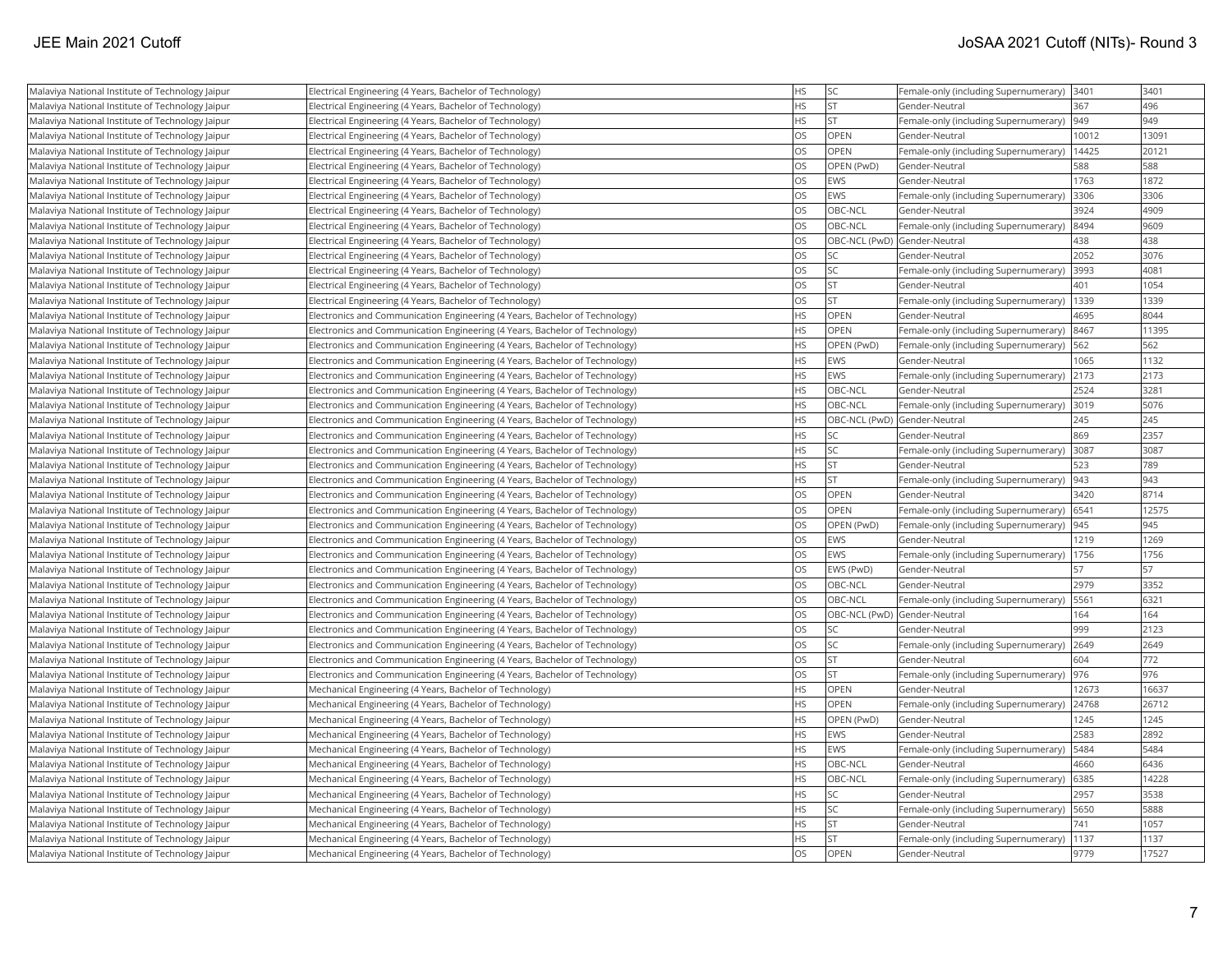| | | | | | | |
|---|---|---|---|---|---|---|
| Malaviya National Institute of Technology Jaipur | Electrical Engineering (4 Years, Bachelor of Technology) | HS | SC | Female-only (including Supernumerary) | 3401 | 3401 |
| Malaviya National Institute of Technology Jaipur | Electrical Engineering (4 Years, Bachelor of Technology) | HS | ST | Gender-Neutral | 367 | 496 |
| Malaviya National Institute of Technology Jaipur | Electrical Engineering (4 Years, Bachelor of Technology) | HS | ST | Female-only (including Supernumerary) | 949 | 949 |
| Malaviya National Institute of Technology Jaipur | Electrical Engineering (4 Years, Bachelor of Technology) | OS | OPEN | Gender-Neutral | 10012 | 13091 |
| Malaviya National Institute of Technology Jaipur | Electrical Engineering (4 Years, Bachelor of Technology) | OS | OPEN | Female-only (including Supernumerary) | 14425 | 20121 |
| Malaviya National Institute of Technology Jaipur | Electrical Engineering (4 Years, Bachelor of Technology) | OS | OPEN (PwD) | Gender-Neutral | 588 | 588 |
| Malaviya National Institute of Technology Jaipur | Electrical Engineering (4 Years, Bachelor of Technology) | OS | EWS | Gender-Neutral | 1763 | 1872 |
| Malaviya National Institute of Technology Jaipur | Electrical Engineering (4 Years, Bachelor of Technology) | OS | EWS | Female-only (including Supernumerary) | 3306 | 3306 |
| Malaviya National Institute of Technology Jaipur | Electrical Engineering (4 Years, Bachelor of Technology) | OS | OBC-NCL | Gender-Neutral | 3924 | 4909 |
| Malaviya National Institute of Technology Jaipur | Electrical Engineering (4 Years, Bachelor of Technology) | OS | OBC-NCL | Female-only (including Supernumerary) | 8494 | 9609 |
| Malaviya National Institute of Technology Jaipur | Electrical Engineering (4 Years, Bachelor of Technology) | OS | OBC-NCL (PwD) | Gender-Neutral | 438 | 438 |
| Malaviya National Institute of Technology Jaipur | Electrical Engineering (4 Years, Bachelor of Technology) | OS | SC | Gender-Neutral | 2052 | 3076 |
| Malaviya National Institute of Technology Jaipur | Electrical Engineering (4 Years, Bachelor of Technology) | OS | SC | Female-only (including Supernumerary) | 3993 | 4081 |
| Malaviya National Institute of Technology Jaipur | Electrical Engineering (4 Years, Bachelor of Technology) | OS | ST | Gender-Neutral | 401 | 1054 |
| Malaviya National Institute of Technology Jaipur | Electrical Engineering (4 Years, Bachelor of Technology) | OS | ST | Female-only (including Supernumerary) | 1339 | 1339 |
| Malaviya National Institute of Technology Jaipur | Electronics and Communication Engineering (4 Years, Bachelor of Technology) | HS | OPEN | Gender-Neutral | 4695 | 8044 |
| Malaviya National Institute of Technology Jaipur | Electronics and Communication Engineering (4 Years, Bachelor of Technology) | HS | OPEN | Female-only (including Supernumerary) | 8467 | 11395 |
| Malaviya National Institute of Technology Jaipur | Electronics and Communication Engineering (4 Years, Bachelor of Technology) | HS | OPEN (PwD) | Female-only (including Supernumerary) | 562 | 562 |
| Malaviya National Institute of Technology Jaipur | Electronics and Communication Engineering (4 Years, Bachelor of Technology) | HS | EWS | Gender-Neutral | 1065 | 1132 |
| Malaviya National Institute of Technology Jaipur | Electronics and Communication Engineering (4 Years, Bachelor of Technology) | HS | EWS | Female-only (including Supernumerary) | 2173 | 2173 |
| Malaviya National Institute of Technology Jaipur | Electronics and Communication Engineering (4 Years, Bachelor of Technology) | HS | OBC-NCL | Gender-Neutral | 2524 | 3281 |
| Malaviya National Institute of Technology Jaipur | Electronics and Communication Engineering (4 Years, Bachelor of Technology) | HS | OBC-NCL | Female-only (including Supernumerary) | 3019 | 5076 |
| Malaviya National Institute of Technology Jaipur | Electronics and Communication Engineering (4 Years, Bachelor of Technology) | HS | OBC-NCL (PwD) | Gender-Neutral | 245 | 245 |
| Malaviya National Institute of Technology Jaipur | Electronics and Communication Engineering (4 Years, Bachelor of Technology) | HS | SC | Gender-Neutral | 869 | 2357 |
| Malaviya National Institute of Technology Jaipur | Electronics and Communication Engineering (4 Years, Bachelor of Technology) | HS | SC | Female-only (including Supernumerary) | 3087 | 3087 |
| Malaviya National Institute of Technology Jaipur | Electronics and Communication Engineering (4 Years, Bachelor of Technology) | HS | ST | Gender-Neutral | 523 | 789 |
| Malaviya National Institute of Technology Jaipur | Electronics and Communication Engineering (4 Years, Bachelor of Technology) | HS | ST | Female-only (including Supernumerary) | 943 | 943 |
| Malaviya National Institute of Technology Jaipur | Electronics and Communication Engineering (4 Years, Bachelor of Technology) | OS | OPEN | Gender-Neutral | 3420 | 8714 |
| Malaviya National Institute of Technology Jaipur | Electronics and Communication Engineering (4 Years, Bachelor of Technology) | OS | OPEN | Female-only (including Supernumerary) | 6541 | 12575 |
| Malaviya National Institute of Technology Jaipur | Electronics and Communication Engineering (4 Years, Bachelor of Technology) | OS | OPEN (PwD) | Female-only (including Supernumerary) | 945 | 945 |
| Malaviya National Institute of Technology Jaipur | Electronics and Communication Engineering (4 Years, Bachelor of Technology) | OS | EWS | Gender-Neutral | 1219 | 1269 |
| Malaviya National Institute of Technology Jaipur | Electronics and Communication Engineering (4 Years, Bachelor of Technology) | OS | EWS | Female-only (including Supernumerary) | 1756 | 1756 |
| Malaviya National Institute of Technology Jaipur | Electronics and Communication Engineering (4 Years, Bachelor of Technology) | OS | EWS (PwD) | Gender-Neutral | 57 | 57 |
| Malaviya National Institute of Technology Jaipur | Electronics and Communication Engineering (4 Years, Bachelor of Technology) | OS | OBC-NCL | Gender-Neutral | 2979 | 3352 |
| Malaviya National Institute of Technology Jaipur | Electronics and Communication Engineering (4 Years, Bachelor of Technology) | OS | OBC-NCL | Female-only (including Supernumerary) | 5561 | 6321 |
| Malaviya National Institute of Technology Jaipur | Electronics and Communication Engineering (4 Years, Bachelor of Technology) | OS | OBC-NCL (PwD) | Gender-Neutral | 164 | 164 |
| Malaviya National Institute of Technology Jaipur | Electronics and Communication Engineering (4 Years, Bachelor of Technology) | OS | SC | Gender-Neutral | 999 | 2123 |
| Malaviya National Institute of Technology Jaipur | Electronics and Communication Engineering (4 Years, Bachelor of Technology) | OS | SC | Female-only (including Supernumerary) | 2649 | 2649 |
| Malaviya National Institute of Technology Jaipur | Electronics and Communication Engineering (4 Years, Bachelor of Technology) | OS | ST | Gender-Neutral | 604 | 772 |
| Malaviya National Institute of Technology Jaipur | Electronics and Communication Engineering (4 Years, Bachelor of Technology) | OS | ST | Female-only (including Supernumerary) | 976 | 976 |
| Malaviya National Institute of Technology Jaipur | Mechanical Engineering (4 Years, Bachelor of Technology) | HS | OPEN | Gender-Neutral | 12673 | 16637 |
| Malaviya National Institute of Technology Jaipur | Mechanical Engineering (4 Years, Bachelor of Technology) | HS | OPEN | Female-only (including Supernumerary) | 24768 | 26712 |
| Malaviya National Institute of Technology Jaipur | Mechanical Engineering (4 Years, Bachelor of Technology) | HS | OPEN (PwD) | Gender-Neutral | 1245 | 1245 |
| Malaviya National Institute of Technology Jaipur | Mechanical Engineering (4 Years, Bachelor of Technology) | HS | EWS | Gender-Neutral | 2583 | 2892 |
| Malaviya National Institute of Technology Jaipur | Mechanical Engineering (4 Years, Bachelor of Technology) | HS | EWS | Female-only (including Supernumerary) | 5484 | 5484 |
| Malaviya National Institute of Technology Jaipur | Mechanical Engineering (4 Years, Bachelor of Technology) | HS | OBC-NCL | Gender-Neutral | 4660 | 6436 |
| Malaviya National Institute of Technology Jaipur | Mechanical Engineering (4 Years, Bachelor of Technology) | HS | OBC-NCL | Female-only (including Supernumerary) | 6385 | 14228 |
| Malaviya National Institute of Technology Jaipur | Mechanical Engineering (4 Years, Bachelor of Technology) | HS | SC | Gender-Neutral | 2957 | 3538 |
| Malaviya National Institute of Technology Jaipur | Mechanical Engineering (4 Years, Bachelor of Technology) | HS | SC | Female-only (including Supernumerary) | 5650 | 5888 |
| Malaviya National Institute of Technology Jaipur | Mechanical Engineering (4 Years, Bachelor of Technology) | HS | ST | Gender-Neutral | 741 | 1057 |
| Malaviya National Institute of Technology Jaipur | Mechanical Engineering (4 Years, Bachelor of Technology) | HS | ST | Female-only (including Supernumerary) | 1137 | 1137 |
| Malaviya National Institute of Technology Jaipur | Mechanical Engineering (4 Years, Bachelor of Technology) | OS | OPEN | Gender-Neutral | 9779 | 17527 |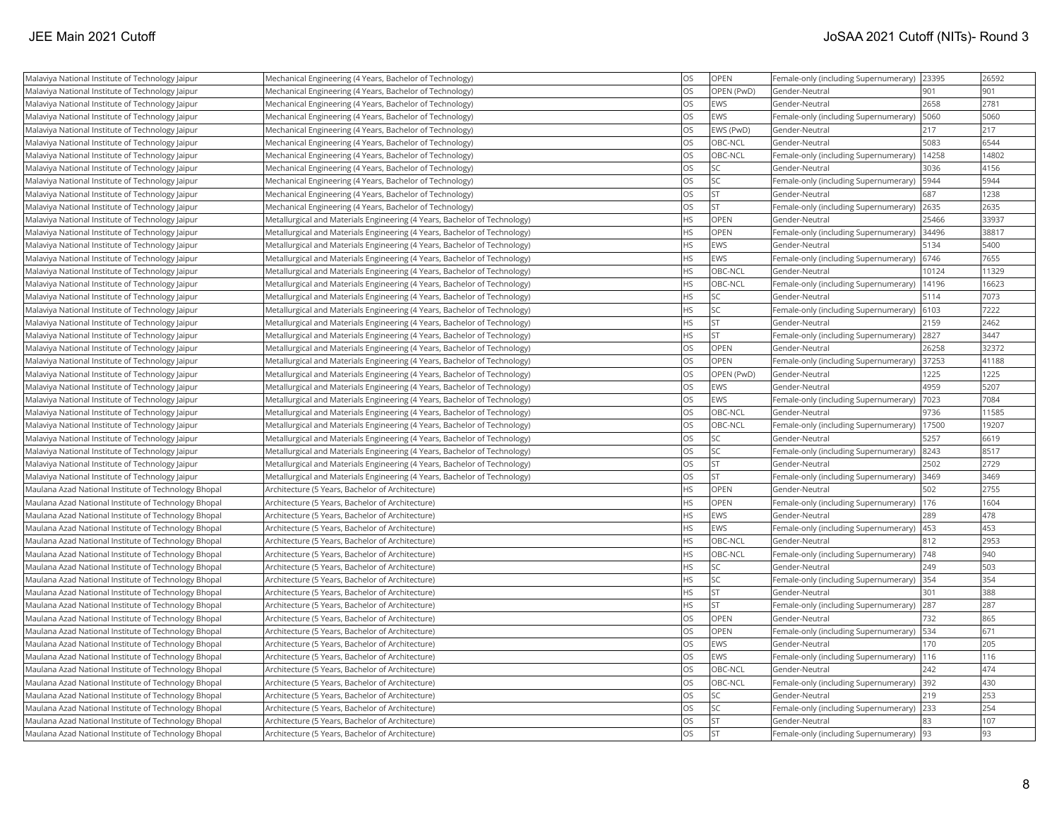| | | | | | | |
|---|---|---|---|---|---|---|
| Malaviya National Institute of Technology Jaipur | Mechanical Engineering (4 Years, Bachelor of Technology) | OS | OPEN | Female-only (including Supernumerary) | 23395 | 26592 |
| Malaviya National Institute of Technology Jaipur | Mechanical Engineering (4 Years, Bachelor of Technology) | OS | OPEN (PwD) | Gender-Neutral | 901 | 901 |
| Malaviya National Institute of Technology Jaipur | Mechanical Engineering (4 Years, Bachelor of Technology) | OS | EWS | Gender-Neutral | 2658 | 2781 |
| Malaviya National Institute of Technology Jaipur | Mechanical Engineering (4 Years, Bachelor of Technology) | OS | EWS | Female-only (including Supernumerary) | 5060 | 5060 |
| Malaviya National Institute of Technology Jaipur | Mechanical Engineering (4 Years, Bachelor of Technology) | OS | EWS (PwD) | Gender-Neutral | 217 | 217 |
| Malaviya National Institute of Technology Jaipur | Mechanical Engineering (4 Years, Bachelor of Technology) | OS | OBC-NCL | Gender-Neutral | 5083 | 6544 |
| Malaviya National Institute of Technology Jaipur | Mechanical Engineering (4 Years, Bachelor of Technology) | OS | OBC-NCL | Female-only (including Supernumerary) | 14258 | 14802 |
| Malaviya National Institute of Technology Jaipur | Mechanical Engineering (4 Years, Bachelor of Technology) | OS | SC | Gender-Neutral | 3036 | 4156 |
| Malaviya National Institute of Technology Jaipur | Mechanical Engineering (4 Years, Bachelor of Technology) | OS | SC | Female-only (including Supernumerary) | 5944 | 5944 |
| Malaviya National Institute of Technology Jaipur | Mechanical Engineering (4 Years, Bachelor of Technology) | OS | ST | Gender-Neutral | 687 | 1238 |
| Malaviya National Institute of Technology Jaipur | Mechanical Engineering (4 Years, Bachelor of Technology) | OS | ST | Female-only (including Supernumerary) | 2635 | 2635 |
| Malaviya National Institute of Technology Jaipur | Metallurgical and Materials Engineering (4 Years, Bachelor of Technology) | HS | OPEN | Gender-Neutral | 25466 | 33937 |
| Malaviya National Institute of Technology Jaipur | Metallurgical and Materials Engineering (4 Years, Bachelor of Technology) | HS | OPEN | Female-only (including Supernumerary) | 34496 | 38817 |
| Malaviya National Institute of Technology Jaipur | Metallurgical and Materials Engineering (4 Years, Bachelor of Technology) | HS | EWS | Gender-Neutral | 5134 | 5400 |
| Malaviya National Institute of Technology Jaipur | Metallurgical and Materials Engineering (4 Years, Bachelor of Technology) | HS | EWS | Female-only (including Supernumerary) | 6746 | 7655 |
| Malaviya National Institute of Technology Jaipur | Metallurgical and Materials Engineering (4 Years, Bachelor of Technology) | HS | OBC-NCL | Gender-Neutral | 10124 | 11329 |
| Malaviya National Institute of Technology Jaipur | Metallurgical and Materials Engineering (4 Years, Bachelor of Technology) | HS | OBC-NCL | Female-only (including Supernumerary) | 14196 | 16623 |
| Malaviya National Institute of Technology Jaipur | Metallurgical and Materials Engineering (4 Years, Bachelor of Technology) | HS | SC | Gender-Neutral | 5114 | 7073 |
| Malaviya National Institute of Technology Jaipur | Metallurgical and Materials Engineering (4 Years, Bachelor of Technology) | HS | SC | Female-only (including Supernumerary) | 6103 | 7222 |
| Malaviya National Institute of Technology Jaipur | Metallurgical and Materials Engineering (4 Years, Bachelor of Technology) | HS | ST | Gender-Neutral | 2159 | 2462 |
| Malaviya National Institute of Technology Jaipur | Metallurgical and Materials Engineering (4 Years, Bachelor of Technology) | HS | ST | Female-only (including Supernumerary) | 2827 | 3447 |
| Malaviya National Institute of Technology Jaipur | Metallurgical and Materials Engineering (4 Years, Bachelor of Technology) | OS | OPEN | Gender-Neutral | 26258 | 32372 |
| Malaviya National Institute of Technology Jaipur | Metallurgical and Materials Engineering (4 Years, Bachelor of Technology) | OS | OPEN | Female-only (including Supernumerary) | 37253 | 41188 |
| Malaviya National Institute of Technology Jaipur | Metallurgical and Materials Engineering (4 Years, Bachelor of Technology) | OS | OPEN (PwD) | Gender-Neutral | 1225 | 1225 |
| Malaviya National Institute of Technology Jaipur | Metallurgical and Materials Engineering (4 Years, Bachelor of Technology) | OS | EWS | Gender-Neutral | 4959 | 5207 |
| Malaviya National Institute of Technology Jaipur | Metallurgical and Materials Engineering (4 Years, Bachelor of Technology) | OS | EWS | Female-only (including Supernumerary) | 7023 | 7084 |
| Malaviya National Institute of Technology Jaipur | Metallurgical and Materials Engineering (4 Years, Bachelor of Technology) | OS | OBC-NCL | Gender-Neutral | 9736 | 11585 |
| Malaviya National Institute of Technology Jaipur | Metallurgical and Materials Engineering (4 Years, Bachelor of Technology) | OS | OBC-NCL | Female-only (including Supernumerary) | 17500 | 19207 |
| Malaviya National Institute of Technology Jaipur | Metallurgical and Materials Engineering (4 Years, Bachelor of Technology) | OS | SC | Gender-Neutral | 5257 | 6619 |
| Malaviya National Institute of Technology Jaipur | Metallurgical and Materials Engineering (4 Years, Bachelor of Technology) | OS | SC | Female-only (including Supernumerary) | 8243 | 8517 |
| Malaviya National Institute of Technology Jaipur | Metallurgical and Materials Engineering (4 Years, Bachelor of Technology) | OS | ST | Gender-Neutral | 2502 | 2729 |
| Malaviya National Institute of Technology Jaipur | Metallurgical and Materials Engineering (4 Years, Bachelor of Technology) | OS | ST | Female-only (including Supernumerary) | 3469 | 3469 |
| Maulana Azad National Institute of Technology Bhopal | Architecture (5 Years, Bachelor of Architecture) | HS | OPEN | Gender-Neutral | 502 | 2755 |
| Maulana Azad National Institute of Technology Bhopal | Architecture (5 Years, Bachelor of Architecture) | HS | OPEN | Female-only (including Supernumerary) | 176 | 1604 |
| Maulana Azad National Institute of Technology Bhopal | Architecture (5 Years, Bachelor of Architecture) | HS | EWS | Gender-Neutral | 289 | 478 |
| Maulana Azad National Institute of Technology Bhopal | Architecture (5 Years, Bachelor of Architecture) | HS | EWS | Female-only (including Supernumerary) | 453 | 453 |
| Maulana Azad National Institute of Technology Bhopal | Architecture (5 Years, Bachelor of Architecture) | HS | OBC-NCL | Gender-Neutral | 812 | 2953 |
| Maulana Azad National Institute of Technology Bhopal | Architecture (5 Years, Bachelor of Architecture) | HS | OBC-NCL | Female-only (including Supernumerary) | 748 | 940 |
| Maulana Azad National Institute of Technology Bhopal | Architecture (5 Years, Bachelor of Architecture) | HS | SC | Gender-Neutral | 249 | 503 |
| Maulana Azad National Institute of Technology Bhopal | Architecture (5 Years, Bachelor of Architecture) | HS | SC | Female-only (including Supernumerary) | 354 | 354 |
| Maulana Azad National Institute of Technology Bhopal | Architecture (5 Years, Bachelor of Architecture) | HS | ST | Gender-Neutral | 301 | 388 |
| Maulana Azad National Institute of Technology Bhopal | Architecture (5 Years, Bachelor of Architecture) | HS | ST | Female-only (including Supernumerary) | 287 | 287 |
| Maulana Azad National Institute of Technology Bhopal | Architecture (5 Years, Bachelor of Architecture) | OS | OPEN | Gender-Neutral | 732 | 865 |
| Maulana Azad National Institute of Technology Bhopal | Architecture (5 Years, Bachelor of Architecture) | OS | OPEN | Female-only (including Supernumerary) | 534 | 671 |
| Maulana Azad National Institute of Technology Bhopal | Architecture (5 Years, Bachelor of Architecture) | OS | EWS | Gender-Neutral | 170 | 205 |
| Maulana Azad National Institute of Technology Bhopal | Architecture (5 Years, Bachelor of Architecture) | OS | EWS | Female-only (including Supernumerary) | 116 | 116 |
| Maulana Azad National Institute of Technology Bhopal | Architecture (5 Years, Bachelor of Architecture) | OS | OBC-NCL | Gender-Neutral | 242 | 474 |
| Maulana Azad National Institute of Technology Bhopal | Architecture (5 Years, Bachelor of Architecture) | OS | OBC-NCL | Female-only (including Supernumerary) | 392 | 430 |
| Maulana Azad National Institute of Technology Bhopal | Architecture (5 Years, Bachelor of Architecture) | OS | SC | Gender-Neutral | 219 | 253 |
| Maulana Azad National Institute of Technology Bhopal | Architecture (5 Years, Bachelor of Architecture) | OS | SC | Female-only (including Supernumerary) | 233 | 254 |
| Maulana Azad National Institute of Technology Bhopal | Architecture (5 Years, Bachelor of Architecture) | OS | ST | Gender-Neutral | 83 | 107 |
| Maulana Azad National Institute of Technology Bhopal | Architecture (5 Years, Bachelor of Architecture) | OS | ST | Female-only (including Supernumerary) | 93 | 93 |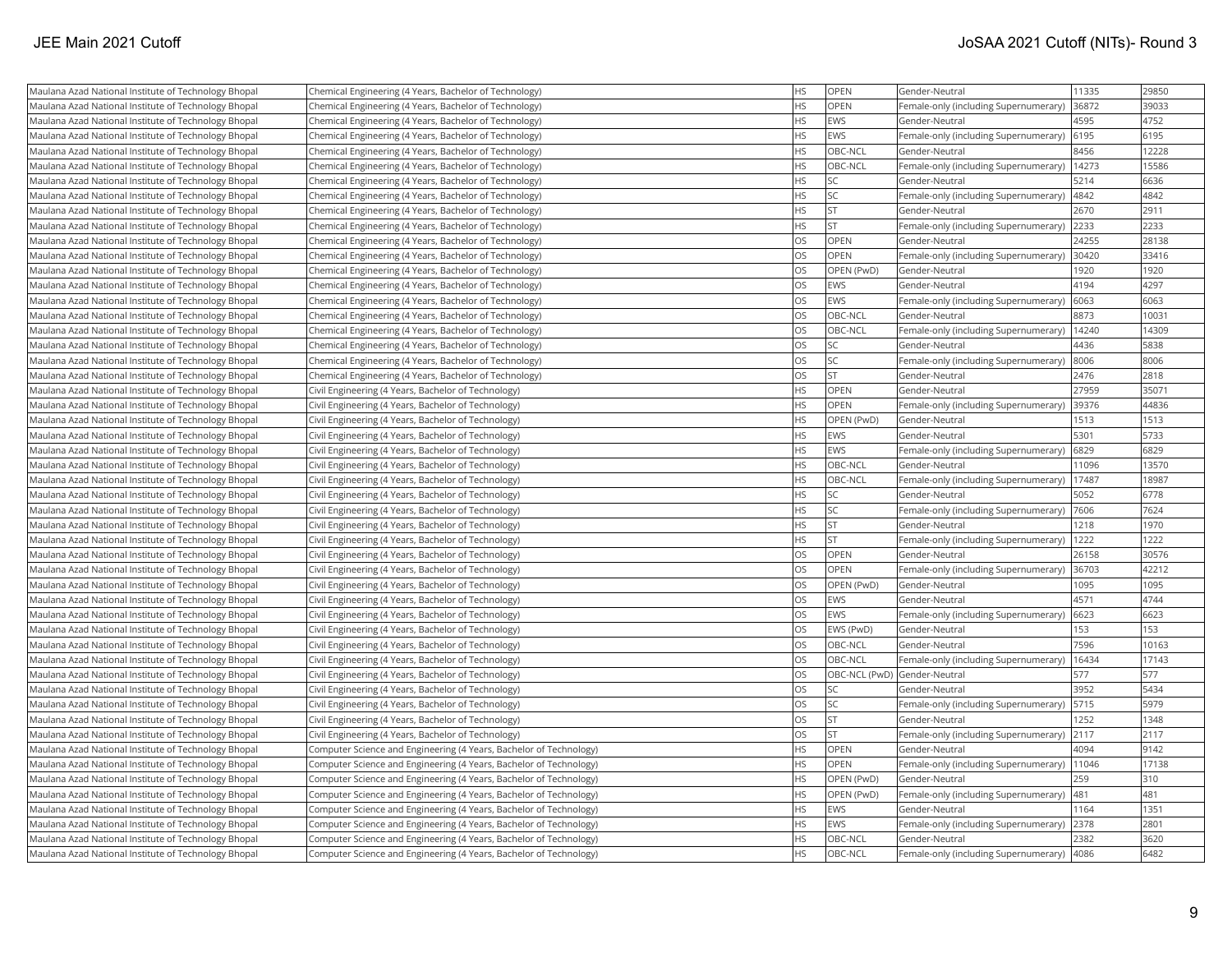| Maulana Azad National Institute of Technology Bhopal | Chemical Engineering (4 Years, Bachelor of Technology) | HS | OPEN | Gender-Neutral | 11335 | 29850 |
|---|---|---|---|---|---|---|
| Maulana Azad National Institute of Technology Bhopal | Chemical Engineering (4 Years, Bachelor of Technology) | HS | OPEN | Female-only (including Supernumerary) | 36872 | 39033 |
| Maulana Azad National Institute of Technology Bhopal | Chemical Engineering (4 Years, Bachelor of Technology) | HS | EWS | Gender-Neutral | 4595 | 4752 |
| Maulana Azad National Institute of Technology Bhopal | Chemical Engineering (4 Years, Bachelor of Technology) | HS | EWS | Female-only (including Supernumerary) | 6195 | 6195 |
| Maulana Azad National Institute of Technology Bhopal | Chemical Engineering (4 Years, Bachelor of Technology) | HS | OBC-NCL | Gender-Neutral | 8456 | 12228 |
| Maulana Azad National Institute of Technology Bhopal | Chemical Engineering (4 Years, Bachelor of Technology) | HS | OBC-NCL | Female-only (including Supernumerary) | 14273 | 15586 |
| Maulana Azad National Institute of Technology Bhopal | Chemical Engineering (4 Years, Bachelor of Technology) | HS | SC | Gender-Neutral | 5214 | 6636 |
| Maulana Azad National Institute of Technology Bhopal | Chemical Engineering (4 Years, Bachelor of Technology) | HS | SC | Female-only (including Supernumerary) | 4842 | 4842 |
| Maulana Azad National Institute of Technology Bhopal | Chemical Engineering (4 Years, Bachelor of Technology) | HS | ST | Gender-Neutral | 2670 | 2911 |
| Maulana Azad National Institute of Technology Bhopal | Chemical Engineering (4 Years, Bachelor of Technology) | HS | ST | Female-only (including Supernumerary) | 2233 | 2233 |
| Maulana Azad National Institute of Technology Bhopal | Chemical Engineering (4 Years, Bachelor of Technology) | OS | OPEN | Gender-Neutral | 24255 | 28138 |
| Maulana Azad National Institute of Technology Bhopal | Chemical Engineering (4 Years, Bachelor of Technology) | OS | OPEN | Female-only (including Supernumerary) | 30420 | 33416 |
| Maulana Azad National Institute of Technology Bhopal | Chemical Engineering (4 Years, Bachelor of Technology) | OS | OPEN (PwD) | Gender-Neutral | 1920 | 1920 |
| Maulana Azad National Institute of Technology Bhopal | Chemical Engineering (4 Years, Bachelor of Technology) | OS | EWS | Gender-Neutral | 4194 | 4297 |
| Maulana Azad National Institute of Technology Bhopal | Chemical Engineering (4 Years, Bachelor of Technology) | OS | EWS | Female-only (including Supernumerary) | 6063 | 6063 |
| Maulana Azad National Institute of Technology Bhopal | Chemical Engineering (4 Years, Bachelor of Technology) | OS | OBC-NCL | Gender-Neutral | 8873 | 10031 |
| Maulana Azad National Institute of Technology Bhopal | Chemical Engineering (4 Years, Bachelor of Technology) | OS | OBC-NCL | Female-only (including Supernumerary) | 14240 | 14309 |
| Maulana Azad National Institute of Technology Bhopal | Chemical Engineering (4 Years, Bachelor of Technology) | OS | SC | Gender-Neutral | 4436 | 5838 |
| Maulana Azad National Institute of Technology Bhopal | Chemical Engineering (4 Years, Bachelor of Technology) | OS | SC | Female-only (including Supernumerary) | 8006 | 8006 |
| Maulana Azad National Institute of Technology Bhopal | Chemical Engineering (4 Years, Bachelor of Technology) | OS | ST | Gender-Neutral | 2476 | 2818 |
| Maulana Azad National Institute of Technology Bhopal | Civil Engineering (4 Years, Bachelor of Technology) | HS | OPEN | Gender-Neutral | 27959 | 35071 |
| Maulana Azad National Institute of Technology Bhopal | Civil Engineering (4 Years, Bachelor of Technology) | HS | OPEN | Female-only (including Supernumerary) | 39376 | 44836 |
| Maulana Azad National Institute of Technology Bhopal | Civil Engineering (4 Years, Bachelor of Technology) | HS | OPEN (PwD) | Gender-Neutral | 1513 | 1513 |
| Maulana Azad National Institute of Technology Bhopal | Civil Engineering (4 Years, Bachelor of Technology) | HS | EWS | Gender-Neutral | 5301 | 5733 |
| Maulana Azad National Institute of Technology Bhopal | Civil Engineering (4 Years, Bachelor of Technology) | HS | EWS | Female-only (including Supernumerary) | 6829 | 6829 |
| Maulana Azad National Institute of Technology Bhopal | Civil Engineering (4 Years, Bachelor of Technology) | HS | OBC-NCL | Gender-Neutral | 11096 | 13570 |
| Maulana Azad National Institute of Technology Bhopal | Civil Engineering (4 Years, Bachelor of Technology) | HS | OBC-NCL | Female-only (including Supernumerary) | 17487 | 18987 |
| Maulana Azad National Institute of Technology Bhopal | Civil Engineering (4 Years, Bachelor of Technology) | HS | SC | Gender-Neutral | 5052 | 6778 |
| Maulana Azad National Institute of Technology Bhopal | Civil Engineering (4 Years, Bachelor of Technology) | HS | SC | Female-only (including Supernumerary) | 7606 | 7624 |
| Maulana Azad National Institute of Technology Bhopal | Civil Engineering (4 Years, Bachelor of Technology) | HS | ST | Gender-Neutral | 1218 | 1970 |
| Maulana Azad National Institute of Technology Bhopal | Civil Engineering (4 Years, Bachelor of Technology) | HS | ST | Female-only (including Supernumerary) | 1222 | 1222 |
| Maulana Azad National Institute of Technology Bhopal | Civil Engineering (4 Years, Bachelor of Technology) | OS | OPEN | Gender-Neutral | 26158 | 30576 |
| Maulana Azad National Institute of Technology Bhopal | Civil Engineering (4 Years, Bachelor of Technology) | OS | OPEN | Female-only (including Supernumerary) | 36703 | 42212 |
| Maulana Azad National Institute of Technology Bhopal | Civil Engineering (4 Years, Bachelor of Technology) | OS | OPEN (PwD) | Gender-Neutral | 1095 | 1095 |
| Maulana Azad National Institute of Technology Bhopal | Civil Engineering (4 Years, Bachelor of Technology) | OS | EWS | Gender-Neutral | 4571 | 4744 |
| Maulana Azad National Institute of Technology Bhopal | Civil Engineering (4 Years, Bachelor of Technology) | OS | EWS | Female-only (including Supernumerary) | 6623 | 6623 |
| Maulana Azad National Institute of Technology Bhopal | Civil Engineering (4 Years, Bachelor of Technology) | OS | EWS (PwD) | Gender-Neutral | 153 | 153 |
| Maulana Azad National Institute of Technology Bhopal | Civil Engineering (4 Years, Bachelor of Technology) | OS | OBC-NCL | Gender-Neutral | 7596 | 10163 |
| Maulana Azad National Institute of Technology Bhopal | Civil Engineering (4 Years, Bachelor of Technology) | OS | OBC-NCL | Female-only (including Supernumerary) | 16434 | 17143 |
| Maulana Azad National Institute of Technology Bhopal | Civil Engineering (4 Years, Bachelor of Technology) | OS | OBC-NCL (PwD) | Gender-Neutral | 577 | 577 |
| Maulana Azad National Institute of Technology Bhopal | Civil Engineering (4 Years, Bachelor of Technology) | OS | SC | Gender-Neutral | 3952 | 5434 |
| Maulana Azad National Institute of Technology Bhopal | Civil Engineering (4 Years, Bachelor of Technology) | OS | SC | Female-only (including Supernumerary) | 5715 | 5979 |
| Maulana Azad National Institute of Technology Bhopal | Civil Engineering (4 Years, Bachelor of Technology) | OS | ST | Gender-Neutral | 1252 | 1348 |
| Maulana Azad National Institute of Technology Bhopal | Civil Engineering (4 Years, Bachelor of Technology) | OS | ST | Female-only (including Supernumerary) | 2117 | 2117 |
| Maulana Azad National Institute of Technology Bhopal | Computer Science and Engineering (4 Years, Bachelor of Technology) | HS | OPEN | Gender-Neutral | 4094 | 9142 |
| Maulana Azad National Institute of Technology Bhopal | Computer Science and Engineering (4 Years, Bachelor of Technology) | HS | OPEN | Female-only (including Supernumerary) | 11046 | 17138 |
| Maulana Azad National Institute of Technology Bhopal | Computer Science and Engineering (4 Years, Bachelor of Technology) | HS | OPEN (PwD) | Gender-Neutral | 259 | 310 |
| Maulana Azad National Institute of Technology Bhopal | Computer Science and Engineering (4 Years, Bachelor of Technology) | HS | OPEN (PwD) | Female-only (including Supernumerary) | 481 | 481 |
| Maulana Azad National Institute of Technology Bhopal | Computer Science and Engineering (4 Years, Bachelor of Technology) | HS | EWS | Gender-Neutral | 1164 | 1351 |
| Maulana Azad National Institute of Technology Bhopal | Computer Science and Engineering (4 Years, Bachelor of Technology) | HS | EWS | Female-only (including Supernumerary) | 2378 | 2801 |
| Maulana Azad National Institute of Technology Bhopal | Computer Science and Engineering (4 Years, Bachelor of Technology) | HS | OBC-NCL | Gender-Neutral | 2382 | 3620 |
| Maulana Azad National Institute of Technology Bhopal | Computer Science and Engineering (4 Years, Bachelor of Technology) | HS | OBC-NCL | Female-only (including Supernumerary) | 4086 | 6482 |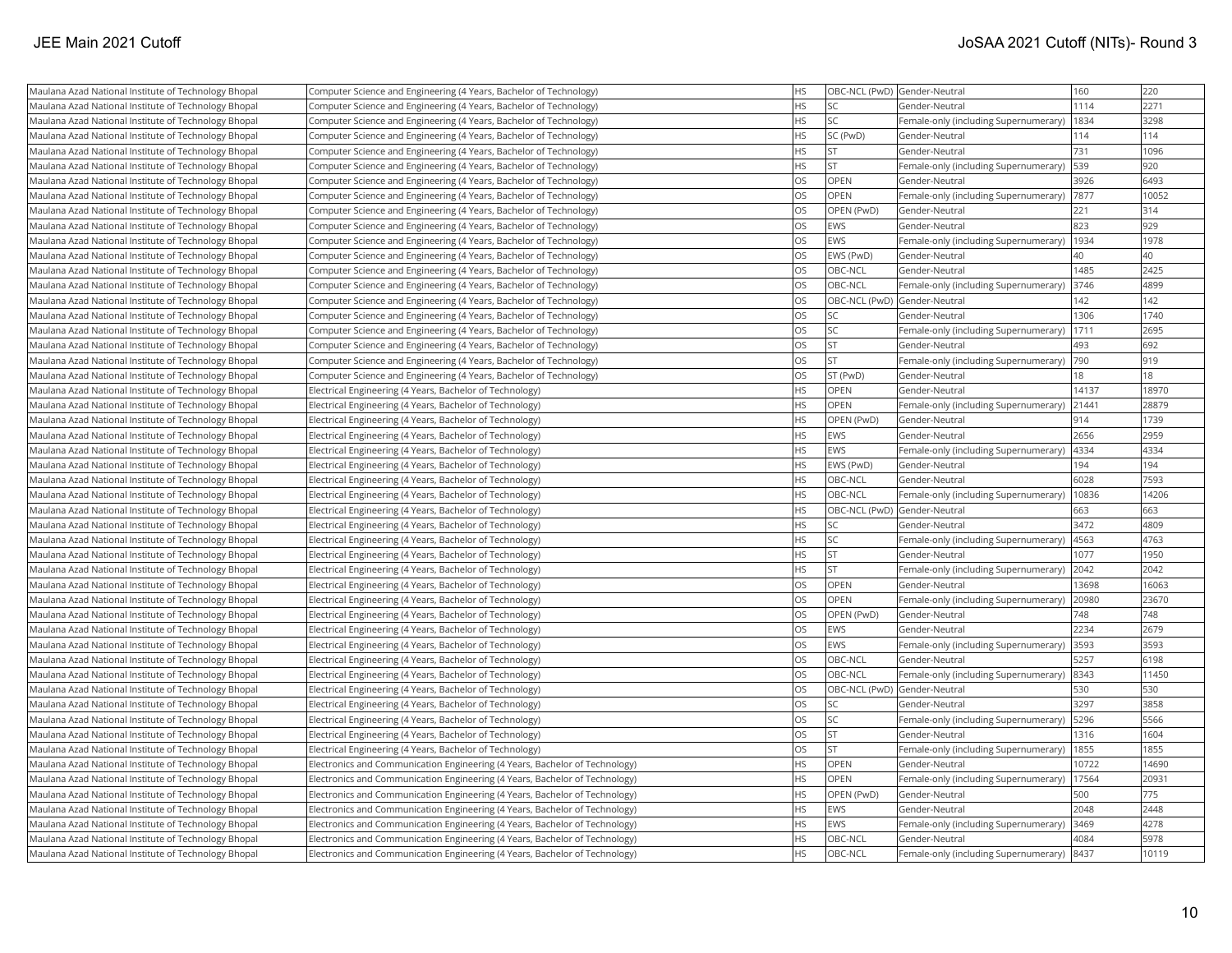| | | | | | | |
|---|---|---|---|---|---|---|
| Maulana Azad National Institute of Technology Bhopal | Computer Science and Engineering (4 Years, Bachelor of Technology) | HS | OBC-NCL (PwD) | Gender-Neutral | 160 | 220 |
| Maulana Azad National Institute of Technology Bhopal | Computer Science and Engineering (4 Years, Bachelor of Technology) | HS | SC | Gender-Neutral | 1114 | 2271 |
| Maulana Azad National Institute of Technology Bhopal | Computer Science and Engineering (4 Years, Bachelor of Technology) | HS | SC | Female-only (including Supernumerary) | 1834 | 3298 |
| Maulana Azad National Institute of Technology Bhopal | Computer Science and Engineering (4 Years, Bachelor of Technology) | HS | SC (PwD) | Gender-Neutral | 114 | 114 |
| Maulana Azad National Institute of Technology Bhopal | Computer Science and Engineering (4 Years, Bachelor of Technology) | HS | ST | Gender-Neutral | 731 | 1096 |
| Maulana Azad National Institute of Technology Bhopal | Computer Science and Engineering (4 Years, Bachelor of Technology) | HS | ST | Female-only (including Supernumerary) | 539 | 920 |
| Maulana Azad National Institute of Technology Bhopal | Computer Science and Engineering (4 Years, Bachelor of Technology) | OS | OPEN | Gender-Neutral | 3926 | 6493 |
| Maulana Azad National Institute of Technology Bhopal | Computer Science and Engineering (4 Years, Bachelor of Technology) | OS | OPEN | Female-only (including Supernumerary) | 7877 | 10052 |
| Maulana Azad National Institute of Technology Bhopal | Computer Science and Engineering (4 Years, Bachelor of Technology) | OS | OPEN (PwD) | Gender-Neutral | 221 | 314 |
| Maulana Azad National Institute of Technology Bhopal | Computer Science and Engineering (4 Years, Bachelor of Technology) | OS | EWS | Gender-Neutral | 823 | 929 |
| Maulana Azad National Institute of Technology Bhopal | Computer Science and Engineering (4 Years, Bachelor of Technology) | OS | EWS | Female-only (including Supernumerary) | 1934 | 1978 |
| Maulana Azad National Institute of Technology Bhopal | Computer Science and Engineering (4 Years, Bachelor of Technology) | OS | EWS (PwD) | Gender-Neutral | 40 | 40 |
| Maulana Azad National Institute of Technology Bhopal | Computer Science and Engineering (4 Years, Bachelor of Technology) | OS | OBC-NCL | Gender-Neutral | 1485 | 2425 |
| Maulana Azad National Institute of Technology Bhopal | Computer Science and Engineering (4 Years, Bachelor of Technology) | OS | OBC-NCL | Female-only (including Supernumerary) | 3746 | 4899 |
| Maulana Azad National Institute of Technology Bhopal | Computer Science and Engineering (4 Years, Bachelor of Technology) | OS | OBC-NCL (PwD) | Gender-Neutral | 142 | 142 |
| Maulana Azad National Institute of Technology Bhopal | Computer Science and Engineering (4 Years, Bachelor of Technology) | OS | SC | Gender-Neutral | 1306 | 1740 |
| Maulana Azad National Institute of Technology Bhopal | Computer Science and Engineering (4 Years, Bachelor of Technology) | OS | SC | Female-only (including Supernumerary) | 1711 | 2695 |
| Maulana Azad National Institute of Technology Bhopal | Computer Science and Engineering (4 Years, Bachelor of Technology) | OS | ST | Gender-Neutral | 493 | 692 |
| Maulana Azad National Institute of Technology Bhopal | Computer Science and Engineering (4 Years, Bachelor of Technology) | OS | ST | Female-only (including Supernumerary) | 790 | 919 |
| Maulana Azad National Institute of Technology Bhopal | Computer Science and Engineering (4 Years, Bachelor of Technology) | OS | ST (PwD) | Gender-Neutral | 18 | 18 |
| Maulana Azad National Institute of Technology Bhopal | Electrical Engineering (4 Years, Bachelor of Technology) | HS | OPEN | Gender-Neutral | 14137 | 18970 |
| Maulana Azad National Institute of Technology Bhopal | Electrical Engineering (4 Years, Bachelor of Technology) | HS | OPEN | Female-only (including Supernumerary) | 21441 | 28879 |
| Maulana Azad National Institute of Technology Bhopal | Electrical Engineering (4 Years, Bachelor of Technology) | HS | OPEN (PwD) | Gender-Neutral | 914 | 1739 |
| Maulana Azad National Institute of Technology Bhopal | Electrical Engineering (4 Years, Bachelor of Technology) | HS | EWS | Gender-Neutral | 2656 | 2959 |
| Maulana Azad National Institute of Technology Bhopal | Electrical Engineering (4 Years, Bachelor of Technology) | HS | EWS | Female-only (including Supernumerary) | 4334 | 4334 |
| Maulana Azad National Institute of Technology Bhopal | Electrical Engineering (4 Years, Bachelor of Technology) | HS | EWS (PwD) | Gender-Neutral | 194 | 194 |
| Maulana Azad National Institute of Technology Bhopal | Electrical Engineering (4 Years, Bachelor of Technology) | HS | OBC-NCL | Gender-Neutral | 6028 | 7593 |
| Maulana Azad National Institute of Technology Bhopal | Electrical Engineering (4 Years, Bachelor of Technology) | HS | OBC-NCL | Female-only (including Supernumerary) | 10836 | 14206 |
| Maulana Azad National Institute of Technology Bhopal | Electrical Engineering (4 Years, Bachelor of Technology) | HS | OBC-NCL (PwD) | Gender-Neutral | 663 | 663 |
| Maulana Azad National Institute of Technology Bhopal | Electrical Engineering (4 Years, Bachelor of Technology) | HS | SC | Gender-Neutral | 3472 | 4809 |
| Maulana Azad National Institute of Technology Bhopal | Electrical Engineering (4 Years, Bachelor of Technology) | HS | SC | Female-only (including Supernumerary) | 4563 | 4763 |
| Maulana Azad National Institute of Technology Bhopal | Electrical Engineering (4 Years, Bachelor of Technology) | HS | ST | Gender-Neutral | 1077 | 1950 |
| Maulana Azad National Institute of Technology Bhopal | Electrical Engineering (4 Years, Bachelor of Technology) | HS | ST | Female-only (including Supernumerary) | 2042 | 2042 |
| Maulana Azad National Institute of Technology Bhopal | Electrical Engineering (4 Years, Bachelor of Technology) | OS | OPEN | Gender-Neutral | 13698 | 16063 |
| Maulana Azad National Institute of Technology Bhopal | Electrical Engineering (4 Years, Bachelor of Technology) | OS | OPEN | Female-only (including Supernumerary) | 20980 | 23670 |
| Maulana Azad National Institute of Technology Bhopal | Electrical Engineering (4 Years, Bachelor of Technology) | OS | OPEN (PwD) | Gender-Neutral | 748 | 748 |
| Maulana Azad National Institute of Technology Bhopal | Electrical Engineering (4 Years, Bachelor of Technology) | OS | EWS | Gender-Neutral | 2234 | 2679 |
| Maulana Azad National Institute of Technology Bhopal | Electrical Engineering (4 Years, Bachelor of Technology) | OS | EWS | Female-only (including Supernumerary) | 3593 | 3593 |
| Maulana Azad National Institute of Technology Bhopal | Electrical Engineering (4 Years, Bachelor of Technology) | OS | OBC-NCL | Gender-Neutral | 5257 | 6198 |
| Maulana Azad National Institute of Technology Bhopal | Electrical Engineering (4 Years, Bachelor of Technology) | OS | OBC-NCL | Female-only (including Supernumerary) | 8343 | 11450 |
| Maulana Azad National Institute of Technology Bhopal | Electrical Engineering (4 Years, Bachelor of Technology) | OS | OBC-NCL (PwD) | Gender-Neutral | 530 | 530 |
| Maulana Azad National Institute of Technology Bhopal | Electrical Engineering (4 Years, Bachelor of Technology) | OS | SC | Gender-Neutral | 3297 | 3858 |
| Maulana Azad National Institute of Technology Bhopal | Electrical Engineering (4 Years, Bachelor of Technology) | OS | SC | Female-only (including Supernumerary) | 5296 | 5566 |
| Maulana Azad National Institute of Technology Bhopal | Electrical Engineering (4 Years, Bachelor of Technology) | OS | ST | Gender-Neutral | 1316 | 1604 |
| Maulana Azad National Institute of Technology Bhopal | Electrical Engineering (4 Years, Bachelor of Technology) | OS | ST | Female-only (including Supernumerary) | 1855 | 1855 |
| Maulana Azad National Institute of Technology Bhopal | Electronics and Communication Engineering (4 Years, Bachelor of Technology) | HS | OPEN | Gender-Neutral | 10722 | 14690 |
| Maulana Azad National Institute of Technology Bhopal | Electronics and Communication Engineering (4 Years, Bachelor of Technology) | HS | OPEN | Female-only (including Supernumerary) | 17564 | 20931 |
| Maulana Azad National Institute of Technology Bhopal | Electronics and Communication Engineering (4 Years, Bachelor of Technology) | HS | OPEN (PwD) | Gender-Neutral | 500 | 775 |
| Maulana Azad National Institute of Technology Bhopal | Electronics and Communication Engineering (4 Years, Bachelor of Technology) | HS | EWS | Gender-Neutral | 2048 | 2448 |
| Maulana Azad National Institute of Technology Bhopal | Electronics and Communication Engineering (4 Years, Bachelor of Technology) | HS | EWS | Female-only (including Supernumerary) | 3469 | 4278 |
| Maulana Azad National Institute of Technology Bhopal | Electronics and Communication Engineering (4 Years, Bachelor of Technology) | HS | OBC-NCL | Gender-Neutral | 4084 | 5978 |
| Maulana Azad National Institute of Technology Bhopal | Electronics and Communication Engineering (4 Years, Bachelor of Technology) | HS | OBC-NCL | Female-only (including Supernumerary) | 8437 | 10119 |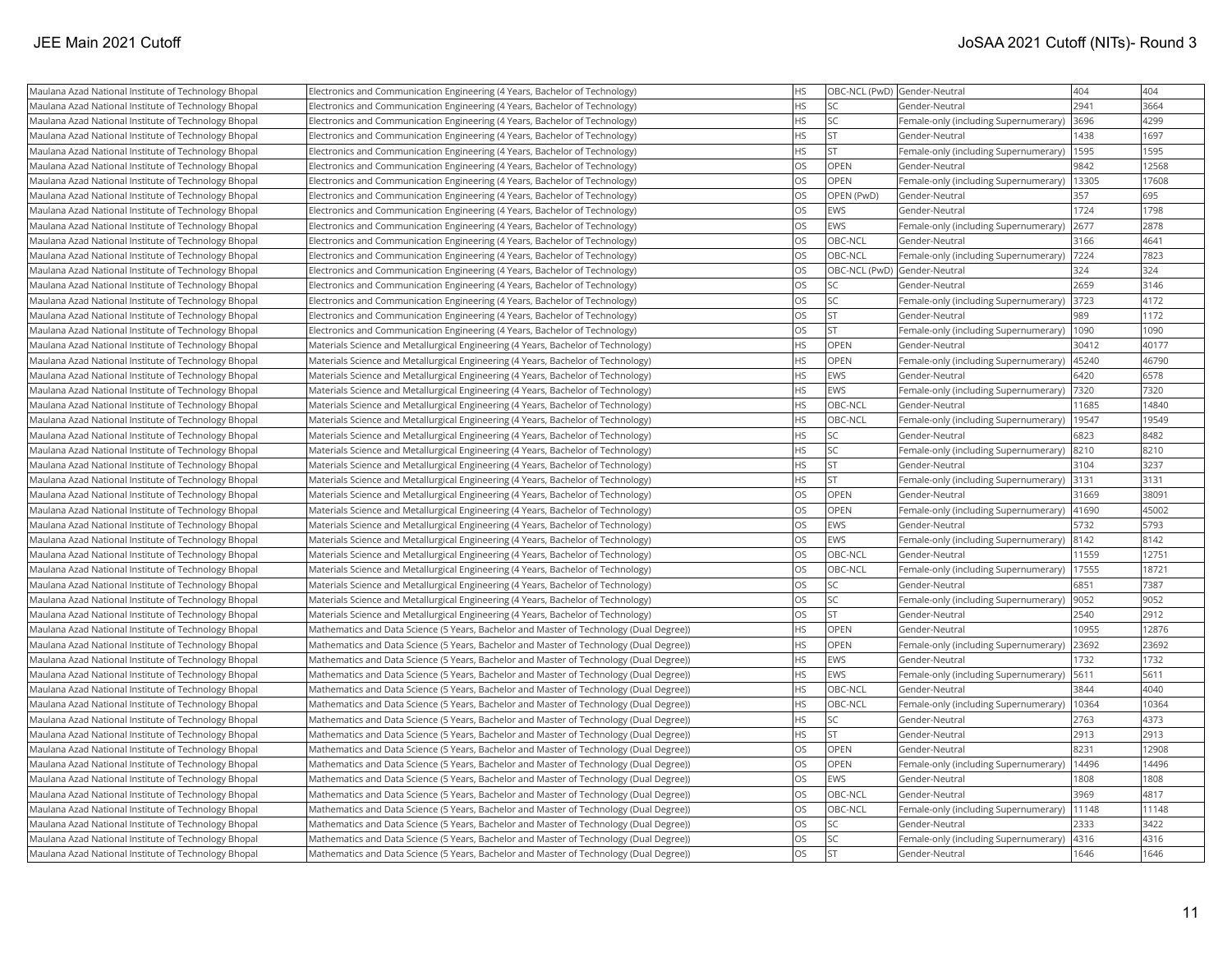| | | | | | | |
|---|---|---|---|---|---|---|
| Maulana Azad National Institute of Technology Bhopal | Electronics and Communication Engineering (4 Years, Bachelor of Technology) | HS | OBC-NCL (PwD) | Gender-Neutral | 404 | 404 |
| Maulana Azad National Institute of Technology Bhopal | Electronics and Communication Engineering (4 Years, Bachelor of Technology) | HS | SC | Gender-Neutral | 2941 | 3664 |
| Maulana Azad National Institute of Technology Bhopal | Electronics and Communication Engineering (4 Years, Bachelor of Technology) | HS | SC | Female-only (including Supernumerary) | 3696 | 4299 |
| Maulana Azad National Institute of Technology Bhopal | Electronics and Communication Engineering (4 Years, Bachelor of Technology) | HS | ST | Gender-Neutral | 1438 | 1697 |
| Maulana Azad National Institute of Technology Bhopal | Electronics and Communication Engineering (4 Years, Bachelor of Technology) | HS | ST | Female-only (including Supernumerary) | 1595 | 1595 |
| Maulana Azad National Institute of Technology Bhopal | Electronics and Communication Engineering (4 Years, Bachelor of Technology) | OS | OPEN | Gender-Neutral | 9842 | 12568 |
| Maulana Azad National Institute of Technology Bhopal | Electronics and Communication Engineering (4 Years, Bachelor of Technology) | OS | OPEN | Female-only (including Supernumerary) | 13305 | 17608 |
| Maulana Azad National Institute of Technology Bhopal | Electronics and Communication Engineering (4 Years, Bachelor of Technology) | OS | OPEN (PwD) | Gender-Neutral | 357 | 695 |
| Maulana Azad National Institute of Technology Bhopal | Electronics and Communication Engineering (4 Years, Bachelor of Technology) | OS | EWS | Gender-Neutral | 1724 | 1798 |
| Maulana Azad National Institute of Technology Bhopal | Electronics and Communication Engineering (4 Years, Bachelor of Technology) | OS | EWS | Female-only (including Supernumerary) | 2677 | 2878 |
| Maulana Azad National Institute of Technology Bhopal | Electronics and Communication Engineering (4 Years, Bachelor of Technology) | OS | OBC-NCL | Gender-Neutral | 3166 | 4641 |
| Maulana Azad National Institute of Technology Bhopal | Electronics and Communication Engineering (4 Years, Bachelor of Technology) | OS | OBC-NCL | Female-only (including Supernumerary) | 7224 | 7823 |
| Maulana Azad National Institute of Technology Bhopal | Electronics and Communication Engineering (4 Years, Bachelor of Technology) | OS | OBC-NCL (PwD) | Gender-Neutral | 324 | 324 |
| Maulana Azad National Institute of Technology Bhopal | Electronics and Communication Engineering (4 Years, Bachelor of Technology) | OS | SC | Gender-Neutral | 2659 | 3146 |
| Maulana Azad National Institute of Technology Bhopal | Electronics and Communication Engineering (4 Years, Bachelor of Technology) | OS | SC | Female-only (including Supernumerary) | 3723 | 4172 |
| Maulana Azad National Institute of Technology Bhopal | Electronics and Communication Engineering (4 Years, Bachelor of Technology) | OS | ST | Gender-Neutral | 989 | 1172 |
| Maulana Azad National Institute of Technology Bhopal | Electronics and Communication Engineering (4 Years, Bachelor of Technology) | OS | ST | Female-only (including Supernumerary) | 1090 | 1090 |
| Maulana Azad National Institute of Technology Bhopal | Materials Science and Metallurgical Engineering (4 Years, Bachelor of Technology) | HS | OPEN | Gender-Neutral | 30412 | 40177 |
| Maulana Azad National Institute of Technology Bhopal | Materials Science and Metallurgical Engineering (4 Years, Bachelor of Technology) | HS | OPEN | Female-only (including Supernumerary) | 45240 | 46790 |
| Maulana Azad National Institute of Technology Bhopal | Materials Science and Metallurgical Engineering (4 Years, Bachelor of Technology) | HS | EWS | Gender-Neutral | 6420 | 6578 |
| Maulana Azad National Institute of Technology Bhopal | Materials Science and Metallurgical Engineering (4 Years, Bachelor of Technology) | HS | EWS | Female-only (including Supernumerary) | 7320 | 7320 |
| Maulana Azad National Institute of Technology Bhopal | Materials Science and Metallurgical Engineering (4 Years, Bachelor of Technology) | HS | OBC-NCL | Gender-Neutral | 11685 | 14840 |
| Maulana Azad National Institute of Technology Bhopal | Materials Science and Metallurgical Engineering (4 Years, Bachelor of Technology) | HS | OBC-NCL | Female-only (including Supernumerary) | 19547 | 19549 |
| Maulana Azad National Institute of Technology Bhopal | Materials Science and Metallurgical Engineering (4 Years, Bachelor of Technology) | HS | SC | Gender-Neutral | 6823 | 8482 |
| Maulana Azad National Institute of Technology Bhopal | Materials Science and Metallurgical Engineering (4 Years, Bachelor of Technology) | HS | SC | Female-only (including Supernumerary) | 8210 | 8210 |
| Maulana Azad National Institute of Technology Bhopal | Materials Science and Metallurgical Engineering (4 Years, Bachelor of Technology) | HS | ST | Gender-Neutral | 3104 | 3237 |
| Maulana Azad National Institute of Technology Bhopal | Materials Science and Metallurgical Engineering (4 Years, Bachelor of Technology) | HS | ST | Female-only (including Supernumerary) | 3131 | 3131 |
| Maulana Azad National Institute of Technology Bhopal | Materials Science and Metallurgical Engineering (4 Years, Bachelor of Technology) | OS | OPEN | Gender-Neutral | 31669 | 38091 |
| Maulana Azad National Institute of Technology Bhopal | Materials Science and Metallurgical Engineering (4 Years, Bachelor of Technology) | OS | OPEN | Female-only (including Supernumerary) | 41690 | 45002 |
| Maulana Azad National Institute of Technology Bhopal | Materials Science and Metallurgical Engineering (4 Years, Bachelor of Technology) | OS | EWS | Gender-Neutral | 5732 | 5793 |
| Maulana Azad National Institute of Technology Bhopal | Materials Science and Metallurgical Engineering (4 Years, Bachelor of Technology) | OS | EWS | Female-only (including Supernumerary) | 8142 | 8142 |
| Maulana Azad National Institute of Technology Bhopal | Materials Science and Metallurgical Engineering (4 Years, Bachelor of Technology) | OS | OBC-NCL | Gender-Neutral | 11559 | 12751 |
| Maulana Azad National Institute of Technology Bhopal | Materials Science and Metallurgical Engineering (4 Years, Bachelor of Technology) | OS | OBC-NCL | Female-only (including Supernumerary) | 17555 | 18721 |
| Maulana Azad National Institute of Technology Bhopal | Materials Science and Metallurgical Engineering (4 Years, Bachelor of Technology) | OS | SC | Gender-Neutral | 6851 | 7387 |
| Maulana Azad National Institute of Technology Bhopal | Materials Science and Metallurgical Engineering (4 Years, Bachelor of Technology) | OS | SC | Female-only (including Supernumerary) | 9052 | 9052 |
| Maulana Azad National Institute of Technology Bhopal | Materials Science and Metallurgical Engineering (4 Years, Bachelor of Technology) | OS | ST | Gender-Neutral | 2540 | 2912 |
| Maulana Azad National Institute of Technology Bhopal | Mathematics and Data Science (5 Years, Bachelor and Master of Technology (Dual Degree)) | HS | OPEN | Gender-Neutral | 10955 | 12876 |
| Maulana Azad National Institute of Technology Bhopal | Mathematics and Data Science (5 Years, Bachelor and Master of Technology (Dual Degree)) | HS | OPEN | Female-only (including Supernumerary) | 23692 | 23692 |
| Maulana Azad National Institute of Technology Bhopal | Mathematics and Data Science (5 Years, Bachelor and Master of Technology (Dual Degree)) | HS | EWS | Gender-Neutral | 1732 | 1732 |
| Maulana Azad National Institute of Technology Bhopal | Mathematics and Data Science (5 Years, Bachelor and Master of Technology (Dual Degree)) | HS | EWS | Female-only (including Supernumerary) | 5611 | 5611 |
| Maulana Azad National Institute of Technology Bhopal | Mathematics and Data Science (5 Years, Bachelor and Master of Technology (Dual Degree)) | HS | OBC-NCL | Gender-Neutral | 3844 | 4040 |
| Maulana Azad National Institute of Technology Bhopal | Mathematics and Data Science (5 Years, Bachelor and Master of Technology (Dual Degree)) | HS | OBC-NCL | Female-only (including Supernumerary) | 10364 | 10364 |
| Maulana Azad National Institute of Technology Bhopal | Mathematics and Data Science (5 Years, Bachelor and Master of Technology (Dual Degree)) | HS | SC | Gender-Neutral | 2763 | 4373 |
| Maulana Azad National Institute of Technology Bhopal | Mathematics and Data Science (5 Years, Bachelor and Master of Technology (Dual Degree)) | HS | ST | Gender-Neutral | 2913 | 2913 |
| Maulana Azad National Institute of Technology Bhopal | Mathematics and Data Science (5 Years, Bachelor and Master of Technology (Dual Degree)) | OS | OPEN | Gender-Neutral | 8231 | 12908 |
| Maulana Azad National Institute of Technology Bhopal | Mathematics and Data Science (5 Years, Bachelor and Master of Technology (Dual Degree)) | OS | OPEN | Female-only (including Supernumerary) | 14496 | 14496 |
| Maulana Azad National Institute of Technology Bhopal | Mathematics and Data Science (5 Years, Bachelor and Master of Technology (Dual Degree)) | OS | EWS | Gender-Neutral | 1808 | 1808 |
| Maulana Azad National Institute of Technology Bhopal | Mathematics and Data Science (5 Years, Bachelor and Master of Technology (Dual Degree)) | OS | OBC-NCL | Gender-Neutral | 3969 | 4817 |
| Maulana Azad National Institute of Technology Bhopal | Mathematics and Data Science (5 Years, Bachelor and Master of Technology (Dual Degree)) | OS | OBC-NCL | Female-only (including Supernumerary) | 11148 | 11148 |
| Maulana Azad National Institute of Technology Bhopal | Mathematics and Data Science (5 Years, Bachelor and Master of Technology (Dual Degree)) | OS | SC | Gender-Neutral | 2333 | 3422 |
| Maulana Azad National Institute of Technology Bhopal | Mathematics and Data Science (5 Years, Bachelor and Master of Technology (Dual Degree)) | OS | SC | Female-only (including Supernumerary) | 4316 | 4316 |
| Maulana Azad National Institute of Technology Bhopal | Mathematics and Data Science (5 Years, Bachelor and Master of Technology (Dual Degree)) | OS | ST | Gender-Neutral | 1646 | 1646 |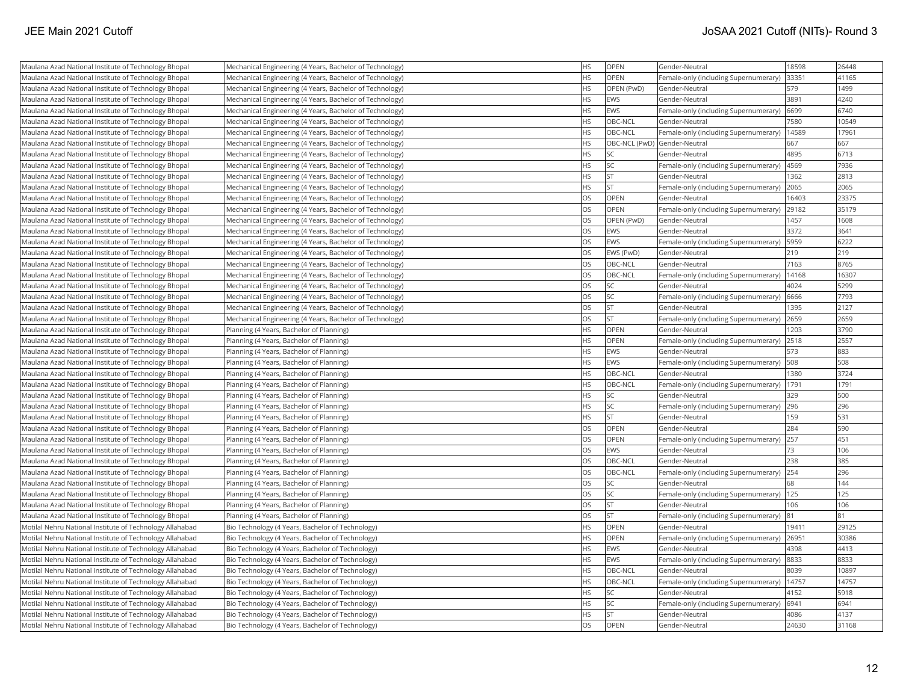| Maulana Azad National Institute of Technology Bhopal | Mechanical Engineering (4 Years, Bachelor of Technology) | HS | OPEN | Gender-Neutral | 18598 | 26448 |
|---|---|---|---|---|---|---|
| Maulana Azad National Institute of Technology Bhopal | Mechanical Engineering (4 Years, Bachelor of Technology) | HS | OPEN | Female-only (including Supernumerary) | 33351 | 41165 |
| Maulana Azad National Institute of Technology Bhopal | Mechanical Engineering (4 Years, Bachelor of Technology) | HS | OPEN (PwD) | Gender-Neutral | 579 | 1499 |
| Maulana Azad National Institute of Technology Bhopal | Mechanical Engineering (4 Years, Bachelor of Technology) | HS | EWS | Gender-Neutral | 3891 | 4240 |
| Maulana Azad National Institute of Technology Bhopal | Mechanical Engineering (4 Years, Bachelor of Technology) | HS | EWS | Female-only (including Supernumerary) | 6699 | 6740 |
| Maulana Azad National Institute of Technology Bhopal | Mechanical Engineering (4 Years, Bachelor of Technology) | HS | OBC-NCL | Gender-Neutral | 7580 | 10549 |
| Maulana Azad National Institute of Technology Bhopal | Mechanical Engineering (4 Years, Bachelor of Technology) | HS | OBC-NCL | Female-only (including Supernumerary) | 14589 | 17961 |
| Maulana Azad National Institute of Technology Bhopal | Mechanical Engineering (4 Years, Bachelor of Technology) | HS | OBC-NCL (PwD) | Gender-Neutral | 667 | 667 |
| Maulana Azad National Institute of Technology Bhopal | Mechanical Engineering (4 Years, Bachelor of Technology) | HS | SC | Gender-Neutral | 4895 | 6713 |
| Maulana Azad National Institute of Technology Bhopal | Mechanical Engineering (4 Years, Bachelor of Technology) | HS | SC | Female-only (including Supernumerary) | 4569 | 7936 |
| Maulana Azad National Institute of Technology Bhopal | Mechanical Engineering (4 Years, Bachelor of Technology) | HS | ST | Gender-Neutral | 1362 | 2813 |
| Maulana Azad National Institute of Technology Bhopal | Mechanical Engineering (4 Years, Bachelor of Technology) | HS | ST | Female-only (including Supernumerary) | 2065 | 2065 |
| Maulana Azad National Institute of Technology Bhopal | Mechanical Engineering (4 Years, Bachelor of Technology) | OS | OPEN | Gender-Neutral | 16403 | 23375 |
| Maulana Azad National Institute of Technology Bhopal | Mechanical Engineering (4 Years, Bachelor of Technology) | OS | OPEN | Female-only (including Supernumerary) | 29182 | 35179 |
| Maulana Azad National Institute of Technology Bhopal | Mechanical Engineering (4 Years, Bachelor of Technology) | OS | OPEN (PwD) | Gender-Neutral | 1457 | 1608 |
| Maulana Azad National Institute of Technology Bhopal | Mechanical Engineering (4 Years, Bachelor of Technology) | OS | EWS | Gender-Neutral | 3372 | 3641 |
| Maulana Azad National Institute of Technology Bhopal | Mechanical Engineering (4 Years, Bachelor of Technology) | OS | EWS | Female-only (including Supernumerary) | 5959 | 6222 |
| Maulana Azad National Institute of Technology Bhopal | Mechanical Engineering (4 Years, Bachelor of Technology) | OS | EWS (PwD) | Gender-Neutral | 219 | 219 |
| Maulana Azad National Institute of Technology Bhopal | Mechanical Engineering (4 Years, Bachelor of Technology) | OS | OBC-NCL | Gender-Neutral | 7163 | 8765 |
| Maulana Azad National Institute of Technology Bhopal | Mechanical Engineering (4 Years, Bachelor of Technology) | OS | OBC-NCL | Female-only (including Supernumerary) | 14168 | 16307 |
| Maulana Azad National Institute of Technology Bhopal | Mechanical Engineering (4 Years, Bachelor of Technology) | OS | SC | Gender-Neutral | 4024 | 5299 |
| Maulana Azad National Institute of Technology Bhopal | Mechanical Engineering (4 Years, Bachelor of Technology) | OS | SC | Female-only (including Supernumerary) | 6666 | 7793 |
| Maulana Azad National Institute of Technology Bhopal | Mechanical Engineering (4 Years, Bachelor of Technology) | OS | ST | Gender-Neutral | 1395 | 2127 |
| Maulana Azad National Institute of Technology Bhopal | Mechanical Engineering (4 Years, Bachelor of Technology) | OS | ST | Female-only (including Supernumerary) | 2659 | 2659 |
| Maulana Azad National Institute of Technology Bhopal | Planning (4 Years, Bachelor of Planning) | HS | OPEN | Gender-Neutral | 1203 | 3790 |
| Maulana Azad National Institute of Technology Bhopal | Planning (4 Years, Bachelor of Planning) | HS | OPEN | Female-only (including Supernumerary) | 2518 | 2557 |
| Maulana Azad National Institute of Technology Bhopal | Planning (4 Years, Bachelor of Planning) | HS | EWS | Gender-Neutral | 573 | 883 |
| Maulana Azad National Institute of Technology Bhopal | Planning (4 Years, Bachelor of Planning) | HS | EWS | Female-only (including Supernumerary) | 508 | 508 |
| Maulana Azad National Institute of Technology Bhopal | Planning (4 Years, Bachelor of Planning) | HS | OBC-NCL | Gender-Neutral | 1380 | 3724 |
| Maulana Azad National Institute of Technology Bhopal | Planning (4 Years, Bachelor of Planning) | HS | OBC-NCL | Female-only (including Supernumerary) | 1791 | 1791 |
| Maulana Azad National Institute of Technology Bhopal | Planning (4 Years, Bachelor of Planning) | HS | SC | Gender-Neutral | 329 | 500 |
| Maulana Azad National Institute of Technology Bhopal | Planning (4 Years, Bachelor of Planning) | HS | SC | Female-only (including Supernumerary) | 296 | 296 |
| Maulana Azad National Institute of Technology Bhopal | Planning (4 Years, Bachelor of Planning) | HS | ST | Gender-Neutral | 159 | 531 |
| Maulana Azad National Institute of Technology Bhopal | Planning (4 Years, Bachelor of Planning) | OS | OPEN | Gender-Neutral | 284 | 590 |
| Maulana Azad National Institute of Technology Bhopal | Planning (4 Years, Bachelor of Planning) | OS | OPEN | Female-only (including Supernumerary) | 257 | 451 |
| Maulana Azad National Institute of Technology Bhopal | Planning (4 Years, Bachelor of Planning) | OS | EWS | Gender-Neutral | 73 | 106 |
| Maulana Azad National Institute of Technology Bhopal | Planning (4 Years, Bachelor of Planning) | OS | OBC-NCL | Gender-Neutral | 238 | 385 |
| Maulana Azad National Institute of Technology Bhopal | Planning (4 Years, Bachelor of Planning) | OS | OBC-NCL | Female-only (including Supernumerary) | 254 | 296 |
| Maulana Azad National Institute of Technology Bhopal | Planning (4 Years, Bachelor of Planning) | OS | SC | Gender-Neutral | 68 | 144 |
| Maulana Azad National Institute of Technology Bhopal | Planning (4 Years, Bachelor of Planning) | OS | SC | Female-only (including Supernumerary) | 125 | 125 |
| Maulana Azad National Institute of Technology Bhopal | Planning (4 Years, Bachelor of Planning) | OS | ST | Gender-Neutral | 106 | 106 |
| Maulana Azad National Institute of Technology Bhopal | Planning (4 Years, Bachelor of Planning) | OS | ST | Female-only (including Supernumerary) | 81 | 81 |
| Motilal Nehru National Institute of Technology Allahabad | Bio Technology (4 Years, Bachelor of Technology) | HS | OPEN | Gender-Neutral | 19411 | 29125 |
| Motilal Nehru National Institute of Technology Allahabad | Bio Technology (4 Years, Bachelor of Technology) | HS | OPEN | Female-only (including Supernumerary) | 26951 | 30386 |
| Motilal Nehru National Institute of Technology Allahabad | Bio Technology (4 Years, Bachelor of Technology) | HS | EWS | Gender-Neutral | 4398 | 4413 |
| Motilal Nehru National Institute of Technology Allahabad | Bio Technology (4 Years, Bachelor of Technology) | HS | EWS | Female-only (including Supernumerary) | 8833 | 8833 |
| Motilal Nehru National Institute of Technology Allahabad | Bio Technology (4 Years, Bachelor of Technology) | HS | OBC-NCL | Gender-Neutral | 8039 | 10897 |
| Motilal Nehru National Institute of Technology Allahabad | Bio Technology (4 Years, Bachelor of Technology) | HS | OBC-NCL | Female-only (including Supernumerary) | 14757 | 14757 |
| Motilal Nehru National Institute of Technology Allahabad | Bio Technology (4 Years, Bachelor of Technology) | HS | SC | Gender-Neutral | 4152 | 5918 |
| Motilal Nehru National Institute of Technology Allahabad | Bio Technology (4 Years, Bachelor of Technology) | HS | SC | Female-only (including Supernumerary) | 6941 | 6941 |
| Motilal Nehru National Institute of Technology Allahabad | Bio Technology (4 Years, Bachelor of Technology) | HS | ST | Gender-Neutral | 4086 | 4137 |
| Motilal Nehru National Institute of Technology Allahabad | Bio Technology (4 Years, Bachelor of Technology) | OS | OPEN | Gender-Neutral | 24630 | 31168 |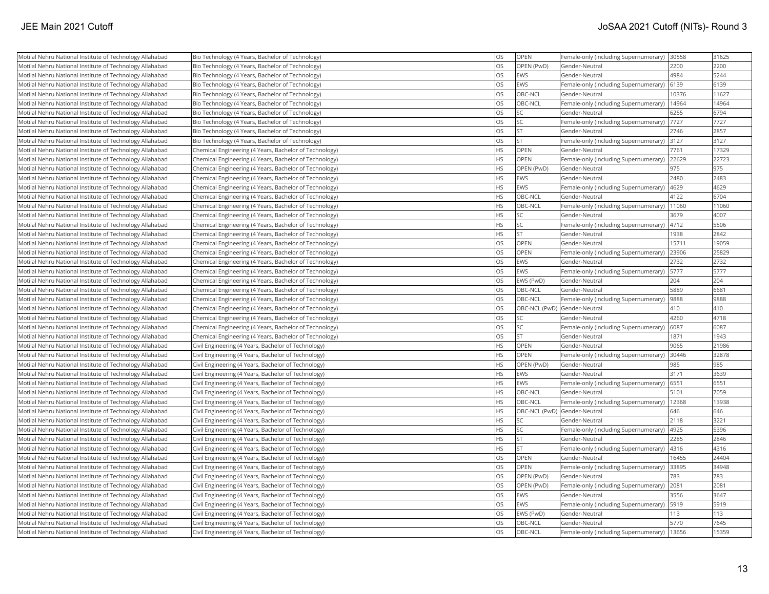| | | | | | | |
|---|---|---|---|---|---|---|
| Motilal Nehru National Institute of Technology Allahabad | Bio Technology (4 Years, Bachelor of Technology) | OS | OPEN | Female-only (including Supernumerary) | 30558 | 31625 |
| Motilal Nehru National Institute of Technology Allahabad | Bio Technology (4 Years, Bachelor of Technology) | OS | OPEN (PwD) | Gender-Neutral | 2200 | 2200 |
| Motilal Nehru National Institute of Technology Allahabad | Bio Technology (4 Years, Bachelor of Technology) | OS | EWS | Gender-Neutral | 4984 | 5244 |
| Motilal Nehru National Institute of Technology Allahabad | Bio Technology (4 Years, Bachelor of Technology) | OS | EWS | Female-only (including Supernumerary) | 6139 | 6139 |
| Motilal Nehru National Institute of Technology Allahabad | Bio Technology (4 Years, Bachelor of Technology) | OS | OBC-NCL | Gender-Neutral | 10376 | 11627 |
| Motilal Nehru National Institute of Technology Allahabad | Bio Technology (4 Years, Bachelor of Technology) | OS | OBC-NCL | Female-only (including Supernumerary) | 14964 | 14964 |
| Motilal Nehru National Institute of Technology Allahabad | Bio Technology (4 Years, Bachelor of Technology) | OS | SC | Gender-Neutral | 6255 | 6794 |
| Motilal Nehru National Institute of Technology Allahabad | Bio Technology (4 Years, Bachelor of Technology) | OS | SC | Female-only (including Supernumerary) | 7727 | 7727 |
| Motilal Nehru National Institute of Technology Allahabad | Bio Technology (4 Years, Bachelor of Technology) | OS | ST | Gender-Neutral | 2746 | 2857 |
| Motilal Nehru National Institute of Technology Allahabad | Bio Technology (4 Years, Bachelor of Technology) | OS | ST | Female-only (including Supernumerary) | 3127 | 3127 |
| Motilal Nehru National Institute of Technology Allahabad | Chemical Engineering (4 Years, Bachelor of Technology) | HS | OPEN | Gender-Neutral | 7761 | 17329 |
| Motilal Nehru National Institute of Technology Allahabad | Chemical Engineering (4 Years, Bachelor of Technology) | HS | OPEN | Female-only (including Supernumerary) | 22629 | 22723 |
| Motilal Nehru National Institute of Technology Allahabad | Chemical Engineering (4 Years, Bachelor of Technology) | HS | OPEN (PwD) | Gender-Neutral | 975 | 975 |
| Motilal Nehru National Institute of Technology Allahabad | Chemical Engineering (4 Years, Bachelor of Technology) | HS | EWS | Gender-Neutral | 2480 | 2483 |
| Motilal Nehru National Institute of Technology Allahabad | Chemical Engineering (4 Years, Bachelor of Technology) | HS | EWS | Female-only (including Supernumerary) | 4629 | 4629 |
| Motilal Nehru National Institute of Technology Allahabad | Chemical Engineering (4 Years, Bachelor of Technology) | HS | OBC-NCL | Gender-Neutral | 4122 | 6704 |
| Motilal Nehru National Institute of Technology Allahabad | Chemical Engineering (4 Years, Bachelor of Technology) | HS | OBC-NCL | Female-only (including Supernumerary) | 11060 | 11060 |
| Motilal Nehru National Institute of Technology Allahabad | Chemical Engineering (4 Years, Bachelor of Technology) | HS | SC | Gender-Neutral | 3679 | 4007 |
| Motilal Nehru National Institute of Technology Allahabad | Chemical Engineering (4 Years, Bachelor of Technology) | HS | SC | Female-only (including Supernumerary) | 4712 | 5506 |
| Motilal Nehru National Institute of Technology Allahabad | Chemical Engineering (4 Years, Bachelor of Technology) | HS | ST | Gender-Neutral | 1938 | 2842 |
| Motilal Nehru National Institute of Technology Allahabad | Chemical Engineering (4 Years, Bachelor of Technology) | OS | OPEN | Gender-Neutral | 15711 | 19059 |
| Motilal Nehru National Institute of Technology Allahabad | Chemical Engineering (4 Years, Bachelor of Technology) | OS | OPEN | Female-only (including Supernumerary) | 23906 | 25829 |
| Motilal Nehru National Institute of Technology Allahabad | Chemical Engineering (4 Years, Bachelor of Technology) | OS | EWS | Gender-Neutral | 2732 | 2732 |
| Motilal Nehru National Institute of Technology Allahabad | Chemical Engineering (4 Years, Bachelor of Technology) | OS | EWS | Female-only (including Supernumerary) | 5777 | 5777 |
| Motilal Nehru National Institute of Technology Allahabad | Chemical Engineering (4 Years, Bachelor of Technology) | OS | EWS (PwD) | Gender-Neutral | 204 | 204 |
| Motilal Nehru National Institute of Technology Allahabad | Chemical Engineering (4 Years, Bachelor of Technology) | OS | OBC-NCL | Gender-Neutral | 5889 | 6681 |
| Motilal Nehru National Institute of Technology Allahabad | Chemical Engineering (4 Years, Bachelor of Technology) | OS | OBC-NCL | Female-only (including Supernumerary) | 9888 | 9888 |
| Motilal Nehru National Institute of Technology Allahabad | Chemical Engineering (4 Years, Bachelor of Technology) | OS | OBC-NCL (PwD) | Gender-Neutral | 410 | 410 |
| Motilal Nehru National Institute of Technology Allahabad | Chemical Engineering (4 Years, Bachelor of Technology) | OS | SC | Gender-Neutral | 4260 | 4718 |
| Motilal Nehru National Institute of Technology Allahabad | Chemical Engineering (4 Years, Bachelor of Technology) | OS | SC | Female-only (including Supernumerary) | 6087 | 6087 |
| Motilal Nehru National Institute of Technology Allahabad | Chemical Engineering (4 Years, Bachelor of Technology) | OS | ST | Gender-Neutral | 1871 | 1943 |
| Motilal Nehru National Institute of Technology Allahabad | Civil Engineering (4 Years, Bachelor of Technology) | HS | OPEN | Gender-Neutral | 9065 | 21986 |
| Motilal Nehru National Institute of Technology Allahabad | Civil Engineering (4 Years, Bachelor of Technology) | HS | OPEN | Female-only (including Supernumerary) | 30446 | 32878 |
| Motilal Nehru National Institute of Technology Allahabad | Civil Engineering (4 Years, Bachelor of Technology) | HS | OPEN (PwD) | Gender-Neutral | 985 | 985 |
| Motilal Nehru National Institute of Technology Allahabad | Civil Engineering (4 Years, Bachelor of Technology) | HS | EWS | Gender-Neutral | 3171 | 3639 |
| Motilal Nehru National Institute of Technology Allahabad | Civil Engineering (4 Years, Bachelor of Technology) | HS | EWS | Female-only (including Supernumerary) | 6551 | 6551 |
| Motilal Nehru National Institute of Technology Allahabad | Civil Engineering (4 Years, Bachelor of Technology) | HS | OBC-NCL | Gender-Neutral | 5101 | 7059 |
| Motilal Nehru National Institute of Technology Allahabad | Civil Engineering (4 Years, Bachelor of Technology) | HS | OBC-NCL | Female-only (including Supernumerary) | 12368 | 13938 |
| Motilal Nehru National Institute of Technology Allahabad | Civil Engineering (4 Years, Bachelor of Technology) | HS | OBC-NCL (PwD) | Gender-Neutral | 646 | 646 |
| Motilal Nehru National Institute of Technology Allahabad | Civil Engineering (4 Years, Bachelor of Technology) | HS | SC | Gender-Neutral | 2118 | 3221 |
| Motilal Nehru National Institute of Technology Allahabad | Civil Engineering (4 Years, Bachelor of Technology) | HS | SC | Female-only (including Supernumerary) | 4925 | 5396 |
| Motilal Nehru National Institute of Technology Allahabad | Civil Engineering (4 Years, Bachelor of Technology) | HS | ST | Gender-Neutral | 2285 | 2846 |
| Motilal Nehru National Institute of Technology Allahabad | Civil Engineering (4 Years, Bachelor of Technology) | HS | ST | Female-only (including Supernumerary) | 4316 | 4316 |
| Motilal Nehru National Institute of Technology Allahabad | Civil Engineering (4 Years, Bachelor of Technology) | OS | OPEN | Gender-Neutral | 16455 | 24404 |
| Motilal Nehru National Institute of Technology Allahabad | Civil Engineering (4 Years, Bachelor of Technology) | OS | OPEN | Female-only (including Supernumerary) | 33895 | 34948 |
| Motilal Nehru National Institute of Technology Allahabad | Civil Engineering (4 Years, Bachelor of Technology) | OS | OPEN (PwD) | Gender-Neutral | 783 | 783 |
| Motilal Nehru National Institute of Technology Allahabad | Civil Engineering (4 Years, Bachelor of Technology) | OS | OPEN (PwD) | Female-only (including Supernumerary) | 2081 | 2081 |
| Motilal Nehru National Institute of Technology Allahabad | Civil Engineering (4 Years, Bachelor of Technology) | OS | EWS | Gender-Neutral | 3556 | 3647 |
| Motilal Nehru National Institute of Technology Allahabad | Civil Engineering (4 Years, Bachelor of Technology) | OS | EWS | Female-only (including Supernumerary) | 5919 | 5919 |
| Motilal Nehru National Institute of Technology Allahabad | Civil Engineering (4 Years, Bachelor of Technology) | OS | EWS (PwD) | Gender-Neutral | 113 | 113 |
| Motilal Nehru National Institute of Technology Allahabad | Civil Engineering (4 Years, Bachelor of Technology) | OS | OBC-NCL | Gender-Neutral | 5770 | 7645 |
| Motilal Nehru National Institute of Technology Allahabad | Civil Engineering (4 Years, Bachelor of Technology) | OS | OBC-NCL | Female-only (including Supernumerary) | 13656 | 15359 |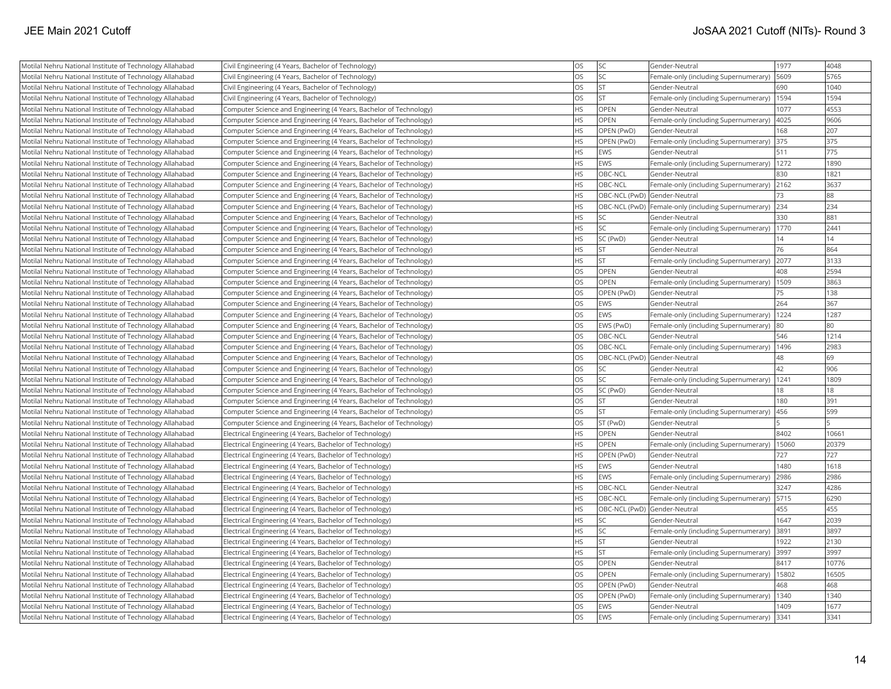| | | | | | | |
|---|---|---|---|---|---|---|
| Motilal Nehru National Institute of Technology Allahabad | Civil Engineering (4 Years, Bachelor of Technology) | OS | SC | Gender-Neutral | 1977 | 4048 |
| Motilal Nehru National Institute of Technology Allahabad | Civil Engineering (4 Years, Bachelor of Technology) | OS | SC | Female-only (including Supernumerary) | 5609 | 5765 |
| Motilal Nehru National Institute of Technology Allahabad | Civil Engineering (4 Years, Bachelor of Technology) | OS | ST | Gender-Neutral | 690 | 1040 |
| Motilal Nehru National Institute of Technology Allahabad | Civil Engineering (4 Years, Bachelor of Technology) | OS | ST | Female-only (including Supernumerary) | 1594 | 1594 |
| Motilal Nehru National Institute of Technology Allahabad | Computer Science and Engineering (4 Years, Bachelor of Technology) | HS | OPEN | Gender-Neutral | 1077 | 4553 |
| Motilal Nehru National Institute of Technology Allahabad | Computer Science and Engineering (4 Years, Bachelor of Technology) | HS | OPEN | Female-only (including Supernumerary) | 4025 | 9606 |
| Motilal Nehru National Institute of Technology Allahabad | Computer Science and Engineering (4 Years, Bachelor of Technology) | HS | OPEN (PwD) | Gender-Neutral | 168 | 207 |
| Motilal Nehru National Institute of Technology Allahabad | Computer Science and Engineering (4 Years, Bachelor of Technology) | HS | OPEN (PwD) | Female-only (including Supernumerary) | 375 | 375 |
| Motilal Nehru National Institute of Technology Allahabad | Computer Science and Engineering (4 Years, Bachelor of Technology) | HS | EWS | Gender-Neutral | 511 | 775 |
| Motilal Nehru National Institute of Technology Allahabad | Computer Science and Engineering (4 Years, Bachelor of Technology) | HS | EWS | Female-only (including Supernumerary) | 1272 | 1890 |
| Motilal Nehru National Institute of Technology Allahabad | Computer Science and Engineering (4 Years, Bachelor of Technology) | HS | OBC-NCL | Gender-Neutral | 830 | 1821 |
| Motilal Nehru National Institute of Technology Allahabad | Computer Science and Engineering (4 Years, Bachelor of Technology) | HS | OBC-NCL | Female-only (including Supernumerary) | 2162 | 3637 |
| Motilal Nehru National Institute of Technology Allahabad | Computer Science and Engineering (4 Years, Bachelor of Technology) | HS | OBC-NCL (PwD) | Gender-Neutral | 73 | 88 |
| Motilal Nehru National Institute of Technology Allahabad | Computer Science and Engineering (4 Years, Bachelor of Technology) | HS | OBC-NCL (PwD) | Female-only (including Supernumerary) | 234 | 234 |
| Motilal Nehru National Institute of Technology Allahabad | Computer Science and Engineering (4 Years, Bachelor of Technology) | HS | SC | Gender-Neutral | 330 | 881 |
| Motilal Nehru National Institute of Technology Allahabad | Computer Science and Engineering (4 Years, Bachelor of Technology) | HS | SC | Female-only (including Supernumerary) | 1770 | 2441 |
| Motilal Nehru National Institute of Technology Allahabad | Computer Science and Engineering (4 Years, Bachelor of Technology) | HS | SC (PwD) | Gender-Neutral | 14 | 14 |
| Motilal Nehru National Institute of Technology Allahabad | Computer Science and Engineering (4 Years, Bachelor of Technology) | HS | ST | Gender-Neutral | 76 | 864 |
| Motilal Nehru National Institute of Technology Allahabad | Computer Science and Engineering (4 Years, Bachelor of Technology) | HS | ST | Female-only (including Supernumerary) | 2077 | 3133 |
| Motilal Nehru National Institute of Technology Allahabad | Computer Science and Engineering (4 Years, Bachelor of Technology) | OS | OPEN | Gender-Neutral | 408 | 2594 |
| Motilal Nehru National Institute of Technology Allahabad | Computer Science and Engineering (4 Years, Bachelor of Technology) | OS | OPEN | Female-only (including Supernumerary) | 1509 | 3863 |
| Motilal Nehru National Institute of Technology Allahabad | Computer Science and Engineering (4 Years, Bachelor of Technology) | OS | OPEN (PwD) | Gender-Neutral | 75 | 138 |
| Motilal Nehru National Institute of Technology Allahabad | Computer Science and Engineering (4 Years, Bachelor of Technology) | OS | EWS | Gender-Neutral | 264 | 367 |
| Motilal Nehru National Institute of Technology Allahabad | Computer Science and Engineering (4 Years, Bachelor of Technology) | OS | EWS | Female-only (including Supernumerary) | 1224 | 1287 |
| Motilal Nehru National Institute of Technology Allahabad | Computer Science and Engineering (4 Years, Bachelor of Technology) | OS | EWS (PwD) | Female-only (including Supernumerary) | 80 | 80 |
| Motilal Nehru National Institute of Technology Allahabad | Computer Science and Engineering (4 Years, Bachelor of Technology) | OS | OBC-NCL | Gender-Neutral | 546 | 1214 |
| Motilal Nehru National Institute of Technology Allahabad | Computer Science and Engineering (4 Years, Bachelor of Technology) | OS | OBC-NCL | Female-only (including Supernumerary) | 1496 | 2983 |
| Motilal Nehru National Institute of Technology Allahabad | Computer Science and Engineering (4 Years, Bachelor of Technology) | OS | OBC-NCL (PwD) | Gender-Neutral | 48 | 69 |
| Motilal Nehru National Institute of Technology Allahabad | Computer Science and Engineering (4 Years, Bachelor of Technology) | OS | SC | Gender-Neutral | 42 | 906 |
| Motilal Nehru National Institute of Technology Allahabad | Computer Science and Engineering (4 Years, Bachelor of Technology) | OS | SC | Female-only (including Supernumerary) | 1241 | 1809 |
| Motilal Nehru National Institute of Technology Allahabad | Computer Science and Engineering (4 Years, Bachelor of Technology) | OS | SC (PwD) | Gender-Neutral | 18 | 18 |
| Motilal Nehru National Institute of Technology Allahabad | Computer Science and Engineering (4 Years, Bachelor of Technology) | OS | ST | Gender-Neutral | 180 | 391 |
| Motilal Nehru National Institute of Technology Allahabad | Computer Science and Engineering (4 Years, Bachelor of Technology) | OS | ST | Female-only (including Supernumerary) | 456 | 599 |
| Motilal Nehru National Institute of Technology Allahabad | Computer Science and Engineering (4 Years, Bachelor of Technology) | OS | ST (PwD) | Gender-Neutral | 5 | 5 |
| Motilal Nehru National Institute of Technology Allahabad | Electrical Engineering (4 Years, Bachelor of Technology) | HS | OPEN | Gender-Neutral | 8402 | 10661 |
| Motilal Nehru National Institute of Technology Allahabad | Electrical Engineering (4 Years, Bachelor of Technology) | HS | OPEN | Female-only (including Supernumerary) | 15060 | 20379 |
| Motilal Nehru National Institute of Technology Allahabad | Electrical Engineering (4 Years, Bachelor of Technology) | HS | OPEN (PwD) | Gender-Neutral | 727 | 727 |
| Motilal Nehru National Institute of Technology Allahabad | Electrical Engineering (4 Years, Bachelor of Technology) | HS | EWS | Gender-Neutral | 1480 | 1618 |
| Motilal Nehru National Institute of Technology Allahabad | Electrical Engineering (4 Years, Bachelor of Technology) | HS | EWS | Female-only (including Supernumerary) | 2986 | 2986 |
| Motilal Nehru National Institute of Technology Allahabad | Electrical Engineering (4 Years, Bachelor of Technology) | HS | OBC-NCL | Gender-Neutral | 3247 | 4286 |
| Motilal Nehru National Institute of Technology Allahabad | Electrical Engineering (4 Years, Bachelor of Technology) | HS | OBC-NCL | Female-only (including Supernumerary) | 5715 | 6290 |
| Motilal Nehru National Institute of Technology Allahabad | Electrical Engineering (4 Years, Bachelor of Technology) | HS | OBC-NCL (PwD) | Gender-Neutral | 455 | 455 |
| Motilal Nehru National Institute of Technology Allahabad | Electrical Engineering (4 Years, Bachelor of Technology) | HS | SC | Gender-Neutral | 1647 | 2039 |
| Motilal Nehru National Institute of Technology Allahabad | Electrical Engineering (4 Years, Bachelor of Technology) | HS | SC | Female-only (including Supernumerary) | 3891 | 3897 |
| Motilal Nehru National Institute of Technology Allahabad | Electrical Engineering (4 Years, Bachelor of Technology) | HS | ST | Gender-Neutral | 1922 | 2130 |
| Motilal Nehru National Institute of Technology Allahabad | Electrical Engineering (4 Years, Bachelor of Technology) | HS | ST | Female-only (including Supernumerary) | 3997 | 3997 |
| Motilal Nehru National Institute of Technology Allahabad | Electrical Engineering (4 Years, Bachelor of Technology) | OS | OPEN | Gender-Neutral | 8417 | 10776 |
| Motilal Nehru National Institute of Technology Allahabad | Electrical Engineering (4 Years, Bachelor of Technology) | OS | OPEN | Female-only (including Supernumerary) | 15802 | 16505 |
| Motilal Nehru National Institute of Technology Allahabad | Electrical Engineering (4 Years, Bachelor of Technology) | OS | OPEN (PwD) | Gender-Neutral | 468 | 468 |
| Motilal Nehru National Institute of Technology Allahabad | Electrical Engineering (4 Years, Bachelor of Technology) | OS | OPEN (PwD) | Female-only (including Supernumerary) | 1340 | 1340 |
| Motilal Nehru National Institute of Technology Allahabad | Electrical Engineering (4 Years, Bachelor of Technology) | OS | EWS | Gender-Neutral | 1409 | 1677 |
| Motilal Nehru National Institute of Technology Allahabad | Electrical Engineering (4 Years, Bachelor of Technology) | OS | EWS | Female-only (including Supernumerary) | 3341 | 3341 |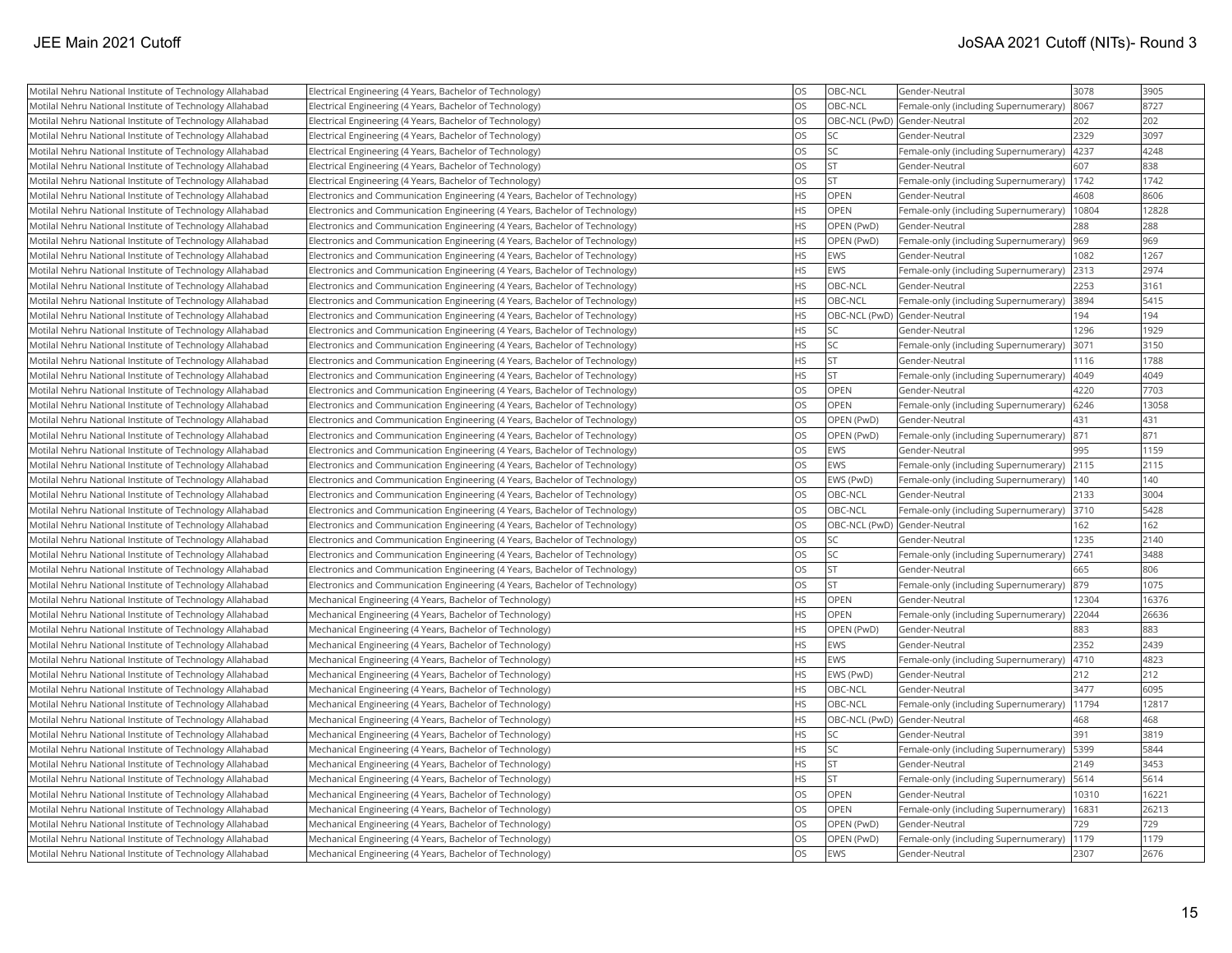| Motilal Nehru National Institute of Technology Allahabad | Electrical Engineering (4 Years, Bachelor of Technology) | OS | OBC-NCL | Gender-Neutral | 3078 | 3905 |
|---|---|---|---|---|---|---|
| Motilal Nehru National Institute of Technology Allahabad | Electrical Engineering (4 Years, Bachelor of Technology) | OS | OBC-NCL | Female-only (including Supernumerary) | 8067 | 8727 |
| Motilal Nehru National Institute of Technology Allahabad | Electrical Engineering (4 Years, Bachelor of Technology) | OS | OBC-NCL (PwD) | Gender-Neutral | 202 | 202 |
| Motilal Nehru National Institute of Technology Allahabad | Electrical Engineering (4 Years, Bachelor of Technology) | OS | SC | Gender-Neutral | 2329 | 3097 |
| Motilal Nehru National Institute of Technology Allahabad | Electrical Engineering (4 Years, Bachelor of Technology) | OS | SC | Female-only (including Supernumerary) | 4237 | 4248 |
| Motilal Nehru National Institute of Technology Allahabad | Electrical Engineering (4 Years, Bachelor of Technology) | OS | ST | Gender-Neutral | 607 | 838 |
| Motilal Nehru National Institute of Technology Allahabad | Electrical Engineering (4 Years, Bachelor of Technology) | OS | ST | Female-only (including Supernumerary) | 1742 | 1742 |
| Motilal Nehru National Institute of Technology Allahabad | Electronics and Communication Engineering (4 Years, Bachelor of Technology) | HS | OPEN | Gender-Neutral | 4608 | 8606 |
| Motilal Nehru National Institute of Technology Allahabad | Electronics and Communication Engineering (4 Years, Bachelor of Technology) | HS | OPEN | Female-only (including Supernumerary) | 10804 | 12828 |
| Motilal Nehru National Institute of Technology Allahabad | Electronics and Communication Engineering (4 Years, Bachelor of Technology) | HS | OPEN (PwD) | Gender-Neutral | 288 | 288 |
| Motilal Nehru National Institute of Technology Allahabad | Electronics and Communication Engineering (4 Years, Bachelor of Technology) | HS | OPEN (PwD) | Female-only (including Supernumerary) | 969 | 969 |
| Motilal Nehru National Institute of Technology Allahabad | Electronics and Communication Engineering (4 Years, Bachelor of Technology) | HS | EWS | Gender-Neutral | 1082 | 1267 |
| Motilal Nehru National Institute of Technology Allahabad | Electronics and Communication Engineering (4 Years, Bachelor of Technology) | HS | EWS | Female-only (including Supernumerary) | 2313 | 2974 |
| Motilal Nehru National Institute of Technology Allahabad | Electronics and Communication Engineering (4 Years, Bachelor of Technology) | HS | OBC-NCL | Gender-Neutral | 2253 | 3161 |
| Motilal Nehru National Institute of Technology Allahabad | Electronics and Communication Engineering (4 Years, Bachelor of Technology) | HS | OBC-NCL | Female-only (including Supernumerary) | 3894 | 5415 |
| Motilal Nehru National Institute of Technology Allahabad | Electronics and Communication Engineering (4 Years, Bachelor of Technology) | HS | OBC-NCL (PwD) | Gender-Neutral | 194 | 194 |
| Motilal Nehru National Institute of Technology Allahabad | Electronics and Communication Engineering (4 Years, Bachelor of Technology) | HS | SC | Gender-Neutral | 1296 | 1929 |
| Motilal Nehru National Institute of Technology Allahabad | Electronics and Communication Engineering (4 Years, Bachelor of Technology) | HS | SC | Female-only (including Supernumerary) | 3071 | 3150 |
| Motilal Nehru National Institute of Technology Allahabad | Electronics and Communication Engineering (4 Years, Bachelor of Technology) | HS | ST | Gender-Neutral | 1116 | 1788 |
| Motilal Nehru National Institute of Technology Allahabad | Electronics and Communication Engineering (4 Years, Bachelor of Technology) | HS | ST | Female-only (including Supernumerary) | 4049 | 4049 |
| Motilal Nehru National Institute of Technology Allahabad | Electronics and Communication Engineering (4 Years, Bachelor of Technology) | OS | OPEN | Gender-Neutral | 4220 | 7703 |
| Motilal Nehru National Institute of Technology Allahabad | Electronics and Communication Engineering (4 Years, Bachelor of Technology) | OS | OPEN | Female-only (including Supernumerary) | 6246 | 13058 |
| Motilal Nehru National Institute of Technology Allahabad | Electronics and Communication Engineering (4 Years, Bachelor of Technology) | OS | OPEN (PwD) | Gender-Neutral | 431 | 431 |
| Motilal Nehru National Institute of Technology Allahabad | Electronics and Communication Engineering (4 Years, Bachelor of Technology) | OS | OPEN (PwD) | Female-only (including Supernumerary) | 871 | 871 |
| Motilal Nehru National Institute of Technology Allahabad | Electronics and Communication Engineering (4 Years, Bachelor of Technology) | OS | EWS | Gender-Neutral | 995 | 1159 |
| Motilal Nehru National Institute of Technology Allahabad | Electronics and Communication Engineering (4 Years, Bachelor of Technology) | OS | EWS | Female-only (including Supernumerary) | 2115 | 2115 |
| Motilal Nehru National Institute of Technology Allahabad | Electronics and Communication Engineering (4 Years, Bachelor of Technology) | OS | EWS (PwD) | Female-only (including Supernumerary) | 140 | 140 |
| Motilal Nehru National Institute of Technology Allahabad | Electronics and Communication Engineering (4 Years, Bachelor of Technology) | OS | OBC-NCL | Gender-Neutral | 2133 | 3004 |
| Motilal Nehru National Institute of Technology Allahabad | Electronics and Communication Engineering (4 Years, Bachelor of Technology) | OS | OBC-NCL | Female-only (including Supernumerary) | 3710 | 5428 |
| Motilal Nehru National Institute of Technology Allahabad | Electronics and Communication Engineering (4 Years, Bachelor of Technology) | OS | OBC-NCL (PwD) | Gender-Neutral | 162 | 162 |
| Motilal Nehru National Institute of Technology Allahabad | Electronics and Communication Engineering (4 Years, Bachelor of Technology) | OS | SC | Gender-Neutral | 1235 | 2140 |
| Motilal Nehru National Institute of Technology Allahabad | Electronics and Communication Engineering (4 Years, Bachelor of Technology) | OS | SC | Female-only (including Supernumerary) | 2741 | 3488 |
| Motilal Nehru National Institute of Technology Allahabad | Electronics and Communication Engineering (4 Years, Bachelor of Technology) | OS | ST | Gender-Neutral | 665 | 806 |
| Motilal Nehru National Institute of Technology Allahabad | Electronics and Communication Engineering (4 Years, Bachelor of Technology) | OS | ST | Female-only (including Supernumerary) | 879 | 1075 |
| Motilal Nehru National Institute of Technology Allahabad | Mechanical Engineering (4 Years, Bachelor of Technology) | HS | OPEN | Gender-Neutral | 12304 | 16376 |
| Motilal Nehru National Institute of Technology Allahabad | Mechanical Engineering (4 Years, Bachelor of Technology) | HS | OPEN | Female-only (including Supernumerary) | 22044 | 26636 |
| Motilal Nehru National Institute of Technology Allahabad | Mechanical Engineering (4 Years, Bachelor of Technology) | HS | OPEN (PwD) | Gender-Neutral | 883 | 883 |
| Motilal Nehru National Institute of Technology Allahabad | Mechanical Engineering (4 Years, Bachelor of Technology) | HS | EWS | Gender-Neutral | 2352 | 2439 |
| Motilal Nehru National Institute of Technology Allahabad | Mechanical Engineering (4 Years, Bachelor of Technology) | HS | EWS | Female-only (including Supernumerary) | 4710 | 4823 |
| Motilal Nehru National Institute of Technology Allahabad | Mechanical Engineering (4 Years, Bachelor of Technology) | HS | EWS (PwD) | Gender-Neutral | 212 | 212 |
| Motilal Nehru National Institute of Technology Allahabad | Mechanical Engineering (4 Years, Bachelor of Technology) | HS | OBC-NCL | Gender-Neutral | 3477 | 6095 |
| Motilal Nehru National Institute of Technology Allahabad | Mechanical Engineering (4 Years, Bachelor of Technology) | HS | OBC-NCL | Female-only (including Supernumerary) | 11794 | 12817 |
| Motilal Nehru National Institute of Technology Allahabad | Mechanical Engineering (4 Years, Bachelor of Technology) | HS | OBC-NCL (PwD) | Gender-Neutral | 468 | 468 |
| Motilal Nehru National Institute of Technology Allahabad | Mechanical Engineering (4 Years, Bachelor of Technology) | HS | SC | Gender-Neutral | 391 | 3819 |
| Motilal Nehru National Institute of Technology Allahabad | Mechanical Engineering (4 Years, Bachelor of Technology) | HS | SC | Female-only (including Supernumerary) | 5399 | 5844 |
| Motilal Nehru National Institute of Technology Allahabad | Mechanical Engineering (4 Years, Bachelor of Technology) | HS | ST | Gender-Neutral | 2149 | 3453 |
| Motilal Nehru National Institute of Technology Allahabad | Mechanical Engineering (4 Years, Bachelor of Technology) | HS | ST | Female-only (including Supernumerary) | 5614 | 5614 |
| Motilal Nehru National Institute of Technology Allahabad | Mechanical Engineering (4 Years, Bachelor of Technology) | OS | OPEN | Gender-Neutral | 10310 | 16221 |
| Motilal Nehru National Institute of Technology Allahabad | Mechanical Engineering (4 Years, Bachelor of Technology) | OS | OPEN | Female-only (including Supernumerary) | 16831 | 26213 |
| Motilal Nehru National Institute of Technology Allahabad | Mechanical Engineering (4 Years, Bachelor of Technology) | OS | OPEN (PwD) | Gender-Neutral | 729 | 729 |
| Motilal Nehru National Institute of Technology Allahabad | Mechanical Engineering (4 Years, Bachelor of Technology) | OS | OPEN (PwD) | Female-only (including Supernumerary) | 1179 | 1179 |
| Motilal Nehru National Institute of Technology Allahabad | Mechanical Engineering (4 Years, Bachelor of Technology) | OS | EWS | Gender-Neutral | 2307 | 2676 |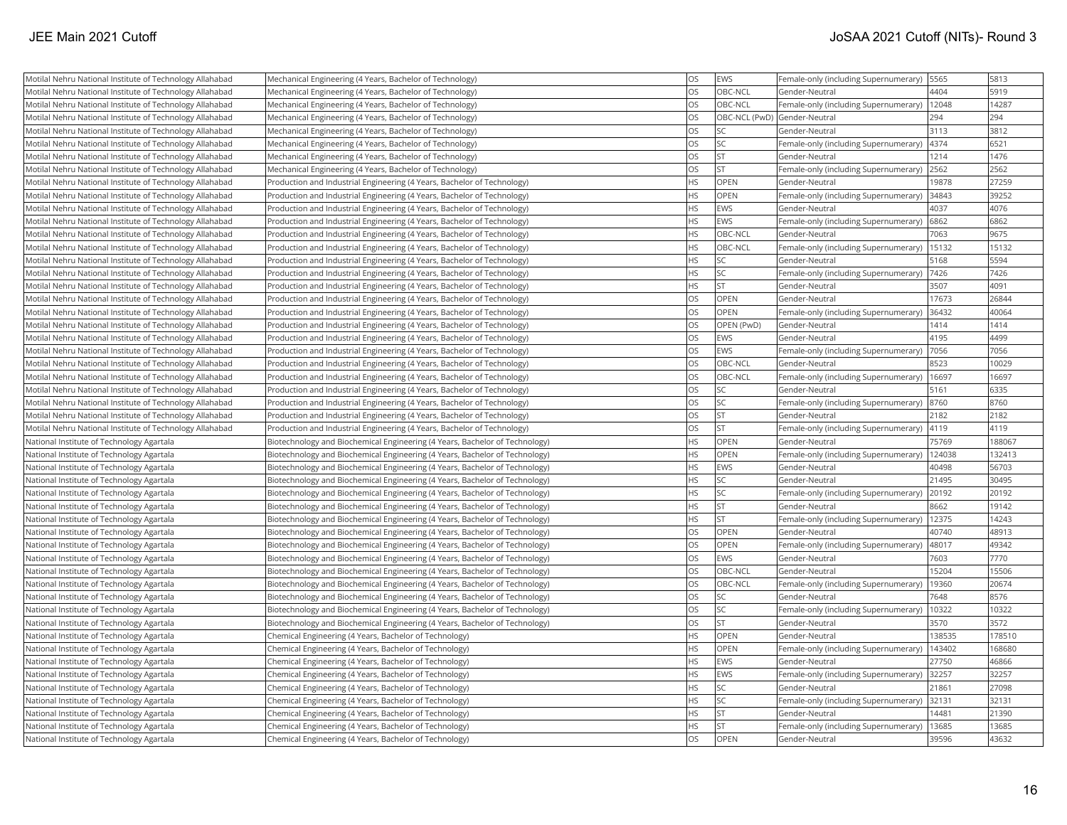| | | | | | | |
|---|---|---|---|---|---|---|
| Motilal Nehru National Institute of Technology Allahabad | Mechanical Engineering (4 Years, Bachelor of Technology) | OS | EWS | Female-only (including Supernumerary) | 5565 | 5813 |
| Motilal Nehru National Institute of Technology Allahabad | Mechanical Engineering (4 Years, Bachelor of Technology) | OS | OBC-NCL | Gender-Neutral | 4404 | 5919 |
| Motilal Nehru National Institute of Technology Allahabad | Mechanical Engineering (4 Years, Bachelor of Technology) | OS | OBC-NCL | Female-only (including Supernumerary) | 12048 | 14287 |
| Motilal Nehru National Institute of Technology Allahabad | Mechanical Engineering (4 Years, Bachelor of Technology) | OS | OBC-NCL (PwD) | Gender-Neutral | 294 | 294 |
| Motilal Nehru National Institute of Technology Allahabad | Mechanical Engineering (4 Years, Bachelor of Technology) | OS | SC | Gender-Neutral | 3113 | 3812 |
| Motilal Nehru National Institute of Technology Allahabad | Mechanical Engineering (4 Years, Bachelor of Technology) | OS | SC | Female-only (including Supernumerary) | 4374 | 6521 |
| Motilal Nehru National Institute of Technology Allahabad | Mechanical Engineering (4 Years, Bachelor of Technology) | OS | ST | Gender-Neutral | 1214 | 1476 |
| Motilal Nehru National Institute of Technology Allahabad | Mechanical Engineering (4 Years, Bachelor of Technology) | OS | ST | Female-only (including Supernumerary) | 2562 | 2562 |
| Motilal Nehru National Institute of Technology Allahabad | Production and Industrial Engineering (4 Years, Bachelor of Technology) | HS | OPEN | Gender-Neutral | 19878 | 27259 |
| Motilal Nehru National Institute of Technology Allahabad | Production and Industrial Engineering (4 Years, Bachelor of Technology) | HS | OPEN | Female-only (including Supernumerary) | 34843 | 39252 |
| Motilal Nehru National Institute of Technology Allahabad | Production and Industrial Engineering (4 Years, Bachelor of Technology) | HS | EWS | Gender-Neutral | 4037 | 4076 |
| Motilal Nehru National Institute of Technology Allahabad | Production and Industrial Engineering (4 Years, Bachelor of Technology) | HS | EWS | Female-only (including Supernumerary) | 6862 | 6862 |
| Motilal Nehru National Institute of Technology Allahabad | Production and Industrial Engineering (4 Years, Bachelor of Technology) | HS | OBC-NCL | Gender-Neutral | 7063 | 9675 |
| Motilal Nehru National Institute of Technology Allahabad | Production and Industrial Engineering (4 Years, Bachelor of Technology) | HS | OBC-NCL | Female-only (including Supernumerary) | 15132 | 15132 |
| Motilal Nehru National Institute of Technology Allahabad | Production and Industrial Engineering (4 Years, Bachelor of Technology) | HS | SC | Gender-Neutral | 5168 | 5594 |
| Motilal Nehru National Institute of Technology Allahabad | Production and Industrial Engineering (4 Years, Bachelor of Technology) | HS | SC | Female-only (including Supernumerary) | 7426 | 7426 |
| Motilal Nehru National Institute of Technology Allahabad | Production and Industrial Engineering (4 Years, Bachelor of Technology) | HS | ST | Gender-Neutral | 3507 | 4091 |
| Motilal Nehru National Institute of Technology Allahabad | Production and Industrial Engineering (4 Years, Bachelor of Technology) | OS | OPEN | Gender-Neutral | 17673 | 26844 |
| Motilal Nehru National Institute of Technology Allahabad | Production and Industrial Engineering (4 Years, Bachelor of Technology) | OS | OPEN | Female-only (including Supernumerary) | 36432 | 40064 |
| Motilal Nehru National Institute of Technology Allahabad | Production and Industrial Engineering (4 Years, Bachelor of Technology) | OS | OPEN (PwD) | Gender-Neutral | 1414 | 1414 |
| Motilal Nehru National Institute of Technology Allahabad | Production and Industrial Engineering (4 Years, Bachelor of Technology) | OS | EWS | Gender-Neutral | 4195 | 4499 |
| Motilal Nehru National Institute of Technology Allahabad | Production and Industrial Engineering (4 Years, Bachelor of Technology) | OS | EWS | Female-only (including Supernumerary) | 7056 | 7056 |
| Motilal Nehru National Institute of Technology Allahabad | Production and Industrial Engineering (4 Years, Bachelor of Technology) | OS | OBC-NCL | Gender-Neutral | 8523 | 10029 |
| Motilal Nehru National Institute of Technology Allahabad | Production and Industrial Engineering (4 Years, Bachelor of Technology) | OS | OBC-NCL | Female-only (including Supernumerary) | 16697 | 16697 |
| Motilal Nehru National Institute of Technology Allahabad | Production and Industrial Engineering (4 Years, Bachelor of Technology) | OS | SC | Gender-Neutral | 5161 | 6335 |
| Motilal Nehru National Institute of Technology Allahabad | Production and Industrial Engineering (4 Years, Bachelor of Technology) | OS | SC | Female-only (including Supernumerary) | 8760 | 8760 |
| Motilal Nehru National Institute of Technology Allahabad | Production and Industrial Engineering (4 Years, Bachelor of Technology) | OS | ST | Gender-Neutral | 2182 | 2182 |
| Motilal Nehru National Institute of Technology Allahabad | Production and Industrial Engineering (4 Years, Bachelor of Technology) | OS | ST | Female-only (including Supernumerary) | 4119 | 4119 |
| National Institute of Technology Agartala | Biotechnology and Biochemical Engineering (4 Years, Bachelor of Technology) | HS | OPEN | Gender-Neutral | 75769 | 188067 |
| National Institute of Technology Agartala | Biotechnology and Biochemical Engineering (4 Years, Bachelor of Technology) | HS | OPEN | Female-only (including Supernumerary) | 124038 | 132413 |
| National Institute of Technology Agartala | Biotechnology and Biochemical Engineering (4 Years, Bachelor of Technology) | HS | EWS | Gender-Neutral | 40498 | 56703 |
| National Institute of Technology Agartala | Biotechnology and Biochemical Engineering (4 Years, Bachelor of Technology) | HS | SC | Gender-Neutral | 21495 | 30495 |
| National Institute of Technology Agartala | Biotechnology and Biochemical Engineering (4 Years, Bachelor of Technology) | HS | SC | Female-only (including Supernumerary) | 20192 | 20192 |
| National Institute of Technology Agartala | Biotechnology and Biochemical Engineering (4 Years, Bachelor of Technology) | HS | ST | Gender-Neutral | 8662 | 19142 |
| National Institute of Technology Agartala | Biotechnology and Biochemical Engineering (4 Years, Bachelor of Technology) | HS | ST | Female-only (including Supernumerary) | 12375 | 14243 |
| National Institute of Technology Agartala | Biotechnology and Biochemical Engineering (4 Years, Bachelor of Technology) | OS | OPEN | Gender-Neutral | 40740 | 48913 |
| National Institute of Technology Agartala | Biotechnology and Biochemical Engineering (4 Years, Bachelor of Technology) | OS | OPEN | Female-only (including Supernumerary) | 48017 | 49342 |
| National Institute of Technology Agartala | Biotechnology and Biochemical Engineering (4 Years, Bachelor of Technology) | OS | EWS | Gender-Neutral | 7603 | 7770 |
| National Institute of Technology Agartala | Biotechnology and Biochemical Engineering (4 Years, Bachelor of Technology) | OS | OBC-NCL | Gender-Neutral | 15204 | 15506 |
| National Institute of Technology Agartala | Biotechnology and Biochemical Engineering (4 Years, Bachelor of Technology) | OS | OBC-NCL | Female-only (including Supernumerary) | 19360 | 20674 |
| National Institute of Technology Agartala | Biotechnology and Biochemical Engineering (4 Years, Bachelor of Technology) | OS | SC | Gender-Neutral | 7648 | 8576 |
| National Institute of Technology Agartala | Biotechnology and Biochemical Engineering (4 Years, Bachelor of Technology) | OS | SC | Female-only (including Supernumerary) | 10322 | 10322 |
| National Institute of Technology Agartala | Biotechnology and Biochemical Engineering (4 Years, Bachelor of Technology) | OS | ST | Gender-Neutral | 3570 | 3572 |
| National Institute of Technology Agartala | Chemical Engineering (4 Years, Bachelor of Technology) | HS | OPEN | Gender-Neutral | 138535 | 178510 |
| National Institute of Technology Agartala | Chemical Engineering (4 Years, Bachelor of Technology) | HS | OPEN | Female-only (including Supernumerary) | 143402 | 168680 |
| National Institute of Technology Agartala | Chemical Engineering (4 Years, Bachelor of Technology) | HS | EWS | Gender-Neutral | 27750 | 46866 |
| National Institute of Technology Agartala | Chemical Engineering (4 Years, Bachelor of Technology) | HS | EWS | Female-only (including Supernumerary) | 32257 | 32257 |
| National Institute of Technology Agartala | Chemical Engineering (4 Years, Bachelor of Technology) | HS | SC | Gender-Neutral | 21861 | 27098 |
| National Institute of Technology Agartala | Chemical Engineering (4 Years, Bachelor of Technology) | HS | SC | Female-only (including Supernumerary) | 32131 | 32131 |
| National Institute of Technology Agartala | Chemical Engineering (4 Years, Bachelor of Technology) | HS | ST | Gender-Neutral | 14481 | 21390 |
| National Institute of Technology Agartala | Chemical Engineering (4 Years, Bachelor of Technology) | HS | ST | Female-only (including Supernumerary) | 13685 | 13685 |
| National Institute of Technology Agartala | Chemical Engineering (4 Years, Bachelor of Technology) | OS | OPEN | Gender-Neutral | 39596 | 43632 |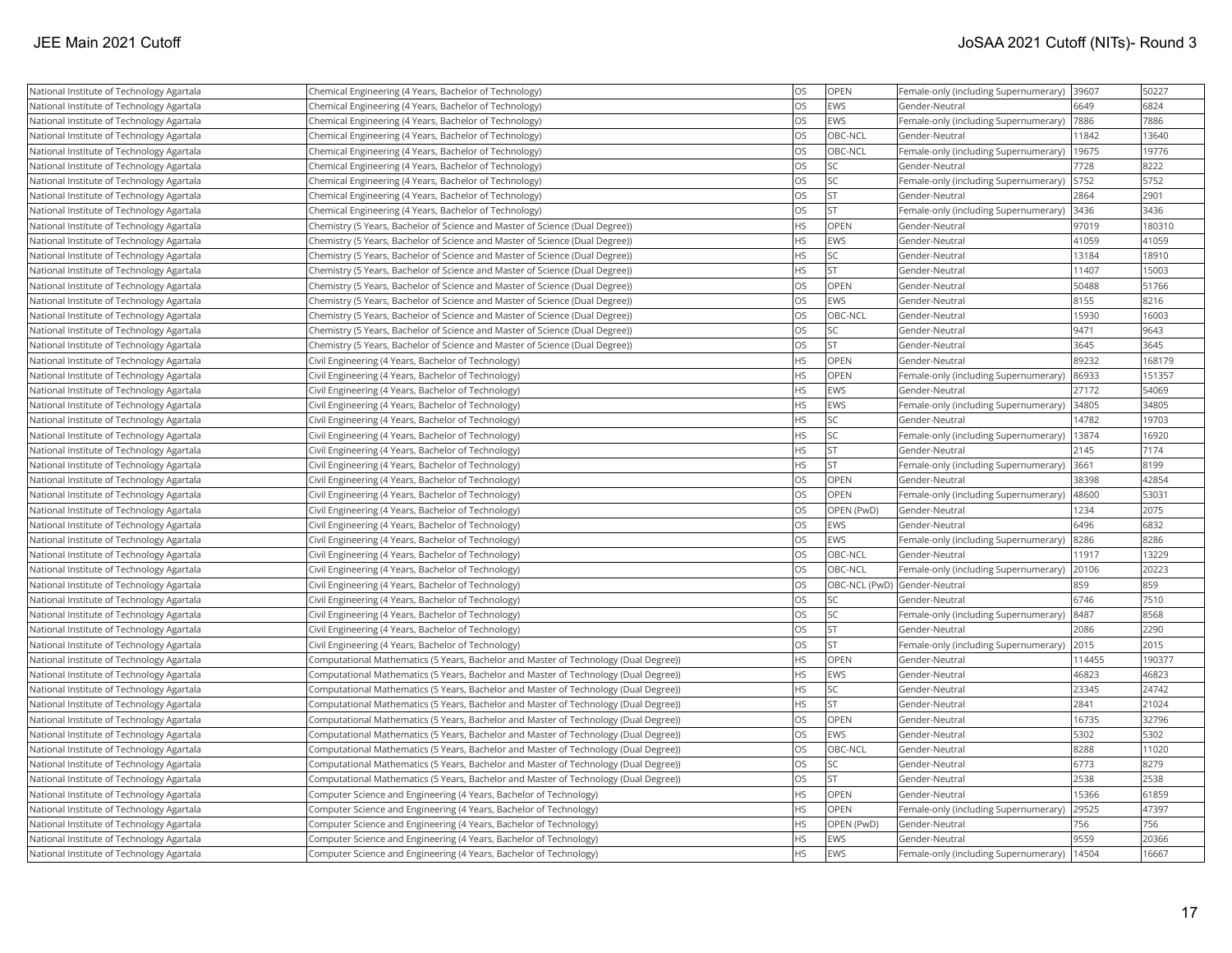| | | | | | | |
|---|---|---|---|---|---|---|
| National Institute of Technology Agartala | Chemical Engineering (4 Years, Bachelor of Technology) | OS | OPEN | Female-only (including Supernumerary) | 39607 | 50227 |
| National Institute of Technology Agartala | Chemical Engineering (4 Years, Bachelor of Technology) | OS | EWS | Gender-Neutral | 6649 | 6824 |
| National Institute of Technology Agartala | Chemical Engineering (4 Years, Bachelor of Technology) | OS | EWS | Female-only (including Supernumerary) | 7886 | 7886 |
| National Institute of Technology Agartala | Chemical Engineering (4 Years, Bachelor of Technology) | OS | OBC-NCL | Gender-Neutral | 11842 | 13640 |
| National Institute of Technology Agartala | Chemical Engineering (4 Years, Bachelor of Technology) | OS | OBC-NCL | Female-only (including Supernumerary) | 19675 | 19776 |
| National Institute of Technology Agartala | Chemical Engineering (4 Years, Bachelor of Technology) | OS | SC | Gender-Neutral | 7728 | 8222 |
| National Institute of Technology Agartala | Chemical Engineering (4 Years, Bachelor of Technology) | OS | SC | Female-only (including Supernumerary) | 5752 | 5752 |
| National Institute of Technology Agartala | Chemical Engineering (4 Years, Bachelor of Technology) | OS | ST | Gender-Neutral | 2864 | 2901 |
| National Institute of Technology Agartala | Chemical Engineering (4 Years, Bachelor of Technology) | OS | ST | Female-only (including Supernumerary) | 3436 | 3436 |
| National Institute of Technology Agartala | Chemistry (5 Years, Bachelor of Science and Master of Science (Dual Degree)) | HS | OPEN | Gender-Neutral | 97019 | 180310 |
| National Institute of Technology Agartala | Chemistry (5 Years, Bachelor of Science and Master of Science (Dual Degree)) | HS | EWS | Gender-Neutral | 41059 | 41059 |
| National Institute of Technology Agartala | Chemistry (5 Years, Bachelor of Science and Master of Science (Dual Degree)) | HS | SC | Gender-Neutral | 13184 | 18910 |
| National Institute of Technology Agartala | Chemistry (5 Years, Bachelor of Science and Master of Science (Dual Degree)) | HS | ST | Gender-Neutral | 11407 | 15003 |
| National Institute of Technology Agartala | Chemistry (5 Years, Bachelor of Science and Master of Science (Dual Degree)) | OS | OPEN | Gender-Neutral | 50488 | 51766 |
| National Institute of Technology Agartala | Chemistry (5 Years, Bachelor of Science and Master of Science (Dual Degree)) | OS | EWS | Gender-Neutral | 8155 | 8216 |
| National Institute of Technology Agartala | Chemistry (5 Years, Bachelor of Science and Master of Science (Dual Degree)) | OS | OBC-NCL | Gender-Neutral | 15930 | 16003 |
| National Institute of Technology Agartala | Chemistry (5 Years, Bachelor of Science and Master of Science (Dual Degree)) | OS | SC | Gender-Neutral | 9471 | 9643 |
| National Institute of Technology Agartala | Chemistry (5 Years, Bachelor of Science and Master of Science (Dual Degree)) | OS | ST | Gender-Neutral | 3645 | 3645 |
| National Institute of Technology Agartala | Civil Engineering (4 Years, Bachelor of Technology) | HS | OPEN | Gender-Neutral | 89232 | 168179 |
| National Institute of Technology Agartala | Civil Engineering (4 Years, Bachelor of Technology) | HS | OPEN | Female-only (including Supernumerary) | 86933 | 151357 |
| National Institute of Technology Agartala | Civil Engineering (4 Years, Bachelor of Technology) | HS | EWS | Gender-Neutral | 27172 | 54069 |
| National Institute of Technology Agartala | Civil Engineering (4 Years, Bachelor of Technology) | HS | EWS | Female-only (including Supernumerary) | 34805 | 34805 |
| National Institute of Technology Agartala | Civil Engineering (4 Years, Bachelor of Technology) | HS | SC | Gender-Neutral | 14782 | 19703 |
| National Institute of Technology Agartala | Civil Engineering (4 Years, Bachelor of Technology) | HS | SC | Female-only (including Supernumerary) | 13874 | 16920 |
| National Institute of Technology Agartala | Civil Engineering (4 Years, Bachelor of Technology) | HS | ST | Gender-Neutral | 2145 | 7174 |
| National Institute of Technology Agartala | Civil Engineering (4 Years, Bachelor of Technology) | HS | ST | Female-only (including Supernumerary) | 3661 | 8199 |
| National Institute of Technology Agartala | Civil Engineering (4 Years, Bachelor of Technology) | OS | OPEN | Gender-Neutral | 38398 | 42854 |
| National Institute of Technology Agartala | Civil Engineering (4 Years, Bachelor of Technology) | OS | OPEN | Female-only (including Supernumerary) | 48600 | 53031 |
| National Institute of Technology Agartala | Civil Engineering (4 Years, Bachelor of Technology) | OS | OPEN (PwD) | Gender-Neutral | 1234 | 2075 |
| National Institute of Technology Agartala | Civil Engineering (4 Years, Bachelor of Technology) | OS | EWS | Gender-Neutral | 6496 | 6832 |
| National Institute of Technology Agartala | Civil Engineering (4 Years, Bachelor of Technology) | OS | EWS | Female-only (including Supernumerary) | 8286 | 8286 |
| National Institute of Technology Agartala | Civil Engineering (4 Years, Bachelor of Technology) | OS | OBC-NCL | Gender-Neutral | 11917 | 13229 |
| National Institute of Technology Agartala | Civil Engineering (4 Years, Bachelor of Technology) | OS | OBC-NCL | Female-only (including Supernumerary) | 20106 | 20223 |
| National Institute of Technology Agartala | Civil Engineering (4 Years, Bachelor of Technology) | OS | OBC-NCL (PwD) | Gender-Neutral | 859 | 859 |
| National Institute of Technology Agartala | Civil Engineering (4 Years, Bachelor of Technology) | OS | SC | Gender-Neutral | 6746 | 7510 |
| National Institute of Technology Agartala | Civil Engineering (4 Years, Bachelor of Technology) | OS | SC | Female-only (including Supernumerary) | 8487 | 8568 |
| National Institute of Technology Agartala | Civil Engineering (4 Years, Bachelor of Technology) | OS | ST | Gender-Neutral | 2086 | 2290 |
| National Institute of Technology Agartala | Civil Engineering (4 Years, Bachelor of Technology) | OS | ST | Female-only (including Supernumerary) | 2015 | 2015 |
| National Institute of Technology Agartala | Computational Mathematics (5 Years, Bachelor and Master of Technology (Dual Degree)) | HS | OPEN | Gender-Neutral | 114455 | 190377 |
| National Institute of Technology Agartala | Computational Mathematics (5 Years, Bachelor and Master of Technology (Dual Degree)) | HS | EWS | Gender-Neutral | 46823 | 46823 |
| National Institute of Technology Agartala | Computational Mathematics (5 Years, Bachelor and Master of Technology (Dual Degree)) | HS | SC | Gender-Neutral | 23345 | 24742 |
| National Institute of Technology Agartala | Computational Mathematics (5 Years, Bachelor and Master of Technology (Dual Degree)) | HS | ST | Gender-Neutral | 2841 | 21024 |
| National Institute of Technology Agartala | Computational Mathematics (5 Years, Bachelor and Master of Technology (Dual Degree)) | OS | OPEN | Gender-Neutral | 16735 | 32796 |
| National Institute of Technology Agartala | Computational Mathematics (5 Years, Bachelor and Master of Technology (Dual Degree)) | OS | EWS | Gender-Neutral | 5302 | 5302 |
| National Institute of Technology Agartala | Computational Mathematics (5 Years, Bachelor and Master of Technology (Dual Degree)) | OS | OBC-NCL | Gender-Neutral | 8288 | 11020 |
| National Institute of Technology Agartala | Computational Mathematics (5 Years, Bachelor and Master of Technology (Dual Degree)) | OS | SC | Gender-Neutral | 6773 | 8279 |
| National Institute of Technology Agartala | Computational Mathematics (5 Years, Bachelor and Master of Technology (Dual Degree)) | OS | ST | Gender-Neutral | 2538 | 2538 |
| National Institute of Technology Agartala | Computer Science and Engineering (4 Years, Bachelor of Technology) | HS | OPEN | Gender-Neutral | 15366 | 61859 |
| National Institute of Technology Agartala | Computer Science and Engineering (4 Years, Bachelor of Technology) | HS | OPEN | Female-only (including Supernumerary) | 29525 | 47397 |
| National Institute of Technology Agartala | Computer Science and Engineering (4 Years, Bachelor of Technology) | HS | OPEN (PwD) | Gender-Neutral | 756 | 756 |
| National Institute of Technology Agartala | Computer Science and Engineering (4 Years, Bachelor of Technology) | HS | EWS | Gender-Neutral | 9559 | 20366 |
| National Institute of Technology Agartala | Computer Science and Engineering (4 Years, Bachelor of Technology) | HS | EWS | Female-only (including Supernumerary) | 14504 | 16667 |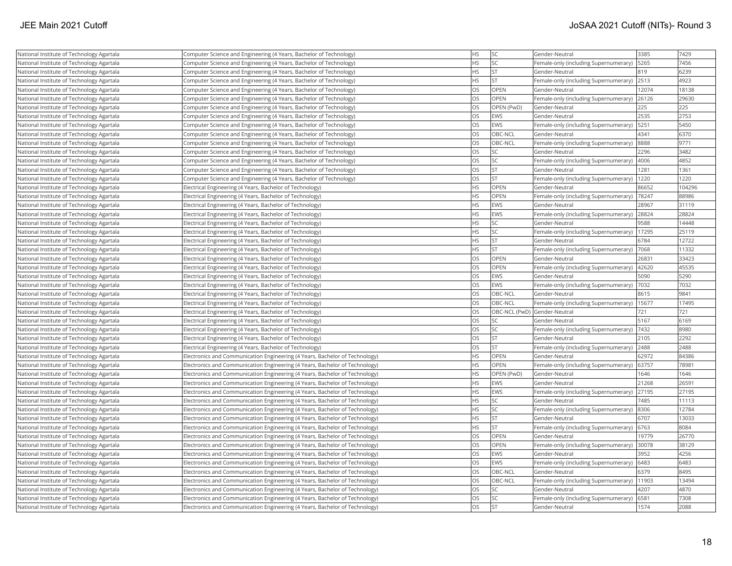| National Institute of Technology Agartala | Computer Science and Engineering (4 Years, Bachelor of Technology) | HS | SC | Gender-Neutral | 3385 | 7429 |
|---|---|---|---|---|---|---|
| National Institute of Technology Agartala | Computer Science and Engineering (4 Years, Bachelor of Technology) | HS | SC | Female-only (including Supernumerary) | 5265 | 7456 |
| National Institute of Technology Agartala | Computer Science and Engineering (4 Years, Bachelor of Technology) | HS | ST | Gender-Neutral | 819 | 6239 |
| National Institute of Technology Agartala | Computer Science and Engineering (4 Years, Bachelor of Technology) | HS | ST | Female-only (including Supernumerary) | 2513 | 4923 |
| National Institute of Technology Agartala | Computer Science and Engineering (4 Years, Bachelor of Technology) | OS | OPEN | Gender-Neutral | 12074 | 18138 |
| National Institute of Technology Agartala | Computer Science and Engineering (4 Years, Bachelor of Technology) | OS | OPEN | Female-only (including Supernumerary) | 26126 | 29630 |
| National Institute of Technology Agartala | Computer Science and Engineering (4 Years, Bachelor of Technology) | OS | OPEN (PwD) | Gender-Neutral | 225 | 225 |
| National Institute of Technology Agartala | Computer Science and Engineering (4 Years, Bachelor of Technology) | OS | EWS | Gender-Neutral | 2535 | 2753 |
| National Institute of Technology Agartala | Computer Science and Engineering (4 Years, Bachelor of Technology) | OS | EWS | Female-only (including Supernumerary) | 5251 | 5450 |
| National Institute of Technology Agartala | Computer Science and Engineering (4 Years, Bachelor of Technology) | OS | OBC-NCL | Gender-Neutral | 4341 | 6370 |
| National Institute of Technology Agartala | Computer Science and Engineering (4 Years, Bachelor of Technology) | OS | OBC-NCL | Female-only (including Supernumerary) | 8888 | 9771 |
| National Institute of Technology Agartala | Computer Science and Engineering (4 Years, Bachelor of Technology) | OS | SC | Gender-Neutral | 2296 | 3482 |
| National Institute of Technology Agartala | Computer Science and Engineering (4 Years, Bachelor of Technology) | OS | SC | Female-only (including Supernumerary) | 4006 | 4852 |
| National Institute of Technology Agartala | Computer Science and Engineering (4 Years, Bachelor of Technology) | OS | ST | Gender-Neutral | 1281 | 1361 |
| National Institute of Technology Agartala | Computer Science and Engineering (4 Years, Bachelor of Technology) | OS | ST | Female-only (including Supernumerary) | 1220 | 1220 |
| National Institute of Technology Agartala | Electrical Engineering (4 Years, Bachelor of Technology) | HS | OPEN | Gender-Neutral | 86652 | 104296 |
| National Institute of Technology Agartala | Electrical Engineering (4 Years, Bachelor of Technology) | HS | OPEN | Female-only (including Supernumerary) | 78247 | 88986 |
| National Institute of Technology Agartala | Electrical Engineering (4 Years, Bachelor of Technology) | HS | EWS | Gender-Neutral | 28967 | 31119 |
| National Institute of Technology Agartala | Electrical Engineering (4 Years, Bachelor of Technology) | HS | EWS | Female-only (including Supernumerary) | 28824 | 28824 |
| National Institute of Technology Agartala | Electrical Engineering (4 Years, Bachelor of Technology) | HS | SC | Gender-Neutral | 9588 | 14448 |
| National Institute of Technology Agartala | Electrical Engineering (4 Years, Bachelor of Technology) | HS | SC | Female-only (including Supernumerary) | 17295 | 25119 |
| National Institute of Technology Agartala | Electrical Engineering (4 Years, Bachelor of Technology) | HS | ST | Gender-Neutral | 6784 | 12722 |
| National Institute of Technology Agartala | Electrical Engineering (4 Years, Bachelor of Technology) | HS | ST | Female-only (including Supernumerary) | 7068 | 11332 |
| National Institute of Technology Agartala | Electrical Engineering (4 Years, Bachelor of Technology) | OS | OPEN | Gender-Neutral | 26831 | 33423 |
| National Institute of Technology Agartala | Electrical Engineering (4 Years, Bachelor of Technology) | OS | OPEN | Female-only (including Supernumerary) | 42620 | 45535 |
| National Institute of Technology Agartala | Electrical Engineering (4 Years, Bachelor of Technology) | OS | EWS | Gender-Neutral | 5090 | 5290 |
| National Institute of Technology Agartala | Electrical Engineering (4 Years, Bachelor of Technology) | OS | EWS | Female-only (including Supernumerary) | 7032 | 7032 |
| National Institute of Technology Agartala | Electrical Engineering (4 Years, Bachelor of Technology) | OS | OBC-NCL | Gender-Neutral | 8615 | 9841 |
| National Institute of Technology Agartala | Electrical Engineering (4 Years, Bachelor of Technology) | OS | OBC-NCL | Female-only (including Supernumerary) | 15677 | 17495 |
| National Institute of Technology Agartala | Electrical Engineering (4 Years, Bachelor of Technology) | OS | OBC-NCL (PwD) | Gender-Neutral | 721 | 721 |
| National Institute of Technology Agartala | Electrical Engineering (4 Years, Bachelor of Technology) | OS | SC | Gender-Neutral | 5167 | 6169 |
| National Institute of Technology Agartala | Electrical Engineering (4 Years, Bachelor of Technology) | OS | SC | Female-only (including Supernumerary) | 7432 | 8980 |
| National Institute of Technology Agartala | Electrical Engineering (4 Years, Bachelor of Technology) | OS | ST | Gender-Neutral | 2105 | 2292 |
| National Institute of Technology Agartala | Electrical Engineering (4 Years, Bachelor of Technology) | OS | ST | Female-only (including Supernumerary) | 2488 | 2488 |
| National Institute of Technology Agartala | Electronics and Communication Engineering (4 Years, Bachelor of Technology) | HS | OPEN | Gender-Neutral | 62972 | 84386 |
| National Institute of Technology Agartala | Electronics and Communication Engineering (4 Years, Bachelor of Technology) | HS | OPEN | Female-only (including Supernumerary) | 63757 | 78981 |
| National Institute of Technology Agartala | Electronics and Communication Engineering (4 Years, Bachelor of Technology) | HS | OPEN (PwD) | Gender-Neutral | 1646 | 1646 |
| National Institute of Technology Agartala | Electronics and Communication Engineering (4 Years, Bachelor of Technology) | HS | EWS | Gender-Neutral | 21268 | 26591 |
| National Institute of Technology Agartala | Electronics and Communication Engineering (4 Years, Bachelor of Technology) | HS | EWS | Female-only (including Supernumerary) | 27195 | 27195 |
| National Institute of Technology Agartala | Electronics and Communication Engineering (4 Years, Bachelor of Technology) | HS | SC | Gender-Neutral | 7485 | 11113 |
| National Institute of Technology Agartala | Electronics and Communication Engineering (4 Years, Bachelor of Technology) | HS | SC | Female-only (including Supernumerary) | 8306 | 12784 |
| National Institute of Technology Agartala | Electronics and Communication Engineering (4 Years, Bachelor of Technology) | HS | ST | Gender-Neutral | 6707 | 13033 |
| National Institute of Technology Agartala | Electronics and Communication Engineering (4 Years, Bachelor of Technology) | HS | ST | Female-only (including Supernumerary) | 6763 | 8084 |
| National Institute of Technology Agartala | Electronics and Communication Engineering (4 Years, Bachelor of Technology) | OS | OPEN | Gender-Neutral | 19779 | 26770 |
| National Institute of Technology Agartala | Electronics and Communication Engineering (4 Years, Bachelor of Technology) | OS | OPEN | Female-only (including Supernumerary) | 30078 | 38129 |
| National Institute of Technology Agartala | Electronics and Communication Engineering (4 Years, Bachelor of Technology) | OS | EWS | Gender-Neutral | 3952 | 4256 |
| National Institute of Technology Agartala | Electronics and Communication Engineering (4 Years, Bachelor of Technology) | OS | EWS | Female-only (including Supernumerary) | 6483 | 6483 |
| National Institute of Technology Agartala | Electronics and Communication Engineering (4 Years, Bachelor of Technology) | OS | OBC-NCL | Gender-Neutral | 6379 | 8495 |
| National Institute of Technology Agartala | Electronics and Communication Engineering (4 Years, Bachelor of Technology) | OS | OBC-NCL | Female-only (including Supernumerary) | 11903 | 13494 |
| National Institute of Technology Agartala | Electronics and Communication Engineering (4 Years, Bachelor of Technology) | OS | SC | Gender-Neutral | 4207 | 4870 |
| National Institute of Technology Agartala | Electronics and Communication Engineering (4 Years, Bachelor of Technology) | OS | SC | Female-only (including Supernumerary) | 6581 | 7308 |
| National Institute of Technology Agartala | Electronics and Communication Engineering (4 Years, Bachelor of Technology) | OS | ST | Gender-Neutral | 1574 | 2088 |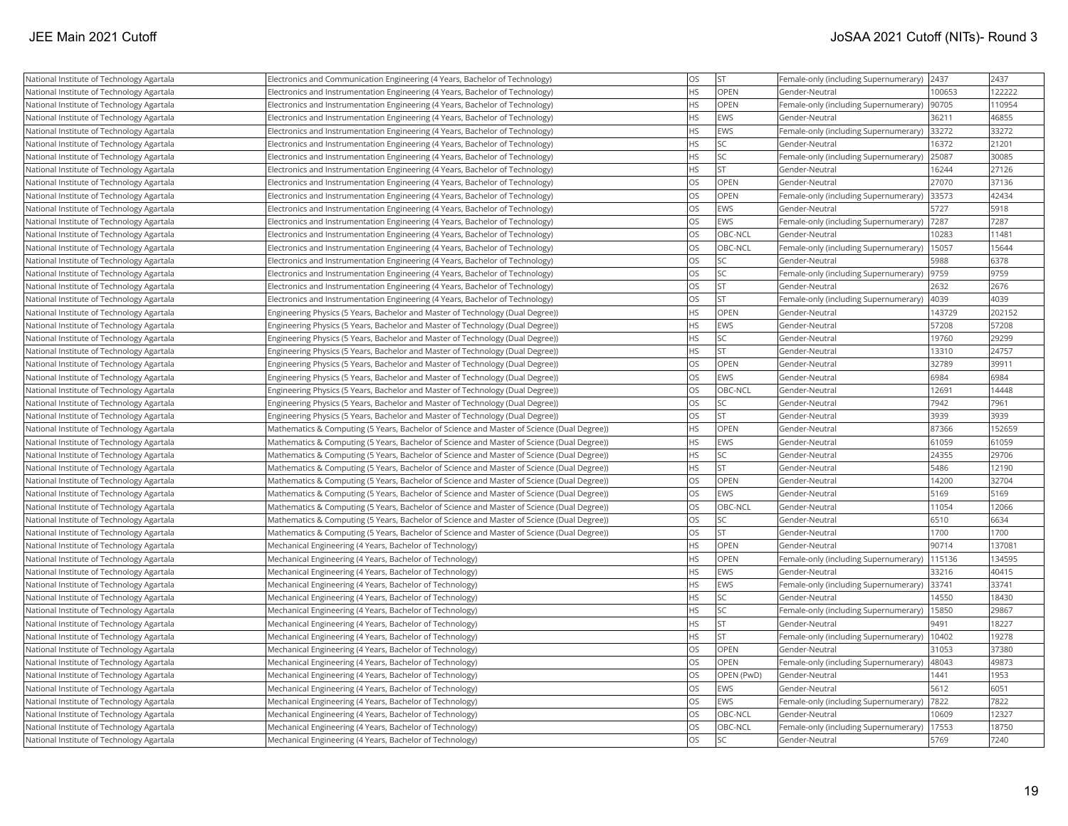| National Institute of Technology Agartala | Electronics and Communication Engineering (4 Years, Bachelor of Technology) | OS | ST | Female-only (including Supernumerary) | 2437 | 2437 |
|---|---|---|---|---|---|---|
| National Institute of Technology Agartala | Electronics and Instrumentation Engineering (4 Years, Bachelor of Technology) | HS | OPEN | Gender-Neutral | 100653 | 122222 |
| National Institute of Technology Agartala | Electronics and Instrumentation Engineering (4 Years, Bachelor of Technology) | HS | OPEN | Female-only (including Supernumerary) | 90705 | 110954 |
| National Institute of Technology Agartala | Electronics and Instrumentation Engineering (4 Years, Bachelor of Technology) | HS | EWS | Gender-Neutral | 36211 | 46855 |
| National Institute of Technology Agartala | Electronics and Instrumentation Engineering (4 Years, Bachelor of Technology) | HS | EWS | Female-only (including Supernumerary) | 33272 | 33272 |
| National Institute of Technology Agartala | Electronics and Instrumentation Engineering (4 Years, Bachelor of Technology) | HS | SC | Gender-Neutral | 16372 | 21201 |
| National Institute of Technology Agartala | Electronics and Instrumentation Engineering (4 Years, Bachelor of Technology) | HS | SC | Female-only (including Supernumerary) | 25087 | 30085 |
| National Institute of Technology Agartala | Electronics and Instrumentation Engineering (4 Years, Bachelor of Technology) | HS | ST | Gender-Neutral | 16244 | 27126 |
| National Institute of Technology Agartala | Electronics and Instrumentation Engineering (4 Years, Bachelor of Technology) | OS | OPEN | Gender-Neutral | 27070 | 37136 |
| National Institute of Technology Agartala | Electronics and Instrumentation Engineering (4 Years, Bachelor of Technology) | OS | OPEN | Female-only (including Supernumerary) | 33573 | 42434 |
| National Institute of Technology Agartala | Electronics and Instrumentation Engineering (4 Years, Bachelor of Technology) | OS | EWS | Gender-Neutral | 5727 | 5918 |
| National Institute of Technology Agartala | Electronics and Instrumentation Engineering (4 Years, Bachelor of Technology) | OS | EWS | Female-only (including Supernumerary) | 7287 | 7287 |
| National Institute of Technology Agartala | Electronics and Instrumentation Engineering (4 Years, Bachelor of Technology) | OS | OBC-NCL | Gender-Neutral | 10283 | 11481 |
| National Institute of Technology Agartala | Electronics and Instrumentation Engineering (4 Years, Bachelor of Technology) | OS | OBC-NCL | Female-only (including Supernumerary) | 15057 | 15644 |
| National Institute of Technology Agartala | Electronics and Instrumentation Engineering (4 Years, Bachelor of Technology) | OS | SC | Gender-Neutral | 5988 | 6378 |
| National Institute of Technology Agartala | Electronics and Instrumentation Engineering (4 Years, Bachelor of Technology) | OS | SC | Female-only (including Supernumerary) | 9759 | 9759 |
| National Institute of Technology Agartala | Electronics and Instrumentation Engineering (4 Years, Bachelor of Technology) | OS | ST | Gender-Neutral | 2632 | 2676 |
| National Institute of Technology Agartala | Electronics and Instrumentation Engineering (4 Years, Bachelor of Technology) | OS | ST | Female-only (including Supernumerary) | 4039 | 4039 |
| National Institute of Technology Agartala | Engineering Physics (5 Years, Bachelor and Master of Technology (Dual Degree)) | HS | OPEN | Gender-Neutral | 143729 | 202152 |
| National Institute of Technology Agartala | Engineering Physics (5 Years, Bachelor and Master of Technology (Dual Degree)) | HS | EWS | Gender-Neutral | 57208 | 57208 |
| National Institute of Technology Agartala | Engineering Physics (5 Years, Bachelor and Master of Technology (Dual Degree)) | HS | SC | Gender-Neutral | 19760 | 29299 |
| National Institute of Technology Agartala | Engineering Physics (5 Years, Bachelor and Master of Technology (Dual Degree)) | HS | ST | Gender-Neutral | 13310 | 24757 |
| National Institute of Technology Agartala | Engineering Physics (5 Years, Bachelor and Master of Technology (Dual Degree)) | OS | OPEN | Gender-Neutral | 32789 | 39911 |
| National Institute of Technology Agartala | Engineering Physics (5 Years, Bachelor and Master of Technology (Dual Degree)) | OS | EWS | Gender-Neutral | 6984 | 6984 |
| National Institute of Technology Agartala | Engineering Physics (5 Years, Bachelor and Master of Technology (Dual Degree)) | OS | OBC-NCL | Gender-Neutral | 12691 | 14448 |
| National Institute of Technology Agartala | Engineering Physics (5 Years, Bachelor and Master of Technology (Dual Degree)) | OS | SC | Gender-Neutral | 7942 | 7961 |
| National Institute of Technology Agartala | Engineering Physics (5 Years, Bachelor and Master of Technology (Dual Degree)) | OS | ST | Gender-Neutral | 3939 | 3939 |
| National Institute of Technology Agartala | Mathematics & Computing (5 Years, Bachelor of Science and Master of Science (Dual Degree)) | HS | OPEN | Gender-Neutral | 87366 | 152659 |
| National Institute of Technology Agartala | Mathematics & Computing (5 Years, Bachelor of Science and Master of Science (Dual Degree)) | HS | EWS | Gender-Neutral | 61059 | 61059 |
| National Institute of Technology Agartala | Mathematics & Computing (5 Years, Bachelor of Science and Master of Science (Dual Degree)) | HS | SC | Gender-Neutral | 24355 | 29706 |
| National Institute of Technology Agartala | Mathematics & Computing (5 Years, Bachelor of Science and Master of Science (Dual Degree)) | HS | ST | Gender-Neutral | 5486 | 12190 |
| National Institute of Technology Agartala | Mathematics & Computing (5 Years, Bachelor of Science and Master of Science (Dual Degree)) | OS | OPEN | Gender-Neutral | 14200 | 32704 |
| National Institute of Technology Agartala | Mathematics & Computing (5 Years, Bachelor of Science and Master of Science (Dual Degree)) | OS | EWS | Gender-Neutral | 5169 | 5169 |
| National Institute of Technology Agartala | Mathematics & Computing (5 Years, Bachelor of Science and Master of Science (Dual Degree)) | OS | OBC-NCL | Gender-Neutral | 11054 | 12066 |
| National Institute of Technology Agartala | Mathematics & Computing (5 Years, Bachelor of Science and Master of Science (Dual Degree)) | OS | SC | Gender-Neutral | 6510 | 6634 |
| National Institute of Technology Agartala | Mathematics & Computing (5 Years, Bachelor of Science and Master of Science (Dual Degree)) | OS | ST | Gender-Neutral | 1700 | 1700 |
| National Institute of Technology Agartala | Mechanical Engineering (4 Years, Bachelor of Technology) | HS | OPEN | Gender-Neutral | 90714 | 137081 |
| National Institute of Technology Agartala | Mechanical Engineering (4 Years, Bachelor of Technology) | HS | OPEN | Female-only (including Supernumerary) | 115136 | 134595 |
| National Institute of Technology Agartala | Mechanical Engineering (4 Years, Bachelor of Technology) | HS | EWS | Gender-Neutral | 33216 | 40415 |
| National Institute of Technology Agartala | Mechanical Engineering (4 Years, Bachelor of Technology) | HS | EWS | Female-only (including Supernumerary) | 33741 | 33741 |
| National Institute of Technology Agartala | Mechanical Engineering (4 Years, Bachelor of Technology) | HS | SC | Gender-Neutral | 14550 | 18430 |
| National Institute of Technology Agartala | Mechanical Engineering (4 Years, Bachelor of Technology) | HS | SC | Female-only (including Supernumerary) | 15850 | 29867 |
| National Institute of Technology Agartala | Mechanical Engineering (4 Years, Bachelor of Technology) | HS | ST | Gender-Neutral | 9491 | 18227 |
| National Institute of Technology Agartala | Mechanical Engineering (4 Years, Bachelor of Technology) | HS | ST | Female-only (including Supernumerary) | 10402 | 19278 |
| National Institute of Technology Agartala | Mechanical Engineering (4 Years, Bachelor of Technology) | OS | OPEN | Gender-Neutral | 31053 | 37380 |
| National Institute of Technology Agartala | Mechanical Engineering (4 Years, Bachelor of Technology) | OS | OPEN | Female-only (including Supernumerary) | 48043 | 49873 |
| National Institute of Technology Agartala | Mechanical Engineering (4 Years, Bachelor of Technology) | OS | OPEN (PwD) | Gender-Neutral | 1441 | 1953 |
| National Institute of Technology Agartala | Mechanical Engineering (4 Years, Bachelor of Technology) | OS | EWS | Gender-Neutral | 5612 | 6051 |
| National Institute of Technology Agartala | Mechanical Engineering (4 Years, Bachelor of Technology) | OS | EWS | Female-only (including Supernumerary) | 7822 | 7822 |
| National Institute of Technology Agartala | Mechanical Engineering (4 Years, Bachelor of Technology) | OS | OBC-NCL | Gender-Neutral | 10609 | 12327 |
| National Institute of Technology Agartala | Mechanical Engineering (4 Years, Bachelor of Technology) | OS | OBC-NCL | Female-only (including Supernumerary) | 17553 | 18750 |
| National Institute of Technology Agartala | Mechanical Engineering (4 Years, Bachelor of Technology) | OS | SC | Gender-Neutral | 5769 | 7240 |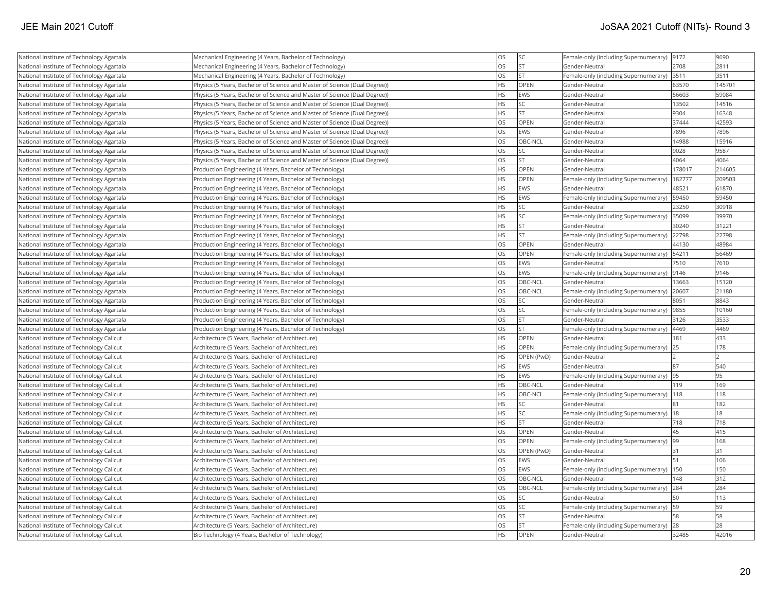| National Institute of Technology Agartala | Mechanical Engineering (4 Years, Bachelor of Technology) | OS | SC | Female-only (including Supernumerary) | 9172 | 9690 |
|---|---|---|---|---|---|---|
| National Institute of Technology Agartala | Mechanical Engineering (4 Years, Bachelor of Technology) | OS | ST | Gender-Neutral | 2708 | 2811 |
| National Institute of Technology Agartala | Mechanical Engineering (4 Years, Bachelor of Technology) | OS | ST | Female-only (including Supernumerary) | 3511 | 3511 |
| National Institute of Technology Agartala | Physics (5 Years, Bachelor of Science and Master of Science (Dual Degree)) | HS | OPEN | Gender-Neutral | 63570 | 145701 |
| National Institute of Technology Agartala | Physics (5 Years, Bachelor of Science and Master of Science (Dual Degree)) | HS | EWS | Gender-Neutral | 56603 | 59084 |
| National Institute of Technology Agartala | Physics (5 Years, Bachelor of Science and Master of Science (Dual Degree)) | HS | SC | Gender-Neutral | 13502 | 14516 |
| National Institute of Technology Agartala | Physics (5 Years, Bachelor of Science and Master of Science (Dual Degree)) | HS | ST | Gender-Neutral | 9304 | 16348 |
| National Institute of Technology Agartala | Physics (5 Years, Bachelor of Science and Master of Science (Dual Degree)) | OS | OPEN | Gender-Neutral | 37444 | 42593 |
| National Institute of Technology Agartala | Physics (5 Years, Bachelor of Science and Master of Science (Dual Degree)) | OS | EWS | Gender-Neutral | 7896 | 7896 |
| National Institute of Technology Agartala | Physics (5 Years, Bachelor of Science and Master of Science (Dual Degree)) | OS | OBC-NCL | Gender-Neutral | 14988 | 15916 |
| National Institute of Technology Agartala | Physics (5 Years, Bachelor of Science and Master of Science (Dual Degree)) | OS | SC | Gender-Neutral | 9028 | 9587 |
| National Institute of Technology Agartala | Physics (5 Years, Bachelor of Science and Master of Science (Dual Degree)) | OS | ST | Gender-Neutral | 4064 | 4064 |
| National Institute of Technology Agartala | Production Engineering (4 Years, Bachelor of Technology) | HS | OPEN | Gender-Neutral | 178017 | 214605 |
| National Institute of Technology Agartala | Production Engineering (4 Years, Bachelor of Technology) | HS | OPEN | Female-only (including Supernumerary) | 182777 | 209503 |
| National Institute of Technology Agartala | Production Engineering (4 Years, Bachelor of Technology) | HS | EWS | Gender-Neutral | 48521 | 61870 |
| National Institute of Technology Agartala | Production Engineering (4 Years, Bachelor of Technology) | HS | EWS | Female-only (including Supernumerary) | 59450 | 59450 |
| National Institute of Technology Agartala | Production Engineering (4 Years, Bachelor of Technology) | HS | SC | Gender-Neutral | 23250 | 30918 |
| National Institute of Technology Agartala | Production Engineering (4 Years, Bachelor of Technology) | HS | SC | Female-only (including Supernumerary) | 35099 | 39970 |
| National Institute of Technology Agartala | Production Engineering (4 Years, Bachelor of Technology) | HS | ST | Gender-Neutral | 30240 | 31221 |
| National Institute of Technology Agartala | Production Engineering (4 Years, Bachelor of Technology) | HS | ST | Female-only (including Supernumerary) | 22798 | 22798 |
| National Institute of Technology Agartala | Production Engineering (4 Years, Bachelor of Technology) | OS | OPEN | Gender-Neutral | 44130 | 48984 |
| National Institute of Technology Agartala | Production Engineering (4 Years, Bachelor of Technology) | OS | OPEN | Female-only (including Supernumerary) | 54211 | 56469 |
| National Institute of Technology Agartala | Production Engineering (4 Years, Bachelor of Technology) | OS | EWS | Gender-Neutral | 7510 | 7610 |
| National Institute of Technology Agartala | Production Engineering (4 Years, Bachelor of Technology) | OS | EWS | Female-only (including Supernumerary) | 9146 | 9146 |
| National Institute of Technology Agartala | Production Engineering (4 Years, Bachelor of Technology) | OS | OBC-NCL | Gender-Neutral | 13663 | 15120 |
| National Institute of Technology Agartala | Production Engineering (4 Years, Bachelor of Technology) | OS | OBC-NCL | Female-only (including Supernumerary) | 20607 | 21180 |
| National Institute of Technology Agartala | Production Engineering (4 Years, Bachelor of Technology) | OS | SC | Gender-Neutral | 8051 | 8843 |
| National Institute of Technology Agartala | Production Engineering (4 Years, Bachelor of Technology) | OS | SC | Female-only (including Supernumerary) | 9855 | 10160 |
| National Institute of Technology Agartala | Production Engineering (4 Years, Bachelor of Technology) | OS | ST | Gender-Neutral | 3126 | 3533 |
| National Institute of Technology Agartala | Production Engineering (4 Years, Bachelor of Technology) | OS | ST | Female-only (including Supernumerary) | 4469 | 4469 |
| National Institute of Technology Calicut | Architecture (5 Years, Bachelor of Architecture) | HS | OPEN | Gender-Neutral | 181 | 433 |
| National Institute of Technology Calicut | Architecture (5 Years, Bachelor of Architecture) | HS | OPEN | Female-only (including Supernumerary) | 25 | 178 |
| National Institute of Technology Calicut | Architecture (5 Years, Bachelor of Architecture) | HS | OPEN (PwD) | Gender-Neutral | 2 | 2 |
| National Institute of Technology Calicut | Architecture (5 Years, Bachelor of Architecture) | HS | EWS | Gender-Neutral | 87 | 540 |
| National Institute of Technology Calicut | Architecture (5 Years, Bachelor of Architecture) | HS | EWS | Female-only (including Supernumerary) | 95 | 95 |
| National Institute of Technology Calicut | Architecture (5 Years, Bachelor of Architecture) | HS | OBC-NCL | Gender-Neutral | 119 | 169 |
| National Institute of Technology Calicut | Architecture (5 Years, Bachelor of Architecture) | HS | OBC-NCL | Female-only (including Supernumerary) | 118 | 118 |
| National Institute of Technology Calicut | Architecture (5 Years, Bachelor of Architecture) | HS | SC | Gender-Neutral | 81 | 182 |
| National Institute of Technology Calicut | Architecture (5 Years, Bachelor of Architecture) | HS | SC | Female-only (including Supernumerary) | 18 | 18 |
| National Institute of Technology Calicut | Architecture (5 Years, Bachelor of Architecture) | HS | ST | Gender-Neutral | 718 | 718 |
| National Institute of Technology Calicut | Architecture (5 Years, Bachelor of Architecture) | OS | OPEN | Gender-Neutral | 45 | 415 |
| National Institute of Technology Calicut | Architecture (5 Years, Bachelor of Architecture) | OS | OPEN | Female-only (including Supernumerary) | 99 | 168 |
| National Institute of Technology Calicut | Architecture (5 Years, Bachelor of Architecture) | OS | OPEN (PwD) | Gender-Neutral | 31 | 31 |
| National Institute of Technology Calicut | Architecture (5 Years, Bachelor of Architecture) | OS | EWS | Gender-Neutral | 51 | 106 |
| National Institute of Technology Calicut | Architecture (5 Years, Bachelor of Architecture) | OS | EWS | Female-only (including Supernumerary) | 150 | 150 |
| National Institute of Technology Calicut | Architecture (5 Years, Bachelor of Architecture) | OS | OBC-NCL | Gender-Neutral | 148 | 312 |
| National Institute of Technology Calicut | Architecture (5 Years, Bachelor of Architecture) | OS | OBC-NCL | Female-only (including Supernumerary) | 284 | 284 |
| National Institute of Technology Calicut | Architecture (5 Years, Bachelor of Architecture) | OS | SC | Gender-Neutral | 50 | 113 |
| National Institute of Technology Calicut | Architecture (5 Years, Bachelor of Architecture) | OS | SC | Female-only (including Supernumerary) | 59 | 59 |
| National Institute of Technology Calicut | Architecture (5 Years, Bachelor of Architecture) | OS | ST | Gender-Neutral | 58 | 58 |
| National Institute of Technology Calicut | Architecture (5 Years, Bachelor of Architecture) | OS | ST | Female-only (including Supernumerary) | 28 | 28 |
| National Institute of Technology Calicut | Bio Technology (4 Years, Bachelor of Technology) | HS | OPEN | Gender-Neutral | 32485 | 42016 |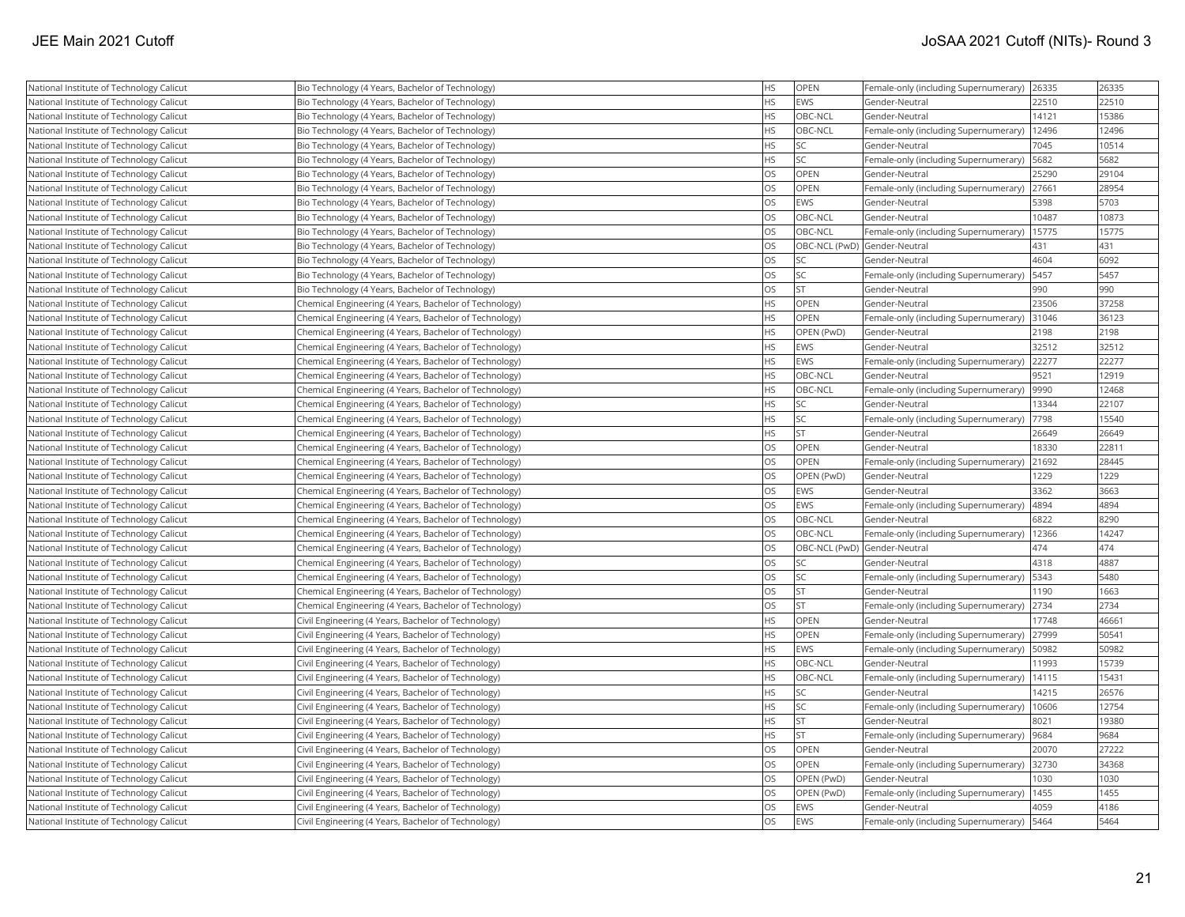| National Institute of Technology Calicut | Bio Technology (4 Years, Bachelor of Technology) | HS | OPEN | Female-only (including Supernumerary) | 26335 | 26335 |
|---|---|---|---|---|---|---|
| National Institute of Technology Calicut | Bio Technology (4 Years, Bachelor of Technology) | HS | EWS | Gender-Neutral | 22510 | 22510 |
| National Institute of Technology Calicut | Bio Technology (4 Years, Bachelor of Technology) | HS | OBC-NCL | Gender-Neutral | 14121 | 15386 |
| National Institute of Technology Calicut | Bio Technology (4 Years, Bachelor of Technology) | HS | OBC-NCL | Female-only (including Supernumerary) | 12496 | 12496 |
| National Institute of Technology Calicut | Bio Technology (4 Years, Bachelor of Technology) | HS | SC | Gender-Neutral | 7045 | 10514 |
| National Institute of Technology Calicut | Bio Technology (4 Years, Bachelor of Technology) | HS | SC | Female-only (including Supernumerary) | 5682 | 5682 |
| National Institute of Technology Calicut | Bio Technology (4 Years, Bachelor of Technology) | OS | OPEN | Gender-Neutral | 25290 | 29104 |
| National Institute of Technology Calicut | Bio Technology (4 Years, Bachelor of Technology) | OS | OPEN | Female-only (including Supernumerary) | 27661 | 28954 |
| National Institute of Technology Calicut | Bio Technology (4 Years, Bachelor of Technology) | OS | EWS | Gender-Neutral | 5398 | 5703 |
| National Institute of Technology Calicut | Bio Technology (4 Years, Bachelor of Technology) | OS | OBC-NCL | Gender-Neutral | 10487 | 10873 |
| National Institute of Technology Calicut | Bio Technology (4 Years, Bachelor of Technology) | OS | OBC-NCL | Female-only (including Supernumerary) | 15775 | 15775 |
| National Institute of Technology Calicut | Bio Technology (4 Years, Bachelor of Technology) | OS | OBC-NCL (PwD) | Gender-Neutral | 431 | 431 |
| National Institute of Technology Calicut | Bio Technology (4 Years, Bachelor of Technology) | OS | SC | Gender-Neutral | 4604 | 6092 |
| National Institute of Technology Calicut | Bio Technology (4 Years, Bachelor of Technology) | OS | SC | Female-only (including Supernumerary) | 5457 | 5457 |
| National Institute of Technology Calicut | Bio Technology (4 Years, Bachelor of Technology) | OS | ST | Gender-Neutral | 990 | 990 |
| National Institute of Technology Calicut | Chemical Engineering (4 Years, Bachelor of Technology) | HS | OPEN | Gender-Neutral | 23506 | 37258 |
| National Institute of Technology Calicut | Chemical Engineering (4 Years, Bachelor of Technology) | HS | OPEN | Female-only (including Supernumerary) | 31046 | 36123 |
| National Institute of Technology Calicut | Chemical Engineering (4 Years, Bachelor of Technology) | HS | OPEN (PwD) | Gender-Neutral | 2198 | 2198 |
| National Institute of Technology Calicut | Chemical Engineering (4 Years, Bachelor of Technology) | HS | EWS | Gender-Neutral | 32512 | 32512 |
| National Institute of Technology Calicut | Chemical Engineering (4 Years, Bachelor of Technology) | HS | EWS | Female-only (including Supernumerary) | 22277 | 22277 |
| National Institute of Technology Calicut | Chemical Engineering (4 Years, Bachelor of Technology) | HS | OBC-NCL | Gender-Neutral | 9521 | 12919 |
| National Institute of Technology Calicut | Chemical Engineering (4 Years, Bachelor of Technology) | HS | OBC-NCL | Female-only (including Supernumerary) | 9990 | 12468 |
| National Institute of Technology Calicut | Chemical Engineering (4 Years, Bachelor of Technology) | HS | SC | Gender-Neutral | 13344 | 22107 |
| National Institute of Technology Calicut | Chemical Engineering (4 Years, Bachelor of Technology) | HS | SC | Female-only (including Supernumerary) | 7798 | 15540 |
| National Institute of Technology Calicut | Chemical Engineering (4 Years, Bachelor of Technology) | HS | ST | Gender-Neutral | 26649 | 26649 |
| National Institute of Technology Calicut | Chemical Engineering (4 Years, Bachelor of Technology) | OS | OPEN | Gender-Neutral | 18330 | 22811 |
| National Institute of Technology Calicut | Chemical Engineering (4 Years, Bachelor of Technology) | OS | OPEN | Female-only (including Supernumerary) | 21692 | 28445 |
| National Institute of Technology Calicut | Chemical Engineering (4 Years, Bachelor of Technology) | OS | OPEN (PwD) | Gender-Neutral | 1229 | 1229 |
| National Institute of Technology Calicut | Chemical Engineering (4 Years, Bachelor of Technology) | OS | EWS | Gender-Neutral | 3362 | 3663 |
| National Institute of Technology Calicut | Chemical Engineering (4 Years, Bachelor of Technology) | OS | EWS | Female-only (including Supernumerary) | 4894 | 4894 |
| National Institute of Technology Calicut | Chemical Engineering (4 Years, Bachelor of Technology) | OS | OBC-NCL | Gender-Neutral | 6822 | 8290 |
| National Institute of Technology Calicut | Chemical Engineering (4 Years, Bachelor of Technology) | OS | OBC-NCL | Female-only (including Supernumerary) | 12366 | 14247 |
| National Institute of Technology Calicut | Chemical Engineering (4 Years, Bachelor of Technology) | OS | OBC-NCL (PwD) | Gender-Neutral | 474 | 474 |
| National Institute of Technology Calicut | Chemical Engineering (4 Years, Bachelor of Technology) | OS | SC | Gender-Neutral | 4318 | 4887 |
| National Institute of Technology Calicut | Chemical Engineering (4 Years, Bachelor of Technology) | OS | SC | Female-only (including Supernumerary) | 5343 | 5480 |
| National Institute of Technology Calicut | Chemical Engineering (4 Years, Bachelor of Technology) | OS | ST | Gender-Neutral | 1190 | 1663 |
| National Institute of Technology Calicut | Chemical Engineering (4 Years, Bachelor of Technology) | OS | ST | Female-only (including Supernumerary) | 2734 | 2734 |
| National Institute of Technology Calicut | Civil Engineering (4 Years, Bachelor of Technology) | HS | OPEN | Gender-Neutral | 17748 | 46661 |
| National Institute of Technology Calicut | Civil Engineering (4 Years, Bachelor of Technology) | HS | OPEN | Female-only (including Supernumerary) | 27999 | 50541 |
| National Institute of Technology Calicut | Civil Engineering (4 Years, Bachelor of Technology) | HS | EWS | Female-only (including Supernumerary) | 50982 | 50982 |
| National Institute of Technology Calicut | Civil Engineering (4 Years, Bachelor of Technology) | HS | OBC-NCL | Gender-Neutral | 11993 | 15739 |
| National Institute of Technology Calicut | Civil Engineering (4 Years, Bachelor of Technology) | HS | OBC-NCL | Female-only (including Supernumerary) | 14115 | 15431 |
| National Institute of Technology Calicut | Civil Engineering (4 Years, Bachelor of Technology) | HS | SC | Gender-Neutral | 14215 | 26576 |
| National Institute of Technology Calicut | Civil Engineering (4 Years, Bachelor of Technology) | HS | SC | Female-only (including Supernumerary) | 10606 | 12754 |
| National Institute of Technology Calicut | Civil Engineering (4 Years, Bachelor of Technology) | HS | ST | Gender-Neutral | 8021 | 19380 |
| National Institute of Technology Calicut | Civil Engineering (4 Years, Bachelor of Technology) | HS | ST | Female-only (including Supernumerary) | 9684 | 9684 |
| National Institute of Technology Calicut | Civil Engineering (4 Years, Bachelor of Technology) | OS | OPEN | Gender-Neutral | 20070 | 27222 |
| National Institute of Technology Calicut | Civil Engineering (4 Years, Bachelor of Technology) | OS | OPEN | Female-only (including Supernumerary) | 32730 | 34368 |
| National Institute of Technology Calicut | Civil Engineering (4 Years, Bachelor of Technology) | OS | OPEN (PwD) | Gender-Neutral | 1030 | 1030 |
| National Institute of Technology Calicut | Civil Engineering (4 Years, Bachelor of Technology) | OS | OPEN (PwD) | Female-only (including Supernumerary) | 1455 | 1455 |
| National Institute of Technology Calicut | Civil Engineering (4 Years, Bachelor of Technology) | OS | EWS | Gender-Neutral | 4059 | 4186 |
| National Institute of Technology Calicut | Civil Engineering (4 Years, Bachelor of Technology) | OS | EWS | Female-only (including Supernumerary) | 5464 | 5464 |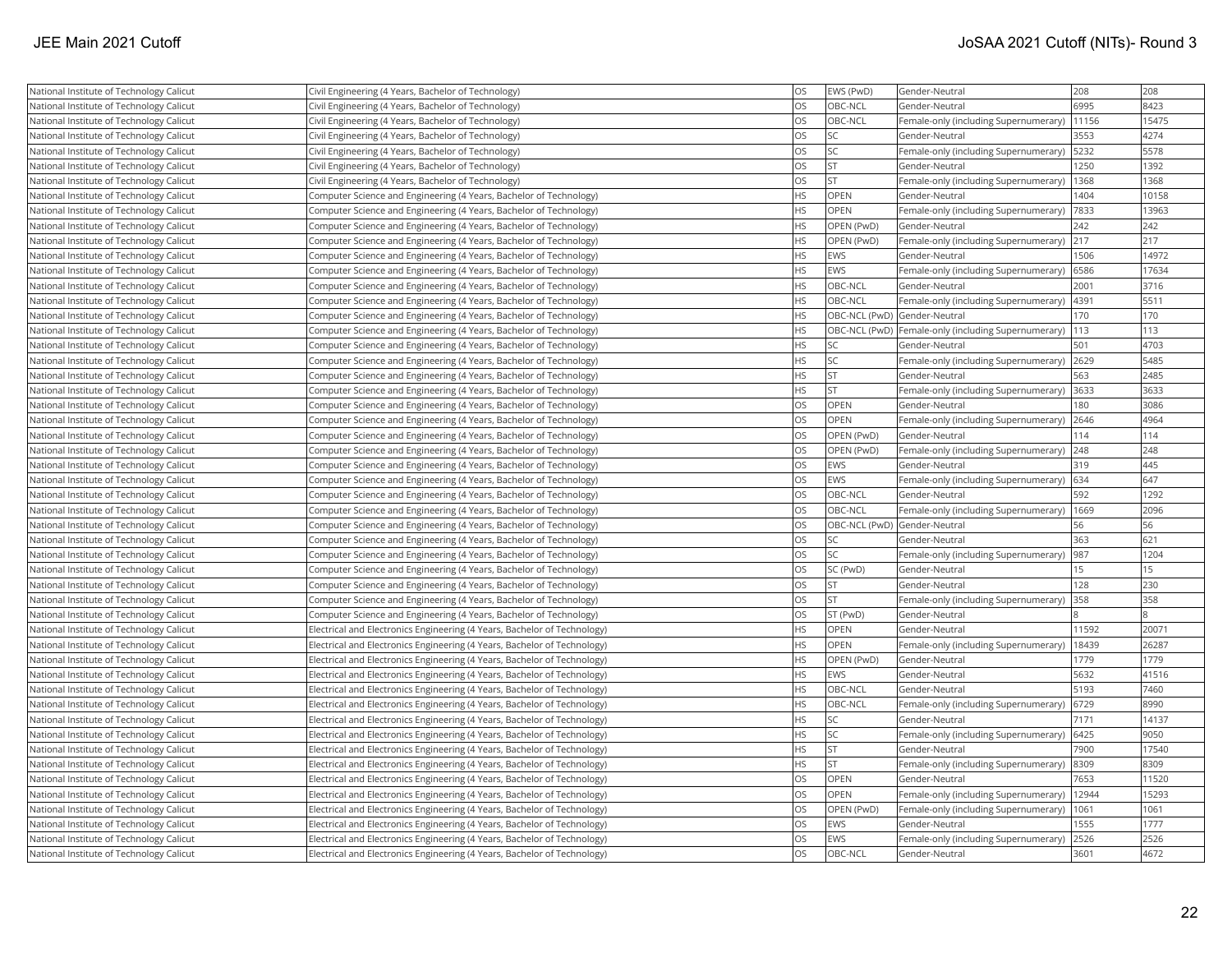| National Institute of Technology Calicut | Civil Engineering (4 Years, Bachelor of Technology) | OS | EWS (PwD) | Gender-Neutral | 208 | 208 |
|---|---|---|---|---|---|---|
| National Institute of Technology Calicut | Civil Engineering (4 Years, Bachelor of Technology) | OS | OBC-NCL | Gender-Neutral | 6995 | 8423 |
| National Institute of Technology Calicut | Civil Engineering (4 Years, Bachelor of Technology) | OS | OBC-NCL | Female-only (including Supernumerary) | 11156 | 15475 |
| National Institute of Technology Calicut | Civil Engineering (4 Years, Bachelor of Technology) | OS | SC | Gender-Neutral | 3553 | 4274 |
| National Institute of Technology Calicut | Civil Engineering (4 Years, Bachelor of Technology) | OS | SC | Female-only (including Supernumerary) | 5232 | 5578 |
| National Institute of Technology Calicut | Civil Engineering (4 Years, Bachelor of Technology) | OS | ST | Gender-Neutral | 1250 | 1392 |
| National Institute of Technology Calicut | Civil Engineering (4 Years, Bachelor of Technology) | OS | ST | Female-only (including Supernumerary) | 1368 | 1368 |
| National Institute of Technology Calicut | Computer Science and Engineering (4 Years, Bachelor of Technology) | HS | OPEN | Gender-Neutral | 1404 | 10158 |
| National Institute of Technology Calicut | Computer Science and Engineering (4 Years, Bachelor of Technology) | HS | OPEN | Female-only (including Supernumerary) | 7833 | 13963 |
| National Institute of Technology Calicut | Computer Science and Engineering (4 Years, Bachelor of Technology) | HS | OPEN (PwD) | Gender-Neutral | 242 | 242 |
| National Institute of Technology Calicut | Computer Science and Engineering (4 Years, Bachelor of Technology) | HS | OPEN (PwD) | Female-only (including Supernumerary) | 217 | 217 |
| National Institute of Technology Calicut | Computer Science and Engineering (4 Years, Bachelor of Technology) | HS | EWS | Gender-Neutral | 1506 | 14972 |
| National Institute of Technology Calicut | Computer Science and Engineering (4 Years, Bachelor of Technology) | HS | EWS | Female-only (including Supernumerary) | 6586 | 17634 |
| National Institute of Technology Calicut | Computer Science and Engineering (4 Years, Bachelor of Technology) | HS | OBC-NCL | Gender-Neutral | 2001 | 3716 |
| National Institute of Technology Calicut | Computer Science and Engineering (4 Years, Bachelor of Technology) | HS | OBC-NCL | Female-only (including Supernumerary) | 4391 | 5511 |
| National Institute of Technology Calicut | Computer Science and Engineering (4 Years, Bachelor of Technology) | HS | OBC-NCL (PwD) | Gender-Neutral | 170 | 170 |
| National Institute of Technology Calicut | Computer Science and Engineering (4 Years, Bachelor of Technology) | HS | OBC-NCL (PwD) | Female-only (including Supernumerary) | 113 | 113 |
| National Institute of Technology Calicut | Computer Science and Engineering (4 Years, Bachelor of Technology) | HS | SC | Gender-Neutral | 501 | 4703 |
| National Institute of Technology Calicut | Computer Science and Engineering (4 Years, Bachelor of Technology) | HS | SC | Female-only (including Supernumerary) | 2629 | 5485 |
| National Institute of Technology Calicut | Computer Science and Engineering (4 Years, Bachelor of Technology) | HS | ST | Gender-Neutral | 563 | 2485 |
| National Institute of Technology Calicut | Computer Science and Engineering (4 Years, Bachelor of Technology) | HS | ST | Female-only (including Supernumerary) | 3633 | 3633 |
| National Institute of Technology Calicut | Computer Science and Engineering (4 Years, Bachelor of Technology) | OS | OPEN | Gender-Neutral | 180 | 3086 |
| National Institute of Technology Calicut | Computer Science and Engineering (4 Years, Bachelor of Technology) | OS | OPEN | Female-only (including Supernumerary) | 2646 | 4964 |
| National Institute of Technology Calicut | Computer Science and Engineering (4 Years, Bachelor of Technology) | OS | OPEN (PwD) | Gender-Neutral | 114 | 114 |
| National Institute of Technology Calicut | Computer Science and Engineering (4 Years, Bachelor of Technology) | OS | OPEN (PwD) | Female-only (including Supernumerary) | 248 | 248 |
| National Institute of Technology Calicut | Computer Science and Engineering (4 Years, Bachelor of Technology) | OS | EWS | Gender-Neutral | 319 | 445 |
| National Institute of Technology Calicut | Computer Science and Engineering (4 Years, Bachelor of Technology) | OS | EWS | Female-only (including Supernumerary) | 634 | 647 |
| National Institute of Technology Calicut | Computer Science and Engineering (4 Years, Bachelor of Technology) | OS | OBC-NCL | Gender-Neutral | 592 | 1292 |
| National Institute of Technology Calicut | Computer Science and Engineering (4 Years, Bachelor of Technology) | OS | OBC-NCL | Female-only (including Supernumerary) | 1669 | 2096 |
| National Institute of Technology Calicut | Computer Science and Engineering (4 Years, Bachelor of Technology) | OS | OBC-NCL (PwD) | Gender-Neutral | 56 | 56 |
| National Institute of Technology Calicut | Computer Science and Engineering (4 Years, Bachelor of Technology) | OS | SC | Gender-Neutral | 363 | 621 |
| National Institute of Technology Calicut | Computer Science and Engineering (4 Years, Bachelor of Technology) | OS | SC | Female-only (including Supernumerary) | 987 | 1204 |
| National Institute of Technology Calicut | Computer Science and Engineering (4 Years, Bachelor of Technology) | OS | SC (PwD) | Gender-Neutral | 15 | 15 |
| National Institute of Technology Calicut | Computer Science and Engineering (4 Years, Bachelor of Technology) | OS | ST | Gender-Neutral | 128 | 230 |
| National Institute of Technology Calicut | Computer Science and Engineering (4 Years, Bachelor of Technology) | OS | ST | Female-only (including Supernumerary) | 358 | 358 |
| National Institute of Technology Calicut | Computer Science and Engineering (4 Years, Bachelor of Technology) | OS | ST (PwD) | Gender-Neutral | 8 | 8 |
| National Institute of Technology Calicut | Electrical and Electronics Engineering (4 Years, Bachelor of Technology) | HS | OPEN | Gender-Neutral | 11592 | 20071 |
| National Institute of Technology Calicut | Electrical and Electronics Engineering (4 Years, Bachelor of Technology) | HS | OPEN | Female-only (including Supernumerary) | 18439 | 26287 |
| National Institute of Technology Calicut | Electrical and Electronics Engineering (4 Years, Bachelor of Technology) | HS | OPEN (PwD) | Gender-Neutral | 1779 | 1779 |
| National Institute of Technology Calicut | Electrical and Electronics Engineering (4 Years, Bachelor of Technology) | HS | EWS | Gender-Neutral | 5632 | 41516 |
| National Institute of Technology Calicut | Electrical and Electronics Engineering (4 Years, Bachelor of Technology) | HS | OBC-NCL | Gender-Neutral | 5193 | 7460 |
| National Institute of Technology Calicut | Electrical and Electronics Engineering (4 Years, Bachelor of Technology) | HS | OBC-NCL | Female-only (including Supernumerary) | 6729 | 8990 |
| National Institute of Technology Calicut | Electrical and Electronics Engineering (4 Years, Bachelor of Technology) | HS | SC | Gender-Neutral | 7171 | 14137 |
| National Institute of Technology Calicut | Electrical and Electronics Engineering (4 Years, Bachelor of Technology) | HS | SC | Female-only (including Supernumerary) | 6425 | 9050 |
| National Institute of Technology Calicut | Electrical and Electronics Engineering (4 Years, Bachelor of Technology) | HS | ST | Gender-Neutral | 7900 | 17540 |
| National Institute of Technology Calicut | Electrical and Electronics Engineering (4 Years, Bachelor of Technology) | HS | ST | Female-only (including Supernumerary) | 8309 | 8309 |
| National Institute of Technology Calicut | Electrical and Electronics Engineering (4 Years, Bachelor of Technology) | OS | OPEN | Gender-Neutral | 7653 | 11520 |
| National Institute of Technology Calicut | Electrical and Electronics Engineering (4 Years, Bachelor of Technology) | OS | OPEN | Female-only (including Supernumerary) | 12944 | 15293 |
| National Institute of Technology Calicut | Electrical and Electronics Engineering (4 Years, Bachelor of Technology) | OS | OPEN (PwD) | Female-only (including Supernumerary) | 1061 | 1061 |
| National Institute of Technology Calicut | Electrical and Electronics Engineering (4 Years, Bachelor of Technology) | OS | EWS | Gender-Neutral | 1555 | 1777 |
| National Institute of Technology Calicut | Electrical and Electronics Engineering (4 Years, Bachelor of Technology) | OS | EWS | Female-only (including Supernumerary) | 2526 | 2526 |
| National Institute of Technology Calicut | Electrical and Electronics Engineering (4 Years, Bachelor of Technology) | OS | OBC-NCL | Gender-Neutral | 3601 | 4672 |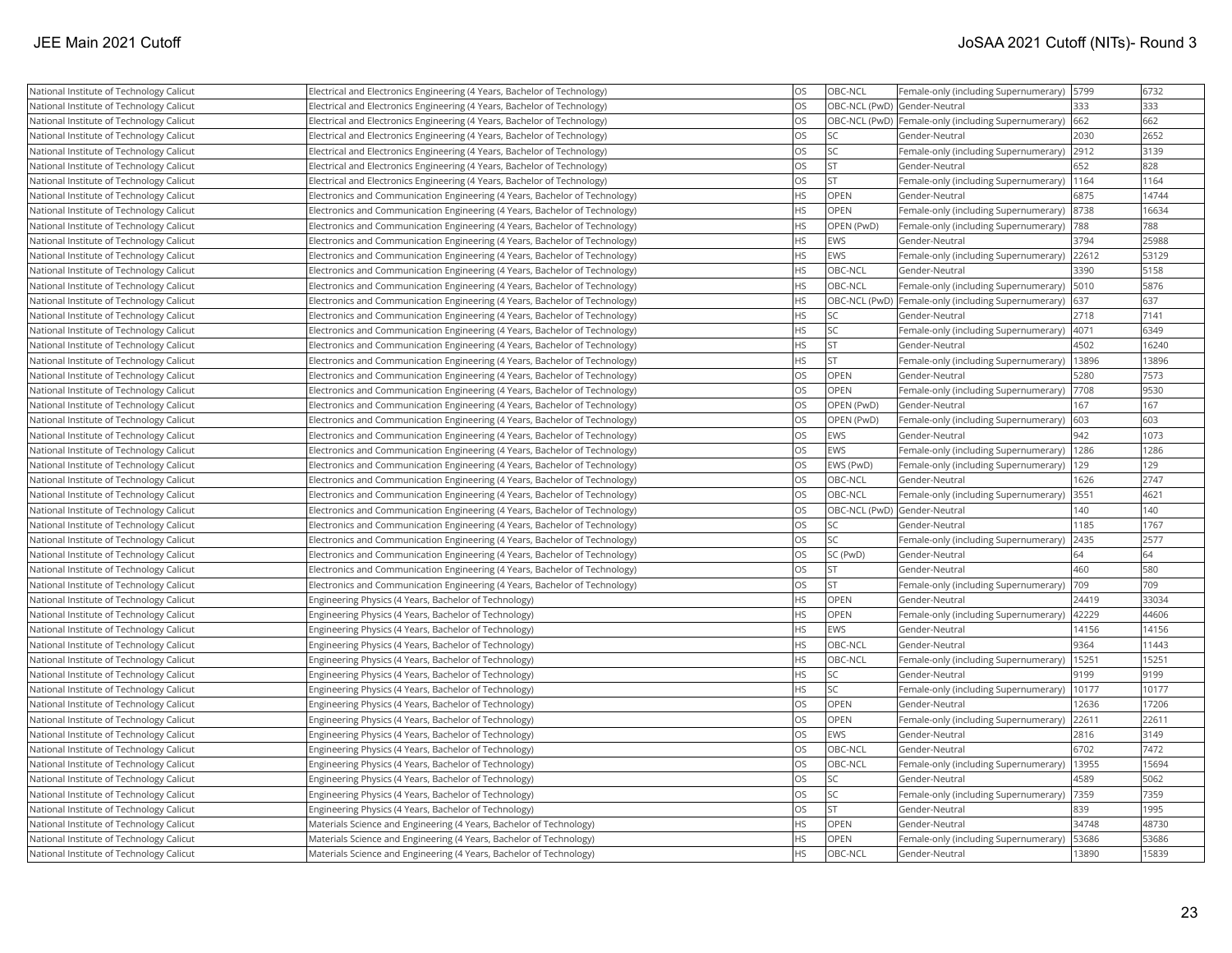| National Institute of Technology Calicut | Electrical and Electronics Engineering (4 Years, Bachelor of Technology) | OS | OBC-NCL | Female-only (including Supernumerary) | 5799 | 6732 |
|---|---|---|---|---|---|---|
| National Institute of Technology Calicut | Electrical and Electronics Engineering (4 Years, Bachelor of Technology) | OS | OBC-NCL (PwD) | Gender-Neutral | 333 | 333 |
| National Institute of Technology Calicut | Electrical and Electronics Engineering (4 Years, Bachelor of Technology) | OS | OBC-NCL (PwD) | Female-only (including Supernumerary) | 662 | 662 |
| National Institute of Technology Calicut | Electrical and Electronics Engineering (4 Years, Bachelor of Technology) | OS | SC | Gender-Neutral | 2030 | 2652 |
| National Institute of Technology Calicut | Electrical and Electronics Engineering (4 Years, Bachelor of Technology) | OS | SC | Female-only (including Supernumerary) | 2912 | 3139 |
| National Institute of Technology Calicut | Electrical and Electronics Engineering (4 Years, Bachelor of Technology) | OS | ST | Gender-Neutral | 652 | 828 |
| National Institute of Technology Calicut | Electrical and Electronics Engineering (4 Years, Bachelor of Technology) | OS | ST | Female-only (including Supernumerary) | 1164 | 1164 |
| National Institute of Technology Calicut | Electronics and Communication Engineering (4 Years, Bachelor of Technology) | HS | OPEN | Gender-Neutral | 6875 | 14744 |
| National Institute of Technology Calicut | Electronics and Communication Engineering (4 Years, Bachelor of Technology) | HS | OPEN | Female-only (including Supernumerary) | 8738 | 16634 |
| National Institute of Technology Calicut | Electronics and Communication Engineering (4 Years, Bachelor of Technology) | HS | OPEN (PwD) | Female-only (including Supernumerary) | 788 | 788 |
| National Institute of Technology Calicut | Electronics and Communication Engineering (4 Years, Bachelor of Technology) | HS | EWS | Gender-Neutral | 3794 | 25988 |
| National Institute of Technology Calicut | Electronics and Communication Engineering (4 Years, Bachelor of Technology) | HS | EWS | Female-only (including Supernumerary) | 22612 | 53129 |
| National Institute of Technology Calicut | Electronics and Communication Engineering (4 Years, Bachelor of Technology) | HS | OBC-NCL | Gender-Neutral | 3390 | 5158 |
| National Institute of Technology Calicut | Electronics and Communication Engineering (4 Years, Bachelor of Technology) | HS | OBC-NCL | Female-only (including Supernumerary) | 5010 | 5876 |
| National Institute of Technology Calicut | Electronics and Communication Engineering (4 Years, Bachelor of Technology) | HS | OBC-NCL (PwD) | Female-only (including Supernumerary) | 637 | 637 |
| National Institute of Technology Calicut | Electronics and Communication Engineering (4 Years, Bachelor of Technology) | HS | SC | Gender-Neutral | 2718 | 7141 |
| National Institute of Technology Calicut | Electronics and Communication Engineering (4 Years, Bachelor of Technology) | HS | SC | Female-only (including Supernumerary) | 4071 | 6349 |
| National Institute of Technology Calicut | Electronics and Communication Engineering (4 Years, Bachelor of Technology) | HS | ST | Gender-Neutral | 4502 | 16240 |
| National Institute of Technology Calicut | Electronics and Communication Engineering (4 Years, Bachelor of Technology) | HS | ST | Female-only (including Supernumerary) | 13896 | 13896 |
| National Institute of Technology Calicut | Electronics and Communication Engineering (4 Years, Bachelor of Technology) | OS | OPEN | Gender-Neutral | 5280 | 7573 |
| National Institute of Technology Calicut | Electronics and Communication Engineering (4 Years, Bachelor of Technology) | OS | OPEN | Female-only (including Supernumerary) | 7708 | 9530 |
| National Institute of Technology Calicut | Electronics and Communication Engineering (4 Years, Bachelor of Technology) | OS | OPEN (PwD) | Gender-Neutral | 167 | 167 |
| National Institute of Technology Calicut | Electronics and Communication Engineering (4 Years, Bachelor of Technology) | OS | OPEN (PwD) | Female-only (including Supernumerary) | 603 | 603 |
| National Institute of Technology Calicut | Electronics and Communication Engineering (4 Years, Bachelor of Technology) | OS | EWS | Gender-Neutral | 942 | 1073 |
| National Institute of Technology Calicut | Electronics and Communication Engineering (4 Years, Bachelor of Technology) | OS | EWS | Female-only (including Supernumerary) | 1286 | 1286 |
| National Institute of Technology Calicut | Electronics and Communication Engineering (4 Years, Bachelor of Technology) | OS | EWS (PwD) | Female-only (including Supernumerary) | 129 | 129 |
| National Institute of Technology Calicut | Electronics and Communication Engineering (4 Years, Bachelor of Technology) | OS | OBC-NCL | Gender-Neutral | 1626 | 2747 |
| National Institute of Technology Calicut | Electronics and Communication Engineering (4 Years, Bachelor of Technology) | OS | OBC-NCL | Female-only (including Supernumerary) | 3551 | 4621 |
| National Institute of Technology Calicut | Electronics and Communication Engineering (4 Years, Bachelor of Technology) | OS | OBC-NCL (PwD) | Gender-Neutral | 140 | 140 |
| National Institute of Technology Calicut | Electronics and Communication Engineering (4 Years, Bachelor of Technology) | OS | SC | Gender-Neutral | 1185 | 1767 |
| National Institute of Technology Calicut | Electronics and Communication Engineering (4 Years, Bachelor of Technology) | OS | SC | Female-only (including Supernumerary) | 2435 | 2577 |
| National Institute of Technology Calicut | Electronics and Communication Engineering (4 Years, Bachelor of Technology) | OS | SC (PwD) | Gender-Neutral | 64 | 64 |
| National Institute of Technology Calicut | Electronics and Communication Engineering (4 Years, Bachelor of Technology) | OS | ST | Gender-Neutral | 460 | 580 |
| National Institute of Technology Calicut | Electronics and Communication Engineering (4 Years, Bachelor of Technology) | OS | ST | Female-only (including Supernumerary) | 709 | 709 |
| National Institute of Technology Calicut | Engineering Physics (4 Years, Bachelor of Technology) | HS | OPEN | Gender-Neutral | 24419 | 33034 |
| National Institute of Technology Calicut | Engineering Physics (4 Years, Bachelor of Technology) | HS | OPEN | Female-only (including Supernumerary) | 42229 | 44606 |
| National Institute of Technology Calicut | Engineering Physics (4 Years, Bachelor of Technology) | HS | EWS | Gender-Neutral | 14156 | 14156 |
| National Institute of Technology Calicut | Engineering Physics (4 Years, Bachelor of Technology) | HS | OBC-NCL | Gender-Neutral | 9364 | 11443 |
| National Institute of Technology Calicut | Engineering Physics (4 Years, Bachelor of Technology) | HS | OBC-NCL | Female-only (including Supernumerary) | 15251 | 15251 |
| National Institute of Technology Calicut | Engineering Physics (4 Years, Bachelor of Technology) | HS | SC | Gender-Neutral | 9199 | 9199 |
| National Institute of Technology Calicut | Engineering Physics (4 Years, Bachelor of Technology) | HS | SC | Female-only (including Supernumerary) | 10177 | 10177 |
| National Institute of Technology Calicut | Engineering Physics (4 Years, Bachelor of Technology) | OS | OPEN | Gender-Neutral | 12636 | 17206 |
| National Institute of Technology Calicut | Engineering Physics (4 Years, Bachelor of Technology) | OS | OPEN | Female-only (including Supernumerary) | 22611 | 22611 |
| National Institute of Technology Calicut | Engineering Physics (4 Years, Bachelor of Technology) | OS | EWS | Gender-Neutral | 2816 | 3149 |
| National Institute of Technology Calicut | Engineering Physics (4 Years, Bachelor of Technology) | OS | OBC-NCL | Gender-Neutral | 6702 | 7472 |
| National Institute of Technology Calicut | Engineering Physics (4 Years, Bachelor of Technology) | OS | OBC-NCL | Female-only (including Supernumerary) | 13955 | 15694 |
| National Institute of Technology Calicut | Engineering Physics (4 Years, Bachelor of Technology) | OS | SC | Gender-Neutral | 4589 | 5062 |
| National Institute of Technology Calicut | Engineering Physics (4 Years, Bachelor of Technology) | OS | SC | Female-only (including Supernumerary) | 7359 | 7359 |
| National Institute of Technology Calicut | Engineering Physics (4 Years, Bachelor of Technology) | OS | ST | Gender-Neutral | 839 | 1995 |
| National Institute of Technology Calicut | Materials Science and Engineering (4 Years, Bachelor of Technology) | HS | OPEN | Gender-Neutral | 34748 | 48730 |
| National Institute of Technology Calicut | Materials Science and Engineering (4 Years, Bachelor of Technology) | HS | OPEN | Female-only (including Supernumerary) | 53686 | 53686 |
| National Institute of Technology Calicut | Materials Science and Engineering (4 Years, Bachelor of Technology) | HS | OBC-NCL | Gender-Neutral | 13890 | 15839 |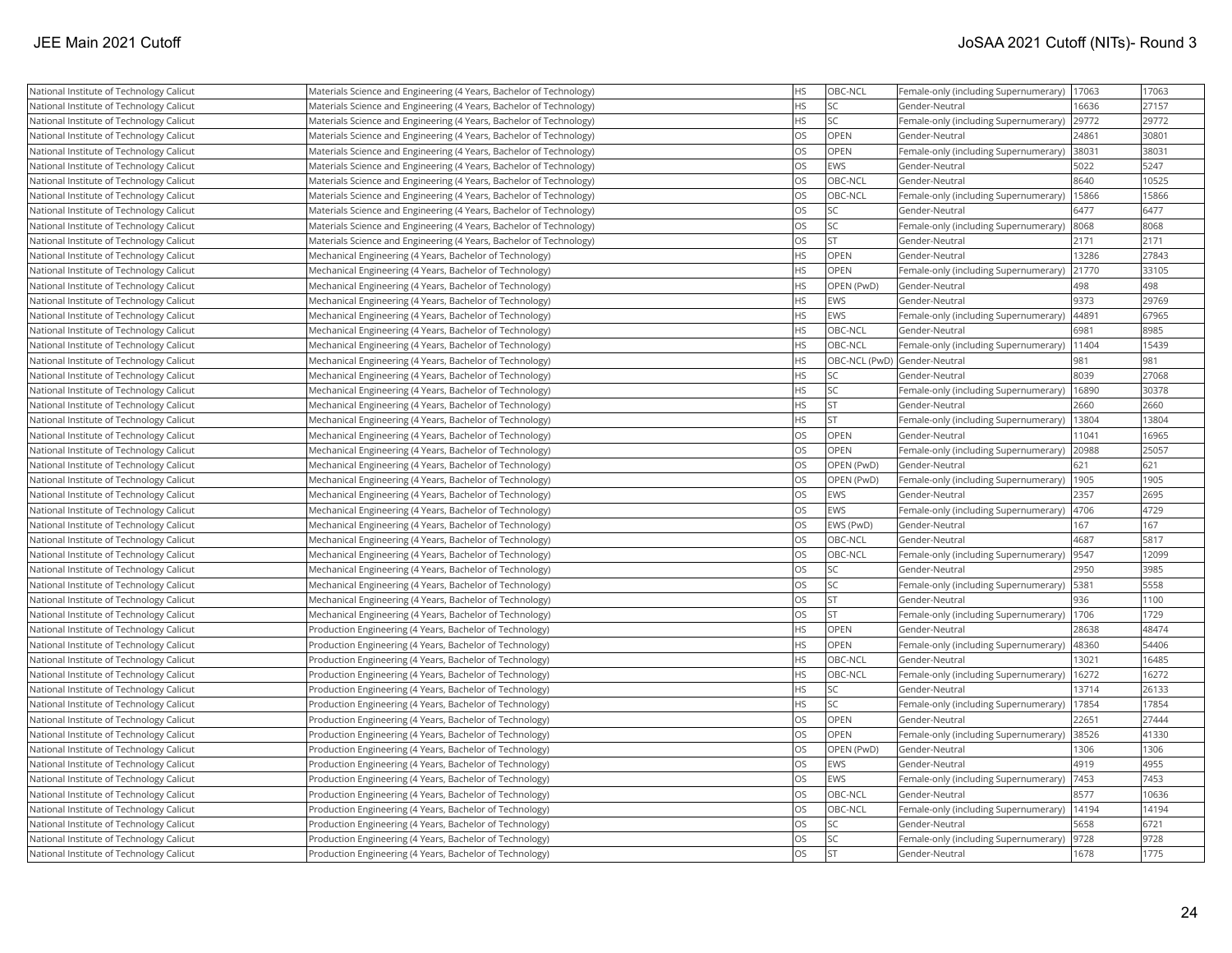| National Institute of Technology Calicut | Materials Science and Engineering (4 Years, Bachelor of Technology) | HS | OBC-NCL | Female-only (including Supernumerary) | 17063 | 17063 |
|---|---|---|---|---|---|---|
| National Institute of Technology Calicut | Materials Science and Engineering (4 Years, Bachelor of Technology) | HS | SC | Gender-Neutral | 16636 | 27157 |
| National Institute of Technology Calicut | Materials Science and Engineering (4 Years, Bachelor of Technology) | HS | SC | Female-only (including Supernumerary) | 29772 | 29772 |
| National Institute of Technology Calicut | Materials Science and Engineering (4 Years, Bachelor of Technology) | OS | OPEN | Gender-Neutral | 24861 | 30801 |
| National Institute of Technology Calicut | Materials Science and Engineering (4 Years, Bachelor of Technology) | OS | OPEN | Female-only (including Supernumerary) | 38031 | 38031 |
| National Institute of Technology Calicut | Materials Science and Engineering (4 Years, Bachelor of Technology) | OS | EWS | Gender-Neutral | 5022 | 5247 |
| National Institute of Technology Calicut | Materials Science and Engineering (4 Years, Bachelor of Technology) | OS | OBC-NCL | Gender-Neutral | 8640 | 10525 |
| National Institute of Technology Calicut | Materials Science and Engineering (4 Years, Bachelor of Technology) | OS | OBC-NCL | Female-only (including Supernumerary) | 15866 | 15866 |
| National Institute of Technology Calicut | Materials Science and Engineering (4 Years, Bachelor of Technology) | OS | SC | Gender-Neutral | 6477 | 6477 |
| National Institute of Technology Calicut | Materials Science and Engineering (4 Years, Bachelor of Technology) | OS | SC | Female-only (including Supernumerary) | 8068 | 8068 |
| National Institute of Technology Calicut | Materials Science and Engineering (4 Years, Bachelor of Technology) | OS | ST | Gender-Neutral | 2171 | 2171 |
| National Institute of Technology Calicut | Mechanical Engineering (4 Years, Bachelor of Technology) | HS | OPEN | Gender-Neutral | 13286 | 27843 |
| National Institute of Technology Calicut | Mechanical Engineering (4 Years, Bachelor of Technology) | HS | OPEN | Female-only (including Supernumerary) | 21770 | 33105 |
| National Institute of Technology Calicut | Mechanical Engineering (4 Years, Bachelor of Technology) | HS | OPEN (PwD) | Gender-Neutral | 498 | 498 |
| National Institute of Technology Calicut | Mechanical Engineering (4 Years, Bachelor of Technology) | HS | EWS | Gender-Neutral | 9373 | 29769 |
| National Institute of Technology Calicut | Mechanical Engineering (4 Years, Bachelor of Technology) | HS | EWS | Female-only (including Supernumerary) | 44891 | 67965 |
| National Institute of Technology Calicut | Mechanical Engineering (4 Years, Bachelor of Technology) | HS | OBC-NCL | Gender-Neutral | 6981 | 8985 |
| National Institute of Technology Calicut | Mechanical Engineering (4 Years, Bachelor of Technology) | HS | OBC-NCL | Female-only (including Supernumerary) | 11404 | 15439 |
| National Institute of Technology Calicut | Mechanical Engineering (4 Years, Bachelor of Technology) | HS | OBC-NCL (PwD) | Gender-Neutral | 981 | 981 |
| National Institute of Technology Calicut | Mechanical Engineering (4 Years, Bachelor of Technology) | HS | SC | Gender-Neutral | 8039 | 27068 |
| National Institute of Technology Calicut | Mechanical Engineering (4 Years, Bachelor of Technology) | HS | SC | Female-only (including Supernumerary) | 16890 | 30378 |
| National Institute of Technology Calicut | Mechanical Engineering (4 Years, Bachelor of Technology) | HS | ST | Gender-Neutral | 2660 | 2660 |
| National Institute of Technology Calicut | Mechanical Engineering (4 Years, Bachelor of Technology) | HS | ST | Female-only (including Supernumerary) | 13804 | 13804 |
| National Institute of Technology Calicut | Mechanical Engineering (4 Years, Bachelor of Technology) | OS | OPEN | Gender-Neutral | 11041 | 16965 |
| National Institute of Technology Calicut | Mechanical Engineering (4 Years, Bachelor of Technology) | OS | OPEN | Female-only (including Supernumerary) | 20988 | 25057 |
| National Institute of Technology Calicut | Mechanical Engineering (4 Years, Bachelor of Technology) | OS | OPEN (PwD) | Gender-Neutral | 621 | 621 |
| National Institute of Technology Calicut | Mechanical Engineering (4 Years, Bachelor of Technology) | OS | OPEN (PwD) | Female-only (including Supernumerary) | 1905 | 1905 |
| National Institute of Technology Calicut | Mechanical Engineering (4 Years, Bachelor of Technology) | OS | EWS | Gender-Neutral | 2357 | 2695 |
| National Institute of Technology Calicut | Mechanical Engineering (4 Years, Bachelor of Technology) | OS | EWS | Female-only (including Supernumerary) | 4706 | 4729 |
| National Institute of Technology Calicut | Mechanical Engineering (4 Years, Bachelor of Technology) | OS | EWS (PwD) | Gender-Neutral | 167 | 167 |
| National Institute of Technology Calicut | Mechanical Engineering (4 Years, Bachelor of Technology) | OS | OBC-NCL | Gender-Neutral | 4687 | 5817 |
| National Institute of Technology Calicut | Mechanical Engineering (4 Years, Bachelor of Technology) | OS | OBC-NCL | Female-only (including Supernumerary) | 9547 | 12099 |
| National Institute of Technology Calicut | Mechanical Engineering (4 Years, Bachelor of Technology) | OS | SC | Gender-Neutral | 2950 | 3985 |
| National Institute of Technology Calicut | Mechanical Engineering (4 Years, Bachelor of Technology) | OS | SC | Female-only (including Supernumerary) | 5381 | 5558 |
| National Institute of Technology Calicut | Mechanical Engineering (4 Years, Bachelor of Technology) | OS | ST | Gender-Neutral | 936 | 1100 |
| National Institute of Technology Calicut | Mechanical Engineering (4 Years, Bachelor of Technology) | OS | ST | Female-only (including Supernumerary) | 1706 | 1729 |
| National Institute of Technology Calicut | Production Engineering (4 Years, Bachelor of Technology) | HS | OPEN | Gender-Neutral | 28638 | 48474 |
| National Institute of Technology Calicut | Production Engineering (4 Years, Bachelor of Technology) | HS | OPEN | Female-only (including Supernumerary) | 48360 | 54406 |
| National Institute of Technology Calicut | Production Engineering (4 Years, Bachelor of Technology) | HS | OBC-NCL | Gender-Neutral | 13021 | 16485 |
| National Institute of Technology Calicut | Production Engineering (4 Years, Bachelor of Technology) | HS | OBC-NCL | Female-only (including Supernumerary) | 16272 | 16272 |
| National Institute of Technology Calicut | Production Engineering (4 Years, Bachelor of Technology) | HS | SC | Gender-Neutral | 13714 | 26133 |
| National Institute of Technology Calicut | Production Engineering (4 Years, Bachelor of Technology) | HS | SC | Female-only (including Supernumerary) | 17854 | 17854 |
| National Institute of Technology Calicut | Production Engineering (4 Years, Bachelor of Technology) | OS | OPEN | Gender-Neutral | 22651 | 27444 |
| National Institute of Technology Calicut | Production Engineering (4 Years, Bachelor of Technology) | OS | OPEN | Female-only (including Supernumerary) | 38526 | 41330 |
| National Institute of Technology Calicut | Production Engineering (4 Years, Bachelor of Technology) | OS | OPEN (PwD) | Gender-Neutral | 1306 | 1306 |
| National Institute of Technology Calicut | Production Engineering (4 Years, Bachelor of Technology) | OS | EWS | Gender-Neutral | 4919 | 4955 |
| National Institute of Technology Calicut | Production Engineering (4 Years, Bachelor of Technology) | OS | EWS | Female-only (including Supernumerary) | 7453 | 7453 |
| National Institute of Technology Calicut | Production Engineering (4 Years, Bachelor of Technology) | OS | OBC-NCL | Gender-Neutral | 8577 | 10636 |
| National Institute of Technology Calicut | Production Engineering (4 Years, Bachelor of Technology) | OS | OBC-NCL | Female-only (including Supernumerary) | 14194 | 14194 |
| National Institute of Technology Calicut | Production Engineering (4 Years, Bachelor of Technology) | OS | SC | Gender-Neutral | 5658 | 6721 |
| National Institute of Technology Calicut | Production Engineering (4 Years, Bachelor of Technology) | OS | SC | Female-only (including Supernumerary) | 9728 | 9728 |
| National Institute of Technology Calicut | Production Engineering (4 Years, Bachelor of Technology) | OS | ST | Gender-Neutral | 1678 | 1775 |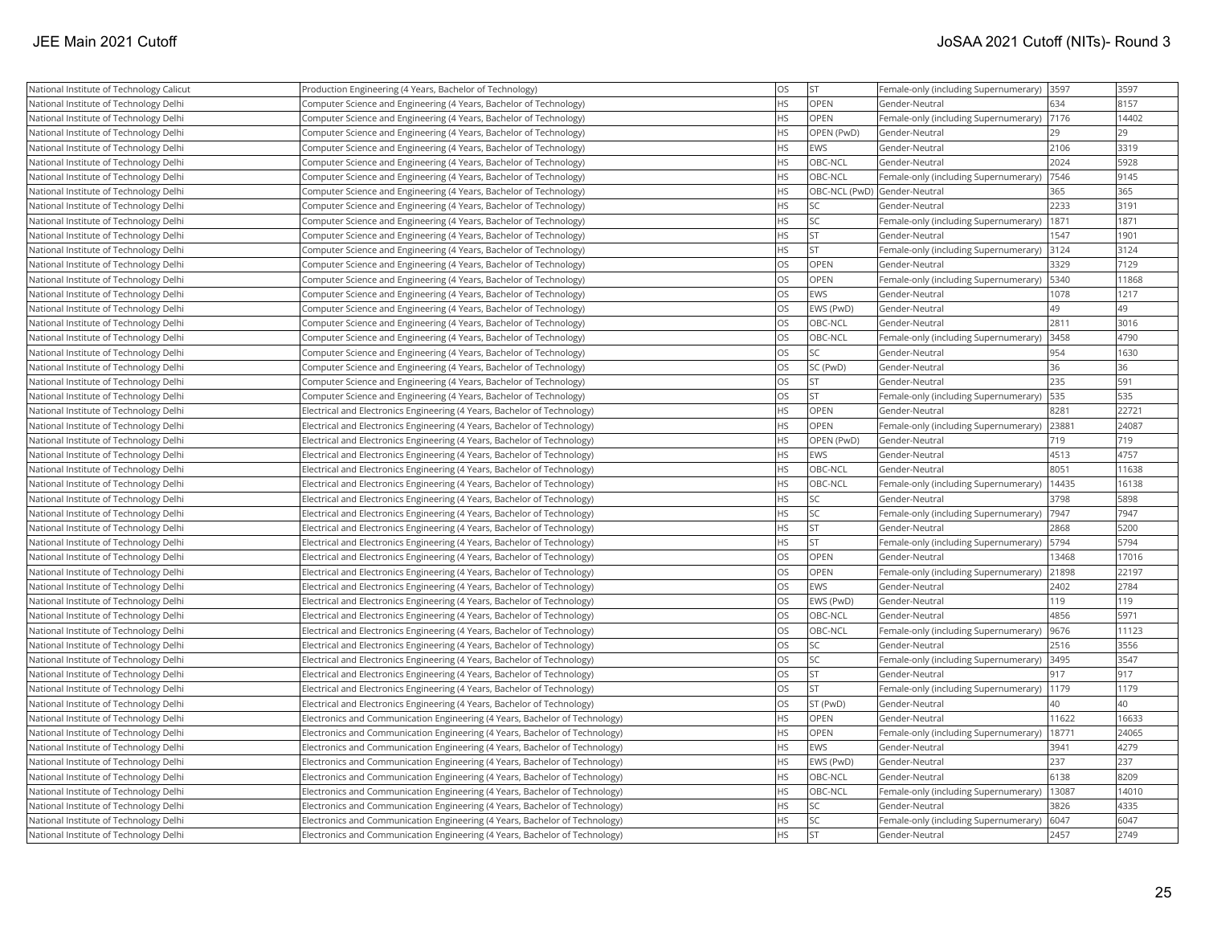| National Institute of Technology Calicut | Production Engineering (4 Years, Bachelor of Technology) | OS | ST | Female-only (including Supernumerary) | 3597 | 3597 |
|---|---|---|---|---|---|---|
| National Institute of Technology Delhi | Computer Science and Engineering (4 Years, Bachelor of Technology) | HS | OPEN | Gender-Neutral | 634 | 8157 |
| National Institute of Technology Delhi | Computer Science and Engineering (4 Years, Bachelor of Technology) | HS | OPEN | Female-only (including Supernumerary) | 7176 | 14402 |
| National Institute of Technology Delhi | Computer Science and Engineering (4 Years, Bachelor of Technology) | HS | OPEN (PwD) | Gender-Neutral | 29 | 29 |
| National Institute of Technology Delhi | Computer Science and Engineering (4 Years, Bachelor of Technology) | HS | EWS | Gender-Neutral | 2106 | 3319 |
| National Institute of Technology Delhi | Computer Science and Engineering (4 Years, Bachelor of Technology) | HS | OBC-NCL | Gender-Neutral | 2024 | 5928 |
| National Institute of Technology Delhi | Computer Science and Engineering (4 Years, Bachelor of Technology) | HS | OBC-NCL | Female-only (including Supernumerary) | 7546 | 9145 |
| National Institute of Technology Delhi | Computer Science and Engineering (4 Years, Bachelor of Technology) | HS | OBC-NCL (PwD) | Gender-Neutral | 365 | 365 |
| National Institute of Technology Delhi | Computer Science and Engineering (4 Years, Bachelor of Technology) | HS | SC | Gender-Neutral | 2233 | 3191 |
| National Institute of Technology Delhi | Computer Science and Engineering (4 Years, Bachelor of Technology) | HS | SC | Female-only (including Supernumerary) | 1871 | 1871 |
| National Institute of Technology Delhi | Computer Science and Engineering (4 Years, Bachelor of Technology) | HS | ST | Gender-Neutral | 1547 | 1901 |
| National Institute of Technology Delhi | Computer Science and Engineering (4 Years, Bachelor of Technology) | HS | ST | Female-only (including Supernumerary) | 3124 | 3124 |
| National Institute of Technology Delhi | Computer Science and Engineering (4 Years, Bachelor of Technology) | OS | OPEN | Gender-Neutral | 3329 | 7129 |
| National Institute of Technology Delhi | Computer Science and Engineering (4 Years, Bachelor of Technology) | OS | OPEN | Female-only (including Supernumerary) | 5340 | 11868 |
| National Institute of Technology Delhi | Computer Science and Engineering (4 Years, Bachelor of Technology) | OS | EWS | Gender-Neutral | 1078 | 1217 |
| National Institute of Technology Delhi | Computer Science and Engineering (4 Years, Bachelor of Technology) | OS | EWS (PwD) | Gender-Neutral | 49 | 49 |
| National Institute of Technology Delhi | Computer Science and Engineering (4 Years, Bachelor of Technology) | OS | OBC-NCL | Gender-Neutral | 2811 | 3016 |
| National Institute of Technology Delhi | Computer Science and Engineering (4 Years, Bachelor of Technology) | OS | OBC-NCL | Female-only (including Supernumerary) | 3458 | 4790 |
| National Institute of Technology Delhi | Computer Science and Engineering (4 Years, Bachelor of Technology) | OS | SC | Gender-Neutral | 954 | 1630 |
| National Institute of Technology Delhi | Computer Science and Engineering (4 Years, Bachelor of Technology) | OS | SC (PwD) | Gender-Neutral | 36 | 36 |
| National Institute of Technology Delhi | Computer Science and Engineering (4 Years, Bachelor of Technology) | OS | ST | Gender-Neutral | 235 | 591 |
| National Institute of Technology Delhi | Computer Science and Engineering (4 Years, Bachelor of Technology) | OS | ST | Female-only (including Supernumerary) | 535 | 535 |
| National Institute of Technology Delhi | Electrical and Electronics Engineering (4 Years, Bachelor of Technology) | HS | OPEN | Gender-Neutral | 8281 | 22721 |
| National Institute of Technology Delhi | Electrical and Electronics Engineering (4 Years, Bachelor of Technology) | HS | OPEN | Female-only (including Supernumerary) | 23881 | 24087 |
| National Institute of Technology Delhi | Electrical and Electronics Engineering (4 Years, Bachelor of Technology) | HS | OPEN (PwD) | Gender-Neutral | 719 | 719 |
| National Institute of Technology Delhi | Electrical and Electronics Engineering (4 Years, Bachelor of Technology) | HS | EWS | Gender-Neutral | 4513 | 4757 |
| National Institute of Technology Delhi | Electrical and Electronics Engineering (4 Years, Bachelor of Technology) | HS | OBC-NCL | Gender-Neutral | 8051 | 11638 |
| National Institute of Technology Delhi | Electrical and Electronics Engineering (4 Years, Bachelor of Technology) | HS | OBC-NCL | Female-only (including Supernumerary) | 14435 | 16138 |
| National Institute of Technology Delhi | Electrical and Electronics Engineering (4 Years, Bachelor of Technology) | HS | SC | Gender-Neutral | 3798 | 5898 |
| National Institute of Technology Delhi | Electrical and Electronics Engineering (4 Years, Bachelor of Technology) | HS | SC | Female-only (including Supernumerary) | 7947 | 7947 |
| National Institute of Technology Delhi | Electrical and Electronics Engineering (4 Years, Bachelor of Technology) | HS | ST | Gender-Neutral | 2868 | 5200 |
| National Institute of Technology Delhi | Electrical and Electronics Engineering (4 Years, Bachelor of Technology) | HS | ST | Female-only (including Supernumerary) | 5794 | 5794 |
| National Institute of Technology Delhi | Electrical and Electronics Engineering (4 Years, Bachelor of Technology) | OS | OPEN | Gender-Neutral | 13468 | 17016 |
| National Institute of Technology Delhi | Electrical and Electronics Engineering (4 Years, Bachelor of Technology) | OS | OPEN | Female-only (including Supernumerary) | 21898 | 22197 |
| National Institute of Technology Delhi | Electrical and Electronics Engineering (4 Years, Bachelor of Technology) | OS | EWS | Gender-Neutral | 2402 | 2784 |
| National Institute of Technology Delhi | Electrical and Electronics Engineering (4 Years, Bachelor of Technology) | OS | EWS (PwD) | Gender-Neutral | 119 | 119 |
| National Institute of Technology Delhi | Electrical and Electronics Engineering (4 Years, Bachelor of Technology) | OS | OBC-NCL | Gender-Neutral | 4856 | 5971 |
| National Institute of Technology Delhi | Electrical and Electronics Engineering (4 Years, Bachelor of Technology) | OS | OBC-NCL | Female-only (including Supernumerary) | 9676 | 11123 |
| National Institute of Technology Delhi | Electrical and Electronics Engineering (4 Years, Bachelor of Technology) | OS | SC | Gender-Neutral | 2516 | 3556 |
| National Institute of Technology Delhi | Electrical and Electronics Engineering (4 Years, Bachelor of Technology) | OS | SC | Female-only (including Supernumerary) | 3495 | 3547 |
| National Institute of Technology Delhi | Electrical and Electronics Engineering (4 Years, Bachelor of Technology) | OS | ST | Gender-Neutral | 917 | 917 |
| National Institute of Technology Delhi | Electrical and Electronics Engineering (4 Years, Bachelor of Technology) | OS | ST | Female-only (including Supernumerary) | 1179 | 1179 |
| National Institute of Technology Delhi | Electrical and Electronics Engineering (4 Years, Bachelor of Technology) | OS | ST (PwD) | Gender-Neutral | 40 | 40 |
| National Institute of Technology Delhi | Electronics and Communication Engineering (4 Years, Bachelor of Technology) | HS | OPEN | Gender-Neutral | 11622 | 16633 |
| National Institute of Technology Delhi | Electronics and Communication Engineering (4 Years, Bachelor of Technology) | HS | OPEN | Female-only (including Supernumerary) | 18771 | 24065 |
| National Institute of Technology Delhi | Electronics and Communication Engineering (4 Years, Bachelor of Technology) | HS | EWS | Gender-Neutral | 3941 | 4279 |
| National Institute of Technology Delhi | Electronics and Communication Engineering (4 Years, Bachelor of Technology) | HS | EWS (PwD) | Gender-Neutral | 237 | 237 |
| National Institute of Technology Delhi | Electronics and Communication Engineering (4 Years, Bachelor of Technology) | HS | OBC-NCL | Gender-Neutral | 6138 | 8209 |
| National Institute of Technology Delhi | Electronics and Communication Engineering (4 Years, Bachelor of Technology) | HS | OBC-NCL | Female-only (including Supernumerary) | 13087 | 14010 |
| National Institute of Technology Delhi | Electronics and Communication Engineering (4 Years, Bachelor of Technology) | HS | SC | Gender-Neutral | 3826 | 4335 |
| National Institute of Technology Delhi | Electronics and Communication Engineering (4 Years, Bachelor of Technology) | HS | SC | Female-only (including Supernumerary) | 6047 | 6047 |
| National Institute of Technology Delhi | Electronics and Communication Engineering (4 Years, Bachelor of Technology) | HS | ST | Gender-Neutral | 2457 | 2749 |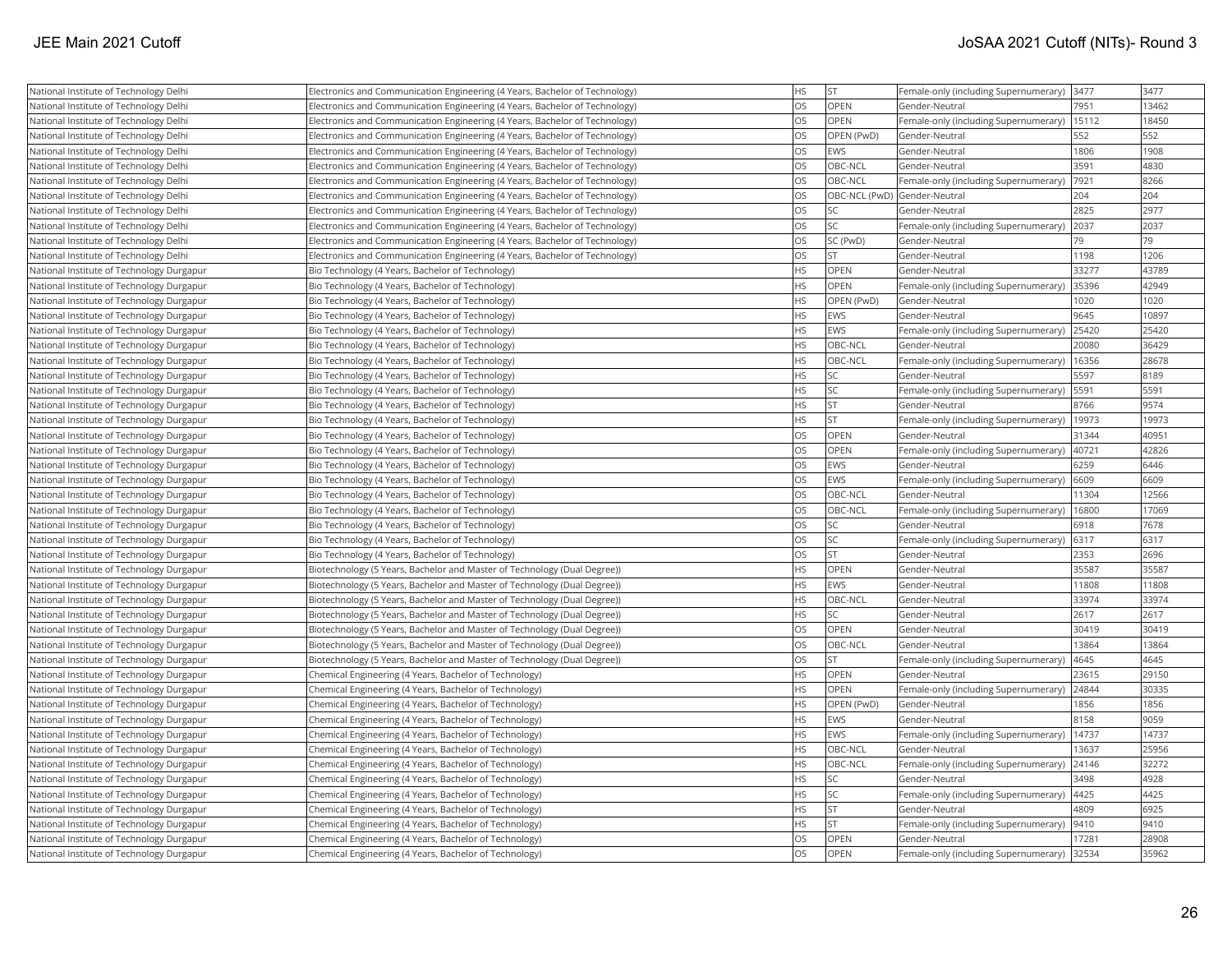| National Institute of Technology Delhi | Electronics and Communication Engineering (4 Years, Bachelor of Technology) | HS | ST | Female-only (including Supernumerary) | 3477 | 3477 |
|---|---|---|---|---|---|---|
| National Institute of Technology Delhi | Electronics and Communication Engineering (4 Years, Bachelor of Technology) | OS | OPEN | Gender-Neutral | 7951 | 13462 |
| National Institute of Technology Delhi | Electronics and Communication Engineering (4 Years, Bachelor of Technology) | OS | OPEN | Female-only (including Supernumerary) | 15112 | 18450 |
| National Institute of Technology Delhi | Electronics and Communication Engineering (4 Years, Bachelor of Technology) | OS | OPEN (PwD) | Gender-Neutral | 552 | 552 |
| National Institute of Technology Delhi | Electronics and Communication Engineering (4 Years, Bachelor of Technology) | OS | EWS | Gender-Neutral | 1806 | 1908 |
| National Institute of Technology Delhi | Electronics and Communication Engineering (4 Years, Bachelor of Technology) | OS | OBC-NCL | Gender-Neutral | 3591 | 4830 |
| National Institute of Technology Delhi | Electronics and Communication Engineering (4 Years, Bachelor of Technology) | OS | OBC-NCL | Female-only (including Supernumerary) | 7921 | 8266 |
| National Institute of Technology Delhi | Electronics and Communication Engineering (4 Years, Bachelor of Technology) | OS | OBC-NCL (PwD) | Gender-Neutral | 204 | 204 |
| National Institute of Technology Delhi | Electronics and Communication Engineering (4 Years, Bachelor of Technology) | OS | SC | Gender-Neutral | 2825 | 2977 |
| National Institute of Technology Delhi | Electronics and Communication Engineering (4 Years, Bachelor of Technology) | OS | SC | Female-only (including Supernumerary) | 2037 | 2037 |
| National Institute of Technology Delhi | Electronics and Communication Engineering (4 Years, Bachelor of Technology) | OS | SC (PwD) | Gender-Neutral | 79 | 79 |
| National Institute of Technology Delhi | Electronics and Communication Engineering (4 Years, Bachelor of Technology) | OS | ST | Gender-Neutral | 1198 | 1206 |
| National Institute of Technology Durgapur | Bio Technology (4 Years, Bachelor of Technology) | HS | OPEN | Gender-Neutral | 33277 | 43789 |
| National Institute of Technology Durgapur | Bio Technology (4 Years, Bachelor of Technology) | HS | OPEN | Female-only (including Supernumerary) | 35396 | 42949 |
| National Institute of Technology Durgapur | Bio Technology (4 Years, Bachelor of Technology) | HS | OPEN (PwD) | Gender-Neutral | 1020 | 1020 |
| National Institute of Technology Durgapur | Bio Technology (4 Years, Bachelor of Technology) | HS | EWS | Gender-Neutral | 9645 | 10897 |
| National Institute of Technology Durgapur | Bio Technology (4 Years, Bachelor of Technology) | HS | EWS | Female-only (including Supernumerary) | 25420 | 25420 |
| National Institute of Technology Durgapur | Bio Technology (4 Years, Bachelor of Technology) | HS | OBC-NCL | Gender-Neutral | 20080 | 36429 |
| National Institute of Technology Durgapur | Bio Technology (4 Years, Bachelor of Technology) | HS | OBC-NCL | Female-only (including Supernumerary) | 16356 | 28678 |
| National Institute of Technology Durgapur | Bio Technology (4 Years, Bachelor of Technology) | HS | SC | Gender-Neutral | 5597 | 8189 |
| National Institute of Technology Durgapur | Bio Technology (4 Years, Bachelor of Technology) | HS | SC | Female-only (including Supernumerary) | 5591 | 5591 |
| National Institute of Technology Durgapur | Bio Technology (4 Years, Bachelor of Technology) | HS | ST | Gender-Neutral | 8766 | 9574 |
| National Institute of Technology Durgapur | Bio Technology (4 Years, Bachelor of Technology) | HS | ST | Female-only (including Supernumerary) | 19973 | 19973 |
| National Institute of Technology Durgapur | Bio Technology (4 Years, Bachelor of Technology) | OS | OPEN | Gender-Neutral | 31344 | 40951 |
| National Institute of Technology Durgapur | Bio Technology (4 Years, Bachelor of Technology) | OS | OPEN | Female-only (including Supernumerary) | 40721 | 42826 |
| National Institute of Technology Durgapur | Bio Technology (4 Years, Bachelor of Technology) | OS | EWS | Gender-Neutral | 6259 | 6446 |
| National Institute of Technology Durgapur | Bio Technology (4 Years, Bachelor of Technology) | OS | EWS | Female-only (including Supernumerary) | 6609 | 6609 |
| National Institute of Technology Durgapur | Bio Technology (4 Years, Bachelor of Technology) | OS | OBC-NCL | Gender-Neutral | 11304 | 12566 |
| National Institute of Technology Durgapur | Bio Technology (4 Years, Bachelor of Technology) | OS | OBC-NCL | Female-only (including Supernumerary) | 16800 | 17069 |
| National Institute of Technology Durgapur | Bio Technology (4 Years, Bachelor of Technology) | OS | SC | Gender-Neutral | 6918 | 7678 |
| National Institute of Technology Durgapur | Bio Technology (4 Years, Bachelor of Technology) | OS | SC | Female-only (including Supernumerary) | 6317 | 6317 |
| National Institute of Technology Durgapur | Bio Technology (4 Years, Bachelor of Technology) | OS | ST | Gender-Neutral | 2353 | 2696 |
| National Institute of Technology Durgapur | Biotechnology (5 Years, Bachelor and Master of Technology (Dual Degree)) | HS | OPEN | Gender-Neutral | 35587 | 35587 |
| National Institute of Technology Durgapur | Biotechnology (5 Years, Bachelor and Master of Technology (Dual Degree)) | HS | EWS | Gender-Neutral | 11808 | 11808 |
| National Institute of Technology Durgapur | Biotechnology (5 Years, Bachelor and Master of Technology (Dual Degree)) | HS | OBC-NCL | Gender-Neutral | 33974 | 33974 |
| National Institute of Technology Durgapur | Biotechnology (5 Years, Bachelor and Master of Technology (Dual Degree)) | HS | SC | Gender-Neutral | 2617 | 2617 |
| National Institute of Technology Durgapur | Biotechnology (5 Years, Bachelor and Master of Technology (Dual Degree)) | OS | OPEN | Gender-Neutral | 30419 | 30419 |
| National Institute of Technology Durgapur | Biotechnology (5 Years, Bachelor and Master of Technology (Dual Degree)) | OS | OBC-NCL | Gender-Neutral | 13864 | 13864 |
| National Institute of Technology Durgapur | Biotechnology (5 Years, Bachelor and Master of Technology (Dual Degree)) | OS | ST | Female-only (including Supernumerary) | 4645 | 4645 |
| National Institute of Technology Durgapur | Chemical Engineering (4 Years, Bachelor of Technology) | HS | OPEN | Gender-Neutral | 23615 | 29150 |
| National Institute of Technology Durgapur | Chemical Engineering (4 Years, Bachelor of Technology) | HS | OPEN | Female-only (including Supernumerary) | 24844 | 30335 |
| National Institute of Technology Durgapur | Chemical Engineering (4 Years, Bachelor of Technology) | HS | OPEN (PwD) | Gender-Neutral | 1856 | 1856 |
| National Institute of Technology Durgapur | Chemical Engineering (4 Years, Bachelor of Technology) | HS | EWS | Gender-Neutral | 8158 | 9059 |
| National Institute of Technology Durgapur | Chemical Engineering (4 Years, Bachelor of Technology) | HS | EWS | Female-only (including Supernumerary) | 14737 | 14737 |
| National Institute of Technology Durgapur | Chemical Engineering (4 Years, Bachelor of Technology) | HS | OBC-NCL | Gender-Neutral | 13637 | 25956 |
| National Institute of Technology Durgapur | Chemical Engineering (4 Years, Bachelor of Technology) | HS | OBC-NCL | Female-only (including Supernumerary) | 24146 | 32272 |
| National Institute of Technology Durgapur | Chemical Engineering (4 Years, Bachelor of Technology) | HS | SC | Gender-Neutral | 3498 | 4928 |
| National Institute of Technology Durgapur | Chemical Engineering (4 Years, Bachelor of Technology) | HS | SC | Female-only (including Supernumerary) | 4425 | 4425 |
| National Institute of Technology Durgapur | Chemical Engineering (4 Years, Bachelor of Technology) | HS | ST | Gender-Neutral | 4809 | 6925 |
| National Institute of Technology Durgapur | Chemical Engineering (4 Years, Bachelor of Technology) | HS | ST | Female-only (including Supernumerary) | 9410 | 9410 |
| National Institute of Technology Durgapur | Chemical Engineering (4 Years, Bachelor of Technology) | OS | OPEN | Gender-Neutral | 17281 | 28908 |
| National Institute of Technology Durgapur | Chemical Engineering (4 Years, Bachelor of Technology) | OS | OPEN | Female-only (including Supernumerary) | 32534 | 35962 |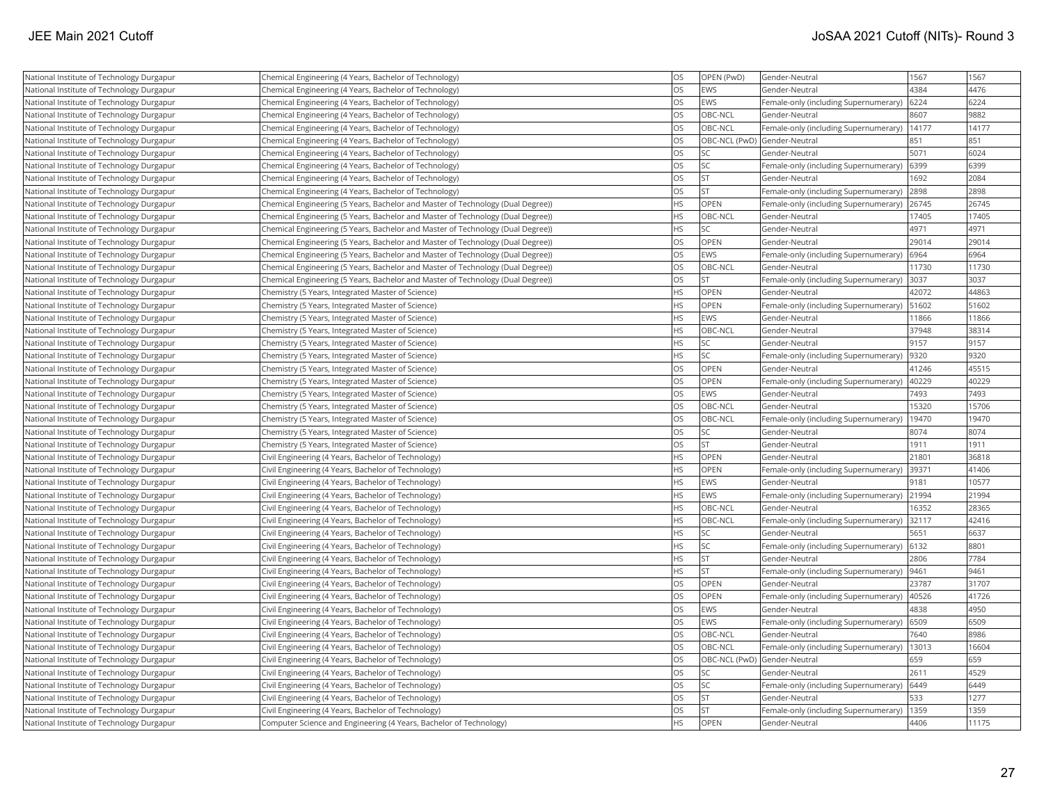| | | | | | | |
|---|---|---|---|---|---|---|
| National Institute of Technology Durgapur | Chemical Engineering (4 Years, Bachelor of Technology) | OS | OPEN (PwD) | Gender-Neutral | 1567 | 1567 |
| National Institute of Technology Durgapur | Chemical Engineering (4 Years, Bachelor of Technology) | OS | EWS | Gender-Neutral | 4384 | 4476 |
| National Institute of Technology Durgapur | Chemical Engineering (4 Years, Bachelor of Technology) | OS | EWS | Female-only (including Supernumerary) | 6224 | 6224 |
| National Institute of Technology Durgapur | Chemical Engineering (4 Years, Bachelor of Technology) | OS | OBC-NCL | Gender-Neutral | 8607 | 9882 |
| National Institute of Technology Durgapur | Chemical Engineering (4 Years, Bachelor of Technology) | OS | OBC-NCL | Female-only (including Supernumerary) | 14177 | 14177 |
| National Institute of Technology Durgapur | Chemical Engineering (4 Years, Bachelor of Technology) | OS | OBC-NCL (PwD) | Gender-Neutral | 851 | 851 |
| National Institute of Technology Durgapur | Chemical Engineering (4 Years, Bachelor of Technology) | OS | SC | Gender-Neutral | 5071 | 6024 |
| National Institute of Technology Durgapur | Chemical Engineering (4 Years, Bachelor of Technology) | OS | SC | Female-only (including Supernumerary) | 6399 | 6399 |
| National Institute of Technology Durgapur | Chemical Engineering (4 Years, Bachelor of Technology) | OS | ST | Gender-Neutral | 1692 | 2084 |
| National Institute of Technology Durgapur | Chemical Engineering (4 Years, Bachelor of Technology) | OS | ST | Female-only (including Supernumerary) | 2898 | 2898 |
| National Institute of Technology Durgapur | Chemical Engineering (5 Years, Bachelor and Master of Technology (Dual Degree)) | HS | OPEN | Female-only (including Supernumerary) | 26745 | 26745 |
| National Institute of Technology Durgapur | Chemical Engineering (5 Years, Bachelor and Master of Technology (Dual Degree)) | HS | OBC-NCL | Gender-Neutral | 17405 | 17405 |
| National Institute of Technology Durgapur | Chemical Engineering (5 Years, Bachelor and Master of Technology (Dual Degree)) | HS | SC | Gender-Neutral | 4971 | 4971 |
| National Institute of Technology Durgapur | Chemical Engineering (5 Years, Bachelor and Master of Technology (Dual Degree)) | OS | OPEN | Gender-Neutral | 29014 | 29014 |
| National Institute of Technology Durgapur | Chemical Engineering (5 Years, Bachelor and Master of Technology (Dual Degree)) | OS | EWS | Female-only (including Supernumerary) | 6964 | 6964 |
| National Institute of Technology Durgapur | Chemical Engineering (5 Years, Bachelor and Master of Technology (Dual Degree)) | OS | OBC-NCL | Gender-Neutral | 11730 | 11730 |
| National Institute of Technology Durgapur | Chemical Engineering (5 Years, Bachelor and Master of Technology (Dual Degree)) | OS | ST | Female-only (including Supernumerary) | 3037 | 3037 |
| National Institute of Technology Durgapur | Chemistry (5 Years, Integrated Master of Science) | HS | OPEN | Gender-Neutral | 42072 | 44863 |
| National Institute of Technology Durgapur | Chemistry (5 Years, Integrated Master of Science) | HS | OPEN | Female-only (including Supernumerary) | 51602 | 51602 |
| National Institute of Technology Durgapur | Chemistry (5 Years, Integrated Master of Science) | HS | EWS | Gender-Neutral | 11866 | 11866 |
| National Institute of Technology Durgapur | Chemistry (5 Years, Integrated Master of Science) | HS | OBC-NCL | Gender-Neutral | 37948 | 38314 |
| National Institute of Technology Durgapur | Chemistry (5 Years, Integrated Master of Science) | HS | SC | Gender-Neutral | 9157 | 9157 |
| National Institute of Technology Durgapur | Chemistry (5 Years, Integrated Master of Science) | HS | SC | Female-only (including Supernumerary) | 9320 | 9320 |
| National Institute of Technology Durgapur | Chemistry (5 Years, Integrated Master of Science) | OS | OPEN | Gender-Neutral | 41246 | 45515 |
| National Institute of Technology Durgapur | Chemistry (5 Years, Integrated Master of Science) | OS | OPEN | Female-only (including Supernumerary) | 40229 | 40229 |
| National Institute of Technology Durgapur | Chemistry (5 Years, Integrated Master of Science) | OS | EWS | Gender-Neutral | 7493 | 7493 |
| National Institute of Technology Durgapur | Chemistry (5 Years, Integrated Master of Science) | OS | OBC-NCL | Gender-Neutral | 15320 | 15706 |
| National Institute of Technology Durgapur | Chemistry (5 Years, Integrated Master of Science) | OS | OBC-NCL | Female-only (including Supernumerary) | 19470 | 19470 |
| National Institute of Technology Durgapur | Chemistry (5 Years, Integrated Master of Science) | OS | SC | Gender-Neutral | 8074 | 8074 |
| National Institute of Technology Durgapur | Chemistry (5 Years, Integrated Master of Science) | OS | ST | Gender-Neutral | 1911 | 1911 |
| National Institute of Technology Durgapur | Civil Engineering (4 Years, Bachelor of Technology) | HS | OPEN | Gender-Neutral | 21801 | 36818 |
| National Institute of Technology Durgapur | Civil Engineering (4 Years, Bachelor of Technology) | HS | OPEN | Female-only (including Supernumerary) | 39371 | 41406 |
| National Institute of Technology Durgapur | Civil Engineering (4 Years, Bachelor of Technology) | HS | EWS | Gender-Neutral | 9181 | 10577 |
| National Institute of Technology Durgapur | Civil Engineering (4 Years, Bachelor of Technology) | HS | EWS | Female-only (including Supernumerary) | 21994 | 21994 |
| National Institute of Technology Durgapur | Civil Engineering (4 Years, Bachelor of Technology) | HS | OBC-NCL | Gender-Neutral | 16352 | 28365 |
| National Institute of Technology Durgapur | Civil Engineering (4 Years, Bachelor of Technology) | HS | OBC-NCL | Female-only (including Supernumerary) | 32117 | 42416 |
| National Institute of Technology Durgapur | Civil Engineering (4 Years, Bachelor of Technology) | HS | SC | Gender-Neutral | 5651 | 6637 |
| National Institute of Technology Durgapur | Civil Engineering (4 Years, Bachelor of Technology) | HS | SC | Female-only (including Supernumerary) | 6132 | 8801 |
| National Institute of Technology Durgapur | Civil Engineering (4 Years, Bachelor of Technology) | HS | ST | Gender-Neutral | 2806 | 7784 |
| National Institute of Technology Durgapur | Civil Engineering (4 Years, Bachelor of Technology) | HS | ST | Female-only (including Supernumerary) | 9461 | 9461 |
| National Institute of Technology Durgapur | Civil Engineering (4 Years, Bachelor of Technology) | OS | OPEN | Gender-Neutral | 23787 | 31707 |
| National Institute of Technology Durgapur | Civil Engineering (4 Years, Bachelor of Technology) | OS | OPEN | Female-only (including Supernumerary) | 40526 | 41726 |
| National Institute of Technology Durgapur | Civil Engineering (4 Years, Bachelor of Technology) | OS | EWS | Gender-Neutral | 4838 | 4950 |
| National Institute of Technology Durgapur | Civil Engineering (4 Years, Bachelor of Technology) | OS | EWS | Female-only (including Supernumerary) | 6509 | 6509 |
| National Institute of Technology Durgapur | Civil Engineering (4 Years, Bachelor of Technology) | OS | OBC-NCL | Gender-Neutral | 7640 | 8986 |
| National Institute of Technology Durgapur | Civil Engineering (4 Years, Bachelor of Technology) | OS | OBC-NCL | Female-only (including Supernumerary) | 13013 | 16604 |
| National Institute of Technology Durgapur | Civil Engineering (4 Years, Bachelor of Technology) | OS | OBC-NCL (PwD) | Gender-Neutral | 659 | 659 |
| National Institute of Technology Durgapur | Civil Engineering (4 Years, Bachelor of Technology) | OS | SC | Gender-Neutral | 2611 | 4529 |
| National Institute of Technology Durgapur | Civil Engineering (4 Years, Bachelor of Technology) | OS | SC | Female-only (including Supernumerary) | 6449 | 6449 |
| National Institute of Technology Durgapur | Civil Engineering (4 Years, Bachelor of Technology) | OS | ST | Gender-Neutral | 533 | 1277 |
| National Institute of Technology Durgapur | Civil Engineering (4 Years, Bachelor of Technology) | OS | ST | Female-only (including Supernumerary) | 1359 | 1359 |
| National Institute of Technology Durgapur | Computer Science and Engineering (4 Years, Bachelor of Technology) | HS | OPEN | Gender-Neutral | 4406 | 11175 |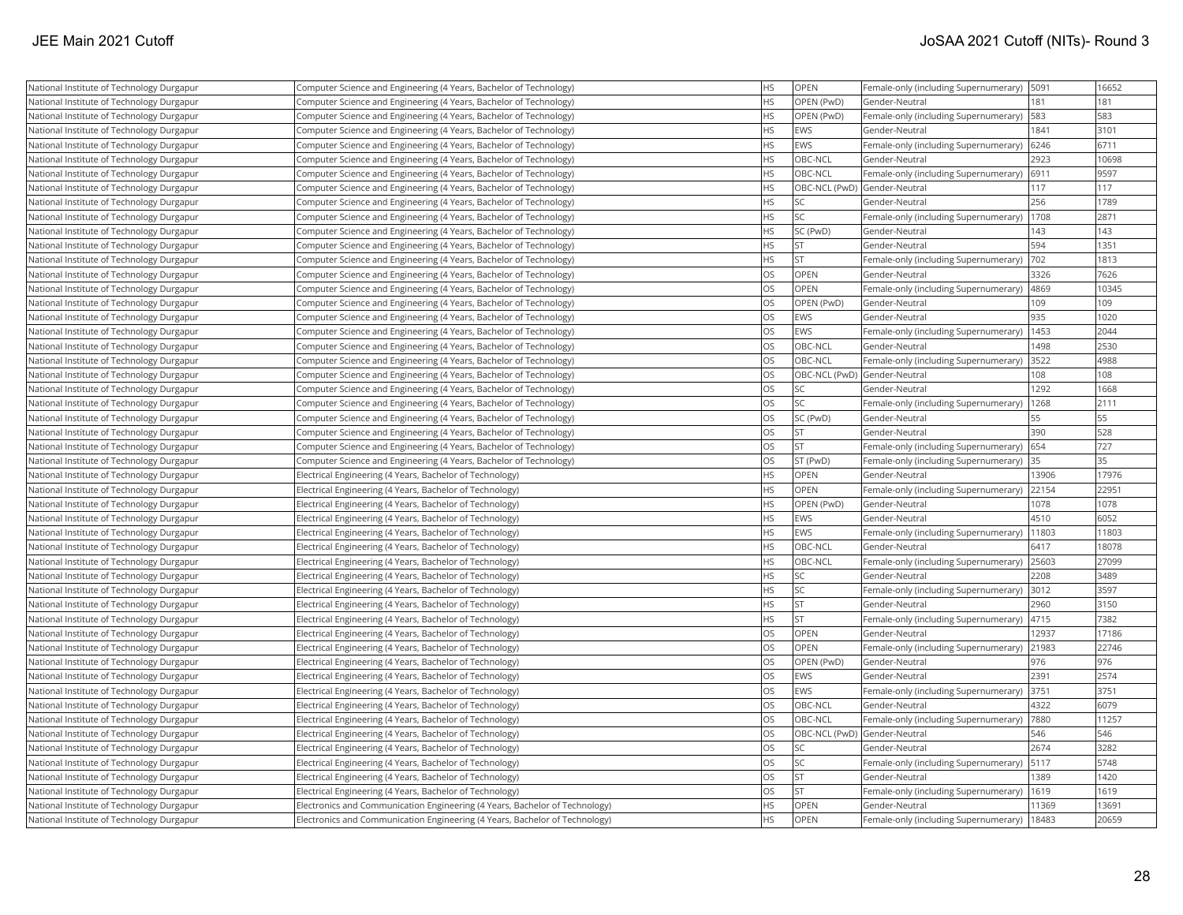| | | | | | | |
|---|---|---|---|---|---|---|
| National Institute of Technology Durgapur | Computer Science and Engineering (4 Years, Bachelor of Technology) | HS | OPEN | Female-only (including Supernumerary) | 5091 | 16652 |
| National Institute of Technology Durgapur | Computer Science and Engineering (4 Years, Bachelor of Technology) | HS | OPEN (PwD) | Gender-Neutral | 181 | 181 |
| National Institute of Technology Durgapur | Computer Science and Engineering (4 Years, Bachelor of Technology) | HS | OPEN (PwD) | Female-only (including Supernumerary) | 583 | 583 |
| National Institute of Technology Durgapur | Computer Science and Engineering (4 Years, Bachelor of Technology) | HS | EWS | Gender-Neutral | 1841 | 3101 |
| National Institute of Technology Durgapur | Computer Science and Engineering (4 Years, Bachelor of Technology) | HS | EWS | Female-only (including Supernumerary) | 6246 | 6711 |
| National Institute of Technology Durgapur | Computer Science and Engineering (4 Years, Bachelor of Technology) | HS | OBC-NCL | Gender-Neutral | 2923 | 10698 |
| National Institute of Technology Durgapur | Computer Science and Engineering (4 Years, Bachelor of Technology) | HS | OBC-NCL | Female-only (including Supernumerary) | 6911 | 9597 |
| National Institute of Technology Durgapur | Computer Science and Engineering (4 Years, Bachelor of Technology) | HS | OBC-NCL (PwD) | Gender-Neutral | 117 | 117 |
| National Institute of Technology Durgapur | Computer Science and Engineering (4 Years, Bachelor of Technology) | HS | SC | Gender-Neutral | 256 | 1789 |
| National Institute of Technology Durgapur | Computer Science and Engineering (4 Years, Bachelor of Technology) | HS | SC | Female-only (including Supernumerary) | 1708 | 2871 |
| National Institute of Technology Durgapur | Computer Science and Engineering (4 Years, Bachelor of Technology) | HS | SC (PwD) | Gender-Neutral | 143 | 143 |
| National Institute of Technology Durgapur | Computer Science and Engineering (4 Years, Bachelor of Technology) | HS | ST | Gender-Neutral | 594 | 1351 |
| National Institute of Technology Durgapur | Computer Science and Engineering (4 Years, Bachelor of Technology) | HS | ST | Female-only (including Supernumerary) | 702 | 1813 |
| National Institute of Technology Durgapur | Computer Science and Engineering (4 Years, Bachelor of Technology) | OS | OPEN | Gender-Neutral | 3326 | 7626 |
| National Institute of Technology Durgapur | Computer Science and Engineering (4 Years, Bachelor of Technology) | OS | OPEN | Female-only (including Supernumerary) | 4869 | 10345 |
| National Institute of Technology Durgapur | Computer Science and Engineering (4 Years, Bachelor of Technology) | OS | OPEN (PwD) | Gender-Neutral | 109 | 109 |
| National Institute of Technology Durgapur | Computer Science and Engineering (4 Years, Bachelor of Technology) | OS | EWS | Gender-Neutral | 935 | 1020 |
| National Institute of Technology Durgapur | Computer Science and Engineering (4 Years, Bachelor of Technology) | OS | EWS | Female-only (including Supernumerary) | 1453 | 2044 |
| National Institute of Technology Durgapur | Computer Science and Engineering (4 Years, Bachelor of Technology) | OS | OBC-NCL | Gender-Neutral | 1498 | 2530 |
| National Institute of Technology Durgapur | Computer Science and Engineering (4 Years, Bachelor of Technology) | OS | OBC-NCL | Female-only (including Supernumerary) | 3522 | 4988 |
| National Institute of Technology Durgapur | Computer Science and Engineering (4 Years, Bachelor of Technology) | OS | OBC-NCL (PwD) | Gender-Neutral | 108 | 108 |
| National Institute of Technology Durgapur | Computer Science and Engineering (4 Years, Bachelor of Technology) | OS | SC | Gender-Neutral | 1292 | 1668 |
| National Institute of Technology Durgapur | Computer Science and Engineering (4 Years, Bachelor of Technology) | OS | SC | Female-only (including Supernumerary) | 1268 | 2111 |
| National Institute of Technology Durgapur | Computer Science and Engineering (4 Years, Bachelor of Technology) | OS | SC (PwD) | Gender-Neutral | 55 | 55 |
| National Institute of Technology Durgapur | Computer Science and Engineering (4 Years, Bachelor of Technology) | OS | ST | Gender-Neutral | 390 | 528 |
| National Institute of Technology Durgapur | Computer Science and Engineering (4 Years, Bachelor of Technology) | OS | ST | Female-only (including Supernumerary) | 654 | 727 |
| National Institute of Technology Durgapur | Computer Science and Engineering (4 Years, Bachelor of Technology) | OS | ST (PwD) | Female-only (including Supernumerary) | 35 | 35 |
| National Institute of Technology Durgapur | Electrical Engineering (4 Years, Bachelor of Technology) | HS | OPEN | Gender-Neutral | 13906 | 17976 |
| National Institute of Technology Durgapur | Electrical Engineering (4 Years, Bachelor of Technology) | HS | OPEN | Female-only (including Supernumerary) | 22154 | 22951 |
| National Institute of Technology Durgapur | Electrical Engineering (4 Years, Bachelor of Technology) | HS | OPEN (PwD) | Gender-Neutral | 1078 | 1078 |
| National Institute of Technology Durgapur | Electrical Engineering (4 Years, Bachelor of Technology) | HS | EWS | Gender-Neutral | 4510 | 6052 |
| National Institute of Technology Durgapur | Electrical Engineering (4 Years, Bachelor of Technology) | HS | EWS | Female-only (including Supernumerary) | 11803 | 11803 |
| National Institute of Technology Durgapur | Electrical Engineering (4 Years, Bachelor of Technology) | HS | OBC-NCL | Gender-Neutral | 6417 | 18078 |
| National Institute of Technology Durgapur | Electrical Engineering (4 Years, Bachelor of Technology) | HS | OBC-NCL | Female-only (including Supernumerary) | 25603 | 27099 |
| National Institute of Technology Durgapur | Electrical Engineering (4 Years, Bachelor of Technology) | HS | SC | Gender-Neutral | 2208 | 3489 |
| National Institute of Technology Durgapur | Electrical Engineering (4 Years, Bachelor of Technology) | HS | SC | Female-only (including Supernumerary) | 3012 | 3597 |
| National Institute of Technology Durgapur | Electrical Engineering (4 Years, Bachelor of Technology) | HS | ST | Gender-Neutral | 2960 | 3150 |
| National Institute of Technology Durgapur | Electrical Engineering (4 Years, Bachelor of Technology) | HS | ST | Female-only (including Supernumerary) | 4715 | 7382 |
| National Institute of Technology Durgapur | Electrical Engineering (4 Years, Bachelor of Technology) | OS | OPEN | Gender-Neutral | 12937 | 17186 |
| National Institute of Technology Durgapur | Electrical Engineering (4 Years, Bachelor of Technology) | OS | OPEN | Female-only (including Supernumerary) | 21983 | 22746 |
| National Institute of Technology Durgapur | Electrical Engineering (4 Years, Bachelor of Technology) | OS | OPEN (PwD) | Gender-Neutral | 976 | 976 |
| National Institute of Technology Durgapur | Electrical Engineering (4 Years, Bachelor of Technology) | OS | EWS | Gender-Neutral | 2391 | 2574 |
| National Institute of Technology Durgapur | Electrical Engineering (4 Years, Bachelor of Technology) | OS | EWS | Female-only (including Supernumerary) | 3751 | 3751 |
| National Institute of Technology Durgapur | Electrical Engineering (4 Years, Bachelor of Technology) | OS | OBC-NCL | Gender-Neutral | 4322 | 6079 |
| National Institute of Technology Durgapur | Electrical Engineering (4 Years, Bachelor of Technology) | OS | OBC-NCL | Female-only (including Supernumerary) | 7880 | 11257 |
| National Institute of Technology Durgapur | Electrical Engineering (4 Years, Bachelor of Technology) | OS | OBC-NCL (PwD) | Gender-Neutral | 546 | 546 |
| National Institute of Technology Durgapur | Electrical Engineering (4 Years, Bachelor of Technology) | OS | SC | Gender-Neutral | 2674 | 3282 |
| National Institute of Technology Durgapur | Electrical Engineering (4 Years, Bachelor of Technology) | OS | SC | Female-only (including Supernumerary) | 5117 | 5748 |
| National Institute of Technology Durgapur | Electrical Engineering (4 Years, Bachelor of Technology) | OS | ST | Gender-Neutral | 1389 | 1420 |
| National Institute of Technology Durgapur | Electrical Engineering (4 Years, Bachelor of Technology) | OS | ST | Female-only (including Supernumerary) | 1619 | 1619 |
| National Institute of Technology Durgapur | Electronics and Communication Engineering (4 Years, Bachelor of Technology) | HS | OPEN | Gender-Neutral | 11369 | 13691 |
| National Institute of Technology Durgapur | Electronics and Communication Engineering (4 Years, Bachelor of Technology) | HS | OPEN | Female-only (including Supernumerary) | 18483 | 20659 |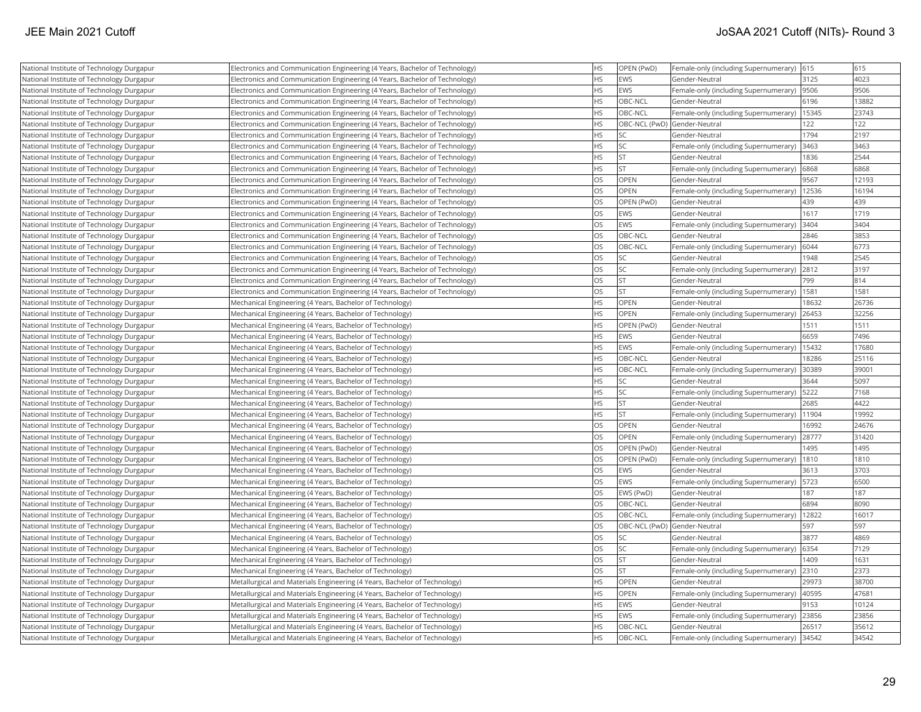| | | | | | | |
|---|---|---|---|---|---|---|
| National Institute of Technology Durgapur | Electronics and Communication Engineering (4 Years, Bachelor of Technology) | HS | OPEN (PwD) | Female-only (including Supernumerary) | 615 | 615 |
| National Institute of Technology Durgapur | Electronics and Communication Engineering (4 Years, Bachelor of Technology) | HS | EWS | Gender-Neutral | 3125 | 4023 |
| National Institute of Technology Durgapur | Electronics and Communication Engineering (4 Years, Bachelor of Technology) | HS | EWS | Female-only (including Supernumerary) | 9506 | 9506 |
| National Institute of Technology Durgapur | Electronics and Communication Engineering (4 Years, Bachelor of Technology) | HS | OBC-NCL | Gender-Neutral | 6196 | 13882 |
| National Institute of Technology Durgapur | Electronics and Communication Engineering (4 Years, Bachelor of Technology) | HS | OBC-NCL | Female-only (including Supernumerary) | 15345 | 23743 |
| National Institute of Technology Durgapur | Electronics and Communication Engineering (4 Years, Bachelor of Technology) | HS | OBC-NCL (PwD) | Gender-Neutral | 122 | 122 |
| National Institute of Technology Durgapur | Electronics and Communication Engineering (4 Years, Bachelor of Technology) | HS | SC | Gender-Neutral | 1794 | 2197 |
| National Institute of Technology Durgapur | Electronics and Communication Engineering (4 Years, Bachelor of Technology) | HS | SC | Female-only (including Supernumerary) | 3463 | 3463 |
| National Institute of Technology Durgapur | Electronics and Communication Engineering (4 Years, Bachelor of Technology) | HS | ST | Gender-Neutral | 1836 | 2544 |
| National Institute of Technology Durgapur | Electronics and Communication Engineering (4 Years, Bachelor of Technology) | HS | ST | Female-only (including Supernumerary) | 6868 | 6868 |
| National Institute of Technology Durgapur | Electronics and Communication Engineering (4 Years, Bachelor of Technology) | OS | OPEN | Gender-Neutral | 9567 | 12193 |
| National Institute of Technology Durgapur | Electronics and Communication Engineering (4 Years, Bachelor of Technology) | OS | OPEN | Female-only (including Supernumerary) | 12536 | 16194 |
| National Institute of Technology Durgapur | Electronics and Communication Engineering (4 Years, Bachelor of Technology) | OS | OPEN (PwD) | Gender-Neutral | 439 | 439 |
| National Institute of Technology Durgapur | Electronics and Communication Engineering (4 Years, Bachelor of Technology) | OS | EWS | Gender-Neutral | 1617 | 1719 |
| National Institute of Technology Durgapur | Electronics and Communication Engineering (4 Years, Bachelor of Technology) | OS | EWS | Female-only (including Supernumerary) | 3404 | 3404 |
| National Institute of Technology Durgapur | Electronics and Communication Engineering (4 Years, Bachelor of Technology) | OS | OBC-NCL | Gender-Neutral | 2846 | 3853 |
| National Institute of Technology Durgapur | Electronics and Communication Engineering (4 Years, Bachelor of Technology) | OS | OBC-NCL | Female-only (including Supernumerary) | 6044 | 6773 |
| National Institute of Technology Durgapur | Electronics and Communication Engineering (4 Years, Bachelor of Technology) | OS | SC | Gender-Neutral | 1948 | 2545 |
| National Institute of Technology Durgapur | Electronics and Communication Engineering (4 Years, Bachelor of Technology) | OS | SC | Female-only (including Supernumerary) | 2812 | 3197 |
| National Institute of Technology Durgapur | Electronics and Communication Engineering (4 Years, Bachelor of Technology) | OS | ST | Gender-Neutral | 799 | 814 |
| National Institute of Technology Durgapur | Electronics and Communication Engineering (4 Years, Bachelor of Technology) | OS | ST | Female-only (including Supernumerary) | 1581 | 1581 |
| National Institute of Technology Durgapur | Mechanical Engineering (4 Years, Bachelor of Technology) | HS | OPEN | Gender-Neutral | 18632 | 26736 |
| National Institute of Technology Durgapur | Mechanical Engineering (4 Years, Bachelor of Technology) | HS | OPEN | Female-only (including Supernumerary) | 26453 | 32256 |
| National Institute of Technology Durgapur | Mechanical Engineering (4 Years, Bachelor of Technology) | HS | OPEN (PwD) | Gender-Neutral | 1511 | 1511 |
| National Institute of Technology Durgapur | Mechanical Engineering (4 Years, Bachelor of Technology) | HS | EWS | Gender-Neutral | 6659 | 7496 |
| National Institute of Technology Durgapur | Mechanical Engineering (4 Years, Bachelor of Technology) | HS | EWS | Female-only (including Supernumerary) | 15432 | 17680 |
| National Institute of Technology Durgapur | Mechanical Engineering (4 Years, Bachelor of Technology) | HS | OBC-NCL | Gender-Neutral | 18286 | 25116 |
| National Institute of Technology Durgapur | Mechanical Engineering (4 Years, Bachelor of Technology) | HS | OBC-NCL | Female-only (including Supernumerary) | 30389 | 39001 |
| National Institute of Technology Durgapur | Mechanical Engineering (4 Years, Bachelor of Technology) | HS | SC | Gender-Neutral | 3644 | 5097 |
| National Institute of Technology Durgapur | Mechanical Engineering (4 Years, Bachelor of Technology) | HS | SC | Female-only (including Supernumerary) | 5222 | 7168 |
| National Institute of Technology Durgapur | Mechanical Engineering (4 Years, Bachelor of Technology) | HS | ST | Gender-Neutral | 2685 | 4422 |
| National Institute of Technology Durgapur | Mechanical Engineering (4 Years, Bachelor of Technology) | HS | ST | Female-only (including Supernumerary) | 11904 | 19992 |
| National Institute of Technology Durgapur | Mechanical Engineering (4 Years, Bachelor of Technology) | OS | OPEN | Gender-Neutral | 16992 | 24676 |
| National Institute of Technology Durgapur | Mechanical Engineering (4 Years, Bachelor of Technology) | OS | OPEN | Female-only (including Supernumerary) | 28777 | 31420 |
| National Institute of Technology Durgapur | Mechanical Engineering (4 Years, Bachelor of Technology) | OS | OPEN (PwD) | Gender-Neutral | 1495 | 1495 |
| National Institute of Technology Durgapur | Mechanical Engineering (4 Years, Bachelor of Technology) | OS | OPEN (PwD) | Female-only (including Supernumerary) | 1810 | 1810 |
| National Institute of Technology Durgapur | Mechanical Engineering (4 Years, Bachelor of Technology) | OS | EWS | Gender-Neutral | 3613 | 3703 |
| National Institute of Technology Durgapur | Mechanical Engineering (4 Years, Bachelor of Technology) | OS | EWS | Female-only (including Supernumerary) | 5723 | 6500 |
| National Institute of Technology Durgapur | Mechanical Engineering (4 Years, Bachelor of Technology) | OS | EWS (PwD) | Gender-Neutral | 187 | 187 |
| National Institute of Technology Durgapur | Mechanical Engineering (4 Years, Bachelor of Technology) | OS | OBC-NCL | Gender-Neutral | 6894 | 8090 |
| National Institute of Technology Durgapur | Mechanical Engineering (4 Years, Bachelor of Technology) | OS | OBC-NCL | Female-only (including Supernumerary) | 12822 | 16017 |
| National Institute of Technology Durgapur | Mechanical Engineering (4 Years, Bachelor of Technology) | OS | OBC-NCL (PwD) | Gender-Neutral | 597 | 597 |
| National Institute of Technology Durgapur | Mechanical Engineering (4 Years, Bachelor of Technology) | OS | SC | Gender-Neutral | 3877 | 4869 |
| National Institute of Technology Durgapur | Mechanical Engineering (4 Years, Bachelor of Technology) | OS | SC | Female-only (including Supernumerary) | 6354 | 7129 |
| National Institute of Technology Durgapur | Mechanical Engineering (4 Years, Bachelor of Technology) | OS | ST | Gender-Neutral | 1409 | 1631 |
| National Institute of Technology Durgapur | Mechanical Engineering (4 Years, Bachelor of Technology) | OS | ST | Female-only (including Supernumerary) | 2310 | 2373 |
| National Institute of Technology Durgapur | Metallurgical and Materials Engineering (4 Years, Bachelor of Technology) | HS | OPEN | Gender-Neutral | 29973 | 38700 |
| National Institute of Technology Durgapur | Metallurgical and Materials Engineering (4 Years, Bachelor of Technology) | HS | OPEN | Female-only (including Supernumerary) | 40595 | 47681 |
| National Institute of Technology Durgapur | Metallurgical and Materials Engineering (4 Years, Bachelor of Technology) | HS | EWS | Gender-Neutral | 9153 | 10124 |
| National Institute of Technology Durgapur | Metallurgical and Materials Engineering (4 Years, Bachelor of Technology) | HS | EWS | Female-only (including Supernumerary) | 23856 | 23856 |
| National Institute of Technology Durgapur | Metallurgical and Materials Engineering (4 Years, Bachelor of Technology) | HS | OBC-NCL | Gender-Neutral | 26517 | 35612 |
| National Institute of Technology Durgapur | Metallurgical and Materials Engineering (4 Years, Bachelor of Technology) | HS | OBC-NCL | Female-only (including Supernumerary) | 34542 | 34542 |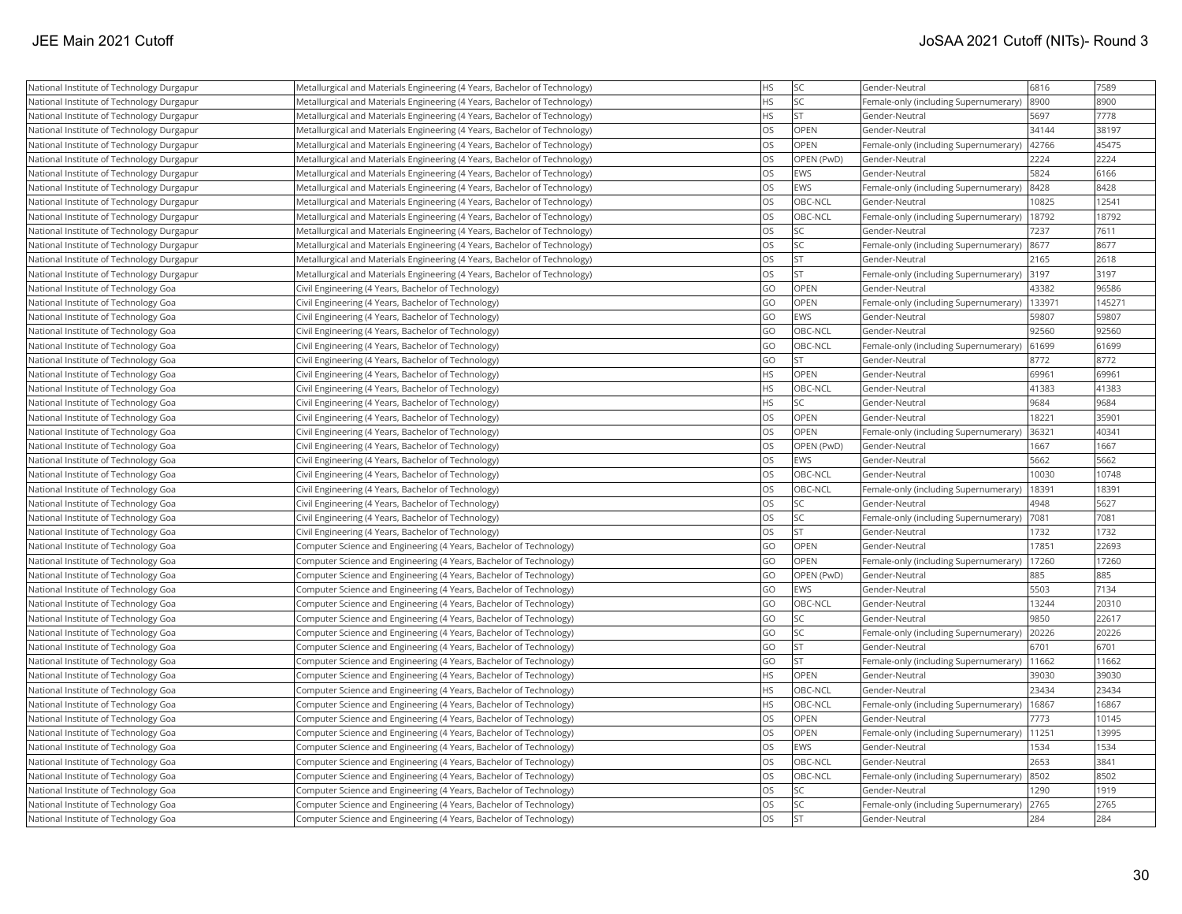| National Institute of Technology Durgapur | Metallurgical and Materials Engineering (4 Years, Bachelor of Technology) | HS | SC | Gender-Neutral | 6816 | 7589 |
|---|---|---|---|---|---|---|
| National Institute of Technology Durgapur | Metallurgical and Materials Engineering (4 Years, Bachelor of Technology) | HS | SC | Female-only (including Supernumerary) | 8900 | 8900 |
| National Institute of Technology Durgapur | Metallurgical and Materials Engineering (4 Years, Bachelor of Technology) | HS | ST | Gender-Neutral | 5697 | 7778 |
| National Institute of Technology Durgapur | Metallurgical and Materials Engineering (4 Years, Bachelor of Technology) | OS | OPEN | Gender-Neutral | 34144 | 38197 |
| National Institute of Technology Durgapur | Metallurgical and Materials Engineering (4 Years, Bachelor of Technology) | OS | OPEN | Female-only (including Supernumerary) | 42766 | 45475 |
| National Institute of Technology Durgapur | Metallurgical and Materials Engineering (4 Years, Bachelor of Technology) | OS | OPEN (PwD) | Gender-Neutral | 2224 | 2224 |
| National Institute of Technology Durgapur | Metallurgical and Materials Engineering (4 Years, Bachelor of Technology) | OS | EWS | Gender-Neutral | 5824 | 6166 |
| National Institute of Technology Durgapur | Metallurgical and Materials Engineering (4 Years, Bachelor of Technology) | OS | EWS | Female-only (including Supernumerary) | 8428 | 8428 |
| National Institute of Technology Durgapur | Metallurgical and Materials Engineering (4 Years, Bachelor of Technology) | OS | OBC-NCL | Gender-Neutral | 10825 | 12541 |
| National Institute of Technology Durgapur | Metallurgical and Materials Engineering (4 Years, Bachelor of Technology) | OS | OBC-NCL | Female-only (including Supernumerary) | 18792 | 18792 |
| National Institute of Technology Durgapur | Metallurgical and Materials Engineering (4 Years, Bachelor of Technology) | OS | SC | Gender-Neutral | 7237 | 7611 |
| National Institute of Technology Durgapur | Metallurgical and Materials Engineering (4 Years, Bachelor of Technology) | OS | SC | Female-only (including Supernumerary) | 8677 | 8677 |
| National Institute of Technology Durgapur | Metallurgical and Materials Engineering (4 Years, Bachelor of Technology) | OS | ST | Gender-Neutral | 2165 | 2618 |
| National Institute of Technology Durgapur | Metallurgical and Materials Engineering (4 Years, Bachelor of Technology) | OS | ST | Female-only (including Supernumerary) | 3197 | 3197 |
| National Institute of Technology Goa | Civil Engineering (4 Years, Bachelor of Technology) | GO | OPEN | Gender-Neutral | 43382 | 96586 |
| National Institute of Technology Goa | Civil Engineering (4 Years, Bachelor of Technology) | GO | OPEN | Female-only (including Supernumerary) | 133971 | 145271 |
| National Institute of Technology Goa | Civil Engineering (4 Years, Bachelor of Technology) | GO | EWS | Gender-Neutral | 59807 | 59807 |
| National Institute of Technology Goa | Civil Engineering (4 Years, Bachelor of Technology) | GO | OBC-NCL | Gender-Neutral | 92560 | 92560 |
| National Institute of Technology Goa | Civil Engineering (4 Years, Bachelor of Technology) | GO | OBC-NCL | Female-only (including Supernumerary) | 61699 | 61699 |
| National Institute of Technology Goa | Civil Engineering (4 Years, Bachelor of Technology) | GO | ST | Gender-Neutral | 8772 | 8772 |
| National Institute of Technology Goa | Civil Engineering (4 Years, Bachelor of Technology) | HS | OPEN | Gender-Neutral | 69961 | 69961 |
| National Institute of Technology Goa | Civil Engineering (4 Years, Bachelor of Technology) | HS | OBC-NCL | Gender-Neutral | 41383 | 41383 |
| National Institute of Technology Goa | Civil Engineering (4 Years, Bachelor of Technology) | HS | SC | Gender-Neutral | 9684 | 9684 |
| National Institute of Technology Goa | Civil Engineering (4 Years, Bachelor of Technology) | OS | OPEN | Gender-Neutral | 18221 | 35901 |
| National Institute of Technology Goa | Civil Engineering (4 Years, Bachelor of Technology) | OS | OPEN | Female-only (including Supernumerary) | 36321 | 40341 |
| National Institute of Technology Goa | Civil Engineering (4 Years, Bachelor of Technology) | OS | OPEN (PwD) | Gender-Neutral | 1667 | 1667 |
| National Institute of Technology Goa | Civil Engineering (4 Years, Bachelor of Technology) | OS | EWS | Gender-Neutral | 5662 | 5662 |
| National Institute of Technology Goa | Civil Engineering (4 Years, Bachelor of Technology) | OS | OBC-NCL | Gender-Neutral | 10030 | 10748 |
| National Institute of Technology Goa | Civil Engineering (4 Years, Bachelor of Technology) | OS | OBC-NCL | Female-only (including Supernumerary) | 18391 | 18391 |
| National Institute of Technology Goa | Civil Engineering (4 Years, Bachelor of Technology) | OS | SC | Gender-Neutral | 4948 | 5627 |
| National Institute of Technology Goa | Civil Engineering (4 Years, Bachelor of Technology) | OS | SC | Female-only (including Supernumerary) | 7081 | 7081 |
| National Institute of Technology Goa | Civil Engineering (4 Years, Bachelor of Technology) | OS | ST | Gender-Neutral | 1732 | 1732 |
| National Institute of Technology Goa | Computer Science and Engineering (4 Years, Bachelor of Technology) | GO | OPEN | Gender-Neutral | 17851 | 22693 |
| National Institute of Technology Goa | Computer Science and Engineering (4 Years, Bachelor of Technology) | GO | OPEN | Female-only (including Supernumerary) | 17260 | 17260 |
| National Institute of Technology Goa | Computer Science and Engineering (4 Years, Bachelor of Technology) | GO | OPEN (PwD) | Gender-Neutral | 885 | 885 |
| National Institute of Technology Goa | Computer Science and Engineering (4 Years, Bachelor of Technology) | GO | EWS | Gender-Neutral | 5503 | 7134 |
| National Institute of Technology Goa | Computer Science and Engineering (4 Years, Bachelor of Technology) | GO | OBC-NCL | Gender-Neutral | 13244 | 20310 |
| National Institute of Technology Goa | Computer Science and Engineering (4 Years, Bachelor of Technology) | GO | SC | Gender-Neutral | 9850 | 22617 |
| National Institute of Technology Goa | Computer Science and Engineering (4 Years, Bachelor of Technology) | GO | SC | Female-only (including Supernumerary) | 20226 | 20226 |
| National Institute of Technology Goa | Computer Science and Engineering (4 Years, Bachelor of Technology) | GO | ST | Gender-Neutral | 6701 | 6701 |
| National Institute of Technology Goa | Computer Science and Engineering (4 Years, Bachelor of Technology) | GO | ST | Female-only (including Supernumerary) | 11662 | 11662 |
| National Institute of Technology Goa | Computer Science and Engineering (4 Years, Bachelor of Technology) | HS | OPEN | Gender-Neutral | 39030 | 39030 |
| National Institute of Technology Goa | Computer Science and Engineering (4 Years, Bachelor of Technology) | HS | OBC-NCL | Gender-Neutral | 23434 | 23434 |
| National Institute of Technology Goa | Computer Science and Engineering (4 Years, Bachelor of Technology) | HS | OBC-NCL | Female-only (including Supernumerary) | 16867 | 16867 |
| National Institute of Technology Goa | Computer Science and Engineering (4 Years, Bachelor of Technology) | OS | OPEN | Gender-Neutral | 7773 | 10145 |
| National Institute of Technology Goa | Computer Science and Engineering (4 Years, Bachelor of Technology) | OS | OPEN | Female-only (including Supernumerary) | 11251 | 13995 |
| National Institute of Technology Goa | Computer Science and Engineering (4 Years, Bachelor of Technology) | OS | EWS | Gender-Neutral | 1534 | 1534 |
| National Institute of Technology Goa | Computer Science and Engineering (4 Years, Bachelor of Technology) | OS | OBC-NCL | Gender-Neutral | 2653 | 3841 |
| National Institute of Technology Goa | Computer Science and Engineering (4 Years, Bachelor of Technology) | OS | OBC-NCL | Female-only (including Supernumerary) | 8502 | 8502 |
| National Institute of Technology Goa | Computer Science and Engineering (4 Years, Bachelor of Technology) | OS | SC | Gender-Neutral | 1290 | 1919 |
| National Institute of Technology Goa | Computer Science and Engineering (4 Years, Bachelor of Technology) | OS | SC | Female-only (including Supernumerary) | 2765 | 2765 |
| National Institute of Technology Goa | Computer Science and Engineering (4 Years, Bachelor of Technology) | OS | ST | Gender-Neutral | 284 | 284 |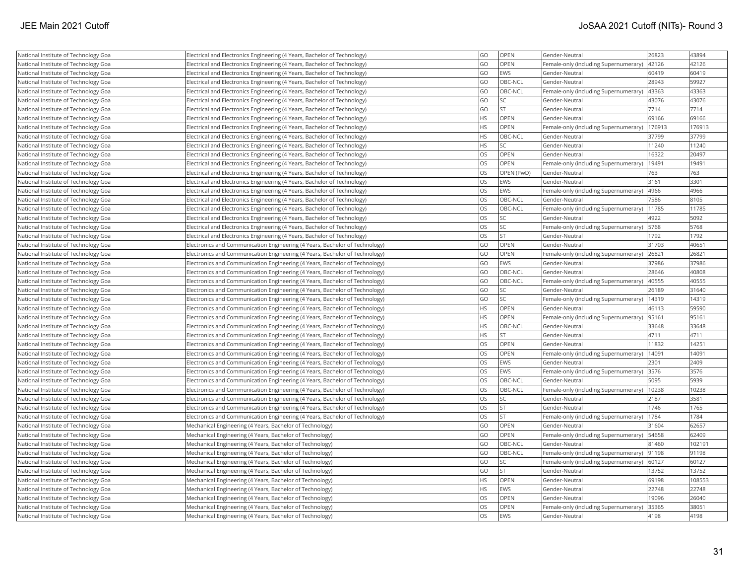| National Institute of Technology Goa | Electrical and Electronics Engineering (4 Years, Bachelor of Technology) | GO | OPEN | Gender-Neutral | 26823 | 43894 |
|---|---|---|---|---|---|---|
| National Institute of Technology Goa | Electrical and Electronics Engineering (4 Years, Bachelor of Technology) | GO | OPEN | Female-only (including Supernumerary) | 42126 | 42126 |
| National Institute of Technology Goa | Electrical and Electronics Engineering (4 Years, Bachelor of Technology) | GO | EWS | Gender-Neutral | 60419 | 60419 |
| National Institute of Technology Goa | Electrical and Electronics Engineering (4 Years, Bachelor of Technology) | GO | OBC-NCL | Gender-Neutral | 28943 | 59927 |
| National Institute of Technology Goa | Electrical and Electronics Engineering (4 Years, Bachelor of Technology) | GO | OBC-NCL | Female-only (including Supernumerary) | 43363 | 43363 |
| National Institute of Technology Goa | Electrical and Electronics Engineering (4 Years, Bachelor of Technology) | GO | SC | Gender-Neutral | 43076 | 43076 |
| National Institute of Technology Goa | Electrical and Electronics Engineering (4 Years, Bachelor of Technology) | GO | ST | Gender-Neutral | 7714 | 7714 |
| National Institute of Technology Goa | Electrical and Electronics Engineering (4 Years, Bachelor of Technology) | HS | OPEN | Gender-Neutral | 69166 | 69166 |
| National Institute of Technology Goa | Electrical and Electronics Engineering (4 Years, Bachelor of Technology) | HS | OPEN | Female-only (including Supernumerary) | 176913 | 176913 |
| National Institute of Technology Goa | Electrical and Electronics Engineering (4 Years, Bachelor of Technology) | HS | OBC-NCL | Gender-Neutral | 37799 | 37799 |
| National Institute of Technology Goa | Electrical and Electronics Engineering (4 Years, Bachelor of Technology) | HS | SC | Gender-Neutral | 11240 | 11240 |
| National Institute of Technology Goa | Electrical and Electronics Engineering (4 Years, Bachelor of Technology) | OS | OPEN | Gender-Neutral | 16322 | 20497 |
| National Institute of Technology Goa | Electrical and Electronics Engineering (4 Years, Bachelor of Technology) | OS | OPEN | Female-only (including Supernumerary) | 19491 | 19491 |
| National Institute of Technology Goa | Electrical and Electronics Engineering (4 Years, Bachelor of Technology) | OS | OPEN (PwD) | Gender-Neutral | 763 | 763 |
| National Institute of Technology Goa | Electrical and Electronics Engineering (4 Years, Bachelor of Technology) | OS | EWS | Gender-Neutral | 3161 | 3301 |
| National Institute of Technology Goa | Electrical and Electronics Engineering (4 Years, Bachelor of Technology) | OS | EWS | Female-only (including Supernumerary) | 4966 | 4966 |
| National Institute of Technology Goa | Electrical and Electronics Engineering (4 Years, Bachelor of Technology) | OS | OBC-NCL | Gender-Neutral | 7586 | 8105 |
| National Institute of Technology Goa | Electrical and Electronics Engineering (4 Years, Bachelor of Technology) | OS | OBC-NCL | Female-only (including Supernumerary) | 11785 | 11785 |
| National Institute of Technology Goa | Electrical and Electronics Engineering (4 Years, Bachelor of Technology) | OS | SC | Gender-Neutral | 4922 | 5092 |
| National Institute of Technology Goa | Electrical and Electronics Engineering (4 Years, Bachelor of Technology) | OS | SC | Female-only (including Supernumerary) | 5768 | 5768 |
| National Institute of Technology Goa | Electrical and Electronics Engineering (4 Years, Bachelor of Technology) | OS | ST | Gender-Neutral | 1792 | 1792 |
| National Institute of Technology Goa | Electronics and Communication Engineering (4 Years, Bachelor of Technology) | GO | OPEN | Gender-Neutral | 31703 | 40651 |
| National Institute of Technology Goa | Electronics and Communication Engineering (4 Years, Bachelor of Technology) | GO | OPEN | Female-only (including Supernumerary) | 26821 | 26821 |
| National Institute of Technology Goa | Electronics and Communication Engineering (4 Years, Bachelor of Technology) | GO | EWS | Gender-Neutral | 37986 | 37986 |
| National Institute of Technology Goa | Electronics and Communication Engineering (4 Years, Bachelor of Technology) | GO | OBC-NCL | Gender-Neutral | 28646 | 40808 |
| National Institute of Technology Goa | Electronics and Communication Engineering (4 Years, Bachelor of Technology) | GO | OBC-NCL | Female-only (including Supernumerary) | 40555 | 40555 |
| National Institute of Technology Goa | Electronics and Communication Engineering (4 Years, Bachelor of Technology) | GO | SC | Gender-Neutral | 26189 | 31640 |
| National Institute of Technology Goa | Electronics and Communication Engineering (4 Years, Bachelor of Technology) | GO | SC | Female-only (including Supernumerary) | 14319 | 14319 |
| National Institute of Technology Goa | Electronics and Communication Engineering (4 Years, Bachelor of Technology) | HS | OPEN | Gender-Neutral | 46113 | 59590 |
| National Institute of Technology Goa | Electronics and Communication Engineering (4 Years, Bachelor of Technology) | HS | OPEN | Female-only (including Supernumerary) | 95161 | 95161 |
| National Institute of Technology Goa | Electronics and Communication Engineering (4 Years, Bachelor of Technology) | HS | OBC-NCL | Gender-Neutral | 33648 | 33648 |
| National Institute of Technology Goa | Electronics and Communication Engineering (4 Years, Bachelor of Technology) | HS | ST | Gender-Neutral | 4711 | 4711 |
| National Institute of Technology Goa | Electronics and Communication Engineering (4 Years, Bachelor of Technology) | OS | OPEN | Gender-Neutral | 11832 | 14251 |
| National Institute of Technology Goa | Electronics and Communication Engineering (4 Years, Bachelor of Technology) | OS | OPEN | Female-only (including Supernumerary) | 14091 | 14091 |
| National Institute of Technology Goa | Electronics and Communication Engineering (4 Years, Bachelor of Technology) | OS | EWS | Gender-Neutral | 2301 | 2409 |
| National Institute of Technology Goa | Electronics and Communication Engineering (4 Years, Bachelor of Technology) | OS | EWS | Female-only (including Supernumerary) | 3576 | 3576 |
| National Institute of Technology Goa | Electronics and Communication Engineering (4 Years, Bachelor of Technology) | OS | OBC-NCL | Gender-Neutral | 5095 | 5939 |
| National Institute of Technology Goa | Electronics and Communication Engineering (4 Years, Bachelor of Technology) | OS | OBC-NCL | Female-only (including Supernumerary) | 10238 | 10238 |
| National Institute of Technology Goa | Electronics and Communication Engineering (4 Years, Bachelor of Technology) | OS | SC | Gender-Neutral | 2187 | 3581 |
| National Institute of Technology Goa | Electronics and Communication Engineering (4 Years, Bachelor of Technology) | OS | ST | Gender-Neutral | 1746 | 1765 |
| National Institute of Technology Goa | Electronics and Communication Engineering (4 Years, Bachelor of Technology) | OS | ST | Female-only (including Supernumerary) | 1784 | 1784 |
| National Institute of Technology Goa | Mechanical Engineering (4 Years, Bachelor of Technology) | GO | OPEN | Gender-Neutral | 31604 | 62657 |
| National Institute of Technology Goa | Mechanical Engineering (4 Years, Bachelor of Technology) | GO | OPEN | Female-only (including Supernumerary) | 54658 | 62409 |
| National Institute of Technology Goa | Mechanical Engineering (4 Years, Bachelor of Technology) | GO | OBC-NCL | Gender-Neutral | 81460 | 102191 |
| National Institute of Technology Goa | Mechanical Engineering (4 Years, Bachelor of Technology) | GO | OBC-NCL | Female-only (including Supernumerary) | 91198 | 91198 |
| National Institute of Technology Goa | Mechanical Engineering (4 Years, Bachelor of Technology) | GO | SC | Female-only (including Supernumerary) | 60127 | 60127 |
| National Institute of Technology Goa | Mechanical Engineering (4 Years, Bachelor of Technology) | GO | ST | Gender-Neutral | 13752 | 13752 |
| National Institute of Technology Goa | Mechanical Engineering (4 Years, Bachelor of Technology) | HS | OPEN | Gender-Neutral | 69198 | 108553 |
| National Institute of Technology Goa | Mechanical Engineering (4 Years, Bachelor of Technology) | HS | EWS | Gender-Neutral | 22748 | 22748 |
| National Institute of Technology Goa | Mechanical Engineering (4 Years, Bachelor of Technology) | OS | OPEN | Gender-Neutral | 19096 | 26040 |
| National Institute of Technology Goa | Mechanical Engineering (4 Years, Bachelor of Technology) | OS | OPEN | Female-only (including Supernumerary) | 35365 | 38051 |
| National Institute of Technology Goa | Mechanical Engineering (4 Years, Bachelor of Technology) | OS | EWS | Gender-Neutral | 4198 | 4198 |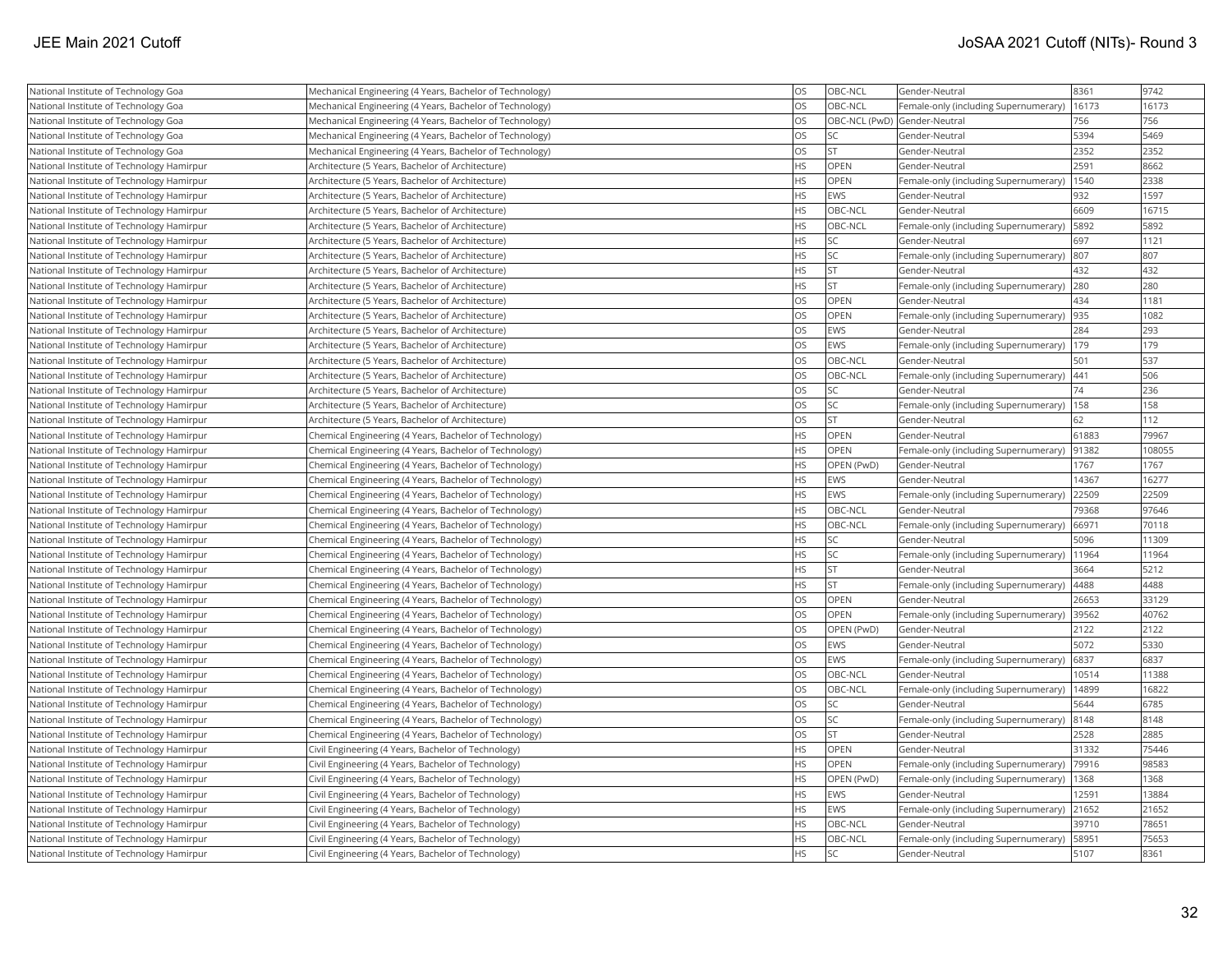| National Institute of Technology Goa | Mechanical Engineering (4 Years, Bachelor of Technology) | OS | OBC-NCL | Gender-Neutral | 8361 | 9742 |
|---|---|---|---|---|---|---|
| National Institute of Technology Goa | Mechanical Engineering (4 Years, Bachelor of Technology) | OS | OBC-NCL | Female-only (including Supernumerary) | 16173 | 16173 |
| National Institute of Technology Goa | Mechanical Engineering (4 Years, Bachelor of Technology) | OS | OBC-NCL (PwD) | Gender-Neutral | 756 | 756 |
| National Institute of Technology Goa | Mechanical Engineering (4 Years, Bachelor of Technology) | OS | SC | Gender-Neutral | 5394 | 5469 |
| National Institute of Technology Goa | Mechanical Engineering (4 Years, Bachelor of Technology) | OS | ST | Gender-Neutral | 2352 | 2352 |
| National Institute of Technology Hamirpur | Architecture (5 Years, Bachelor of Architecture) | HS | OPEN | Gender-Neutral | 2591 | 8662 |
| National Institute of Technology Hamirpur | Architecture (5 Years, Bachelor of Architecture) | HS | OPEN | Female-only (including Supernumerary) | 1540 | 2338 |
| National Institute of Technology Hamirpur | Architecture (5 Years, Bachelor of Architecture) | HS | EWS | Gender-Neutral | 932 | 1597 |
| National Institute of Technology Hamirpur | Architecture (5 Years, Bachelor of Architecture) | HS | OBC-NCL | Gender-Neutral | 6609 | 16715 |
| National Institute of Technology Hamirpur | Architecture (5 Years, Bachelor of Architecture) | HS | OBC-NCL | Female-only (including Supernumerary) | 5892 | 5892 |
| National Institute of Technology Hamirpur | Architecture (5 Years, Bachelor of Architecture) | HS | SC | Gender-Neutral | 697 | 1121 |
| National Institute of Technology Hamirpur | Architecture (5 Years, Bachelor of Architecture) | HS | SC | Female-only (including Supernumerary) | 807 | 807 |
| National Institute of Technology Hamirpur | Architecture (5 Years, Bachelor of Architecture) | HS | ST | Gender-Neutral | 432 | 432 |
| National Institute of Technology Hamirpur | Architecture (5 Years, Bachelor of Architecture) | HS | ST | Female-only (including Supernumerary) | 280 | 280 |
| National Institute of Technology Hamirpur | Architecture (5 Years, Bachelor of Architecture) | OS | OPEN | Gender-Neutral | 434 | 1181 |
| National Institute of Technology Hamirpur | Architecture (5 Years, Bachelor of Architecture) | OS | OPEN | Female-only (including Supernumerary) | 935 | 1082 |
| National Institute of Technology Hamirpur | Architecture (5 Years, Bachelor of Architecture) | OS | EWS | Gender-Neutral | 284 | 293 |
| National Institute of Technology Hamirpur | Architecture (5 Years, Bachelor of Architecture) | OS | EWS | Female-only (including Supernumerary) | 179 | 179 |
| National Institute of Technology Hamirpur | Architecture (5 Years, Bachelor of Architecture) | OS | OBC-NCL | Gender-Neutral | 501 | 537 |
| National Institute of Technology Hamirpur | Architecture (5 Years, Bachelor of Architecture) | OS | OBC-NCL | Female-only (including Supernumerary) | 441 | 506 |
| National Institute of Technology Hamirpur | Architecture (5 Years, Bachelor of Architecture) | OS | SC | Gender-Neutral | 74 | 236 |
| National Institute of Technology Hamirpur | Architecture (5 Years, Bachelor of Architecture) | OS | SC | Female-only (including Supernumerary) | 158 | 158 |
| National Institute of Technology Hamirpur | Architecture (5 Years, Bachelor of Architecture) | OS | ST | Gender-Neutral | 62 | 112 |
| National Institute of Technology Hamirpur | Chemical Engineering (4 Years, Bachelor of Technology) | HS | OPEN | Gender-Neutral | 61883 | 79967 |
| National Institute of Technology Hamirpur | Chemical Engineering (4 Years, Bachelor of Technology) | HS | OPEN | Female-only (including Supernumerary) | 91382 | 108055 |
| National Institute of Technology Hamirpur | Chemical Engineering (4 Years, Bachelor of Technology) | HS | OPEN (PwD) | Gender-Neutral | 1767 | 1767 |
| National Institute of Technology Hamirpur | Chemical Engineering (4 Years, Bachelor of Technology) | HS | EWS | Gender-Neutral | 14367 | 16277 |
| National Institute of Technology Hamirpur | Chemical Engineering (4 Years, Bachelor of Technology) | HS | EWS | Female-only (including Supernumerary) | 22509 | 22509 |
| National Institute of Technology Hamirpur | Chemical Engineering (4 Years, Bachelor of Technology) | HS | OBC-NCL | Gender-Neutral | 79368 | 97646 |
| National Institute of Technology Hamirpur | Chemical Engineering (4 Years, Bachelor of Technology) | HS | OBC-NCL | Female-only (including Supernumerary) | 66971 | 70118 |
| National Institute of Technology Hamirpur | Chemical Engineering (4 Years, Bachelor of Technology) | HS | SC | Gender-Neutral | 5096 | 11309 |
| National Institute of Technology Hamirpur | Chemical Engineering (4 Years, Bachelor of Technology) | HS | SC | Female-only (including Supernumerary) | 11964 | 11964 |
| National Institute of Technology Hamirpur | Chemical Engineering (4 Years, Bachelor of Technology) | HS | ST | Gender-Neutral | 3664 | 5212 |
| National Institute of Technology Hamirpur | Chemical Engineering (4 Years, Bachelor of Technology) | HS | ST | Female-only (including Supernumerary) | 4488 | 4488 |
| National Institute of Technology Hamirpur | Chemical Engineering (4 Years, Bachelor of Technology) | OS | OPEN | Gender-Neutral | 26653 | 33129 |
| National Institute of Technology Hamirpur | Chemical Engineering (4 Years, Bachelor of Technology) | OS | OPEN | Female-only (including Supernumerary) | 39562 | 40762 |
| National Institute of Technology Hamirpur | Chemical Engineering (4 Years, Bachelor of Technology) | OS | OPEN (PwD) | Gender-Neutral | 2122 | 2122 |
| National Institute of Technology Hamirpur | Chemical Engineering (4 Years, Bachelor of Technology) | OS | EWS | Gender-Neutral | 5072 | 5330 |
| National Institute of Technology Hamirpur | Chemical Engineering (4 Years, Bachelor of Technology) | OS | EWS | Female-only (including Supernumerary) | 6837 | 6837 |
| National Institute of Technology Hamirpur | Chemical Engineering (4 Years, Bachelor of Technology) | OS | OBC-NCL | Gender-Neutral | 10514 | 11388 |
| National Institute of Technology Hamirpur | Chemical Engineering (4 Years, Bachelor of Technology) | OS | OBC-NCL | Female-only (including Supernumerary) | 14899 | 16822 |
| National Institute of Technology Hamirpur | Chemical Engineering (4 Years, Bachelor of Technology) | OS | SC | Gender-Neutral | 5644 | 6785 |
| National Institute of Technology Hamirpur | Chemical Engineering (4 Years, Bachelor of Technology) | OS | SC | Female-only (including Supernumerary) | 8148 | 8148 |
| National Institute of Technology Hamirpur | Chemical Engineering (4 Years, Bachelor of Technology) | OS | ST | Gender-Neutral | 2528 | 2885 |
| National Institute of Technology Hamirpur | Civil Engineering (4 Years, Bachelor of Technology) | HS | OPEN | Gender-Neutral | 31332 | 75446 |
| National Institute of Technology Hamirpur | Civil Engineering (4 Years, Bachelor of Technology) | HS | OPEN | Female-only (including Supernumerary) | 79916 | 98583 |
| National Institute of Technology Hamirpur | Civil Engineering (4 Years, Bachelor of Technology) | HS | OPEN (PwD) | Female-only (including Supernumerary) | 1368 | 1368 |
| National Institute of Technology Hamirpur | Civil Engineering (4 Years, Bachelor of Technology) | HS | EWS | Gender-Neutral | 12591 | 13884 |
| National Institute of Technology Hamirpur | Civil Engineering (4 Years, Bachelor of Technology) | HS | EWS | Female-only (including Supernumerary) | 21652 | 21652 |
| National Institute of Technology Hamirpur | Civil Engineering (4 Years, Bachelor of Technology) | HS | OBC-NCL | Gender-Neutral | 39710 | 78651 |
| National Institute of Technology Hamirpur | Civil Engineering (4 Years, Bachelor of Technology) | HS | OBC-NCL | Female-only (including Supernumerary) | 58951 | 75653 |
| National Institute of Technology Hamirpur | Civil Engineering (4 Years, Bachelor of Technology) | HS | SC | Gender-Neutral | 5107 | 8361 |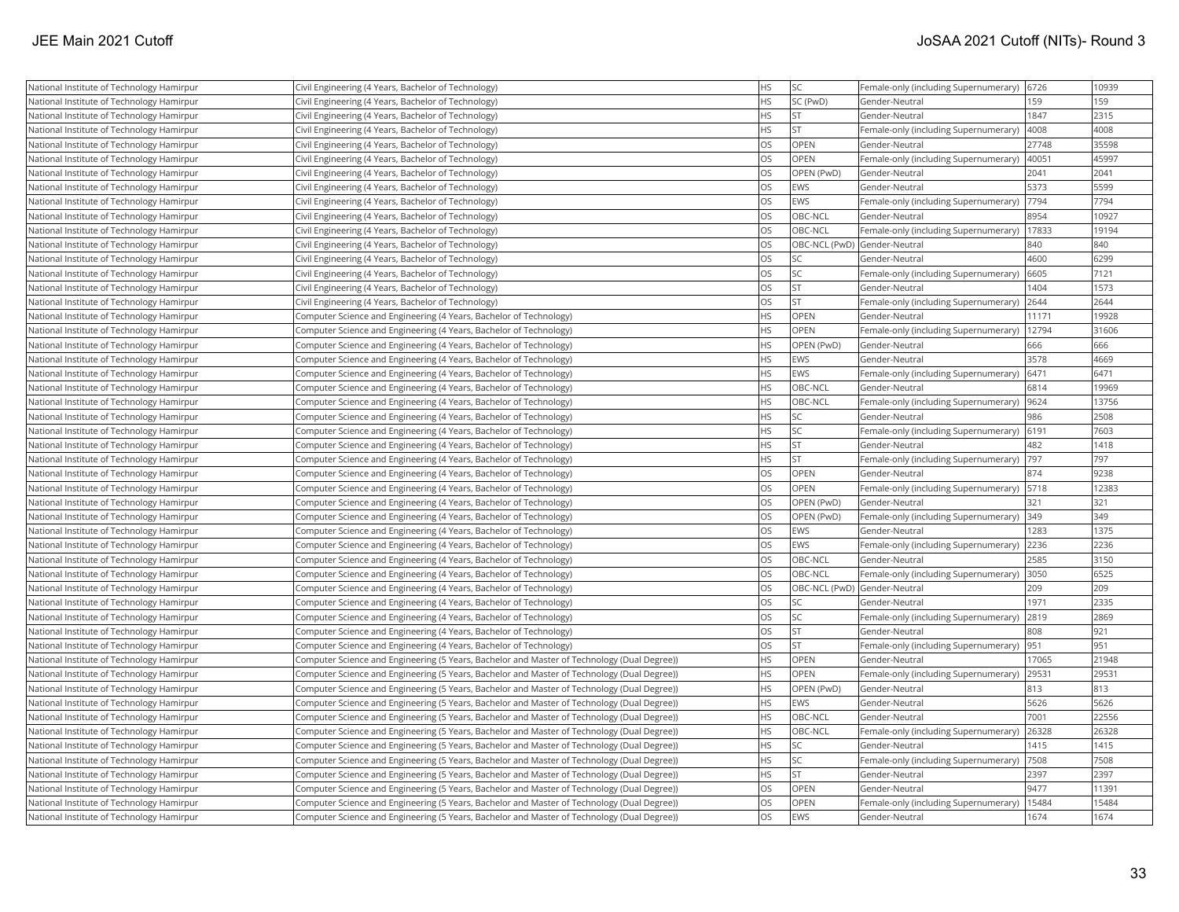| National Institute of Technology Hamirpur | Civil Engineering (4 Years, Bachelor of Technology) | HS | SC | Female-only (including Supernumerary) | 6726 | 10939 |
|---|---|---|---|---|---|---|
| National Institute of Technology Hamirpur | Civil Engineering (4 Years, Bachelor of Technology) | HS | SC (PwD) | Gender-Neutral | 159 | 159 |
| National Institute of Technology Hamirpur | Civil Engineering (4 Years, Bachelor of Technology) | HS | ST | Gender-Neutral | 1847 | 2315 |
| National Institute of Technology Hamirpur | Civil Engineering (4 Years, Bachelor of Technology) | HS | ST | Female-only (including Supernumerary) | 4008 | 4008 |
| National Institute of Technology Hamirpur | Civil Engineering (4 Years, Bachelor of Technology) | OS | OPEN | Gender-Neutral | 27748 | 35598 |
| National Institute of Technology Hamirpur | Civil Engineering (4 Years, Bachelor of Technology) | OS | OPEN | Female-only (including Supernumerary) | 40051 | 45997 |
| National Institute of Technology Hamirpur | Civil Engineering (4 Years, Bachelor of Technology) | OS | OPEN (PwD) | Gender-Neutral | 2041 | 2041 |
| National Institute of Technology Hamirpur | Civil Engineering (4 Years, Bachelor of Technology) | OS | EWS | Gender-Neutral | 5373 | 5599 |
| National Institute of Technology Hamirpur | Civil Engineering (4 Years, Bachelor of Technology) | OS | EWS | Female-only (including Supernumerary) | 7794 | 7794 |
| National Institute of Technology Hamirpur | Civil Engineering (4 Years, Bachelor of Technology) | OS | OBC-NCL | Gender-Neutral | 8954 | 10927 |
| National Institute of Technology Hamirpur | Civil Engineering (4 Years, Bachelor of Technology) | OS | OBC-NCL | Female-only (including Supernumerary) | 17833 | 19194 |
| National Institute of Technology Hamirpur | Civil Engineering (4 Years, Bachelor of Technology) | OS | OBC-NCL (PwD) | Gender-Neutral | 840 | 840 |
| National Institute of Technology Hamirpur | Civil Engineering (4 Years, Bachelor of Technology) | OS | SC | Gender-Neutral | 4600 | 6299 |
| National Institute of Technology Hamirpur | Civil Engineering (4 Years, Bachelor of Technology) | OS | SC | Female-only (including Supernumerary) | 6605 | 7121 |
| National Institute of Technology Hamirpur | Civil Engineering (4 Years, Bachelor of Technology) | OS | ST | Gender-Neutral | 1404 | 1573 |
| National Institute of Technology Hamirpur | Civil Engineering (4 Years, Bachelor of Technology) | OS | ST | Female-only (including Supernumerary) | 2644 | 2644 |
| National Institute of Technology Hamirpur | Computer Science and Engineering (4 Years, Bachelor of Technology) | HS | OPEN | Gender-Neutral | 11171 | 19928 |
| National Institute of Technology Hamirpur | Computer Science and Engineering (4 Years, Bachelor of Technology) | HS | OPEN | Female-only (including Supernumerary) | 12794 | 31606 |
| National Institute of Technology Hamirpur | Computer Science and Engineering (4 Years, Bachelor of Technology) | HS | OPEN (PwD) | Gender-Neutral | 666 | 666 |
| National Institute of Technology Hamirpur | Computer Science and Engineering (4 Years, Bachelor of Technology) | HS | EWS | Gender-Neutral | 3578 | 4669 |
| National Institute of Technology Hamirpur | Computer Science and Engineering (4 Years, Bachelor of Technology) | HS | EWS | Female-only (including Supernumerary) | 6471 | 6471 |
| National Institute of Technology Hamirpur | Computer Science and Engineering (4 Years, Bachelor of Technology) | HS | OBC-NCL | Gender-Neutral | 6814 | 19969 |
| National Institute of Technology Hamirpur | Computer Science and Engineering (4 Years, Bachelor of Technology) | HS | OBC-NCL | Female-only (including Supernumerary) | 9624 | 13756 |
| National Institute of Technology Hamirpur | Computer Science and Engineering (4 Years, Bachelor of Technology) | HS | SC | Gender-Neutral | 986 | 2508 |
| National Institute of Technology Hamirpur | Computer Science and Engineering (4 Years, Bachelor of Technology) | HS | SC | Female-only (including Supernumerary) | 6191 | 7603 |
| National Institute of Technology Hamirpur | Computer Science and Engineering (4 Years, Bachelor of Technology) | HS | ST | Gender-Neutral | 482 | 1418 |
| National Institute of Technology Hamirpur | Computer Science and Engineering (4 Years, Bachelor of Technology) | HS | ST | Female-only (including Supernumerary) | 797 | 797 |
| National Institute of Technology Hamirpur | Computer Science and Engineering (4 Years, Bachelor of Technology) | OS | OPEN | Gender-Neutral | 874 | 9238 |
| National Institute of Technology Hamirpur | Computer Science and Engineering (4 Years, Bachelor of Technology) | OS | OPEN | Female-only (including Supernumerary) | 5718 | 12383 |
| National Institute of Technology Hamirpur | Computer Science and Engineering (4 Years, Bachelor of Technology) | OS | OPEN (PwD) | Gender-Neutral | 321 | 321 |
| National Institute of Technology Hamirpur | Computer Science and Engineering (4 Years, Bachelor of Technology) | OS | OPEN (PwD) | Female-only (including Supernumerary) | 349 | 349 |
| National Institute of Technology Hamirpur | Computer Science and Engineering (4 Years, Bachelor of Technology) | OS | EWS | Gender-Neutral | 1283 | 1375 |
| National Institute of Technology Hamirpur | Computer Science and Engineering (4 Years, Bachelor of Technology) | OS | EWS | Female-only (including Supernumerary) | 2236 | 2236 |
| National Institute of Technology Hamirpur | Computer Science and Engineering (4 Years, Bachelor of Technology) | OS | OBC-NCL | Gender-Neutral | 2585 | 3150 |
| National Institute of Technology Hamirpur | Computer Science and Engineering (4 Years, Bachelor of Technology) | OS | OBC-NCL | Female-only (including Supernumerary) | 3050 | 6525 |
| National Institute of Technology Hamirpur | Computer Science and Engineering (4 Years, Bachelor of Technology) | OS | OBC-NCL (PwD) | Gender-Neutral | 209 | 209 |
| National Institute of Technology Hamirpur | Computer Science and Engineering (4 Years, Bachelor of Technology) | OS | SC | Gender-Neutral | 1971 | 2335 |
| National Institute of Technology Hamirpur | Computer Science and Engineering (4 Years, Bachelor of Technology) | OS | SC | Female-only (including Supernumerary) | 2819 | 2869 |
| National Institute of Technology Hamirpur | Computer Science and Engineering (4 Years, Bachelor of Technology) | OS | ST | Gender-Neutral | 808 | 921 |
| National Institute of Technology Hamirpur | Computer Science and Engineering (4 Years, Bachelor of Technology) | OS | ST | Female-only (including Supernumerary) | 951 | 951 |
| National Institute of Technology Hamirpur | Computer Science and Engineering (5 Years, Bachelor and Master of Technology (Dual Degree)) | HS | OPEN | Gender-Neutral | 17065 | 21948 |
| National Institute of Technology Hamirpur | Computer Science and Engineering (5 Years, Bachelor and Master of Technology (Dual Degree)) | HS | OPEN | Female-only (including Supernumerary) | 29531 | 29531 |
| National Institute of Technology Hamirpur | Computer Science and Engineering (5 Years, Bachelor and Master of Technology (Dual Degree)) | HS | OPEN (PwD) | Gender-Neutral | 813 | 813 |
| National Institute of Technology Hamirpur | Computer Science and Engineering (5 Years, Bachelor and Master of Technology (Dual Degree)) | HS | EWS | Gender-Neutral | 5626 | 5626 |
| National Institute of Technology Hamirpur | Computer Science and Engineering (5 Years, Bachelor and Master of Technology (Dual Degree)) | HS | OBC-NCL | Gender-Neutral | 7001 | 22556 |
| National Institute of Technology Hamirpur | Computer Science and Engineering (5 Years, Bachelor and Master of Technology (Dual Degree)) | HS | OBC-NCL | Female-only (including Supernumerary) | 26328 | 26328 |
| National Institute of Technology Hamirpur | Computer Science and Engineering (5 Years, Bachelor and Master of Technology (Dual Degree)) | HS | SC | Gender-Neutral | 1415 | 1415 |
| National Institute of Technology Hamirpur | Computer Science and Engineering (5 Years, Bachelor and Master of Technology (Dual Degree)) | HS | SC | Female-only (including Supernumerary) | 7508 | 7508 |
| National Institute of Technology Hamirpur | Computer Science and Engineering (5 Years, Bachelor and Master of Technology (Dual Degree)) | HS | ST | Gender-Neutral | 2397 | 2397 |
| National Institute of Technology Hamirpur | Computer Science and Engineering (5 Years, Bachelor and Master of Technology (Dual Degree)) | OS | OPEN | Gender-Neutral | 9477 | 11391 |
| National Institute of Technology Hamirpur | Computer Science and Engineering (5 Years, Bachelor and Master of Technology (Dual Degree)) | OS | OPEN | Female-only (including Supernumerary) | 15484 | 15484 |
| National Institute of Technology Hamirpur | Computer Science and Engineering (5 Years, Bachelor and Master of Technology (Dual Degree)) | OS | EWS | Gender-Neutral | 1674 | 1674 |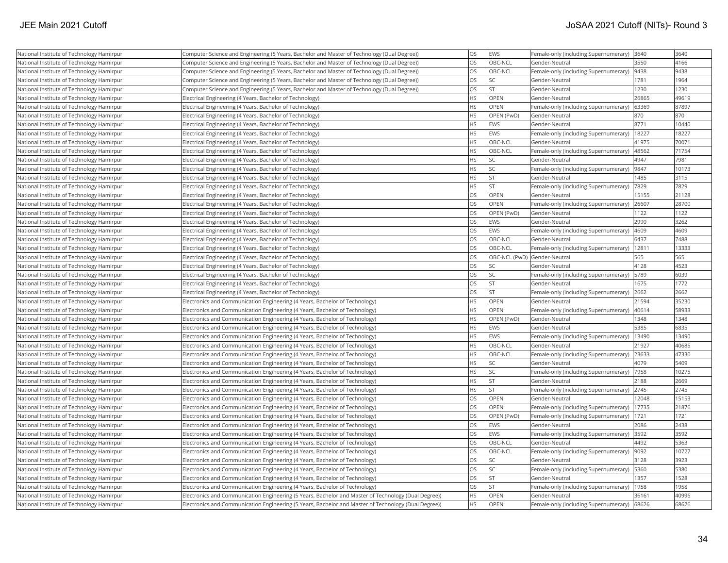| | | | | | | |
|---|---|---|---|---|---|---|
| National Institute of Technology Hamirpur | Computer Science and Engineering (5 Years, Bachelor and Master of Technology (Dual Degree)) | OS | EWS | Female-only (including Supernumerary) | 3640 | 3640 |
| National Institute of Technology Hamirpur | Computer Science and Engineering (5 Years, Bachelor and Master of Technology (Dual Degree)) | OS | OBC-NCL | Gender-Neutral | 3550 | 4166 |
| National Institute of Technology Hamirpur | Computer Science and Engineering (5 Years, Bachelor and Master of Technology (Dual Degree)) | OS | OBC-NCL | Female-only (including Supernumerary) | 9438 | 9438 |
| National Institute of Technology Hamirpur | Computer Science and Engineering (5 Years, Bachelor and Master of Technology (Dual Degree)) | OS | SC | Gender-Neutral | 1781 | 1964 |
| National Institute of Technology Hamirpur | Computer Science and Engineering (5 Years, Bachelor and Master of Technology (Dual Degree)) | OS | ST | Gender-Neutral | 1230 | 1230 |
| National Institute of Technology Hamirpur | Electrical Engineering (4 Years, Bachelor of Technology) | HS | OPEN | Gender-Neutral | 26865 | 49619 |
| National Institute of Technology Hamirpur | Electrical Engineering (4 Years, Bachelor of Technology) | HS | OPEN | Female-only (including Supernumerary) | 63369 | 87897 |
| National Institute of Technology Hamirpur | Electrical Engineering (4 Years, Bachelor of Technology) | HS | OPEN (PwD) | Gender-Neutral | 870 | 870 |
| National Institute of Technology Hamirpur | Electrical Engineering (4 Years, Bachelor of Technology) | HS | EWS | Gender-Neutral | 8771 | 10440 |
| National Institute of Technology Hamirpur | Electrical Engineering (4 Years, Bachelor of Technology) | HS | EWS | Female-only (including Supernumerary) | 18227 | 18227 |
| National Institute of Technology Hamirpur | Electrical Engineering (4 Years, Bachelor of Technology) | HS | OBC-NCL | Gender-Neutral | 41975 | 70071 |
| National Institute of Technology Hamirpur | Electrical Engineering (4 Years, Bachelor of Technology) | HS | OBC-NCL | Female-only (including Supernumerary) | 48562 | 71754 |
| National Institute of Technology Hamirpur | Electrical Engineering (4 Years, Bachelor of Technology) | HS | SC | Gender-Neutral | 4947 | 7981 |
| National Institute of Technology Hamirpur | Electrical Engineering (4 Years, Bachelor of Technology) | HS | SC | Female-only (including Supernumerary) | 9847 | 10173 |
| National Institute of Technology Hamirpur | Electrical Engineering (4 Years, Bachelor of Technology) | HS | ST | Gender-Neutral | 1485 | 3115 |
| National Institute of Technology Hamirpur | Electrical Engineering (4 Years, Bachelor of Technology) | HS | ST | Female-only (including Supernumerary) | 7829 | 7829 |
| National Institute of Technology Hamirpur | Electrical Engineering (4 Years, Bachelor of Technology) | OS | OPEN | Gender-Neutral | 15155 | 21128 |
| National Institute of Technology Hamirpur | Electrical Engineering (4 Years, Bachelor of Technology) | OS | OPEN | Female-only (including Supernumerary) | 26607 | 28700 |
| National Institute of Technology Hamirpur | Electrical Engineering (4 Years, Bachelor of Technology) | OS | OPEN (PwD) | Gender-Neutral | 1122 | 1122 |
| National Institute of Technology Hamirpur | Electrical Engineering (4 Years, Bachelor of Technology) | OS | EWS | Gender-Neutral | 2990 | 3262 |
| National Institute of Technology Hamirpur | Electrical Engineering (4 Years, Bachelor of Technology) | OS | EWS | Female-only (including Supernumerary) | 4609 | 4609 |
| National Institute of Technology Hamirpur | Electrical Engineering (4 Years, Bachelor of Technology) | OS | OBC-NCL | Gender-Neutral | 6437 | 7488 |
| National Institute of Technology Hamirpur | Electrical Engineering (4 Years, Bachelor of Technology) | OS | OBC-NCL | Female-only (including Supernumerary) | 12811 | 13333 |
| National Institute of Technology Hamirpur | Electrical Engineering (4 Years, Bachelor of Technology) | OS | OBC-NCL (PwD) | Gender-Neutral | 565 | 565 |
| National Institute of Technology Hamirpur | Electrical Engineering (4 Years, Bachelor of Technology) | OS | SC | Gender-Neutral | 4128 | 4523 |
| National Institute of Technology Hamirpur | Electrical Engineering (4 Years, Bachelor of Technology) | OS | SC | Female-only (including Supernumerary) | 5789 | 6039 |
| National Institute of Technology Hamirpur | Electrical Engineering (4 Years, Bachelor of Technology) | OS | ST | Gender-Neutral | 1675 | 1772 |
| National Institute of Technology Hamirpur | Electrical Engineering (4 Years, Bachelor of Technology) | OS | ST | Female-only (including Supernumerary) | 2662 | 2662 |
| National Institute of Technology Hamirpur | Electronics and Communication Engineering (4 Years, Bachelor of Technology) | HS | OPEN | Gender-Neutral | 21594 | 35230 |
| National Institute of Technology Hamirpur | Electronics and Communication Engineering (4 Years, Bachelor of Technology) | HS | OPEN | Female-only (including Supernumerary) | 40614 | 58933 |
| National Institute of Technology Hamirpur | Electronics and Communication Engineering (4 Years, Bachelor of Technology) | HS | OPEN (PwD) | Gender-Neutral | 1348 | 1348 |
| National Institute of Technology Hamirpur | Electronics and Communication Engineering (4 Years, Bachelor of Technology) | HS | EWS | Gender-Neutral | 5385 | 6835 |
| National Institute of Technology Hamirpur | Electronics and Communication Engineering (4 Years, Bachelor of Technology) | HS | EWS | Female-only (including Supernumerary) | 13490 | 13490 |
| National Institute of Technology Hamirpur | Electronics and Communication Engineering (4 Years, Bachelor of Technology) | HS | OBC-NCL | Gender-Neutral | 21927 | 40685 |
| National Institute of Technology Hamirpur | Electronics and Communication Engineering (4 Years, Bachelor of Technology) | HS | OBC-NCL | Female-only (including Supernumerary) | 23633 | 47330 |
| National Institute of Technology Hamirpur | Electronics and Communication Engineering (4 Years, Bachelor of Technology) | HS | SC | Gender-Neutral | 4079 | 5409 |
| National Institute of Technology Hamirpur | Electronics and Communication Engineering (4 Years, Bachelor of Technology) | HS | SC | Female-only (including Supernumerary) | 7958 | 10275 |
| National Institute of Technology Hamirpur | Electronics and Communication Engineering (4 Years, Bachelor of Technology) | HS | ST | Gender-Neutral | 2188 | 2669 |
| National Institute of Technology Hamirpur | Electronics and Communication Engineering (4 Years, Bachelor of Technology) | HS | ST | Female-only (including Supernumerary) | 2745 | 2745 |
| National Institute of Technology Hamirpur | Electronics and Communication Engineering (4 Years, Bachelor of Technology) | OS | OPEN | Gender-Neutral | 12048 | 15153 |
| National Institute of Technology Hamirpur | Electronics and Communication Engineering (4 Years, Bachelor of Technology) | OS | OPEN | Female-only (including Supernumerary) | 17735 | 21876 |
| National Institute of Technology Hamirpur | Electronics and Communication Engineering (4 Years, Bachelor of Technology) | OS | OPEN (PwD) | Female-only (including Supernumerary) | 1721 | 1721 |
| National Institute of Technology Hamirpur | Electronics and Communication Engineering (4 Years, Bachelor of Technology) | OS | EWS | Gender-Neutral | 2086 | 2438 |
| National Institute of Technology Hamirpur | Electronics and Communication Engineering (4 Years, Bachelor of Technology) | OS | EWS | Female-only (including Supernumerary) | 3592 | 3592 |
| National Institute of Technology Hamirpur | Electronics and Communication Engineering (4 Years, Bachelor of Technology) | OS | OBC-NCL | Gender-Neutral | 4492 | 5363 |
| National Institute of Technology Hamirpur | Electronics and Communication Engineering (4 Years, Bachelor of Technology) | OS | OBC-NCL | Female-only (including Supernumerary) | 9092 | 10727 |
| National Institute of Technology Hamirpur | Electronics and Communication Engineering (4 Years, Bachelor of Technology) | OS | SC | Gender-Neutral | 3128 | 3923 |
| National Institute of Technology Hamirpur | Electronics and Communication Engineering (4 Years, Bachelor of Technology) | OS | SC | Female-only (including Supernumerary) | 5360 | 5380 |
| National Institute of Technology Hamirpur | Electronics and Communication Engineering (4 Years, Bachelor of Technology) | OS | ST | Gender-Neutral | 1357 | 1528 |
| National Institute of Technology Hamirpur | Electronics and Communication Engineering (4 Years, Bachelor of Technology) | OS | ST | Female-only (including Supernumerary) | 1958 | 1958 |
| National Institute of Technology Hamirpur | Electronics and Communication Engineering (5 Years, Bachelor and Master of Technology (Dual Degree)) | HS | OPEN | Gender-Neutral | 36161 | 40996 |
| National Institute of Technology Hamirpur | Electronics and Communication Engineering (5 Years, Bachelor and Master of Technology (Dual Degree)) | HS | OPEN | Female-only (including Supernumerary) | 68626 | 68626 |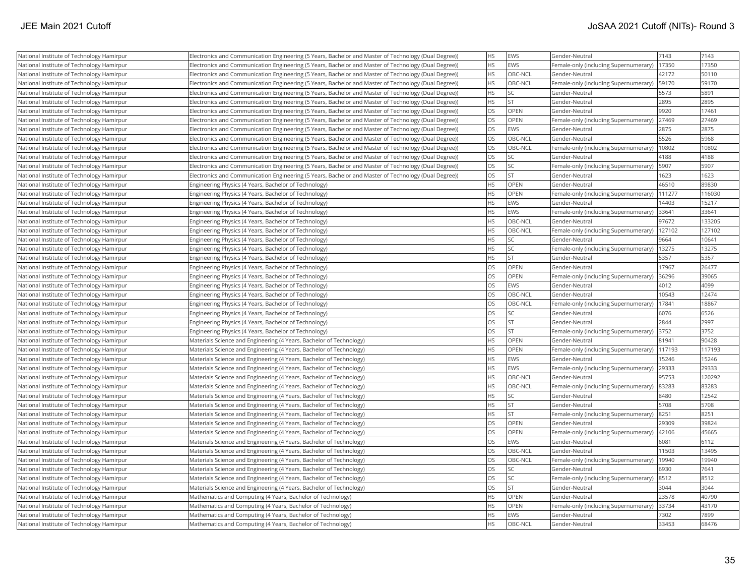| National Institute of Technology Hamirpur | Electronics and Communication Engineering (5 Years, Bachelor and Master of Technology (Dual Degree)) | HS | EWS | Gender-Neutral | 7143 | 7143 |
|---|---|---|---|---|---|---|
| National Institute of Technology Hamirpur | Electronics and Communication Engineering (5 Years, Bachelor and Master of Technology (Dual Degree)) | HS | EWS | Female-only (including Supernumerary) | 17350 | 17350 |
| National Institute of Technology Hamirpur | Electronics and Communication Engineering (5 Years, Bachelor and Master of Technology (Dual Degree)) | HS | OBC-NCL | Gender-Neutral | 42172 | 50110 |
| National Institute of Technology Hamirpur | Electronics and Communication Engineering (5 Years, Bachelor and Master of Technology (Dual Degree)) | HS | OBC-NCL | Female-only (including Supernumerary) | 59170 | 59170 |
| National Institute of Technology Hamirpur | Electronics and Communication Engineering (5 Years, Bachelor and Master of Technology (Dual Degree)) | HS | SC | Gender-Neutral | 5573 | 5891 |
| National Institute of Technology Hamirpur | Electronics and Communication Engineering (5 Years, Bachelor and Master of Technology (Dual Degree)) | HS | ST | Gender-Neutral | 2895 | 2895 |
| National Institute of Technology Hamirpur | Electronics and Communication Engineering (5 Years, Bachelor and Master of Technology (Dual Degree)) | OS | OPEN | Gender-Neutral | 9920 | 17461 |
| National Institute of Technology Hamirpur | Electronics and Communication Engineering (5 Years, Bachelor and Master of Technology (Dual Degree)) | OS | OPEN | Female-only (including Supernumerary) | 27469 | 27469 |
| National Institute of Technology Hamirpur | Electronics and Communication Engineering (5 Years, Bachelor and Master of Technology (Dual Degree)) | OS | EWS | Gender-Neutral | 2875 | 2875 |
| National Institute of Technology Hamirpur | Electronics and Communication Engineering (5 Years, Bachelor and Master of Technology (Dual Degree)) | OS | OBC-NCL | Gender-Neutral | 5526 | 5968 |
| National Institute of Technology Hamirpur | Electronics and Communication Engineering (5 Years, Bachelor and Master of Technology (Dual Degree)) | OS | OBC-NCL | Female-only (including Supernumerary) | 10802 | 10802 |
| National Institute of Technology Hamirpur | Electronics and Communication Engineering (5 Years, Bachelor and Master of Technology (Dual Degree)) | OS | SC | Gender-Neutral | 4188 | 4188 |
| National Institute of Technology Hamirpur | Electronics and Communication Engineering (5 Years, Bachelor and Master of Technology (Dual Degree)) | OS | SC | Female-only (including Supernumerary) | 5907 | 5907 |
| National Institute of Technology Hamirpur | Electronics and Communication Engineering (5 Years, Bachelor and Master of Technology (Dual Degree)) | OS | ST | Gender-Neutral | 1623 | 1623 |
| National Institute of Technology Hamirpur | Engineering Physics (4 Years, Bachelor of Technology) | HS | OPEN | Gender-Neutral | 46510 | 89830 |
| National Institute of Technology Hamirpur | Engineering Physics (4 Years, Bachelor of Technology) | HS | OPEN | Female-only (including Supernumerary) | 111277 | 116030 |
| National Institute of Technology Hamirpur | Engineering Physics (4 Years, Bachelor of Technology) | HS | EWS | Gender-Neutral | 14403 | 15217 |
| National Institute of Technology Hamirpur | Engineering Physics (4 Years, Bachelor of Technology) | HS | EWS | Female-only (including Supernumerary) | 33641 | 33641 |
| National Institute of Technology Hamirpur | Engineering Physics (4 Years, Bachelor of Technology) | HS | OBC-NCL | Gender-Neutral | 97672 | 133205 |
| National Institute of Technology Hamirpur | Engineering Physics (4 Years, Bachelor of Technology) | HS | OBC-NCL | Female-only (including Supernumerary) | 127102 | 127102 |
| National Institute of Technology Hamirpur | Engineering Physics (4 Years, Bachelor of Technology) | HS | SC | Gender-Neutral | 9664 | 10641 |
| National Institute of Technology Hamirpur | Engineering Physics (4 Years, Bachelor of Technology) | HS | SC | Female-only (including Supernumerary) | 13275 | 13275 |
| National Institute of Technology Hamirpur | Engineering Physics (4 Years, Bachelor of Technology) | HS | ST | Gender-Neutral | 5357 | 5357 |
| National Institute of Technology Hamirpur | Engineering Physics (4 Years, Bachelor of Technology) | OS | OPEN | Gender-Neutral | 17967 | 26477 |
| National Institute of Technology Hamirpur | Engineering Physics (4 Years, Bachelor of Technology) | OS | OPEN | Female-only (including Supernumerary) | 36296 | 39065 |
| National Institute of Technology Hamirpur | Engineering Physics (4 Years, Bachelor of Technology) | OS | EWS | Gender-Neutral | 4012 | 4099 |
| National Institute of Technology Hamirpur | Engineering Physics (4 Years, Bachelor of Technology) | OS | OBC-NCL | Gender-Neutral | 10543 | 12474 |
| National Institute of Technology Hamirpur | Engineering Physics (4 Years, Bachelor of Technology) | OS | OBC-NCL | Female-only (including Supernumerary) | 17841 | 18867 |
| National Institute of Technology Hamirpur | Engineering Physics (4 Years, Bachelor of Technology) | OS | SC | Gender-Neutral | 6076 | 6526 |
| National Institute of Technology Hamirpur | Engineering Physics (4 Years, Bachelor of Technology) | OS | ST | Gender-Neutral | 2844 | 2997 |
| National Institute of Technology Hamirpur | Engineering Physics (4 Years, Bachelor of Technology) | OS | ST | Female-only (including Supernumerary) | 3752 | 3752 |
| National Institute of Technology Hamirpur | Materials Science and Engineering (4 Years, Bachelor of Technology) | HS | OPEN | Gender-Neutral | 81941 | 90428 |
| National Institute of Technology Hamirpur | Materials Science and Engineering (4 Years, Bachelor of Technology) | HS | OPEN | Female-only (including Supernumerary) | 117193 | 117193 |
| National Institute of Technology Hamirpur | Materials Science and Engineering (4 Years, Bachelor of Technology) | HS | EWS | Gender-Neutral | 15246 | 15246 |
| National Institute of Technology Hamirpur | Materials Science and Engineering (4 Years, Bachelor of Technology) | HS | EWS | Female-only (including Supernumerary) | 29333 | 29333 |
| National Institute of Technology Hamirpur | Materials Science and Engineering (4 Years, Bachelor of Technology) | HS | OBC-NCL | Gender-Neutral | 95753 | 120292 |
| National Institute of Technology Hamirpur | Materials Science and Engineering (4 Years, Bachelor of Technology) | HS | OBC-NCL | Female-only (including Supernumerary) | 83283 | 83283 |
| National Institute of Technology Hamirpur | Materials Science and Engineering (4 Years, Bachelor of Technology) | HS | SC | Gender-Neutral | 8480 | 12542 |
| National Institute of Technology Hamirpur | Materials Science and Engineering (4 Years, Bachelor of Technology) | HS | ST | Gender-Neutral | 5708 | 5708 |
| National Institute of Technology Hamirpur | Materials Science and Engineering (4 Years, Bachelor of Technology) | HS | ST | Female-only (including Supernumerary) | 8251 | 8251 |
| National Institute of Technology Hamirpur | Materials Science and Engineering (4 Years, Bachelor of Technology) | OS | OPEN | Gender-Neutral | 29309 | 39824 |
| National Institute of Technology Hamirpur | Materials Science and Engineering (4 Years, Bachelor of Technology) | OS | OPEN | Female-only (including Supernumerary) | 42106 | 45665 |
| National Institute of Technology Hamirpur | Materials Science and Engineering (4 Years, Bachelor of Technology) | OS | EWS | Gender-Neutral | 6081 | 6112 |
| National Institute of Technology Hamirpur | Materials Science and Engineering (4 Years, Bachelor of Technology) | OS | OBC-NCL | Gender-Neutral | 11503 | 13495 |
| National Institute of Technology Hamirpur | Materials Science and Engineering (4 Years, Bachelor of Technology) | OS | OBC-NCL | Female-only (including Supernumerary) | 19940 | 19940 |
| National Institute of Technology Hamirpur | Materials Science and Engineering (4 Years, Bachelor of Technology) | OS | SC | Gender-Neutral | 6930 | 7641 |
| National Institute of Technology Hamirpur | Materials Science and Engineering (4 Years, Bachelor of Technology) | OS | SC | Female-only (including Supernumerary) | 8512 | 8512 |
| National Institute of Technology Hamirpur | Materials Science and Engineering (4 Years, Bachelor of Technology) | OS | ST | Gender-Neutral | 3044 | 3044 |
| National Institute of Technology Hamirpur | Mathematics and Computing (4 Years, Bachelor of Technology) | HS | OPEN | Gender-Neutral | 23578 | 40790 |
| National Institute of Technology Hamirpur | Mathematics and Computing (4 Years, Bachelor of Technology) | HS | OPEN | Female-only (including Supernumerary) | 33734 | 43170 |
| National Institute of Technology Hamirpur | Mathematics and Computing (4 Years, Bachelor of Technology) | HS | EWS | Gender-Neutral | 7302 | 7899 |
| National Institute of Technology Hamirpur | Mathematics and Computing (4 Years, Bachelor of Technology) | HS | OBC-NCL | Gender-Neutral | 33453 | 68476 |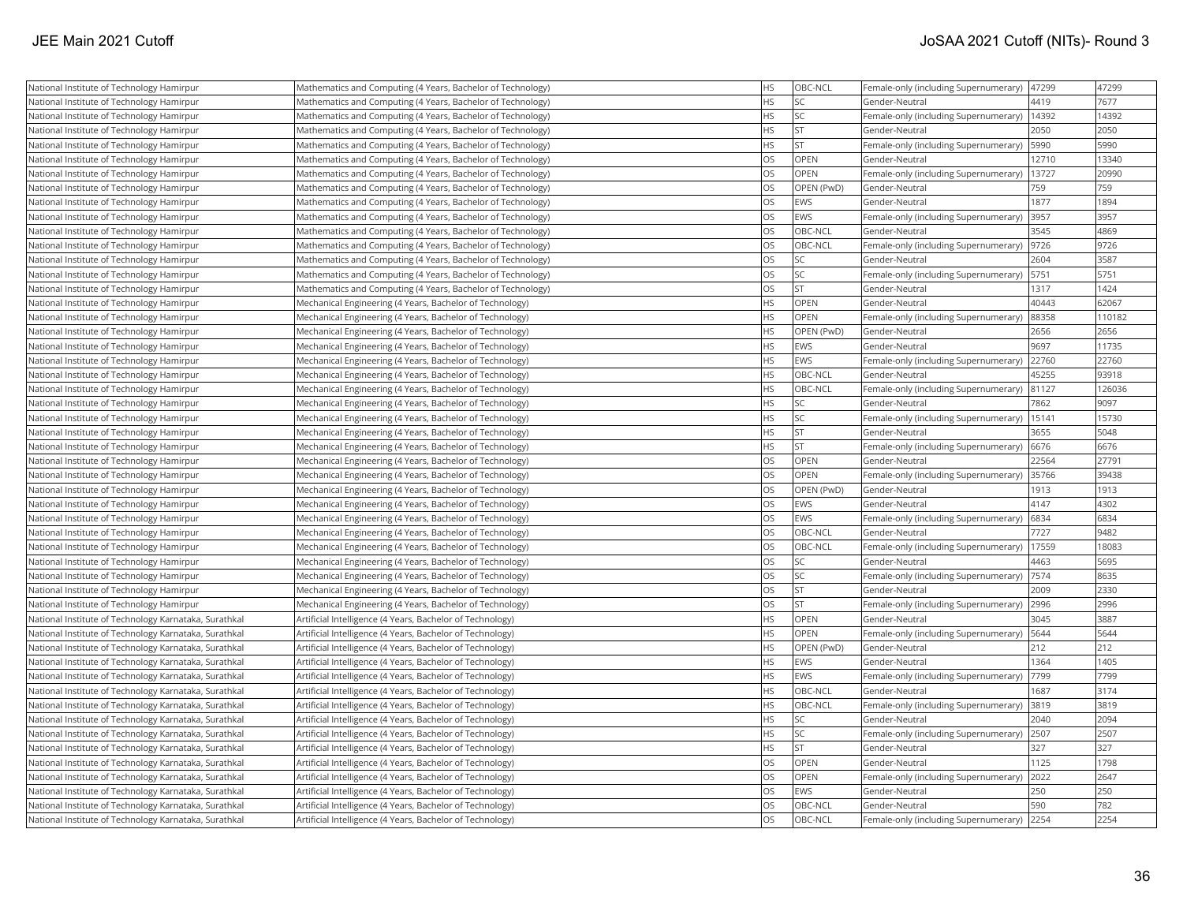| National Institute of Technology Hamirpur | Mathematics and Computing (4 Years, Bachelor of Technology) | HS | OBC-NCL | Female-only (including Supernumerary) | 47299 | 47299 |
|---|---|---|---|---|---|---|
| National Institute of Technology Hamirpur | Mathematics and Computing (4 Years, Bachelor of Technology) | HS | SC | Gender-Neutral | 4419 | 7677 |
| National Institute of Technology Hamirpur | Mathematics and Computing (4 Years, Bachelor of Technology) | HS | SC | Female-only (including Supernumerary) | 14392 | 14392 |
| National Institute of Technology Hamirpur | Mathematics and Computing (4 Years, Bachelor of Technology) | HS | ST | Gender-Neutral | 2050 | 2050 |
| National Institute of Technology Hamirpur | Mathematics and Computing (4 Years, Bachelor of Technology) | HS | ST | Female-only (including Supernumerary) | 5990 | 5990 |
| National Institute of Technology Hamirpur | Mathematics and Computing (4 Years, Bachelor of Technology) | OS | OPEN | Gender-Neutral | 12710 | 13340 |
| National Institute of Technology Hamirpur | Mathematics and Computing (4 Years, Bachelor of Technology) | OS | OPEN | Female-only (including Supernumerary) | 13727 | 20990 |
| National Institute of Technology Hamirpur | Mathematics and Computing (4 Years, Bachelor of Technology) | OS | OPEN (PwD) | Gender-Neutral | 759 | 759 |
| National Institute of Technology Hamirpur | Mathematics and Computing (4 Years, Bachelor of Technology) | OS | EWS | Gender-Neutral | 1877 | 1894 |
| National Institute of Technology Hamirpur | Mathematics and Computing (4 Years, Bachelor of Technology) | OS | EWS | Female-only (including Supernumerary) | 3957 | 3957 |
| National Institute of Technology Hamirpur | Mathematics and Computing (4 Years, Bachelor of Technology) | OS | OBC-NCL | Gender-Neutral | 3545 | 4869 |
| National Institute of Technology Hamirpur | Mathematics and Computing (4 Years, Bachelor of Technology) | OS | OBC-NCL | Female-only (including Supernumerary) | 9726 | 9726 |
| National Institute of Technology Hamirpur | Mathematics and Computing (4 Years, Bachelor of Technology) | OS | SC | Gender-Neutral | 2604 | 3587 |
| National Institute of Technology Hamirpur | Mathematics and Computing (4 Years, Bachelor of Technology) | OS | SC | Female-only (including Supernumerary) | 5751 | 5751 |
| National Institute of Technology Hamirpur | Mathematics and Computing (4 Years, Bachelor of Technology) | OS | ST | Gender-Neutral | 1317 | 1424 |
| National Institute of Technology Hamirpur | Mechanical Engineering (4 Years, Bachelor of Technology) | HS | OPEN | Gender-Neutral | 40443 | 62067 |
| National Institute of Technology Hamirpur | Mechanical Engineering (4 Years, Bachelor of Technology) | HS | OPEN | Female-only (including Supernumerary) | 88358 | 110182 |
| National Institute of Technology Hamirpur | Mechanical Engineering (4 Years, Bachelor of Technology) | HS | OPEN (PwD) | Gender-Neutral | 2656 | 2656 |
| National Institute of Technology Hamirpur | Mechanical Engineering (4 Years, Bachelor of Technology) | HS | EWS | Gender-Neutral | 9697 | 11735 |
| National Institute of Technology Hamirpur | Mechanical Engineering (4 Years, Bachelor of Technology) | HS | EWS | Female-only (including Supernumerary) | 22760 | 22760 |
| National Institute of Technology Hamirpur | Mechanical Engineering (4 Years, Bachelor of Technology) | HS | OBC-NCL | Gender-Neutral | 45255 | 93918 |
| National Institute of Technology Hamirpur | Mechanical Engineering (4 Years, Bachelor of Technology) | HS | OBC-NCL | Female-only (including Supernumerary) | 81127 | 126036 |
| National Institute of Technology Hamirpur | Mechanical Engineering (4 Years, Bachelor of Technology) | HS | SC | Gender-Neutral | 7862 | 9097 |
| National Institute of Technology Hamirpur | Mechanical Engineering (4 Years, Bachelor of Technology) | HS | SC | Female-only (including Supernumerary) | 15141 | 15730 |
| National Institute of Technology Hamirpur | Mechanical Engineering (4 Years, Bachelor of Technology) | HS | ST | Gender-Neutral | 3655 | 5048 |
| National Institute of Technology Hamirpur | Mechanical Engineering (4 Years, Bachelor of Technology) | HS | ST | Female-only (including Supernumerary) | 6676 | 6676 |
| National Institute of Technology Hamirpur | Mechanical Engineering (4 Years, Bachelor of Technology) | OS | OPEN | Gender-Neutral | 22564 | 27791 |
| National Institute of Technology Hamirpur | Mechanical Engineering (4 Years, Bachelor of Technology) | OS | OPEN | Female-only (including Supernumerary) | 35766 | 39438 |
| National Institute of Technology Hamirpur | Mechanical Engineering (4 Years, Bachelor of Technology) | OS | OPEN (PwD) | Gender-Neutral | 1913 | 1913 |
| National Institute of Technology Hamirpur | Mechanical Engineering (4 Years, Bachelor of Technology) | OS | EWS | Gender-Neutral | 4147 | 4302 |
| National Institute of Technology Hamirpur | Mechanical Engineering (4 Years, Bachelor of Technology) | OS | EWS | Female-only (including Supernumerary) | 6834 | 6834 |
| National Institute of Technology Hamirpur | Mechanical Engineering (4 Years, Bachelor of Technology) | OS | OBC-NCL | Gender-Neutral | 7727 | 9482 |
| National Institute of Technology Hamirpur | Mechanical Engineering (4 Years, Bachelor of Technology) | OS | OBC-NCL | Female-only (including Supernumerary) | 17559 | 18083 |
| National Institute of Technology Hamirpur | Mechanical Engineering (4 Years, Bachelor of Technology) | OS | SC | Gender-Neutral | 4463 | 5695 |
| National Institute of Technology Hamirpur | Mechanical Engineering (4 Years, Bachelor of Technology) | OS | SC | Female-only (including Supernumerary) | 7574 | 8635 |
| National Institute of Technology Hamirpur | Mechanical Engineering (4 Years, Bachelor of Technology) | OS | ST | Gender-Neutral | 2009 | 2330 |
| National Institute of Technology Hamirpur | Mechanical Engineering (4 Years, Bachelor of Technology) | OS | ST | Female-only (including Supernumerary) | 2996 | 2996 |
| National Institute of Technology Karnataka, Surathkal | Artificial Intelligence (4 Years, Bachelor of Technology) | HS | OPEN | Gender-Neutral | 3045 | 3887 |
| National Institute of Technology Karnataka, Surathkal | Artificial Intelligence (4 Years, Bachelor of Technology) | HS | OPEN | Female-only (including Supernumerary) | 5644 | 5644 |
| National Institute of Technology Karnataka, Surathkal | Artificial Intelligence (4 Years, Bachelor of Technology) | HS | OPEN (PwD) | Gender-Neutral | 212 | 212 |
| National Institute of Technology Karnataka, Surathkal | Artificial Intelligence (4 Years, Bachelor of Technology) | HS | EWS | Gender-Neutral | 1364 | 1405 |
| National Institute of Technology Karnataka, Surathkal | Artificial Intelligence (4 Years, Bachelor of Technology) | HS | EWS | Female-only (including Supernumerary) | 7799 | 7799 |
| National Institute of Technology Karnataka, Surathkal | Artificial Intelligence (4 Years, Bachelor of Technology) | HS | OBC-NCL | Gender-Neutral | 1687 | 3174 |
| National Institute of Technology Karnataka, Surathkal | Artificial Intelligence (4 Years, Bachelor of Technology) | HS | OBC-NCL | Female-only (including Supernumerary) | 3819 | 3819 |
| National Institute of Technology Karnataka, Surathkal | Artificial Intelligence (4 Years, Bachelor of Technology) | HS | SC | Gender-Neutral | 2040 | 2094 |
| National Institute of Technology Karnataka, Surathkal | Artificial Intelligence (4 Years, Bachelor of Technology) | HS | SC | Female-only (including Supernumerary) | 2507 | 2507 |
| National Institute of Technology Karnataka, Surathkal | Artificial Intelligence (4 Years, Bachelor of Technology) | HS | ST | Gender-Neutral | 327 | 327 |
| National Institute of Technology Karnataka, Surathkal | Artificial Intelligence (4 Years, Bachelor of Technology) | OS | OPEN | Gender-Neutral | 1125 | 1798 |
| National Institute of Technology Karnataka, Surathkal | Artificial Intelligence (4 Years, Bachelor of Technology) | OS | OPEN | Female-only (including Supernumerary) | 2022 | 2647 |
| National Institute of Technology Karnataka, Surathkal | Artificial Intelligence (4 Years, Bachelor of Technology) | OS | EWS | Gender-Neutral | 250 | 250 |
| National Institute of Technology Karnataka, Surathkal | Artificial Intelligence (4 Years, Bachelor of Technology) | OS | OBC-NCL | Gender-Neutral | 590 | 782 |
| National Institute of Technology Karnataka, Surathkal | Artificial Intelligence (4 Years, Bachelor of Technology) | OS | OBC-NCL | Female-only (including Supernumerary) | 2254 | 2254 |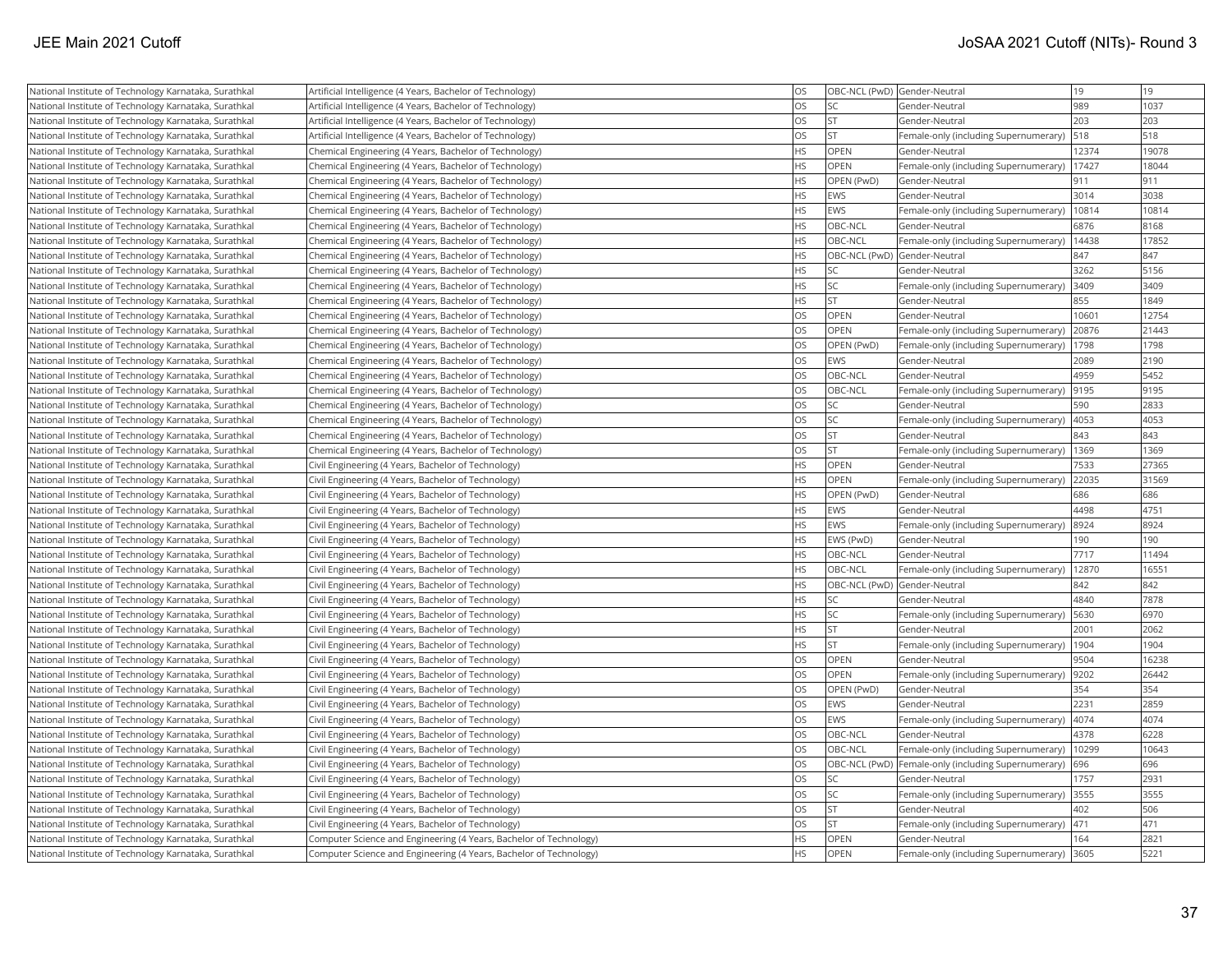| National Institute of Technology Karnataka, Surathkal | Artificial Intelligence (4 Years, Bachelor of Technology) | OS | OBC-NCL (PwD) | Gender-Neutral | 19 | 19 |
|---|---|---|---|---|---|---|
| National Institute of Technology Karnataka, Surathkal | Artificial Intelligence (4 Years, Bachelor of Technology) | OS | SC | Gender-Neutral | 989 | 1037 |
| National Institute of Technology Karnataka, Surathkal | Artificial Intelligence (4 Years, Bachelor of Technology) | OS | ST | Gender-Neutral | 203 | 203 |
| National Institute of Technology Karnataka, Surathkal | Artificial Intelligence (4 Years, Bachelor of Technology) | OS | ST | Female-only (including Supernumerary) | 518 | 518 |
| National Institute of Technology Karnataka, Surathkal | Chemical Engineering (4 Years, Bachelor of Technology) | HS | OPEN | Gender-Neutral | 12374 | 19078 |
| National Institute of Technology Karnataka, Surathkal | Chemical Engineering (4 Years, Bachelor of Technology) | HS | OPEN | Female-only (including Supernumerary) | 17427 | 18044 |
| National Institute of Technology Karnataka, Surathkal | Chemical Engineering (4 Years, Bachelor of Technology) | HS | OPEN (PwD) | Gender-Neutral | 911 | 911 |
| National Institute of Technology Karnataka, Surathkal | Chemical Engineering (4 Years, Bachelor of Technology) | HS | EWS | Gender-Neutral | 3014 | 3038 |
| National Institute of Technology Karnataka, Surathkal | Chemical Engineering (4 Years, Bachelor of Technology) | HS | EWS | Female-only (including Supernumerary) | 10814 | 10814 |
| National Institute of Technology Karnataka, Surathkal | Chemical Engineering (4 Years, Bachelor of Technology) | HS | OBC-NCL | Gender-Neutral | 6876 | 8168 |
| National Institute of Technology Karnataka, Surathkal | Chemical Engineering (4 Years, Bachelor of Technology) | HS | OBC-NCL | Female-only (including Supernumerary) | 14438 | 17852 |
| National Institute of Technology Karnataka, Surathkal | Chemical Engineering (4 Years, Bachelor of Technology) | HS | OBC-NCL (PwD) | Gender-Neutral | 847 | 847 |
| National Institute of Technology Karnataka, Surathkal | Chemical Engineering (4 Years, Bachelor of Technology) | HS | SC | Gender-Neutral | 3262 | 5156 |
| National Institute of Technology Karnataka, Surathkal | Chemical Engineering (4 Years, Bachelor of Technology) | HS | SC | Female-only (including Supernumerary) | 3409 | 3409 |
| National Institute of Technology Karnataka, Surathkal | Chemical Engineering (4 Years, Bachelor of Technology) | HS | ST | Gender-Neutral | 855 | 1849 |
| National Institute of Technology Karnataka, Surathkal | Chemical Engineering (4 Years, Bachelor of Technology) | OS | OPEN | Gender-Neutral | 10601 | 12754 |
| National Institute of Technology Karnataka, Surathkal | Chemical Engineering (4 Years, Bachelor of Technology) | OS | OPEN | Female-only (including Supernumerary) | 20876 | 21443 |
| National Institute of Technology Karnataka, Surathkal | Chemical Engineering (4 Years, Bachelor of Technology) | OS | OPEN (PwD) | Female-only (including Supernumerary) | 1798 | 1798 |
| National Institute of Technology Karnataka, Surathkal | Chemical Engineering (4 Years, Bachelor of Technology) | OS | EWS | Gender-Neutral | 2089 | 2190 |
| National Institute of Technology Karnataka, Surathkal | Chemical Engineering (4 Years, Bachelor of Technology) | OS | OBC-NCL | Gender-Neutral | 4959 | 5452 |
| National Institute of Technology Karnataka, Surathkal | Chemical Engineering (4 Years, Bachelor of Technology) | OS | OBC-NCL | Female-only (including Supernumerary) | 9195 | 9195 |
| National Institute of Technology Karnataka, Surathkal | Chemical Engineering (4 Years, Bachelor of Technology) | OS | SC | Gender-Neutral | 590 | 2833 |
| National Institute of Technology Karnataka, Surathkal | Chemical Engineering (4 Years, Bachelor of Technology) | OS | SC | Female-only (including Supernumerary) | 4053 | 4053 |
| National Institute of Technology Karnataka, Surathkal | Chemical Engineering (4 Years, Bachelor of Technology) | OS | ST | Gender-Neutral | 843 | 843 |
| National Institute of Technology Karnataka, Surathkal | Chemical Engineering (4 Years, Bachelor of Technology) | OS | ST | Female-only (including Supernumerary) | 1369 | 1369 |
| National Institute of Technology Karnataka, Surathkal | Civil Engineering (4 Years, Bachelor of Technology) | HS | OPEN | Gender-Neutral | 7533 | 27365 |
| National Institute of Technology Karnataka, Surathkal | Civil Engineering (4 Years, Bachelor of Technology) | HS | OPEN | Female-only (including Supernumerary) | 22035 | 31569 |
| National Institute of Technology Karnataka, Surathkal | Civil Engineering (4 Years, Bachelor of Technology) | HS | OPEN (PwD) | Gender-Neutral | 686 | 686 |
| National Institute of Technology Karnataka, Surathkal | Civil Engineering (4 Years, Bachelor of Technology) | HS | EWS | Gender-Neutral | 4498 | 4751 |
| National Institute of Technology Karnataka, Surathkal | Civil Engineering (4 Years, Bachelor of Technology) | HS | EWS | Female-only (including Supernumerary) | 8924 | 8924 |
| National Institute of Technology Karnataka, Surathkal | Civil Engineering (4 Years, Bachelor of Technology) | HS | EWS (PwD) | Gender-Neutral | 190 | 190 |
| National Institute of Technology Karnataka, Surathkal | Civil Engineering (4 Years, Bachelor of Technology) | HS | OBC-NCL | Gender-Neutral | 7717 | 11494 |
| National Institute of Technology Karnataka, Surathkal | Civil Engineering (4 Years, Bachelor of Technology) | HS | OBC-NCL | Female-only (including Supernumerary) | 12870 | 16551 |
| National Institute of Technology Karnataka, Surathkal | Civil Engineering (4 Years, Bachelor of Technology) | HS | OBC-NCL (PwD) | Gender-Neutral | 842 | 842 |
| National Institute of Technology Karnataka, Surathkal | Civil Engineering (4 Years, Bachelor of Technology) | HS | SC | Gender-Neutral | 4840 | 7878 |
| National Institute of Technology Karnataka, Surathkal | Civil Engineering (4 Years, Bachelor of Technology) | HS | SC | Female-only (including Supernumerary) | 5630 | 6970 |
| National Institute of Technology Karnataka, Surathkal | Civil Engineering (4 Years, Bachelor of Technology) | HS | ST | Gender-Neutral | 2001 | 2062 |
| National Institute of Technology Karnataka, Surathkal | Civil Engineering (4 Years, Bachelor of Technology) | HS | ST | Female-only (including Supernumerary) | 1904 | 1904 |
| National Institute of Technology Karnataka, Surathkal | Civil Engineering (4 Years, Bachelor of Technology) | OS | OPEN | Gender-Neutral | 9504 | 16238 |
| National Institute of Technology Karnataka, Surathkal | Civil Engineering (4 Years, Bachelor of Technology) | OS | OPEN | Female-only (including Supernumerary) | 9202 | 26442 |
| National Institute of Technology Karnataka, Surathkal | Civil Engineering (4 Years, Bachelor of Technology) | OS | OPEN (PwD) | Gender-Neutral | 354 | 354 |
| National Institute of Technology Karnataka, Surathkal | Civil Engineering (4 Years, Bachelor of Technology) | OS | EWS | Gender-Neutral | 2231 | 2859 |
| National Institute of Technology Karnataka, Surathkal | Civil Engineering (4 Years, Bachelor of Technology) | OS | EWS | Female-only (including Supernumerary) | 4074 | 4074 |
| National Institute of Technology Karnataka, Surathkal | Civil Engineering (4 Years, Bachelor of Technology) | OS | OBC-NCL | Gender-Neutral | 4378 | 6228 |
| National Institute of Technology Karnataka, Surathkal | Civil Engineering (4 Years, Bachelor of Technology) | OS | OBC-NCL | Female-only (including Supernumerary) | 10299 | 10643 |
| National Institute of Technology Karnataka, Surathkal | Civil Engineering (4 Years, Bachelor of Technology) | OS | OBC-NCL (PwD) | Female-only (including Supernumerary) | 696 | 696 |
| National Institute of Technology Karnataka, Surathkal | Civil Engineering (4 Years, Bachelor of Technology) | OS | SC | Gender-Neutral | 1757 | 2931 |
| National Institute of Technology Karnataka, Surathkal | Civil Engineering (4 Years, Bachelor of Technology) | OS | SC | Female-only (including Supernumerary) | 3555 | 3555 |
| National Institute of Technology Karnataka, Surathkal | Civil Engineering (4 Years, Bachelor of Technology) | OS | ST | Gender-Neutral | 402 | 506 |
| National Institute of Technology Karnataka, Surathkal | Civil Engineering (4 Years, Bachelor of Technology) | OS | ST | Female-only (including Supernumerary) | 471 | 471 |
| National Institute of Technology Karnataka, Surathkal | Computer Science and Engineering (4 Years, Bachelor of Technology) | HS | OPEN | Gender-Neutral | 164 | 2821 |
| National Institute of Technology Karnataka, Surathkal | Computer Science and Engineering (4 Years, Bachelor of Technology) | HS | OPEN | Female-only (including Supernumerary) | 3605 | 5221 |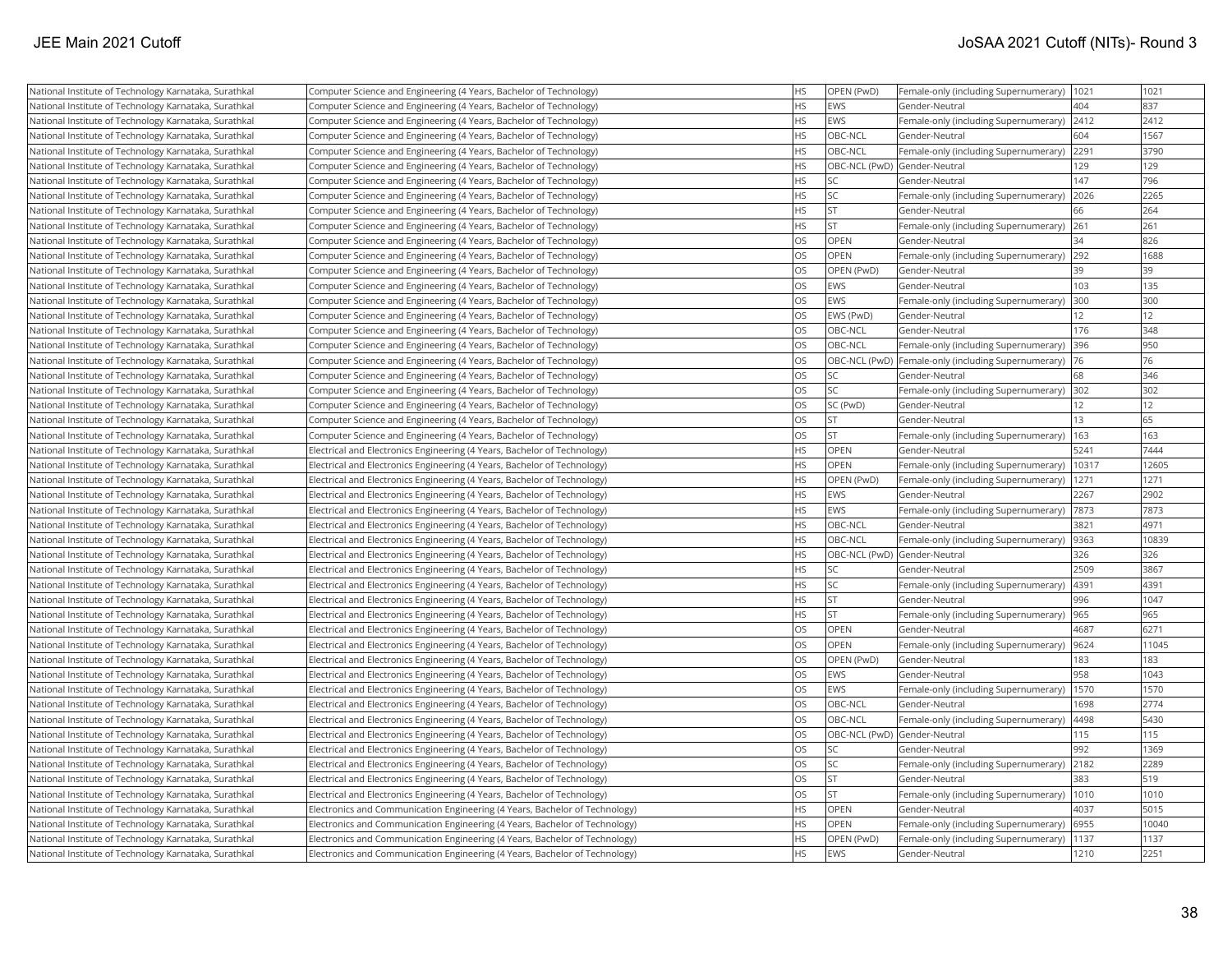| National Institute of Technology Karnataka, Surathkal | Computer Science and Engineering (4 Years, Bachelor of Technology) | HS | OPEN (PwD) | Female-only (including Supernumerary) | 1021 | 1021 |
|---|---|---|---|---|---|---|
| National Institute of Technology Karnataka, Surathkal | Computer Science and Engineering (4 Years, Bachelor of Technology) | HS | EWS | Gender-Neutral | 404 | 837 |
| National Institute of Technology Karnataka, Surathkal | Computer Science and Engineering (4 Years, Bachelor of Technology) | HS | EWS | Female-only (including Supernumerary) | 2412 | 2412 |
| National Institute of Technology Karnataka, Surathkal | Computer Science and Engineering (4 Years, Bachelor of Technology) | HS | OBC-NCL | Gender-Neutral | 604 | 1567 |
| National Institute of Technology Karnataka, Surathkal | Computer Science and Engineering (4 Years, Bachelor of Technology) | HS | OBC-NCL | Female-only (including Supernumerary) | 2291 | 3790 |
| National Institute of Technology Karnataka, Surathkal | Computer Science and Engineering (4 Years, Bachelor of Technology) | HS | OBC-NCL (PwD) | Gender-Neutral | 129 | 129 |
| National Institute of Technology Karnataka, Surathkal | Computer Science and Engineering (4 Years, Bachelor of Technology) | HS | SC | Gender-Neutral | 147 | 796 |
| National Institute of Technology Karnataka, Surathkal | Computer Science and Engineering (4 Years, Bachelor of Technology) | HS | SC | Female-only (including Supernumerary) | 2026 | 2265 |
| National Institute of Technology Karnataka, Surathkal | Computer Science and Engineering (4 Years, Bachelor of Technology) | HS | ST | Gender-Neutral | 66 | 264 |
| National Institute of Technology Karnataka, Surathkal | Computer Science and Engineering (4 Years, Bachelor of Technology) | HS | ST | Female-only (including Supernumerary) | 261 | 261 |
| National Institute of Technology Karnataka, Surathkal | Computer Science and Engineering (4 Years, Bachelor of Technology) | OS | OPEN | Gender-Neutral | 34 | 826 |
| National Institute of Technology Karnataka, Surathkal | Computer Science and Engineering (4 Years, Bachelor of Technology) | OS | OPEN | Female-only (including Supernumerary) | 292 | 1688 |
| National Institute of Technology Karnataka, Surathkal | Computer Science and Engineering (4 Years, Bachelor of Technology) | OS | OPEN (PwD) | Gender-Neutral | 39 | 39 |
| National Institute of Technology Karnataka, Surathkal | Computer Science and Engineering (4 Years, Bachelor of Technology) | OS | EWS | Gender-Neutral | 103 | 135 |
| National Institute of Technology Karnataka, Surathkal | Computer Science and Engineering (4 Years, Bachelor of Technology) | OS | EWS | Female-only (including Supernumerary) | 300 | 300 |
| National Institute of Technology Karnataka, Surathkal | Computer Science and Engineering (4 Years, Bachelor of Technology) | OS | EWS (PwD) | Gender-Neutral | 12 | 12 |
| National Institute of Technology Karnataka, Surathkal | Computer Science and Engineering (4 Years, Bachelor of Technology) | OS | OBC-NCL | Gender-Neutral | 176 | 348 |
| National Institute of Technology Karnataka, Surathkal | Computer Science and Engineering (4 Years, Bachelor of Technology) | OS | OBC-NCL | Female-only (including Supernumerary) | 396 | 950 |
| National Institute of Technology Karnataka, Surathkal | Computer Science and Engineering (4 Years, Bachelor of Technology) | OS | OBC-NCL (PwD) | Female-only (including Supernumerary) | 76 | 76 |
| National Institute of Technology Karnataka, Surathkal | Computer Science and Engineering (4 Years, Bachelor of Technology) | OS | SC | Gender-Neutral | 68 | 346 |
| National Institute of Technology Karnataka, Surathkal | Computer Science and Engineering (4 Years, Bachelor of Technology) | OS | SC | Female-only (including Supernumerary) | 302 | 302 |
| National Institute of Technology Karnataka, Surathkal | Computer Science and Engineering (4 Years, Bachelor of Technology) | OS | SC (PwD) | Gender-Neutral | 12 | 12 |
| National Institute of Technology Karnataka, Surathkal | Computer Science and Engineering (4 Years, Bachelor of Technology) | OS | ST | Gender-Neutral | 13 | 65 |
| National Institute of Technology Karnataka, Surathkal | Computer Science and Engineering (4 Years, Bachelor of Technology) | OS | ST | Female-only (including Supernumerary) | 163 | 163 |
| National Institute of Technology Karnataka, Surathkal | Electrical and Electronics Engineering (4 Years, Bachelor of Technology) | HS | OPEN | Gender-Neutral | 5241 | 7444 |
| National Institute of Technology Karnataka, Surathkal | Electrical and Electronics Engineering (4 Years, Bachelor of Technology) | HS | OPEN | Female-only (including Supernumerary) | 10317 | 12605 |
| National Institute of Technology Karnataka, Surathkal | Electrical and Electronics Engineering (4 Years, Bachelor of Technology) | HS | OPEN (PwD) | Female-only (including Supernumerary) | 1271 | 1271 |
| National Institute of Technology Karnataka, Surathkal | Electrical and Electronics Engineering (4 Years, Bachelor of Technology) | HS | EWS | Gender-Neutral | 2267 | 2902 |
| National Institute of Technology Karnataka, Surathkal | Electrical and Electronics Engineering (4 Years, Bachelor of Technology) | HS | EWS | Female-only (including Supernumerary) | 7873 | 7873 |
| National Institute of Technology Karnataka, Surathkal | Electrical and Electronics Engineering (4 Years, Bachelor of Technology) | HS | OBC-NCL | Gender-Neutral | 3821 | 4971 |
| National Institute of Technology Karnataka, Surathkal | Electrical and Electronics Engineering (4 Years, Bachelor of Technology) | HS | OBC-NCL | Female-only (including Supernumerary) | 9363 | 10839 |
| National Institute of Technology Karnataka, Surathkal | Electrical and Electronics Engineering (4 Years, Bachelor of Technology) | HS | OBC-NCL (PwD) | Gender-Neutral | 326 | 326 |
| National Institute of Technology Karnataka, Surathkal | Electrical and Electronics Engineering (4 Years, Bachelor of Technology) | HS | SC | Gender-Neutral | 2509 | 3867 |
| National Institute of Technology Karnataka, Surathkal | Electrical and Electronics Engineering (4 Years, Bachelor of Technology) | HS | SC | Female-only (including Supernumerary) | 4391 | 4391 |
| National Institute of Technology Karnataka, Surathkal | Electrical and Electronics Engineering (4 Years, Bachelor of Technology) | HS | ST | Gender-Neutral | 996 | 1047 |
| National Institute of Technology Karnataka, Surathkal | Electrical and Electronics Engineering (4 Years, Bachelor of Technology) | HS | ST | Female-only (including Supernumerary) | 965 | 965 |
| National Institute of Technology Karnataka, Surathkal | Electrical and Electronics Engineering (4 Years, Bachelor of Technology) | OS | OPEN | Gender-Neutral | 4687 | 6271 |
| National Institute of Technology Karnataka, Surathkal | Electrical and Electronics Engineering (4 Years, Bachelor of Technology) | OS | OPEN | Female-only (including Supernumerary) | 9624 | 11045 |
| National Institute of Technology Karnataka, Surathkal | Electrical and Electronics Engineering (4 Years, Bachelor of Technology) | OS | OPEN (PwD) | Gender-Neutral | 183 | 183 |
| National Institute of Technology Karnataka, Surathkal | Electrical and Electronics Engineering (4 Years, Bachelor of Technology) | OS | EWS | Gender-Neutral | 958 | 1043 |
| National Institute of Technology Karnataka, Surathkal | Electrical and Electronics Engineering (4 Years, Bachelor of Technology) | OS | EWS | Female-only (including Supernumerary) | 1570 | 1570 |
| National Institute of Technology Karnataka, Surathkal | Electrical and Electronics Engineering (4 Years, Bachelor of Technology) | OS | OBC-NCL | Gender-Neutral | 1698 | 2774 |
| National Institute of Technology Karnataka, Surathkal | Electrical and Electronics Engineering (4 Years, Bachelor of Technology) | OS | OBC-NCL | Female-only (including Supernumerary) | 4498 | 5430 |
| National Institute of Technology Karnataka, Surathkal | Electrical and Electronics Engineering (4 Years, Bachelor of Technology) | OS | OBC-NCL (PwD) | Gender-Neutral | 115 | 115 |
| National Institute of Technology Karnataka, Surathkal | Electrical and Electronics Engineering (4 Years, Bachelor of Technology) | OS | SC | Gender-Neutral | 992 | 1369 |
| National Institute of Technology Karnataka, Surathkal | Electrical and Electronics Engineering (4 Years, Bachelor of Technology) | OS | SC | Female-only (including Supernumerary) | 2182 | 2289 |
| National Institute of Technology Karnataka, Surathkal | Electrical and Electronics Engineering (4 Years, Bachelor of Technology) | OS | ST | Gender-Neutral | 383 | 519 |
| National Institute of Technology Karnataka, Surathkal | Electrical and Electronics Engineering (4 Years, Bachelor of Technology) | OS | ST | Female-only (including Supernumerary) | 1010 | 1010 |
| National Institute of Technology Karnataka, Surathkal | Electronics and Communication Engineering (4 Years, Bachelor of Technology) | HS | OPEN | Gender-Neutral | 4037 | 5015 |
| National Institute of Technology Karnataka, Surathkal | Electronics and Communication Engineering (4 Years, Bachelor of Technology) | HS | OPEN | Female-only (including Supernumerary) | 6955 | 10040 |
| National Institute of Technology Karnataka, Surathkal | Electronics and Communication Engineering (4 Years, Bachelor of Technology) | HS | OPEN (PwD) | Female-only (including Supernumerary) | 1137 | 1137 |
| National Institute of Technology Karnataka, Surathkal | Electronics and Communication Engineering (4 Years, Bachelor of Technology) | HS | EWS | Gender-Neutral | 1210 | 2251 |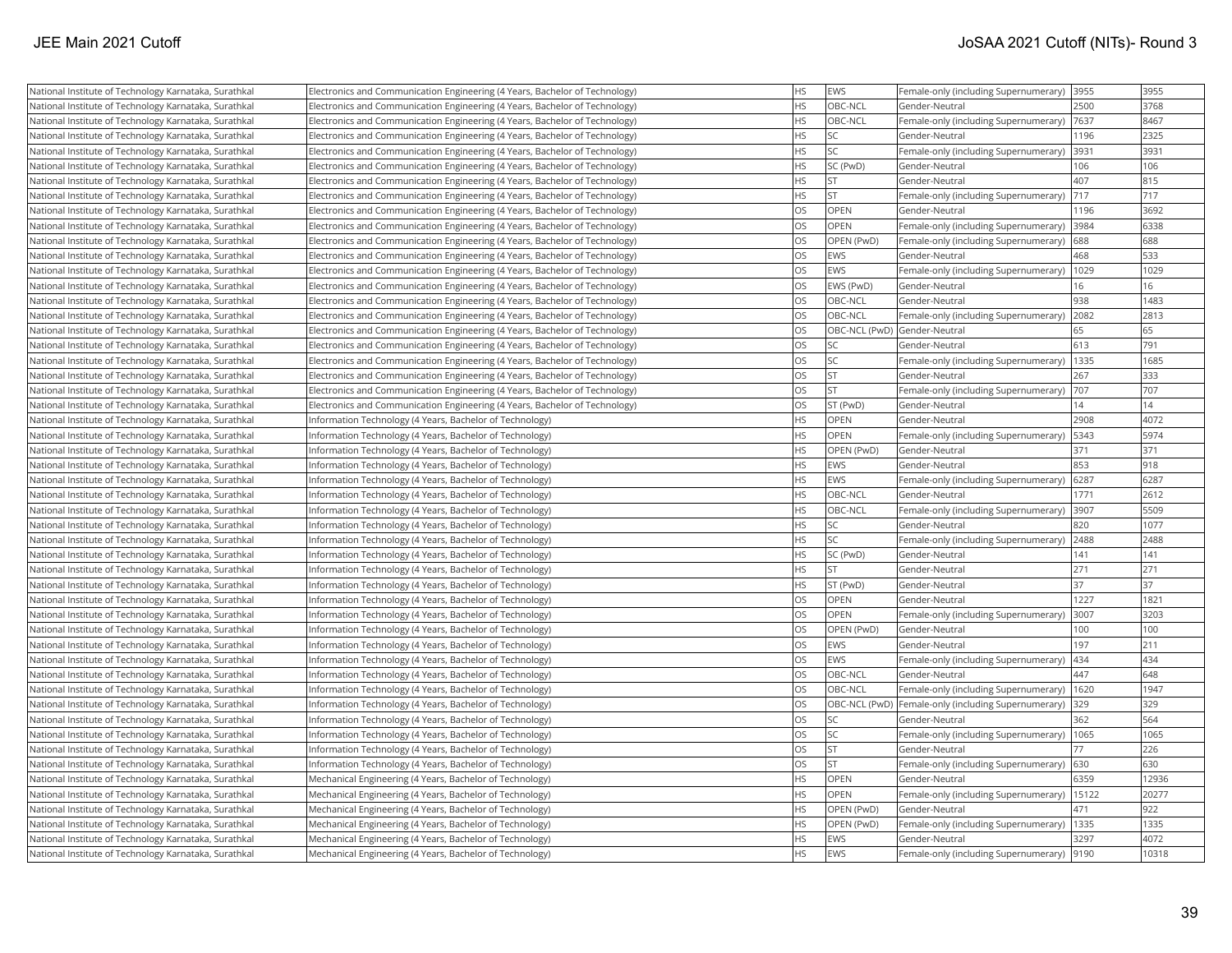| | | | | | | |
|---|---|---|---|---|---|---|
| National Institute of Technology Karnataka, Surathkal | Electronics and Communication Engineering (4 Years, Bachelor of Technology) | HS | EWS | Female-only (including Supernumerary) | 3955 | 3955 |
| National Institute of Technology Karnataka, Surathkal | Electronics and Communication Engineering (4 Years, Bachelor of Technology) | HS | OBC-NCL | Gender-Neutral | 2500 | 3768 |
| National Institute of Technology Karnataka, Surathkal | Electronics and Communication Engineering (4 Years, Bachelor of Technology) | HS | OBC-NCL | Female-only (including Supernumerary) | 7637 | 8467 |
| National Institute of Technology Karnataka, Surathkal | Electronics and Communication Engineering (4 Years, Bachelor of Technology) | HS | SC | Gender-Neutral | 1196 | 2325 |
| National Institute of Technology Karnataka, Surathkal | Electronics and Communication Engineering (4 Years, Bachelor of Technology) | HS | SC | Female-only (including Supernumerary) | 3931 | 3931 |
| National Institute of Technology Karnataka, Surathkal | Electronics and Communication Engineering (4 Years, Bachelor of Technology) | HS | SC (PwD) | Gender-Neutral | 106 | 106 |
| National Institute of Technology Karnataka, Surathkal | Electronics and Communication Engineering (4 Years, Bachelor of Technology) | HS | ST | Gender-Neutral | 407 | 815 |
| National Institute of Technology Karnataka, Surathkal | Electronics and Communication Engineering (4 Years, Bachelor of Technology) | HS | ST | Female-only (including Supernumerary) | 717 | 717 |
| National Institute of Technology Karnataka, Surathkal | Electronics and Communication Engineering (4 Years, Bachelor of Technology) | OS | OPEN | Gender-Neutral | 1196 | 3692 |
| National Institute of Technology Karnataka, Surathkal | Electronics and Communication Engineering (4 Years, Bachelor of Technology) | OS | OPEN | Female-only (including Supernumerary) | 3984 | 6338 |
| National Institute of Technology Karnataka, Surathkal | Electronics and Communication Engineering (4 Years, Bachelor of Technology) | OS | OPEN (PwD) | Female-only (including Supernumerary) | 688 | 688 |
| National Institute of Technology Karnataka, Surathkal | Electronics and Communication Engineering (4 Years, Bachelor of Technology) | OS | EWS | Gender-Neutral | 468 | 533 |
| National Institute of Technology Karnataka, Surathkal | Electronics and Communication Engineering (4 Years, Bachelor of Technology) | OS | EWS | Female-only (including Supernumerary) | 1029 | 1029 |
| National Institute of Technology Karnataka, Surathkal | Electronics and Communication Engineering (4 Years, Bachelor of Technology) | OS | EWS (PwD) | Gender-Neutral | 16 | 16 |
| National Institute of Technology Karnataka, Surathkal | Electronics and Communication Engineering (4 Years, Bachelor of Technology) | OS | OBC-NCL | Gender-Neutral | 938 | 1483 |
| National Institute of Technology Karnataka, Surathkal | Electronics and Communication Engineering (4 Years, Bachelor of Technology) | OS | OBC-NCL | Female-only (including Supernumerary) | 2082 | 2813 |
| National Institute of Technology Karnataka, Surathkal | Electronics and Communication Engineering (4 Years, Bachelor of Technology) | OS | OBC-NCL (PwD) | Gender-Neutral | 65 | 65 |
| National Institute of Technology Karnataka, Surathkal | Electronics and Communication Engineering (4 Years, Bachelor of Technology) | OS | SC | Gender-Neutral | 613 | 791 |
| National Institute of Technology Karnataka, Surathkal | Electronics and Communication Engineering (4 Years, Bachelor of Technology) | OS | SC | Female-only (including Supernumerary) | 1335 | 1685 |
| National Institute of Technology Karnataka, Surathkal | Electronics and Communication Engineering (4 Years, Bachelor of Technology) | OS | ST | Gender-Neutral | 267 | 333 |
| National Institute of Technology Karnataka, Surathkal | Electronics and Communication Engineering (4 Years, Bachelor of Technology) | OS | ST | Female-only (including Supernumerary) | 707 | 707 |
| National Institute of Technology Karnataka, Surathkal | Electronics and Communication Engineering (4 Years, Bachelor of Technology) | OS | ST (PwD) | Gender-Neutral | 14 | 14 |
| National Institute of Technology Karnataka, Surathkal | Information Technology (4 Years, Bachelor of Technology) | HS | OPEN | Gender-Neutral | 2908 | 4072 |
| National Institute of Technology Karnataka, Surathkal | Information Technology (4 Years, Bachelor of Technology) | HS | OPEN | Female-only (including Supernumerary) | 5343 | 5974 |
| National Institute of Technology Karnataka, Surathkal | Information Technology (4 Years, Bachelor of Technology) | HS | OPEN (PwD) | Gender-Neutral | 371 | 371 |
| National Institute of Technology Karnataka, Surathkal | Information Technology (4 Years, Bachelor of Technology) | HS | EWS | Gender-Neutral | 853 | 918 |
| National Institute of Technology Karnataka, Surathkal | Information Technology (4 Years, Bachelor of Technology) | HS | EWS | Female-only (including Supernumerary) | 6287 | 6287 |
| National Institute of Technology Karnataka, Surathkal | Information Technology (4 Years, Bachelor of Technology) | HS | OBC-NCL | Gender-Neutral | 1771 | 2612 |
| National Institute of Technology Karnataka, Surathkal | Information Technology (4 Years, Bachelor of Technology) | HS | OBC-NCL | Female-only (including Supernumerary) | 3907 | 5509 |
| National Institute of Technology Karnataka, Surathkal | Information Technology (4 Years, Bachelor of Technology) | HS | SC | Gender-Neutral | 820 | 1077 |
| National Institute of Technology Karnataka, Surathkal | Information Technology (4 Years, Bachelor of Technology) | HS | SC | Female-only (including Supernumerary) | 2488 | 2488 |
| National Institute of Technology Karnataka, Surathkal | Information Technology (4 Years, Bachelor of Technology) | HS | SC (PwD) | Gender-Neutral | 141 | 141 |
| National Institute of Technology Karnataka, Surathkal | Information Technology (4 Years, Bachelor of Technology) | HS | ST | Gender-Neutral | 271 | 271 |
| National Institute of Technology Karnataka, Surathkal | Information Technology (4 Years, Bachelor of Technology) | HS | ST (PwD) | Gender-Neutral | 37 | 37 |
| National Institute of Technology Karnataka, Surathkal | Information Technology (4 Years, Bachelor of Technology) | OS | OPEN | Gender-Neutral | 1227 | 1821 |
| National Institute of Technology Karnataka, Surathkal | Information Technology (4 Years, Bachelor of Technology) | OS | OPEN | Female-only (including Supernumerary) | 3007 | 3203 |
| National Institute of Technology Karnataka, Surathkal | Information Technology (4 Years, Bachelor of Technology) | OS | OPEN (PwD) | Gender-Neutral | 100 | 100 |
| National Institute of Technology Karnataka, Surathkal | Information Technology (4 Years, Bachelor of Technology) | OS | EWS | Gender-Neutral | 197 | 211 |
| National Institute of Technology Karnataka, Surathkal | Information Technology (4 Years, Bachelor of Technology) | OS | EWS | Female-only (including Supernumerary) | 434 | 434 |
| National Institute of Technology Karnataka, Surathkal | Information Technology (4 Years, Bachelor of Technology) | OS | OBC-NCL | Gender-Neutral | 447 | 648 |
| National Institute of Technology Karnataka, Surathkal | Information Technology (4 Years, Bachelor of Technology) | OS | OBC-NCL | Female-only (including Supernumerary) | 1620 | 1947 |
| National Institute of Technology Karnataka, Surathkal | Information Technology (4 Years, Bachelor of Technology) | OS | OBC-NCL (PwD) | Female-only (including Supernumerary) | 329 | 329 |
| National Institute of Technology Karnataka, Surathkal | Information Technology (4 Years, Bachelor of Technology) | OS | SC | Gender-Neutral | 362 | 564 |
| National Institute of Technology Karnataka, Surathkal | Information Technology (4 Years, Bachelor of Technology) | OS | SC | Female-only (including Supernumerary) | 1065 | 1065 |
| National Institute of Technology Karnataka, Surathkal | Information Technology (4 Years, Bachelor of Technology) | OS | ST | Gender-Neutral | 77 | 226 |
| National Institute of Technology Karnataka, Surathkal | Information Technology (4 Years, Bachelor of Technology) | OS | ST | Female-only (including Supernumerary) | 630 | 630 |
| National Institute of Technology Karnataka, Surathkal | Mechanical Engineering (4 Years, Bachelor of Technology) | HS | OPEN | Gender-Neutral | 6359 | 12936 |
| National Institute of Technology Karnataka, Surathkal | Mechanical Engineering (4 Years, Bachelor of Technology) | HS | OPEN | Female-only (including Supernumerary) | 15122 | 20277 |
| National Institute of Technology Karnataka, Surathkal | Mechanical Engineering (4 Years, Bachelor of Technology) | HS | OPEN (PwD) | Gender-Neutral | 471 | 922 |
| National Institute of Technology Karnataka, Surathkal | Mechanical Engineering (4 Years, Bachelor of Technology) | HS | OPEN (PwD) | Female-only (including Supernumerary) | 1335 | 1335 |
| National Institute of Technology Karnataka, Surathkal | Mechanical Engineering (4 Years, Bachelor of Technology) | HS | EWS | Gender-Neutral | 3297 | 4072 |
| National Institute of Technology Karnataka, Surathkal | Mechanical Engineering (4 Years, Bachelor of Technology) | HS | EWS | Female-only (including Supernumerary) | 9190 | 10318 |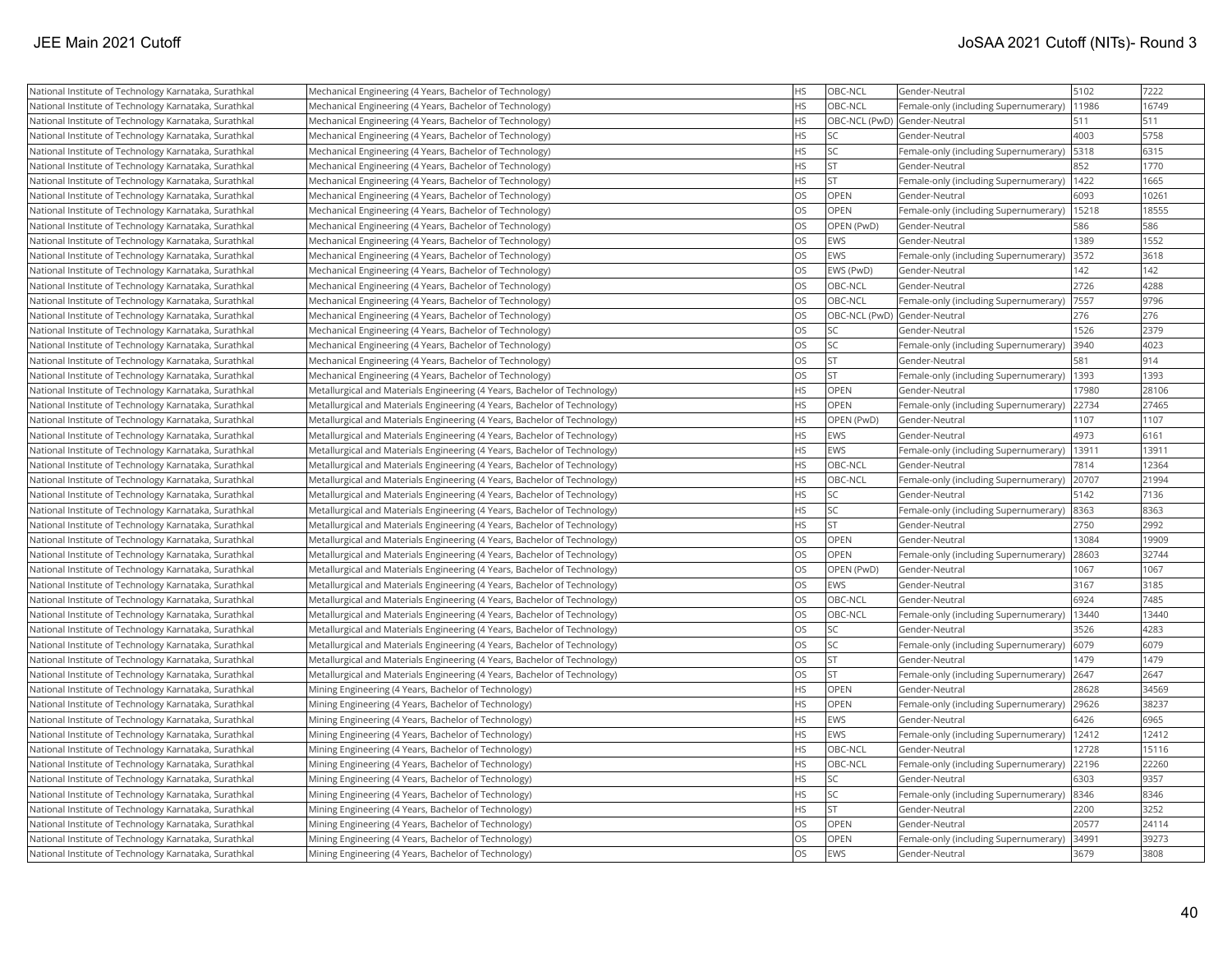| National Institute of Technology Karnataka, Surathkal | Mechanical Engineering (4 Years, Bachelor of Technology) | HS | OBC-NCL | Gender-Neutral | 5102 | 7222 |
|---|---|---|---|---|---|---|
| National Institute of Technology Karnataka, Surathkal | Mechanical Engineering (4 Years, Bachelor of Technology) | HS | OBC-NCL | Female-only (including Supernumerary) | 11986 | 16749 |
| National Institute of Technology Karnataka, Surathkal | Mechanical Engineering (4 Years, Bachelor of Technology) | HS | OBC-NCL (PwD) | Gender-Neutral | 511 | 511 |
| National Institute of Technology Karnataka, Surathkal | Mechanical Engineering (4 Years, Bachelor of Technology) | HS | SC | Gender-Neutral | 4003 | 5758 |
| National Institute of Technology Karnataka, Surathkal | Mechanical Engineering (4 Years, Bachelor of Technology) | HS | SC | Female-only (including Supernumerary) | 5318 | 6315 |
| National Institute of Technology Karnataka, Surathkal | Mechanical Engineering (4 Years, Bachelor of Technology) | HS | ST | Gender-Neutral | 852 | 1770 |
| National Institute of Technology Karnataka, Surathkal | Mechanical Engineering (4 Years, Bachelor of Technology) | HS | ST | Female-only (including Supernumerary) | 1422 | 1665 |
| National Institute of Technology Karnataka, Surathkal | Mechanical Engineering (4 Years, Bachelor of Technology) | OS | OPEN | Gender-Neutral | 6093 | 10261 |
| National Institute of Technology Karnataka, Surathkal | Mechanical Engineering (4 Years, Bachelor of Technology) | OS | OPEN | Female-only (including Supernumerary) | 15218 | 18555 |
| National Institute of Technology Karnataka, Surathkal | Mechanical Engineering (4 Years, Bachelor of Technology) | OS | OPEN (PwD) | Gender-Neutral | 586 | 586 |
| National Institute of Technology Karnataka, Surathkal | Mechanical Engineering (4 Years, Bachelor of Technology) | OS | EWS | Gender-Neutral | 1389 | 1552 |
| National Institute of Technology Karnataka, Surathkal | Mechanical Engineering (4 Years, Bachelor of Technology) | OS | EWS | Female-only (including Supernumerary) | 3572 | 3618 |
| National Institute of Technology Karnataka, Surathkal | Mechanical Engineering (4 Years, Bachelor of Technology) | OS | EWS (PwD) | Gender-Neutral | 142 | 142 |
| National Institute of Technology Karnataka, Surathkal | Mechanical Engineering (4 Years, Bachelor of Technology) | OS | OBC-NCL | Gender-Neutral | 2726 | 4288 |
| National Institute of Technology Karnataka, Surathkal | Mechanical Engineering (4 Years, Bachelor of Technology) | OS | OBC-NCL | Female-only (including Supernumerary) | 7557 | 9796 |
| National Institute of Technology Karnataka, Surathkal | Mechanical Engineering (4 Years, Bachelor of Technology) | OS | OBC-NCL (PwD) | Gender-Neutral | 276 | 276 |
| National Institute of Technology Karnataka, Surathkal | Mechanical Engineering (4 Years, Bachelor of Technology) | OS | SC | Gender-Neutral | 1526 | 2379 |
| National Institute of Technology Karnataka, Surathkal | Mechanical Engineering (4 Years, Bachelor of Technology) | OS | SC | Female-only (including Supernumerary) | 3940 | 4023 |
| National Institute of Technology Karnataka, Surathkal | Mechanical Engineering (4 Years, Bachelor of Technology) | OS | ST | Gender-Neutral | 581 | 914 |
| National Institute of Technology Karnataka, Surathkal | Mechanical Engineering (4 Years, Bachelor of Technology) | OS | ST | Female-only (including Supernumerary) | 1393 | 1393 |
| National Institute of Technology Karnataka, Surathkal | Metallurgical and Materials Engineering (4 Years, Bachelor of Technology) | HS | OPEN | Gender-Neutral | 17980 | 28106 |
| National Institute of Technology Karnataka, Surathkal | Metallurgical and Materials Engineering (4 Years, Bachelor of Technology) | HS | OPEN | Female-only (including Supernumerary) | 22734 | 27465 |
| National Institute of Technology Karnataka, Surathkal | Metallurgical and Materials Engineering (4 Years, Bachelor of Technology) | HS | OPEN (PwD) | Gender-Neutral | 1107 | 1107 |
| National Institute of Technology Karnataka, Surathkal | Metallurgical and Materials Engineering (4 Years, Bachelor of Technology) | HS | EWS | Gender-Neutral | 4973 | 6161 |
| National Institute of Technology Karnataka, Surathkal | Metallurgical and Materials Engineering (4 Years, Bachelor of Technology) | HS | EWS | Female-only (including Supernumerary) | 13911 | 13911 |
| National Institute of Technology Karnataka, Surathkal | Metallurgical and Materials Engineering (4 Years, Bachelor of Technology) | HS | OBC-NCL | Gender-Neutral | 7814 | 12364 |
| National Institute of Technology Karnataka, Surathkal | Metallurgical and Materials Engineering (4 Years, Bachelor of Technology) | HS | OBC-NCL | Female-only (including Supernumerary) | 20707 | 21994 |
| National Institute of Technology Karnataka, Surathkal | Metallurgical and Materials Engineering (4 Years, Bachelor of Technology) | HS | SC | Gender-Neutral | 5142 | 7136 |
| National Institute of Technology Karnataka, Surathkal | Metallurgical and Materials Engineering (4 Years, Bachelor of Technology) | HS | SC | Female-only (including Supernumerary) | 8363 | 8363 |
| National Institute of Technology Karnataka, Surathkal | Metallurgical and Materials Engineering (4 Years, Bachelor of Technology) | HS | ST | Gender-Neutral | 2750 | 2992 |
| National Institute of Technology Karnataka, Surathkal | Metallurgical and Materials Engineering (4 Years, Bachelor of Technology) | OS | OPEN | Gender-Neutral | 13084 | 19909 |
| National Institute of Technology Karnataka, Surathkal | Metallurgical and Materials Engineering (4 Years, Bachelor of Technology) | OS | OPEN | Female-only (including Supernumerary) | 28603 | 32744 |
| National Institute of Technology Karnataka, Surathkal | Metallurgical and Materials Engineering (4 Years, Bachelor of Technology) | OS | OPEN (PwD) | Gender-Neutral | 1067 | 1067 |
| National Institute of Technology Karnataka, Surathkal | Metallurgical and Materials Engineering (4 Years, Bachelor of Technology) | OS | EWS | Gender-Neutral | 3167 | 3185 |
| National Institute of Technology Karnataka, Surathkal | Metallurgical and Materials Engineering (4 Years, Bachelor of Technology) | OS | OBC-NCL | Gender-Neutral | 6924 | 7485 |
| National Institute of Technology Karnataka, Surathkal | Metallurgical and Materials Engineering (4 Years, Bachelor of Technology) | OS | OBC-NCL | Female-only (including Supernumerary) | 13440 | 13440 |
| National Institute of Technology Karnataka, Surathkal | Metallurgical and Materials Engineering (4 Years, Bachelor of Technology) | OS | SC | Gender-Neutral | 3526 | 4283 |
| National Institute of Technology Karnataka, Surathkal | Metallurgical and Materials Engineering (4 Years, Bachelor of Technology) | OS | SC | Female-only (including Supernumerary) | 6079 | 6079 |
| National Institute of Technology Karnataka, Surathkal | Metallurgical and Materials Engineering (4 Years, Bachelor of Technology) | OS | ST | Gender-Neutral | 1479 | 1479 |
| National Institute of Technology Karnataka, Surathkal | Metallurgical and Materials Engineering (4 Years, Bachelor of Technology) | OS | ST | Female-only (including Supernumerary) | 2647 | 2647 |
| National Institute of Technology Karnataka, Surathkal | Mining Engineering (4 Years, Bachelor of Technology) | HS | OPEN | Gender-Neutral | 28628 | 34569 |
| National Institute of Technology Karnataka, Surathkal | Mining Engineering (4 Years, Bachelor of Technology) | HS | OPEN | Female-only (including Supernumerary) | 29626 | 38237 |
| National Institute of Technology Karnataka, Surathkal | Mining Engineering (4 Years, Bachelor of Technology) | HS | EWS | Gender-Neutral | 6426 | 6965 |
| National Institute of Technology Karnataka, Surathkal | Mining Engineering (4 Years, Bachelor of Technology) | HS | EWS | Female-only (including Supernumerary) | 12412 | 12412 |
| National Institute of Technology Karnataka, Surathkal | Mining Engineering (4 Years, Bachelor of Technology) | HS | OBC-NCL | Gender-Neutral | 12728 | 15116 |
| National Institute of Technology Karnataka, Surathkal | Mining Engineering (4 Years, Bachelor of Technology) | HS | OBC-NCL | Female-only (including Supernumerary) | 22196 | 22260 |
| National Institute of Technology Karnataka, Surathkal | Mining Engineering (4 Years, Bachelor of Technology) | HS | SC | Gender-Neutral | 6303 | 9357 |
| National Institute of Technology Karnataka, Surathkal | Mining Engineering (4 Years, Bachelor of Technology) | HS | SC | Female-only (including Supernumerary) | 8346 | 8346 |
| National Institute of Technology Karnataka, Surathkal | Mining Engineering (4 Years, Bachelor of Technology) | HS | ST | Gender-Neutral | 2200 | 3252 |
| National Institute of Technology Karnataka, Surathkal | Mining Engineering (4 Years, Bachelor of Technology) | OS | OPEN | Gender-Neutral | 20577 | 24114 |
| National Institute of Technology Karnataka, Surathkal | Mining Engineering (4 Years, Bachelor of Technology) | OS | OPEN | Female-only (including Supernumerary) | 34991 | 39273 |
| National Institute of Technology Karnataka, Surathkal | Mining Engineering (4 Years, Bachelor of Technology) | OS | EWS | Gender-Neutral | 3679 | 3808 |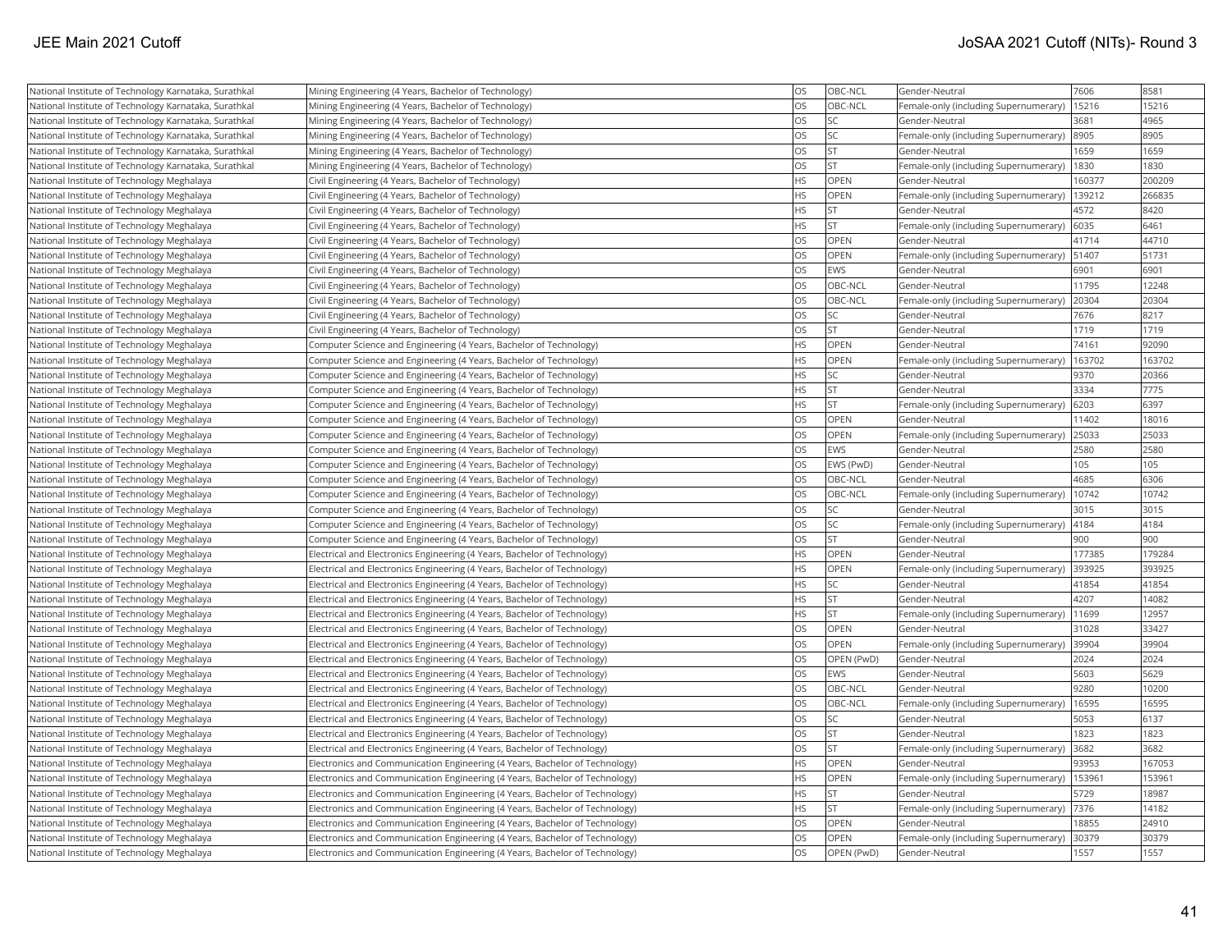| National Institute of Technology Karnataka, Surathkal | Mining Engineering (4 Years, Bachelor of Technology) | OS | OBC-NCL | Gender-Neutral | 7606 | 8581 |
|---|---|---|---|---|---|---|
| National Institute of Technology Karnataka, Surathkal | Mining Engineering (4 Years, Bachelor of Technology) | OS | OBC-NCL | Female-only (including Supernumerary) | 15216 | 15216 |
| National Institute of Technology Karnataka, Surathkal | Mining Engineering (4 Years, Bachelor of Technology) | OS | SC | Gender-Neutral | 3681 | 4965 |
| National Institute of Technology Karnataka, Surathkal | Mining Engineering (4 Years, Bachelor of Technology) | OS | SC | Female-only (including Supernumerary) | 8905 | 8905 |
| National Institute of Technology Karnataka, Surathkal | Mining Engineering (4 Years, Bachelor of Technology) | OS | ST | Gender-Neutral | 1659 | 1659 |
| National Institute of Technology Karnataka, Surathkal | Mining Engineering (4 Years, Bachelor of Technology) | OS | ST | Female-only (including Supernumerary) | 1830 | 1830 |
| National Institute of Technology Meghalaya | Civil Engineering (4 Years, Bachelor of Technology) | HS | OPEN | Gender-Neutral | 160377 | 200209 |
| National Institute of Technology Meghalaya | Civil Engineering (4 Years, Bachelor of Technology) | HS | OPEN | Female-only (including Supernumerary) | 139212 | 266835 |
| National Institute of Technology Meghalaya | Civil Engineering (4 Years, Bachelor of Technology) | HS | ST | Gender-Neutral | 4572 | 8420 |
| National Institute of Technology Meghalaya | Civil Engineering (4 Years, Bachelor of Technology) | HS | ST | Female-only (including Supernumerary) | 6035 | 6461 |
| National Institute of Technology Meghalaya | Civil Engineering (4 Years, Bachelor of Technology) | OS | OPEN | Gender-Neutral | 41714 | 44710 |
| National Institute of Technology Meghalaya | Civil Engineering (4 Years, Bachelor of Technology) | OS | OPEN | Female-only (including Supernumerary) | 51407 | 51731 |
| National Institute of Technology Meghalaya | Civil Engineering (4 Years, Bachelor of Technology) | OS | EWS | Gender-Neutral | 6901 | 6901 |
| National Institute of Technology Meghalaya | Civil Engineering (4 Years, Bachelor of Technology) | OS | OBC-NCL | Gender-Neutral | 11795 | 12248 |
| National Institute of Technology Meghalaya | Civil Engineering (4 Years, Bachelor of Technology) | OS | OBC-NCL | Female-only (including Supernumerary) | 20304 | 20304 |
| National Institute of Technology Meghalaya | Civil Engineering (4 Years, Bachelor of Technology) | OS | SC | Gender-Neutral | 7676 | 8217 |
| National Institute of Technology Meghalaya | Civil Engineering (4 Years, Bachelor of Technology) | OS | ST | Gender-Neutral | 1719 | 1719 |
| National Institute of Technology Meghalaya | Computer Science and Engineering (4 Years, Bachelor of Technology) | HS | OPEN | Gender-Neutral | 74161 | 92090 |
| National Institute of Technology Meghalaya | Computer Science and Engineering (4 Years, Bachelor of Technology) | HS | OPEN | Female-only (including Supernumerary) | 163702 | 163702 |
| National Institute of Technology Meghalaya | Computer Science and Engineering (4 Years, Bachelor of Technology) | HS | SC | Gender-Neutral | 9370 | 20366 |
| National Institute of Technology Meghalaya | Computer Science and Engineering (4 Years, Bachelor of Technology) | HS | ST | Gender-Neutral | 3334 | 7775 |
| National Institute of Technology Meghalaya | Computer Science and Engineering (4 Years, Bachelor of Technology) | HS | ST | Female-only (including Supernumerary) | 6203 | 6397 |
| National Institute of Technology Meghalaya | Computer Science and Engineering (4 Years, Bachelor of Technology) | OS | OPEN | Gender-Neutral | 11402 | 18016 |
| National Institute of Technology Meghalaya | Computer Science and Engineering (4 Years, Bachelor of Technology) | OS | OPEN | Female-only (including Supernumerary) | 25033 | 25033 |
| National Institute of Technology Meghalaya | Computer Science and Engineering (4 Years, Bachelor of Technology) | OS | EWS | Gender-Neutral | 2580 | 2580 |
| National Institute of Technology Meghalaya | Computer Science and Engineering (4 Years, Bachelor of Technology) | OS | EWS (PwD) | Gender-Neutral | 105 | 105 |
| National Institute of Technology Meghalaya | Computer Science and Engineering (4 Years, Bachelor of Technology) | OS | OBC-NCL | Gender-Neutral | 4685 | 6306 |
| National Institute of Technology Meghalaya | Computer Science and Engineering (4 Years, Bachelor of Technology) | OS | OBC-NCL | Female-only (including Supernumerary) | 10742 | 10742 |
| National Institute of Technology Meghalaya | Computer Science and Engineering (4 Years, Bachelor of Technology) | OS | SC | Gender-Neutral | 3015 | 3015 |
| National Institute of Technology Meghalaya | Computer Science and Engineering (4 Years, Bachelor of Technology) | OS | SC | Female-only (including Supernumerary) | 4184 | 4184 |
| National Institute of Technology Meghalaya | Computer Science and Engineering (4 Years, Bachelor of Technology) | OS | ST | Gender-Neutral | 900 | 900 |
| National Institute of Technology Meghalaya | Electrical and Electronics Engineering (4 Years, Bachelor of Technology) | HS | OPEN | Gender-Neutral | 177385 | 179284 |
| National Institute of Technology Meghalaya | Electrical and Electronics Engineering (4 Years, Bachelor of Technology) | HS | OPEN | Female-only (including Supernumerary) | 393925 | 393925 |
| National Institute of Technology Meghalaya | Electrical and Electronics Engineering (4 Years, Bachelor of Technology) | HS | SC | Gender-Neutral | 41854 | 41854 |
| National Institute of Technology Meghalaya | Electrical and Electronics Engineering (4 Years, Bachelor of Technology) | HS | ST | Gender-Neutral | 4207 | 14082 |
| National Institute of Technology Meghalaya | Electrical and Electronics Engineering (4 Years, Bachelor of Technology) | HS | ST | Female-only (including Supernumerary) | 11699 | 12957 |
| National Institute of Technology Meghalaya | Electrical and Electronics Engineering (4 Years, Bachelor of Technology) | OS | OPEN | Gender-Neutral | 31028 | 33427 |
| National Institute of Technology Meghalaya | Electrical and Electronics Engineering (4 Years, Bachelor of Technology) | OS | OPEN | Female-only (including Supernumerary) | 39904 | 39904 |
| National Institute of Technology Meghalaya | Electrical and Electronics Engineering (4 Years, Bachelor of Technology) | OS | OPEN (PwD) | Gender-Neutral | 2024 | 2024 |
| National Institute of Technology Meghalaya | Electrical and Electronics Engineering (4 Years, Bachelor of Technology) | OS | EWS | Gender-Neutral | 5603 | 5629 |
| National Institute of Technology Meghalaya | Electrical and Electronics Engineering (4 Years, Bachelor of Technology) | OS | OBC-NCL | Gender-Neutral | 9280 | 10200 |
| National Institute of Technology Meghalaya | Electrical and Electronics Engineering (4 Years, Bachelor of Technology) | OS | OBC-NCL | Female-only (including Supernumerary) | 16595 | 16595 |
| National Institute of Technology Meghalaya | Electrical and Electronics Engineering (4 Years, Bachelor of Technology) | OS | SC | Gender-Neutral | 5053 | 6137 |
| National Institute of Technology Meghalaya | Electrical and Electronics Engineering (4 Years, Bachelor of Technology) | OS | ST | Gender-Neutral | 1823 | 1823 |
| National Institute of Technology Meghalaya | Electrical and Electronics Engineering (4 Years, Bachelor of Technology) | OS | ST | Female-only (including Supernumerary) | 3682 | 3682 |
| National Institute of Technology Meghalaya | Electronics and Communication Engineering (4 Years, Bachelor of Technology) | HS | OPEN | Gender-Neutral | 93953 | 167053 |
| National Institute of Technology Meghalaya | Electronics and Communication Engineering (4 Years, Bachelor of Technology) | HS | OPEN | Female-only (including Supernumerary) | 153961 | 153961 |
| National Institute of Technology Meghalaya | Electronics and Communication Engineering (4 Years, Bachelor of Technology) | HS | ST | Gender-Neutral | 5729 | 18987 |
| National Institute of Technology Meghalaya | Electronics and Communication Engineering (4 Years, Bachelor of Technology) | HS | ST | Female-only (including Supernumerary) | 7376 | 14182 |
| National Institute of Technology Meghalaya | Electronics and Communication Engineering (4 Years, Bachelor of Technology) | OS | OPEN | Gender-Neutral | 18855 | 24910 |
| National Institute of Technology Meghalaya | Electronics and Communication Engineering (4 Years, Bachelor of Technology) | OS | OPEN | Female-only (including Supernumerary) | 30379 | 30379 |
| National Institute of Technology Meghalaya | Electronics and Communication Engineering (4 Years, Bachelor of Technology) | OS | OPEN (PwD) | Gender-Neutral | 1557 | 1557 |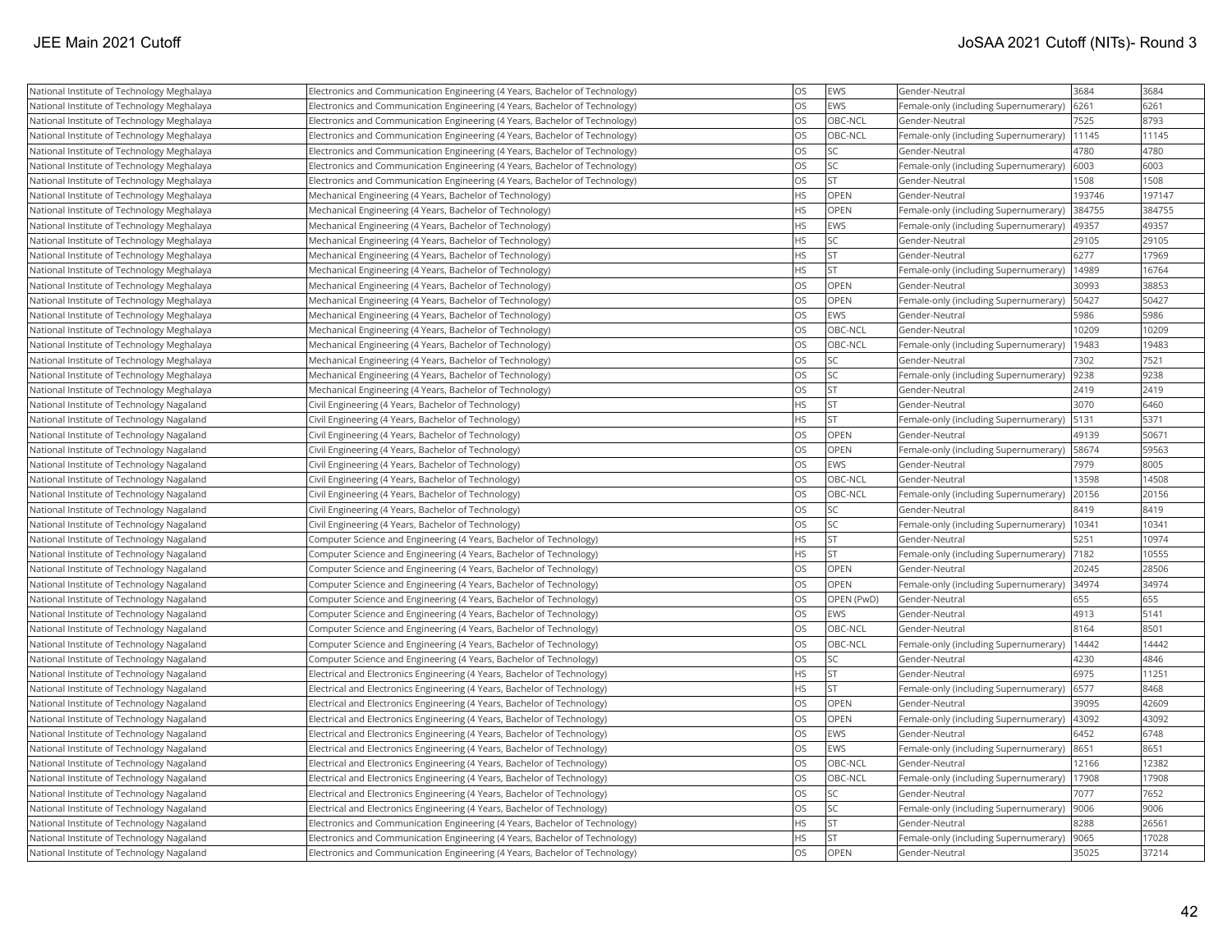| National Institute of Technology Meghalaya | Electronics and Communication Engineering (4 Years, Bachelor of Technology) | OS | EWS | Gender-Neutral | 3684 | 3684 |
|---|---|---|---|---|---|---|
| National Institute of Technology Meghalaya | Electronics and Communication Engineering (4 Years, Bachelor of Technology) | OS | EWS | Female-only (including Supernumerary) | 6261 | 6261 |
| National Institute of Technology Meghalaya | Electronics and Communication Engineering (4 Years, Bachelor of Technology) | OS | OBC-NCL | Gender-Neutral | 7525 | 8793 |
| National Institute of Technology Meghalaya | Electronics and Communication Engineering (4 Years, Bachelor of Technology) | OS | OBC-NCL | Female-only (including Supernumerary) | 11145 | 11145 |
| National Institute of Technology Meghalaya | Electronics and Communication Engineering (4 Years, Bachelor of Technology) | OS | SC | Gender-Neutral | 4780 | 4780 |
| National Institute of Technology Meghalaya | Electronics and Communication Engineering (4 Years, Bachelor of Technology) | OS | SC | Female-only (including Supernumerary) | 6003 | 6003 |
| National Institute of Technology Meghalaya | Electronics and Communication Engineering (4 Years, Bachelor of Technology) | OS | ST | Gender-Neutral | 1508 | 1508 |
| National Institute of Technology Meghalaya | Mechanical Engineering (4 Years, Bachelor of Technology) | HS | OPEN | Gender-Neutral | 193746 | 197147 |
| National Institute of Technology Meghalaya | Mechanical Engineering (4 Years, Bachelor of Technology) | HS | OPEN | Female-only (including Supernumerary) | 384755 | 384755 |
| National Institute of Technology Meghalaya | Mechanical Engineering (4 Years, Bachelor of Technology) | HS | EWS | Female-only (including Supernumerary) | 49357 | 49357 |
| National Institute of Technology Meghalaya | Mechanical Engineering (4 Years, Bachelor of Technology) | HS | SC | Gender-Neutral | 29105 | 29105 |
| National Institute of Technology Meghalaya | Mechanical Engineering (4 Years, Bachelor of Technology) | HS | ST | Gender-Neutral | 6277 | 17969 |
| National Institute of Technology Meghalaya | Mechanical Engineering (4 Years, Bachelor of Technology) | HS | ST | Female-only (including Supernumerary) | 14989 | 16764 |
| National Institute of Technology Meghalaya | Mechanical Engineering (4 Years, Bachelor of Technology) | OS | OPEN | Gender-Neutral | 30993 | 38853 |
| National Institute of Technology Meghalaya | Mechanical Engineering (4 Years, Bachelor of Technology) | OS | OPEN | Female-only (including Supernumerary) | 50427 | 50427 |
| National Institute of Technology Meghalaya | Mechanical Engineering (4 Years, Bachelor of Technology) | OS | EWS | Gender-Neutral | 5986 | 5986 |
| National Institute of Technology Meghalaya | Mechanical Engineering (4 Years, Bachelor of Technology) | OS | OBC-NCL | Gender-Neutral | 10209 | 10209 |
| National Institute of Technology Meghalaya | Mechanical Engineering (4 Years, Bachelor of Technology) | OS | OBC-NCL | Female-only (including Supernumerary) | 19483 | 19483 |
| National Institute of Technology Meghalaya | Mechanical Engineering (4 Years, Bachelor of Technology) | OS | SC | Gender-Neutral | 7302 | 7521 |
| National Institute of Technology Meghalaya | Mechanical Engineering (4 Years, Bachelor of Technology) | OS | SC | Female-only (including Supernumerary) | 9238 | 9238 |
| National Institute of Technology Meghalaya | Mechanical Engineering (4 Years, Bachelor of Technology) | OS | ST | Gender-Neutral | 2419 | 2419 |
| National Institute of Technology Nagaland | Civil Engineering (4 Years, Bachelor of Technology) | HS | ST | Gender-Neutral | 3070 | 6460 |
| National Institute of Technology Nagaland | Civil Engineering (4 Years, Bachelor of Technology) | HS | ST | Female-only (including Supernumerary) | 5131 | 5371 |
| National Institute of Technology Nagaland | Civil Engineering (4 Years, Bachelor of Technology) | OS | OPEN | Gender-Neutral | 49139 | 50671 |
| National Institute of Technology Nagaland | Civil Engineering (4 Years, Bachelor of Technology) | OS | OPEN | Female-only (including Supernumerary) | 58674 | 59563 |
| National Institute of Technology Nagaland | Civil Engineering (4 Years, Bachelor of Technology) | OS | EWS | Gender-Neutral | 7979 | 8005 |
| National Institute of Technology Nagaland | Civil Engineering (4 Years, Bachelor of Technology) | OS | OBC-NCL | Gender-Neutral | 13598 | 14508 |
| National Institute of Technology Nagaland | Civil Engineering (4 Years, Bachelor of Technology) | OS | OBC-NCL | Female-only (including Supernumerary) | 20156 | 20156 |
| National Institute of Technology Nagaland | Civil Engineering (4 Years, Bachelor of Technology) | OS | SC | Gender-Neutral | 8419 | 8419 |
| National Institute of Technology Nagaland | Civil Engineering (4 Years, Bachelor of Technology) | OS | SC | Female-only (including Supernumerary) | 10341 | 10341 |
| National Institute of Technology Nagaland | Computer Science and Engineering (4 Years, Bachelor of Technology) | HS | ST | Gender-Neutral | 5251 | 10974 |
| National Institute of Technology Nagaland | Computer Science and Engineering (4 Years, Bachelor of Technology) | HS | ST | Female-only (including Supernumerary) | 7182 | 10555 |
| National Institute of Technology Nagaland | Computer Science and Engineering (4 Years, Bachelor of Technology) | OS | OPEN | Gender-Neutral | 20245 | 28506 |
| National Institute of Technology Nagaland | Computer Science and Engineering (4 Years, Bachelor of Technology) | OS | OPEN | Female-only (including Supernumerary) | 34974 | 34974 |
| National Institute of Technology Nagaland | Computer Science and Engineering (4 Years, Bachelor of Technology) | OS | OPEN (PwD) | Gender-Neutral | 655 | 655 |
| National Institute of Technology Nagaland | Computer Science and Engineering (4 Years, Bachelor of Technology) | OS | EWS | Gender-Neutral | 4913 | 5141 |
| National Institute of Technology Nagaland | Computer Science and Engineering (4 Years, Bachelor of Technology) | OS | OBC-NCL | Gender-Neutral | 8164 | 8501 |
| National Institute of Technology Nagaland | Computer Science and Engineering (4 Years, Bachelor of Technology) | OS | OBC-NCL | Female-only (including Supernumerary) | 14442 | 14442 |
| National Institute of Technology Nagaland | Computer Science and Engineering (4 Years, Bachelor of Technology) | OS | SC | Gender-Neutral | 4230 | 4846 |
| National Institute of Technology Nagaland | Electrical and Electronics Engineering (4 Years, Bachelor of Technology) | HS | ST | Gender-Neutral | 6975 | 11251 |
| National Institute of Technology Nagaland | Electrical and Electronics Engineering (4 Years, Bachelor of Technology) | HS | ST | Female-only (including Supernumerary) | 6577 | 8468 |
| National Institute of Technology Nagaland | Electrical and Electronics Engineering (4 Years, Bachelor of Technology) | OS | OPEN | Gender-Neutral | 39095 | 42609 |
| National Institute of Technology Nagaland | Electrical and Electronics Engineering (4 Years, Bachelor of Technology) | OS | OPEN | Female-only (including Supernumerary) | 43092 | 43092 |
| National Institute of Technology Nagaland | Electrical and Electronics Engineering (4 Years, Bachelor of Technology) | OS | EWS | Gender-Neutral | 6452 | 6748 |
| National Institute of Technology Nagaland | Electrical and Electronics Engineering (4 Years, Bachelor of Technology) | OS | EWS | Female-only (including Supernumerary) | 8651 | 8651 |
| National Institute of Technology Nagaland | Electrical and Electronics Engineering (4 Years, Bachelor of Technology) | OS | OBC-NCL | Gender-Neutral | 12166 | 12382 |
| National Institute of Technology Nagaland | Electrical and Electronics Engineering (4 Years, Bachelor of Technology) | OS | OBC-NCL | Female-only (including Supernumerary) | 17908 | 17908 |
| National Institute of Technology Nagaland | Electrical and Electronics Engineering (4 Years, Bachelor of Technology) | OS | SC | Gender-Neutral | 7077 | 7652 |
| National Institute of Technology Nagaland | Electrical and Electronics Engineering (4 Years, Bachelor of Technology) | OS | SC | Female-only (including Supernumerary) | 9006 | 9006 |
| National Institute of Technology Nagaland | Electronics and Communication Engineering (4 Years, Bachelor of Technology) | HS | ST | Gender-Neutral | 8288 | 26561 |
| National Institute of Technology Nagaland | Electronics and Communication Engineering (4 Years, Bachelor of Technology) | HS | ST | Female-only (including Supernumerary) | 9065 | 17028 |
| National Institute of Technology Nagaland | Electronics and Communication Engineering (4 Years, Bachelor of Technology) | OS | OPEN | Gender-Neutral | 35025 | 37214 |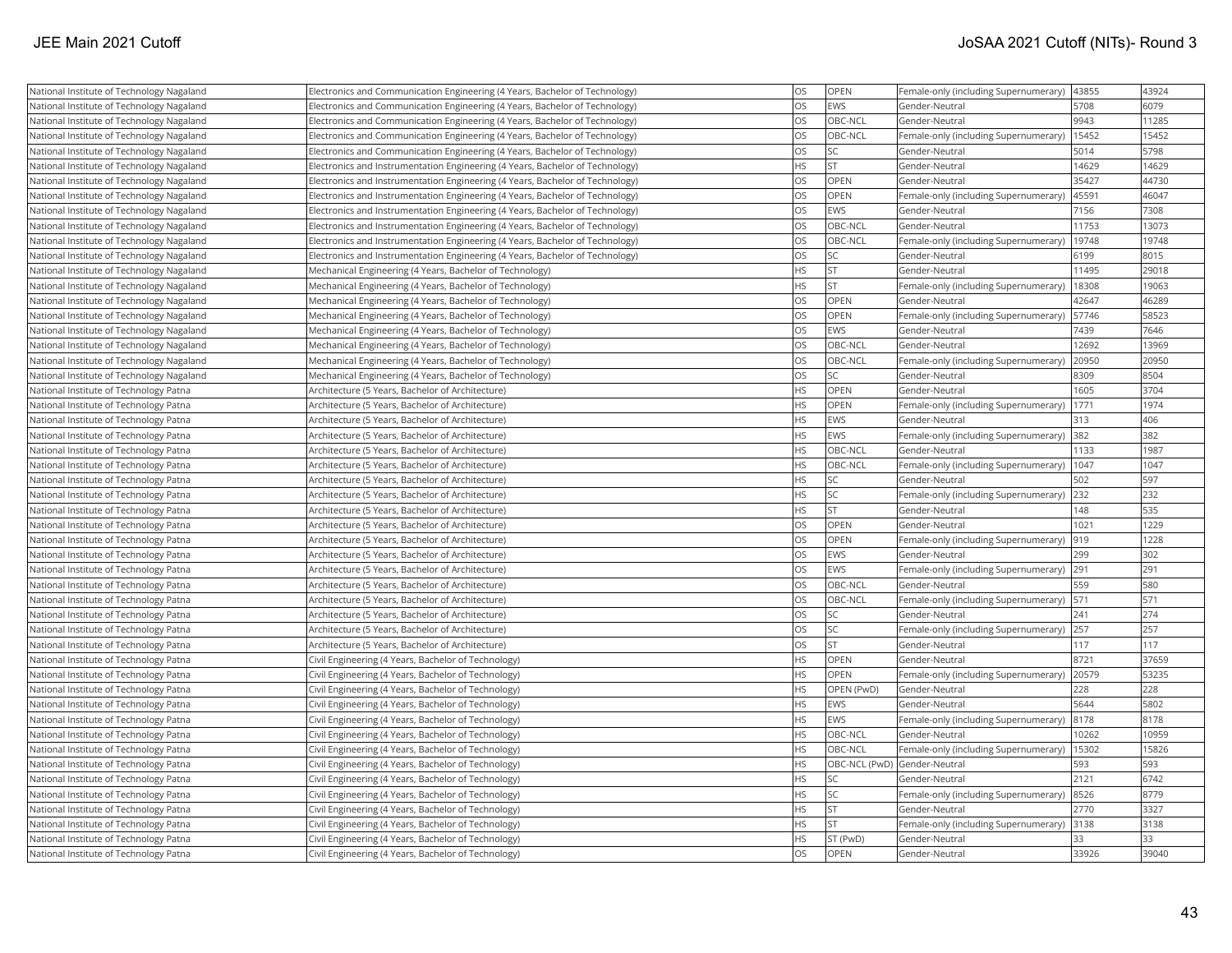| National Institute of Technology Nagaland | Electronics and Communication Engineering (4 Years, Bachelor of Technology) | OS | OPEN | Female-only (including Supernumerary) | 43855 | 43924 |
|---|---|---|---|---|---|---|
| National Institute of Technology Nagaland | Electronics and Communication Engineering (4 Years, Bachelor of Technology) | OS | EWS | Gender-Neutral | 5708 | 6079 |
| National Institute of Technology Nagaland | Electronics and Communication Engineering (4 Years, Bachelor of Technology) | OS | OBC-NCL | Gender-Neutral | 9943 | 11285 |
| National Institute of Technology Nagaland | Electronics and Communication Engineering (4 Years, Bachelor of Technology) | OS | OBC-NCL | Female-only (including Supernumerary) | 15452 | 15452 |
| National Institute of Technology Nagaland | Electronics and Communication Engineering (4 Years, Bachelor of Technology) | OS | SC | Gender-Neutral | 5014 | 5798 |
| National Institute of Technology Nagaland | Electronics and Instrumentation Engineering (4 Years, Bachelor of Technology) | HS | ST | Gender-Neutral | 14629 | 14629 |
| National Institute of Technology Nagaland | Electronics and Instrumentation Engineering (4 Years, Bachelor of Technology) | OS | OPEN | Gender-Neutral | 35427 | 44730 |
| National Institute of Technology Nagaland | Electronics and Instrumentation Engineering (4 Years, Bachelor of Technology) | OS | OPEN | Female-only (including Supernumerary) | 45591 | 46047 |
| National Institute of Technology Nagaland | Electronics and Instrumentation Engineering (4 Years, Bachelor of Technology) | OS | EWS | Gender-Neutral | 7156 | 7308 |
| National Institute of Technology Nagaland | Electronics and Instrumentation Engineering (4 Years, Bachelor of Technology) | OS | OBC-NCL | Gender-Neutral | 11753 | 13073 |
| National Institute of Technology Nagaland | Electronics and Instrumentation Engineering (4 Years, Bachelor of Technology) | OS | OBC-NCL | Female-only (including Supernumerary) | 19748 | 19748 |
| National Institute of Technology Nagaland | Electronics and Instrumentation Engineering (4 Years, Bachelor of Technology) | OS | SC | Gender-Neutral | 6199 | 8015 |
| National Institute of Technology Nagaland | Mechanical Engineering (4 Years, Bachelor of Technology) | HS | ST | Gender-Neutral | 11495 | 29018 |
| National Institute of Technology Nagaland | Mechanical Engineering (4 Years, Bachelor of Technology) | HS | ST | Female-only (including Supernumerary) | 18308 | 19063 |
| National Institute of Technology Nagaland | Mechanical Engineering (4 Years, Bachelor of Technology) | OS | OPEN | Gender-Neutral | 42647 | 46289 |
| National Institute of Technology Nagaland | Mechanical Engineering (4 Years, Bachelor of Technology) | OS | OPEN | Female-only (including Supernumerary) | 57746 | 58523 |
| National Institute of Technology Nagaland | Mechanical Engineering (4 Years, Bachelor of Technology) | OS | EWS | Gender-Neutral | 7439 | 7646 |
| National Institute of Technology Nagaland | Mechanical Engineering (4 Years, Bachelor of Technology) | OS | OBC-NCL | Gender-Neutral | 12692 | 13969 |
| National Institute of Technology Nagaland | Mechanical Engineering (4 Years, Bachelor of Technology) | OS | OBC-NCL | Female-only (including Supernumerary) | 20950 | 20950 |
| National Institute of Technology Nagaland | Mechanical Engineering (4 Years, Bachelor of Technology) | OS | SC | Gender-Neutral | 8309 | 8504 |
| National Institute of Technology Patna | Architecture (5 Years, Bachelor of Architecture) | HS | OPEN | Gender-Neutral | 1605 | 3704 |
| National Institute of Technology Patna | Architecture (5 Years, Bachelor of Architecture) | HS | OPEN | Female-only (including Supernumerary) | 1771 | 1974 |
| National Institute of Technology Patna | Architecture (5 Years, Bachelor of Architecture) | HS | EWS | Gender-Neutral | 313 | 406 |
| National Institute of Technology Patna | Architecture (5 Years, Bachelor of Architecture) | HS | EWS | Female-only (including Supernumerary) | 382 | 382 |
| National Institute of Technology Patna | Architecture (5 Years, Bachelor of Architecture) | HS | OBC-NCL | Gender-Neutral | 1133 | 1987 |
| National Institute of Technology Patna | Architecture (5 Years, Bachelor of Architecture) | HS | OBC-NCL | Female-only (including Supernumerary) | 1047 | 1047 |
| National Institute of Technology Patna | Architecture (5 Years, Bachelor of Architecture) | HS | SC | Gender-Neutral | 502 | 597 |
| National Institute of Technology Patna | Architecture (5 Years, Bachelor of Architecture) | HS | SC | Female-only (including Supernumerary) | 232 | 232 |
| National Institute of Technology Patna | Architecture (5 Years, Bachelor of Architecture) | HS | ST | Gender-Neutral | 148 | 535 |
| National Institute of Technology Patna | Architecture (5 Years, Bachelor of Architecture) | OS | OPEN | Gender-Neutral | 1021 | 1229 |
| National Institute of Technology Patna | Architecture (5 Years, Bachelor of Architecture) | OS | OPEN | Female-only (including Supernumerary) | 919 | 1228 |
| National Institute of Technology Patna | Architecture (5 Years, Bachelor of Architecture) | OS | EWS | Gender-Neutral | 299 | 302 |
| National Institute of Technology Patna | Architecture (5 Years, Bachelor of Architecture) | OS | EWS | Female-only (including Supernumerary) | 291 | 291 |
| National Institute of Technology Patna | Architecture (5 Years, Bachelor of Architecture) | OS | OBC-NCL | Gender-Neutral | 559 | 580 |
| National Institute of Technology Patna | Architecture (5 Years, Bachelor of Architecture) | OS | OBC-NCL | Female-only (including Supernumerary) | 571 | 571 |
| National Institute of Technology Patna | Architecture (5 Years, Bachelor of Architecture) | OS | SC | Gender-Neutral | 241 | 274 |
| National Institute of Technology Patna | Architecture (5 Years, Bachelor of Architecture) | OS | SC | Female-only (including Supernumerary) | 257 | 257 |
| National Institute of Technology Patna | Architecture (5 Years, Bachelor of Architecture) | OS | ST | Gender-Neutral | 117 | 117 |
| National Institute of Technology Patna | Civil Engineering (4 Years, Bachelor of Technology) | HS | OPEN | Gender-Neutral | 8721 | 37659 |
| National Institute of Technology Patna | Civil Engineering (4 Years, Bachelor of Technology) | HS | OPEN | Female-only (including Supernumerary) | 20579 | 53235 |
| National Institute of Technology Patna | Civil Engineering (4 Years, Bachelor of Technology) | HS | OPEN (PwD) | Gender-Neutral | 228 | 228 |
| National Institute of Technology Patna | Civil Engineering (4 Years, Bachelor of Technology) | HS | EWS | Gender-Neutral | 5644 | 5802 |
| National Institute of Technology Patna | Civil Engineering (4 Years, Bachelor of Technology) | HS | EWS | Female-only (including Supernumerary) | 8178 | 8178 |
| National Institute of Technology Patna | Civil Engineering (4 Years, Bachelor of Technology) | HS | OBC-NCL | Gender-Neutral | 10262 | 10959 |
| National Institute of Technology Patna | Civil Engineering (4 Years, Bachelor of Technology) | HS | OBC-NCL | Female-only (including Supernumerary) | 15302 | 15826 |
| National Institute of Technology Patna | Civil Engineering (4 Years, Bachelor of Technology) | HS | OBC-NCL (PwD) | Gender-Neutral | 593 | 593 |
| National Institute of Technology Patna | Civil Engineering (4 Years, Bachelor of Technology) | HS | SC | Gender-Neutral | 2121 | 6742 |
| National Institute of Technology Patna | Civil Engineering (4 Years, Bachelor of Technology) | HS | SC | Female-only (including Supernumerary) | 8526 | 8779 |
| National Institute of Technology Patna | Civil Engineering (4 Years, Bachelor of Technology) | HS | ST | Gender-Neutral | 2770 | 3327 |
| National Institute of Technology Patna | Civil Engineering (4 Years, Bachelor of Technology) | HS | ST | Female-only (including Supernumerary) | 3138 | 3138 |
| National Institute of Technology Patna | Civil Engineering (4 Years, Bachelor of Technology) | HS | ST (PwD) | Gender-Neutral | 33 | 33 |
| National Institute of Technology Patna | Civil Engineering (4 Years, Bachelor of Technology) | OS | OPEN | Gender-Neutral | 33926 | 39040 |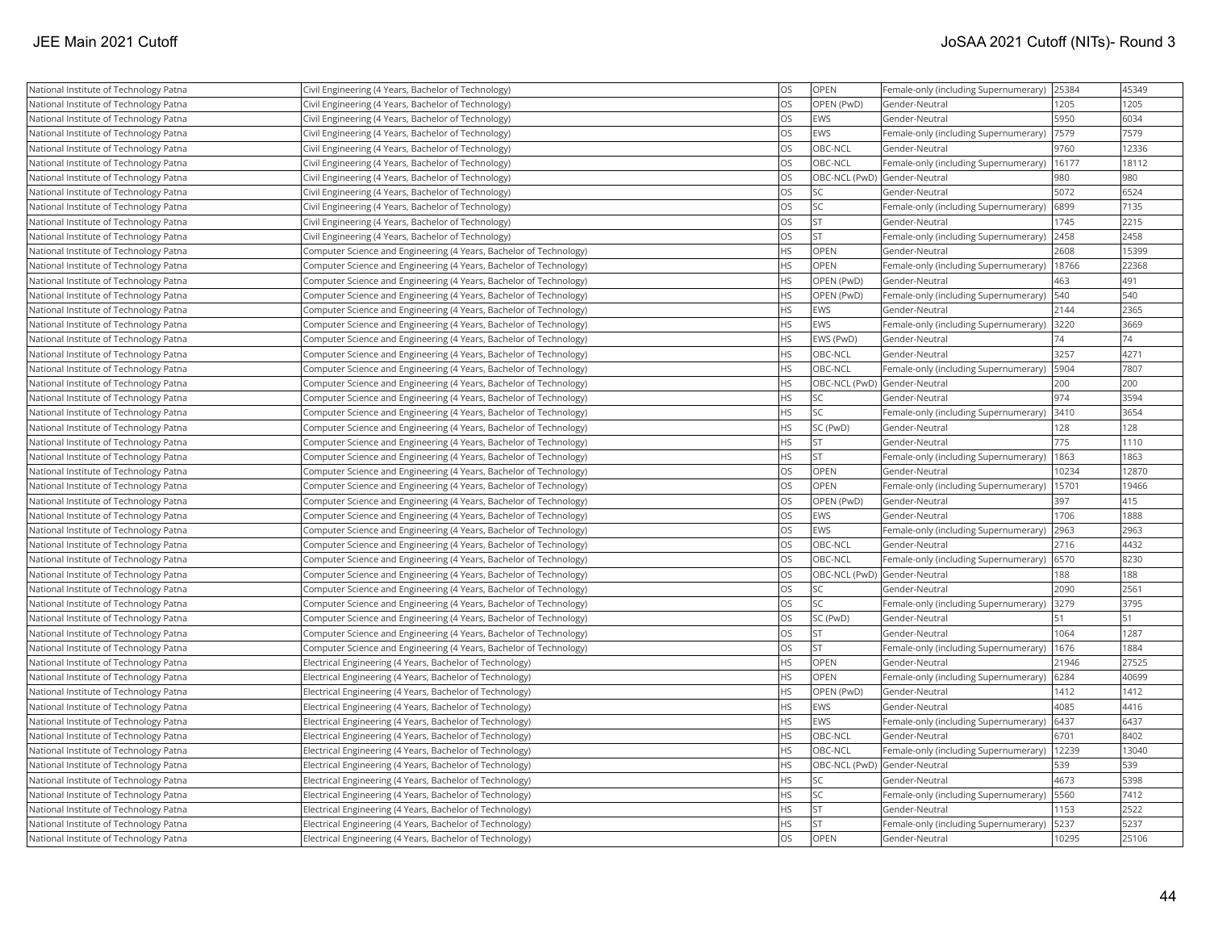| | | | | | | |
|---|---|---|---|---|---|---|
| National Institute of Technology Patna | Civil Engineering (4 Years, Bachelor of Technology) | OS | OPEN | Female-only (including Supernumerary) | 25384 | 45349 |
| National Institute of Technology Patna | Civil Engineering (4 Years, Bachelor of Technology) | OS | OPEN (PwD) | Gender-Neutral | 1205 | 1205 |
| National Institute of Technology Patna | Civil Engineering (4 Years, Bachelor of Technology) | OS | EWS | Gender-Neutral | 5950 | 6034 |
| National Institute of Technology Patna | Civil Engineering (4 Years, Bachelor of Technology) | OS | EWS | Female-only (including Supernumerary) | 7579 | 7579 |
| National Institute of Technology Patna | Civil Engineering (4 Years, Bachelor of Technology) | OS | OBC-NCL | Gender-Neutral | 9760 | 12336 |
| National Institute of Technology Patna | Civil Engineering (4 Years, Bachelor of Technology) | OS | OBC-NCL | Female-only (including Supernumerary) | 16177 | 18112 |
| National Institute of Technology Patna | Civil Engineering (4 Years, Bachelor of Technology) | OS | OBC-NCL (PwD) | Gender-Neutral | 980 | 980 |
| National Institute of Technology Patna | Civil Engineering (4 Years, Bachelor of Technology) | OS | SC | Gender-Neutral | 5072 | 6524 |
| National Institute of Technology Patna | Civil Engineering (4 Years, Bachelor of Technology) | OS | SC | Female-only (including Supernumerary) | 6899 | 7135 |
| National Institute of Technology Patna | Civil Engineering (4 Years, Bachelor of Technology) | OS | ST | Gender-Neutral | 1745 | 2215 |
| National Institute of Technology Patna | Civil Engineering (4 Years, Bachelor of Technology) | OS | ST | Female-only (including Supernumerary) | 2458 | 2458 |
| National Institute of Technology Patna | Computer Science and Engineering (4 Years, Bachelor of Technology) | HS | OPEN | Gender-Neutral | 2608 | 15399 |
| National Institute of Technology Patna | Computer Science and Engineering (4 Years, Bachelor of Technology) | HS | OPEN | Female-only (including Supernumerary) | 18766 | 22368 |
| National Institute of Technology Patna | Computer Science and Engineering (4 Years, Bachelor of Technology) | HS | OPEN (PwD) | Gender-Neutral | 463 | 491 |
| National Institute of Technology Patna | Computer Science and Engineering (4 Years, Bachelor of Technology) | HS | OPEN (PwD) | Female-only (including Supernumerary) | 540 | 540 |
| National Institute of Technology Patna | Computer Science and Engineering (4 Years, Bachelor of Technology) | HS | EWS | Gender-Neutral | 2144 | 2365 |
| National Institute of Technology Patna | Computer Science and Engineering (4 Years, Bachelor of Technology) | HS | EWS | Female-only (including Supernumerary) | 3220 | 3669 |
| National Institute of Technology Patna | Computer Science and Engineering (4 Years, Bachelor of Technology) | HS | EWS (PwD) | Gender-Neutral | 74 | 74 |
| National Institute of Technology Patna | Computer Science and Engineering (4 Years, Bachelor of Technology) | HS | OBC-NCL | Gender-Neutral | 3257 | 4271 |
| National Institute of Technology Patna | Computer Science and Engineering (4 Years, Bachelor of Technology) | HS | OBC-NCL | Female-only (including Supernumerary) | 5904 | 7807 |
| National Institute of Technology Patna | Computer Science and Engineering (4 Years, Bachelor of Technology) | HS | OBC-NCL (PwD) | Gender-Neutral | 200 | 200 |
| National Institute of Technology Patna | Computer Science and Engineering (4 Years, Bachelor of Technology) | HS | SC | Gender-Neutral | 974 | 3594 |
| National Institute of Technology Patna | Computer Science and Engineering (4 Years, Bachelor of Technology) | HS | SC | Female-only (including Supernumerary) | 3410 | 3654 |
| National Institute of Technology Patna | Computer Science and Engineering (4 Years, Bachelor of Technology) | HS | SC (PwD) | Gender-Neutral | 128 | 128 |
| National Institute of Technology Patna | Computer Science and Engineering (4 Years, Bachelor of Technology) | HS | ST | Gender-Neutral | 775 | 1110 |
| National Institute of Technology Patna | Computer Science and Engineering (4 Years, Bachelor of Technology) | HS | ST | Female-only (including Supernumerary) | 1863 | 1863 |
| National Institute of Technology Patna | Computer Science and Engineering (4 Years, Bachelor of Technology) | OS | OPEN | Gender-Neutral | 10234 | 12870 |
| National Institute of Technology Patna | Computer Science and Engineering (4 Years, Bachelor of Technology) | OS | OPEN | Female-only (including Supernumerary) | 15701 | 19466 |
| National Institute of Technology Patna | Computer Science and Engineering (4 Years, Bachelor of Technology) | OS | OPEN (PwD) | Gender-Neutral | 397 | 415 |
| National Institute of Technology Patna | Computer Science and Engineering (4 Years, Bachelor of Technology) | OS | EWS | Gender-Neutral | 1706 | 1888 |
| National Institute of Technology Patna | Computer Science and Engineering (4 Years, Bachelor of Technology) | OS | EWS | Female-only (including Supernumerary) | 2963 | 2963 |
| National Institute of Technology Patna | Computer Science and Engineering (4 Years, Bachelor of Technology) | OS | OBC-NCL | Gender-Neutral | 2716 | 4432 |
| National Institute of Technology Patna | Computer Science and Engineering (4 Years, Bachelor of Technology) | OS | OBC-NCL | Female-only (including Supernumerary) | 6570 | 8230 |
| National Institute of Technology Patna | Computer Science and Engineering (4 Years, Bachelor of Technology) | OS | OBC-NCL (PwD) | Gender-Neutral | 188 | 188 |
| National Institute of Technology Patna | Computer Science and Engineering (4 Years, Bachelor of Technology) | OS | SC | Gender-Neutral | 2090 | 2561 |
| National Institute of Technology Patna | Computer Science and Engineering (4 Years, Bachelor of Technology) | OS | SC | Female-only (including Supernumerary) | 3279 | 3795 |
| National Institute of Technology Patna | Computer Science and Engineering (4 Years, Bachelor of Technology) | OS | SC (PwD) | Gender-Neutral | 51 | 51 |
| National Institute of Technology Patna | Computer Science and Engineering (4 Years, Bachelor of Technology) | OS | ST | Gender-Neutral | 1064 | 1287 |
| National Institute of Technology Patna | Computer Science and Engineering (4 Years, Bachelor of Technology) | OS | ST | Female-only (including Supernumerary) | 1676 | 1884 |
| National Institute of Technology Patna | Electrical Engineering (4 Years, Bachelor of Technology) | HS | OPEN | Gender-Neutral | 21946 | 27525 |
| National Institute of Technology Patna | Electrical Engineering (4 Years, Bachelor of Technology) | HS | OPEN | Female-only (including Supernumerary) | 6284 | 40699 |
| National Institute of Technology Patna | Electrical Engineering (4 Years, Bachelor of Technology) | HS | OPEN (PwD) | Gender-Neutral | 1412 | 1412 |
| National Institute of Technology Patna | Electrical Engineering (4 Years, Bachelor of Technology) | HS | EWS | Gender-Neutral | 4085 | 4416 |
| National Institute of Technology Patna | Electrical Engineering (4 Years, Bachelor of Technology) | HS | EWS | Female-only (including Supernumerary) | 6437 | 6437 |
| National Institute of Technology Patna | Electrical Engineering (4 Years, Bachelor of Technology) | HS | OBC-NCL | Gender-Neutral | 6701 | 8402 |
| National Institute of Technology Patna | Electrical Engineering (4 Years, Bachelor of Technology) | HS | OBC-NCL | Female-only (including Supernumerary) | 12239 | 13040 |
| National Institute of Technology Patna | Electrical Engineering (4 Years, Bachelor of Technology) | HS | OBC-NCL (PwD) | Gender-Neutral | 539 | 539 |
| National Institute of Technology Patna | Electrical Engineering (4 Years, Bachelor of Technology) | HS | SC | Gender-Neutral | 4673 | 5398 |
| National Institute of Technology Patna | Electrical Engineering (4 Years, Bachelor of Technology) | HS | SC | Female-only (including Supernumerary) | 5560 | 7412 |
| National Institute of Technology Patna | Electrical Engineering (4 Years, Bachelor of Technology) | HS | ST | Gender-Neutral | 1153 | 2522 |
| National Institute of Technology Patna | Electrical Engineering (4 Years, Bachelor of Technology) | HS | ST | Female-only (including Supernumerary) | 5237 | 5237 |
| National Institute of Technology Patna | Electrical Engineering (4 Years, Bachelor of Technology) | OS | OPEN | Gender-Neutral | 10295 | 25106 |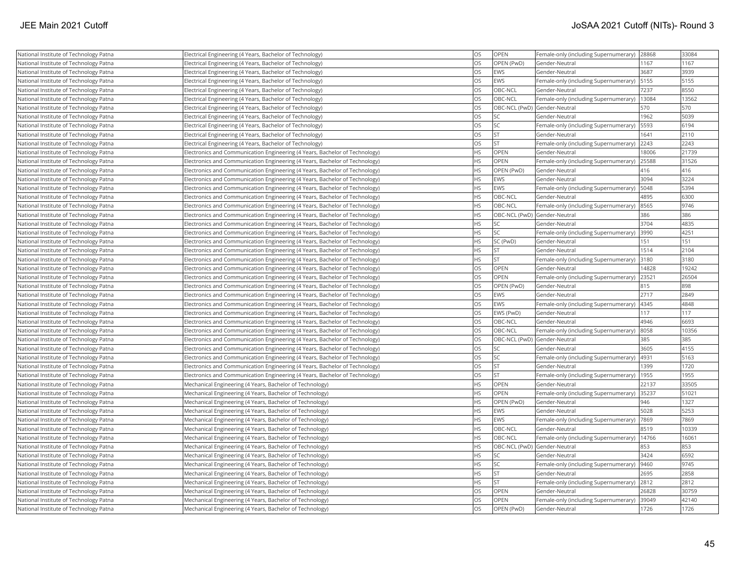| National Institute of Technology Patna | Electrical Engineering (4 Years, Bachelor of Technology) | OS | OPEN | Female-only (including Supernumerary) | 28868 | 33084 |
|---|---|---|---|---|---|---|
| National Institute of Technology Patna | Electrical Engineering (4 Years, Bachelor of Technology) | OS | OPEN (PwD) | Gender-Neutral | 1167 | 1167 |
| National Institute of Technology Patna | Electrical Engineering (4 Years, Bachelor of Technology) | OS | EWS | Gender-Neutral | 3687 | 3939 |
| National Institute of Technology Patna | Electrical Engineering (4 Years, Bachelor of Technology) | OS | EWS | Female-only (including Supernumerary) | 5155 | 5155 |
| National Institute of Technology Patna | Electrical Engineering (4 Years, Bachelor of Technology) | OS | OBC-NCL | Gender-Neutral | 7237 | 8550 |
| National Institute of Technology Patna | Electrical Engineering (4 Years, Bachelor of Technology) | OS | OBC-NCL | Female-only (including Supernumerary) | 13084 | 13562 |
| National Institute of Technology Patna | Electrical Engineering (4 Years, Bachelor of Technology) | OS | OBC-NCL (PwD) | Gender-Neutral | 570 | 570 |
| National Institute of Technology Patna | Electrical Engineering (4 Years, Bachelor of Technology) | OS | SC | Gender-Neutral | 1962 | 5039 |
| National Institute of Technology Patna | Electrical Engineering (4 Years, Bachelor of Technology) | OS | SC | Female-only (including Supernumerary) | 5593 | 6194 |
| National Institute of Technology Patna | Electrical Engineering (4 Years, Bachelor of Technology) | OS | ST | Gender-Neutral | 1641 | 2110 |
| National Institute of Technology Patna | Electrical Engineering (4 Years, Bachelor of Technology) | OS | ST | Female-only (including Supernumerary) | 2243 | 2243 |
| National Institute of Technology Patna | Electronics and Communication Engineering (4 Years, Bachelor of Technology) | HS | OPEN | Gender-Neutral | 18006 | 21739 |
| National Institute of Technology Patna | Electronics and Communication Engineering (4 Years, Bachelor of Technology) | HS | OPEN | Female-only (including Supernumerary) | 25588 | 31526 |
| National Institute of Technology Patna | Electronics and Communication Engineering (4 Years, Bachelor of Technology) | HS | OPEN (PwD) | Gender-Neutral | 416 | 416 |
| National Institute of Technology Patna | Electronics and Communication Engineering (4 Years, Bachelor of Technology) | HS | EWS | Gender-Neutral | 3094 | 3224 |
| National Institute of Technology Patna | Electronics and Communication Engineering (4 Years, Bachelor of Technology) | HS | EWS | Female-only (including Supernumerary) | 5048 | 5394 |
| National Institute of Technology Patna | Electronics and Communication Engineering (4 Years, Bachelor of Technology) | HS | OBC-NCL | Gender-Neutral | 4895 | 6300 |
| National Institute of Technology Patna | Electronics and Communication Engineering (4 Years, Bachelor of Technology) | HS | OBC-NCL | Female-only (including Supernumerary) | 8565 | 9746 |
| National Institute of Technology Patna | Electronics and Communication Engineering (4 Years, Bachelor of Technology) | HS | OBC-NCL (PwD) | Gender-Neutral | 386 | 386 |
| National Institute of Technology Patna | Electronics and Communication Engineering (4 Years, Bachelor of Technology) | HS | SC | Gender-Neutral | 3704 | 4835 |
| National Institute of Technology Patna | Electronics and Communication Engineering (4 Years, Bachelor of Technology) | HS | SC | Female-only (including Supernumerary) | 3990 | 4251 |
| National Institute of Technology Patna | Electronics and Communication Engineering (4 Years, Bachelor of Technology) | HS | SC (PwD) | Gender-Neutral | 151 | 151 |
| National Institute of Technology Patna | Electronics and Communication Engineering (4 Years, Bachelor of Technology) | HS | ST | Gender-Neutral | 1514 | 2104 |
| National Institute of Technology Patna | Electronics and Communication Engineering (4 Years, Bachelor of Technology) | HS | ST | Female-only (including Supernumerary) | 3180 | 3180 |
| National Institute of Technology Patna | Electronics and Communication Engineering (4 Years, Bachelor of Technology) | OS | OPEN | Gender-Neutral | 14828 | 19242 |
| National Institute of Technology Patna | Electronics and Communication Engineering (4 Years, Bachelor of Technology) | OS | OPEN | Female-only (including Supernumerary) | 23521 | 26504 |
| National Institute of Technology Patna | Electronics and Communication Engineering (4 Years, Bachelor of Technology) | OS | OPEN (PwD) | Gender-Neutral | 815 | 898 |
| National Institute of Technology Patna | Electronics and Communication Engineering (4 Years, Bachelor of Technology) | OS | EWS | Gender-Neutral | 2717 | 2849 |
| National Institute of Technology Patna | Electronics and Communication Engineering (4 Years, Bachelor of Technology) | OS | EWS | Female-only (including Supernumerary) | 4345 | 4848 |
| National Institute of Technology Patna | Electronics and Communication Engineering (4 Years, Bachelor of Technology) | OS | EWS (PwD) | Gender-Neutral | 117 | 117 |
| National Institute of Technology Patna | Electronics and Communication Engineering (4 Years, Bachelor of Technology) | OS | OBC-NCL | Gender-Neutral | 4946 | 6693 |
| National Institute of Technology Patna | Electronics and Communication Engineering (4 Years, Bachelor of Technology) | OS | OBC-NCL | Female-only (including Supernumerary) | 8058 | 10356 |
| National Institute of Technology Patna | Electronics and Communication Engineering (4 Years, Bachelor of Technology) | OS | OBC-NCL (PwD) | Gender-Neutral | 385 | 385 |
| National Institute of Technology Patna | Electronics and Communication Engineering (4 Years, Bachelor of Technology) | OS | SC | Gender-Neutral | 3605 | 4155 |
| National Institute of Technology Patna | Electronics and Communication Engineering (4 Years, Bachelor of Technology) | OS | SC | Female-only (including Supernumerary) | 4931 | 5163 |
| National Institute of Technology Patna | Electronics and Communication Engineering (4 Years, Bachelor of Technology) | OS | ST | Gender-Neutral | 1399 | 1720 |
| National Institute of Technology Patna | Electronics and Communication Engineering (4 Years, Bachelor of Technology) | OS | ST | Female-only (including Supernumerary) | 1955 | 1955 |
| National Institute of Technology Patna | Mechanical Engineering (4 Years, Bachelor of Technology) | HS | OPEN | Gender-Neutral | 22137 | 33505 |
| National Institute of Technology Patna | Mechanical Engineering (4 Years, Bachelor of Technology) | HS | OPEN | Female-only (including Supernumerary) | 35237 | 51021 |
| National Institute of Technology Patna | Mechanical Engineering (4 Years, Bachelor of Technology) | HS | OPEN (PwD) | Gender-Neutral | 946 | 1327 |
| National Institute of Technology Patna | Mechanical Engineering (4 Years, Bachelor of Technology) | HS | EWS | Gender-Neutral | 5028 | 5253 |
| National Institute of Technology Patna | Mechanical Engineering (4 Years, Bachelor of Technology) | HS | EWS | Female-only (including Supernumerary) | 7869 | 7869 |
| National Institute of Technology Patna | Mechanical Engineering (4 Years, Bachelor of Technology) | HS | OBC-NCL | Gender-Neutral | 8519 | 10339 |
| National Institute of Technology Patna | Mechanical Engineering (4 Years, Bachelor of Technology) | HS | OBC-NCL | Female-only (including Supernumerary) | 14766 | 16061 |
| National Institute of Technology Patna | Mechanical Engineering (4 Years, Bachelor of Technology) | HS | OBC-NCL (PwD) | Gender-Neutral | 853 | 853 |
| National Institute of Technology Patna | Mechanical Engineering (4 Years, Bachelor of Technology) | HS | SC | Gender-Neutral | 3424 | 6592 |
| National Institute of Technology Patna | Mechanical Engineering (4 Years, Bachelor of Technology) | HS | SC | Female-only (including Supernumerary) | 9460 | 9745 |
| National Institute of Technology Patna | Mechanical Engineering (4 Years, Bachelor of Technology) | HS | ST | Gender-Neutral | 2695 | 2858 |
| National Institute of Technology Patna | Mechanical Engineering (4 Years, Bachelor of Technology) | HS | ST | Female-only (including Supernumerary) | 2812 | 2812 |
| National Institute of Technology Patna | Mechanical Engineering (4 Years, Bachelor of Technology) | OS | OPEN | Gender-Neutral | 26828 | 30759 |
| National Institute of Technology Patna | Mechanical Engineering (4 Years, Bachelor of Technology) | OS | OPEN | Female-only (including Supernumerary) | 39049 | 42140 |
| National Institute of Technology Patna | Mechanical Engineering (4 Years, Bachelor of Technology) | OS | OPEN (PwD) | Gender-Neutral | 1726 | 1726 |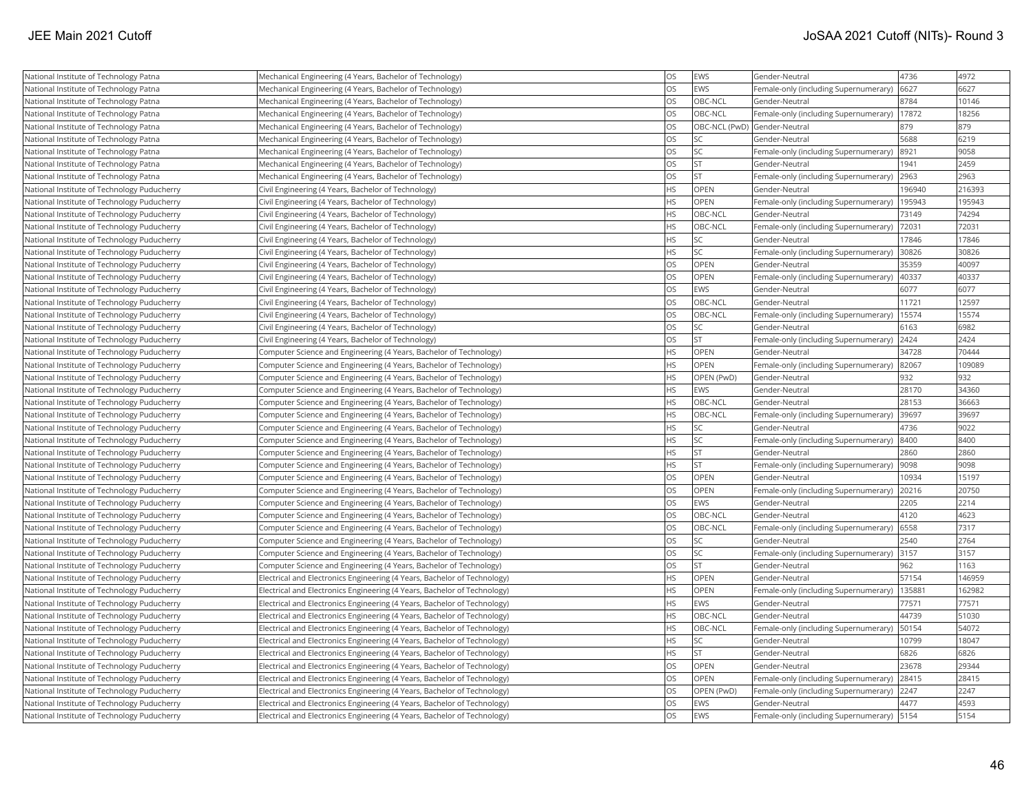| National Institute of Technology Patna | Mechanical Engineering (4 Years, Bachelor of Technology) | OS | EWS | Gender-Neutral | 4736 | 4972 |
|---|---|---|---|---|---|---|
| National Institute of Technology Patna | Mechanical Engineering (4 Years, Bachelor of Technology) | OS | EWS | Female-only (including Supernumerary) | 6627 | 6627 |
| National Institute of Technology Patna | Mechanical Engineering (4 Years, Bachelor of Technology) | OS | OBC-NCL | Gender-Neutral | 8784 | 10146 |
| National Institute of Technology Patna | Mechanical Engineering (4 Years, Bachelor of Technology) | OS | OBC-NCL | Female-only (including Supernumerary) | 17872 | 18256 |
| National Institute of Technology Patna | Mechanical Engineering (4 Years, Bachelor of Technology) | OS | OBC-NCL (PwD) | Gender-Neutral | 879 | 879 |
| National Institute of Technology Patna | Mechanical Engineering (4 Years, Bachelor of Technology) | OS | SC | Gender-Neutral | 5688 | 6219 |
| National Institute of Technology Patna | Mechanical Engineering (4 Years, Bachelor of Technology) | OS | SC | Female-only (including Supernumerary) | 8921 | 9058 |
| National Institute of Technology Patna | Mechanical Engineering (4 Years, Bachelor of Technology) | OS | ST | Gender-Neutral | 1941 | 2459 |
| National Institute of Technology Patna | Mechanical Engineering (4 Years, Bachelor of Technology) | OS | ST | Female-only (including Supernumerary) | 2963 | 2963 |
| National Institute of Technology Puducherry | Civil Engineering (4 Years, Bachelor of Technology) | HS | OPEN | Gender-Neutral | 196940 | 216393 |
| National Institute of Technology Puducherry | Civil Engineering (4 Years, Bachelor of Technology) | HS | OPEN | Female-only (including Supernumerary) | 195943 | 195943 |
| National Institute of Technology Puducherry | Civil Engineering (4 Years, Bachelor of Technology) | HS | OBC-NCL | Gender-Neutral | 73149 | 74294 |
| National Institute of Technology Puducherry | Civil Engineering (4 Years, Bachelor of Technology) | HS | OBC-NCL | Female-only (including Supernumerary) | 72031 | 72031 |
| National Institute of Technology Puducherry | Civil Engineering (4 Years, Bachelor of Technology) | HS | SC | Gender-Neutral | 17846 | 17846 |
| National Institute of Technology Puducherry | Civil Engineering (4 Years, Bachelor of Technology) | HS | SC | Female-only (including Supernumerary) | 30826 | 30826 |
| National Institute of Technology Puducherry | Civil Engineering (4 Years, Bachelor of Technology) | OS | OPEN | Gender-Neutral | 35359 | 40097 |
| National Institute of Technology Puducherry | Civil Engineering (4 Years, Bachelor of Technology) | OS | OPEN | Female-only (including Supernumerary) | 40337 | 40337 |
| National Institute of Technology Puducherry | Civil Engineering (4 Years, Bachelor of Technology) | OS | EWS | Gender-Neutral | 6077 | 6077 |
| National Institute of Technology Puducherry | Civil Engineering (4 Years, Bachelor of Technology) | OS | OBC-NCL | Gender-Neutral | 11721 | 12597 |
| National Institute of Technology Puducherry | Civil Engineering (4 Years, Bachelor of Technology) | OS | OBC-NCL | Female-only (including Supernumerary) | 15574 | 15574 |
| National Institute of Technology Puducherry | Civil Engineering (4 Years, Bachelor of Technology) | OS | SC | Gender-Neutral | 6163 | 6982 |
| National Institute of Technology Puducherry | Civil Engineering (4 Years, Bachelor of Technology) | OS | ST | Female-only (including Supernumerary) | 2424 | 2424 |
| National Institute of Technology Puducherry | Computer Science and Engineering (4 Years, Bachelor of Technology) | HS | OPEN | Gender-Neutral | 34728 | 70444 |
| National Institute of Technology Puducherry | Computer Science and Engineering (4 Years, Bachelor of Technology) | HS | OPEN | Female-only (including Supernumerary) | 82067 | 109089 |
| National Institute of Technology Puducherry | Computer Science and Engineering (4 Years, Bachelor of Technology) | HS | OPEN (PwD) | Gender-Neutral | 932 | 932 |
| National Institute of Technology Puducherry | Computer Science and Engineering (4 Years, Bachelor of Technology) | HS | EWS | Gender-Neutral | 28170 | 34360 |
| National Institute of Technology Puducherry | Computer Science and Engineering (4 Years, Bachelor of Technology) | HS | OBC-NCL | Gender-Neutral | 28153 | 36663 |
| National Institute of Technology Puducherry | Computer Science and Engineering (4 Years, Bachelor of Technology) | HS | OBC-NCL | Female-only (including Supernumerary) | 39697 | 39697 |
| National Institute of Technology Puducherry | Computer Science and Engineering (4 Years, Bachelor of Technology) | HS | SC | Gender-Neutral | 4736 | 9022 |
| National Institute of Technology Puducherry | Computer Science and Engineering (4 Years, Bachelor of Technology) | HS | SC | Female-only (including Supernumerary) | 8400 | 8400 |
| National Institute of Technology Puducherry | Computer Science and Engineering (4 Years, Bachelor of Technology) | HS | ST | Gender-Neutral | 2860 | 2860 |
| National Institute of Technology Puducherry | Computer Science and Engineering (4 Years, Bachelor of Technology) | HS | ST | Female-only (including Supernumerary) | 9098 | 9098 |
| National Institute of Technology Puducherry | Computer Science and Engineering (4 Years, Bachelor of Technology) | OS | OPEN | Gender-Neutral | 10934 | 15197 |
| National Institute of Technology Puducherry | Computer Science and Engineering (4 Years, Bachelor of Technology) | OS | OPEN | Female-only (including Supernumerary) | 20216 | 20750 |
| National Institute of Technology Puducherry | Computer Science and Engineering (4 Years, Bachelor of Technology) | OS | EWS | Gender-Neutral | 2205 | 2214 |
| National Institute of Technology Puducherry | Computer Science and Engineering (4 Years, Bachelor of Technology) | OS | OBC-NCL | Gender-Neutral | 4120 | 4623 |
| National Institute of Technology Puducherry | Computer Science and Engineering (4 Years, Bachelor of Technology) | OS | OBC-NCL | Female-only (including Supernumerary) | 6558 | 7317 |
| National Institute of Technology Puducherry | Computer Science and Engineering (4 Years, Bachelor of Technology) | OS | SC | Gender-Neutral | 2540 | 2764 |
| National Institute of Technology Puducherry | Computer Science and Engineering (4 Years, Bachelor of Technology) | OS | SC | Female-only (including Supernumerary) | 3157 | 3157 |
| National Institute of Technology Puducherry | Computer Science and Engineering (4 Years, Bachelor of Technology) | OS | ST | Gender-Neutral | 962 | 1163 |
| National Institute of Technology Puducherry | Electrical and Electronics Engineering (4 Years, Bachelor of Technology) | HS | OPEN | Gender-Neutral | 57154 | 146959 |
| National Institute of Technology Puducherry | Electrical and Electronics Engineering (4 Years, Bachelor of Technology) | HS | OPEN | Female-only (including Supernumerary) | 135881 | 162982 |
| National Institute of Technology Puducherry | Electrical and Electronics Engineering (4 Years, Bachelor of Technology) | HS | EWS | Gender-Neutral | 77571 | 77571 |
| National Institute of Technology Puducherry | Electrical and Electronics Engineering (4 Years, Bachelor of Technology) | HS | OBC-NCL | Gender-Neutral | 44739 | 51030 |
| National Institute of Technology Puducherry | Electrical and Electronics Engineering (4 Years, Bachelor of Technology) | HS | OBC-NCL | Female-only (including Supernumerary) | 50154 | 54072 |
| National Institute of Technology Puducherry | Electrical and Electronics Engineering (4 Years, Bachelor of Technology) | HS | SC | Gender-Neutral | 10799 | 18047 |
| National Institute of Technology Puducherry | Electrical and Electronics Engineering (4 Years, Bachelor of Technology) | HS | ST | Gender-Neutral | 6826 | 6826 |
| National Institute of Technology Puducherry | Electrical and Electronics Engineering (4 Years, Bachelor of Technology) | OS | OPEN | Gender-Neutral | 23678 | 29344 |
| National Institute of Technology Puducherry | Electrical and Electronics Engineering (4 Years, Bachelor of Technology) | OS | OPEN | Female-only (including Supernumerary) | 28415 | 28415 |
| National Institute of Technology Puducherry | Electrical and Electronics Engineering (4 Years, Bachelor of Technology) | OS | OPEN (PwD) | Female-only (including Supernumerary) | 2247 | 2247 |
| National Institute of Technology Puducherry | Electrical and Electronics Engineering (4 Years, Bachelor of Technology) | OS | EWS | Gender-Neutral | 4477 | 4593 |
| National Institute of Technology Puducherry | Electrical and Electronics Engineering (4 Years, Bachelor of Technology) | OS | EWS | Female-only (including Supernumerary) | 5154 | 5154 |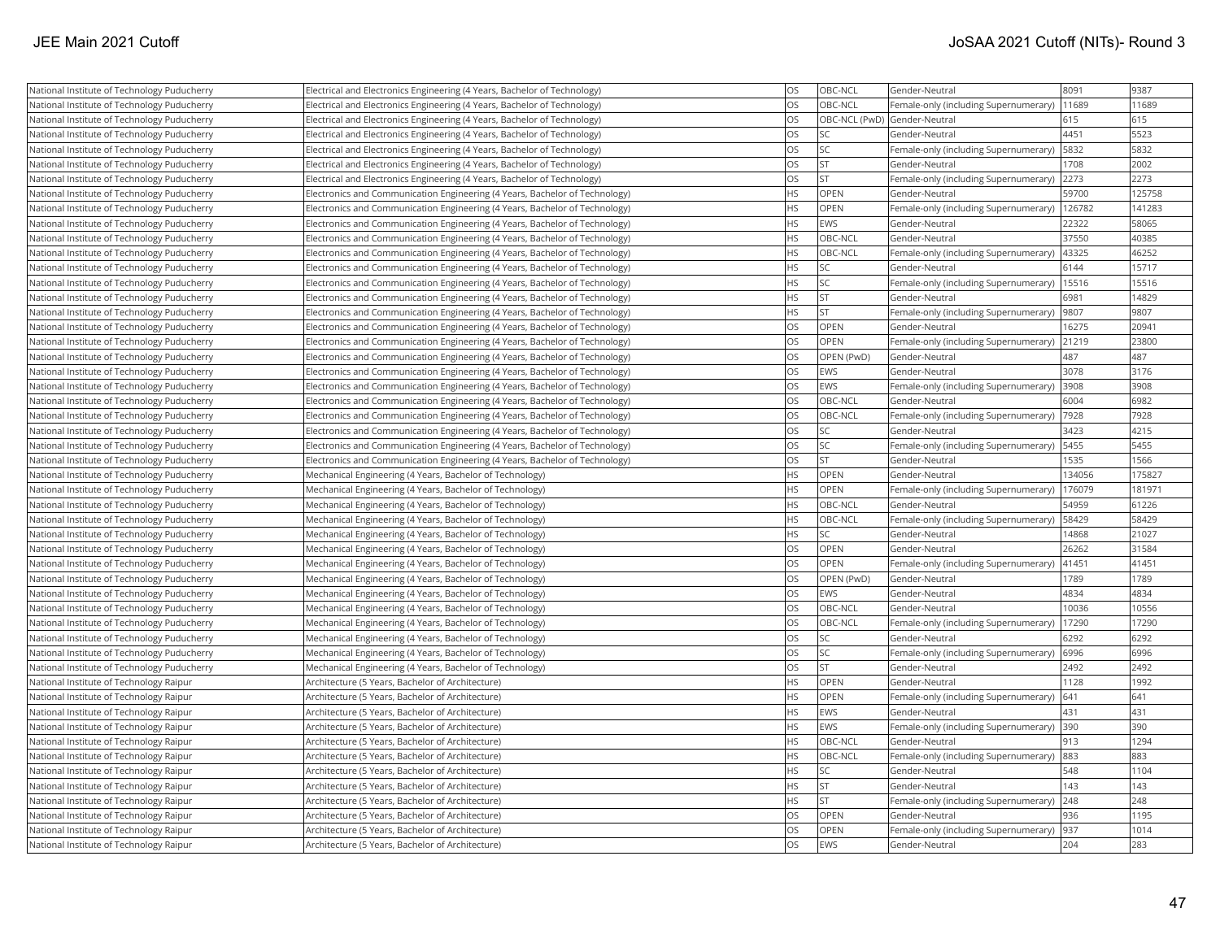| | | | | | | |
|---|---|---|---|---|---|---|
| National Institute of Technology Puducherry | Electrical and Electronics Engineering (4 Years, Bachelor of Technology) | OS | OBC-NCL | Gender-Neutral | 8091 | 9387 |
| National Institute of Technology Puducherry | Electrical and Electronics Engineering (4 Years, Bachelor of Technology) | OS | OBC-NCL | Female-only (including Supernumerary) | 11689 | 11689 |
| National Institute of Technology Puducherry | Electrical and Electronics Engineering (4 Years, Bachelor of Technology) | OS | OBC-NCL (PwD) | Gender-Neutral | 615 | 615 |
| National Institute of Technology Puducherry | Electrical and Electronics Engineering (4 Years, Bachelor of Technology) | OS | SC | Gender-Neutral | 4451 | 5523 |
| National Institute of Technology Puducherry | Electrical and Electronics Engineering (4 Years, Bachelor of Technology) | OS | SC | Female-only (including Supernumerary) | 5832 | 5832 |
| National Institute of Technology Puducherry | Electrical and Electronics Engineering (4 Years, Bachelor of Technology) | OS | ST | Gender-Neutral | 1708 | 2002 |
| National Institute of Technology Puducherry | Electrical and Electronics Engineering (4 Years, Bachelor of Technology) | OS | ST | Female-only (including Supernumerary) | 2273 | 2273 |
| National Institute of Technology Puducherry | Electronics and Communication Engineering (4 Years, Bachelor of Technology) | HS | OPEN | Gender-Neutral | 59700 | 125758 |
| National Institute of Technology Puducherry | Electronics and Communication Engineering (4 Years, Bachelor of Technology) | HS | OPEN | Female-only (including Supernumerary) | 126782 | 141283 |
| National Institute of Technology Puducherry | Electronics and Communication Engineering (4 Years, Bachelor of Technology) | HS | EWS | Gender-Neutral | 22322 | 58065 |
| National Institute of Technology Puducherry | Electronics and Communication Engineering (4 Years, Bachelor of Technology) | HS | OBC-NCL | Gender-Neutral | 37550 | 40385 |
| National Institute of Technology Puducherry | Electronics and Communication Engineering (4 Years, Bachelor of Technology) | HS | OBC-NCL | Female-only (including Supernumerary) | 43325 | 46252 |
| National Institute of Technology Puducherry | Electronics and Communication Engineering (4 Years, Bachelor of Technology) | HS | SC | Gender-Neutral | 6144 | 15717 |
| National Institute of Technology Puducherry | Electronics and Communication Engineering (4 Years, Bachelor of Technology) | HS | SC | Female-only (including Supernumerary) | 15516 | 15516 |
| National Institute of Technology Puducherry | Electronics and Communication Engineering (4 Years, Bachelor of Technology) | HS | ST | Gender-Neutral | 6981 | 14829 |
| National Institute of Technology Puducherry | Electronics and Communication Engineering (4 Years, Bachelor of Technology) | HS | ST | Female-only (including Supernumerary) | 9807 | 9807 |
| National Institute of Technology Puducherry | Electronics and Communication Engineering (4 Years, Bachelor of Technology) | OS | OPEN | Gender-Neutral | 16275 | 20941 |
| National Institute of Technology Puducherry | Electronics and Communication Engineering (4 Years, Bachelor of Technology) | OS | OPEN | Female-only (including Supernumerary) | 21219 | 23800 |
| National Institute of Technology Puducherry | Electronics and Communication Engineering (4 Years, Bachelor of Technology) | OS | OPEN (PwD) | Gender-Neutral | 487 | 487 |
| National Institute of Technology Puducherry | Electronics and Communication Engineering (4 Years, Bachelor of Technology) | OS | EWS | Gender-Neutral | 3078 | 3176 |
| National Institute of Technology Puducherry | Electronics and Communication Engineering (4 Years, Bachelor of Technology) | OS | EWS | Female-only (including Supernumerary) | 3908 | 3908 |
| National Institute of Technology Puducherry | Electronics and Communication Engineering (4 Years, Bachelor of Technology) | OS | OBC-NCL | Gender-Neutral | 6004 | 6982 |
| National Institute of Technology Puducherry | Electronics and Communication Engineering (4 Years, Bachelor of Technology) | OS | OBC-NCL | Female-only (including Supernumerary) | 7928 | 7928 |
| National Institute of Technology Puducherry | Electronics and Communication Engineering (4 Years, Bachelor of Technology) | OS | SC | Gender-Neutral | 3423 | 4215 |
| National Institute of Technology Puducherry | Electronics and Communication Engineering (4 Years, Bachelor of Technology) | OS | SC | Female-only (including Supernumerary) | 5455 | 5455 |
| National Institute of Technology Puducherry | Electronics and Communication Engineering (4 Years, Bachelor of Technology) | OS | ST | Gender-Neutral | 1535 | 1566 |
| National Institute of Technology Puducherry | Mechanical Engineering (4 Years, Bachelor of Technology) | HS | OPEN | Gender-Neutral | 134056 | 175827 |
| National Institute of Technology Puducherry | Mechanical Engineering (4 Years, Bachelor of Technology) | HS | OPEN | Female-only (including Supernumerary) | 176079 | 181971 |
| National Institute of Technology Puducherry | Mechanical Engineering (4 Years, Bachelor of Technology) | HS | OBC-NCL | Gender-Neutral | 54959 | 61226 |
| National Institute of Technology Puducherry | Mechanical Engineering (4 Years, Bachelor of Technology) | HS | OBC-NCL | Female-only (including Supernumerary) | 58429 | 58429 |
| National Institute of Technology Puducherry | Mechanical Engineering (4 Years, Bachelor of Technology) | HS | SC | Gender-Neutral | 14868 | 21027 |
| National Institute of Technology Puducherry | Mechanical Engineering (4 Years, Bachelor of Technology) | OS | OPEN | Gender-Neutral | 26262 | 31584 |
| National Institute of Technology Puducherry | Mechanical Engineering (4 Years, Bachelor of Technology) | OS | OPEN | Female-only (including Supernumerary) | 41451 | 41451 |
| National Institute of Technology Puducherry | Mechanical Engineering (4 Years, Bachelor of Technology) | OS | OPEN (PwD) | Gender-Neutral | 1789 | 1789 |
| National Institute of Technology Puducherry | Mechanical Engineering (4 Years, Bachelor of Technology) | OS | EWS | Gender-Neutral | 4834 | 4834 |
| National Institute of Technology Puducherry | Mechanical Engineering (4 Years, Bachelor of Technology) | OS | OBC-NCL | Gender-Neutral | 10036 | 10556 |
| National Institute of Technology Puducherry | Mechanical Engineering (4 Years, Bachelor of Technology) | OS | OBC-NCL | Female-only (including Supernumerary) | 17290 | 17290 |
| National Institute of Technology Puducherry | Mechanical Engineering (4 Years, Bachelor of Technology) | OS | SC | Gender-Neutral | 6292 | 6292 |
| National Institute of Technology Puducherry | Mechanical Engineering (4 Years, Bachelor of Technology) | OS | SC | Female-only (including Supernumerary) | 6996 | 6996 |
| National Institute of Technology Puducherry | Mechanical Engineering (4 Years, Bachelor of Technology) | OS | ST | Gender-Neutral | 2492 | 2492 |
| National Institute of Technology Raipur | Architecture (5 Years, Bachelor of Architecture) | HS | OPEN | Gender-Neutral | 1128 | 1992 |
| National Institute of Technology Raipur | Architecture (5 Years, Bachelor of Architecture) | HS | OPEN | Female-only (including Supernumerary) | 641 | 641 |
| National Institute of Technology Raipur | Architecture (5 Years, Bachelor of Architecture) | HS | EWS | Gender-Neutral | 431 | 431 |
| National Institute of Technology Raipur | Architecture (5 Years, Bachelor of Architecture) | HS | EWS | Female-only (including Supernumerary) | 390 | 390 |
| National Institute of Technology Raipur | Architecture (5 Years, Bachelor of Architecture) | HS | OBC-NCL | Gender-Neutral | 913 | 1294 |
| National Institute of Technology Raipur | Architecture (5 Years, Bachelor of Architecture) | HS | OBC-NCL | Female-only (including Supernumerary) | 883 | 883 |
| National Institute of Technology Raipur | Architecture (5 Years, Bachelor of Architecture) | HS | SC | Gender-Neutral | 548 | 1104 |
| National Institute of Technology Raipur | Architecture (5 Years, Bachelor of Architecture) | HS | ST | Gender-Neutral | 143 | 143 |
| National Institute of Technology Raipur | Architecture (5 Years, Bachelor of Architecture) | HS | ST | Female-only (including Supernumerary) | 248 | 248 |
| National Institute of Technology Raipur | Architecture (5 Years, Bachelor of Architecture) | OS | OPEN | Gender-Neutral | 936 | 1195 |
| National Institute of Technology Raipur | Architecture (5 Years, Bachelor of Architecture) | OS | OPEN | Female-only (including Supernumerary) | 937 | 1014 |
| National Institute of Technology Raipur | Architecture (5 Years, Bachelor of Architecture) | OS | EWS | Gender-Neutral | 204 | 283 |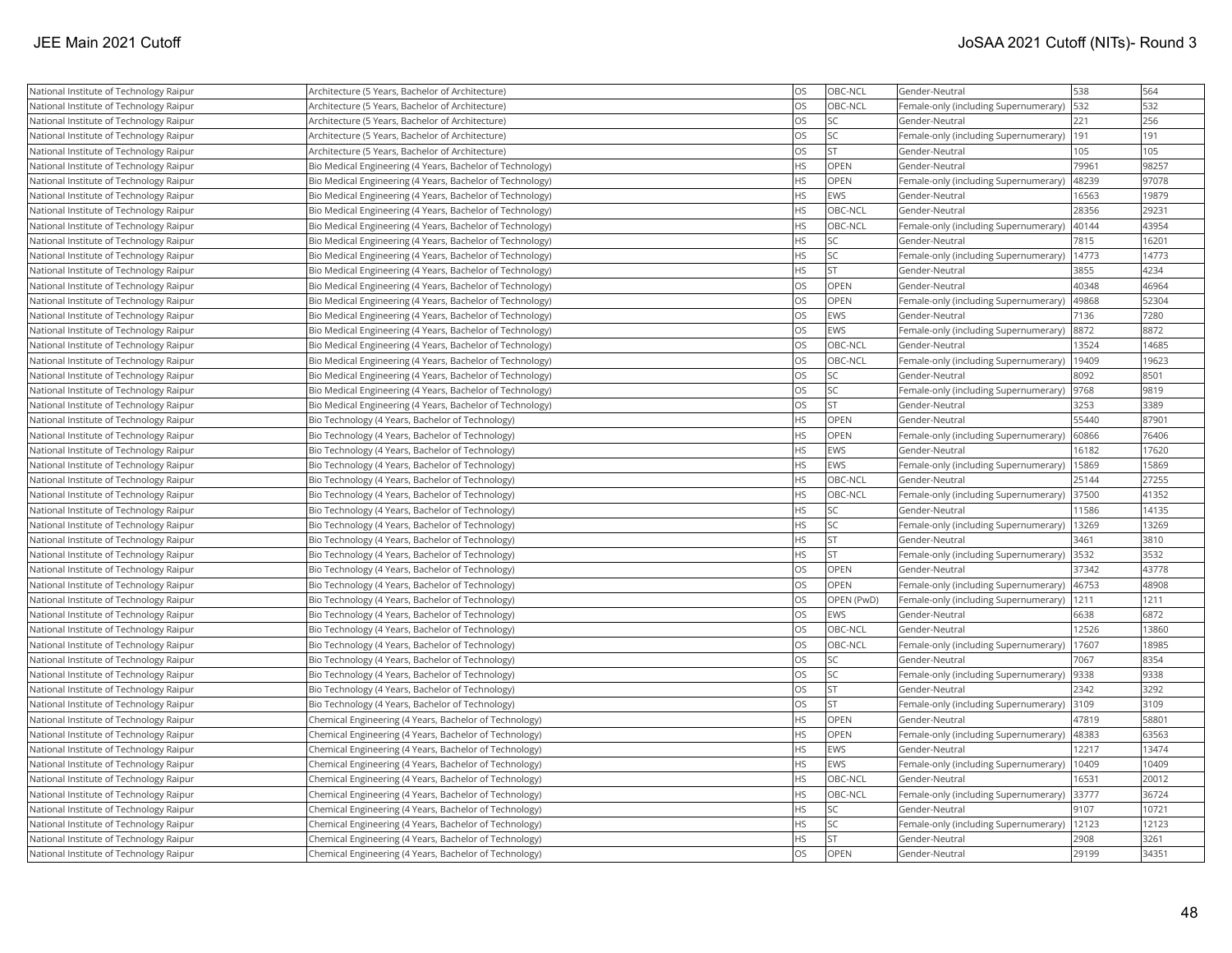| National Institute of Technology Raipur | Architecture (5 Years, Bachelor of Architecture) | OS | OBC-NCL | Gender-Neutral | 538 | 564 |
|---|---|---|---|---|---|---|
| National Institute of Technology Raipur | Architecture (5 Years, Bachelor of Architecture) | OS | OBC-NCL | Female-only (including Supernumerary) | 532 | 532 |
| National Institute of Technology Raipur | Architecture (5 Years, Bachelor of Architecture) | OS | SC | Gender-Neutral | 221 | 256 |
| National Institute of Technology Raipur | Architecture (5 Years, Bachelor of Architecture) | OS | SC | Female-only (including Supernumerary) | 191 | 191 |
| National Institute of Technology Raipur | Architecture (5 Years, Bachelor of Architecture) | OS | ST | Gender-Neutral | 105 | 105 |
| National Institute of Technology Raipur | Bio Medical Engineering (4 Years, Bachelor of Technology) | HS | OPEN | Gender-Neutral | 79961 | 98257 |
| National Institute of Technology Raipur | Bio Medical Engineering (4 Years, Bachelor of Technology) | HS | OPEN | Female-only (including Supernumerary) | 48239 | 97078 |
| National Institute of Technology Raipur | Bio Medical Engineering (4 Years, Bachelor of Technology) | HS | EWS | Gender-Neutral | 16563 | 19879 |
| National Institute of Technology Raipur | Bio Medical Engineering (4 Years, Bachelor of Technology) | HS | OBC-NCL | Gender-Neutral | 28356 | 29231 |
| National Institute of Technology Raipur | Bio Medical Engineering (4 Years, Bachelor of Technology) | HS | OBC-NCL | Female-only (including Supernumerary) | 40144 | 43954 |
| National Institute of Technology Raipur | Bio Medical Engineering (4 Years, Bachelor of Technology) | HS | SC | Gender-Neutral | 7815 | 16201 |
| National Institute of Technology Raipur | Bio Medical Engineering (4 Years, Bachelor of Technology) | HS | SC | Female-only (including Supernumerary) | 14773 | 14773 |
| National Institute of Technology Raipur | Bio Medical Engineering (4 Years, Bachelor of Technology) | HS | ST | Gender-Neutral | 3855 | 4234 |
| National Institute of Technology Raipur | Bio Medical Engineering (4 Years, Bachelor of Technology) | OS | OPEN | Gender-Neutral | 40348 | 46964 |
| National Institute of Technology Raipur | Bio Medical Engineering (4 Years, Bachelor of Technology) | OS | OPEN | Female-only (including Supernumerary) | 49868 | 52304 |
| National Institute of Technology Raipur | Bio Medical Engineering (4 Years, Bachelor of Technology) | OS | EWS | Gender-Neutral | 7136 | 7280 |
| National Institute of Technology Raipur | Bio Medical Engineering (4 Years, Bachelor of Technology) | OS | EWS | Female-only (including Supernumerary) | 8872 | 8872 |
| National Institute of Technology Raipur | Bio Medical Engineering (4 Years, Bachelor of Technology) | OS | OBC-NCL | Gender-Neutral | 13524 | 14685 |
| National Institute of Technology Raipur | Bio Medical Engineering (4 Years, Bachelor of Technology) | OS | OBC-NCL | Female-only (including Supernumerary) | 19409 | 19623 |
| National Institute of Technology Raipur | Bio Medical Engineering (4 Years, Bachelor of Technology) | OS | SC | Gender-Neutral | 8092 | 8501 |
| National Institute of Technology Raipur | Bio Medical Engineering (4 Years, Bachelor of Technology) | OS | SC | Female-only (including Supernumerary) | 9768 | 9819 |
| National Institute of Technology Raipur | Bio Medical Engineering (4 Years, Bachelor of Technology) | OS | ST | Gender-Neutral | 3253 | 3389 |
| National Institute of Technology Raipur | Bio Technology (4 Years, Bachelor of Technology) | HS | OPEN | Gender-Neutral | 55440 | 87901 |
| National Institute of Technology Raipur | Bio Technology (4 Years, Bachelor of Technology) | HS | OPEN | Female-only (including Supernumerary) | 60866 | 76406 |
| National Institute of Technology Raipur | Bio Technology (4 Years, Bachelor of Technology) | HS | EWS | Gender-Neutral | 16182 | 17620 |
| National Institute of Technology Raipur | Bio Technology (4 Years, Bachelor of Technology) | HS | EWS | Female-only (including Supernumerary) | 15869 | 15869 |
| National Institute of Technology Raipur | Bio Technology (4 Years, Bachelor of Technology) | HS | OBC-NCL | Gender-Neutral | 25144 | 27255 |
| National Institute of Technology Raipur | Bio Technology (4 Years, Bachelor of Technology) | HS | OBC-NCL | Female-only (including Supernumerary) | 37500 | 41352 |
| National Institute of Technology Raipur | Bio Technology (4 Years, Bachelor of Technology) | HS | SC | Gender-Neutral | 11586 | 14135 |
| National Institute of Technology Raipur | Bio Technology (4 Years, Bachelor of Technology) | HS | SC | Female-only (including Supernumerary) | 13269 | 13269 |
| National Institute of Technology Raipur | Bio Technology (4 Years, Bachelor of Technology) | HS | ST | Gender-Neutral | 3461 | 3810 |
| National Institute of Technology Raipur | Bio Technology (4 Years, Bachelor of Technology) | HS | ST | Female-only (including Supernumerary) | 3532 | 3532 |
| National Institute of Technology Raipur | Bio Technology (4 Years, Bachelor of Technology) | OS | OPEN | Gender-Neutral | 37342 | 43778 |
| National Institute of Technology Raipur | Bio Technology (4 Years, Bachelor of Technology) | OS | OPEN | Female-only (including Supernumerary) | 46753 | 48908 |
| National Institute of Technology Raipur | Bio Technology (4 Years, Bachelor of Technology) | OS | OPEN (PwD) | Female-only (including Supernumerary) | 1211 | 1211 |
| National Institute of Technology Raipur | Bio Technology (4 Years, Bachelor of Technology) | OS | EWS | Gender-Neutral | 6638 | 6872 |
| National Institute of Technology Raipur | Bio Technology (4 Years, Bachelor of Technology) | OS | OBC-NCL | Gender-Neutral | 12526 | 13860 |
| National Institute of Technology Raipur | Bio Technology (4 Years, Bachelor of Technology) | OS | OBC-NCL | Female-only (including Supernumerary) | 17607 | 18985 |
| National Institute of Technology Raipur | Bio Technology (4 Years, Bachelor of Technology) | OS | SC | Gender-Neutral | 7067 | 8354 |
| National Institute of Technology Raipur | Bio Technology (4 Years, Bachelor of Technology) | OS | SC | Female-only (including Supernumerary) | 9338 | 9338 |
| National Institute of Technology Raipur | Bio Technology (4 Years, Bachelor of Technology) | OS | ST | Gender-Neutral | 2342 | 3292 |
| National Institute of Technology Raipur | Bio Technology (4 Years, Bachelor of Technology) | OS | ST | Female-only (including Supernumerary) | 3109 | 3109 |
| National Institute of Technology Raipur | Chemical Engineering (4 Years, Bachelor of Technology) | HS | OPEN | Gender-Neutral | 47819 | 58801 |
| National Institute of Technology Raipur | Chemical Engineering (4 Years, Bachelor of Technology) | HS | OPEN | Female-only (including Supernumerary) | 48383 | 63563 |
| National Institute of Technology Raipur | Chemical Engineering (4 Years, Bachelor of Technology) | HS | EWS | Gender-Neutral | 12217 | 13474 |
| National Institute of Technology Raipur | Chemical Engineering (4 Years, Bachelor of Technology) | HS | EWS | Female-only (including Supernumerary) | 10409 | 10409 |
| National Institute of Technology Raipur | Chemical Engineering (4 Years, Bachelor of Technology) | HS | OBC-NCL | Gender-Neutral | 16531 | 20012 |
| National Institute of Technology Raipur | Chemical Engineering (4 Years, Bachelor of Technology) | HS | OBC-NCL | Female-only (including Supernumerary) | 33777 | 36724 |
| National Institute of Technology Raipur | Chemical Engineering (4 Years, Bachelor of Technology) | HS | SC | Gender-Neutral | 9107 | 10721 |
| National Institute of Technology Raipur | Chemical Engineering (4 Years, Bachelor of Technology) | HS | SC | Female-only (including Supernumerary) | 12123 | 12123 |
| National Institute of Technology Raipur | Chemical Engineering (4 Years, Bachelor of Technology) | HS | ST | Gender-Neutral | 2908 | 3261 |
| National Institute of Technology Raipur | Chemical Engineering (4 Years, Bachelor of Technology) | OS | OPEN | Gender-Neutral | 29199 | 34351 |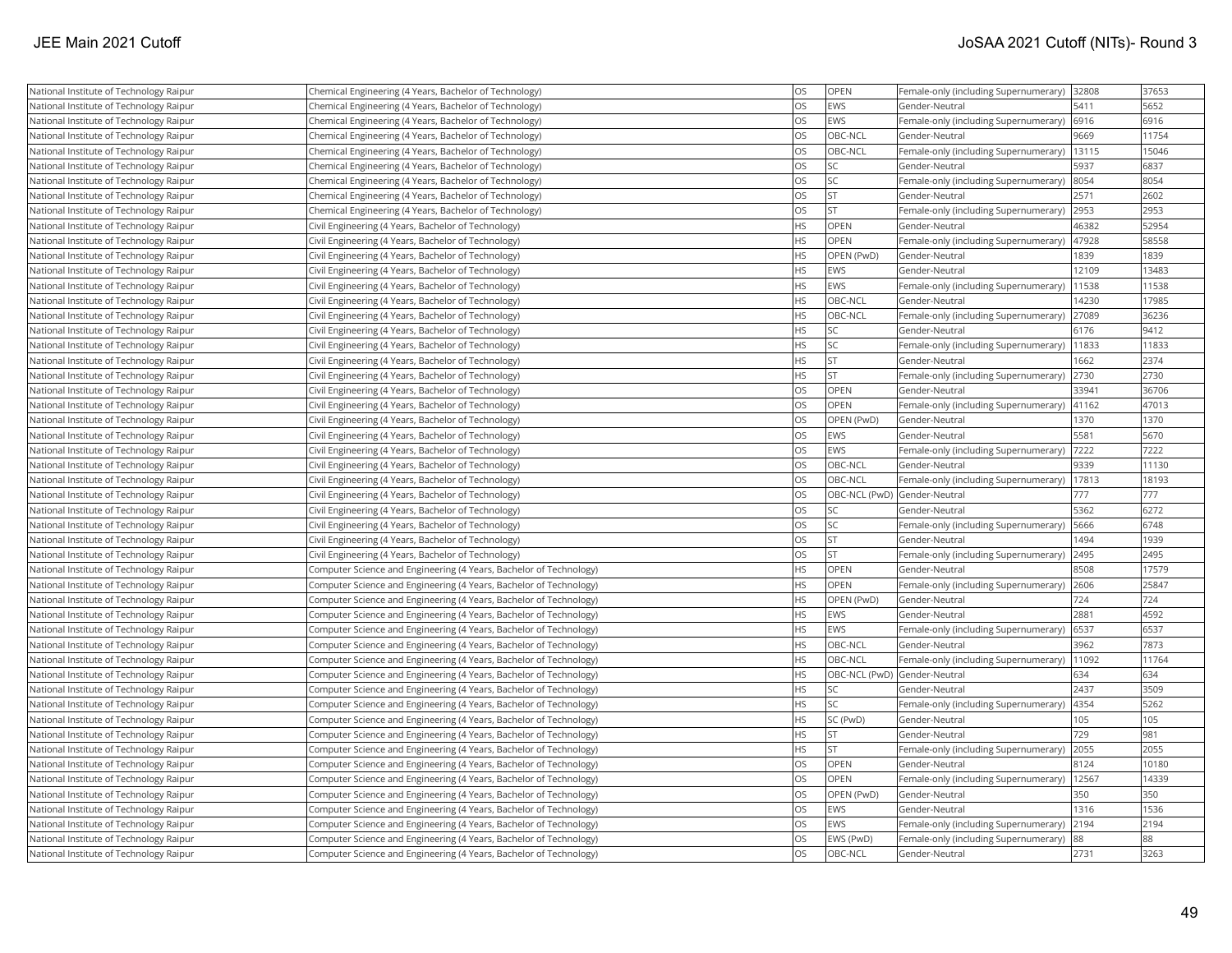| National Institute of Technology Raipur | Chemical Engineering (4 Years, Bachelor of Technology) | OS | OPEN | Female-only (including Supernumerary) | 32808 | 37653 |
|---|---|---|---|---|---|---|
| National Institute of Technology Raipur | Chemical Engineering (4 Years, Bachelor of Technology) | OS | EWS | Gender-Neutral | 5411 | 5652 |
| National Institute of Technology Raipur | Chemical Engineering (4 Years, Bachelor of Technology) | OS | EWS | Female-only (including Supernumerary) | 6916 | 6916 |
| National Institute of Technology Raipur | Chemical Engineering (4 Years, Bachelor of Technology) | OS | OBC-NCL | Gender-Neutral | 9669 | 11754 |
| National Institute of Technology Raipur | Chemical Engineering (4 Years, Bachelor of Technology) | OS | OBC-NCL | Female-only (including Supernumerary) | 13115 | 15046 |
| National Institute of Technology Raipur | Chemical Engineering (4 Years, Bachelor of Technology) | OS | SC | Gender-Neutral | 5937 | 6837 |
| National Institute of Technology Raipur | Chemical Engineering (4 Years, Bachelor of Technology) | OS | SC | Female-only (including Supernumerary) | 8054 | 8054 |
| National Institute of Technology Raipur | Chemical Engineering (4 Years, Bachelor of Technology) | OS | ST | Gender-Neutral | 2571 | 2602 |
| National Institute of Technology Raipur | Chemical Engineering (4 Years, Bachelor of Technology) | OS | ST | Female-only (including Supernumerary) | 2953 | 2953 |
| National Institute of Technology Raipur | Civil Engineering (4 Years, Bachelor of Technology) | HS | OPEN | Gender-Neutral | 46382 | 52954 |
| National Institute of Technology Raipur | Civil Engineering (4 Years, Bachelor of Technology) | HS | OPEN | Female-only (including Supernumerary) | 47928 | 58558 |
| National Institute of Technology Raipur | Civil Engineering (4 Years, Bachelor of Technology) | HS | OPEN (PwD) | Gender-Neutral | 1839 | 1839 |
| National Institute of Technology Raipur | Civil Engineering (4 Years, Bachelor of Technology) | HS | EWS | Gender-Neutral | 12109 | 13483 |
| National Institute of Technology Raipur | Civil Engineering (4 Years, Bachelor of Technology) | HS | EWS | Female-only (including Supernumerary) | 11538 | 11538 |
| National Institute of Technology Raipur | Civil Engineering (4 Years, Bachelor of Technology) | HS | OBC-NCL | Gender-Neutral | 14230 | 17985 |
| National Institute of Technology Raipur | Civil Engineering (4 Years, Bachelor of Technology) | HS | OBC-NCL | Female-only (including Supernumerary) | 27089 | 36236 |
| National Institute of Technology Raipur | Civil Engineering (4 Years, Bachelor of Technology) | HS | SC | Gender-Neutral | 6176 | 9412 |
| National Institute of Technology Raipur | Civil Engineering (4 Years, Bachelor of Technology) | HS | SC | Female-only (including Supernumerary) | 11833 | 11833 |
| National Institute of Technology Raipur | Civil Engineering (4 Years, Bachelor of Technology) | HS | ST | Gender-Neutral | 1662 | 2374 |
| National Institute of Technology Raipur | Civil Engineering (4 Years, Bachelor of Technology) | HS | ST | Female-only (including Supernumerary) | 2730 | 2730 |
| National Institute of Technology Raipur | Civil Engineering (4 Years, Bachelor of Technology) | OS | OPEN | Gender-Neutral | 33941 | 36706 |
| National Institute of Technology Raipur | Civil Engineering (4 Years, Bachelor of Technology) | OS | OPEN | Female-only (including Supernumerary) | 41162 | 47013 |
| National Institute of Technology Raipur | Civil Engineering (4 Years, Bachelor of Technology) | OS | OPEN (PwD) | Gender-Neutral | 1370 | 1370 |
| National Institute of Technology Raipur | Civil Engineering (4 Years, Bachelor of Technology) | OS | EWS | Gender-Neutral | 5581 | 5670 |
| National Institute of Technology Raipur | Civil Engineering (4 Years, Bachelor of Technology) | OS | EWS | Female-only (including Supernumerary) | 7222 | 7222 |
| National Institute of Technology Raipur | Civil Engineering (4 Years, Bachelor of Technology) | OS | OBC-NCL | Gender-Neutral | 9339 | 11130 |
| National Institute of Technology Raipur | Civil Engineering (4 Years, Bachelor of Technology) | OS | OBC-NCL | Female-only (including Supernumerary) | 17813 | 18193 |
| National Institute of Technology Raipur | Civil Engineering (4 Years, Bachelor of Technology) | OS | OBC-NCL (PwD) | Gender-Neutral | 777 | 777 |
| National Institute of Technology Raipur | Civil Engineering (4 Years, Bachelor of Technology) | OS | SC | Gender-Neutral | 5362 | 6272 |
| National Institute of Technology Raipur | Civil Engineering (4 Years, Bachelor of Technology) | OS | SC | Female-only (including Supernumerary) | 5666 | 6748 |
| National Institute of Technology Raipur | Civil Engineering (4 Years, Bachelor of Technology) | OS | ST | Gender-Neutral | 1494 | 1939 |
| National Institute of Technology Raipur | Civil Engineering (4 Years, Bachelor of Technology) | OS | ST | Female-only (including Supernumerary) | 2495 | 2495 |
| National Institute of Technology Raipur | Computer Science and Engineering (4 Years, Bachelor of Technology) | HS | OPEN | Gender-Neutral | 8508 | 17579 |
| National Institute of Technology Raipur | Computer Science and Engineering (4 Years, Bachelor of Technology) | HS | OPEN | Female-only (including Supernumerary) | 2606 | 25847 |
| National Institute of Technology Raipur | Computer Science and Engineering (4 Years, Bachelor of Technology) | HS | OPEN (PwD) | Gender-Neutral | 724 | 724 |
| National Institute of Technology Raipur | Computer Science and Engineering (4 Years, Bachelor of Technology) | HS | EWS | Gender-Neutral | 2881 | 4592 |
| National Institute of Technology Raipur | Computer Science and Engineering (4 Years, Bachelor of Technology) | HS | EWS | Female-only (including Supernumerary) | 6537 | 6537 |
| National Institute of Technology Raipur | Computer Science and Engineering (4 Years, Bachelor of Technology) | HS | OBC-NCL | Gender-Neutral | 3962 | 7873 |
| National Institute of Technology Raipur | Computer Science and Engineering (4 Years, Bachelor of Technology) | HS | OBC-NCL | Female-only (including Supernumerary) | 11092 | 11764 |
| National Institute of Technology Raipur | Computer Science and Engineering (4 Years, Bachelor of Technology) | HS | OBC-NCL (PwD) | Gender-Neutral | 634 | 634 |
| National Institute of Technology Raipur | Computer Science and Engineering (4 Years, Bachelor of Technology) | HS | SC | Gender-Neutral | 2437 | 3509 |
| National Institute of Technology Raipur | Computer Science and Engineering (4 Years, Bachelor of Technology) | HS | SC | Female-only (including Supernumerary) | 4354 | 5262 |
| National Institute of Technology Raipur | Computer Science and Engineering (4 Years, Bachelor of Technology) | HS | SC (PwD) | Gender-Neutral | 105 | 105 |
| National Institute of Technology Raipur | Computer Science and Engineering (4 Years, Bachelor of Technology) | HS | ST | Gender-Neutral | 729 | 981 |
| National Institute of Technology Raipur | Computer Science and Engineering (4 Years, Bachelor of Technology) | HS | ST | Female-only (including Supernumerary) | 2055 | 2055 |
| National Institute of Technology Raipur | Computer Science and Engineering (4 Years, Bachelor of Technology) | OS | OPEN | Gender-Neutral | 8124 | 10180 |
| National Institute of Technology Raipur | Computer Science and Engineering (4 Years, Bachelor of Technology) | OS | OPEN | Female-only (including Supernumerary) | 12567 | 14339 |
| National Institute of Technology Raipur | Computer Science and Engineering (4 Years, Bachelor of Technology) | OS | OPEN (PwD) | Gender-Neutral | 350 | 350 |
| National Institute of Technology Raipur | Computer Science and Engineering (4 Years, Bachelor of Technology) | OS | EWS | Gender-Neutral | 1316 | 1536 |
| National Institute of Technology Raipur | Computer Science and Engineering (4 Years, Bachelor of Technology) | OS | EWS | Female-only (including Supernumerary) | 2194 | 2194 |
| National Institute of Technology Raipur | Computer Science and Engineering (4 Years, Bachelor of Technology) | OS | EWS (PwD) | Female-only (including Supernumerary) | 88 | 88 |
| National Institute of Technology Raipur | Computer Science and Engineering (4 Years, Bachelor of Technology) | OS | OBC-NCL | Gender-Neutral | 2731 | 3263 |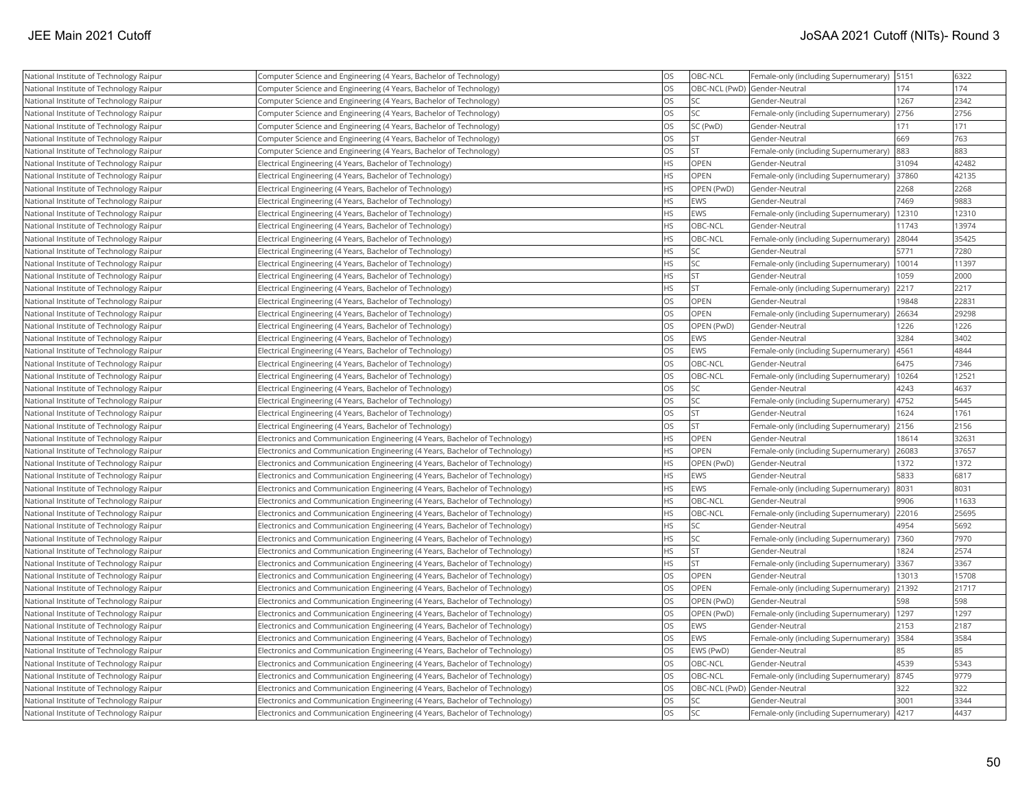| National Institute of Technology Raipur | Computer Science and Engineering (4 Years, Bachelor of Technology) | OS | OBC-NCL | Female-only (including Supernumerary) | 5151 | 6322 |
|---|---|---|---|---|---|---|
| National Institute of Technology Raipur | Computer Science and Engineering (4 Years, Bachelor of Technology) | OS | OBC-NCL (PwD) | Gender-Neutral | 174 | 174 |
| National Institute of Technology Raipur | Computer Science and Engineering (4 Years, Bachelor of Technology) | OS | SC | Gender-Neutral | 1267 | 2342 |
| National Institute of Technology Raipur | Computer Science and Engineering (4 Years, Bachelor of Technology) | OS | SC | Female-only (including Supernumerary) | 2756 | 2756 |
| National Institute of Technology Raipur | Computer Science and Engineering (4 Years, Bachelor of Technology) | OS | SC (PwD) | Gender-Neutral | 171 | 171 |
| National Institute of Technology Raipur | Computer Science and Engineering (4 Years, Bachelor of Technology) | OS | ST | Gender-Neutral | 669 | 763 |
| National Institute of Technology Raipur | Computer Science and Engineering (4 Years, Bachelor of Technology) | OS | ST | Female-only (including Supernumerary) | 883 | 883 |
| National Institute of Technology Raipur | Electrical Engineering (4 Years, Bachelor of Technology) | HS | OPEN | Gender-Neutral | 31094 | 42482 |
| National Institute of Technology Raipur | Electrical Engineering (4 Years, Bachelor of Technology) | HS | OPEN | Female-only (including Supernumerary) | 37860 | 42135 |
| National Institute of Technology Raipur | Electrical Engineering (4 Years, Bachelor of Technology) | HS | OPEN (PwD) | Gender-Neutral | 2268 | 2268 |
| National Institute of Technology Raipur | Electrical Engineering (4 Years, Bachelor of Technology) | HS | EWS | Gender-Neutral | 7469 | 9883 |
| National Institute of Technology Raipur | Electrical Engineering (4 Years, Bachelor of Technology) | HS | EWS | Female-only (including Supernumerary) | 12310 | 12310 |
| National Institute of Technology Raipur | Electrical Engineering (4 Years, Bachelor of Technology) | HS | OBC-NCL | Gender-Neutral | 11743 | 13974 |
| National Institute of Technology Raipur | Electrical Engineering (4 Years, Bachelor of Technology) | HS | OBC-NCL | Female-only (including Supernumerary) | 28044 | 35425 |
| National Institute of Technology Raipur | Electrical Engineering (4 Years, Bachelor of Technology) | HS | SC | Gender-Neutral | 5771 | 7280 |
| National Institute of Technology Raipur | Electrical Engineering (4 Years, Bachelor of Technology) | HS | SC | Female-only (including Supernumerary) | 10014 | 11397 |
| National Institute of Technology Raipur | Electrical Engineering (4 Years, Bachelor of Technology) | HS | ST | Gender-Neutral | 1059 | 2000 |
| National Institute of Technology Raipur | Electrical Engineering (4 Years, Bachelor of Technology) | HS | ST | Female-only (including Supernumerary) | 2217 | 2217 |
| National Institute of Technology Raipur | Electrical Engineering (4 Years, Bachelor of Technology) | OS | OPEN | Gender-Neutral | 19848 | 22831 |
| National Institute of Technology Raipur | Electrical Engineering (4 Years, Bachelor of Technology) | OS | OPEN | Female-only (including Supernumerary) | 26634 | 29298 |
| National Institute of Technology Raipur | Electrical Engineering (4 Years, Bachelor of Technology) | OS | OPEN (PwD) | Gender-Neutral | 1226 | 1226 |
| National Institute of Technology Raipur | Electrical Engineering (4 Years, Bachelor of Technology) | OS | EWS | Gender-Neutral | 3284 | 3402 |
| National Institute of Technology Raipur | Electrical Engineering (4 Years, Bachelor of Technology) | OS | EWS | Female-only (including Supernumerary) | 4561 | 4844 |
| National Institute of Technology Raipur | Electrical Engineering (4 Years, Bachelor of Technology) | OS | OBC-NCL | Gender-Neutral | 6475 | 7346 |
| National Institute of Technology Raipur | Electrical Engineering (4 Years, Bachelor of Technology) | OS | OBC-NCL | Female-only (including Supernumerary) | 10264 | 12521 |
| National Institute of Technology Raipur | Electrical Engineering (4 Years, Bachelor of Technology) | OS | SC | Gender-Neutral | 4243 | 4637 |
| National Institute of Technology Raipur | Electrical Engineering (4 Years, Bachelor of Technology) | OS | SC | Female-only (including Supernumerary) | 4752 | 5445 |
| National Institute of Technology Raipur | Electrical Engineering (4 Years, Bachelor of Technology) | OS | ST | Gender-Neutral | 1624 | 1761 |
| National Institute of Technology Raipur | Electrical Engineering (4 Years, Bachelor of Technology) | OS | ST | Female-only (including Supernumerary) | 2156 | 2156 |
| National Institute of Technology Raipur | Electronics and Communication Engineering (4 Years, Bachelor of Technology) | HS | OPEN | Gender-Neutral | 18614 | 32631 |
| National Institute of Technology Raipur | Electronics and Communication Engineering (4 Years, Bachelor of Technology) | HS | OPEN | Female-only (including Supernumerary) | 26083 | 37657 |
| National Institute of Technology Raipur | Electronics and Communication Engineering (4 Years, Bachelor of Technology) | HS | OPEN (PwD) | Gender-Neutral | 1372 | 1372 |
| National Institute of Technology Raipur | Electronics and Communication Engineering (4 Years, Bachelor of Technology) | HS | EWS | Gender-Neutral | 5833 | 6817 |
| National Institute of Technology Raipur | Electronics and Communication Engineering (4 Years, Bachelor of Technology) | HS | EWS | Female-only (including Supernumerary) | 8031 | 8031 |
| National Institute of Technology Raipur | Electronics and Communication Engineering (4 Years, Bachelor of Technology) | HS | OBC-NCL | Gender-Neutral | 9906 | 11633 |
| National Institute of Technology Raipur | Electronics and Communication Engineering (4 Years, Bachelor of Technology) | HS | OBC-NCL | Female-only (including Supernumerary) | 22016 | 25695 |
| National Institute of Technology Raipur | Electronics and Communication Engineering (4 Years, Bachelor of Technology) | HS | SC | Gender-Neutral | 4954 | 5692 |
| National Institute of Technology Raipur | Electronics and Communication Engineering (4 Years, Bachelor of Technology) | HS | SC | Female-only (including Supernumerary) | 7360 | 7970 |
| National Institute of Technology Raipur | Electronics and Communication Engineering (4 Years, Bachelor of Technology) | HS | ST | Gender-Neutral | 1824 | 2574 |
| National Institute of Technology Raipur | Electronics and Communication Engineering (4 Years, Bachelor of Technology) | HS | ST | Female-only (including Supernumerary) | 3367 | 3367 |
| National Institute of Technology Raipur | Electronics and Communication Engineering (4 Years, Bachelor of Technology) | OS | OPEN | Gender-Neutral | 13013 | 15708 |
| National Institute of Technology Raipur | Electronics and Communication Engineering (4 Years, Bachelor of Technology) | OS | OPEN | Female-only (including Supernumerary) | 21392 | 21717 |
| National Institute of Technology Raipur | Electronics and Communication Engineering (4 Years, Bachelor of Technology) | OS | OPEN (PwD) | Gender-Neutral | 598 | 598 |
| National Institute of Technology Raipur | Electronics and Communication Engineering (4 Years, Bachelor of Technology) | OS | OPEN (PwD) | Female-only (including Supernumerary) | 1297 | 1297 |
| National Institute of Technology Raipur | Electronics and Communication Engineering (4 Years, Bachelor of Technology) | OS | EWS | Gender-Neutral | 2153 | 2187 |
| National Institute of Technology Raipur | Electronics and Communication Engineering (4 Years, Bachelor of Technology) | OS | EWS | Female-only (including Supernumerary) | 3584 | 3584 |
| National Institute of Technology Raipur | Electronics and Communication Engineering (4 Years, Bachelor of Technology) | OS | EWS (PwD) | Gender-Neutral | 85 | 85 |
| National Institute of Technology Raipur | Electronics and Communication Engineering (4 Years, Bachelor of Technology) | OS | OBC-NCL | Gender-Neutral | 4539 | 5343 |
| National Institute of Technology Raipur | Electronics and Communication Engineering (4 Years, Bachelor of Technology) | OS | OBC-NCL | Female-only (including Supernumerary) | 8745 | 9779 |
| National Institute of Technology Raipur | Electronics and Communication Engineering (4 Years, Bachelor of Technology) | OS | OBC-NCL (PwD) | Gender-Neutral | 322 | 322 |
| National Institute of Technology Raipur | Electronics and Communication Engineering (4 Years, Bachelor of Technology) | OS | SC | Gender-Neutral | 3001 | 3344 |
| National Institute of Technology Raipur | Electronics and Communication Engineering (4 Years, Bachelor of Technology) | OS | SC | Female-only (including Supernumerary) | 4217 | 4437 |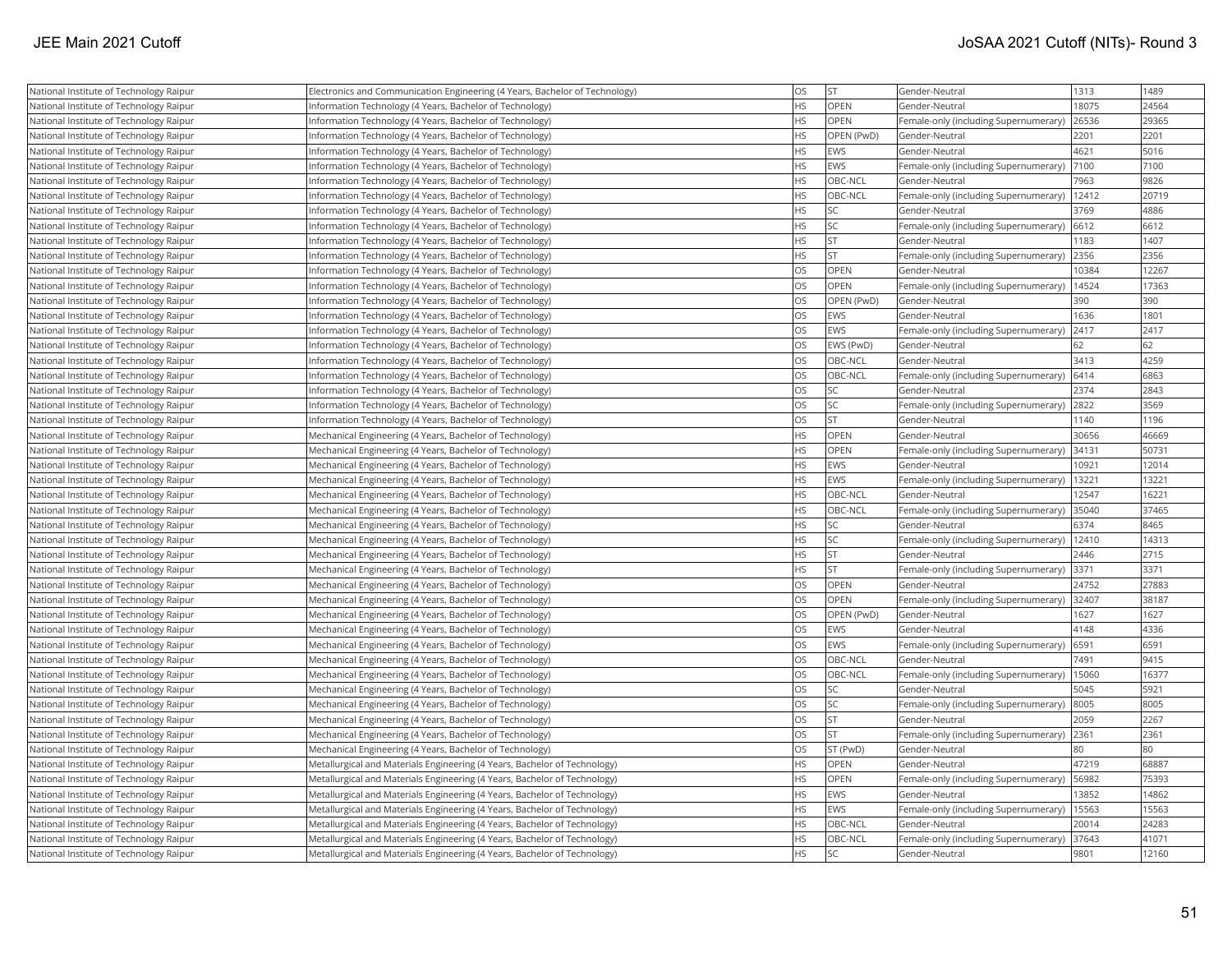| National Institute of Technology Raipur | Electronics and Communication Engineering (4 Years, Bachelor of Technology) | OS | ST | Gender-Neutral | 1313 | 1489 |
|---|---|---|---|---|---|---|
| National Institute of Technology Raipur | Information Technology (4 Years, Bachelor of Technology) | HS | OPEN | Gender-Neutral | 18075 | 24564 |
| National Institute of Technology Raipur | Information Technology (4 Years, Bachelor of Technology) | HS | OPEN | Female-only (including Supernumerary) | 26536 | 29365 |
| National Institute of Technology Raipur | Information Technology (4 Years, Bachelor of Technology) | HS | OPEN (PwD) | Gender-Neutral | 2201 | 2201 |
| National Institute of Technology Raipur | Information Technology (4 Years, Bachelor of Technology) | HS | EWS | Gender-Neutral | 4621 | 5016 |
| National Institute of Technology Raipur | Information Technology (4 Years, Bachelor of Technology) | HS | EWS | Female-only (including Supernumerary) | 7100 | 7100 |
| National Institute of Technology Raipur | Information Technology (4 Years, Bachelor of Technology) | HS | OBC-NCL | Gender-Neutral | 7963 | 9826 |
| National Institute of Technology Raipur | Information Technology (4 Years, Bachelor of Technology) | HS | OBC-NCL | Female-only (including Supernumerary) | 12412 | 20719 |
| National Institute of Technology Raipur | Information Technology (4 Years, Bachelor of Technology) | HS | SC | Gender-Neutral | 3769 | 4886 |
| National Institute of Technology Raipur | Information Technology (4 Years, Bachelor of Technology) | HS | SC | Female-only (including Supernumerary) | 6612 | 6612 |
| National Institute of Technology Raipur | Information Technology (4 Years, Bachelor of Technology) | HS | ST | Gender-Neutral | 1183 | 1407 |
| National Institute of Technology Raipur | Information Technology (4 Years, Bachelor of Technology) | HS | ST | Female-only (including Supernumerary) | 2356 | 2356 |
| National Institute of Technology Raipur | Information Technology (4 Years, Bachelor of Technology) | OS | OPEN | Gender-Neutral | 10384 | 12267 |
| National Institute of Technology Raipur | Information Technology (4 Years, Bachelor of Technology) | OS | OPEN | Female-only (including Supernumerary) | 14524 | 17363 |
| National Institute of Technology Raipur | Information Technology (4 Years, Bachelor of Technology) | OS | OPEN (PwD) | Gender-Neutral | 390 | 390 |
| National Institute of Technology Raipur | Information Technology (4 Years, Bachelor of Technology) | OS | EWS | Gender-Neutral | 1636 | 1801 |
| National Institute of Technology Raipur | Information Technology (4 Years, Bachelor of Technology) | OS | EWS | Female-only (including Supernumerary) | 2417 | 2417 |
| National Institute of Technology Raipur | Information Technology (4 Years, Bachelor of Technology) | OS | EWS (PwD) | Gender-Neutral | 62 | 62 |
| National Institute of Technology Raipur | Information Technology (4 Years, Bachelor of Technology) | OS | OBC-NCL | Gender-Neutral | 3413 | 4259 |
| National Institute of Technology Raipur | Information Technology (4 Years, Bachelor of Technology) | OS | OBC-NCL | Female-only (including Supernumerary) | 6414 | 6863 |
| National Institute of Technology Raipur | Information Technology (4 Years, Bachelor of Technology) | OS | SC | Gender-Neutral | 2374 | 2843 |
| National Institute of Technology Raipur | Information Technology (4 Years, Bachelor of Technology) | OS | SC | Female-only (including Supernumerary) | 2822 | 3569 |
| National Institute of Technology Raipur | Information Technology (4 Years, Bachelor of Technology) | OS | ST | Gender-Neutral | 1140 | 1196 |
| National Institute of Technology Raipur | Mechanical Engineering (4 Years, Bachelor of Technology) | HS | OPEN | Gender-Neutral | 30656 | 46669 |
| National Institute of Technology Raipur | Mechanical Engineering (4 Years, Bachelor of Technology) | HS | OPEN | Female-only (including Supernumerary) | 34131 | 50731 |
| National Institute of Technology Raipur | Mechanical Engineering (4 Years, Bachelor of Technology) | HS | EWS | Gender-Neutral | 10921 | 12014 |
| National Institute of Technology Raipur | Mechanical Engineering (4 Years, Bachelor of Technology) | HS | EWS | Female-only (including Supernumerary) | 13221 | 13221 |
| National Institute of Technology Raipur | Mechanical Engineering (4 Years, Bachelor of Technology) | HS | OBC-NCL | Gender-Neutral | 12547 | 16221 |
| National Institute of Technology Raipur | Mechanical Engineering (4 Years, Bachelor of Technology) | HS | OBC-NCL | Female-only (including Supernumerary) | 35040 | 37465 |
| National Institute of Technology Raipur | Mechanical Engineering (4 Years, Bachelor of Technology) | HS | SC | Gender-Neutral | 6374 | 8465 |
| National Institute of Technology Raipur | Mechanical Engineering (4 Years, Bachelor of Technology) | HS | SC | Female-only (including Supernumerary) | 12410 | 14313 |
| National Institute of Technology Raipur | Mechanical Engineering (4 Years, Bachelor of Technology) | HS | ST | Gender-Neutral | 2446 | 2715 |
| National Institute of Technology Raipur | Mechanical Engineering (4 Years, Bachelor of Technology) | HS | ST | Female-only (including Supernumerary) | 3371 | 3371 |
| National Institute of Technology Raipur | Mechanical Engineering (4 Years, Bachelor of Technology) | OS | OPEN | Gender-Neutral | 24752 | 27883 |
| National Institute of Technology Raipur | Mechanical Engineering (4 Years, Bachelor of Technology) | OS | OPEN | Female-only (including Supernumerary) | 32407 | 38187 |
| National Institute of Technology Raipur | Mechanical Engineering (4 Years, Bachelor of Technology) | OS | OPEN (PwD) | Gender-Neutral | 1627 | 1627 |
| National Institute of Technology Raipur | Mechanical Engineering (4 Years, Bachelor of Technology) | OS | EWS | Gender-Neutral | 4148 | 4336 |
| National Institute of Technology Raipur | Mechanical Engineering (4 Years, Bachelor of Technology) | OS | EWS | Female-only (including Supernumerary) | 6591 | 6591 |
| National Institute of Technology Raipur | Mechanical Engineering (4 Years, Bachelor of Technology) | OS | OBC-NCL | Gender-Neutral | 7491 | 9415 |
| National Institute of Technology Raipur | Mechanical Engineering (4 Years, Bachelor of Technology) | OS | OBC-NCL | Female-only (including Supernumerary) | 15060 | 16377 |
| National Institute of Technology Raipur | Mechanical Engineering (4 Years, Bachelor of Technology) | OS | SC | Gender-Neutral | 5045 | 5921 |
| National Institute of Technology Raipur | Mechanical Engineering (4 Years, Bachelor of Technology) | OS | SC | Female-only (including Supernumerary) | 8005 | 8005 |
| National Institute of Technology Raipur | Mechanical Engineering (4 Years, Bachelor of Technology) | OS | ST | Gender-Neutral | 2059 | 2267 |
| National Institute of Technology Raipur | Mechanical Engineering (4 Years, Bachelor of Technology) | OS | ST | Female-only (including Supernumerary) | 2361 | 2361 |
| National Institute of Technology Raipur | Mechanical Engineering (4 Years, Bachelor of Technology) | OS | ST (PwD) | Gender-Neutral | 80 | 80 |
| National Institute of Technology Raipur | Metallurgical and Materials Engineering (4 Years, Bachelor of Technology) | HS | OPEN | Gender-Neutral | 47219 | 68887 |
| National Institute of Technology Raipur | Metallurgical and Materials Engineering (4 Years, Bachelor of Technology) | HS | OPEN | Female-only (including Supernumerary) | 56982 | 75393 |
| National Institute of Technology Raipur | Metallurgical and Materials Engineering (4 Years, Bachelor of Technology) | HS | EWS | Gender-Neutral | 13852 | 14862 |
| National Institute of Technology Raipur | Metallurgical and Materials Engineering (4 Years, Bachelor of Technology) | HS | EWS | Female-only (including Supernumerary) | 15563 | 15563 |
| National Institute of Technology Raipur | Metallurgical and Materials Engineering (4 Years, Bachelor of Technology) | HS | OBC-NCL | Gender-Neutral | 20014 | 24283 |
| National Institute of Technology Raipur | Metallurgical and Materials Engineering (4 Years, Bachelor of Technology) | HS | OBC-NCL | Female-only (including Supernumerary) | 37643 | 41071 |
| National Institute of Technology Raipur | Metallurgical and Materials Engineering (4 Years, Bachelor of Technology) | HS | SC | Gender-Neutral | 9801 | 12160 |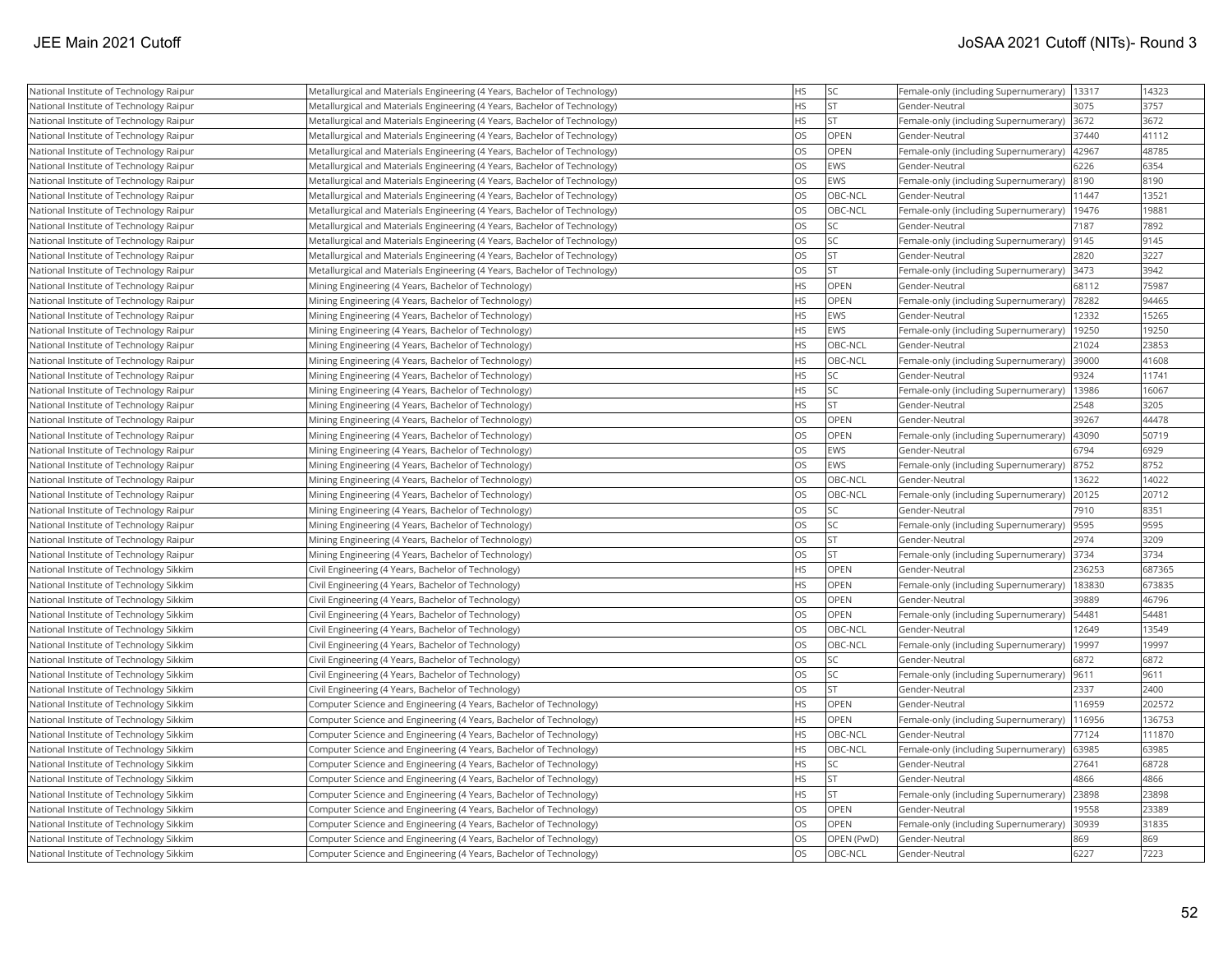| National Institute of Technology Raipur | Metallurgical and Materials Engineering (4 Years, Bachelor of Technology) | HS | SC | Female-only (including Supernumerary) | 13317 | 14323 |
|---|---|---|---|---|---|---|
| National Institute of Technology Raipur | Metallurgical and Materials Engineering (4 Years, Bachelor of Technology) | HS | ST | Gender-Neutral | 3075 | 3757 |
| National Institute of Technology Raipur | Metallurgical and Materials Engineering (4 Years, Bachelor of Technology) | HS | ST | Female-only (including Supernumerary) | 3672 | 3672 |
| National Institute of Technology Raipur | Metallurgical and Materials Engineering (4 Years, Bachelor of Technology) | OS | OPEN | Gender-Neutral | 37440 | 41112 |
| National Institute of Technology Raipur | Metallurgical and Materials Engineering (4 Years, Bachelor of Technology) | OS | OPEN | Female-only (including Supernumerary) | 42967 | 48785 |
| National Institute of Technology Raipur | Metallurgical and Materials Engineering (4 Years, Bachelor of Technology) | OS | EWS | Gender-Neutral | 6226 | 6354 |
| National Institute of Technology Raipur | Metallurgical and Materials Engineering (4 Years, Bachelor of Technology) | OS | EWS | Female-only (including Supernumerary) | 8190 | 8190 |
| National Institute of Technology Raipur | Metallurgical and Materials Engineering (4 Years, Bachelor of Technology) | OS | OBC-NCL | Gender-Neutral | 11447 | 13521 |
| National Institute of Technology Raipur | Metallurgical and Materials Engineering (4 Years, Bachelor of Technology) | OS | OBC-NCL | Female-only (including Supernumerary) | 19476 | 19881 |
| National Institute of Technology Raipur | Metallurgical and Materials Engineering (4 Years, Bachelor of Technology) | OS | SC | Gender-Neutral | 7187 | 7892 |
| National Institute of Technology Raipur | Metallurgical and Materials Engineering (4 Years, Bachelor of Technology) | OS | SC | Female-only (including Supernumerary) | 9145 | 9145 |
| National Institute of Technology Raipur | Metallurgical and Materials Engineering (4 Years, Bachelor of Technology) | OS | ST | Gender-Neutral | 2820 | 3227 |
| National Institute of Technology Raipur | Metallurgical and Materials Engineering (4 Years, Bachelor of Technology) | OS | ST | Female-only (including Supernumerary) | 3473 | 3942 |
| National Institute of Technology Raipur | Mining Engineering (4 Years, Bachelor of Technology) | HS | OPEN | Gender-Neutral | 68112 | 75987 |
| National Institute of Technology Raipur | Mining Engineering (4 Years, Bachelor of Technology) | HS | OPEN | Female-only (including Supernumerary) | 78282 | 94465 |
| National Institute of Technology Raipur | Mining Engineering (4 Years, Bachelor of Technology) | HS | EWS | Gender-Neutral | 12332 | 15265 |
| National Institute of Technology Raipur | Mining Engineering (4 Years, Bachelor of Technology) | HS | EWS | Female-only (including Supernumerary) | 19250 | 19250 |
| National Institute of Technology Raipur | Mining Engineering (4 Years, Bachelor of Technology) | HS | OBC-NCL | Gender-Neutral | 21024 | 23853 |
| National Institute of Technology Raipur | Mining Engineering (4 Years, Bachelor of Technology) | HS | OBC-NCL | Female-only (including Supernumerary) | 39000 | 41608 |
| National Institute of Technology Raipur | Mining Engineering (4 Years, Bachelor of Technology) | HS | SC | Gender-Neutral | 9324 | 11741 |
| National Institute of Technology Raipur | Mining Engineering (4 Years, Bachelor of Technology) | HS | SC | Female-only (including Supernumerary) | 13986 | 16067 |
| National Institute of Technology Raipur | Mining Engineering (4 Years, Bachelor of Technology) | HS | ST | Gender-Neutral | 2548 | 3205 |
| National Institute of Technology Raipur | Mining Engineering (4 Years, Bachelor of Technology) | OS | OPEN | Gender-Neutral | 39267 | 44478 |
| National Institute of Technology Raipur | Mining Engineering (4 Years, Bachelor of Technology) | OS | OPEN | Female-only (including Supernumerary) | 43090 | 50719 |
| National Institute of Technology Raipur | Mining Engineering (4 Years, Bachelor of Technology) | OS | EWS | Gender-Neutral | 6794 | 6929 |
| National Institute of Technology Raipur | Mining Engineering (4 Years, Bachelor of Technology) | OS | EWS | Female-only (including Supernumerary) | 8752 | 8752 |
| National Institute of Technology Raipur | Mining Engineering (4 Years, Bachelor of Technology) | OS | OBC-NCL | Gender-Neutral | 13622 | 14022 |
| National Institute of Technology Raipur | Mining Engineering (4 Years, Bachelor of Technology) | OS | OBC-NCL | Female-only (including Supernumerary) | 20125 | 20712 |
| National Institute of Technology Raipur | Mining Engineering (4 Years, Bachelor of Technology) | OS | SC | Gender-Neutral | 7910 | 8351 |
| National Institute of Technology Raipur | Mining Engineering (4 Years, Bachelor of Technology) | OS | SC | Female-only (including Supernumerary) | 9595 | 9595 |
| National Institute of Technology Raipur | Mining Engineering (4 Years, Bachelor of Technology) | OS | ST | Gender-Neutral | 2974 | 3209 |
| National Institute of Technology Raipur | Mining Engineering (4 Years, Bachelor of Technology) | OS | ST | Female-only (including Supernumerary) | 3734 | 3734 |
| National Institute of Technology Sikkim | Civil Engineering (4 Years, Bachelor of Technology) | HS | OPEN | Gender-Neutral | 236253 | 687365 |
| National Institute of Technology Sikkim | Civil Engineering (4 Years, Bachelor of Technology) | HS | OPEN | Female-only (including Supernumerary) | 183830 | 673835 |
| National Institute of Technology Sikkim | Civil Engineering (4 Years, Bachelor of Technology) | OS | OPEN | Gender-Neutral | 39889 | 46796 |
| National Institute of Technology Sikkim | Civil Engineering (4 Years, Bachelor of Technology) | OS | OPEN | Female-only (including Supernumerary) | 54481 | 54481 |
| National Institute of Technology Sikkim | Civil Engineering (4 Years, Bachelor of Technology) | OS | OBC-NCL | Gender-Neutral | 12649 | 13549 |
| National Institute of Technology Sikkim | Civil Engineering (4 Years, Bachelor of Technology) | OS | OBC-NCL | Female-only (including Supernumerary) | 19997 | 19997 |
| National Institute of Technology Sikkim | Civil Engineering (4 Years, Bachelor of Technology) | OS | SC | Gender-Neutral | 6872 | 6872 |
| National Institute of Technology Sikkim | Civil Engineering (4 Years, Bachelor of Technology) | OS | SC | Female-only (including Supernumerary) | 9611 | 9611 |
| National Institute of Technology Sikkim | Civil Engineering (4 Years, Bachelor of Technology) | OS | ST | Gender-Neutral | 2337 | 2400 |
| National Institute of Technology Sikkim | Computer Science and Engineering (4 Years, Bachelor of Technology) | HS | OPEN | Gender-Neutral | 116959 | 202572 |
| National Institute of Technology Sikkim | Computer Science and Engineering (4 Years, Bachelor of Technology) | HS | OPEN | Female-only (including Supernumerary) | 116956 | 136753 |
| National Institute of Technology Sikkim | Computer Science and Engineering (4 Years, Bachelor of Technology) | HS | OBC-NCL | Gender-Neutral | 77124 | 111870 |
| National Institute of Technology Sikkim | Computer Science and Engineering (4 Years, Bachelor of Technology) | HS | OBC-NCL | Female-only (including Supernumerary) | 63985 | 63985 |
| National Institute of Technology Sikkim | Computer Science and Engineering (4 Years, Bachelor of Technology) | HS | SC | Gender-Neutral | 27641 | 68728 |
| National Institute of Technology Sikkim | Computer Science and Engineering (4 Years, Bachelor of Technology) | HS | ST | Gender-Neutral | 4866 | 4866 |
| National Institute of Technology Sikkim | Computer Science and Engineering (4 Years, Bachelor of Technology) | HS | ST | Female-only (including Supernumerary) | 23898 | 23898 |
| National Institute of Technology Sikkim | Computer Science and Engineering (4 Years, Bachelor of Technology) | OS | OPEN | Gender-Neutral | 19558 | 23389 |
| National Institute of Technology Sikkim | Computer Science and Engineering (4 Years, Bachelor of Technology) | OS | OPEN | Female-only (including Supernumerary) | 30939 | 31835 |
| National Institute of Technology Sikkim | Computer Science and Engineering (4 Years, Bachelor of Technology) | OS | OPEN (PwD) | Gender-Neutral | 869 | 869 |
| National Institute of Technology Sikkim | Computer Science and Engineering (4 Years, Bachelor of Technology) | OS | OBC-NCL | Gender-Neutral | 6227 | 7223 |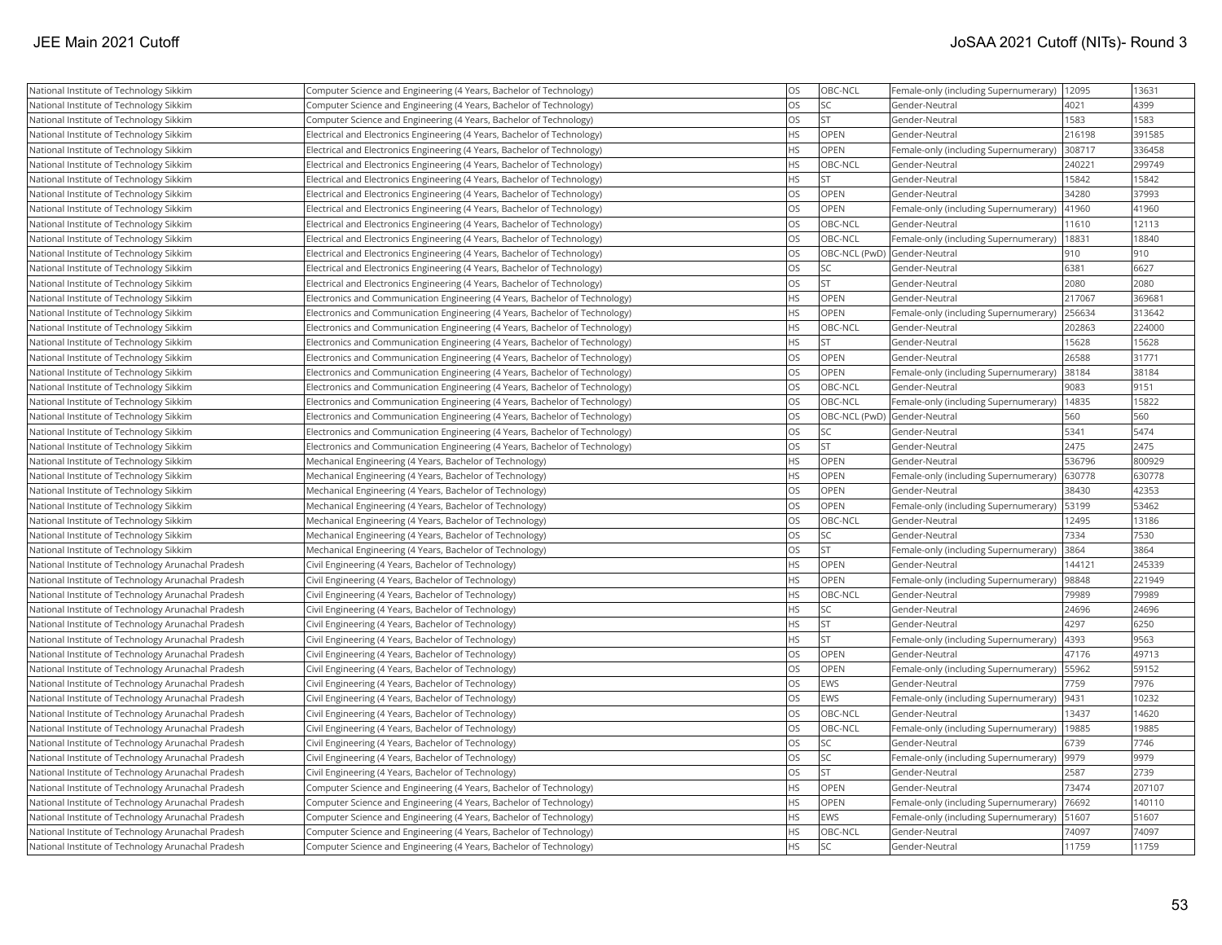| National Institute of Technology Sikkim | Computer Science and Engineering (4 Years, Bachelor of Technology) | OS | OBC-NCL | Female-only (including Supernumerary) | 12095 | 13631 |
|---|---|---|---|---|---|---|
| National Institute of Technology Sikkim | Computer Science and Engineering (4 Years, Bachelor of Technology) | OS | SC | Gender-Neutral | 4021 | 4399 |
| National Institute of Technology Sikkim | Computer Science and Engineering (4 Years, Bachelor of Technology) | OS | ST | Gender-Neutral | 1583 | 1583 |
| National Institute of Technology Sikkim | Electrical and Electronics Engineering (4 Years, Bachelor of Technology) | HS | OPEN | Gender-Neutral | 216198 | 391585 |
| National Institute of Technology Sikkim | Electrical and Electronics Engineering (4 Years, Bachelor of Technology) | HS | OPEN | Female-only (including Supernumerary) | 308717 | 336458 |
| National Institute of Technology Sikkim | Electrical and Electronics Engineering (4 Years, Bachelor of Technology) | HS | OBC-NCL | Gender-Neutral | 240221 | 299749 |
| National Institute of Technology Sikkim | Electrical and Electronics Engineering (4 Years, Bachelor of Technology) | HS | ST | Gender-Neutral | 15842 | 15842 |
| National Institute of Technology Sikkim | Electrical and Electronics Engineering (4 Years, Bachelor of Technology) | OS | OPEN | Gender-Neutral | 34280 | 37993 |
| National Institute of Technology Sikkim | Electrical and Electronics Engineering (4 Years, Bachelor of Technology) | OS | OPEN | Female-only (including Supernumerary) | 41960 | 41960 |
| National Institute of Technology Sikkim | Electrical and Electronics Engineering (4 Years, Bachelor of Technology) | OS | OBC-NCL | Gender-Neutral | 11610 | 12113 |
| National Institute of Technology Sikkim | Electrical and Electronics Engineering (4 Years, Bachelor of Technology) | OS | OBC-NCL | Female-only (including Supernumerary) | 18831 | 18840 |
| National Institute of Technology Sikkim | Electrical and Electronics Engineering (4 Years, Bachelor of Technology) | OS | OBC-NCL (PwD) | Gender-Neutral | 910 | 910 |
| National Institute of Technology Sikkim | Electrical and Electronics Engineering (4 Years, Bachelor of Technology) | OS | SC | Gender-Neutral | 6381 | 6627 |
| National Institute of Technology Sikkim | Electrical and Electronics Engineering (4 Years, Bachelor of Technology) | OS | ST | Gender-Neutral | 2080 | 2080 |
| National Institute of Technology Sikkim | Electronics and Communication Engineering (4 Years, Bachelor of Technology) | HS | OPEN | Gender-Neutral | 217067 | 369681 |
| National Institute of Technology Sikkim | Electronics and Communication Engineering (4 Years, Bachelor of Technology) | HS | OPEN | Female-only (including Supernumerary) | 256634 | 313642 |
| National Institute of Technology Sikkim | Electronics and Communication Engineering (4 Years, Bachelor of Technology) | HS | OBC-NCL | Gender-Neutral | 202863 | 224000 |
| National Institute of Technology Sikkim | Electronics and Communication Engineering (4 Years, Bachelor of Technology) | HS | ST | Gender-Neutral | 15628 | 15628 |
| National Institute of Technology Sikkim | Electronics and Communication Engineering (4 Years, Bachelor of Technology) | OS | OPEN | Gender-Neutral | 26588 | 31771 |
| National Institute of Technology Sikkim | Electronics and Communication Engineering (4 Years, Bachelor of Technology) | OS | OPEN | Female-only (including Supernumerary) | 38184 | 38184 |
| National Institute of Technology Sikkim | Electronics and Communication Engineering (4 Years, Bachelor of Technology) | OS | OBC-NCL | Gender-Neutral | 9083 | 9151 |
| National Institute of Technology Sikkim | Electronics and Communication Engineering (4 Years, Bachelor of Technology) | OS | OBC-NCL | Female-only (including Supernumerary) | 14835 | 15822 |
| National Institute of Technology Sikkim | Electronics and Communication Engineering (4 Years, Bachelor of Technology) | OS | OBC-NCL (PwD) | Gender-Neutral | 560 | 560 |
| National Institute of Technology Sikkim | Electronics and Communication Engineering (4 Years, Bachelor of Technology) | OS | SC | Gender-Neutral | 5341 | 5474 |
| National Institute of Technology Sikkim | Electronics and Communication Engineering (4 Years, Bachelor of Technology) | OS | ST | Gender-Neutral | 2475 | 2475 |
| National Institute of Technology Sikkim | Mechanical Engineering (4 Years, Bachelor of Technology) | HS | OPEN | Gender-Neutral | 536796 | 800929 |
| National Institute of Technology Sikkim | Mechanical Engineering (4 Years, Bachelor of Technology) | HS | OPEN | Female-only (including Supernumerary) | 630778 | 630778 |
| National Institute of Technology Sikkim | Mechanical Engineering (4 Years, Bachelor of Technology) | OS | OPEN | Gender-Neutral | 38430 | 42353 |
| National Institute of Technology Sikkim | Mechanical Engineering (4 Years, Bachelor of Technology) | OS | OPEN | Female-only (including Supernumerary) | 53199 | 53462 |
| National Institute of Technology Sikkim | Mechanical Engineering (4 Years, Bachelor of Technology) | OS | OBC-NCL | Gender-Neutral | 12495 | 13186 |
| National Institute of Technology Sikkim | Mechanical Engineering (4 Years, Bachelor of Technology) | OS | SC | Gender-Neutral | 7334 | 7530 |
| National Institute of Technology Sikkim | Mechanical Engineering (4 Years, Bachelor of Technology) | OS | ST | Female-only (including Supernumerary) | 3864 | 3864 |
| National Institute of Technology Arunachal Pradesh | Civil Engineering (4 Years, Bachelor of Technology) | HS | OPEN | Gender-Neutral | 144121 | 245339 |
| National Institute of Technology Arunachal Pradesh | Civil Engineering (4 Years, Bachelor of Technology) | HS | OPEN | Female-only (including Supernumerary) | 98848 | 221949 |
| National Institute of Technology Arunachal Pradesh | Civil Engineering (4 Years, Bachelor of Technology) | HS | OBC-NCL | Gender-Neutral | 79989 | 79989 |
| National Institute of Technology Arunachal Pradesh | Civil Engineering (4 Years, Bachelor of Technology) | HS | SC | Gender-Neutral | 24696 | 24696 |
| National Institute of Technology Arunachal Pradesh | Civil Engineering (4 Years, Bachelor of Technology) | HS | ST | Gender-Neutral | 4297 | 6250 |
| National Institute of Technology Arunachal Pradesh | Civil Engineering (4 Years, Bachelor of Technology) | HS | ST | Female-only (including Supernumerary) | 4393 | 9563 |
| National Institute of Technology Arunachal Pradesh | Civil Engineering (4 Years, Bachelor of Technology) | OS | OPEN | Gender-Neutral | 47176 | 49713 |
| National Institute of Technology Arunachal Pradesh | Civil Engineering (4 Years, Bachelor of Technology) | OS | OPEN | Female-only (including Supernumerary) | 55962 | 59152 |
| National Institute of Technology Arunachal Pradesh | Civil Engineering (4 Years, Bachelor of Technology) | OS | EWS | Gender-Neutral | 7759 | 7976 |
| National Institute of Technology Arunachal Pradesh | Civil Engineering (4 Years, Bachelor of Technology) | OS | EWS | Female-only (including Supernumerary) | 9431 | 10232 |
| National Institute of Technology Arunachal Pradesh | Civil Engineering (4 Years, Bachelor of Technology) | OS | OBC-NCL | Gender-Neutral | 13437 | 14620 |
| National Institute of Technology Arunachal Pradesh | Civil Engineering (4 Years, Bachelor of Technology) | OS | OBC-NCL | Female-only (including Supernumerary) | 19885 | 19885 |
| National Institute of Technology Arunachal Pradesh | Civil Engineering (4 Years, Bachelor of Technology) | OS | SC | Gender-Neutral | 6739 | 7746 |
| National Institute of Technology Arunachal Pradesh | Civil Engineering (4 Years, Bachelor of Technology) | OS | SC | Female-only (including Supernumerary) | 9979 | 9979 |
| National Institute of Technology Arunachal Pradesh | Civil Engineering (4 Years, Bachelor of Technology) | OS | ST | Gender-Neutral | 2587 | 2739 |
| National Institute of Technology Arunachal Pradesh | Computer Science and Engineering (4 Years, Bachelor of Technology) | HS | OPEN | Gender-Neutral | 73474 | 207107 |
| National Institute of Technology Arunachal Pradesh | Computer Science and Engineering (4 Years, Bachelor of Technology) | HS | OPEN | Female-only (including Supernumerary) | 76692 | 140110 |
| National Institute of Technology Arunachal Pradesh | Computer Science and Engineering (4 Years, Bachelor of Technology) | HS | EWS | Female-only (including Supernumerary) | 51607 | 51607 |
| National Institute of Technology Arunachal Pradesh | Computer Science and Engineering (4 Years, Bachelor of Technology) | HS | OBC-NCL | Gender-Neutral | 74097 | 74097 |
| National Institute of Technology Arunachal Pradesh | Computer Science and Engineering (4 Years, Bachelor of Technology) | HS | SC | Gender-Neutral | 11759 | 11759 |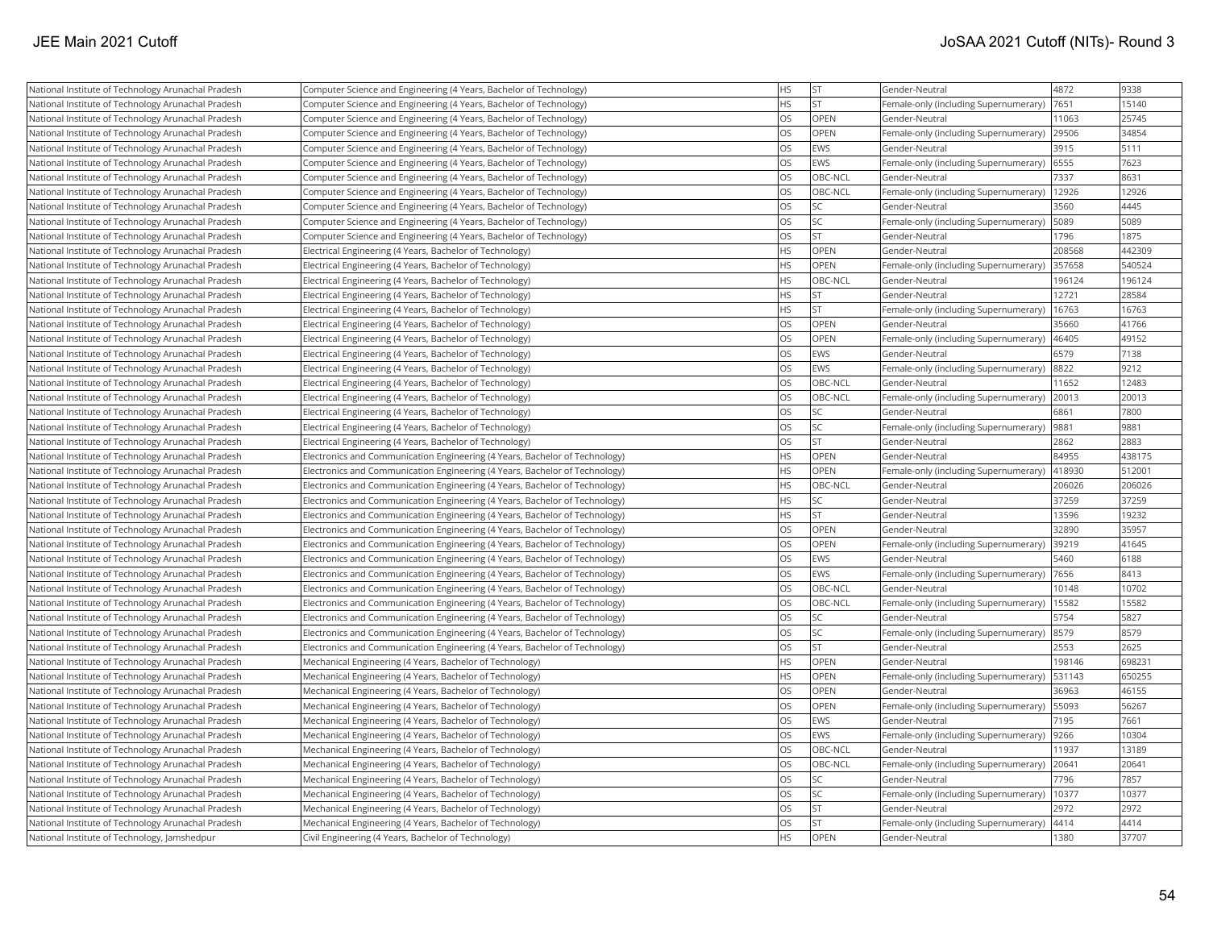| National Institute of Technology Arunachal Pradesh | Computer Science and Engineering (4 Years, Bachelor of Technology) | HS | ST | Gender-Neutral | 4872 | 9338 |
|---|---|---|---|---|---|---|
| National Institute of Technology Arunachal Pradesh | Computer Science and Engineering (4 Years, Bachelor of Technology) | HS | ST | Female-only (including Supernumerary) | 7651 | 15140 |
| National Institute of Technology Arunachal Pradesh | Computer Science and Engineering (4 Years, Bachelor of Technology) | OS | OPEN | Gender-Neutral | 11063 | 25745 |
| National Institute of Technology Arunachal Pradesh | Computer Science and Engineering (4 Years, Bachelor of Technology) | OS | OPEN | Female-only (including Supernumerary) | 29506 | 34854 |
| National Institute of Technology Arunachal Pradesh | Computer Science and Engineering (4 Years, Bachelor of Technology) | OS | EWS | Gender-Neutral | 3915 | 5111 |
| National Institute of Technology Arunachal Pradesh | Computer Science and Engineering (4 Years, Bachelor of Technology) | OS | EWS | Female-only (including Supernumerary) | 6555 | 7623 |
| National Institute of Technology Arunachal Pradesh | Computer Science and Engineering (4 Years, Bachelor of Technology) | OS | OBC-NCL | Gender-Neutral | 7337 | 8631 |
| National Institute of Technology Arunachal Pradesh | Computer Science and Engineering (4 Years, Bachelor of Technology) | OS | OBC-NCL | Female-only (including Supernumerary) | 12926 | 12926 |
| National Institute of Technology Arunachal Pradesh | Computer Science and Engineering (4 Years, Bachelor of Technology) | OS | SC | Gender-Neutral | 3560 | 4445 |
| National Institute of Technology Arunachal Pradesh | Computer Science and Engineering (4 Years, Bachelor of Technology) | OS | SC | Female-only (including Supernumerary) | 5089 | 5089 |
| National Institute of Technology Arunachal Pradesh | Computer Science and Engineering (4 Years, Bachelor of Technology) | OS | ST | Gender-Neutral | 1796 | 1875 |
| National Institute of Technology Arunachal Pradesh | Electrical Engineering (4 Years, Bachelor of Technology) | HS | OPEN | Gender-Neutral | 208568 | 442309 |
| National Institute of Technology Arunachal Pradesh | Electrical Engineering (4 Years, Bachelor of Technology) | HS | OPEN | Female-only (including Supernumerary) | 357658 | 540524 |
| National Institute of Technology Arunachal Pradesh | Electrical Engineering (4 Years, Bachelor of Technology) | HS | OBC-NCL | Gender-Neutral | 196124 | 196124 |
| National Institute of Technology Arunachal Pradesh | Electrical Engineering (4 Years, Bachelor of Technology) | HS | ST | Gender-Neutral | 12721 | 28584 |
| National Institute of Technology Arunachal Pradesh | Electrical Engineering (4 Years, Bachelor of Technology) | HS | ST | Female-only (including Supernumerary) | 16763 | 16763 |
| National Institute of Technology Arunachal Pradesh | Electrical Engineering (4 Years, Bachelor of Technology) | OS | OPEN | Gender-Neutral | 35660 | 41766 |
| National Institute of Technology Arunachal Pradesh | Electrical Engineering (4 Years, Bachelor of Technology) | OS | OPEN | Female-only (including Supernumerary) | 46405 | 49152 |
| National Institute of Technology Arunachal Pradesh | Electrical Engineering (4 Years, Bachelor of Technology) | OS | EWS | Gender-Neutral | 6579 | 7138 |
| National Institute of Technology Arunachal Pradesh | Electrical Engineering (4 Years, Bachelor of Technology) | OS | EWS | Female-only (including Supernumerary) | 8822 | 9212 |
| National Institute of Technology Arunachal Pradesh | Electrical Engineering (4 Years, Bachelor of Technology) | OS | OBC-NCL | Gender-Neutral | 11652 | 12483 |
| National Institute of Technology Arunachal Pradesh | Electrical Engineering (4 Years, Bachelor of Technology) | OS | OBC-NCL | Female-only (including Supernumerary) | 20013 | 20013 |
| National Institute of Technology Arunachal Pradesh | Electrical Engineering (4 Years, Bachelor of Technology) | OS | SC | Gender-Neutral | 6861 | 7800 |
| National Institute of Technology Arunachal Pradesh | Electrical Engineering (4 Years, Bachelor of Technology) | OS | SC | Female-only (including Supernumerary) | 9881 | 9881 |
| National Institute of Technology Arunachal Pradesh | Electrical Engineering (4 Years, Bachelor of Technology) | OS | ST | Gender-Neutral | 2862 | 2883 |
| National Institute of Technology Arunachal Pradesh | Electronics and Communication Engineering (4 Years, Bachelor of Technology) | HS | OPEN | Gender-Neutral | 84955 | 438175 |
| National Institute of Technology Arunachal Pradesh | Electronics and Communication Engineering (4 Years, Bachelor of Technology) | HS | OPEN | Female-only (including Supernumerary) | 418930 | 512001 |
| National Institute of Technology Arunachal Pradesh | Electronics and Communication Engineering (4 Years, Bachelor of Technology) | HS | OBC-NCL | Gender-Neutral | 206026 | 206026 |
| National Institute of Technology Arunachal Pradesh | Electronics and Communication Engineering (4 Years, Bachelor of Technology) | HS | SC | Gender-Neutral | 37259 | 37259 |
| National Institute of Technology Arunachal Pradesh | Electronics and Communication Engineering (4 Years, Bachelor of Technology) | HS | ST | Gender-Neutral | 13596 | 19232 |
| National Institute of Technology Arunachal Pradesh | Electronics and Communication Engineering (4 Years, Bachelor of Technology) | OS | OPEN | Gender-Neutral | 32890 | 35957 |
| National Institute of Technology Arunachal Pradesh | Electronics and Communication Engineering (4 Years, Bachelor of Technology) | OS | OPEN | Female-only (including Supernumerary) | 39219 | 41645 |
| National Institute of Technology Arunachal Pradesh | Electronics and Communication Engineering (4 Years, Bachelor of Technology) | OS | EWS | Gender-Neutral | 5460 | 6188 |
| National Institute of Technology Arunachal Pradesh | Electronics and Communication Engineering (4 Years, Bachelor of Technology) | OS | EWS | Female-only (including Supernumerary) | 7656 | 8413 |
| National Institute of Technology Arunachal Pradesh | Electronics and Communication Engineering (4 Years, Bachelor of Technology) | OS | OBC-NCL | Gender-Neutral | 10148 | 10702 |
| National Institute of Technology Arunachal Pradesh | Electronics and Communication Engineering (4 Years, Bachelor of Technology) | OS | OBC-NCL | Female-only (including Supernumerary) | 15582 | 15582 |
| National Institute of Technology Arunachal Pradesh | Electronics and Communication Engineering (4 Years, Bachelor of Technology) | OS | SC | Gender-Neutral | 5754 | 5827 |
| National Institute of Technology Arunachal Pradesh | Electronics and Communication Engineering (4 Years, Bachelor of Technology) | OS | SC | Female-only (including Supernumerary) | 8579 | 8579 |
| National Institute of Technology Arunachal Pradesh | Electronics and Communication Engineering (4 Years, Bachelor of Technology) | OS | ST | Gender-Neutral | 2553 | 2625 |
| National Institute of Technology Arunachal Pradesh | Mechanical Engineering (4 Years, Bachelor of Technology) | HS | OPEN | Gender-Neutral | 198146 | 698231 |
| National Institute of Technology Arunachal Pradesh | Mechanical Engineering (4 Years, Bachelor of Technology) | HS | OPEN | Female-only (including Supernumerary) | 531143 | 650255 |
| National Institute of Technology Arunachal Pradesh | Mechanical Engineering (4 Years, Bachelor of Technology) | OS | OPEN | Gender-Neutral | 36963 | 46155 |
| National Institute of Technology Arunachal Pradesh | Mechanical Engineering (4 Years, Bachelor of Technology) | OS | OPEN | Female-only (including Supernumerary) | 55093 | 56267 |
| National Institute of Technology Arunachal Pradesh | Mechanical Engineering (4 Years, Bachelor of Technology) | OS | EWS | Gender-Neutral | 7195 | 7661 |
| National Institute of Technology Arunachal Pradesh | Mechanical Engineering (4 Years, Bachelor of Technology) | OS | EWS | Female-only (including Supernumerary) | 9266 | 10304 |
| National Institute of Technology Arunachal Pradesh | Mechanical Engineering (4 Years, Bachelor of Technology) | OS | OBC-NCL | Gender-Neutral | 11937 | 13189 |
| National Institute of Technology Arunachal Pradesh | Mechanical Engineering (4 Years, Bachelor of Technology) | OS | OBC-NCL | Female-only (including Supernumerary) | 20641 | 20641 |
| National Institute of Technology Arunachal Pradesh | Mechanical Engineering (4 Years, Bachelor of Technology) | OS | SC | Gender-Neutral | 7796 | 7857 |
| National Institute of Technology Arunachal Pradesh | Mechanical Engineering (4 Years, Bachelor of Technology) | OS | SC | Female-only (including Supernumerary) | 10377 | 10377 |
| National Institute of Technology Arunachal Pradesh | Mechanical Engineering (4 Years, Bachelor of Technology) | OS | ST | Gender-Neutral | 2972 | 2972 |
| National Institute of Technology Arunachal Pradesh | Mechanical Engineering (4 Years, Bachelor of Technology) | OS | ST | Female-only (including Supernumerary) | 4414 | 4414 |
| National Institute of Technology, Jamshedpur | Civil Engineering (4 Years, Bachelor of Technology) | HS | OPEN | Gender-Neutral | 1380 | 37707 |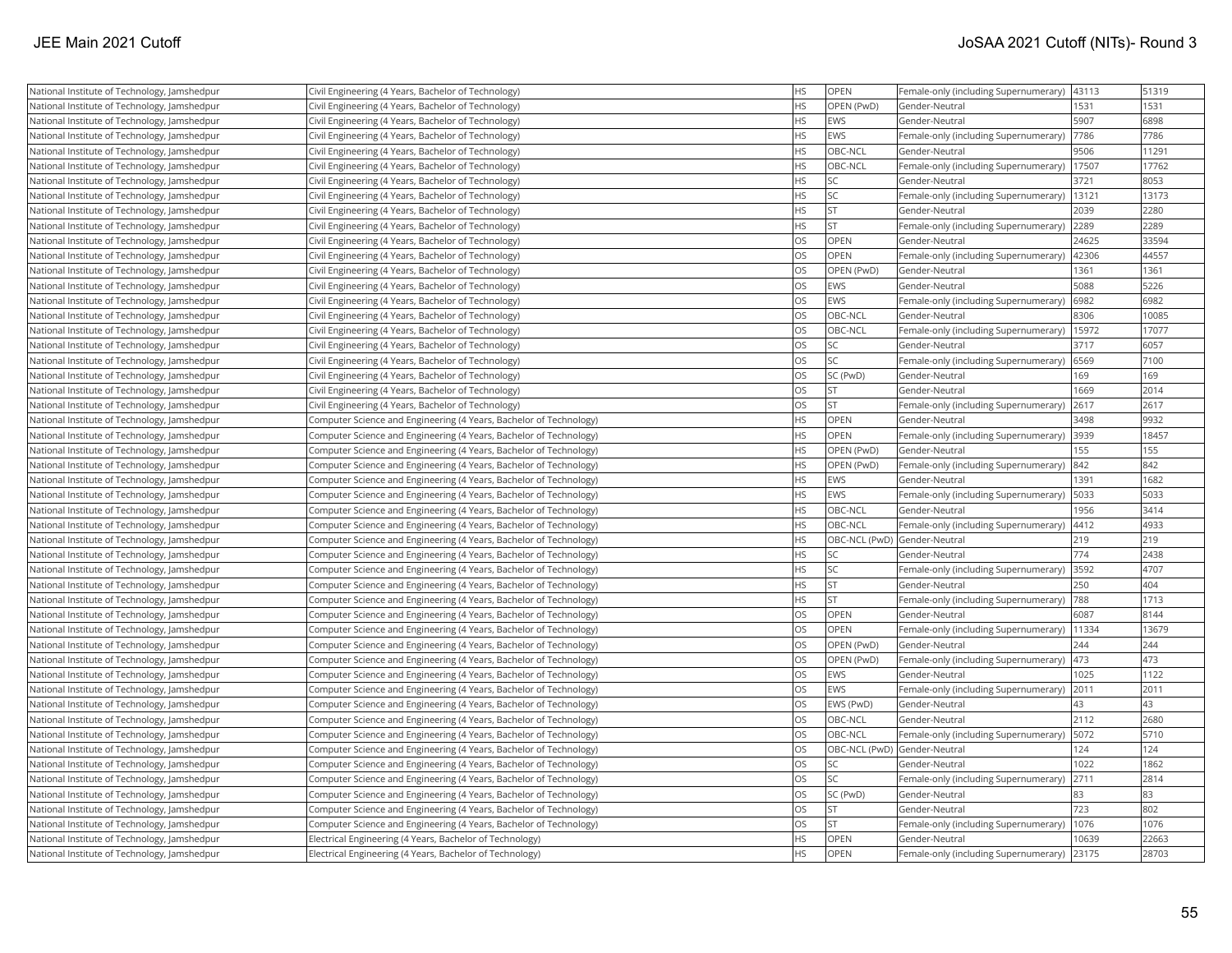| | | | | | | |
|---|---|---|---|---|---|---|
| National Institute of Technology, Jamshedpur | Civil Engineering (4 Years, Bachelor of Technology) | HS | OPEN | Female-only (including Supernumerary) | 43113 | 51319 |
| National Institute of Technology, Jamshedpur | Civil Engineering (4 Years, Bachelor of Technology) | HS | OPEN (PwD) | Gender-Neutral | 1531 | 1531 |
| National Institute of Technology, Jamshedpur | Civil Engineering (4 Years, Bachelor of Technology) | HS | EWS | Gender-Neutral | 5907 | 6898 |
| National Institute of Technology, Jamshedpur | Civil Engineering (4 Years, Bachelor of Technology) | HS | EWS | Female-only (including Supernumerary) | 7786 | 7786 |
| National Institute of Technology, Jamshedpur | Civil Engineering (4 Years, Bachelor of Technology) | HS | OBC-NCL | Gender-Neutral | 9506 | 11291 |
| National Institute of Technology, Jamshedpur | Civil Engineering (4 Years, Bachelor of Technology) | HS | OBC-NCL | Female-only (including Supernumerary) | 17507 | 17762 |
| National Institute of Technology, Jamshedpur | Civil Engineering (4 Years, Bachelor of Technology) | HS | SC | Gender-Neutral | 3721 | 8053 |
| National Institute of Technology, Jamshedpur | Civil Engineering (4 Years, Bachelor of Technology) | HS | SC | Female-only (including Supernumerary) | 13121 | 13173 |
| National Institute of Technology, Jamshedpur | Civil Engineering (4 Years, Bachelor of Technology) | HS | ST | Gender-Neutral | 2039 | 2280 |
| National Institute of Technology, Jamshedpur | Civil Engineering (4 Years, Bachelor of Technology) | HS | ST | Female-only (including Supernumerary) | 2289 | 2289 |
| National Institute of Technology, Jamshedpur | Civil Engineering (4 Years, Bachelor of Technology) | OS | OPEN | Gender-Neutral | 24625 | 33594 |
| National Institute of Technology, Jamshedpur | Civil Engineering (4 Years, Bachelor of Technology) | OS | OPEN | Female-only (including Supernumerary) | 42306 | 44557 |
| National Institute of Technology, Jamshedpur | Civil Engineering (4 Years, Bachelor of Technology) | OS | OPEN (PwD) | Gender-Neutral | 1361 | 1361 |
| National Institute of Technology, Jamshedpur | Civil Engineering (4 Years, Bachelor of Technology) | OS | EWS | Gender-Neutral | 5088 | 5226 |
| National Institute of Technology, Jamshedpur | Civil Engineering (4 Years, Bachelor of Technology) | OS | EWS | Female-only (including Supernumerary) | 6982 | 6982 |
| National Institute of Technology, Jamshedpur | Civil Engineering (4 Years, Bachelor of Technology) | OS | OBC-NCL | Gender-Neutral | 8306 | 10085 |
| National Institute of Technology, Jamshedpur | Civil Engineering (4 Years, Bachelor of Technology) | OS | OBC-NCL | Female-only (including Supernumerary) | 15972 | 17077 |
| National Institute of Technology, Jamshedpur | Civil Engineering (4 Years, Bachelor of Technology) | OS | SC | Gender-Neutral | 3717 | 6057 |
| National Institute of Technology, Jamshedpur | Civil Engineering (4 Years, Bachelor of Technology) | OS | SC | Female-only (including Supernumerary) | 6569 | 7100 |
| National Institute of Technology, Jamshedpur | Civil Engineering (4 Years, Bachelor of Technology) | OS | SC (PwD) | Gender-Neutral | 169 | 169 |
| National Institute of Technology, Jamshedpur | Civil Engineering (4 Years, Bachelor of Technology) | OS | ST | Gender-Neutral | 1669 | 2014 |
| National Institute of Technology, Jamshedpur | Civil Engineering (4 Years, Bachelor of Technology) | OS | ST | Female-only (including Supernumerary) | 2617 | 2617 |
| National Institute of Technology, Jamshedpur | Computer Science and Engineering (4 Years, Bachelor of Technology) | HS | OPEN | Gender-Neutral | 3498 | 9932 |
| National Institute of Technology, Jamshedpur | Computer Science and Engineering (4 Years, Bachelor of Technology) | HS | OPEN | Female-only (including Supernumerary) | 3939 | 18457 |
| National Institute of Technology, Jamshedpur | Computer Science and Engineering (4 Years, Bachelor of Technology) | HS | OPEN (PwD) | Gender-Neutral | 155 | 155 |
| National Institute of Technology, Jamshedpur | Computer Science and Engineering (4 Years, Bachelor of Technology) | HS | OPEN (PwD) | Female-only (including Supernumerary) | 842 | 842 |
| National Institute of Technology, Jamshedpur | Computer Science and Engineering (4 Years, Bachelor of Technology) | HS | EWS | Gender-Neutral | 1391 | 1682 |
| National Institute of Technology, Jamshedpur | Computer Science and Engineering (4 Years, Bachelor of Technology) | HS | EWS | Female-only (including Supernumerary) | 5033 | 5033 |
| National Institute of Technology, Jamshedpur | Computer Science and Engineering (4 Years, Bachelor of Technology) | HS | OBC-NCL | Gender-Neutral | 1956 | 3414 |
| National Institute of Technology, Jamshedpur | Computer Science and Engineering (4 Years, Bachelor of Technology) | HS | OBC-NCL | Female-only (including Supernumerary) | 4412 | 4933 |
| National Institute of Technology, Jamshedpur | Computer Science and Engineering (4 Years, Bachelor of Technology) | HS | OBC-NCL (PwD) | Gender-Neutral | 219 | 219 |
| National Institute of Technology, Jamshedpur | Computer Science and Engineering (4 Years, Bachelor of Technology) | HS | SC | Gender-Neutral | 774 | 2438 |
| National Institute of Technology, Jamshedpur | Computer Science and Engineering (4 Years, Bachelor of Technology) | HS | SC | Female-only (including Supernumerary) | 3592 | 4707 |
| National Institute of Technology, Jamshedpur | Computer Science and Engineering (4 Years, Bachelor of Technology) | HS | ST | Gender-Neutral | 250 | 404 |
| National Institute of Technology, Jamshedpur | Computer Science and Engineering (4 Years, Bachelor of Technology) | HS | ST | Female-only (including Supernumerary) | 788 | 1713 |
| National Institute of Technology, Jamshedpur | Computer Science and Engineering (4 Years, Bachelor of Technology) | OS | OPEN | Gender-Neutral | 6087 | 8144 |
| National Institute of Technology, Jamshedpur | Computer Science and Engineering (4 Years, Bachelor of Technology) | OS | OPEN | Female-only (including Supernumerary) | 11334 | 13679 |
| National Institute of Technology, Jamshedpur | Computer Science and Engineering (4 Years, Bachelor of Technology) | OS | OPEN (PwD) | Gender-Neutral | 244 | 244 |
| National Institute of Technology, Jamshedpur | Computer Science and Engineering (4 Years, Bachelor of Technology) | OS | OPEN (PwD) | Female-only (including Supernumerary) | 473 | 473 |
| National Institute of Technology, Jamshedpur | Computer Science and Engineering (4 Years, Bachelor of Technology) | OS | EWS | Gender-Neutral | 1025 | 1122 |
| National Institute of Technology, Jamshedpur | Computer Science and Engineering (4 Years, Bachelor of Technology) | OS | EWS | Female-only (including Supernumerary) | 2011 | 2011 |
| National Institute of Technology, Jamshedpur | Computer Science and Engineering (4 Years, Bachelor of Technology) | OS | EWS (PwD) | Gender-Neutral | 43 | 43 |
| National Institute of Technology, Jamshedpur | Computer Science and Engineering (4 Years, Bachelor of Technology) | OS | OBC-NCL | Gender-Neutral | 2112 | 2680 |
| National Institute of Technology, Jamshedpur | Computer Science and Engineering (4 Years, Bachelor of Technology) | OS | OBC-NCL | Female-only (including Supernumerary) | 5072 | 5710 |
| National Institute of Technology, Jamshedpur | Computer Science and Engineering (4 Years, Bachelor of Technology) | OS | OBC-NCL (PwD) | Gender-Neutral | 124 | 124 |
| National Institute of Technology, Jamshedpur | Computer Science and Engineering (4 Years, Bachelor of Technology) | OS | SC | Gender-Neutral | 1022 | 1862 |
| National Institute of Technology, Jamshedpur | Computer Science and Engineering (4 Years, Bachelor of Technology) | OS | SC | Female-only (including Supernumerary) | 2711 | 2814 |
| National Institute of Technology, Jamshedpur | Computer Science and Engineering (4 Years, Bachelor of Technology) | OS | SC (PwD) | Gender-Neutral | 83 | 83 |
| National Institute of Technology, Jamshedpur | Computer Science and Engineering (4 Years, Bachelor of Technology) | OS | ST | Gender-Neutral | 723 | 802 |
| National Institute of Technology, Jamshedpur | Computer Science and Engineering (4 Years, Bachelor of Technology) | OS | ST | Female-only (including Supernumerary) | 1076 | 1076 |
| National Institute of Technology, Jamshedpur | Electrical Engineering (4 Years, Bachelor of Technology) | HS | OPEN | Gender-Neutral | 10639 | 22663 |
| National Institute of Technology, Jamshedpur | Electrical Engineering (4 Years, Bachelor of Technology) | HS | OPEN | Female-only (including Supernumerary) | 23175 | 28703 |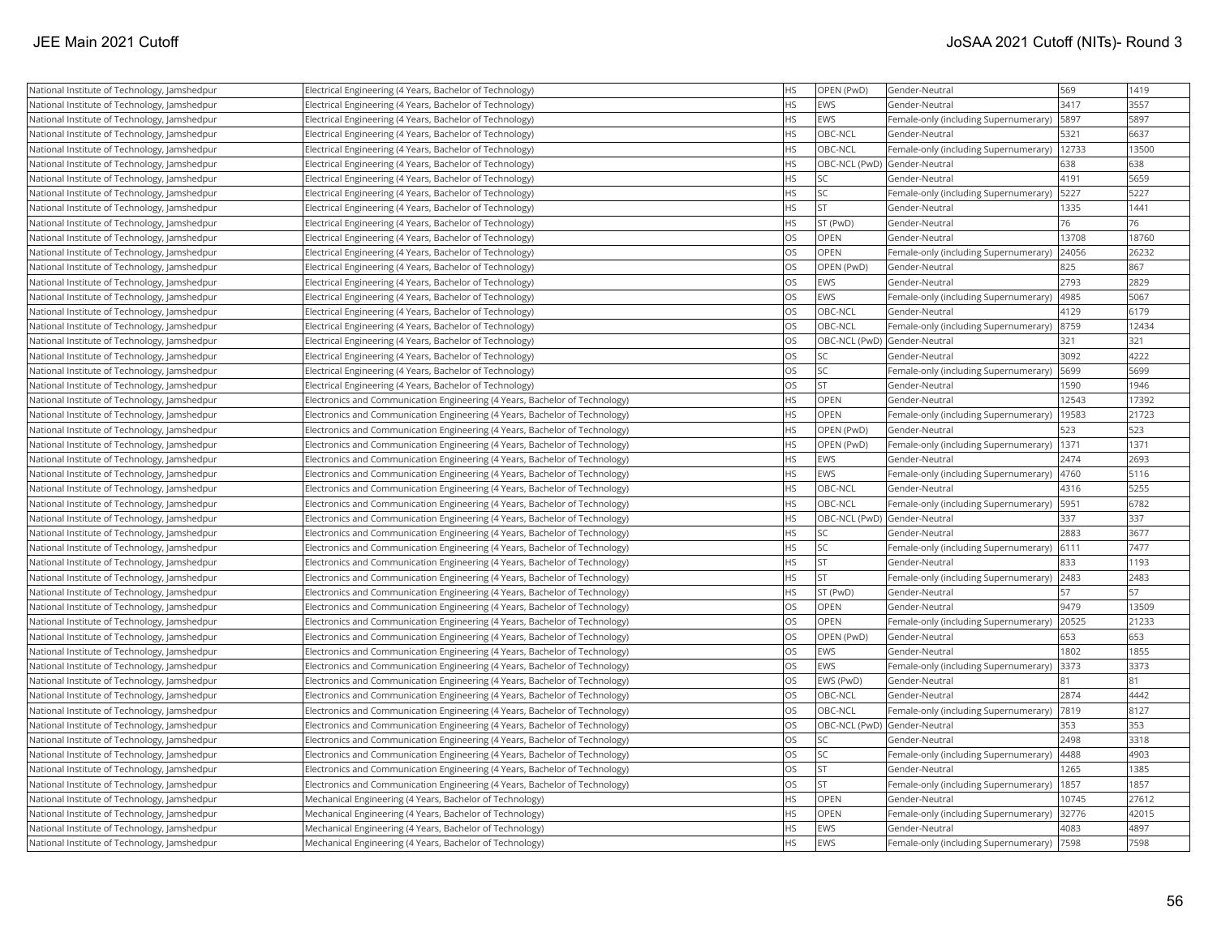| National Institute of Technology, Jamshedpur | Electrical Engineering (4 Years, Bachelor of Technology) | HS | OPEN (PwD) | Gender-Neutral | 569 | 1419 |
|---|---|---|---|---|---|---|
| National Institute of Technology, Jamshedpur | Electrical Engineering (4 Years, Bachelor of Technology) | HS | EWS | Gender-Neutral | 3417 | 3557 |
| National Institute of Technology, Jamshedpur | Electrical Engineering (4 Years, Bachelor of Technology) | HS | EWS | Female-only (including Supernumerary) | 5897 | 5897 |
| National Institute of Technology, Jamshedpur | Electrical Engineering (4 Years, Bachelor of Technology) | HS | OBC-NCL | Gender-Neutral | 5321 | 6637 |
| National Institute of Technology, Jamshedpur | Electrical Engineering (4 Years, Bachelor of Technology) | HS | OBC-NCL | Female-only (including Supernumerary) | 12733 | 13500 |
| National Institute of Technology, Jamshedpur | Electrical Engineering (4 Years, Bachelor of Technology) | HS | OBC-NCL (PwD) | Gender-Neutral | 638 | 638 |
| National Institute of Technology, Jamshedpur | Electrical Engineering (4 Years, Bachelor of Technology) | HS | SC | Gender-Neutral | 4191 | 5659 |
| National Institute of Technology, Jamshedpur | Electrical Engineering (4 Years, Bachelor of Technology) | HS | SC | Female-only (including Supernumerary) | 5227 | 5227 |
| National Institute of Technology, Jamshedpur | Electrical Engineering (4 Years, Bachelor of Technology) | HS | ST | Gender-Neutral | 1335 | 1441 |
| National Institute of Technology, Jamshedpur | Electrical Engineering (4 Years, Bachelor of Technology) | HS | ST (PwD) | Gender-Neutral | 76 | 76 |
| National Institute of Technology, Jamshedpur | Electrical Engineering (4 Years, Bachelor of Technology) | OS | OPEN | Gender-Neutral | 13708 | 18760 |
| National Institute of Technology, Jamshedpur | Electrical Engineering (4 Years, Bachelor of Technology) | OS | OPEN | Female-only (including Supernumerary) | 24056 | 26232 |
| National Institute of Technology, Jamshedpur | Electrical Engineering (4 Years, Bachelor of Technology) | OS | OPEN (PwD) | Gender-Neutral | 825 | 867 |
| National Institute of Technology, Jamshedpur | Electrical Engineering (4 Years, Bachelor of Technology) | OS | EWS | Gender-Neutral | 2793 | 2829 |
| National Institute of Technology, Jamshedpur | Electrical Engineering (4 Years, Bachelor of Technology) | OS | EWS | Female-only (including Supernumerary) | 4985 | 5067 |
| National Institute of Technology, Jamshedpur | Electrical Engineering (4 Years, Bachelor of Technology) | OS | OBC-NCL | Gender-Neutral | 4129 | 6179 |
| National Institute of Technology, Jamshedpur | Electrical Engineering (4 Years, Bachelor of Technology) | OS | OBC-NCL | Female-only (including Supernumerary) | 8759 | 12434 |
| National Institute of Technology, Jamshedpur | Electrical Engineering (4 Years, Bachelor of Technology) | OS | OBC-NCL (PwD) | Gender-Neutral | 321 | 321 |
| National Institute of Technology, Jamshedpur | Electrical Engineering (4 Years, Bachelor of Technology) | OS | SC | Gender-Neutral | 3092 | 4222 |
| National Institute of Technology, Jamshedpur | Electrical Engineering (4 Years, Bachelor of Technology) | OS | SC | Female-only (including Supernumerary) | 5699 | 5699 |
| National Institute of Technology, Jamshedpur | Electrical Engineering (4 Years, Bachelor of Technology) | OS | ST | Gender-Neutral | 1590 | 1946 |
| National Institute of Technology, Jamshedpur | Electronics and Communication Engineering (4 Years, Bachelor of Technology) | HS | OPEN | Gender-Neutral | 12543 | 17392 |
| National Institute of Technology, Jamshedpur | Electronics and Communication Engineering (4 Years, Bachelor of Technology) | HS | OPEN | Female-only (including Supernumerary) | 19583 | 21723 |
| National Institute of Technology, Jamshedpur | Electronics and Communication Engineering (4 Years, Bachelor of Technology) | HS | OPEN (PwD) | Gender-Neutral | 523 | 523 |
| National Institute of Technology, Jamshedpur | Electronics and Communication Engineering (4 Years, Bachelor of Technology) | HS | OPEN (PwD) | Female-only (including Supernumerary) | 1371 | 1371 |
| National Institute of Technology, Jamshedpur | Electronics and Communication Engineering (4 Years, Bachelor of Technology) | HS | EWS | Gender-Neutral | 2474 | 2693 |
| National Institute of Technology, Jamshedpur | Electronics and Communication Engineering (4 Years, Bachelor of Technology) | HS | EWS | Female-only (including Supernumerary) | 4760 | 5116 |
| National Institute of Technology, Jamshedpur | Electronics and Communication Engineering (4 Years, Bachelor of Technology) | HS | OBC-NCL | Gender-Neutral | 4316 | 5255 |
| National Institute of Technology, Jamshedpur | Electronics and Communication Engineering (4 Years, Bachelor of Technology) | HS | OBC-NCL | Female-only (including Supernumerary) | 5951 | 6782 |
| National Institute of Technology, Jamshedpur | Electronics and Communication Engineering (4 Years, Bachelor of Technology) | HS | OBC-NCL (PwD) | Gender-Neutral | 337 | 337 |
| National Institute of Technology, Jamshedpur | Electronics and Communication Engineering (4 Years, Bachelor of Technology) | HS | SC | Gender-Neutral | 2883 | 3677 |
| National Institute of Technology, Jamshedpur | Electronics and Communication Engineering (4 Years, Bachelor of Technology) | HS | SC | Female-only (including Supernumerary) | 6111 | 7477 |
| National Institute of Technology, Jamshedpur | Electronics and Communication Engineering (4 Years, Bachelor of Technology) | HS | ST | Gender-Neutral | 833 | 1193 |
| National Institute of Technology, Jamshedpur | Electronics and Communication Engineering (4 Years, Bachelor of Technology) | HS | ST | Female-only (including Supernumerary) | 2483 | 2483 |
| National Institute of Technology, Jamshedpur | Electronics and Communication Engineering (4 Years, Bachelor of Technology) | HS | ST (PwD) | Gender-Neutral | 57 | 57 |
| National Institute of Technology, Jamshedpur | Electronics and Communication Engineering (4 Years, Bachelor of Technology) | OS | OPEN | Gender-Neutral | 9479 | 13509 |
| National Institute of Technology, Jamshedpur | Electronics and Communication Engineering (4 Years, Bachelor of Technology) | OS | OPEN | Female-only (including Supernumerary) | 20525 | 21233 |
| National Institute of Technology, Jamshedpur | Electronics and Communication Engineering (4 Years, Bachelor of Technology) | OS | OPEN (PwD) | Gender-Neutral | 653 | 653 |
| National Institute of Technology, Jamshedpur | Electronics and Communication Engineering (4 Years, Bachelor of Technology) | OS | EWS | Gender-Neutral | 1802 | 1855 |
| National Institute of Technology, Jamshedpur | Electronics and Communication Engineering (4 Years, Bachelor of Technology) | OS | EWS | Female-only (including Supernumerary) | 3373 | 3373 |
| National Institute of Technology, Jamshedpur | Electronics and Communication Engineering (4 Years, Bachelor of Technology) | OS | EWS (PwD) | Gender-Neutral | 81 | 81 |
| National Institute of Technology, Jamshedpur | Electronics and Communication Engineering (4 Years, Bachelor of Technology) | OS | OBC-NCL | Gender-Neutral | 2874 | 4442 |
| National Institute of Technology, Jamshedpur | Electronics and Communication Engineering (4 Years, Bachelor of Technology) | OS | OBC-NCL | Female-only (including Supernumerary) | 7819 | 8127 |
| National Institute of Technology, Jamshedpur | Electronics and Communication Engineering (4 Years, Bachelor of Technology) | OS | OBC-NCL (PwD) | Gender-Neutral | 353 | 353 |
| National Institute of Technology, Jamshedpur | Electronics and Communication Engineering (4 Years, Bachelor of Technology) | OS | SC | Gender-Neutral | 2498 | 3318 |
| National Institute of Technology, Jamshedpur | Electronics and Communication Engineering (4 Years, Bachelor of Technology) | OS | SC | Female-only (including Supernumerary) | 4488 | 4903 |
| National Institute of Technology, Jamshedpur | Electronics and Communication Engineering (4 Years, Bachelor of Technology) | OS | ST | Gender-Neutral | 1265 | 1385 |
| National Institute of Technology, Jamshedpur | Electronics and Communication Engineering (4 Years, Bachelor of Technology) | OS | ST | Female-only (including Supernumerary) | 1857 | 1857 |
| National Institute of Technology, Jamshedpur | Mechanical Engineering (4 Years, Bachelor of Technology) | HS | OPEN | Gender-Neutral | 10745 | 27612 |
| National Institute of Technology, Jamshedpur | Mechanical Engineering (4 Years, Bachelor of Technology) | HS | OPEN | Female-only (including Supernumerary) | 32776 | 42015 |
| National Institute of Technology, Jamshedpur | Mechanical Engineering (4 Years, Bachelor of Technology) | HS | EWS | Gender-Neutral | 4083 | 4897 |
| National Institute of Technology, Jamshedpur | Mechanical Engineering (4 Years, Bachelor of Technology) | HS | EWS | Female-only (including Supernumerary) | 7598 | 7598 |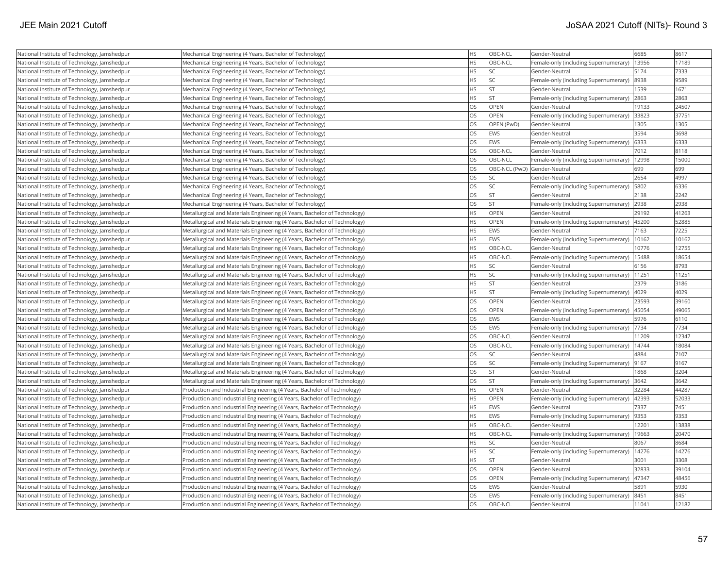| National Institute of Technology, Jamshedpur | Mechanical Engineering (4 Years, Bachelor of Technology) | HS | OBC-NCL | Gender-Neutral | 6685 | 8617 |
|---|---|---|---|---|---|---|
| National Institute of Technology, Jamshedpur | Mechanical Engineering (4 Years, Bachelor of Technology) | HS | OBC-NCL | Female-only (including Supernumerary) | 13956 | 17189 |
| National Institute of Technology, Jamshedpur | Mechanical Engineering (4 Years, Bachelor of Technology) | HS | SC | Gender-Neutral | 5174 | 7333 |
| National Institute of Technology, Jamshedpur | Mechanical Engineering (4 Years, Bachelor of Technology) | HS | SC | Female-only (including Supernumerary) | 8938 | 9589 |
| National Institute of Technology, Jamshedpur | Mechanical Engineering (4 Years, Bachelor of Technology) | HS | ST | Gender-Neutral | 1539 | 1671 |
| National Institute of Technology, Jamshedpur | Mechanical Engineering (4 Years, Bachelor of Technology) | HS | ST | Female-only (including Supernumerary) | 2863 | 2863 |
| National Institute of Technology, Jamshedpur | Mechanical Engineering (4 Years, Bachelor of Technology) | OS | OPEN | Gender-Neutral | 19133 | 24507 |
| National Institute of Technology, Jamshedpur | Mechanical Engineering (4 Years, Bachelor of Technology) | OS | OPEN | Female-only (including Supernumerary) | 33823 | 37751 |
| National Institute of Technology, Jamshedpur | Mechanical Engineering (4 Years, Bachelor of Technology) | OS | OPEN (PwD) | Gender-Neutral | 1305 | 1305 |
| National Institute of Technology, Jamshedpur | Mechanical Engineering (4 Years, Bachelor of Technology) | OS | EWS | Gender-Neutral | 3594 | 3698 |
| National Institute of Technology, Jamshedpur | Mechanical Engineering (4 Years, Bachelor of Technology) | OS | EWS | Female-only (including Supernumerary) | 6333 | 6333 |
| National Institute of Technology, Jamshedpur | Mechanical Engineering (4 Years, Bachelor of Technology) | OS | OBC-NCL | Gender-Neutral | 7012 | 8118 |
| National Institute of Technology, Jamshedpur | Mechanical Engineering (4 Years, Bachelor of Technology) | OS | OBC-NCL | Female-only (including Supernumerary) | 12998 | 15000 |
| National Institute of Technology, Jamshedpur | Mechanical Engineering (4 Years, Bachelor of Technology) | OS | OBC-NCL (PwD) | Gender-Neutral | 699 | 699 |
| National Institute of Technology, Jamshedpur | Mechanical Engineering (4 Years, Bachelor of Technology) | OS | SC | Gender-Neutral | 2654 | 4997 |
| National Institute of Technology, Jamshedpur | Mechanical Engineering (4 Years, Bachelor of Technology) | OS | SC | Female-only (including Supernumerary) | 5802 | 6336 |
| National Institute of Technology, Jamshedpur | Mechanical Engineering (4 Years, Bachelor of Technology) | OS | ST | Gender-Neutral | 2138 | 2242 |
| National Institute of Technology, Jamshedpur | Mechanical Engineering (4 Years, Bachelor of Technology) | OS | ST | Female-only (including Supernumerary) | 2938 | 2938 |
| National Institute of Technology, Jamshedpur | Metallurgical and Materials Engineering (4 Years, Bachelor of Technology) | HS | OPEN | Gender-Neutral | 29192 | 41263 |
| National Institute of Technology, Jamshedpur | Metallurgical and Materials Engineering (4 Years, Bachelor of Technology) | HS | OPEN | Female-only (including Supernumerary) | 45200 | 52885 |
| National Institute of Technology, Jamshedpur | Metallurgical and Materials Engineering (4 Years, Bachelor of Technology) | HS | EWS | Gender-Neutral | 7163 | 7225 |
| National Institute of Technology, Jamshedpur | Metallurgical and Materials Engineering (4 Years, Bachelor of Technology) | HS | EWS | Female-only (including Supernumerary) | 10162 | 10162 |
| National Institute of Technology, Jamshedpur | Metallurgical and Materials Engineering (4 Years, Bachelor of Technology) | HS | OBC-NCL | Gender-Neutral | 10776 | 12755 |
| National Institute of Technology, Jamshedpur | Metallurgical and Materials Engineering (4 Years, Bachelor of Technology) | HS | OBC-NCL | Female-only (including Supernumerary) | 15488 | 18654 |
| National Institute of Technology, Jamshedpur | Metallurgical and Materials Engineering (4 Years, Bachelor of Technology) | HS | SC | Gender-Neutral | 6156 | 8793 |
| National Institute of Technology, Jamshedpur | Metallurgical and Materials Engineering (4 Years, Bachelor of Technology) | HS | SC | Female-only (including Supernumerary) | 11251 | 11251 |
| National Institute of Technology, Jamshedpur | Metallurgical and Materials Engineering (4 Years, Bachelor of Technology) | HS | ST | Gender-Neutral | 2379 | 3186 |
| National Institute of Technology, Jamshedpur | Metallurgical and Materials Engineering (4 Years, Bachelor of Technology) | HS | ST | Female-only (including Supernumerary) | 4029 | 4029 |
| National Institute of Technology, Jamshedpur | Metallurgical and Materials Engineering (4 Years, Bachelor of Technology) | OS | OPEN | Gender-Neutral | 23593 | 39160 |
| National Institute of Technology, Jamshedpur | Metallurgical and Materials Engineering (4 Years, Bachelor of Technology) | OS | OPEN | Female-only (including Supernumerary) | 45054 | 49065 |
| National Institute of Technology, Jamshedpur | Metallurgical and Materials Engineering (4 Years, Bachelor of Technology) | OS | EWS | Gender-Neutral | 5976 | 6110 |
| National Institute of Technology, Jamshedpur | Metallurgical and Materials Engineering (4 Years, Bachelor of Technology) | OS | EWS | Female-only (including Supernumerary) | 7734 | 7734 |
| National Institute of Technology, Jamshedpur | Metallurgical and Materials Engineering (4 Years, Bachelor of Technology) | OS | OBC-NCL | Gender-Neutral | 11209 | 12347 |
| National Institute of Technology, Jamshedpur | Metallurgical and Materials Engineering (4 Years, Bachelor of Technology) | OS | OBC-NCL | Female-only (including Supernumerary) | 14744 | 18084 |
| National Institute of Technology, Jamshedpur | Metallurgical and Materials Engineering (4 Years, Bachelor of Technology) | OS | SC | Gender-Neutral | 4884 | 7107 |
| National Institute of Technology, Jamshedpur | Metallurgical and Materials Engineering (4 Years, Bachelor of Technology) | OS | SC | Female-only (including Supernumerary) | 9167 | 9167 |
| National Institute of Technology, Jamshedpur | Metallurgical and Materials Engineering (4 Years, Bachelor of Technology) | OS | ST | Gender-Neutral | 1868 | 3204 |
| National Institute of Technology, Jamshedpur | Metallurgical and Materials Engineering (4 Years, Bachelor of Technology) | OS | ST | Female-only (including Supernumerary) | 3642 | 3642 |
| National Institute of Technology, Jamshedpur | Production and Industrial Engineering (4 Years, Bachelor of Technology) | HS | OPEN | Gender-Neutral | 32284 | 44287 |
| National Institute of Technology, Jamshedpur | Production and Industrial Engineering (4 Years, Bachelor of Technology) | HS | OPEN | Female-only (including Supernumerary) | 42393 | 52033 |
| National Institute of Technology, Jamshedpur | Production and Industrial Engineering (4 Years, Bachelor of Technology) | HS | EWS | Gender-Neutral | 7337 | 7451 |
| National Institute of Technology, Jamshedpur | Production and Industrial Engineering (4 Years, Bachelor of Technology) | HS | EWS | Female-only (including Supernumerary) | 9353 | 9353 |
| National Institute of Technology, Jamshedpur | Production and Industrial Engineering (4 Years, Bachelor of Technology) | HS | OBC-NCL | Gender-Neutral | 12201 | 13838 |
| National Institute of Technology, Jamshedpur | Production and Industrial Engineering (4 Years, Bachelor of Technology) | HS | OBC-NCL | Female-only (including Supernumerary) | 19663 | 20470 |
| National Institute of Technology, Jamshedpur | Production and Industrial Engineering (4 Years, Bachelor of Technology) | HS | SC | Gender-Neutral | 8067 | 8684 |
| National Institute of Technology, Jamshedpur | Production and Industrial Engineering (4 Years, Bachelor of Technology) | HS | SC | Female-only (including Supernumerary) | 14276 | 14276 |
| National Institute of Technology, Jamshedpur | Production and Industrial Engineering (4 Years, Bachelor of Technology) | HS | ST | Gender-Neutral | 3001 | 3308 |
| National Institute of Technology, Jamshedpur | Production and Industrial Engineering (4 Years, Bachelor of Technology) | OS | OPEN | Gender-Neutral | 32833 | 39104 |
| National Institute of Technology, Jamshedpur | Production and Industrial Engineering (4 Years, Bachelor of Technology) | OS | OPEN | Female-only (including Supernumerary) | 47347 | 48456 |
| National Institute of Technology, Jamshedpur | Production and Industrial Engineering (4 Years, Bachelor of Technology) | OS | EWS | Gender-Neutral | 5891 | 5930 |
| National Institute of Technology, Jamshedpur | Production and Industrial Engineering (4 Years, Bachelor of Technology) | OS | EWS | Female-only (including Supernumerary) | 8451 | 8451 |
| National Institute of Technology, Jamshedpur | Production and Industrial Engineering (4 Years, Bachelor of Technology) | OS | OBC-NCL | Gender-Neutral | 11041 | 12182 |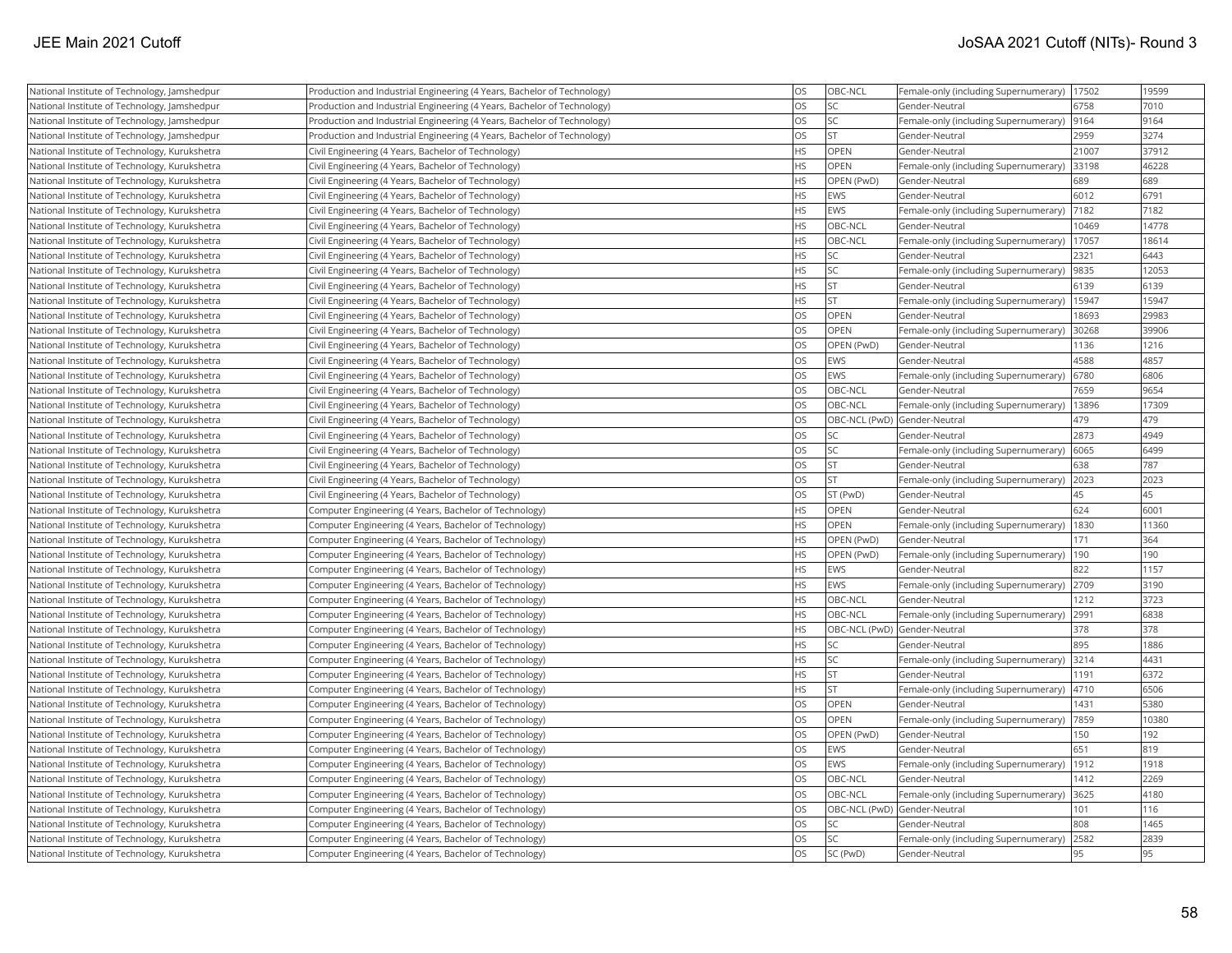| National Institute of Technology, Jamshedpur | Production and Industrial Engineering (4 Years, Bachelor of Technology) | OS | OBC-NCL | Female-only (including Supernumerary) | 17502 | 19599 |
|---|---|---|---|---|---|---|
| National Institute of Technology, Jamshedpur | Production and Industrial Engineering (4 Years, Bachelor of Technology) | OS | SC | Gender-Neutral | 6758 | 7010 |
| National Institute of Technology, Jamshedpur | Production and Industrial Engineering (4 Years, Bachelor of Technology) | OS | SC | Female-only (including Supernumerary) | 9164 | 9164 |
| National Institute of Technology, Jamshedpur | Production and Industrial Engineering (4 Years, Bachelor of Technology) | OS | ST | Gender-Neutral | 2959 | 3274 |
| National Institute of Technology, Kurukshetra | Civil Engineering (4 Years, Bachelor of Technology) | HS | OPEN | Gender-Neutral | 21007 | 37912 |
| National Institute of Technology, Kurukshetra | Civil Engineering (4 Years, Bachelor of Technology) | HS | OPEN | Female-only (including Supernumerary) | 33198 | 46228 |
| National Institute of Technology, Kurukshetra | Civil Engineering (4 Years, Bachelor of Technology) | HS | OPEN (PwD) | Gender-Neutral | 689 | 689 |
| National Institute of Technology, Kurukshetra | Civil Engineering (4 Years, Bachelor of Technology) | HS | EWS | Gender-Neutral | 6012 | 6791 |
| National Institute of Technology, Kurukshetra | Civil Engineering (4 Years, Bachelor of Technology) | HS | EWS | Female-only (including Supernumerary) | 7182 | 7182 |
| National Institute of Technology, Kurukshetra | Civil Engineering (4 Years, Bachelor of Technology) | HS | OBC-NCL | Gender-Neutral | 10469 | 14778 |
| National Institute of Technology, Kurukshetra | Civil Engineering (4 Years, Bachelor of Technology) | HS | OBC-NCL | Female-only (including Supernumerary) | 17057 | 18614 |
| National Institute of Technology, Kurukshetra | Civil Engineering (4 Years, Bachelor of Technology) | HS | SC | Gender-Neutral | 2321 | 6443 |
| National Institute of Technology, Kurukshetra | Civil Engineering (4 Years, Bachelor of Technology) | HS | SC | Female-only (including Supernumerary) | 9835 | 12053 |
| National Institute of Technology, Kurukshetra | Civil Engineering (4 Years, Bachelor of Technology) | HS | ST | Gender-Neutral | 6139 | 6139 |
| National Institute of Technology, Kurukshetra | Civil Engineering (4 Years, Bachelor of Technology) | HS | ST | Female-only (including Supernumerary) | 15947 | 15947 |
| National Institute of Technology, Kurukshetra | Civil Engineering (4 Years, Bachelor of Technology) | OS | OPEN | Gender-Neutral | 18693 | 29983 |
| National Institute of Technology, Kurukshetra | Civil Engineering (4 Years, Bachelor of Technology) | OS | OPEN | Female-only (including Supernumerary) | 30268 | 39906 |
| National Institute of Technology, Kurukshetra | Civil Engineering (4 Years, Bachelor of Technology) | OS | OPEN (PwD) | Gender-Neutral | 1136 | 1216 |
| National Institute of Technology, Kurukshetra | Civil Engineering (4 Years, Bachelor of Technology) | OS | EWS | Gender-Neutral | 4588 | 4857 |
| National Institute of Technology, Kurukshetra | Civil Engineering (4 Years, Bachelor of Technology) | OS | EWS | Female-only (including Supernumerary) | 6780 | 6806 |
| National Institute of Technology, Kurukshetra | Civil Engineering (4 Years, Bachelor of Technology) | OS | OBC-NCL | Gender-Neutral | 7659 | 9654 |
| National Institute of Technology, Kurukshetra | Civil Engineering (4 Years, Bachelor of Technology) | OS | OBC-NCL | Female-only (including Supernumerary) | 13896 | 17309 |
| National Institute of Technology, Kurukshetra | Civil Engineering (4 Years, Bachelor of Technology) | OS | OBC-NCL (PwD) | Gender-Neutral | 479 | 479 |
| National Institute of Technology, Kurukshetra | Civil Engineering (4 Years, Bachelor of Technology) | OS | SC | Gender-Neutral | 2873 | 4949 |
| National Institute of Technology, Kurukshetra | Civil Engineering (4 Years, Bachelor of Technology) | OS | SC | Female-only (including Supernumerary) | 6065 | 6499 |
| National Institute of Technology, Kurukshetra | Civil Engineering (4 Years, Bachelor of Technology) | OS | ST | Gender-Neutral | 638 | 787 |
| National Institute of Technology, Kurukshetra | Civil Engineering (4 Years, Bachelor of Technology) | OS | ST | Female-only (including Supernumerary) | 2023 | 2023 |
| National Institute of Technology, Kurukshetra | Civil Engineering (4 Years, Bachelor of Technology) | OS | ST (PwD) | Gender-Neutral | 45 | 45 |
| National Institute of Technology, Kurukshetra | Computer Engineering (4 Years, Bachelor of Technology) | HS | OPEN | Gender-Neutral | 624 | 6001 |
| National Institute of Technology, Kurukshetra | Computer Engineering (4 Years, Bachelor of Technology) | HS | OPEN | Female-only (including Supernumerary) | 1830 | 11360 |
| National Institute of Technology, Kurukshetra | Computer Engineering (4 Years, Bachelor of Technology) | HS | OPEN (PwD) | Gender-Neutral | 171 | 364 |
| National Institute of Technology, Kurukshetra | Computer Engineering (4 Years, Bachelor of Technology) | HS | OPEN (PwD) | Female-only (including Supernumerary) | 190 | 190 |
| National Institute of Technology, Kurukshetra | Computer Engineering (4 Years, Bachelor of Technology) | HS | EWS | Gender-Neutral | 822 | 1157 |
| National Institute of Technology, Kurukshetra | Computer Engineering (4 Years, Bachelor of Technology) | HS | EWS | Female-only (including Supernumerary) | 2709 | 3190 |
| National Institute of Technology, Kurukshetra | Computer Engineering (4 Years, Bachelor of Technology) | HS | OBC-NCL | Gender-Neutral | 1212 | 3723 |
| National Institute of Technology, Kurukshetra | Computer Engineering (4 Years, Bachelor of Technology) | HS | OBC-NCL | Female-only (including Supernumerary) | 2991 | 6838 |
| National Institute of Technology, Kurukshetra | Computer Engineering (4 Years, Bachelor of Technology) | HS | OBC-NCL (PwD) | Gender-Neutral | 378 | 378 |
| National Institute of Technology, Kurukshetra | Computer Engineering (4 Years, Bachelor of Technology) | HS | SC | Gender-Neutral | 895 | 1886 |
| National Institute of Technology, Kurukshetra | Computer Engineering (4 Years, Bachelor of Technology) | HS | SC | Female-only (including Supernumerary) | 3214 | 4431 |
| National Institute of Technology, Kurukshetra | Computer Engineering (4 Years, Bachelor of Technology) | HS | ST | Gender-Neutral | 1191 | 6372 |
| National Institute of Technology, Kurukshetra | Computer Engineering (4 Years, Bachelor of Technology) | HS | ST | Female-only (including Supernumerary) | 4710 | 6506 |
| National Institute of Technology, Kurukshetra | Computer Engineering (4 Years, Bachelor of Technology) | OS | OPEN | Gender-Neutral | 1431 | 5380 |
| National Institute of Technology, Kurukshetra | Computer Engineering (4 Years, Bachelor of Technology) | OS | OPEN | Female-only (including Supernumerary) | 7859 | 10380 |
| National Institute of Technology, Kurukshetra | Computer Engineering (4 Years, Bachelor of Technology) | OS | OPEN (PwD) | Gender-Neutral | 150 | 192 |
| National Institute of Technology, Kurukshetra | Computer Engineering (4 Years, Bachelor of Technology) | OS | EWS | Gender-Neutral | 651 | 819 |
| National Institute of Technology, Kurukshetra | Computer Engineering (4 Years, Bachelor of Technology) | OS | EWS | Female-only (including Supernumerary) | 1912 | 1918 |
| National Institute of Technology, Kurukshetra | Computer Engineering (4 Years, Bachelor of Technology) | OS | OBC-NCL | Gender-Neutral | 1412 | 2269 |
| National Institute of Technology, Kurukshetra | Computer Engineering (4 Years, Bachelor of Technology) | OS | OBC-NCL | Female-only (including Supernumerary) | 3625 | 4180 |
| National Institute of Technology, Kurukshetra | Computer Engineering (4 Years, Bachelor of Technology) | OS | OBC-NCL (PwD) | Gender-Neutral | 101 | 116 |
| National Institute of Technology, Kurukshetra | Computer Engineering (4 Years, Bachelor of Technology) | OS | SC | Gender-Neutral | 808 | 1465 |
| National Institute of Technology, Kurukshetra | Computer Engineering (4 Years, Bachelor of Technology) | OS | SC | Female-only (including Supernumerary) | 2582 | 2839 |
| National Institute of Technology, Kurukshetra | Computer Engineering (4 Years, Bachelor of Technology) | OS | SC (PwD) | Gender-Neutral | 95 | 95 |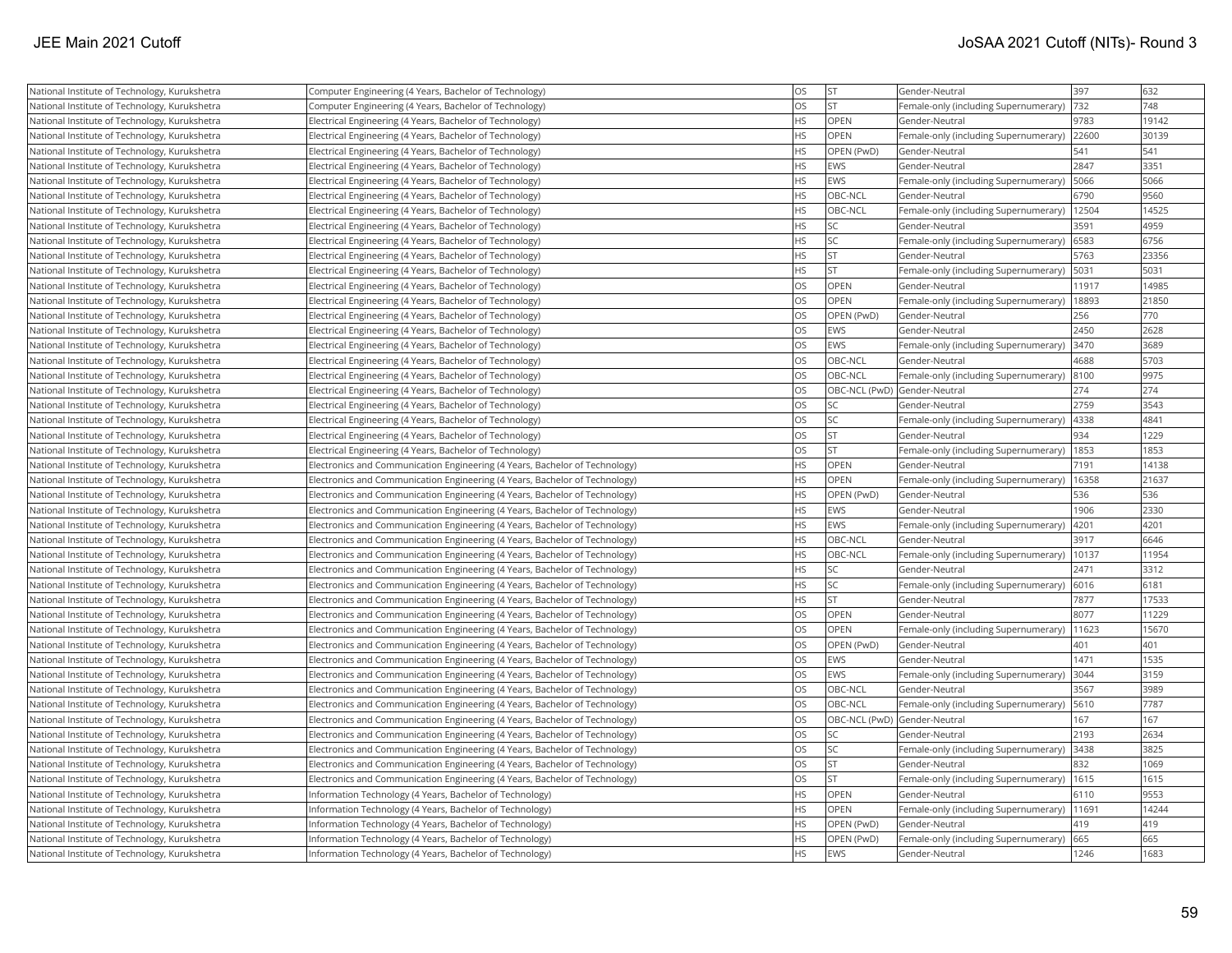| National Institute of Technology, Kurukshetra | Computer Engineering (4 Years, Bachelor of Technology) | OS | ST | Gender-Neutral | 397 | 632 |
|---|---|---|---|---|---|---|
| National Institute of Technology, Kurukshetra | Computer Engineering (4 Years, Bachelor of Technology) | OS | ST | Female-only (including Supernumerary) | 732 | 748 |
| National Institute of Technology, Kurukshetra | Electrical Engineering (4 Years, Bachelor of Technology) | HS | OPEN | Gender-Neutral | 9783 | 19142 |
| National Institute of Technology, Kurukshetra | Electrical Engineering (4 Years, Bachelor of Technology) | HS | OPEN | Female-only (including Supernumerary) | 22600 | 30139 |
| National Institute of Technology, Kurukshetra | Electrical Engineering (4 Years, Bachelor of Technology) | HS | OPEN (PwD) | Gender-Neutral | 541 | 541 |
| National Institute of Technology, Kurukshetra | Electrical Engineering (4 Years, Bachelor of Technology) | HS | EWS | Gender-Neutral | 2847 | 3351 |
| National Institute of Technology, Kurukshetra | Electrical Engineering (4 Years, Bachelor of Technology) | HS | EWS | Female-only (including Supernumerary) | 5066 | 5066 |
| National Institute of Technology, Kurukshetra | Electrical Engineering (4 Years, Bachelor of Technology) | HS | OBC-NCL | Gender-Neutral | 6790 | 9560 |
| National Institute of Technology, Kurukshetra | Electrical Engineering (4 Years, Bachelor of Technology) | HS | OBC-NCL | Female-only (including Supernumerary) | 12504 | 14525 |
| National Institute of Technology, Kurukshetra | Electrical Engineering (4 Years, Bachelor of Technology) | HS | SC | Gender-Neutral | 3591 | 4959 |
| National Institute of Technology, Kurukshetra | Electrical Engineering (4 Years, Bachelor of Technology) | HS | SC | Female-only (including Supernumerary) | 6583 | 6756 |
| National Institute of Technology, Kurukshetra | Electrical Engineering (4 Years, Bachelor of Technology) | HS | ST | Gender-Neutral | 5763 | 23356 |
| National Institute of Technology, Kurukshetra | Electrical Engineering (4 Years, Bachelor of Technology) | HS | ST | Female-only (including Supernumerary) | 5031 | 5031 |
| National Institute of Technology, Kurukshetra | Electrical Engineering (4 Years, Bachelor of Technology) | OS | OPEN | Gender-Neutral | 11917 | 14985 |
| National Institute of Technology, Kurukshetra | Electrical Engineering (4 Years, Bachelor of Technology) | OS | OPEN | Female-only (including Supernumerary) | 18893 | 21850 |
| National Institute of Technology, Kurukshetra | Electrical Engineering (4 Years, Bachelor of Technology) | OS | OPEN (PwD) | Gender-Neutral | 256 | 770 |
| National Institute of Technology, Kurukshetra | Electrical Engineering (4 Years, Bachelor of Technology) | OS | EWS | Gender-Neutral | 2450 | 2628 |
| National Institute of Technology, Kurukshetra | Electrical Engineering (4 Years, Bachelor of Technology) | OS | EWS | Female-only (including Supernumerary) | 3470 | 3689 |
| National Institute of Technology, Kurukshetra | Electrical Engineering (4 Years, Bachelor of Technology) | OS | OBC-NCL | Gender-Neutral | 4688 | 5703 |
| National Institute of Technology, Kurukshetra | Electrical Engineering (4 Years, Bachelor of Technology) | OS | OBC-NCL | Female-only (including Supernumerary) | 8100 | 9975 |
| National Institute of Technology, Kurukshetra | Electrical Engineering (4 Years, Bachelor of Technology) | OS | OBC-NCL (PwD) | Gender-Neutral | 274 | 274 |
| National Institute of Technology, Kurukshetra | Electrical Engineering (4 Years, Bachelor of Technology) | OS | SC | Gender-Neutral | 2759 | 3543 |
| National Institute of Technology, Kurukshetra | Electrical Engineering (4 Years, Bachelor of Technology) | OS | SC | Female-only (including Supernumerary) | 4338 | 4841 |
| National Institute of Technology, Kurukshetra | Electrical Engineering (4 Years, Bachelor of Technology) | OS | ST | Gender-Neutral | 934 | 1229 |
| National Institute of Technology, Kurukshetra | Electrical Engineering (4 Years, Bachelor of Technology) | OS | ST | Female-only (including Supernumerary) | 1853 | 1853 |
| National Institute of Technology, Kurukshetra | Electronics and Communication Engineering (4 Years, Bachelor of Technology) | HS | OPEN | Gender-Neutral | 7191 | 14138 |
| National Institute of Technology, Kurukshetra | Electronics and Communication Engineering (4 Years, Bachelor of Technology) | HS | OPEN | Female-only (including Supernumerary) | 16358 | 21637 |
| National Institute of Technology, Kurukshetra | Electronics and Communication Engineering (4 Years, Bachelor of Technology) | HS | OPEN (PwD) | Gender-Neutral | 536 | 536 |
| National Institute of Technology, Kurukshetra | Electronics and Communication Engineering (4 Years, Bachelor of Technology) | HS | EWS | Gender-Neutral | 1906 | 2330 |
| National Institute of Technology, Kurukshetra | Electronics and Communication Engineering (4 Years, Bachelor of Technology) | HS | EWS | Female-only (including Supernumerary) | 4201 | 4201 |
| National Institute of Technology, Kurukshetra | Electronics and Communication Engineering (4 Years, Bachelor of Technology) | HS | OBC-NCL | Gender-Neutral | 3917 | 6646 |
| National Institute of Technology, Kurukshetra | Electronics and Communication Engineering (4 Years, Bachelor of Technology) | HS | OBC-NCL | Female-only (including Supernumerary) | 10137 | 11954 |
| National Institute of Technology, Kurukshetra | Electronics and Communication Engineering (4 Years, Bachelor of Technology) | HS | SC | Gender-Neutral | 2471 | 3312 |
| National Institute of Technology, Kurukshetra | Electronics and Communication Engineering (4 Years, Bachelor of Technology) | HS | SC | Female-only (including Supernumerary) | 6016 | 6181 |
| National Institute of Technology, Kurukshetra | Electronics and Communication Engineering (4 Years, Bachelor of Technology) | HS | ST | Gender-Neutral | 7877 | 17533 |
| National Institute of Technology, Kurukshetra | Electronics and Communication Engineering (4 Years, Bachelor of Technology) | OS | OPEN | Gender-Neutral | 8077 | 11229 |
| National Institute of Technology, Kurukshetra | Electronics and Communication Engineering (4 Years, Bachelor of Technology) | OS | OPEN | Female-only (including Supernumerary) | 11623 | 15670 |
| National Institute of Technology, Kurukshetra | Electronics and Communication Engineering (4 Years, Bachelor of Technology) | OS | OPEN (PwD) | Gender-Neutral | 401 | 401 |
| National Institute of Technology, Kurukshetra | Electronics and Communication Engineering (4 Years, Bachelor of Technology) | OS | EWS | Gender-Neutral | 1471 | 1535 |
| National Institute of Technology, Kurukshetra | Electronics and Communication Engineering (4 Years, Bachelor of Technology) | OS | EWS | Female-only (including Supernumerary) | 3044 | 3159 |
| National Institute of Technology, Kurukshetra | Electronics and Communication Engineering (4 Years, Bachelor of Technology) | OS | OBC-NCL | Gender-Neutral | 3567 | 3989 |
| National Institute of Technology, Kurukshetra | Electronics and Communication Engineering (4 Years, Bachelor of Technology) | OS | OBC-NCL | Female-only (including Supernumerary) | 5610 | 7787 |
| National Institute of Technology, Kurukshetra | Electronics and Communication Engineering (4 Years, Bachelor of Technology) | OS | OBC-NCL (PwD) | Gender-Neutral | 167 | 167 |
| National Institute of Technology, Kurukshetra | Electronics and Communication Engineering (4 Years, Bachelor of Technology) | OS | SC | Gender-Neutral | 2193 | 2634 |
| National Institute of Technology, Kurukshetra | Electronics and Communication Engineering (4 Years, Bachelor of Technology) | OS | SC | Female-only (including Supernumerary) | 3438 | 3825 |
| National Institute of Technology, Kurukshetra | Electronics and Communication Engineering (4 Years, Bachelor of Technology) | OS | ST | Gender-Neutral | 832 | 1069 |
| National Institute of Technology, Kurukshetra | Electronics and Communication Engineering (4 Years, Bachelor of Technology) | OS | ST | Female-only (including Supernumerary) | 1615 | 1615 |
| National Institute of Technology, Kurukshetra | Information Technology (4 Years, Bachelor of Technology) | HS | OPEN | Gender-Neutral | 6110 | 9553 |
| National Institute of Technology, Kurukshetra | Information Technology (4 Years, Bachelor of Technology) | HS | OPEN | Female-only (including Supernumerary) | 11691 | 14244 |
| National Institute of Technology, Kurukshetra | Information Technology (4 Years, Bachelor of Technology) | HS | OPEN (PwD) | Gender-Neutral | 419 | 419 |
| National Institute of Technology, Kurukshetra | Information Technology (4 Years, Bachelor of Technology) | HS | OPEN (PwD) | Female-only (including Supernumerary) | 665 | 665 |
| National Institute of Technology, Kurukshetra | Information Technology (4 Years, Bachelor of Technology) | HS | EWS | Gender-Neutral | 1246 | 1683 |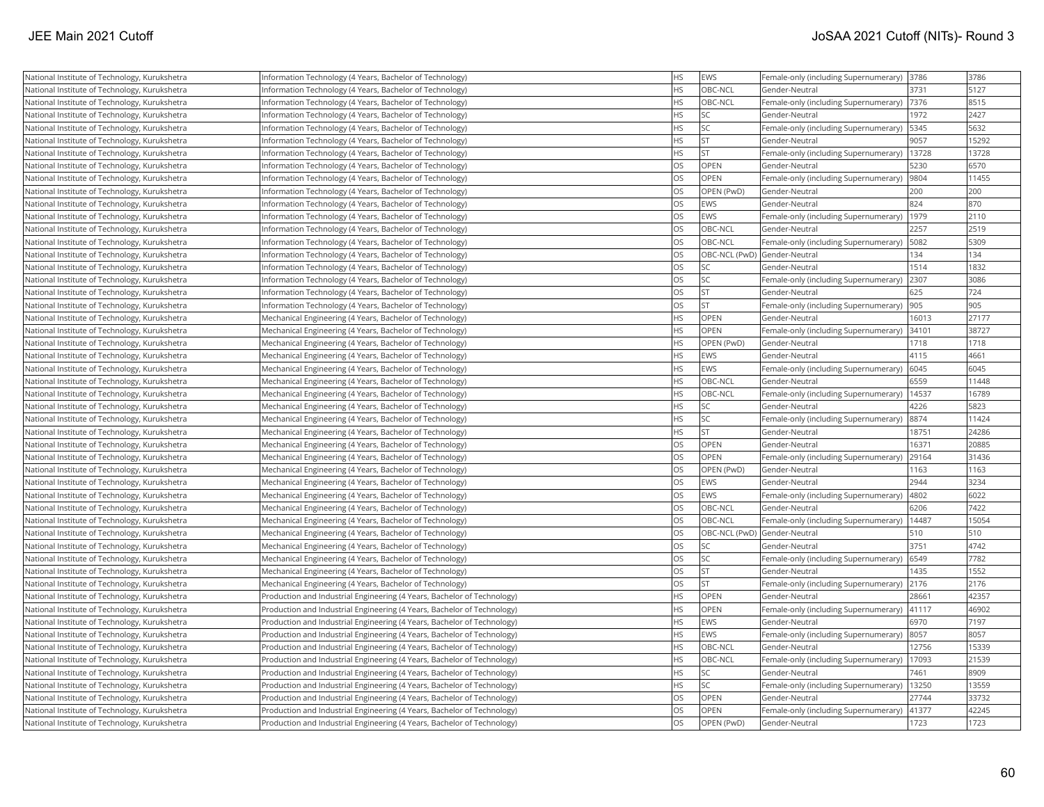| National Institute of Technology, Kurukshetra | Information Technology (4 Years, Bachelor of Technology) | HS | EWS | Female-only (including Supernumerary) | 3786 | 3786 |
|---|---|---|---|---|---|---|
| National Institute of Technology, Kurukshetra | Information Technology (4 Years, Bachelor of Technology) | HS | OBC-NCL | Gender-Neutral | 3731 | 5127 |
| National Institute of Technology, Kurukshetra | Information Technology (4 Years, Bachelor of Technology) | HS | OBC-NCL | Female-only (including Supernumerary) | 7376 | 8515 |
| National Institute of Technology, Kurukshetra | Information Technology (4 Years, Bachelor of Technology) | HS | SC | Gender-Neutral | 1972 | 2427 |
| National Institute of Technology, Kurukshetra | Information Technology (4 Years, Bachelor of Technology) | HS | SC | Female-only (including Supernumerary) | 5345 | 5632 |
| National Institute of Technology, Kurukshetra | Information Technology (4 Years, Bachelor of Technology) | HS | ST | Gender-Neutral | 9057 | 15292 |
| National Institute of Technology, Kurukshetra | Information Technology (4 Years, Bachelor of Technology) | HS | ST | Female-only (including Supernumerary) | 13728 | 13728 |
| National Institute of Technology, Kurukshetra | Information Technology (4 Years, Bachelor of Technology) | OS | OPEN | Gender-Neutral | 5230 | 6570 |
| National Institute of Technology, Kurukshetra | Information Technology (4 Years, Bachelor of Technology) | OS | OPEN | Female-only (including Supernumerary) | 9804 | 11455 |
| National Institute of Technology, Kurukshetra | Information Technology (4 Years, Bachelor of Technology) | OS | OPEN (PwD) | Gender-Neutral | 200 | 200 |
| National Institute of Technology, Kurukshetra | Information Technology (4 Years, Bachelor of Technology) | OS | EWS | Gender-Neutral | 824 | 870 |
| National Institute of Technology, Kurukshetra | Information Technology (4 Years, Bachelor of Technology) | OS | EWS | Female-only (including Supernumerary) | 1979 | 2110 |
| National Institute of Technology, Kurukshetra | Information Technology (4 Years, Bachelor of Technology) | OS | OBC-NCL | Gender-Neutral | 2257 | 2519 |
| National Institute of Technology, Kurukshetra | Information Technology (4 Years, Bachelor of Technology) | OS | OBC-NCL | Female-only (including Supernumerary) | 5082 | 5309 |
| National Institute of Technology, Kurukshetra | Information Technology (4 Years, Bachelor of Technology) | OS | OBC-NCL (PwD) | Gender-Neutral | 134 | 134 |
| National Institute of Technology, Kurukshetra | Information Technology (4 Years, Bachelor of Technology) | OS | SC | Gender-Neutral | 1514 | 1832 |
| National Institute of Technology, Kurukshetra | Information Technology (4 Years, Bachelor of Technology) | OS | SC | Female-only (including Supernumerary) | 2307 | 3086 |
| National Institute of Technology, Kurukshetra | Information Technology (4 Years, Bachelor of Technology) | OS | ST | Gender-Neutral | 625 | 724 |
| National Institute of Technology, Kurukshetra | Information Technology (4 Years, Bachelor of Technology) | OS | ST | Female-only (including Supernumerary) | 905 | 905 |
| National Institute of Technology, Kurukshetra | Mechanical Engineering (4 Years, Bachelor of Technology) | HS | OPEN | Gender-Neutral | 16013 | 27177 |
| National Institute of Technology, Kurukshetra | Mechanical Engineering (4 Years, Bachelor of Technology) | HS | OPEN | Female-only (including Supernumerary) | 34101 | 38727 |
| National Institute of Technology, Kurukshetra | Mechanical Engineering (4 Years, Bachelor of Technology) | HS | OPEN (PwD) | Gender-Neutral | 1718 | 1718 |
| National Institute of Technology, Kurukshetra | Mechanical Engineering (4 Years, Bachelor of Technology) | HS | EWS | Gender-Neutral | 4115 | 4661 |
| National Institute of Technology, Kurukshetra | Mechanical Engineering (4 Years, Bachelor of Technology) | HS | EWS | Female-only (including Supernumerary) | 6045 | 6045 |
| National Institute of Technology, Kurukshetra | Mechanical Engineering (4 Years, Bachelor of Technology) | HS | OBC-NCL | Gender-Neutral | 6559 | 11448 |
| National Institute of Technology, Kurukshetra | Mechanical Engineering (4 Years, Bachelor of Technology) | HS | OBC-NCL | Female-only (including Supernumerary) | 14537 | 16789 |
| National Institute of Technology, Kurukshetra | Mechanical Engineering (4 Years, Bachelor of Technology) | HS | SC | Gender-Neutral | 4226 | 5823 |
| National Institute of Technology, Kurukshetra | Mechanical Engineering (4 Years, Bachelor of Technology) | HS | SC | Female-only (including Supernumerary) | 8874 | 11424 |
| National Institute of Technology, Kurukshetra | Mechanical Engineering (4 Years, Bachelor of Technology) | HS | ST | Gender-Neutral | 18751 | 24286 |
| National Institute of Technology, Kurukshetra | Mechanical Engineering (4 Years, Bachelor of Technology) | OS | OPEN | Gender-Neutral | 16371 | 20885 |
| National Institute of Technology, Kurukshetra | Mechanical Engineering (4 Years, Bachelor of Technology) | OS | OPEN | Female-only (including Supernumerary) | 29164 | 31436 |
| National Institute of Technology, Kurukshetra | Mechanical Engineering (4 Years, Bachelor of Technology) | OS | OPEN (PwD) | Gender-Neutral | 1163 | 1163 |
| National Institute of Technology, Kurukshetra | Mechanical Engineering (4 Years, Bachelor of Technology) | OS | EWS | Gender-Neutral | 2944 | 3234 |
| National Institute of Technology, Kurukshetra | Mechanical Engineering (4 Years, Bachelor of Technology) | OS | EWS | Female-only (including Supernumerary) | 4802 | 6022 |
| National Institute of Technology, Kurukshetra | Mechanical Engineering (4 Years, Bachelor of Technology) | OS | OBC-NCL | Gender-Neutral | 6206 | 7422 |
| National Institute of Technology, Kurukshetra | Mechanical Engineering (4 Years, Bachelor of Technology) | OS | OBC-NCL | Female-only (including Supernumerary) | 14487 | 15054 |
| National Institute of Technology, Kurukshetra | Mechanical Engineering (4 Years, Bachelor of Technology) | OS | OBC-NCL (PwD) | Gender-Neutral | 510 | 510 |
| National Institute of Technology, Kurukshetra | Mechanical Engineering (4 Years, Bachelor of Technology) | OS | SC | Gender-Neutral | 3751 | 4742 |
| National Institute of Technology, Kurukshetra | Mechanical Engineering (4 Years, Bachelor of Technology) | OS | SC | Female-only (including Supernumerary) | 6549 | 7782 |
| National Institute of Technology, Kurukshetra | Mechanical Engineering (4 Years, Bachelor of Technology) | OS | ST | Gender-Neutral | 1435 | 1552 |
| National Institute of Technology, Kurukshetra | Mechanical Engineering (4 Years, Bachelor of Technology) | OS | ST | Female-only (including Supernumerary) | 2176 | 2176 |
| National Institute of Technology, Kurukshetra | Production and Industrial Engineering (4 Years, Bachelor of Technology) | HS | OPEN | Gender-Neutral | 28661 | 42357 |
| National Institute of Technology, Kurukshetra | Production and Industrial Engineering (4 Years, Bachelor of Technology) | HS | OPEN | Female-only (including Supernumerary) | 41117 | 46902 |
| National Institute of Technology, Kurukshetra | Production and Industrial Engineering (4 Years, Bachelor of Technology) | HS | EWS | Gender-Neutral | 6970 | 7197 |
| National Institute of Technology, Kurukshetra | Production and Industrial Engineering (4 Years, Bachelor of Technology) | HS | EWS | Female-only (including Supernumerary) | 8057 | 8057 |
| National Institute of Technology, Kurukshetra | Production and Industrial Engineering (4 Years, Bachelor of Technology) | HS | OBC-NCL | Gender-Neutral | 12756 | 15339 |
| National Institute of Technology, Kurukshetra | Production and Industrial Engineering (4 Years, Bachelor of Technology) | HS | OBC-NCL | Female-only (including Supernumerary) | 17093 | 21539 |
| National Institute of Technology, Kurukshetra | Production and Industrial Engineering (4 Years, Bachelor of Technology) | HS | SC | Gender-Neutral | 7461 | 8909 |
| National Institute of Technology, Kurukshetra | Production and Industrial Engineering (4 Years, Bachelor of Technology) | HS | SC | Female-only (including Supernumerary) | 13250 | 13559 |
| National Institute of Technology, Kurukshetra | Production and Industrial Engineering (4 Years, Bachelor of Technology) | OS | OPEN | Gender-Neutral | 27744 | 33732 |
| National Institute of Technology, Kurukshetra | Production and Industrial Engineering (4 Years, Bachelor of Technology) | OS | OPEN | Female-only (including Supernumerary) | 41377 | 42245 |
| National Institute of Technology, Kurukshetra | Production and Industrial Engineering (4 Years, Bachelor of Technology) | OS | OPEN (PwD) | Gender-Neutral | 1723 | 1723 |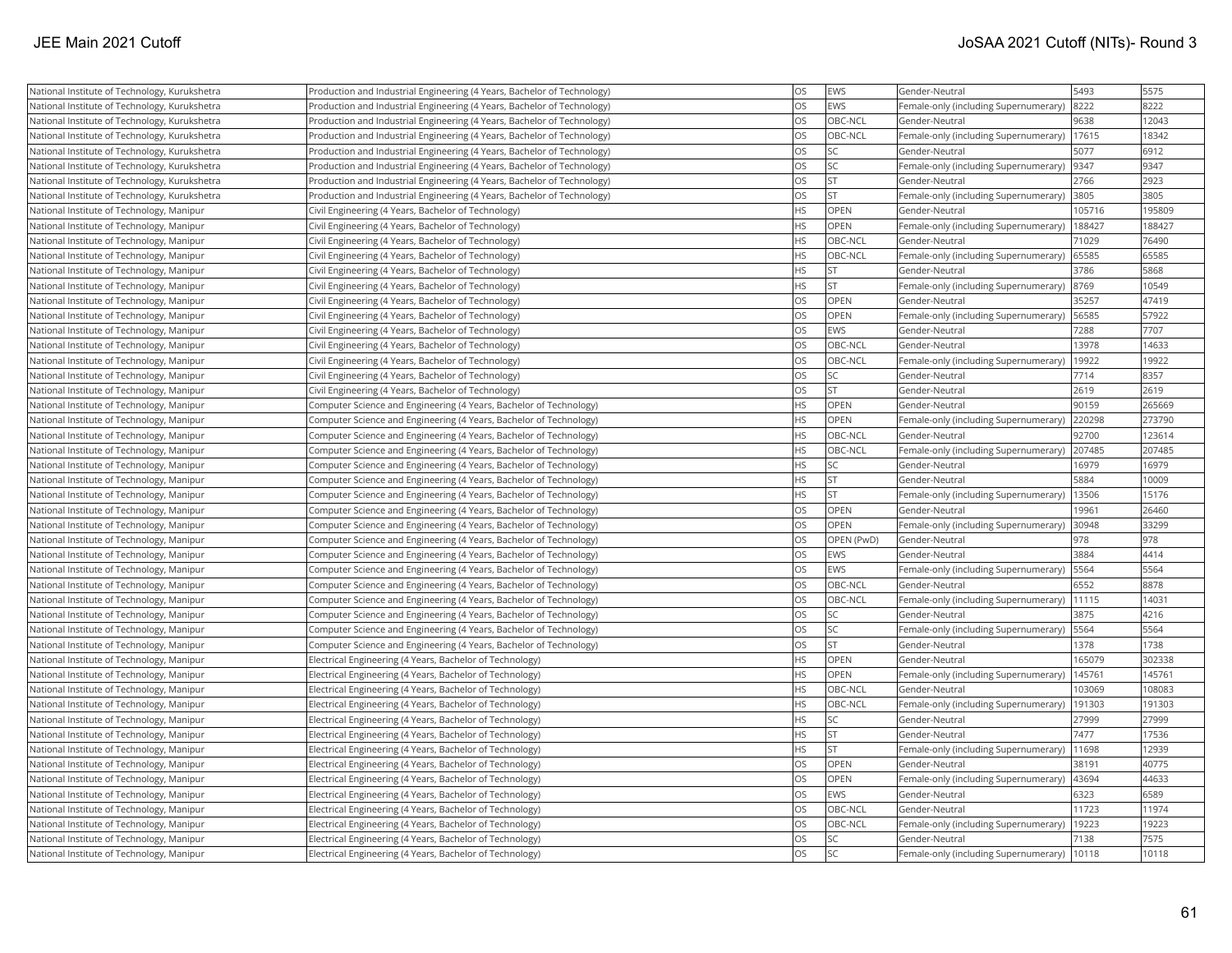| National Institute of Technology, Kurukshetra | Production and Industrial Engineering (4 Years, Bachelor of Technology) | OS | EWS | Gender-Neutral | 5493 | 5575 |
|---|---|---|---|---|---|---|
| National Institute of Technology, Kurukshetra | Production and Industrial Engineering (4 Years, Bachelor of Technology) | OS | EWS | Female-only (including Supernumerary) | 8222 | 8222 |
| National Institute of Technology, Kurukshetra | Production and Industrial Engineering (4 Years, Bachelor of Technology) | OS | OBC-NCL | Gender-Neutral | 9638 | 12043 |
| National Institute of Technology, Kurukshetra | Production and Industrial Engineering (4 Years, Bachelor of Technology) | OS | OBC-NCL | Female-only (including Supernumerary) | 17615 | 18342 |
| National Institute of Technology, Kurukshetra | Production and Industrial Engineering (4 Years, Bachelor of Technology) | OS | SC | Gender-Neutral | 5077 | 6912 |
| National Institute of Technology, Kurukshetra | Production and Industrial Engineering (4 Years, Bachelor of Technology) | OS | SC | Female-only (including Supernumerary) | 9347 | 9347 |
| National Institute of Technology, Kurukshetra | Production and Industrial Engineering (4 Years, Bachelor of Technology) | OS | ST | Gender-Neutral | 2766 | 2923 |
| National Institute of Technology, Kurukshetra | Production and Industrial Engineering (4 Years, Bachelor of Technology) | OS | ST | Female-only (including Supernumerary) | 3805 | 3805 |
| National Institute of Technology, Manipur | Civil Engineering (4 Years, Bachelor of Technology) | HS | OPEN | Gender-Neutral | 105716 | 195809 |
| National Institute of Technology, Manipur | Civil Engineering (4 Years, Bachelor of Technology) | HS | OPEN | Female-only (including Supernumerary) | 188427 | 188427 |
| National Institute of Technology, Manipur | Civil Engineering (4 Years, Bachelor of Technology) | HS | OBC-NCL | Gender-Neutral | 71029 | 76490 |
| National Institute of Technology, Manipur | Civil Engineering (4 Years, Bachelor of Technology) | HS | OBC-NCL | Female-only (including Supernumerary) | 65585 | 65585 |
| National Institute of Technology, Manipur | Civil Engineering (4 Years, Bachelor of Technology) | HS | ST | Gender-Neutral | 3786 | 5868 |
| National Institute of Technology, Manipur | Civil Engineering (4 Years, Bachelor of Technology) | HS | ST | Female-only (including Supernumerary) | 8769 | 10549 |
| National Institute of Technology, Manipur | Civil Engineering (4 Years, Bachelor of Technology) | OS | OPEN | Gender-Neutral | 35257 | 47419 |
| National Institute of Technology, Manipur | Civil Engineering (4 Years, Bachelor of Technology) | OS | OPEN | Female-only (including Supernumerary) | 56585 | 57922 |
| National Institute of Technology, Manipur | Civil Engineering (4 Years, Bachelor of Technology) | OS | EWS | Gender-Neutral | 7288 | 7707 |
| National Institute of Technology, Manipur | Civil Engineering (4 Years, Bachelor of Technology) | OS | OBC-NCL | Gender-Neutral | 13978 | 14633 |
| National Institute of Technology, Manipur | Civil Engineering (4 Years, Bachelor of Technology) | OS | OBC-NCL | Female-only (including Supernumerary) | 19922 | 19922 |
| National Institute of Technology, Manipur | Civil Engineering (4 Years, Bachelor of Technology) | OS | SC | Gender-Neutral | 7714 | 8357 |
| National Institute of Technology, Manipur | Civil Engineering (4 Years, Bachelor of Technology) | OS | ST | Gender-Neutral | 2619 | 2619 |
| National Institute of Technology, Manipur | Computer Science and Engineering (4 Years, Bachelor of Technology) | HS | OPEN | Gender-Neutral | 90159 | 265669 |
| National Institute of Technology, Manipur | Computer Science and Engineering (4 Years, Bachelor of Technology) | HS | OPEN | Female-only (including Supernumerary) | 220298 | 273790 |
| National Institute of Technology, Manipur | Computer Science and Engineering (4 Years, Bachelor of Technology) | HS | OBC-NCL | Gender-Neutral | 92700 | 123614 |
| National Institute of Technology, Manipur | Computer Science and Engineering (4 Years, Bachelor of Technology) | HS | OBC-NCL | Female-only (including Supernumerary) | 207485 | 207485 |
| National Institute of Technology, Manipur | Computer Science and Engineering (4 Years, Bachelor of Technology) | HS | SC | Gender-Neutral | 16979 | 16979 |
| National Institute of Technology, Manipur | Computer Science and Engineering (4 Years, Bachelor of Technology) | HS | ST | Gender-Neutral | 5884 | 10009 |
| National Institute of Technology, Manipur | Computer Science and Engineering (4 Years, Bachelor of Technology) | HS | ST | Female-only (including Supernumerary) | 13506 | 15176 |
| National Institute of Technology, Manipur | Computer Science and Engineering (4 Years, Bachelor of Technology) | OS | OPEN | Gender-Neutral | 19961 | 26460 |
| National Institute of Technology, Manipur | Computer Science and Engineering (4 Years, Bachelor of Technology) | OS | OPEN | Female-only (including Supernumerary) | 30948 | 33299 |
| National Institute of Technology, Manipur | Computer Science and Engineering (4 Years, Bachelor of Technology) | OS | OPEN (PwD) | Gender-Neutral | 978 | 978 |
| National Institute of Technology, Manipur | Computer Science and Engineering (4 Years, Bachelor of Technology) | OS | EWS | Gender-Neutral | 3884 | 4414 |
| National Institute of Technology, Manipur | Computer Science and Engineering (4 Years, Bachelor of Technology) | OS | EWS | Female-only (including Supernumerary) | 5564 | 5564 |
| National Institute of Technology, Manipur | Computer Science and Engineering (4 Years, Bachelor of Technology) | OS | OBC-NCL | Gender-Neutral | 6552 | 8878 |
| National Institute of Technology, Manipur | Computer Science and Engineering (4 Years, Bachelor of Technology) | OS | OBC-NCL | Female-only (including Supernumerary) | 11115 | 14031 |
| National Institute of Technology, Manipur | Computer Science and Engineering (4 Years, Bachelor of Technology) | OS | SC | Gender-Neutral | 3875 | 4216 |
| National Institute of Technology, Manipur | Computer Science and Engineering (4 Years, Bachelor of Technology) | OS | SC | Female-only (including Supernumerary) | 5564 | 5564 |
| National Institute of Technology, Manipur | Computer Science and Engineering (4 Years, Bachelor of Technology) | OS | ST | Gender-Neutral | 1378 | 1738 |
| National Institute of Technology, Manipur | Electrical Engineering (4 Years, Bachelor of Technology) | HS | OPEN | Gender-Neutral | 165079 | 302338 |
| National Institute of Technology, Manipur | Electrical Engineering (4 Years, Bachelor of Technology) | HS | OPEN | Female-only (including Supernumerary) | 145761 | 145761 |
| National Institute of Technology, Manipur | Electrical Engineering (4 Years, Bachelor of Technology) | HS | OBC-NCL | Gender-Neutral | 103069 | 108083 |
| National Institute of Technology, Manipur | Electrical Engineering (4 Years, Bachelor of Technology) | HS | OBC-NCL | Female-only (including Supernumerary) | 191303 | 191303 |
| National Institute of Technology, Manipur | Electrical Engineering (4 Years, Bachelor of Technology) | HS | SC | Gender-Neutral | 27999 | 27999 |
| National Institute of Technology, Manipur | Electrical Engineering (4 Years, Bachelor of Technology) | HS | ST | Gender-Neutral | 7477 | 17536 |
| National Institute of Technology, Manipur | Electrical Engineering (4 Years, Bachelor of Technology) | HS | ST | Female-only (including Supernumerary) | 11698 | 12939 |
| National Institute of Technology, Manipur | Electrical Engineering (4 Years, Bachelor of Technology) | OS | OPEN | Gender-Neutral | 38191 | 40775 |
| National Institute of Technology, Manipur | Electrical Engineering (4 Years, Bachelor of Technology) | OS | OPEN | Female-only (including Supernumerary) | 43694 | 44633 |
| National Institute of Technology, Manipur | Electrical Engineering (4 Years, Bachelor of Technology) | OS | EWS | Gender-Neutral | 6323 | 6589 |
| National Institute of Technology, Manipur | Electrical Engineering (4 Years, Bachelor of Technology) | OS | OBC-NCL | Gender-Neutral | 11723 | 11974 |
| National Institute of Technology, Manipur | Electrical Engineering (4 Years, Bachelor of Technology) | OS | OBC-NCL | Female-only (including Supernumerary) | 19223 | 19223 |
| National Institute of Technology, Manipur | Electrical Engineering (4 Years, Bachelor of Technology) | OS | SC | Gender-Neutral | 7138 | 7575 |
| National Institute of Technology, Manipur | Electrical Engineering (4 Years, Bachelor of Technology) | OS | SC | Female-only (including Supernumerary) | 10118 | 10118 |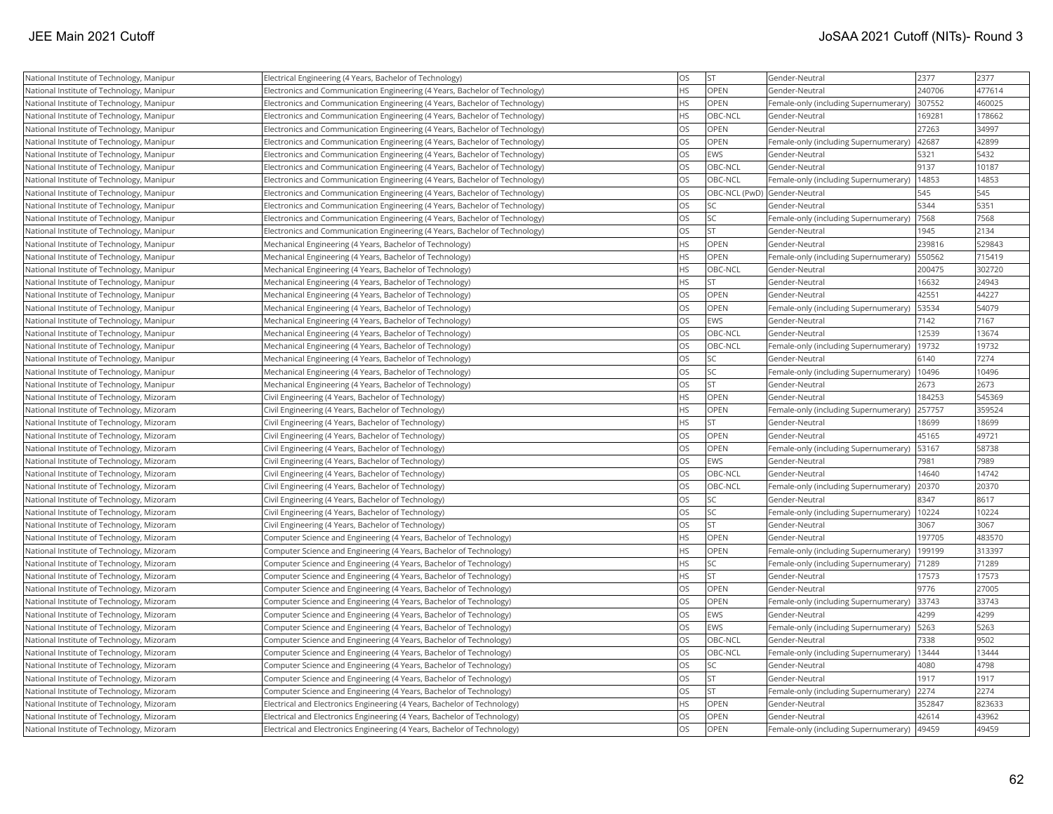| National Institute of Technology, Manipur | Electrical Engineering (4 Years, Bachelor of Technology) | OS | ST | Gender-Neutral | 2377 | 2377 |
|---|---|---|---|---|---|---|
| National Institute of Technology, Manipur | Electronics and Communication Engineering (4 Years, Bachelor of Technology) | HS | OPEN | Gender-Neutral | 240706 | 477614 |
| National Institute of Technology, Manipur | Electronics and Communication Engineering (4 Years, Bachelor of Technology) | HS | OPEN | Female-only (including Supernumerary) | 307552 | 460025 |
| National Institute of Technology, Manipur | Electronics and Communication Engineering (4 Years, Bachelor of Technology) | HS | OBC-NCL | Gender-Neutral | 169281 | 178662 |
| National Institute of Technology, Manipur | Electronics and Communication Engineering (4 Years, Bachelor of Technology) | OS | OPEN | Gender-Neutral | 27263 | 34997 |
| National Institute of Technology, Manipur | Electronics and Communication Engineering (4 Years, Bachelor of Technology) | OS | OPEN | Female-only (including Supernumerary) | 42687 | 42899 |
| National Institute of Technology, Manipur | Electronics and Communication Engineering (4 Years, Bachelor of Technology) | OS | EWS | Gender-Neutral | 5321 | 5432 |
| National Institute of Technology, Manipur | Electronics and Communication Engineering (4 Years, Bachelor of Technology) | OS | OBC-NCL | Gender-Neutral | 9137 | 10187 |
| National Institute of Technology, Manipur | Electronics and Communication Engineering (4 Years, Bachelor of Technology) | OS | OBC-NCL | Female-only (including Supernumerary) | 14853 | 14853 |
| National Institute of Technology, Manipur | Electronics and Communication Engineering (4 Years, Bachelor of Technology) | OS | OBC-NCL (PwD) | Gender-Neutral | 545 | 545 |
| National Institute of Technology, Manipur | Electronics and Communication Engineering (4 Years, Bachelor of Technology) | OS | SC | Gender-Neutral | 5344 | 5351 |
| National Institute of Technology, Manipur | Electronics and Communication Engineering (4 Years, Bachelor of Technology) | OS | SC | Female-only (including Supernumerary) | 7568 | 7568 |
| National Institute of Technology, Manipur | Electronics and Communication Engineering (4 Years, Bachelor of Technology) | OS | ST | Gender-Neutral | 1945 | 2134 |
| National Institute of Technology, Manipur | Mechanical Engineering (4 Years, Bachelor of Technology) | HS | OPEN | Gender-Neutral | 239816 | 529843 |
| National Institute of Technology, Manipur | Mechanical Engineering (4 Years, Bachelor of Technology) | HS | OPEN | Female-only (including Supernumerary) | 550562 | 715419 |
| National Institute of Technology, Manipur | Mechanical Engineering (4 Years, Bachelor of Technology) | HS | OBC-NCL | Gender-Neutral | 200475 | 302720 |
| National Institute of Technology, Manipur | Mechanical Engineering (4 Years, Bachelor of Technology) | HS | ST | Gender-Neutral | 16632 | 24943 |
| National Institute of Technology, Manipur | Mechanical Engineering (4 Years, Bachelor of Technology) | OS | OPEN | Gender-Neutral | 42551 | 44227 |
| National Institute of Technology, Manipur | Mechanical Engineering (4 Years, Bachelor of Technology) | OS | OPEN | Female-only (including Supernumerary) | 53534 | 54079 |
| National Institute of Technology, Manipur | Mechanical Engineering (4 Years, Bachelor of Technology) | OS | EWS | Gender-Neutral | 7142 | 7167 |
| National Institute of Technology, Manipur | Mechanical Engineering (4 Years, Bachelor of Technology) | OS | OBC-NCL | Gender-Neutral | 12539 | 13674 |
| National Institute of Technology, Manipur | Mechanical Engineering (4 Years, Bachelor of Technology) | OS | OBC-NCL | Female-only (including Supernumerary) | 19732 | 19732 |
| National Institute of Technology, Manipur | Mechanical Engineering (4 Years, Bachelor of Technology) | OS | SC | Gender-Neutral | 6140 | 7274 |
| National Institute of Technology, Manipur | Mechanical Engineering (4 Years, Bachelor of Technology) | OS | SC | Female-only (including Supernumerary) | 10496 | 10496 |
| National Institute of Technology, Manipur | Mechanical Engineering (4 Years, Bachelor of Technology) | OS | ST | Gender-Neutral | 2673 | 2673 |
| National Institute of Technology, Mizoram | Civil Engineering (4 Years, Bachelor of Technology) | HS | OPEN | Gender-Neutral | 184253 | 545369 |
| National Institute of Technology, Mizoram | Civil Engineering (4 Years, Bachelor of Technology) | HS | OPEN | Female-only (including Supernumerary) | 257757 | 359524 |
| National Institute of Technology, Mizoram | Civil Engineering (4 Years, Bachelor of Technology) | HS | ST | Gender-Neutral | 18699 | 18699 |
| National Institute of Technology, Mizoram | Civil Engineering (4 Years, Bachelor of Technology) | OS | OPEN | Gender-Neutral | 45165 | 49721 |
| National Institute of Technology, Mizoram | Civil Engineering (4 Years, Bachelor of Technology) | OS | OPEN | Female-only (including Supernumerary) | 53167 | 58738 |
| National Institute of Technology, Mizoram | Civil Engineering (4 Years, Bachelor of Technology) | OS | EWS | Gender-Neutral | 7981 | 7989 |
| National Institute of Technology, Mizoram | Civil Engineering (4 Years, Bachelor of Technology) | OS | OBC-NCL | Gender-Neutral | 14640 | 14742 |
| National Institute of Technology, Mizoram | Civil Engineering (4 Years, Bachelor of Technology) | OS | OBC-NCL | Female-only (including Supernumerary) | 20370 | 20370 |
| National Institute of Technology, Mizoram | Civil Engineering (4 Years, Bachelor of Technology) | OS | SC | Gender-Neutral | 8347 | 8617 |
| National Institute of Technology, Mizoram | Civil Engineering (4 Years, Bachelor of Technology) | OS | SC | Female-only (including Supernumerary) | 10224 | 10224 |
| National Institute of Technology, Mizoram | Civil Engineering (4 Years, Bachelor of Technology) | OS | ST | Gender-Neutral | 3067 | 3067 |
| National Institute of Technology, Mizoram | Computer Science and Engineering (4 Years, Bachelor of Technology) | HS | OPEN | Gender-Neutral | 197705 | 483570 |
| National Institute of Technology, Mizoram | Computer Science and Engineering (4 Years, Bachelor of Technology) | HS | OPEN | Female-only (including Supernumerary) | 199199 | 313397 |
| National Institute of Technology, Mizoram | Computer Science and Engineering (4 Years, Bachelor of Technology) | HS | SC | Female-only (including Supernumerary) | 71289 | 71289 |
| National Institute of Technology, Mizoram | Computer Science and Engineering (4 Years, Bachelor of Technology) | HS | ST | Gender-Neutral | 17573 | 17573 |
| National Institute of Technology, Mizoram | Computer Science and Engineering (4 Years, Bachelor of Technology) | OS | OPEN | Gender-Neutral | 9776 | 27005 |
| National Institute of Technology, Mizoram | Computer Science and Engineering (4 Years, Bachelor of Technology) | OS | OPEN | Female-only (including Supernumerary) | 33743 | 33743 |
| National Institute of Technology, Mizoram | Computer Science and Engineering (4 Years, Bachelor of Technology) | OS | EWS | Gender-Neutral | 4299 | 4299 |
| National Institute of Technology, Mizoram | Computer Science and Engineering (4 Years, Bachelor of Technology) | OS | EWS | Female-only (including Supernumerary) | 5263 | 5263 |
| National Institute of Technology, Mizoram | Computer Science and Engineering (4 Years, Bachelor of Technology) | OS | OBC-NCL | Gender-Neutral | 7338 | 9502 |
| National Institute of Technology, Mizoram | Computer Science and Engineering (4 Years, Bachelor of Technology) | OS | OBC-NCL | Female-only (including Supernumerary) | 13444 | 13444 |
| National Institute of Technology, Mizoram | Computer Science and Engineering (4 Years, Bachelor of Technology) | OS | SC | Gender-Neutral | 4080 | 4798 |
| National Institute of Technology, Mizoram | Computer Science and Engineering (4 Years, Bachelor of Technology) | OS | ST | Gender-Neutral | 1917 | 1917 |
| National Institute of Technology, Mizoram | Computer Science and Engineering (4 Years, Bachelor of Technology) | OS | ST | Female-only (including Supernumerary) | 2274 | 2274 |
| National Institute of Technology, Mizoram | Electrical and Electronics Engineering (4 Years, Bachelor of Technology) | HS | OPEN | Gender-Neutral | 352847 | 823633 |
| National Institute of Technology, Mizoram | Electrical and Electronics Engineering (4 Years, Bachelor of Technology) | OS | OPEN | Gender-Neutral | 42614 | 43962 |
| National Institute of Technology, Mizoram | Electrical and Electronics Engineering (4 Years, Bachelor of Technology) | OS | OPEN | Female-only (including Supernumerary) | 49459 | 49459 |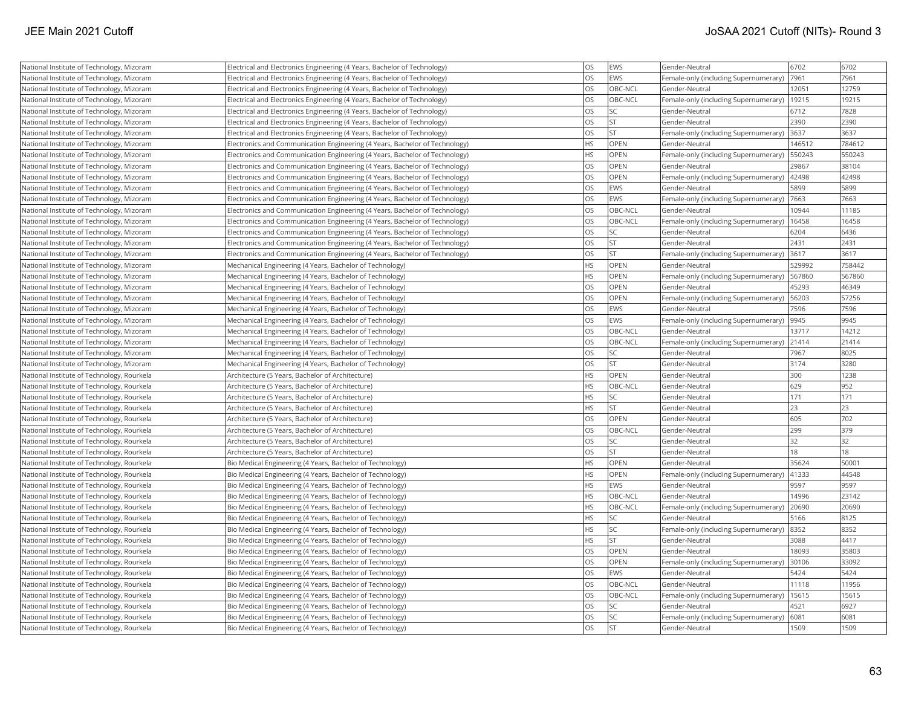| National Institute of Technology, Mizoram | Electrical and Electronics Engineering (4 Years, Bachelor of Technology) | OS | EWS | Gender-Neutral | 6702 | 6702 |
|---|---|---|---|---|---|---|
| National Institute of Technology, Mizoram | Electrical and Electronics Engineering (4 Years, Bachelor of Technology) | OS | EWS | Female-only (including Supernumerary) | 7961 | 7961 |
| National Institute of Technology, Mizoram | Electrical and Electronics Engineering (4 Years, Bachelor of Technology) | OS | OBC-NCL | Gender-Neutral | 12051 | 12759 |
| National Institute of Technology, Mizoram | Electrical and Electronics Engineering (4 Years, Bachelor of Technology) | OS | OBC-NCL | Female-only (including Supernumerary) | 19215 | 19215 |
| National Institute of Technology, Mizoram | Electrical and Electronics Engineering (4 Years, Bachelor of Technology) | OS | SC | Gender-Neutral | 6712 | 7828 |
| National Institute of Technology, Mizoram | Electrical and Electronics Engineering (4 Years, Bachelor of Technology) | OS | ST | Gender-Neutral | 2390 | 2390 |
| National Institute of Technology, Mizoram | Electrical and Electronics Engineering (4 Years, Bachelor of Technology) | OS | ST | Female-only (including Supernumerary) | 3637 | 3637 |
| National Institute of Technology, Mizoram | Electronics and Communication Engineering (4 Years, Bachelor of Technology) | HS | OPEN | Gender-Neutral | 146512 | 784612 |
| National Institute of Technology, Mizoram | Electronics and Communication Engineering (4 Years, Bachelor of Technology) | HS | OPEN | Female-only (including Supernumerary) | 550243 | 550243 |
| National Institute of Technology, Mizoram | Electronics and Communication Engineering (4 Years, Bachelor of Technology) | OS | OPEN | Gender-Neutral | 29867 | 38104 |
| National Institute of Technology, Mizoram | Electronics and Communication Engineering (4 Years, Bachelor of Technology) | OS | OPEN | Female-only (including Supernumerary) | 42498 | 42498 |
| National Institute of Technology, Mizoram | Electronics and Communication Engineering (4 Years, Bachelor of Technology) | OS | EWS | Gender-Neutral | 5899 | 5899 |
| National Institute of Technology, Mizoram | Electronics and Communication Engineering (4 Years, Bachelor of Technology) | OS | EWS | Female-only (including Supernumerary) | 7663 | 7663 |
| National Institute of Technology, Mizoram | Electronics and Communication Engineering (4 Years, Bachelor of Technology) | OS | OBC-NCL | Gender-Neutral | 10944 | 11185 |
| National Institute of Technology, Mizoram | Electronics and Communication Engineering (4 Years, Bachelor of Technology) | OS | OBC-NCL | Female-only (including Supernumerary) | 16458 | 16458 |
| National Institute of Technology, Mizoram | Electronics and Communication Engineering (4 Years, Bachelor of Technology) | OS | SC | Gender-Neutral | 6204 | 6436 |
| National Institute of Technology, Mizoram | Electronics and Communication Engineering (4 Years, Bachelor of Technology) | OS | ST | Gender-Neutral | 2431 | 2431 |
| National Institute of Technology, Mizoram | Electronics and Communication Engineering (4 Years, Bachelor of Technology) | OS | ST | Female-only (including Supernumerary) | 3617 | 3617 |
| National Institute of Technology, Mizoram | Mechanical Engineering (4 Years, Bachelor of Technology) | HS | OPEN | Gender-Neutral | 529992 | 758442 |
| National Institute of Technology, Mizoram | Mechanical Engineering (4 Years, Bachelor of Technology) | HS | OPEN | Female-only (including Supernumerary) | 567860 | 567860 |
| National Institute of Technology, Mizoram | Mechanical Engineering (4 Years, Bachelor of Technology) | OS | OPEN | Gender-Neutral | 45293 | 46349 |
| National Institute of Technology, Mizoram | Mechanical Engineering (4 Years, Bachelor of Technology) | OS | OPEN | Female-only (including Supernumerary) | 56203 | 57256 |
| National Institute of Technology, Mizoram | Mechanical Engineering (4 Years, Bachelor of Technology) | OS | EWS | Gender-Neutral | 7596 | 7596 |
| National Institute of Technology, Mizoram | Mechanical Engineering (4 Years, Bachelor of Technology) | OS | EWS | Female-only (including Supernumerary) | 9945 | 9945 |
| National Institute of Technology, Mizoram | Mechanical Engineering (4 Years, Bachelor of Technology) | OS | OBC-NCL | Gender-Neutral | 13717 | 14212 |
| National Institute of Technology, Mizoram | Mechanical Engineering (4 Years, Bachelor of Technology) | OS | OBC-NCL | Female-only (including Supernumerary) | 21414 | 21414 |
| National Institute of Technology, Mizoram | Mechanical Engineering (4 Years, Bachelor of Technology) | OS | SC | Gender-Neutral | 7967 | 8025 |
| National Institute of Technology, Mizoram | Mechanical Engineering (4 Years, Bachelor of Technology) | OS | ST | Gender-Neutral | 3174 | 3280 |
| National Institute of Technology, Rourkela | Architecture (5 Years, Bachelor of Architecture) | HS | OPEN | Gender-Neutral | 300 | 1238 |
| National Institute of Technology, Rourkela | Architecture (5 Years, Bachelor of Architecture) | HS | OBC-NCL | Gender-Neutral | 629 | 952 |
| National Institute of Technology, Rourkela | Architecture (5 Years, Bachelor of Architecture) | HS | SC | Gender-Neutral | 171 | 171 |
| National Institute of Technology, Rourkela | Architecture (5 Years, Bachelor of Architecture) | HS | ST | Gender-Neutral | 23 | 23 |
| National Institute of Technology, Rourkela | Architecture (5 Years, Bachelor of Architecture) | OS | OPEN | Gender-Neutral | 605 | 702 |
| National Institute of Technology, Rourkela | Architecture (5 Years, Bachelor of Architecture) | OS | OBC-NCL | Gender-Neutral | 299 | 379 |
| National Institute of Technology, Rourkela | Architecture (5 Years, Bachelor of Architecture) | OS | SC | Gender-Neutral | 32 | 32 |
| National Institute of Technology, Rourkela | Architecture (5 Years, Bachelor of Architecture) | OS | ST | Gender-Neutral | 18 | 18 |
| National Institute of Technology, Rourkela | Bio Medical Engineering (4 Years, Bachelor of Technology) | HS | OPEN | Gender-Neutral | 35624 | 50001 |
| National Institute of Technology, Rourkela | Bio Medical Engineering (4 Years, Bachelor of Technology) | HS | OPEN | Female-only (including Supernumerary) | 41333 | 44548 |
| National Institute of Technology, Rourkela | Bio Medical Engineering (4 Years, Bachelor of Technology) | HS | EWS | Gender-Neutral | 9597 | 9597 |
| National Institute of Technology, Rourkela | Bio Medical Engineering (4 Years, Bachelor of Technology) | HS | OBC-NCL | Gender-Neutral | 14996 | 23142 |
| National Institute of Technology, Rourkela | Bio Medical Engineering (4 Years, Bachelor of Technology) | HS | OBC-NCL | Female-only (including Supernumerary) | 20690 | 20690 |
| National Institute of Technology, Rourkela | Bio Medical Engineering (4 Years, Bachelor of Technology) | HS | SC | Gender-Neutral | 5166 | 8125 |
| National Institute of Technology, Rourkela | Bio Medical Engineering (4 Years, Bachelor of Technology) | HS | SC | Female-only (including Supernumerary) | 8352 | 8352 |
| National Institute of Technology, Rourkela | Bio Medical Engineering (4 Years, Bachelor of Technology) | HS | ST | Gender-Neutral | 3088 | 4417 |
| National Institute of Technology, Rourkela | Bio Medical Engineering (4 Years, Bachelor of Technology) | OS | OPEN | Gender-Neutral | 18093 | 35803 |
| National Institute of Technology, Rourkela | Bio Medical Engineering (4 Years, Bachelor of Technology) | OS | OPEN | Female-only (including Supernumerary) | 30106 | 33092 |
| National Institute of Technology, Rourkela | Bio Medical Engineering (4 Years, Bachelor of Technology) | OS | EWS | Gender-Neutral | 5424 | 5424 |
| National Institute of Technology, Rourkela | Bio Medical Engineering (4 Years, Bachelor of Technology) | OS | OBC-NCL | Gender-Neutral | 11118 | 11956 |
| National Institute of Technology, Rourkela | Bio Medical Engineering (4 Years, Bachelor of Technology) | OS | OBC-NCL | Female-only (including Supernumerary) | 15615 | 15615 |
| National Institute of Technology, Rourkela | Bio Medical Engineering (4 Years, Bachelor of Technology) | OS | SC | Gender-Neutral | 4521 | 6927 |
| National Institute of Technology, Rourkela | Bio Medical Engineering (4 Years, Bachelor of Technology) | OS | SC | Female-only (including Supernumerary) | 6081 | 6081 |
| National Institute of Technology, Rourkela | Bio Medical Engineering (4 Years, Bachelor of Technology) | OS | ST | Gender-Neutral | 1509 | 1509 |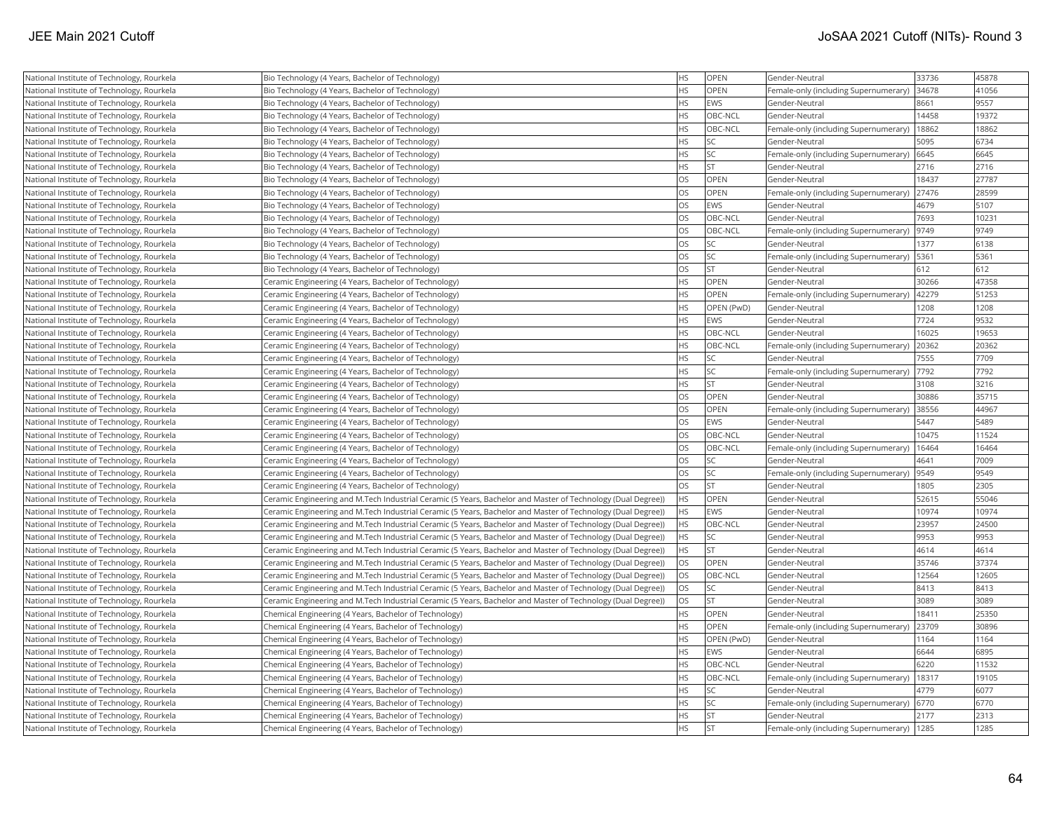| National Institute of Technology, Rourkela | Bio Technology (4 Years, Bachelor of Technology) | HS | OPEN | Gender-Neutral | 33736 | 45878 |
|---|---|---|---|---|---|---|
| National Institute of Technology, Rourkela | Bio Technology (4 Years, Bachelor of Technology) | HS | OPEN | Female-only (including Supernumerary) | 34678 | 41056 |
| National Institute of Technology, Rourkela | Bio Technology (4 Years, Bachelor of Technology) | HS | EWS | Gender-Neutral | 8661 | 9557 |
| National Institute of Technology, Rourkela | Bio Technology (4 Years, Bachelor of Technology) | HS | OBC-NCL | Gender-Neutral | 14458 | 19372 |
| National Institute of Technology, Rourkela | Bio Technology (4 Years, Bachelor of Technology) | HS | OBC-NCL | Female-only (including Supernumerary) | 18862 | 18862 |
| National Institute of Technology, Rourkela | Bio Technology (4 Years, Bachelor of Technology) | HS | SC | Gender-Neutral | 5095 | 6734 |
| National Institute of Technology, Rourkela | Bio Technology (4 Years, Bachelor of Technology) | HS | SC | Female-only (including Supernumerary) | 6645 | 6645 |
| National Institute of Technology, Rourkela | Bio Technology (4 Years, Bachelor of Technology) | HS | ST | Gender-Neutral | 2716 | 2716 |
| National Institute of Technology, Rourkela | Bio Technology (4 Years, Bachelor of Technology) | OS | OPEN | Gender-Neutral | 18437 | 27787 |
| National Institute of Technology, Rourkela | Bio Technology (4 Years, Bachelor of Technology) | OS | OPEN | Female-only (including Supernumerary) | 27476 | 28599 |
| National Institute of Technology, Rourkela | Bio Technology (4 Years, Bachelor of Technology) | OS | EWS | Gender-Neutral | 4679 | 5107 |
| National Institute of Technology, Rourkela | Bio Technology (4 Years, Bachelor of Technology) | OS | OBC-NCL | Gender-Neutral | 7693 | 10231 |
| National Institute of Technology, Rourkela | Bio Technology (4 Years, Bachelor of Technology) | OS | OBC-NCL | Female-only (including Supernumerary) | 9749 | 9749 |
| National Institute of Technology, Rourkela | Bio Technology (4 Years, Bachelor of Technology) | OS | SC | Gender-Neutral | 1377 | 6138 |
| National Institute of Technology, Rourkela | Bio Technology (4 Years, Bachelor of Technology) | OS | SC | Female-only (including Supernumerary) | 5361 | 5361 |
| National Institute of Technology, Rourkela | Bio Technology (4 Years, Bachelor of Technology) | OS | ST | Gender-Neutral | 612 | 612 |
| National Institute of Technology, Rourkela | Ceramic Engineering (4 Years, Bachelor of Technology) | HS | OPEN | Gender-Neutral | 30266 | 47358 |
| National Institute of Technology, Rourkela | Ceramic Engineering (4 Years, Bachelor of Technology) | HS | OPEN | Female-only (including Supernumerary) | 42279 | 51253 |
| National Institute of Technology, Rourkela | Ceramic Engineering (4 Years, Bachelor of Technology) | HS | OPEN (PwD) | Gender-Neutral | 1208 | 1208 |
| National Institute of Technology, Rourkela | Ceramic Engineering (4 Years, Bachelor of Technology) | HS | EWS | Gender-Neutral | 7724 | 9532 |
| National Institute of Technology, Rourkela | Ceramic Engineering (4 Years, Bachelor of Technology) | HS | OBC-NCL | Gender-Neutral | 16025 | 19653 |
| National Institute of Technology, Rourkela | Ceramic Engineering (4 Years, Bachelor of Technology) | HS | OBC-NCL | Female-only (including Supernumerary) | 20362 | 20362 |
| National Institute of Technology, Rourkela | Ceramic Engineering (4 Years, Bachelor of Technology) | HS | SC | Gender-Neutral | 7555 | 7709 |
| National Institute of Technology, Rourkela | Ceramic Engineering (4 Years, Bachelor of Technology) | HS | SC | Female-only (including Supernumerary) | 7792 | 7792 |
| National Institute of Technology, Rourkela | Ceramic Engineering (4 Years, Bachelor of Technology) | HS | ST | Gender-Neutral | 3108 | 3216 |
| National Institute of Technology, Rourkela | Ceramic Engineering (4 Years, Bachelor of Technology) | OS | OPEN | Gender-Neutral | 30886 | 35715 |
| National Institute of Technology, Rourkela | Ceramic Engineering (4 Years, Bachelor of Technology) | OS | OPEN | Female-only (including Supernumerary) | 38556 | 44967 |
| National Institute of Technology, Rourkela | Ceramic Engineering (4 Years, Bachelor of Technology) | OS | EWS | Gender-Neutral | 5447 | 5489 |
| National Institute of Technology, Rourkela | Ceramic Engineering (4 Years, Bachelor of Technology) | OS | OBC-NCL | Gender-Neutral | 10475 | 11524 |
| National Institute of Technology, Rourkela | Ceramic Engineering (4 Years, Bachelor of Technology) | OS | OBC-NCL | Female-only (including Supernumerary) | 16464 | 16464 |
| National Institute of Technology, Rourkela | Ceramic Engineering (4 Years, Bachelor of Technology) | OS | SC | Gender-Neutral | 4641 | 7009 |
| National Institute of Technology, Rourkela | Ceramic Engineering (4 Years, Bachelor of Technology) | OS | SC | Female-only (including Supernumerary) | 9549 | 9549 |
| National Institute of Technology, Rourkela | Ceramic Engineering (4 Years, Bachelor of Technology) | OS | ST | Gender-Neutral | 1805 | 2305 |
| National Institute of Technology, Rourkela | Ceramic Engineering and M.Tech Industrial Ceramic (5 Years, Bachelor and Master of Technology (Dual Degree)) | HS | OPEN | Gender-Neutral | 52615 | 55046 |
| National Institute of Technology, Rourkela | Ceramic Engineering and M.Tech Industrial Ceramic (5 Years, Bachelor and Master of Technology (Dual Degree)) | HS | EWS | Gender-Neutral | 10974 | 10974 |
| National Institute of Technology, Rourkela | Ceramic Engineering and M.Tech Industrial Ceramic (5 Years, Bachelor and Master of Technology (Dual Degree)) | HS | OBC-NCL | Gender-Neutral | 23957 | 24500 |
| National Institute of Technology, Rourkela | Ceramic Engineering and M.Tech Industrial Ceramic (5 Years, Bachelor and Master of Technology (Dual Degree)) | HS | SC | Gender-Neutral | 9953 | 9953 |
| National Institute of Technology, Rourkela | Ceramic Engineering and M.Tech Industrial Ceramic (5 Years, Bachelor and Master of Technology (Dual Degree)) | HS | ST | Gender-Neutral | 4614 | 4614 |
| National Institute of Technology, Rourkela | Ceramic Engineering and M.Tech Industrial Ceramic (5 Years, Bachelor and Master of Technology (Dual Degree)) | OS | OPEN | Gender-Neutral | 35746 | 37374 |
| National Institute of Technology, Rourkela | Ceramic Engineering and M.Tech Industrial Ceramic (5 Years, Bachelor and Master of Technology (Dual Degree)) | OS | OBC-NCL | Gender-Neutral | 12564 | 12605 |
| National Institute of Technology, Rourkela | Ceramic Engineering and M.Tech Industrial Ceramic (5 Years, Bachelor and Master of Technology (Dual Degree)) | OS | SC | Gender-Neutral | 8413 | 8413 |
| National Institute of Technology, Rourkela | Ceramic Engineering and M.Tech Industrial Ceramic (5 Years, Bachelor and Master of Technology (Dual Degree)) | OS | ST | Gender-Neutral | 3089 | 3089 |
| National Institute of Technology, Rourkela | Chemical Engineering (4 Years, Bachelor of Technology) | HS | OPEN | Gender-Neutral | 18411 | 25350 |
| National Institute of Technology, Rourkela | Chemical Engineering (4 Years, Bachelor of Technology) | HS | OPEN | Female-only (including Supernumerary) | 23709 | 30896 |
| National Institute of Technology, Rourkela | Chemical Engineering (4 Years, Bachelor of Technology) | HS | OPEN (PwD) | Gender-Neutral | 1164 | 1164 |
| National Institute of Technology, Rourkela | Chemical Engineering (4 Years, Bachelor of Technology) | HS | EWS | Gender-Neutral | 6644 | 6895 |
| National Institute of Technology, Rourkela | Chemical Engineering (4 Years, Bachelor of Technology) | HS | OBC-NCL | Gender-Neutral | 6220 | 11532 |
| National Institute of Technology, Rourkela | Chemical Engineering (4 Years, Bachelor of Technology) | HS | OBC-NCL | Female-only (including Supernumerary) | 18317 | 19105 |
| National Institute of Technology, Rourkela | Chemical Engineering (4 Years, Bachelor of Technology) | HS | SC | Gender-Neutral | 4779 | 6077 |
| National Institute of Technology, Rourkela | Chemical Engineering (4 Years, Bachelor of Technology) | HS | SC | Female-only (including Supernumerary) | 6770 | 6770 |
| National Institute of Technology, Rourkela | Chemical Engineering (4 Years, Bachelor of Technology) | HS | ST | Gender-Neutral | 2177 | 2313 |
| National Institute of Technology, Rourkela | Chemical Engineering (4 Years, Bachelor of Technology) | HS | ST | Female-only (including Supernumerary) | 1285 | 1285 |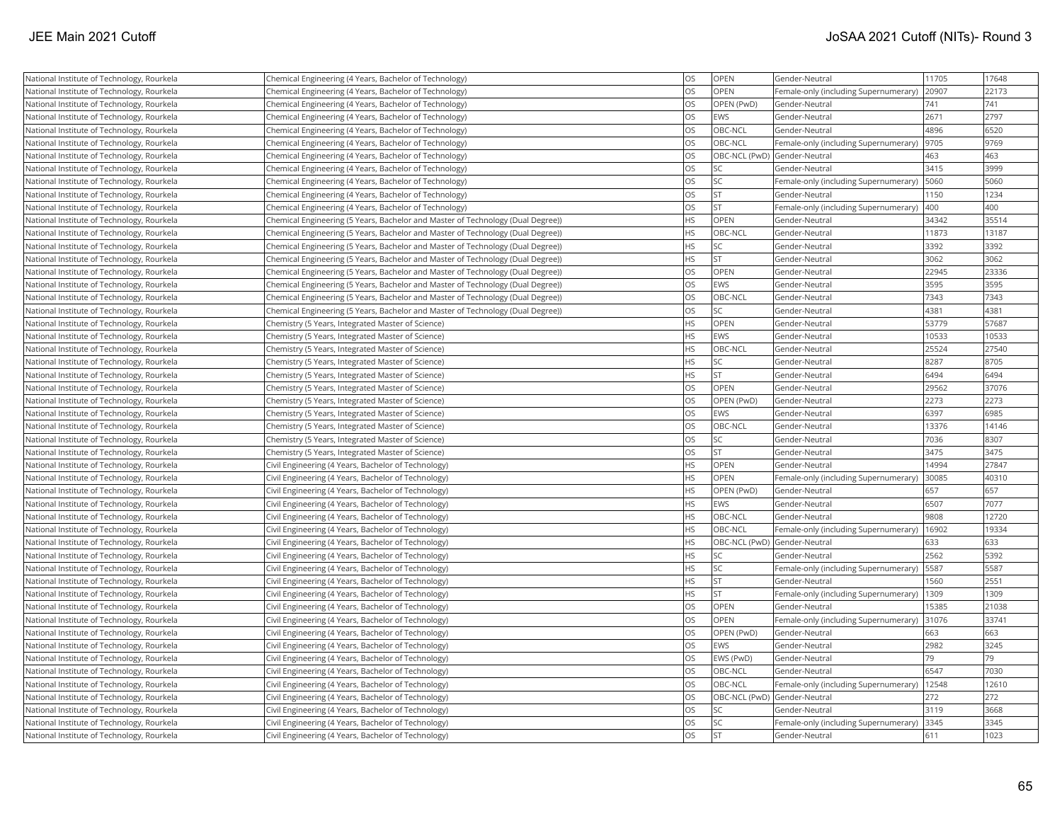| National Institute of Technology, Rourkela | Chemical Engineering (4 Years, Bachelor of Technology) | OS | OPEN | Gender-Neutral | 11705 | 17648 |
|---|---|---|---|---|---|---|
| National Institute of Technology, Rourkela | Chemical Engineering (4 Years, Bachelor of Technology) | OS | OPEN | Female-only (including Supernumerary) | 20907 | 22173 |
| National Institute of Technology, Rourkela | Chemical Engineering (4 Years, Bachelor of Technology) | OS | OPEN (PwD) | Gender-Neutral | 741 | 741 |
| National Institute of Technology, Rourkela | Chemical Engineering (4 Years, Bachelor of Technology) | OS | EWS | Gender-Neutral | 2671 | 2797 |
| National Institute of Technology, Rourkela | Chemical Engineering (4 Years, Bachelor of Technology) | OS | OBC-NCL | Gender-Neutral | 4896 | 6520 |
| National Institute of Technology, Rourkela | Chemical Engineering (4 Years, Bachelor of Technology) | OS | OBC-NCL | Female-only (including Supernumerary) | 9705 | 9769 |
| National Institute of Technology, Rourkela | Chemical Engineering (4 Years, Bachelor of Technology) | OS | OBC-NCL (PwD) | Gender-Neutral | 463 | 463 |
| National Institute of Technology, Rourkela | Chemical Engineering (4 Years, Bachelor of Technology) | OS | SC | Gender-Neutral | 3415 | 3999 |
| National Institute of Technology, Rourkela | Chemical Engineering (4 Years, Bachelor of Technology) | OS | SC | Female-only (including Supernumerary) | 5060 | 5060 |
| National Institute of Technology, Rourkela | Chemical Engineering (4 Years, Bachelor of Technology) | OS | ST | Gender-Neutral | 1150 | 1234 |
| National Institute of Technology, Rourkela | Chemical Engineering (4 Years, Bachelor of Technology) | OS | ST | Female-only (including Supernumerary) | 400 | 400 |
| National Institute of Technology, Rourkela | Chemical Engineering (5 Years, Bachelor and Master of Technology (Dual Degree)) | HS | OPEN | Gender-Neutral | 34342 | 35514 |
| National Institute of Technology, Rourkela | Chemical Engineering (5 Years, Bachelor and Master of Technology (Dual Degree)) | HS | OBC-NCL | Gender-Neutral | 11873 | 13187 |
| National Institute of Technology, Rourkela | Chemical Engineering (5 Years, Bachelor and Master of Technology (Dual Degree)) | HS | SC | Gender-Neutral | 3392 | 3392 |
| National Institute of Technology, Rourkela | Chemical Engineering (5 Years, Bachelor and Master of Technology (Dual Degree)) | HS | ST | Gender-Neutral | 3062 | 3062 |
| National Institute of Technology, Rourkela | Chemical Engineering (5 Years, Bachelor and Master of Technology (Dual Degree)) | OS | OPEN | Gender-Neutral | 22945 | 23336 |
| National Institute of Technology, Rourkela | Chemical Engineering (5 Years, Bachelor and Master of Technology (Dual Degree)) | OS | EWS | Gender-Neutral | 3595 | 3595 |
| National Institute of Technology, Rourkela | Chemical Engineering (5 Years, Bachelor and Master of Technology (Dual Degree)) | OS | OBC-NCL | Gender-Neutral | 7343 | 7343 |
| National Institute of Technology, Rourkela | Chemical Engineering (5 Years, Bachelor and Master of Technology (Dual Degree)) | OS | SC | Gender-Neutral | 4381 | 4381 |
| National Institute of Technology, Rourkela | Chemistry (5 Years, Integrated Master of Science) | HS | OPEN | Gender-Neutral | 53779 | 57687 |
| National Institute of Technology, Rourkela | Chemistry (5 Years, Integrated Master of Science) | HS | EWS | Gender-Neutral | 10533 | 10533 |
| National Institute of Technology, Rourkela | Chemistry (5 Years, Integrated Master of Science) | HS | OBC-NCL | Gender-Neutral | 25524 | 27540 |
| National Institute of Technology, Rourkela | Chemistry (5 Years, Integrated Master of Science) | HS | SC | Gender-Neutral | 8287 | 8705 |
| National Institute of Technology, Rourkela | Chemistry (5 Years, Integrated Master of Science) | HS | ST | Gender-Neutral | 6494 | 6494 |
| National Institute of Technology, Rourkela | Chemistry (5 Years, Integrated Master of Science) | OS | OPEN | Gender-Neutral | 29562 | 37076 |
| National Institute of Technology, Rourkela | Chemistry (5 Years, Integrated Master of Science) | OS | OPEN (PwD) | Gender-Neutral | 2273 | 2273 |
| National Institute of Technology, Rourkela | Chemistry (5 Years, Integrated Master of Science) | OS | EWS | Gender-Neutral | 6397 | 6985 |
| National Institute of Technology, Rourkela | Chemistry (5 Years, Integrated Master of Science) | OS | OBC-NCL | Gender-Neutral | 13376 | 14146 |
| National Institute of Technology, Rourkela | Chemistry (5 Years, Integrated Master of Science) | OS | SC | Gender-Neutral | 7036 | 8307 |
| National Institute of Technology, Rourkela | Chemistry (5 Years, Integrated Master of Science) | OS | ST | Gender-Neutral | 3475 | 3475 |
| National Institute of Technology, Rourkela | Civil Engineering (4 Years, Bachelor of Technology) | HS | OPEN | Gender-Neutral | 14994 | 27847 |
| National Institute of Technology, Rourkela | Civil Engineering (4 Years, Bachelor of Technology) | HS | OPEN | Female-only (including Supernumerary) | 30085 | 40310 |
| National Institute of Technology, Rourkela | Civil Engineering (4 Years, Bachelor of Technology) | HS | OPEN (PwD) | Gender-Neutral | 657 | 657 |
| National Institute of Technology, Rourkela | Civil Engineering (4 Years, Bachelor of Technology) | HS | EWS | Gender-Neutral | 6507 | 7077 |
| National Institute of Technology, Rourkela | Civil Engineering (4 Years, Bachelor of Technology) | HS | OBC-NCL | Gender-Neutral | 9808 | 12720 |
| National Institute of Technology, Rourkela | Civil Engineering (4 Years, Bachelor of Technology) | HS | OBC-NCL | Female-only (including Supernumerary) | 16902 | 19334 |
| National Institute of Technology, Rourkela | Civil Engineering (4 Years, Bachelor of Technology) | HS | OBC-NCL (PwD) | Gender-Neutral | 633 | 633 |
| National Institute of Technology, Rourkela | Civil Engineering (4 Years, Bachelor of Technology) | HS | SC | Gender-Neutral | 2562 | 5392 |
| National Institute of Technology, Rourkela | Civil Engineering (4 Years, Bachelor of Technology) | HS | SC | Female-only (including Supernumerary) | 5587 | 5587 |
| National Institute of Technology, Rourkela | Civil Engineering (4 Years, Bachelor of Technology) | HS | ST | Gender-Neutral | 1560 | 2551 |
| National Institute of Technology, Rourkela | Civil Engineering (4 Years, Bachelor of Technology) | HS | ST | Female-only (including Supernumerary) | 1309 | 1309 |
| National Institute of Technology, Rourkela | Civil Engineering (4 Years, Bachelor of Technology) | OS | OPEN | Gender-Neutral | 15385 | 21038 |
| National Institute of Technology, Rourkela | Civil Engineering (4 Years, Bachelor of Technology) | OS | OPEN | Female-only (including Supernumerary) | 31076 | 33741 |
| National Institute of Technology, Rourkela | Civil Engineering (4 Years, Bachelor of Technology) | OS | OPEN (PwD) | Gender-Neutral | 663 | 663 |
| National Institute of Technology, Rourkela | Civil Engineering (4 Years, Bachelor of Technology) | OS | EWS | Gender-Neutral | 2982 | 3245 |
| National Institute of Technology, Rourkela | Civil Engineering (4 Years, Bachelor of Technology) | OS | EWS (PwD) | Gender-Neutral | 79 | 79 |
| National Institute of Technology, Rourkela | Civil Engineering (4 Years, Bachelor of Technology) | OS | OBC-NCL | Gender-Neutral | 6547 | 7030 |
| National Institute of Technology, Rourkela | Civil Engineering (4 Years, Bachelor of Technology) | OS | OBC-NCL | Female-only (including Supernumerary) | 12548 | 12610 |
| National Institute of Technology, Rourkela | Civil Engineering (4 Years, Bachelor of Technology) | OS | OBC-NCL (PwD) | Gender-Neutral | 272 | 272 |
| National Institute of Technology, Rourkela | Civil Engineering (4 Years, Bachelor of Technology) | OS | SC | Gender-Neutral | 3119 | 3668 |
| National Institute of Technology, Rourkela | Civil Engineering (4 Years, Bachelor of Technology) | OS | SC | Female-only (including Supernumerary) | 3345 | 3345 |
| National Institute of Technology, Rourkela | Civil Engineering (4 Years, Bachelor of Technology) | OS | ST | Gender-Neutral | 611 | 1023 |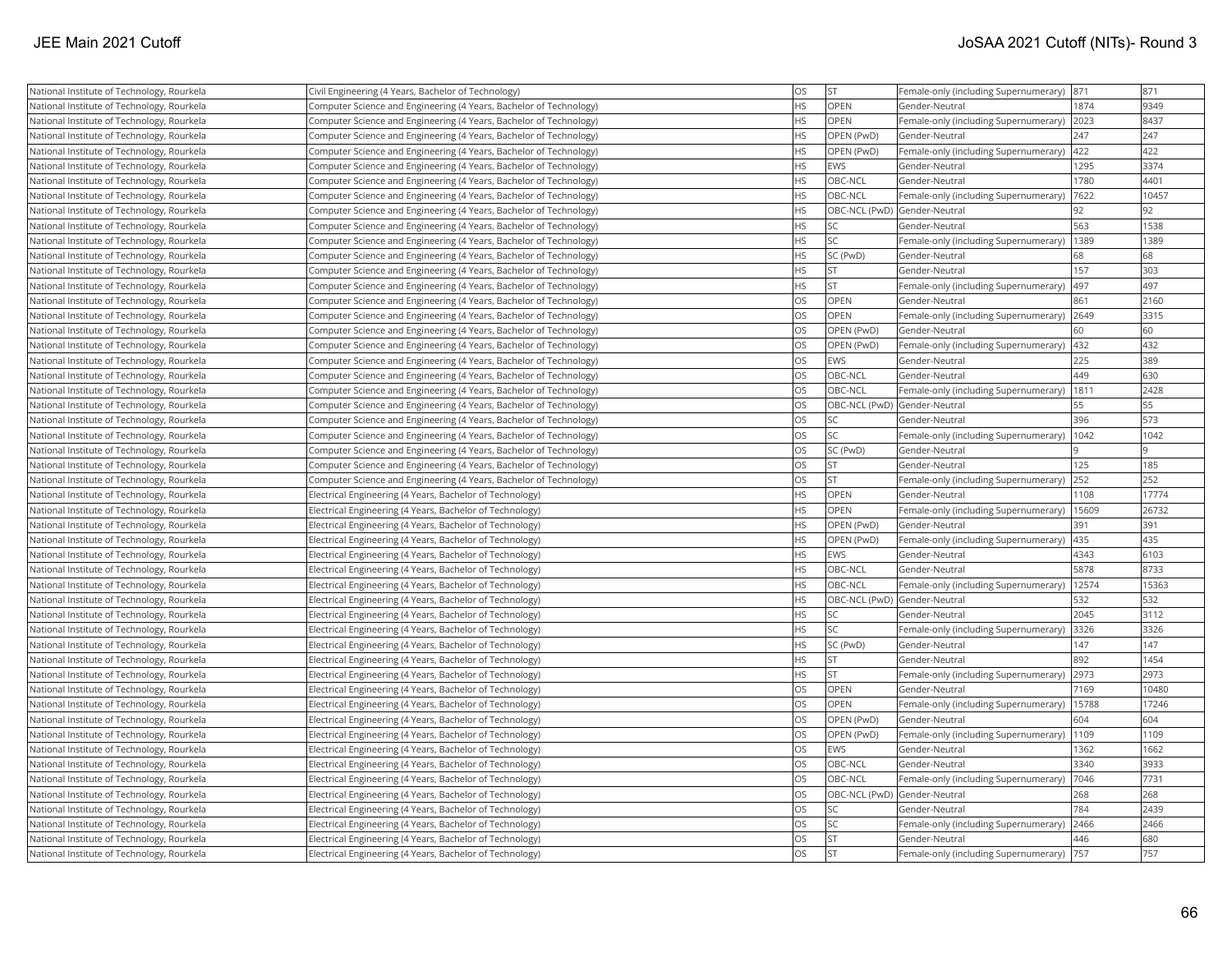| | | | | | | |
|---|---|---|---|---|---|---|
| National Institute of Technology, Rourkela | Civil Engineering (4 Years, Bachelor of Technology) | OS | ST | Female-only (including Supernumerary) | 871 | 871 |
| National Institute of Technology, Rourkela | Computer Science and Engineering (4 Years, Bachelor of Technology) | HS | OPEN | Gender-Neutral | 1874 | 9349 |
| National Institute of Technology, Rourkela | Computer Science and Engineering (4 Years, Bachelor of Technology) | HS | OPEN | Female-only (including Supernumerary) | 2023 | 8437 |
| National Institute of Technology, Rourkela | Computer Science and Engineering (4 Years, Bachelor of Technology) | HS | OPEN (PwD) | Gender-Neutral | 247 | 247 |
| National Institute of Technology, Rourkela | Computer Science and Engineering (4 Years, Bachelor of Technology) | HS | OPEN (PwD) | Female-only (including Supernumerary) | 422 | 422 |
| National Institute of Technology, Rourkela | Computer Science and Engineering (4 Years, Bachelor of Technology) | HS | EWS | Gender-Neutral | 1295 | 3374 |
| National Institute of Technology, Rourkela | Computer Science and Engineering (4 Years, Bachelor of Technology) | HS | OBC-NCL | Gender-Neutral | 1780 | 4401 |
| National Institute of Technology, Rourkela | Computer Science and Engineering (4 Years, Bachelor of Technology) | HS | OBC-NCL | Female-only (including Supernumerary) | 7622 | 10457 |
| National Institute of Technology, Rourkela | Computer Science and Engineering (4 Years, Bachelor of Technology) | HS | OBC-NCL (PwD) | Gender-Neutral | 92 | 92 |
| National Institute of Technology, Rourkela | Computer Science and Engineering (4 Years, Bachelor of Technology) | HS | SC | Gender-Neutral | 563 | 1538 |
| National Institute of Technology, Rourkela | Computer Science and Engineering (4 Years, Bachelor of Technology) | HS | SC | Female-only (including Supernumerary) | 1389 | 1389 |
| National Institute of Technology, Rourkela | Computer Science and Engineering (4 Years, Bachelor of Technology) | HS | SC (PwD) | Gender-Neutral | 68 | 68 |
| National Institute of Technology, Rourkela | Computer Science and Engineering (4 Years, Bachelor of Technology) | HS | ST | Gender-Neutral | 157 | 303 |
| National Institute of Technology, Rourkela | Computer Science and Engineering (4 Years, Bachelor of Technology) | HS | ST | Female-only (including Supernumerary) | 497 | 497 |
| National Institute of Technology, Rourkela | Computer Science and Engineering (4 Years, Bachelor of Technology) | OS | OPEN | Gender-Neutral | 861 | 2160 |
| National Institute of Technology, Rourkela | Computer Science and Engineering (4 Years, Bachelor of Technology) | OS | OPEN | Female-only (including Supernumerary) | 2649 | 3315 |
| National Institute of Technology, Rourkela | Computer Science and Engineering (4 Years, Bachelor of Technology) | OS | OPEN (PwD) | Gender-Neutral | 60 | 60 |
| National Institute of Technology, Rourkela | Computer Science and Engineering (4 Years, Bachelor of Technology) | OS | OPEN (PwD) | Female-only (including Supernumerary) | 432 | 432 |
| National Institute of Technology, Rourkela | Computer Science and Engineering (4 Years, Bachelor of Technology) | OS | EWS | Gender-Neutral | 225 | 389 |
| National Institute of Technology, Rourkela | Computer Science and Engineering (4 Years, Bachelor of Technology) | OS | OBC-NCL | Gender-Neutral | 449 | 630 |
| National Institute of Technology, Rourkela | Computer Science and Engineering (4 Years, Bachelor of Technology) | OS | OBC-NCL | Female-only (including Supernumerary) | 1811 | 2428 |
| National Institute of Technology, Rourkela | Computer Science and Engineering (4 Years, Bachelor of Technology) | OS | OBC-NCL (PwD) | Gender-Neutral | 55 | 55 |
| National Institute of Technology, Rourkela | Computer Science and Engineering (4 Years, Bachelor of Technology) | OS | SC | Gender-Neutral | 396 | 573 |
| National Institute of Technology, Rourkela | Computer Science and Engineering (4 Years, Bachelor of Technology) | OS | SC | Female-only (including Supernumerary) | 1042 | 1042 |
| National Institute of Technology, Rourkela | Computer Science and Engineering (4 Years, Bachelor of Technology) | OS | SC (PwD) | Gender-Neutral | 9 | 9 |
| National Institute of Technology, Rourkela | Computer Science and Engineering (4 Years, Bachelor of Technology) | OS | ST | Gender-Neutral | 125 | 185 |
| National Institute of Technology, Rourkela | Computer Science and Engineering (4 Years, Bachelor of Technology) | OS | ST | Female-only (including Supernumerary) | 252 | 252 |
| National Institute of Technology, Rourkela | Electrical Engineering (4 Years, Bachelor of Technology) | HS | OPEN | Gender-Neutral | 1108 | 17774 |
| National Institute of Technology, Rourkela | Electrical Engineering (4 Years, Bachelor of Technology) | HS | OPEN | Female-only (including Supernumerary) | 15609 | 26732 |
| National Institute of Technology, Rourkela | Electrical Engineering (4 Years, Bachelor of Technology) | HS | OPEN (PwD) | Gender-Neutral | 391 | 391 |
| National Institute of Technology, Rourkela | Electrical Engineering (4 Years, Bachelor of Technology) | HS | OPEN (PwD) | Female-only (including Supernumerary) | 435 | 435 |
| National Institute of Technology, Rourkela | Electrical Engineering (4 Years, Bachelor of Technology) | HS | EWS | Gender-Neutral | 4343 | 6103 |
| National Institute of Technology, Rourkela | Electrical Engineering (4 Years, Bachelor of Technology) | HS | OBC-NCL | Gender-Neutral | 5878 | 8733 |
| National Institute of Technology, Rourkela | Electrical Engineering (4 Years, Bachelor of Technology) | HS | OBC-NCL | Female-only (including Supernumerary) | 12574 | 15363 |
| National Institute of Technology, Rourkela | Electrical Engineering (4 Years, Bachelor of Technology) | HS | OBC-NCL (PwD) | Gender-Neutral | 532 | 532 |
| National Institute of Technology, Rourkela | Electrical Engineering (4 Years, Bachelor of Technology) | HS | SC | Gender-Neutral | 2045 | 3112 |
| National Institute of Technology, Rourkela | Electrical Engineering (4 Years, Bachelor of Technology) | HS | SC | Female-only (including Supernumerary) | 3326 | 3326 |
| National Institute of Technology, Rourkela | Electrical Engineering (4 Years, Bachelor of Technology) | HS | SC (PwD) | Gender-Neutral | 147 | 147 |
| National Institute of Technology, Rourkela | Electrical Engineering (4 Years, Bachelor of Technology) | HS | ST | Gender-Neutral | 892 | 1454 |
| National Institute of Technology, Rourkela | Electrical Engineering (4 Years, Bachelor of Technology) | HS | ST | Female-only (including Supernumerary) | 2973 | 2973 |
| National Institute of Technology, Rourkela | Electrical Engineering (4 Years, Bachelor of Technology) | OS | OPEN | Gender-Neutral | 7169 | 10480 |
| National Institute of Technology, Rourkela | Electrical Engineering (4 Years, Bachelor of Technology) | OS | OPEN | Female-only (including Supernumerary) | 15788 | 17246 |
| National Institute of Technology, Rourkela | Electrical Engineering (4 Years, Bachelor of Technology) | OS | OPEN (PwD) | Gender-Neutral | 604 | 604 |
| National Institute of Technology, Rourkela | Electrical Engineering (4 Years, Bachelor of Technology) | OS | OPEN (PwD) | Female-only (including Supernumerary) | 1109 | 1109 |
| National Institute of Technology, Rourkela | Electrical Engineering (4 Years, Bachelor of Technology) | OS | EWS | Gender-Neutral | 1362 | 1662 |
| National Institute of Technology, Rourkela | Electrical Engineering (4 Years, Bachelor of Technology) | OS | OBC-NCL | Gender-Neutral | 3340 | 3933 |
| National Institute of Technology, Rourkela | Electrical Engineering (4 Years, Bachelor of Technology) | OS | OBC-NCL | Female-only (including Supernumerary) | 7046 | 7731 |
| National Institute of Technology, Rourkela | Electrical Engineering (4 Years, Bachelor of Technology) | OS | OBC-NCL (PwD) | Gender-Neutral | 268 | 268 |
| National Institute of Technology, Rourkela | Electrical Engineering (4 Years, Bachelor of Technology) | OS | SC | Gender-Neutral | 784 | 2439 |
| National Institute of Technology, Rourkela | Electrical Engineering (4 Years, Bachelor of Technology) | OS | SC | Female-only (including Supernumerary) | 2466 | 2466 |
| National Institute of Technology, Rourkela | Electrical Engineering (4 Years, Bachelor of Technology) | OS | ST | Gender-Neutral | 446 | 680 |
| National Institute of Technology, Rourkela | Electrical Engineering (4 Years, Bachelor of Technology) | OS | ST | Female-only (including Supernumerary) | 757 | 757 |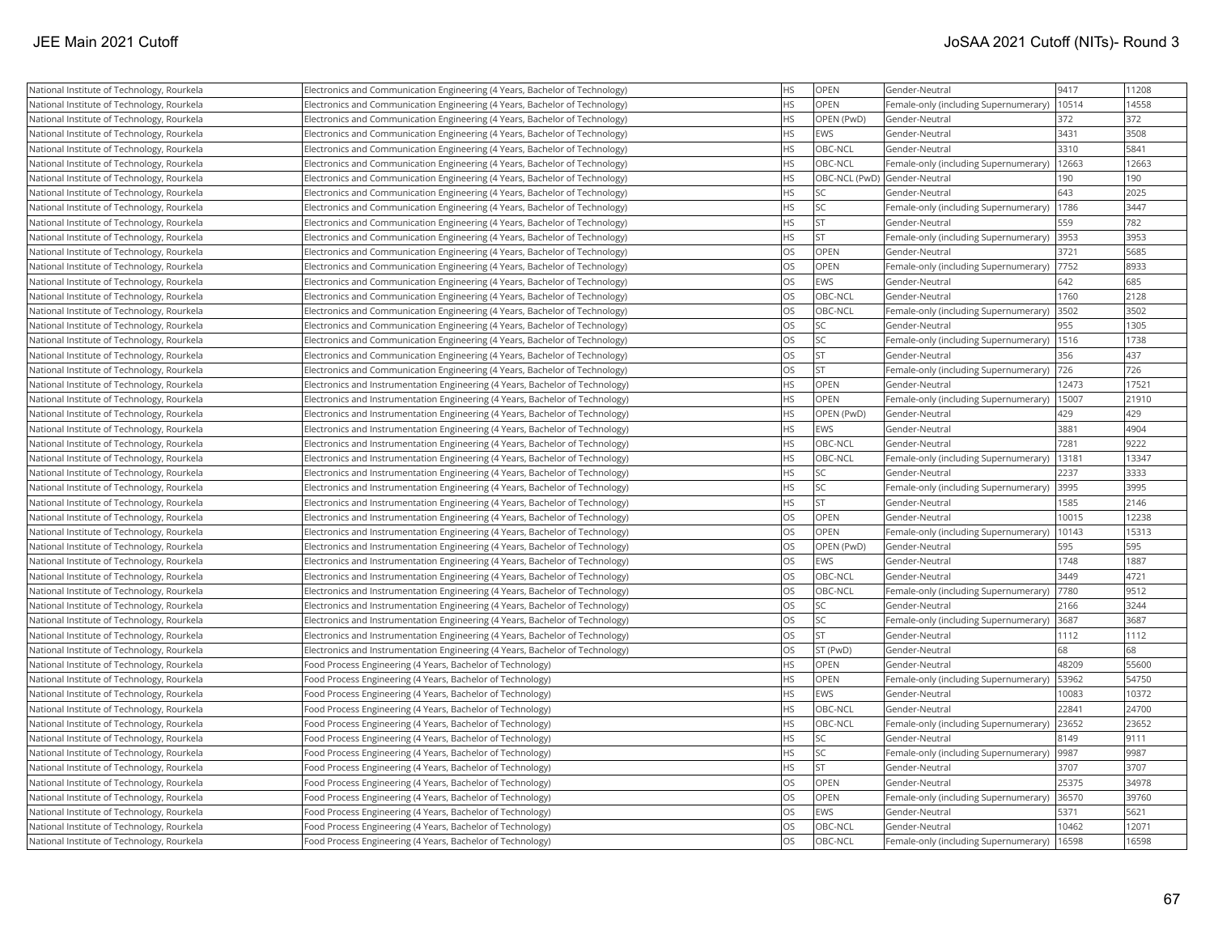| National Institute of Technology, Rourkela | Electronics and Communication Engineering (4 Years, Bachelor of Technology) | HS | OPEN | Gender-Neutral | 9417 | 11208 |
|---|---|---|---|---|---|---|
| National Institute of Technology, Rourkela | Electronics and Communication Engineering (4 Years, Bachelor of Technology) | HS | OPEN | Female-only (including Supernumerary) | 10514 | 14558 |
| National Institute of Technology, Rourkela | Electronics and Communication Engineering (4 Years, Bachelor of Technology) | HS | OPEN (PwD) | Gender-Neutral | 372 | 372 |
| National Institute of Technology, Rourkela | Electronics and Communication Engineering (4 Years, Bachelor of Technology) | HS | EWS | Gender-Neutral | 3431 | 3508 |
| National Institute of Technology, Rourkela | Electronics and Communication Engineering (4 Years, Bachelor of Technology) | HS | OBC-NCL | Gender-Neutral | 3310 | 5841 |
| National Institute of Technology, Rourkela | Electronics and Communication Engineering (4 Years, Bachelor of Technology) | HS | OBC-NCL | Female-only (including Supernumerary) | 12663 | 12663 |
| National Institute of Technology, Rourkela | Electronics and Communication Engineering (4 Years, Bachelor of Technology) | HS | OBC-NCL (PwD) | Gender-Neutral | 190 | 190 |
| National Institute of Technology, Rourkela | Electronics and Communication Engineering (4 Years, Bachelor of Technology) | HS | SC | Gender-Neutral | 643 | 2025 |
| National Institute of Technology, Rourkela | Electronics and Communication Engineering (4 Years, Bachelor of Technology) | HS | SC | Female-only (including Supernumerary) | 1786 | 3447 |
| National Institute of Technology, Rourkela | Electronics and Communication Engineering (4 Years, Bachelor of Technology) | HS | ST | Gender-Neutral | 559 | 782 |
| National Institute of Technology, Rourkela | Electronics and Communication Engineering (4 Years, Bachelor of Technology) | HS | ST | Female-only (including Supernumerary) | 3953 | 3953 |
| National Institute of Technology, Rourkela | Electronics and Communication Engineering (4 Years, Bachelor of Technology) | OS | OPEN | Gender-Neutral | 3721 | 5685 |
| National Institute of Technology, Rourkela | Electronics and Communication Engineering (4 Years, Bachelor of Technology) | OS | OPEN | Female-only (including Supernumerary) | 7752 | 8933 |
| National Institute of Technology, Rourkela | Electronics and Communication Engineering (4 Years, Bachelor of Technology) | OS | EWS | Gender-Neutral | 642 | 685 |
| National Institute of Technology, Rourkela | Electronics and Communication Engineering (4 Years, Bachelor of Technology) | OS | OBC-NCL | Gender-Neutral | 1760 | 2128 |
| National Institute of Technology, Rourkela | Electronics and Communication Engineering (4 Years, Bachelor of Technology) | OS | OBC-NCL | Female-only (including Supernumerary) | 3502 | 3502 |
| National Institute of Technology, Rourkela | Electronics and Communication Engineering (4 Years, Bachelor of Technology) | OS | SC | Gender-Neutral | 955 | 1305 |
| National Institute of Technology, Rourkela | Electronics and Communication Engineering (4 Years, Bachelor of Technology) | OS | SC | Female-only (including Supernumerary) | 1516 | 1738 |
| National Institute of Technology, Rourkela | Electronics and Communication Engineering (4 Years, Bachelor of Technology) | OS | ST | Gender-Neutral | 356 | 437 |
| National Institute of Technology, Rourkela | Electronics and Communication Engineering (4 Years, Bachelor of Technology) | OS | ST | Female-only (including Supernumerary) | 726 | 726 |
| National Institute of Technology, Rourkela | Electronics and Instrumentation Engineering (4 Years, Bachelor of Technology) | HS | OPEN | Gender-Neutral | 12473 | 17521 |
| National Institute of Technology, Rourkela | Electronics and Instrumentation Engineering (4 Years, Bachelor of Technology) | HS | OPEN | Female-only (including Supernumerary) | 15007 | 21910 |
| National Institute of Technology, Rourkela | Electronics and Instrumentation Engineering (4 Years, Bachelor of Technology) | HS | OPEN (PwD) | Gender-Neutral | 429 | 429 |
| National Institute of Technology, Rourkela | Electronics and Instrumentation Engineering (4 Years, Bachelor of Technology) | HS | EWS | Gender-Neutral | 3881 | 4904 |
| National Institute of Technology, Rourkela | Electronics and Instrumentation Engineering (4 Years, Bachelor of Technology) | HS | OBC-NCL | Gender-Neutral | 7281 | 9222 |
| National Institute of Technology, Rourkela | Electronics and Instrumentation Engineering (4 Years, Bachelor of Technology) | HS | OBC-NCL | Female-only (including Supernumerary) | 13181 | 13347 |
| National Institute of Technology, Rourkela | Electronics and Instrumentation Engineering (4 Years, Bachelor of Technology) | HS | SC | Gender-Neutral | 2237 | 3333 |
| National Institute of Technology, Rourkela | Electronics and Instrumentation Engineering (4 Years, Bachelor of Technology) | HS | SC | Female-only (including Supernumerary) | 3995 | 3995 |
| National Institute of Technology, Rourkela | Electronics and Instrumentation Engineering (4 Years, Bachelor of Technology) | HS | ST | Gender-Neutral | 1585 | 2146 |
| National Institute of Technology, Rourkela | Electronics and Instrumentation Engineering (4 Years, Bachelor of Technology) | OS | OPEN | Gender-Neutral | 10015 | 12238 |
| National Institute of Technology, Rourkela | Electronics and Instrumentation Engineering (4 Years, Bachelor of Technology) | OS | OPEN | Female-only (including Supernumerary) | 10143 | 15313 |
| National Institute of Technology, Rourkela | Electronics and Instrumentation Engineering (4 Years, Bachelor of Technology) | OS | OPEN (PwD) | Gender-Neutral | 595 | 595 |
| National Institute of Technology, Rourkela | Electronics and Instrumentation Engineering (4 Years, Bachelor of Technology) | OS | EWS | Gender-Neutral | 1748 | 1887 |
| National Institute of Technology, Rourkela | Electronics and Instrumentation Engineering (4 Years, Bachelor of Technology) | OS | OBC-NCL | Gender-Neutral | 3449 | 4721 |
| National Institute of Technology, Rourkela | Electronics and Instrumentation Engineering (4 Years, Bachelor of Technology) | OS | OBC-NCL | Female-only (including Supernumerary) | 7780 | 9512 |
| National Institute of Technology, Rourkela | Electronics and Instrumentation Engineering (4 Years, Bachelor of Technology) | OS | SC | Gender-Neutral | 2166 | 3244 |
| National Institute of Technology, Rourkela | Electronics and Instrumentation Engineering (4 Years, Bachelor of Technology) | OS | SC | Female-only (including Supernumerary) | 3687 | 3687 |
| National Institute of Technology, Rourkela | Electronics and Instrumentation Engineering (4 Years, Bachelor of Technology) | OS | ST | Gender-Neutral | 1112 | 1112 |
| National Institute of Technology, Rourkela | Electronics and Instrumentation Engineering (4 Years, Bachelor of Technology) | OS | ST (PwD) | Gender-Neutral | 68 | 68 |
| National Institute of Technology, Rourkela | Food Process Engineering (4 Years, Bachelor of Technology) | HS | OPEN | Gender-Neutral | 48209 | 55600 |
| National Institute of Technology, Rourkela | Food Process Engineering (4 Years, Bachelor of Technology) | HS | OPEN | Female-only (including Supernumerary) | 53962 | 54750 |
| National Institute of Technology, Rourkela | Food Process Engineering (4 Years, Bachelor of Technology) | HS | EWS | Gender-Neutral | 10083 | 10372 |
| National Institute of Technology, Rourkela | Food Process Engineering (4 Years, Bachelor of Technology) | HS | OBC-NCL | Gender-Neutral | 22841 | 24700 |
| National Institute of Technology, Rourkela | Food Process Engineering (4 Years, Bachelor of Technology) | HS | OBC-NCL | Female-only (including Supernumerary) | 23652 | 23652 |
| National Institute of Technology, Rourkela | Food Process Engineering (4 Years, Bachelor of Technology) | HS | SC | Gender-Neutral | 8149 | 9111 |
| National Institute of Technology, Rourkela | Food Process Engineering (4 Years, Bachelor of Technology) | HS | SC | Female-only (including Supernumerary) | 9987 | 9987 |
| National Institute of Technology, Rourkela | Food Process Engineering (4 Years, Bachelor of Technology) | HS | ST | Gender-Neutral | 3707 | 3707 |
| National Institute of Technology, Rourkela | Food Process Engineering (4 Years, Bachelor of Technology) | OS | OPEN | Gender-Neutral | 25375 | 34978 |
| National Institute of Technology, Rourkela | Food Process Engineering (4 Years, Bachelor of Technology) | OS | OPEN | Female-only (including Supernumerary) | 36570 | 39760 |
| National Institute of Technology, Rourkela | Food Process Engineering (4 Years, Bachelor of Technology) | OS | EWS | Gender-Neutral | 5371 | 5621 |
| National Institute of Technology, Rourkela | Food Process Engineering (4 Years, Bachelor of Technology) | OS | OBC-NCL | Gender-Neutral | 10462 | 12071 |
| National Institute of Technology, Rourkela | Food Process Engineering (4 Years, Bachelor of Technology) | OS | OBC-NCL | Female-only (including Supernumerary) | 16598 | 16598 |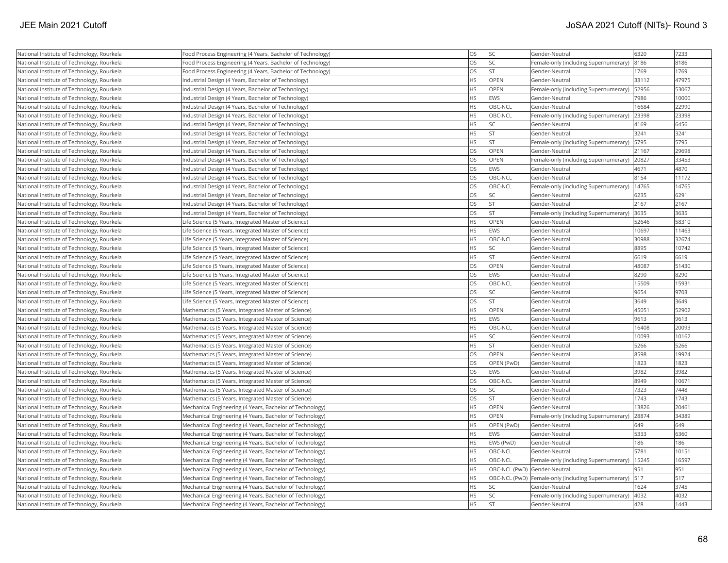| National Institute of Technology, Rourkela | Food Process Engineering (4 Years, Bachelor of Technology) | OS | SC | Gender-Neutral | 6320 | 7233 |
|---|---|---|---|---|---|---|
| National Institute of Technology, Rourkela | Food Process Engineering (4 Years, Bachelor of Technology) | OS | SC | Female-only (including Supernumerary) | 8186 | 8186 |
| National Institute of Technology, Rourkela | Food Process Engineering (4 Years, Bachelor of Technology) | OS | ST | Gender-Neutral | 1769 | 1769 |
| National Institute of Technology, Rourkela | Industrial Design (4 Years, Bachelor of Technology) | HS | OPEN | Gender-Neutral | 33112 | 47975 |
| National Institute of Technology, Rourkela | Industrial Design (4 Years, Bachelor of Technology) | HS | OPEN | Female-only (including Supernumerary) | 52956 | 53067 |
| National Institute of Technology, Rourkela | Industrial Design (4 Years, Bachelor of Technology) | HS | EWS | Gender-Neutral | 7986 | 10000 |
| National Institute of Technology, Rourkela | Industrial Design (4 Years, Bachelor of Technology) | HS | OBC-NCL | Gender-Neutral | 16684 | 22990 |
| National Institute of Technology, Rourkela | Industrial Design (4 Years, Bachelor of Technology) | HS | OBC-NCL | Female-only (including Supernumerary) | 23398 | 23398 |
| National Institute of Technology, Rourkela | Industrial Design (4 Years, Bachelor of Technology) | HS | SC | Gender-Neutral | 4169 | 6456 |
| National Institute of Technology, Rourkela | Industrial Design (4 Years, Bachelor of Technology) | HS | ST | Gender-Neutral | 3241 | 3241 |
| National Institute of Technology, Rourkela | Industrial Design (4 Years, Bachelor of Technology) | HS | ST | Female-only (including Supernumerary) | 5795 | 5795 |
| National Institute of Technology, Rourkela | Industrial Design (4 Years, Bachelor of Technology) | OS | OPEN | Gender-Neutral | 21167 | 29698 |
| National Institute of Technology, Rourkela | Industrial Design (4 Years, Bachelor of Technology) | OS | OPEN | Female-only (including Supernumerary) | 20827 | 33453 |
| National Institute of Technology, Rourkela | Industrial Design (4 Years, Bachelor of Technology) | OS | EWS | Gender-Neutral | 4671 | 4870 |
| National Institute of Technology, Rourkela | Industrial Design (4 Years, Bachelor of Technology) | OS | OBC-NCL | Gender-Neutral | 8154 | 11172 |
| National Institute of Technology, Rourkela | Industrial Design (4 Years, Bachelor of Technology) | OS | OBC-NCL | Female-only (including Supernumerary) | 14765 | 14765 |
| National Institute of Technology, Rourkela | Industrial Design (4 Years, Bachelor of Technology) | OS | SC | Gender-Neutral | 6235 | 6291 |
| National Institute of Technology, Rourkela | Industrial Design (4 Years, Bachelor of Technology) | OS | ST | Gender-Neutral | 2167 | 2167 |
| National Institute of Technology, Rourkela | Industrial Design (4 Years, Bachelor of Technology) | OS | ST | Female-only (including Supernumerary) | 3635 | 3635 |
| National Institute of Technology, Rourkela | Life Science (5 Years, Integrated Master of Science) | HS | OPEN | Gender-Neutral | 52646 | 58310 |
| National Institute of Technology, Rourkela | Life Science (5 Years, Integrated Master of Science) | HS | EWS | Gender-Neutral | 10697 | 11463 |
| National Institute of Technology, Rourkela | Life Science (5 Years, Integrated Master of Science) | HS | OBC-NCL | Gender-Neutral | 30988 | 32674 |
| National Institute of Technology, Rourkela | Life Science (5 Years, Integrated Master of Science) | HS | SC | Gender-Neutral | 8895 | 10742 |
| National Institute of Technology, Rourkela | Life Science (5 Years, Integrated Master of Science) | HS | ST | Gender-Neutral | 6619 | 6619 |
| National Institute of Technology, Rourkela | Life Science (5 Years, Integrated Master of Science) | OS | OPEN | Gender-Neutral | 48087 | 51430 |
| National Institute of Technology, Rourkela | Life Science (5 Years, Integrated Master of Science) | OS | EWS | Gender-Neutral | 8290 | 8290 |
| National Institute of Technology, Rourkela | Life Science (5 Years, Integrated Master of Science) | OS | OBC-NCL | Gender-Neutral | 15509 | 15931 |
| National Institute of Technology, Rourkela | Life Science (5 Years, Integrated Master of Science) | OS | SC | Gender-Neutral | 9654 | 9703 |
| National Institute of Technology, Rourkela | Life Science (5 Years, Integrated Master of Science) | OS | ST | Gender-Neutral | 3649 | 3649 |
| National Institute of Technology, Rourkela | Mathematics (5 Years, Integrated Master of Science) | HS | OPEN | Gender-Neutral | 45051 | 52902 |
| National Institute of Technology, Rourkela | Mathematics (5 Years, Integrated Master of Science) | HS | EWS | Gender-Neutral | 9613 | 9613 |
| National Institute of Technology, Rourkela | Mathematics (5 Years, Integrated Master of Science) | HS | OBC-NCL | Gender-Neutral | 16408 | 20093 |
| National Institute of Technology, Rourkela | Mathematics (5 Years, Integrated Master of Science) | HS | SC | Gender-Neutral | 10093 | 10162 |
| National Institute of Technology, Rourkela | Mathematics (5 Years, Integrated Master of Science) | HS | ST | Gender-Neutral | 5266 | 5266 |
| National Institute of Technology, Rourkela | Mathematics (5 Years, Integrated Master of Science) | OS | OPEN | Gender-Neutral | 8598 | 19924 |
| National Institute of Technology, Rourkela | Mathematics (5 Years, Integrated Master of Science) | OS | OPEN (PwD) | Gender-Neutral | 1823 | 1823 |
| National Institute of Technology, Rourkela | Mathematics (5 Years, Integrated Master of Science) | OS | EWS | Gender-Neutral | 3982 | 3982 |
| National Institute of Technology, Rourkela | Mathematics (5 Years, Integrated Master of Science) | OS | OBC-NCL | Gender-Neutral | 8949 | 10671 |
| National Institute of Technology, Rourkela | Mathematics (5 Years, Integrated Master of Science) | OS | SC | Gender-Neutral | 7323 | 7448 |
| National Institute of Technology, Rourkela | Mathematics (5 Years, Integrated Master of Science) | OS | ST | Gender-Neutral | 1743 | 1743 |
| National Institute of Technology, Rourkela | Mechanical Engineering (4 Years, Bachelor of Technology) | HS | OPEN | Gender-Neutral | 13826 | 20461 |
| National Institute of Technology, Rourkela | Mechanical Engineering (4 Years, Bachelor of Technology) | HS | OPEN | Female-only (including Supernumerary) | 28874 | 34389 |
| National Institute of Technology, Rourkela | Mechanical Engineering (4 Years, Bachelor of Technology) | HS | OPEN (PwD) | Gender-Neutral | 649 | 649 |
| National Institute of Technology, Rourkela | Mechanical Engineering (4 Years, Bachelor of Technology) | HS | EWS | Gender-Neutral | 5333 | 6360 |
| National Institute of Technology, Rourkela | Mechanical Engineering (4 Years, Bachelor of Technology) | HS | EWS (PwD) | Gender-Neutral | 186 | 186 |
| National Institute of Technology, Rourkela | Mechanical Engineering (4 Years, Bachelor of Technology) | HS | OBC-NCL | Gender-Neutral | 5781 | 10151 |
| National Institute of Technology, Rourkela | Mechanical Engineering (4 Years, Bachelor of Technology) | HS | OBC-NCL | Female-only (including Supernumerary) | 15245 | 16597 |
| National Institute of Technology, Rourkela | Mechanical Engineering (4 Years, Bachelor of Technology) | HS | OBC-NCL (PwD) | Gender-Neutral | 951 | 951 |
| National Institute of Technology, Rourkela | Mechanical Engineering (4 Years, Bachelor of Technology) | HS | OBC-NCL (PwD) | Female-only (including Supernumerary) | 517 | 517 |
| National Institute of Technology, Rourkela | Mechanical Engineering (4 Years, Bachelor of Technology) | HS | SC | Gender-Neutral | 1624 | 3745 |
| National Institute of Technology, Rourkela | Mechanical Engineering (4 Years, Bachelor of Technology) | HS | SC | Female-only (including Supernumerary) | 4032 | 4032 |
| National Institute of Technology, Rourkela | Mechanical Engineering (4 Years, Bachelor of Technology) | HS | ST | Gender-Neutral | 428 | 1443 |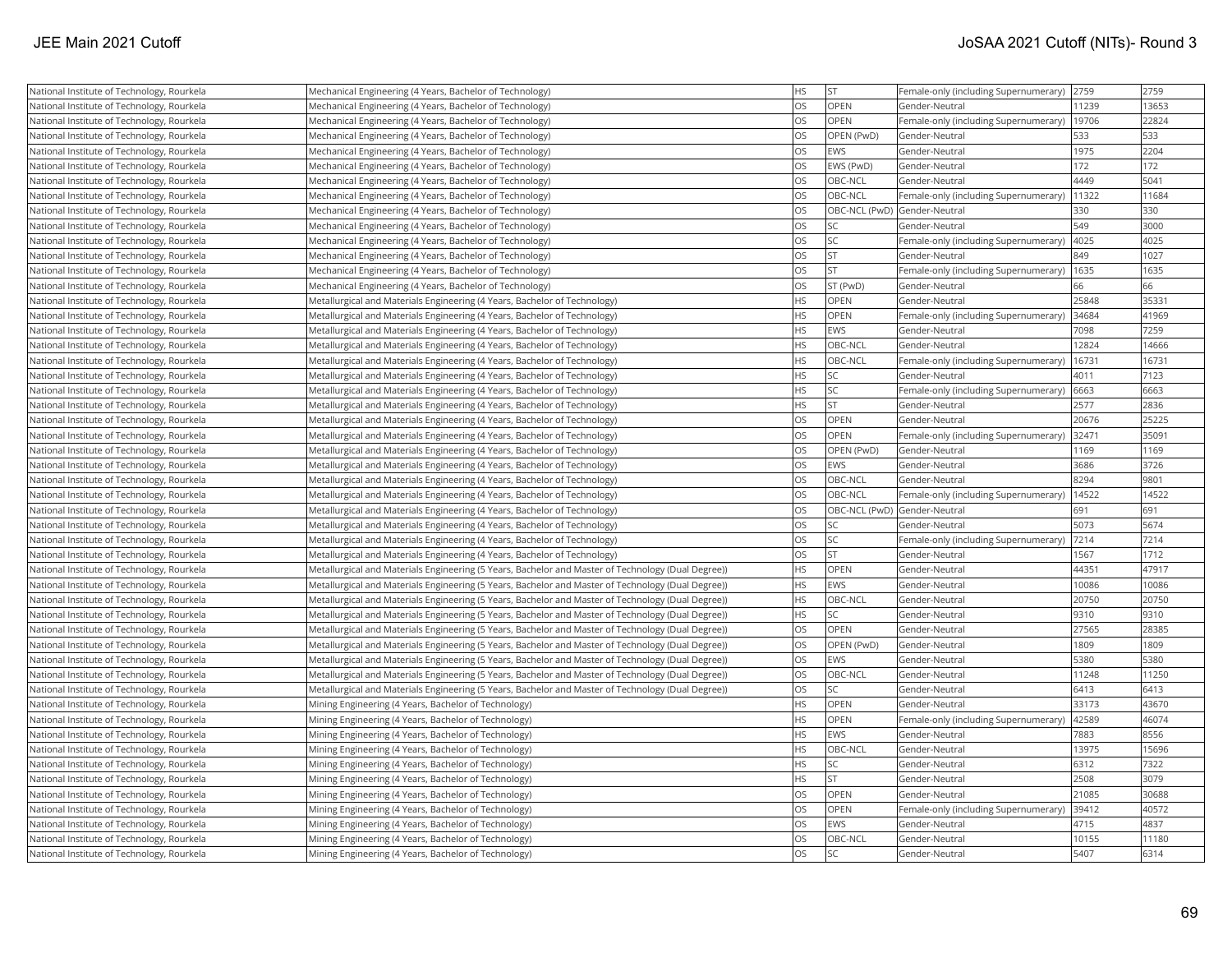| National Institute of Technology, Rourkela | Mechanical Engineering (4 Years, Bachelor of Technology) | HS | ST | Female-only (including Supernumerary) | 2759 | 2759 |
|---|---|---|---|---|---|---|
| National Institute of Technology, Rourkela | Mechanical Engineering (4 Years, Bachelor of Technology) | OS | OPEN | Gender-Neutral | 11239 | 13653 |
| National Institute of Technology, Rourkela | Mechanical Engineering (4 Years, Bachelor of Technology) | OS | OPEN | Female-only (including Supernumerary) | 19706 | 22824 |
| National Institute of Technology, Rourkela | Mechanical Engineering (4 Years, Bachelor of Technology) | OS | OPEN (PwD) | Gender-Neutral | 533 | 533 |
| National Institute of Technology, Rourkela | Mechanical Engineering (4 Years, Bachelor of Technology) | OS | EWS | Gender-Neutral | 1975 | 2204 |
| National Institute of Technology, Rourkela | Mechanical Engineering (4 Years, Bachelor of Technology) | OS | EWS (PwD) | Gender-Neutral | 172 | 172 |
| National Institute of Technology, Rourkela | Mechanical Engineering (4 Years, Bachelor of Technology) | OS | OBC-NCL | Gender-Neutral | 4449 | 5041 |
| National Institute of Technology, Rourkela | Mechanical Engineering (4 Years, Bachelor of Technology) | OS | OBC-NCL | Female-only (including Supernumerary) | 11322 | 11684 |
| National Institute of Technology, Rourkela | Mechanical Engineering (4 Years, Bachelor of Technology) | OS | OBC-NCL (PwD) | Gender-Neutral | 330 | 330 |
| National Institute of Technology, Rourkela | Mechanical Engineering (4 Years, Bachelor of Technology) | OS | SC | Gender-Neutral | 549 | 3000 |
| National Institute of Technology, Rourkela | Mechanical Engineering (4 Years, Bachelor of Technology) | OS | SC | Female-only (including Supernumerary) | 4025 | 4025 |
| National Institute of Technology, Rourkela | Mechanical Engineering (4 Years, Bachelor of Technology) | OS | ST | Gender-Neutral | 849 | 1027 |
| National Institute of Technology, Rourkela | Mechanical Engineering (4 Years, Bachelor of Technology) | OS | ST | Female-only (including Supernumerary) | 1635 | 1635 |
| National Institute of Technology, Rourkela | Mechanical Engineering (4 Years, Bachelor of Technology) | OS | ST (PwD) | Gender-Neutral | 66 | 66 |
| National Institute of Technology, Rourkela | Metallurgical and Materials Engineering (4 Years, Bachelor of Technology) | HS | OPEN | Gender-Neutral | 25848 | 35331 |
| National Institute of Technology, Rourkela | Metallurgical and Materials Engineering (4 Years, Bachelor of Technology) | HS | OPEN | Female-only (including Supernumerary) | 34684 | 41969 |
| National Institute of Technology, Rourkela | Metallurgical and Materials Engineering (4 Years, Bachelor of Technology) | HS | EWS | Gender-Neutral | 7098 | 7259 |
| National Institute of Technology, Rourkela | Metallurgical and Materials Engineering (4 Years, Bachelor of Technology) | HS | OBC-NCL | Gender-Neutral | 12824 | 14666 |
| National Institute of Technology, Rourkela | Metallurgical and Materials Engineering (4 Years, Bachelor of Technology) | HS | OBC-NCL | Female-only (including Supernumerary) | 16731 | 16731 |
| National Institute of Technology, Rourkela | Metallurgical and Materials Engineering (4 Years, Bachelor of Technology) | HS | SC | Gender-Neutral | 4011 | 7123 |
| National Institute of Technology, Rourkela | Metallurgical and Materials Engineering (4 Years, Bachelor of Technology) | HS | SC | Female-only (including Supernumerary) | 6663 | 6663 |
| National Institute of Technology, Rourkela | Metallurgical and Materials Engineering (4 Years, Bachelor of Technology) | HS | ST | Gender-Neutral | 2577 | 2836 |
| National Institute of Technology, Rourkela | Metallurgical and Materials Engineering (4 Years, Bachelor of Technology) | OS | OPEN | Gender-Neutral | 20676 | 25225 |
| National Institute of Technology, Rourkela | Metallurgical and Materials Engineering (4 Years, Bachelor of Technology) | OS | OPEN | Female-only (including Supernumerary) | 32471 | 35091 |
| National Institute of Technology, Rourkela | Metallurgical and Materials Engineering (4 Years, Bachelor of Technology) | OS | OPEN (PwD) | Gender-Neutral | 1169 | 1169 |
| National Institute of Technology, Rourkela | Metallurgical and Materials Engineering (4 Years, Bachelor of Technology) | OS | EWS | Gender-Neutral | 3686 | 3726 |
| National Institute of Technology, Rourkela | Metallurgical and Materials Engineering (4 Years, Bachelor of Technology) | OS | OBC-NCL | Gender-Neutral | 8294 | 9801 |
| National Institute of Technology, Rourkela | Metallurgical and Materials Engineering (4 Years, Bachelor of Technology) | OS | OBC-NCL | Female-only (including Supernumerary) | 14522 | 14522 |
| National Institute of Technology, Rourkela | Metallurgical and Materials Engineering (4 Years, Bachelor of Technology) | OS | OBC-NCL (PwD) | Gender-Neutral | 691 | 691 |
| National Institute of Technology, Rourkela | Metallurgical and Materials Engineering (4 Years, Bachelor of Technology) | OS | SC | Gender-Neutral | 5073 | 5674 |
| National Institute of Technology, Rourkela | Metallurgical and Materials Engineering (4 Years, Bachelor of Technology) | OS | SC | Female-only (including Supernumerary) | 7214 | 7214 |
| National Institute of Technology, Rourkela | Metallurgical and Materials Engineering (4 Years, Bachelor of Technology) | OS | ST | Gender-Neutral | 1567 | 1712 |
| National Institute of Technology, Rourkela | Metallurgical and Materials Engineering (5 Years, Bachelor and Master of Technology (Dual Degree)) | HS | OPEN | Gender-Neutral | 44351 | 47917 |
| National Institute of Technology, Rourkela | Metallurgical and Materials Engineering (5 Years, Bachelor and Master of Technology (Dual Degree)) | HS | EWS | Gender-Neutral | 10086 | 10086 |
| National Institute of Technology, Rourkela | Metallurgical and Materials Engineering (5 Years, Bachelor and Master of Technology (Dual Degree)) | HS | OBC-NCL | Gender-Neutral | 20750 | 20750 |
| National Institute of Technology, Rourkela | Metallurgical and Materials Engineering (5 Years, Bachelor and Master of Technology (Dual Degree)) | HS | SC | Gender-Neutral | 9310 | 9310 |
| National Institute of Technology, Rourkela | Metallurgical and Materials Engineering (5 Years, Bachelor and Master of Technology (Dual Degree)) | OS | OPEN | Gender-Neutral | 27565 | 28385 |
| National Institute of Technology, Rourkela | Metallurgical and Materials Engineering (5 Years, Bachelor and Master of Technology (Dual Degree)) | OS | OPEN (PwD) | Gender-Neutral | 1809 | 1809 |
| National Institute of Technology, Rourkela | Metallurgical and Materials Engineering (5 Years, Bachelor and Master of Technology (Dual Degree)) | OS | EWS | Gender-Neutral | 5380 | 5380 |
| National Institute of Technology, Rourkela | Metallurgical and Materials Engineering (5 Years, Bachelor and Master of Technology (Dual Degree)) | OS | OBC-NCL | Gender-Neutral | 11248 | 11250 |
| National Institute of Technology, Rourkela | Metallurgical and Materials Engineering (5 Years, Bachelor and Master of Technology (Dual Degree)) | OS | SC | Gender-Neutral | 6413 | 6413 |
| National Institute of Technology, Rourkela | Mining Engineering (4 Years, Bachelor of Technology) | HS | OPEN | Gender-Neutral | 33173 | 43670 |
| National Institute of Technology, Rourkela | Mining Engineering (4 Years, Bachelor of Technology) | HS | OPEN | Female-only (including Supernumerary) | 42589 | 46074 |
| National Institute of Technology, Rourkela | Mining Engineering (4 Years, Bachelor of Technology) | HS | EWS | Gender-Neutral | 7883 | 8556 |
| National Institute of Technology, Rourkela | Mining Engineering (4 Years, Bachelor of Technology) | HS | OBC-NCL | Gender-Neutral | 13975 | 15696 |
| National Institute of Technology, Rourkela | Mining Engineering (4 Years, Bachelor of Technology) | HS | SC | Gender-Neutral | 6312 | 7322 |
| National Institute of Technology, Rourkela | Mining Engineering (4 Years, Bachelor of Technology) | HS | ST | Gender-Neutral | 2508 | 3079 |
| National Institute of Technology, Rourkela | Mining Engineering (4 Years, Bachelor of Technology) | OS | OPEN | Gender-Neutral | 21085 | 30688 |
| National Institute of Technology, Rourkela | Mining Engineering (4 Years, Bachelor of Technology) | OS | OPEN | Female-only (including Supernumerary) | 39412 | 40572 |
| National Institute of Technology, Rourkela | Mining Engineering (4 Years, Bachelor of Technology) | OS | EWS | Gender-Neutral | 4715 | 4837 |
| National Institute of Technology, Rourkela | Mining Engineering (4 Years, Bachelor of Technology) | OS | OBC-NCL | Gender-Neutral | 10155 | 11180 |
| National Institute of Technology, Rourkela | Mining Engineering (4 Years, Bachelor of Technology) | OS | SC | Gender-Neutral | 5407 | 6314 |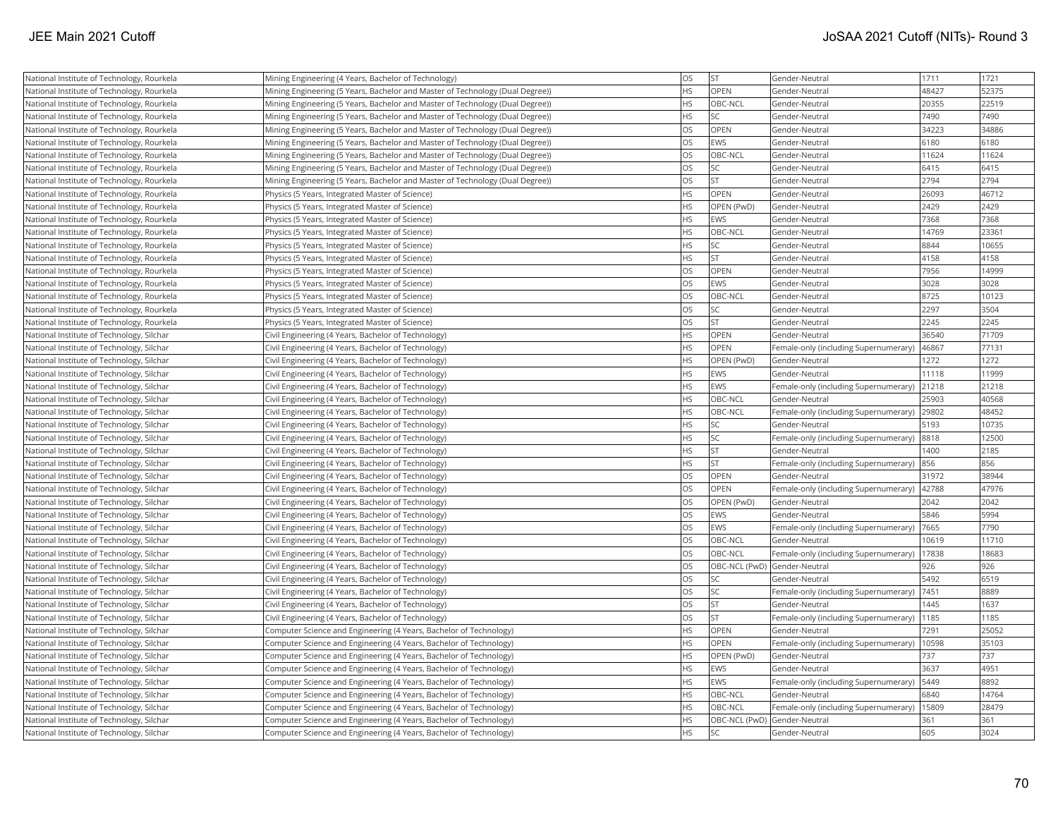| National Institute of Technology, Rourkela | Mining Engineering (4 Years, Bachelor of Technology) | OS | ST | Gender-Neutral | 1711 | 1721 |
|---|---|---|---|---|---|---|
| National Institute of Technology, Rourkela | Mining Engineering (5 Years, Bachelor and Master of Technology (Dual Degree)) | HS | OPEN | Gender-Neutral | 48427 | 52375 |
| National Institute of Technology, Rourkela | Mining Engineering (5 Years, Bachelor and Master of Technology (Dual Degree)) | HS | OBC-NCL | Gender-Neutral | 20355 | 22519 |
| National Institute of Technology, Rourkela | Mining Engineering (5 Years, Bachelor and Master of Technology (Dual Degree)) | HS | SC | Gender-Neutral | 7490 | 7490 |
| National Institute of Technology, Rourkela | Mining Engineering (5 Years, Bachelor and Master of Technology (Dual Degree)) | OS | OPEN | Gender-Neutral | 34223 | 34886 |
| National Institute of Technology, Rourkela | Mining Engineering (5 Years, Bachelor and Master of Technology (Dual Degree)) | OS | EWS | Gender-Neutral | 6180 | 6180 |
| National Institute of Technology, Rourkela | Mining Engineering (5 Years, Bachelor and Master of Technology (Dual Degree)) | OS | OBC-NCL | Gender-Neutral | 11624 | 11624 |
| National Institute of Technology, Rourkela | Mining Engineering (5 Years, Bachelor and Master of Technology (Dual Degree)) | OS | SC | Gender-Neutral | 6415 | 6415 |
| National Institute of Technology, Rourkela | Mining Engineering (5 Years, Bachelor and Master of Technology (Dual Degree)) | OS | ST | Gender-Neutral | 2794 | 2794 |
| National Institute of Technology, Rourkela | Physics (5 Years, Integrated Master of Science) | HS | OPEN | Gender-Neutral | 26093 | 46712 |
| National Institute of Technology, Rourkela | Physics (5 Years, Integrated Master of Science) | HS | OPEN (PwD) | Gender-Neutral | 2429 | 2429 |
| National Institute of Technology, Rourkela | Physics (5 Years, Integrated Master of Science) | HS | EWS | Gender-Neutral | 7368 | 7368 |
| National Institute of Technology, Rourkela | Physics (5 Years, Integrated Master of Science) | HS | OBC-NCL | Gender-Neutral | 14769 | 23361 |
| National Institute of Technology, Rourkela | Physics (5 Years, Integrated Master of Science) | HS | SC | Gender-Neutral | 8844 | 10655 |
| National Institute of Technology, Rourkela | Physics (5 Years, Integrated Master of Science) | HS | ST | Gender-Neutral | 4158 | 4158 |
| National Institute of Technology, Rourkela | Physics (5 Years, Integrated Master of Science) | OS | OPEN | Gender-Neutral | 7956 | 14999 |
| National Institute of Technology, Rourkela | Physics (5 Years, Integrated Master of Science) | OS | EWS | Gender-Neutral | 3028 | 3028 |
| National Institute of Technology, Rourkela | Physics (5 Years, Integrated Master of Science) | OS | OBC-NCL | Gender-Neutral | 8725 | 10123 |
| National Institute of Technology, Rourkela | Physics (5 Years, Integrated Master of Science) | OS | SC | Gender-Neutral | 2297 | 3504 |
| National Institute of Technology, Rourkela | Physics (5 Years, Integrated Master of Science) | OS | ST | Gender-Neutral | 2245 | 2245 |
| National Institute of Technology, Silchar | Civil Engineering (4 Years, Bachelor of Technology) | HS | OPEN | Gender-Neutral | 36540 | 71709 |
| National Institute of Technology, Silchar | Civil Engineering (4 Years, Bachelor of Technology) | HS | OPEN | Female-only (including Supernumerary) | 46867 | 77131 |
| National Institute of Technology, Silchar | Civil Engineering (4 Years, Bachelor of Technology) | HS | OPEN (PwD) | Gender-Neutral | 1272 | 1272 |
| National Institute of Technology, Silchar | Civil Engineering (4 Years, Bachelor of Technology) | HS | EWS | Gender-Neutral | 11118 | 11999 |
| National Institute of Technology, Silchar | Civil Engineering (4 Years, Bachelor of Technology) | HS | EWS | Female-only (including Supernumerary) | 21218 | 21218 |
| National Institute of Technology, Silchar | Civil Engineering (4 Years, Bachelor of Technology) | HS | OBC-NCL | Gender-Neutral | 25903 | 40568 |
| National Institute of Technology, Silchar | Civil Engineering (4 Years, Bachelor of Technology) | HS | OBC-NCL | Female-only (including Supernumerary) | 29802 | 48452 |
| National Institute of Technology, Silchar | Civil Engineering (4 Years, Bachelor of Technology) | HS | SC | Gender-Neutral | 5193 | 10735 |
| National Institute of Technology, Silchar | Civil Engineering (4 Years, Bachelor of Technology) | HS | SC | Female-only (including Supernumerary) | 8818 | 12500 |
| National Institute of Technology, Silchar | Civil Engineering (4 Years, Bachelor of Technology) | HS | ST | Gender-Neutral | 1400 | 2185 |
| National Institute of Technology, Silchar | Civil Engineering (4 Years, Bachelor of Technology) | HS | ST | Female-only (including Supernumerary) | 856 | 856 |
| National Institute of Technology, Silchar | Civil Engineering (4 Years, Bachelor of Technology) | OS | OPEN | Gender-Neutral | 31972 | 38944 |
| National Institute of Technology, Silchar | Civil Engineering (4 Years, Bachelor of Technology) | OS | OPEN | Female-only (including Supernumerary) | 42788 | 47976 |
| National Institute of Technology, Silchar | Civil Engineering (4 Years, Bachelor of Technology) | OS | OPEN (PwD) | Gender-Neutral | 2042 | 2042 |
| National Institute of Technology, Silchar | Civil Engineering (4 Years, Bachelor of Technology) | OS | EWS | Gender-Neutral | 5846 | 5994 |
| National Institute of Technology, Silchar | Civil Engineering (4 Years, Bachelor of Technology) | OS | EWS | Female-only (including Supernumerary) | 7665 | 7790 |
| National Institute of Technology, Silchar | Civil Engineering (4 Years, Bachelor of Technology) | OS | OBC-NCL | Gender-Neutral | 10619 | 11710 |
| National Institute of Technology, Silchar | Civil Engineering (4 Years, Bachelor of Technology) | OS | OBC-NCL | Female-only (including Supernumerary) | 17838 | 18683 |
| National Institute of Technology, Silchar | Civil Engineering (4 Years, Bachelor of Technology) | OS | OBC-NCL (PwD) | Gender-Neutral | 926 | 926 |
| National Institute of Technology, Silchar | Civil Engineering (4 Years, Bachelor of Technology) | OS | SC | Gender-Neutral | 5492 | 6519 |
| National Institute of Technology, Silchar | Civil Engineering (4 Years, Bachelor of Technology) | OS | SC | Female-only (including Supernumerary) | 7451 | 8889 |
| National Institute of Technology, Silchar | Civil Engineering (4 Years, Bachelor of Technology) | OS | ST | Gender-Neutral | 1445 | 1637 |
| National Institute of Technology, Silchar | Civil Engineering (4 Years, Bachelor of Technology) | OS | ST | Female-only (including Supernumerary) | 1185 | 1185 |
| National Institute of Technology, Silchar | Computer Science and Engineering (4 Years, Bachelor of Technology) | HS | OPEN | Gender-Neutral | 7291 | 25052 |
| National Institute of Technology, Silchar | Computer Science and Engineering (4 Years, Bachelor of Technology) | HS | OPEN | Female-only (including Supernumerary) | 10598 | 35103 |
| National Institute of Technology, Silchar | Computer Science and Engineering (4 Years, Bachelor of Technology) | HS | OPEN (PwD) | Gender-Neutral | 737 | 737 |
| National Institute of Technology, Silchar | Computer Science and Engineering (4 Years, Bachelor of Technology) | HS | EWS | Gender-Neutral | 3637 | 4951 |
| National Institute of Technology, Silchar | Computer Science and Engineering (4 Years, Bachelor of Technology) | HS | EWS | Female-only (including Supernumerary) | 5449 | 8892 |
| National Institute of Technology, Silchar | Computer Science and Engineering (4 Years, Bachelor of Technology) | HS | OBC-NCL | Gender-Neutral | 6840 | 14764 |
| National Institute of Technology, Silchar | Computer Science and Engineering (4 Years, Bachelor of Technology) | HS | OBC-NCL | Female-only (including Supernumerary) | 15809 | 28479 |
| National Institute of Technology, Silchar | Computer Science and Engineering (4 Years, Bachelor of Technology) | HS | OBC-NCL (PwD) | Gender-Neutral | 361 | 361 |
| National Institute of Technology, Silchar | Computer Science and Engineering (4 Years, Bachelor of Technology) | HS | SC | Gender-Neutral | 605 | 3024 |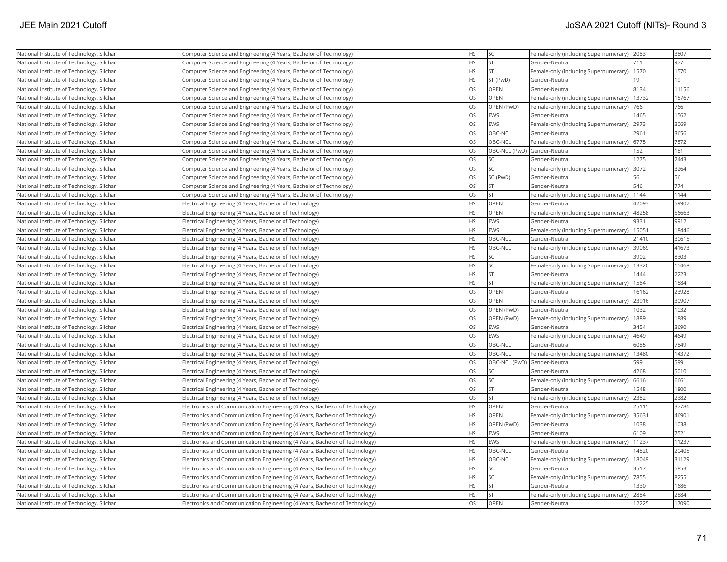| National Institute of Technology, Silchar | Computer Science and Engineering (4 Years, Bachelor of Technology) | HS | SC | Female-only (including Supernumerary) | 2083 | 3807 |
|---|---|---|---|---|---|---|
| National Institute of Technology, Silchar | Computer Science and Engineering (4 Years, Bachelor of Technology) | HS | ST | Gender-Neutral | 711 | 977 |
| National Institute of Technology, Silchar | Computer Science and Engineering (4 Years, Bachelor of Technology) | HS | ST | Female-only (including Supernumerary) | 1570 | 1570 |
| National Institute of Technology, Silchar | Computer Science and Engineering (4 Years, Bachelor of Technology) | HS | ST (PwD) | Gender-Neutral | 19 | 19 |
| National Institute of Technology, Silchar | Computer Science and Engineering (4 Years, Bachelor of Technology) | OS | OPEN | Gender-Neutral | 8134 | 11156 |
| National Institute of Technology, Silchar | Computer Science and Engineering (4 Years, Bachelor of Technology) | OS | OPEN | Female-only (including Supernumerary) | 13732 | 15767 |
| National Institute of Technology, Silchar | Computer Science and Engineering (4 Years, Bachelor of Technology) | OS | OPEN (PwD) | Female-only (including Supernumerary) | 766 | 766 |
| National Institute of Technology, Silchar | Computer Science and Engineering (4 Years, Bachelor of Technology) | OS | EWS | Gender-Neutral | 1465 | 1562 |
| National Institute of Technology, Silchar | Computer Science and Engineering (4 Years, Bachelor of Technology) | OS | EWS | Female-only (including Supernumerary) | 2973 | 3069 |
| National Institute of Technology, Silchar | Computer Science and Engineering (4 Years, Bachelor of Technology) | OS | OBC-NCL | Gender-Neutral | 2961 | 3656 |
| National Institute of Technology, Silchar | Computer Science and Engineering (4 Years, Bachelor of Technology) | OS | OBC-NCL | Female-only (including Supernumerary) | 6775 | 7572 |
| National Institute of Technology, Silchar | Computer Science and Engineering (4 Years, Bachelor of Technology) | OS | OBC-NCL (PwD) | Gender-Neutral | 152 | 181 |
| National Institute of Technology, Silchar | Computer Science and Engineering (4 Years, Bachelor of Technology) | OS | SC | Gender-Neutral | 1275 | 2443 |
| National Institute of Technology, Silchar | Computer Science and Engineering (4 Years, Bachelor of Technology) | OS | SC | Female-only (including Supernumerary) | 3072 | 3264 |
| National Institute of Technology, Silchar | Computer Science and Engineering (4 Years, Bachelor of Technology) | OS | SC (PwD) | Gender-Neutral | 56 | 56 |
| National Institute of Technology, Silchar | Computer Science and Engineering (4 Years, Bachelor of Technology) | OS | ST | Gender-Neutral | 546 | 774 |
| National Institute of Technology, Silchar | Computer Science and Engineering (4 Years, Bachelor of Technology) | OS | ST | Female-only (including Supernumerary) | 1144 | 1144 |
| National Institute of Technology, Silchar | Electrical Engineering (4 Years, Bachelor of Technology) | HS | OPEN | Gender-Neutral | 42093 | 59907 |
| National Institute of Technology, Silchar | Electrical Engineering (4 Years, Bachelor of Technology) | HS | OPEN | Female-only (including Supernumerary) | 48258 | 56663 |
| National Institute of Technology, Silchar | Electrical Engineering (4 Years, Bachelor of Technology) | HS | EWS | Gender-Neutral | 9331 | 9912 |
| National Institute of Technology, Silchar | Electrical Engineering (4 Years, Bachelor of Technology) | HS | EWS | Female-only (including Supernumerary) | 15051 | 18446 |
| National Institute of Technology, Silchar | Electrical Engineering (4 Years, Bachelor of Technology) | HS | OBC-NCL | Gender-Neutral | 21410 | 30615 |
| National Institute of Technology, Silchar | Electrical Engineering (4 Years, Bachelor of Technology) | HS | OBC-NCL | Female-only (including Supernumerary) | 39069 | 41673 |
| National Institute of Technology, Silchar | Electrical Engineering (4 Years, Bachelor of Technology) | HS | SC | Gender-Neutral | 3902 | 8303 |
| National Institute of Technology, Silchar | Electrical Engineering (4 Years, Bachelor of Technology) | HS | SC | Female-only (including Supernumerary) | 13320 | 15468 |
| National Institute of Technology, Silchar | Electrical Engineering (4 Years, Bachelor of Technology) | HS | ST | Gender-Neutral | 1444 | 2223 |
| National Institute of Technology, Silchar | Electrical Engineering (4 Years, Bachelor of Technology) | HS | ST | Female-only (including Supernumerary) | 1584 | 1584 |
| National Institute of Technology, Silchar | Electrical Engineering (4 Years, Bachelor of Technology) | OS | OPEN | Gender-Neutral | 16162 | 23928 |
| National Institute of Technology, Silchar | Electrical Engineering (4 Years, Bachelor of Technology) | OS | OPEN | Female-only (including Supernumerary) | 23916 | 30907 |
| National Institute of Technology, Silchar | Electrical Engineering (4 Years, Bachelor of Technology) | OS | OPEN (PwD) | Gender-Neutral | 1032 | 1032 |
| National Institute of Technology, Silchar | Electrical Engineering (4 Years, Bachelor of Technology) | OS | OPEN (PwD) | Female-only (including Supernumerary) | 1889 | 1889 |
| National Institute of Technology, Silchar | Electrical Engineering (4 Years, Bachelor of Technology) | OS | EWS | Gender-Neutral | 3454 | 3690 |
| National Institute of Technology, Silchar | Electrical Engineering (4 Years, Bachelor of Technology) | OS | EWS | Female-only (including Supernumerary) | 4649 | 4649 |
| National Institute of Technology, Silchar | Electrical Engineering (4 Years, Bachelor of Technology) | OS | OBC-NCL | Gender-Neutral | 6085 | 7849 |
| National Institute of Technology, Silchar | Electrical Engineering (4 Years, Bachelor of Technology) | OS | OBC-NCL | Female-only (including Supernumerary) | 13480 | 14372 |
| National Institute of Technology, Silchar | Electrical Engineering (4 Years, Bachelor of Technology) | OS | OBC-NCL (PwD) | Gender-Neutral | 599 | 599 |
| National Institute of Technology, Silchar | Electrical Engineering (4 Years, Bachelor of Technology) | OS | SC | Gender-Neutral | 4268 | 5010 |
| National Institute of Technology, Silchar | Electrical Engineering (4 Years, Bachelor of Technology) | OS | SC | Female-only (including Supernumerary) | 6616 | 6661 |
| National Institute of Technology, Silchar | Electrical Engineering (4 Years, Bachelor of Technology) | OS | ST | Gender-Neutral | 1548 | 1800 |
| National Institute of Technology, Silchar | Electrical Engineering (4 Years, Bachelor of Technology) | OS | ST | Female-only (including Supernumerary) | 2382 | 2382 |
| National Institute of Technology, Silchar | Electronics and Communication Engineering (4 Years, Bachelor of Technology) | HS | OPEN | Gender-Neutral | 25115 | 37786 |
| National Institute of Technology, Silchar | Electronics and Communication Engineering (4 Years, Bachelor of Technology) | HS | OPEN | Female-only (including Supernumerary) | 35631 | 46901 |
| National Institute of Technology, Silchar | Electronics and Communication Engineering (4 Years, Bachelor of Technology) | HS | OPEN (PwD) | Gender-Neutral | 1038 | 1038 |
| National Institute of Technology, Silchar | Electronics and Communication Engineering (4 Years, Bachelor of Technology) | HS | EWS | Gender-Neutral | 6109 | 7521 |
| National Institute of Technology, Silchar | Electronics and Communication Engineering (4 Years, Bachelor of Technology) | HS | EWS | Female-only (including Supernumerary) | 11237 | 11237 |
| National Institute of Technology, Silchar | Electronics and Communication Engineering (4 Years, Bachelor of Technology) | HS | OBC-NCL | Gender-Neutral | 14820 | 20405 |
| National Institute of Technology, Silchar | Electronics and Communication Engineering (4 Years, Bachelor of Technology) | HS | OBC-NCL | Female-only (including Supernumerary) | 18049 | 31129 |
| National Institute of Technology, Silchar | Electronics and Communication Engineering (4 Years, Bachelor of Technology) | HS | SC | Gender-Neutral | 3517 | 5853 |
| National Institute of Technology, Silchar | Electronics and Communication Engineering (4 Years, Bachelor of Technology) | HS | SC | Female-only (including Supernumerary) | 7855 | 8255 |
| National Institute of Technology, Silchar | Electronics and Communication Engineering (4 Years, Bachelor of Technology) | HS | ST | Gender-Neutral | 1330 | 1686 |
| National Institute of Technology, Silchar | Electronics and Communication Engineering (4 Years, Bachelor of Technology) | HS | ST | Female-only (including Supernumerary) | 2884 | 2884 |
| National Institute of Technology, Silchar | Electronics and Communication Engineering (4 Years, Bachelor of Technology) | OS | OPEN | Gender-Neutral | 12225 | 17090 |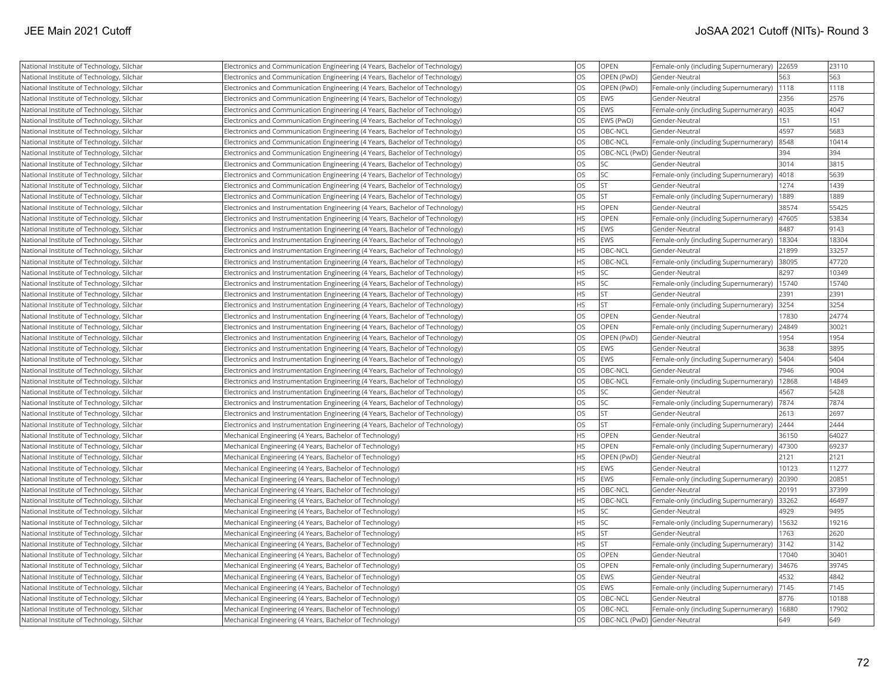| National Institute of Technology, Silchar | Electronics and Communication Engineering (4 Years, Bachelor of Technology) | OS | OPEN | Female-only (including Supernumerary) | 22659 | 23110 |
|---|---|---|---|---|---|---|
| National Institute of Technology, Silchar | Electronics and Communication Engineering (4 Years, Bachelor of Technology) | OS | OPEN (PwD) | Gender-Neutral | 563 | 563 |
| National Institute of Technology, Silchar | Electronics and Communication Engineering (4 Years, Bachelor of Technology) | OS | OPEN (PwD) | Female-only (including Supernumerary) | 1118 | 1118 |
| National Institute of Technology, Silchar | Electronics and Communication Engineering (4 Years, Bachelor of Technology) | OS | EWS | Gender-Neutral | 2356 | 2576 |
| National Institute of Technology, Silchar | Electronics and Communication Engineering (4 Years, Bachelor of Technology) | OS | EWS | Female-only (including Supernumerary) | 4035 | 4047 |
| National Institute of Technology, Silchar | Electronics and Communication Engineering (4 Years, Bachelor of Technology) | OS | EWS (PwD) | Gender-Neutral | 151 | 151 |
| National Institute of Technology, Silchar | Electronics and Communication Engineering (4 Years, Bachelor of Technology) | OS | OBC-NCL | Gender-Neutral | 4597 | 5683 |
| National Institute of Technology, Silchar | Electronics and Communication Engineering (4 Years, Bachelor of Technology) | OS | OBC-NCL | Female-only (including Supernumerary) | 8548 | 10414 |
| National Institute of Technology, Silchar | Electronics and Communication Engineering (4 Years, Bachelor of Technology) | OS | OBC-NCL (PwD) | Gender-Neutral | 394 | 394 |
| National Institute of Technology, Silchar | Electronics and Communication Engineering (4 Years, Bachelor of Technology) | OS | SC | Gender-Neutral | 3014 | 3815 |
| National Institute of Technology, Silchar | Electronics and Communication Engineering (4 Years, Bachelor of Technology) | OS | SC | Female-only (including Supernumerary) | 4018 | 5639 |
| National Institute of Technology, Silchar | Electronics and Communication Engineering (4 Years, Bachelor of Technology) | OS | ST | Gender-Neutral | 1274 | 1439 |
| National Institute of Technology, Silchar | Electronics and Communication Engineering (4 Years, Bachelor of Technology) | OS | ST | Female-only (including Supernumerary) | 1889 | 1889 |
| National Institute of Technology, Silchar | Electronics and Instrumentation Engineering (4 Years, Bachelor of Technology) | HS | OPEN | Gender-Neutral | 38574 | 55425 |
| National Institute of Technology, Silchar | Electronics and Instrumentation Engineering (4 Years, Bachelor of Technology) | HS | OPEN | Female-only (including Supernumerary) | 47605 | 53834 |
| National Institute of Technology, Silchar | Electronics and Instrumentation Engineering (4 Years, Bachelor of Technology) | HS | EWS | Gender-Neutral | 8487 | 9143 |
| National Institute of Technology, Silchar | Electronics and Instrumentation Engineering (4 Years, Bachelor of Technology) | HS | EWS | Female-only (including Supernumerary) | 18304 | 18304 |
| National Institute of Technology, Silchar | Electronics and Instrumentation Engineering (4 Years, Bachelor of Technology) | HS | OBC-NCL | Gender-Neutral | 21899 | 33257 |
| National Institute of Technology, Silchar | Electronics and Instrumentation Engineering (4 Years, Bachelor of Technology) | HS | OBC-NCL | Female-only (including Supernumerary) | 38095 | 47720 |
| National Institute of Technology, Silchar | Electronics and Instrumentation Engineering (4 Years, Bachelor of Technology) | HS | SC | Gender-Neutral | 8297 | 10349 |
| National Institute of Technology, Silchar | Electronics and Instrumentation Engineering (4 Years, Bachelor of Technology) | HS | SC | Female-only (including Supernumerary) | 15740 | 15740 |
| National Institute of Technology, Silchar | Electronics and Instrumentation Engineering (4 Years, Bachelor of Technology) | HS | ST | Gender-Neutral | 2391 | 2391 |
| National Institute of Technology, Silchar | Electronics and Instrumentation Engineering (4 Years, Bachelor of Technology) | HS | ST | Female-only (including Supernumerary) | 3254 | 3254 |
| National Institute of Technology, Silchar | Electronics and Instrumentation Engineering (4 Years, Bachelor of Technology) | OS | OPEN | Gender-Neutral | 17830 | 24774 |
| National Institute of Technology, Silchar | Electronics and Instrumentation Engineering (4 Years, Bachelor of Technology) | OS | OPEN | Female-only (including Supernumerary) | 24849 | 30021 |
| National Institute of Technology, Silchar | Electronics and Instrumentation Engineering (4 Years, Bachelor of Technology) | OS | OPEN (PwD) | Gender-Neutral | 1954 | 1954 |
| National Institute of Technology, Silchar | Electronics and Instrumentation Engineering (4 Years, Bachelor of Technology) | OS | EWS | Gender-Neutral | 3638 | 3895 |
| National Institute of Technology, Silchar | Electronics and Instrumentation Engineering (4 Years, Bachelor of Technology) | OS | EWS | Female-only (including Supernumerary) | 5404 | 5404 |
| National Institute of Technology, Silchar | Electronics and Instrumentation Engineering (4 Years, Bachelor of Technology) | OS | OBC-NCL | Gender-Neutral | 7946 | 9004 |
| National Institute of Technology, Silchar | Electronics and Instrumentation Engineering (4 Years, Bachelor of Technology) | OS | OBC-NCL | Female-only (including Supernumerary) | 12868 | 14849 |
| National Institute of Technology, Silchar | Electronics and Instrumentation Engineering (4 Years, Bachelor of Technology) | OS | SC | Gender-Neutral | 4567 | 5428 |
| National Institute of Technology, Silchar | Electronics and Instrumentation Engineering (4 Years, Bachelor of Technology) | OS | SC | Female-only (including Supernumerary) | 7874 | 7874 |
| National Institute of Technology, Silchar | Electronics and Instrumentation Engineering (4 Years, Bachelor of Technology) | OS | ST | Gender-Neutral | 2613 | 2697 |
| National Institute of Technology, Silchar | Electronics and Instrumentation Engineering (4 Years, Bachelor of Technology) | OS | ST | Female-only (including Supernumerary) | 2444 | 2444 |
| National Institute of Technology, Silchar | Mechanical Engineering (4 Years, Bachelor of Technology) | HS | OPEN | Gender-Neutral | 36150 | 64027 |
| National Institute of Technology, Silchar | Mechanical Engineering (4 Years, Bachelor of Technology) | HS | OPEN | Female-only (including Supernumerary) | 47300 | 69237 |
| National Institute of Technology, Silchar | Mechanical Engineering (4 Years, Bachelor of Technology) | HS | OPEN (PwD) | Gender-Neutral | 2121 | 2121 |
| National Institute of Technology, Silchar | Mechanical Engineering (4 Years, Bachelor of Technology) | HS | EWS | Gender-Neutral | 10123 | 11277 |
| National Institute of Technology, Silchar | Mechanical Engineering (4 Years, Bachelor of Technology) | HS | EWS | Female-only (including Supernumerary) | 20390 | 20851 |
| National Institute of Technology, Silchar | Mechanical Engineering (4 Years, Bachelor of Technology) | HS | OBC-NCL | Gender-Neutral | 20191 | 37399 |
| National Institute of Technology, Silchar | Mechanical Engineering (4 Years, Bachelor of Technology) | HS | OBC-NCL | Female-only (including Supernumerary) | 33262 | 46497 |
| National Institute of Technology, Silchar | Mechanical Engineering (4 Years, Bachelor of Technology) | HS | SC | Gender-Neutral | 4929 | 9495 |
| National Institute of Technology, Silchar | Mechanical Engineering (4 Years, Bachelor of Technology) | HS | SC | Female-only (including Supernumerary) | 15632 | 19216 |
| National Institute of Technology, Silchar | Mechanical Engineering (4 Years, Bachelor of Technology) | HS | ST | Gender-Neutral | 1763 | 2620 |
| National Institute of Technology, Silchar | Mechanical Engineering (4 Years, Bachelor of Technology) | HS | ST | Female-only (including Supernumerary) | 3142 | 3142 |
| National Institute of Technology, Silchar | Mechanical Engineering (4 Years, Bachelor of Technology) | OS | OPEN | Gender-Neutral | 17040 | 30401 |
| National Institute of Technology, Silchar | Mechanical Engineering (4 Years, Bachelor of Technology) | OS | OPEN | Female-only (including Supernumerary) | 34676 | 39745 |
| National Institute of Technology, Silchar | Mechanical Engineering (4 Years, Bachelor of Technology) | OS | EWS | Gender-Neutral | 4532 | 4842 |
| National Institute of Technology, Silchar | Mechanical Engineering (4 Years, Bachelor of Technology) | OS | EWS | Female-only (including Supernumerary) | 7145 | 7145 |
| National Institute of Technology, Silchar | Mechanical Engineering (4 Years, Bachelor of Technology) | OS | OBC-NCL | Gender-Neutral | 8776 | 10188 |
| National Institute of Technology, Silchar | Mechanical Engineering (4 Years, Bachelor of Technology) | OS | OBC-NCL | Female-only (including Supernumerary) | 16880 | 17902 |
| National Institute of Technology, Silchar | Mechanical Engineering (4 Years, Bachelor of Technology) | OS | OBC-NCL (PwD) | Gender-Neutral | 649 | 649 |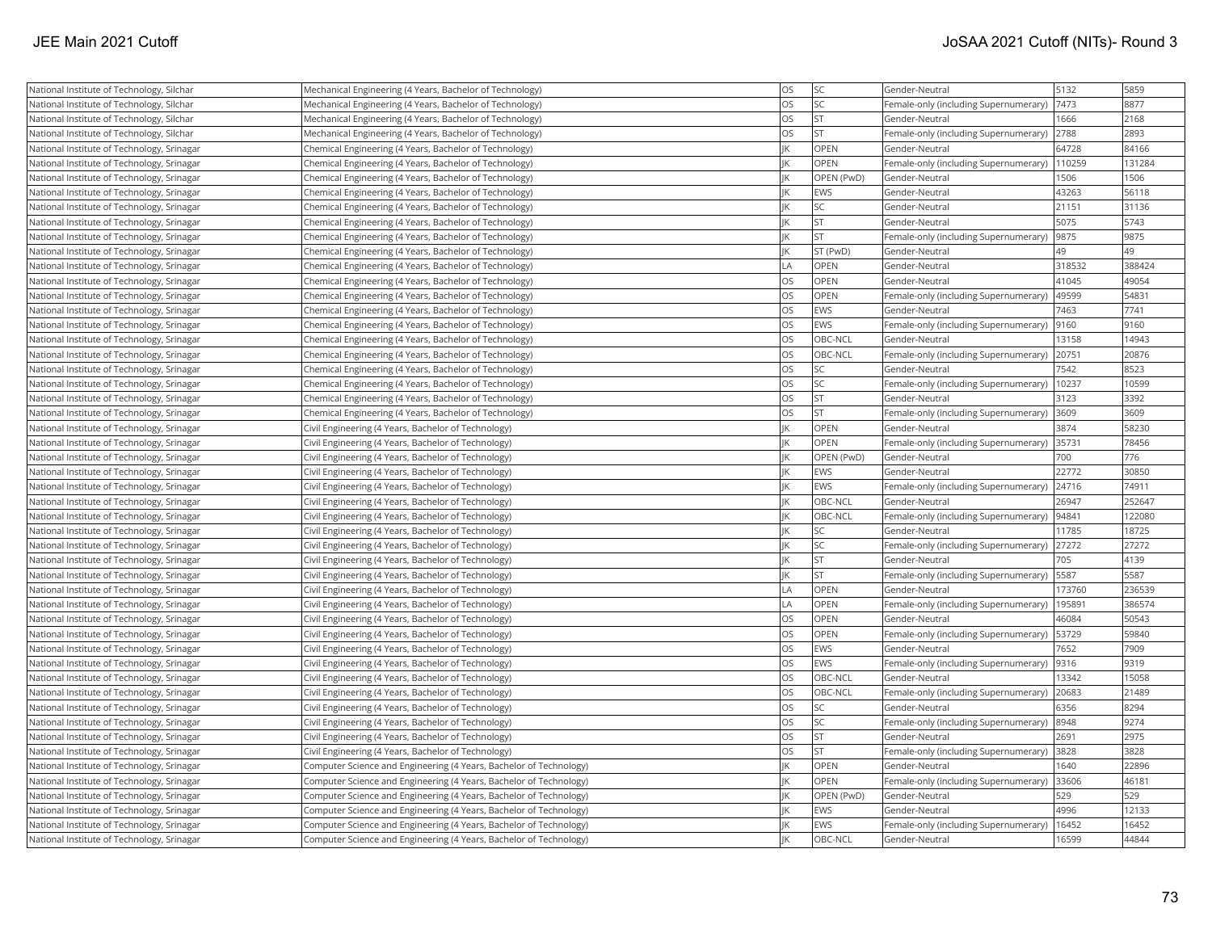| National Institute of Technology, Silchar | Mechanical Engineering (4 Years, Bachelor of Technology) | OS | SC | Gender-Neutral | 5132 | 5859 |
|---|---|---|---|---|---|---|
| National Institute of Technology, Silchar | Mechanical Engineering (4 Years, Bachelor of Technology) | OS | SC | Female-only (including Supernumerary) | 7473 | 8877 |
| National Institute of Technology, Silchar | Mechanical Engineering (4 Years, Bachelor of Technology) | OS | ST | Gender-Neutral | 1666 | 2168 |
| National Institute of Technology, Silchar | Mechanical Engineering (4 Years, Bachelor of Technology) | OS | ST | Female-only (including Supernumerary) | 2788 | 2893 |
| National Institute of Technology, Srinagar | Chemical Engineering (4 Years, Bachelor of Technology) | JK | OPEN | Gender-Neutral | 64728 | 84166 |
| National Institute of Technology, Srinagar | Chemical Engineering (4 Years, Bachelor of Technology) | JK | OPEN | Female-only (including Supernumerary) | 110259 | 131284 |
| National Institute of Technology, Srinagar | Chemical Engineering (4 Years, Bachelor of Technology) | JK | OPEN (PwD) | Gender-Neutral | 1506 | 1506 |
| National Institute of Technology, Srinagar | Chemical Engineering (4 Years, Bachelor of Technology) | JK | EWS | Gender-Neutral | 43263 | 56118 |
| National Institute of Technology, Srinagar | Chemical Engineering (4 Years, Bachelor of Technology) | JK | SC | Gender-Neutral | 21151 | 31136 |
| National Institute of Technology, Srinagar | Chemical Engineering (4 Years, Bachelor of Technology) | JK | ST | Gender-Neutral | 5075 | 5743 |
| National Institute of Technology, Srinagar | Chemical Engineering (4 Years, Bachelor of Technology) | JK | ST | Female-only (including Supernumerary) | 9875 | 9875 |
| National Institute of Technology, Srinagar | Chemical Engineering (4 Years, Bachelor of Technology) | JK | ST (PwD) | Gender-Neutral | 49 | 49 |
| National Institute of Technology, Srinagar | Chemical Engineering (4 Years, Bachelor of Technology) | LA | OPEN | Gender-Neutral | 318532 | 388424 |
| National Institute of Technology, Srinagar | Chemical Engineering (4 Years, Bachelor of Technology) | OS | OPEN | Gender-Neutral | 41045 | 49054 |
| National Institute of Technology, Srinagar | Chemical Engineering (4 Years, Bachelor of Technology) | OS | OPEN | Female-only (including Supernumerary) | 49599 | 54831 |
| National Institute of Technology, Srinagar | Chemical Engineering (4 Years, Bachelor of Technology) | OS | EWS | Gender-Neutral | 7463 | 7741 |
| National Institute of Technology, Srinagar | Chemical Engineering (4 Years, Bachelor of Technology) | OS | EWS | Female-only (including Supernumerary) | 9160 | 9160 |
| National Institute of Technology, Srinagar | Chemical Engineering (4 Years, Bachelor of Technology) | OS | OBC-NCL | Gender-Neutral | 13158 | 14943 |
| National Institute of Technology, Srinagar | Chemical Engineering (4 Years, Bachelor of Technology) | OS | OBC-NCL | Female-only (including Supernumerary) | 20751 | 20876 |
| National Institute of Technology, Srinagar | Chemical Engineering (4 Years, Bachelor of Technology) | OS | SC | Gender-Neutral | 7542 | 8523 |
| National Institute of Technology, Srinagar | Chemical Engineering (4 Years, Bachelor of Technology) | OS | SC | Female-only (including Supernumerary) | 10237 | 10599 |
| National Institute of Technology, Srinagar | Chemical Engineering (4 Years, Bachelor of Technology) | OS | ST | Gender-Neutral | 3123 | 3392 |
| National Institute of Technology, Srinagar | Chemical Engineering (4 Years, Bachelor of Technology) | OS | ST | Female-only (including Supernumerary) | 3609 | 3609 |
| National Institute of Technology, Srinagar | Civil Engineering (4 Years, Bachelor of Technology) | JK | OPEN | Gender-Neutral | 3874 | 58230 |
| National Institute of Technology, Srinagar | Civil Engineering (4 Years, Bachelor of Technology) | JK | OPEN | Female-only (including Supernumerary) | 35731 | 78456 |
| National Institute of Technology, Srinagar | Civil Engineering (4 Years, Bachelor of Technology) | JK | OPEN (PwD) | Gender-Neutral | 700 | 776 |
| National Institute of Technology, Srinagar | Civil Engineering (4 Years, Bachelor of Technology) | JK | EWS | Gender-Neutral | 22772 | 30850 |
| National Institute of Technology, Srinagar | Civil Engineering (4 Years, Bachelor of Technology) | JK | EWS | Female-only (including Supernumerary) | 24716 | 74911 |
| National Institute of Technology, Srinagar | Civil Engineering (4 Years, Bachelor of Technology) | JK | OBC-NCL | Gender-Neutral | 26947 | 252647 |
| National Institute of Technology, Srinagar | Civil Engineering (4 Years, Bachelor of Technology) | JK | OBC-NCL | Female-only (including Supernumerary) | 94841 | 122080 |
| National Institute of Technology, Srinagar | Civil Engineering (4 Years, Bachelor of Technology) | JK | SC | Gender-Neutral | 11785 | 18725 |
| National Institute of Technology, Srinagar | Civil Engineering (4 Years, Bachelor of Technology) | JK | SC | Female-only (including Supernumerary) | 27272 | 27272 |
| National Institute of Technology, Srinagar | Civil Engineering (4 Years, Bachelor of Technology) | JK | ST | Gender-Neutral | 705 | 4139 |
| National Institute of Technology, Srinagar | Civil Engineering (4 Years, Bachelor of Technology) | JK | ST | Female-only (including Supernumerary) | 5587 | 5587 |
| National Institute of Technology, Srinagar | Civil Engineering (4 Years, Bachelor of Technology) | LA | OPEN | Gender-Neutral | 173760 | 236539 |
| National Institute of Technology, Srinagar | Civil Engineering (4 Years, Bachelor of Technology) | LA | OPEN | Female-only (including Supernumerary) | 195891 | 386574 |
| National Institute of Technology, Srinagar | Civil Engineering (4 Years, Bachelor of Technology) | OS | OPEN | Gender-Neutral | 46084 | 50543 |
| National Institute of Technology, Srinagar | Civil Engineering (4 Years, Bachelor of Technology) | OS | OPEN | Female-only (including Supernumerary) | 53729 | 59840 |
| National Institute of Technology, Srinagar | Civil Engineering (4 Years, Bachelor of Technology) | OS | EWS | Gender-Neutral | 7652 | 7909 |
| National Institute of Technology, Srinagar | Civil Engineering (4 Years, Bachelor of Technology) | OS | EWS | Female-only (including Supernumerary) | 9316 | 9319 |
| National Institute of Technology, Srinagar | Civil Engineering (4 Years, Bachelor of Technology) | OS | OBC-NCL | Gender-Neutral | 13342 | 15058 |
| National Institute of Technology, Srinagar | Civil Engineering (4 Years, Bachelor of Technology) | OS | OBC-NCL | Female-only (including Supernumerary) | 20683 | 21489 |
| National Institute of Technology, Srinagar | Civil Engineering (4 Years, Bachelor of Technology) | OS | SC | Gender-Neutral | 6356 | 8294 |
| National Institute of Technology, Srinagar | Civil Engineering (4 Years, Bachelor of Technology) | OS | SC | Female-only (including Supernumerary) | 8948 | 9274 |
| National Institute of Technology, Srinagar | Civil Engineering (4 Years, Bachelor of Technology) | OS | ST | Gender-Neutral | 2691 | 2975 |
| National Institute of Technology, Srinagar | Civil Engineering (4 Years, Bachelor of Technology) | OS | ST | Female-only (including Supernumerary) | 3828 | 3828 |
| National Institute of Technology, Srinagar | Computer Science and Engineering (4 Years, Bachelor of Technology) | JK | OPEN | Gender-Neutral | 1640 | 22896 |
| National Institute of Technology, Srinagar | Computer Science and Engineering (4 Years, Bachelor of Technology) | JK | OPEN | Female-only (including Supernumerary) | 33606 | 46181 |
| National Institute of Technology, Srinagar | Computer Science and Engineering (4 Years, Bachelor of Technology) | JK | OPEN (PwD) | Gender-Neutral | 529 | 529 |
| National Institute of Technology, Srinagar | Computer Science and Engineering (4 Years, Bachelor of Technology) | JK | EWS | Gender-Neutral | 4996 | 12133 |
| National Institute of Technology, Srinagar | Computer Science and Engineering (4 Years, Bachelor of Technology) | JK | EWS | Female-only (including Supernumerary) | 16452 | 16452 |
| National Institute of Technology, Srinagar | Computer Science and Engineering (4 Years, Bachelor of Technology) | JK | OBC-NCL | Gender-Neutral | 16599 | 44844 |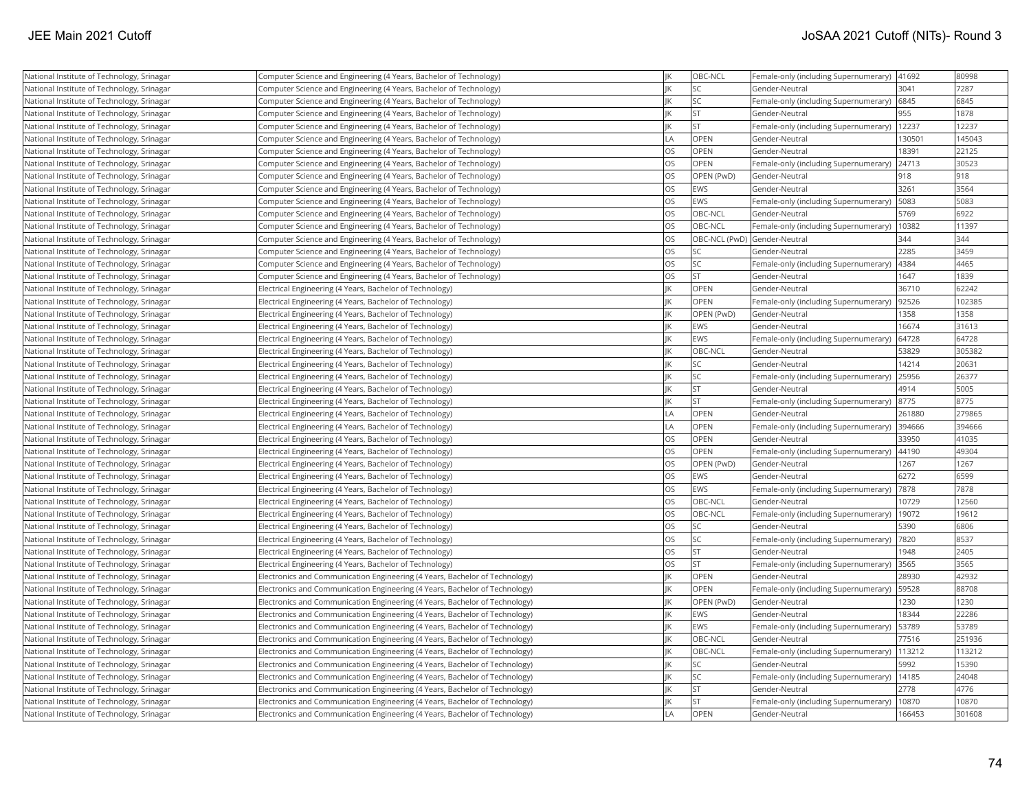| National Institute of Technology, Srinagar | Computer Science and Engineering (4 Years, Bachelor of Technology) | JK | OBC-NCL | Female-only (including Supernumerary) | 41692 | 80998 |
|---|---|---|---|---|---|---|
| National Institute of Technology, Srinagar | Computer Science and Engineering (4 Years, Bachelor of Technology) | JK | SC | Gender-Neutral | 3041 | 7287 |
| National Institute of Technology, Srinagar | Computer Science and Engineering (4 Years, Bachelor of Technology) | JK | SC | Female-only (including Supernumerary) | 6845 | 6845 |
| National Institute of Technology, Srinagar | Computer Science and Engineering (4 Years, Bachelor of Technology) | JK | ST | Gender-Neutral | 955 | 1878 |
| National Institute of Technology, Srinagar | Computer Science and Engineering (4 Years, Bachelor of Technology) | JK | ST | Female-only (including Supernumerary) | 12237 | 12237 |
| National Institute of Technology, Srinagar | Computer Science and Engineering (4 Years, Bachelor of Technology) | LA | OPEN | Gender-Neutral | 130501 | 145043 |
| National Institute of Technology, Srinagar | Computer Science and Engineering (4 Years, Bachelor of Technology) | OS | OPEN | Gender-Neutral | 18391 | 22125 |
| National Institute of Technology, Srinagar | Computer Science and Engineering (4 Years, Bachelor of Technology) | OS | OPEN | Female-only (including Supernumerary) | 24713 | 30523 |
| National Institute of Technology, Srinagar | Computer Science and Engineering (4 Years, Bachelor of Technology) | OS | OPEN (PwD) | Gender-Neutral | 918 | 918 |
| National Institute of Technology, Srinagar | Computer Science and Engineering (4 Years, Bachelor of Technology) | OS | EWS | Gender-Neutral | 3261 | 3564 |
| National Institute of Technology, Srinagar | Computer Science and Engineering (4 Years, Bachelor of Technology) | OS | EWS | Female-only (including Supernumerary) | 5083 | 5083 |
| National Institute of Technology, Srinagar | Computer Science and Engineering (4 Years, Bachelor of Technology) | OS | OBC-NCL | Gender-Neutral | 5769 | 6922 |
| National Institute of Technology, Srinagar | Computer Science and Engineering (4 Years, Bachelor of Technology) | OS | OBC-NCL | Female-only (including Supernumerary) | 10382 | 11397 |
| National Institute of Technology, Srinagar | Computer Science and Engineering (4 Years, Bachelor of Technology) | OS | OBC-NCL (PwD) | Gender-Neutral | 344 | 344 |
| National Institute of Technology, Srinagar | Computer Science and Engineering (4 Years, Bachelor of Technology) | OS | SC | Gender-Neutral | 2285 | 3459 |
| National Institute of Technology, Srinagar | Computer Science and Engineering (4 Years, Bachelor of Technology) | OS | SC | Female-only (including Supernumerary) | 4384 | 4465 |
| National Institute of Technology, Srinagar | Computer Science and Engineering (4 Years, Bachelor of Technology) | OS | ST | Gender-Neutral | 1647 | 1839 |
| National Institute of Technology, Srinagar | Electrical Engineering (4 Years, Bachelor of Technology) | JK | OPEN | Gender-Neutral | 36710 | 62242 |
| National Institute of Technology, Srinagar | Electrical Engineering (4 Years, Bachelor of Technology) | JK | OPEN | Female-only (including Supernumerary) | 92526 | 102385 |
| National Institute of Technology, Srinagar | Electrical Engineering (4 Years, Bachelor of Technology) | JK | OPEN (PwD) | Gender-Neutral | 1358 | 1358 |
| National Institute of Technology, Srinagar | Electrical Engineering (4 Years, Bachelor of Technology) | JK | EWS | Gender-Neutral | 16674 | 31613 |
| National Institute of Technology, Srinagar | Electrical Engineering (4 Years, Bachelor of Technology) | JK | EWS | Female-only (including Supernumerary) | 64728 | 64728 |
| National Institute of Technology, Srinagar | Electrical Engineering (4 Years, Bachelor of Technology) | JK | OBC-NCL | Gender-Neutral | 53829 | 305382 |
| National Institute of Technology, Srinagar | Electrical Engineering (4 Years, Bachelor of Technology) | JK | SC | Gender-Neutral | 14214 | 20631 |
| National Institute of Technology, Srinagar | Electrical Engineering (4 Years, Bachelor of Technology) | JK | SC | Female-only (including Supernumerary) | 25956 | 26377 |
| National Institute of Technology, Srinagar | Electrical Engineering (4 Years, Bachelor of Technology) | JK | ST | Gender-Neutral | 4914 | 5005 |
| National Institute of Technology, Srinagar | Electrical Engineering (4 Years, Bachelor of Technology) | JK | ST | Female-only (including Supernumerary) | 8775 | 8775 |
| National Institute of Technology, Srinagar | Electrical Engineering (4 Years, Bachelor of Technology) | LA | OPEN | Gender-Neutral | 261880 | 279865 |
| National Institute of Technology, Srinagar | Electrical Engineering (4 Years, Bachelor of Technology) | LA | OPEN | Female-only (including Supernumerary) | 394666 | 394666 |
| National Institute of Technology, Srinagar | Electrical Engineering (4 Years, Bachelor of Technology) | OS | OPEN | Gender-Neutral | 33950 | 41035 |
| National Institute of Technology, Srinagar | Electrical Engineering (4 Years, Bachelor of Technology) | OS | OPEN | Female-only (including Supernumerary) | 44190 | 49304 |
| National Institute of Technology, Srinagar | Electrical Engineering (4 Years, Bachelor of Technology) | OS | OPEN (PwD) | Gender-Neutral | 1267 | 1267 |
| National Institute of Technology, Srinagar | Electrical Engineering (4 Years, Bachelor of Technology) | OS | EWS | Gender-Neutral | 6272 | 6599 |
| National Institute of Technology, Srinagar | Electrical Engineering (4 Years, Bachelor of Technology) | OS | EWS | Female-only (including Supernumerary) | 7878 | 7878 |
| National Institute of Technology, Srinagar | Electrical Engineering (4 Years, Bachelor of Technology) | OS | OBC-NCL | Gender-Neutral | 10729 | 12560 |
| National Institute of Technology, Srinagar | Electrical Engineering (4 Years, Bachelor of Technology) | OS | OBC-NCL | Female-only (including Supernumerary) | 19072 | 19612 |
| National Institute of Technology, Srinagar | Electrical Engineering (4 Years, Bachelor of Technology) | OS | SC | Gender-Neutral | 5390 | 6806 |
| National Institute of Technology, Srinagar | Electrical Engineering (4 Years, Bachelor of Technology) | OS | SC | Female-only (including Supernumerary) | 7820 | 8537 |
| National Institute of Technology, Srinagar | Electrical Engineering (4 Years, Bachelor of Technology) | OS | ST | Gender-Neutral | 1948 | 2405 |
| National Institute of Technology, Srinagar | Electrical Engineering (4 Years, Bachelor of Technology) | OS | ST | Female-only (including Supernumerary) | 3565 | 3565 |
| National Institute of Technology, Srinagar | Electronics and Communication Engineering (4 Years, Bachelor of Technology) | JK | OPEN | Gender-Neutral | 28930 | 42932 |
| National Institute of Technology, Srinagar | Electronics and Communication Engineering (4 Years, Bachelor of Technology) | JK | OPEN | Female-only (including Supernumerary) | 59528 | 88708 |
| National Institute of Technology, Srinagar | Electronics and Communication Engineering (4 Years, Bachelor of Technology) | JK | OPEN (PwD) | Gender-Neutral | 1230 | 1230 |
| National Institute of Technology, Srinagar | Electronics and Communication Engineering (4 Years, Bachelor of Technology) | JK | EWS | Gender-Neutral | 18344 | 22286 |
| National Institute of Technology, Srinagar | Electronics and Communication Engineering (4 Years, Bachelor of Technology) | JK | EWS | Female-only (including Supernumerary) | 53789 | 53789 |
| National Institute of Technology, Srinagar | Electronics and Communication Engineering (4 Years, Bachelor of Technology) | JK | OBC-NCL | Gender-Neutral | 77516 | 251936 |
| National Institute of Technology, Srinagar | Electronics and Communication Engineering (4 Years, Bachelor of Technology) | JK | OBC-NCL | Female-only (including Supernumerary) | 113212 | 113212 |
| National Institute of Technology, Srinagar | Electronics and Communication Engineering (4 Years, Bachelor of Technology) | JK | SC | Gender-Neutral | 5992 | 15390 |
| National Institute of Technology, Srinagar | Electronics and Communication Engineering (4 Years, Bachelor of Technology) | JK | SC | Female-only (including Supernumerary) | 14185 | 24048 |
| National Institute of Technology, Srinagar | Electronics and Communication Engineering (4 Years, Bachelor of Technology) | JK | ST | Gender-Neutral | 2778 | 4776 |
| National Institute of Technology, Srinagar | Electronics and Communication Engineering (4 Years, Bachelor of Technology) | JK | ST | Female-only (including Supernumerary) | 10870 | 10870 |
| National Institute of Technology, Srinagar | Electronics and Communication Engineering (4 Years, Bachelor of Technology) | LA | OPEN | Gender-Neutral | 166453 | 301608 |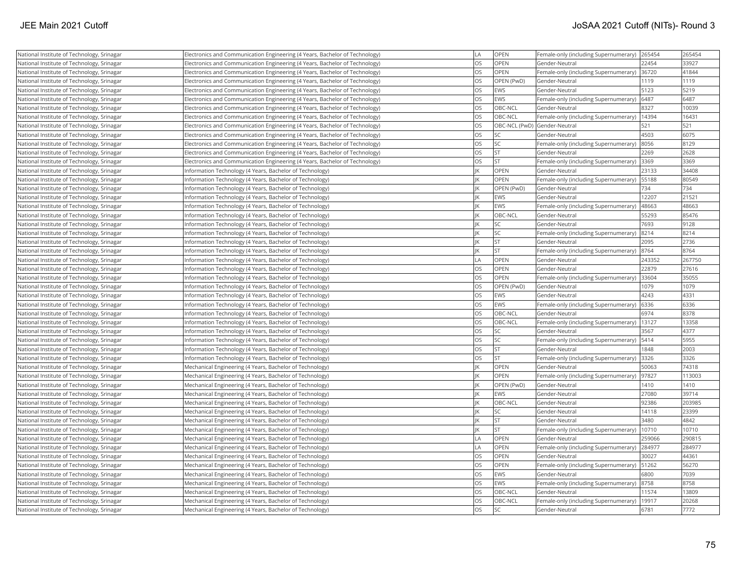| National Institute of Technology, Srinagar | Electronics and Communication Engineering (4 Years, Bachelor of Technology) | LA | OPEN | Female-only (including Supernumerary) | 265454 | 265454 |
|---|---|---|---|---|---|---|
| National Institute of Technology, Srinagar | Electronics and Communication Engineering (4 Years, Bachelor of Technology) | OS | OPEN | Gender-Neutral | 22454 | 33927 |
| National Institute of Technology, Srinagar | Electronics and Communication Engineering (4 Years, Bachelor of Technology) | OS | OPEN | Female-only (including Supernumerary) | 36720 | 41844 |
| National Institute of Technology, Srinagar | Electronics and Communication Engineering (4 Years, Bachelor of Technology) | OS | OPEN (PwD) | Gender-Neutral | 1119 | 1119 |
| National Institute of Technology, Srinagar | Electronics and Communication Engineering (4 Years, Bachelor of Technology) | OS | EWS | Gender-Neutral | 5123 | 5219 |
| National Institute of Technology, Srinagar | Electronics and Communication Engineering (4 Years, Bachelor of Technology) | OS | EWS | Female-only (including Supernumerary) | 6487 | 6487 |
| National Institute of Technology, Srinagar | Electronics and Communication Engineering (4 Years, Bachelor of Technology) | OS | OBC-NCL | Gender-Neutral | 8327 | 10039 |
| National Institute of Technology, Srinagar | Electronics and Communication Engineering (4 Years, Bachelor of Technology) | OS | OBC-NCL | Female-only (including Supernumerary) | 14394 | 16431 |
| National Institute of Technology, Srinagar | Electronics and Communication Engineering (4 Years, Bachelor of Technology) | OS | OBC-NCL (PwD) | Gender-Neutral | 521 | 521 |
| National Institute of Technology, Srinagar | Electronics and Communication Engineering (4 Years, Bachelor of Technology) | OS | SC | Gender-Neutral | 4503 | 6075 |
| National Institute of Technology, Srinagar | Electronics and Communication Engineering (4 Years, Bachelor of Technology) | OS | SC | Female-only (including Supernumerary) | 8056 | 8129 |
| National Institute of Technology, Srinagar | Electronics and Communication Engineering (4 Years, Bachelor of Technology) | OS | ST | Gender-Neutral | 2269 | 2628 |
| National Institute of Technology, Srinagar | Electronics and Communication Engineering (4 Years, Bachelor of Technology) | OS | ST | Female-only (including Supernumerary) | 3369 | 3369 |
| National Institute of Technology, Srinagar | Information Technology (4 Years, Bachelor of Technology) | JK | OPEN | Gender-Neutral | 23133 | 34408 |
| National Institute of Technology, Srinagar | Information Technology (4 Years, Bachelor of Technology) | JK | OPEN | Female-only (including Supernumerary) | 55188 | 80549 |
| National Institute of Technology, Srinagar | Information Technology (4 Years, Bachelor of Technology) | JK | OPEN (PwD) | Gender-Neutral | 734 | 734 |
| National Institute of Technology, Srinagar | Information Technology (4 Years, Bachelor of Technology) | JK | EWS | Gender-Neutral | 12207 | 21521 |
| National Institute of Technology, Srinagar | Information Technology (4 Years, Bachelor of Technology) | JK | EWS | Female-only (including Supernumerary) | 48663 | 48663 |
| National Institute of Technology, Srinagar | Information Technology (4 Years, Bachelor of Technology) | JK | OBC-NCL | Gender-Neutral | 55293 | 85476 |
| National Institute of Technology, Srinagar | Information Technology (4 Years, Bachelor of Technology) | JK | SC | Gender-Neutral | 7693 | 9128 |
| National Institute of Technology, Srinagar | Information Technology (4 Years, Bachelor of Technology) | JK | SC | Female-only (including Supernumerary) | 8214 | 8214 |
| National Institute of Technology, Srinagar | Information Technology (4 Years, Bachelor of Technology) | JK | ST | Gender-Neutral | 2095 | 2736 |
| National Institute of Technology, Srinagar | Information Technology (4 Years, Bachelor of Technology) | JK | ST | Female-only (including Supernumerary) | 8764 | 8764 |
| National Institute of Technology, Srinagar | Information Technology (4 Years, Bachelor of Technology) | LA | OPEN | Gender-Neutral | 243352 | 267750 |
| National Institute of Technology, Srinagar | Information Technology (4 Years, Bachelor of Technology) | OS | OPEN | Gender-Neutral | 22879 | 27616 |
| National Institute of Technology, Srinagar | Information Technology (4 Years, Bachelor of Technology) | OS | OPEN | Female-only (including Supernumerary) | 33604 | 35055 |
| National Institute of Technology, Srinagar | Information Technology (4 Years, Bachelor of Technology) | OS | OPEN (PwD) | Gender-Neutral | 1079 | 1079 |
| National Institute of Technology, Srinagar | Information Technology (4 Years, Bachelor of Technology) | OS | EWS | Gender-Neutral | 4243 | 4331 |
| National Institute of Technology, Srinagar | Information Technology (4 Years, Bachelor of Technology) | OS | EWS | Female-only (including Supernumerary) | 6336 | 6336 |
| National Institute of Technology, Srinagar | Information Technology (4 Years, Bachelor of Technology) | OS | OBC-NCL | Gender-Neutral | 6974 | 8378 |
| National Institute of Technology, Srinagar | Information Technology (4 Years, Bachelor of Technology) | OS | OBC-NCL | Female-only (including Supernumerary) | 13127 | 13358 |
| National Institute of Technology, Srinagar | Information Technology (4 Years, Bachelor of Technology) | OS | SC | Gender-Neutral | 3567 | 4377 |
| National Institute of Technology, Srinagar | Information Technology (4 Years, Bachelor of Technology) | OS | SC | Female-only (including Supernumerary) | 5414 | 5955 |
| National Institute of Technology, Srinagar | Information Technology (4 Years, Bachelor of Technology) | OS | ST | Gender-Neutral | 1848 | 2003 |
| National Institute of Technology, Srinagar | Information Technology (4 Years, Bachelor of Technology) | OS | ST | Female-only (including Supernumerary) | 3326 | 3326 |
| National Institute of Technology, Srinagar | Mechanical Engineering (4 Years, Bachelor of Technology) | JK | OPEN | Gender-Neutral | 50063 | 74318 |
| National Institute of Technology, Srinagar | Mechanical Engineering (4 Years, Bachelor of Technology) | JK | OPEN | Female-only (including Supernumerary) | 97827 | 113003 |
| National Institute of Technology, Srinagar | Mechanical Engineering (4 Years, Bachelor of Technology) | JK | OPEN (PwD) | Gender-Neutral | 1410 | 1410 |
| National Institute of Technology, Srinagar | Mechanical Engineering (4 Years, Bachelor of Technology) | JK | EWS | Gender-Neutral | 27080 | 39714 |
| National Institute of Technology, Srinagar | Mechanical Engineering (4 Years, Bachelor of Technology) | JK | OBC-NCL | Gender-Neutral | 92386 | 203985 |
| National Institute of Technology, Srinagar | Mechanical Engineering (4 Years, Bachelor of Technology) | JK | SC | Gender-Neutral | 14118 | 23399 |
| National Institute of Technology, Srinagar | Mechanical Engineering (4 Years, Bachelor of Technology) | JK | ST | Gender-Neutral | 3480 | 4842 |
| National Institute of Technology, Srinagar | Mechanical Engineering (4 Years, Bachelor of Technology) | JK | ST | Female-only (including Supernumerary) | 10710 | 10710 |
| National Institute of Technology, Srinagar | Mechanical Engineering (4 Years, Bachelor of Technology) | LA | OPEN | Gender-Neutral | 259066 | 290815 |
| National Institute of Technology, Srinagar | Mechanical Engineering (4 Years, Bachelor of Technology) | LA | OPEN | Female-only (including Supernumerary) | 284977 | 284977 |
| National Institute of Technology, Srinagar | Mechanical Engineering (4 Years, Bachelor of Technology) | OS | OPEN | Gender-Neutral | 30027 | 44361 |
| National Institute of Technology, Srinagar | Mechanical Engineering (4 Years, Bachelor of Technology) | OS | OPEN | Female-only (including Supernumerary) | 51262 | 56270 |
| National Institute of Technology, Srinagar | Mechanical Engineering (4 Years, Bachelor of Technology) | OS | EWS | Gender-Neutral | 6800 | 7039 |
| National Institute of Technology, Srinagar | Mechanical Engineering (4 Years, Bachelor of Technology) | OS | EWS | Female-only (including Supernumerary) | 8758 | 8758 |
| National Institute of Technology, Srinagar | Mechanical Engineering (4 Years, Bachelor of Technology) | OS | OBC-NCL | Gender-Neutral | 11574 | 13809 |
| National Institute of Technology, Srinagar | Mechanical Engineering (4 Years, Bachelor of Technology) | OS | OBC-NCL | Female-only (including Supernumerary) | 19917 | 20268 |
| National Institute of Technology, Srinagar | Mechanical Engineering (4 Years, Bachelor of Technology) | OS | SC | Gender-Neutral | 6781 | 7772 |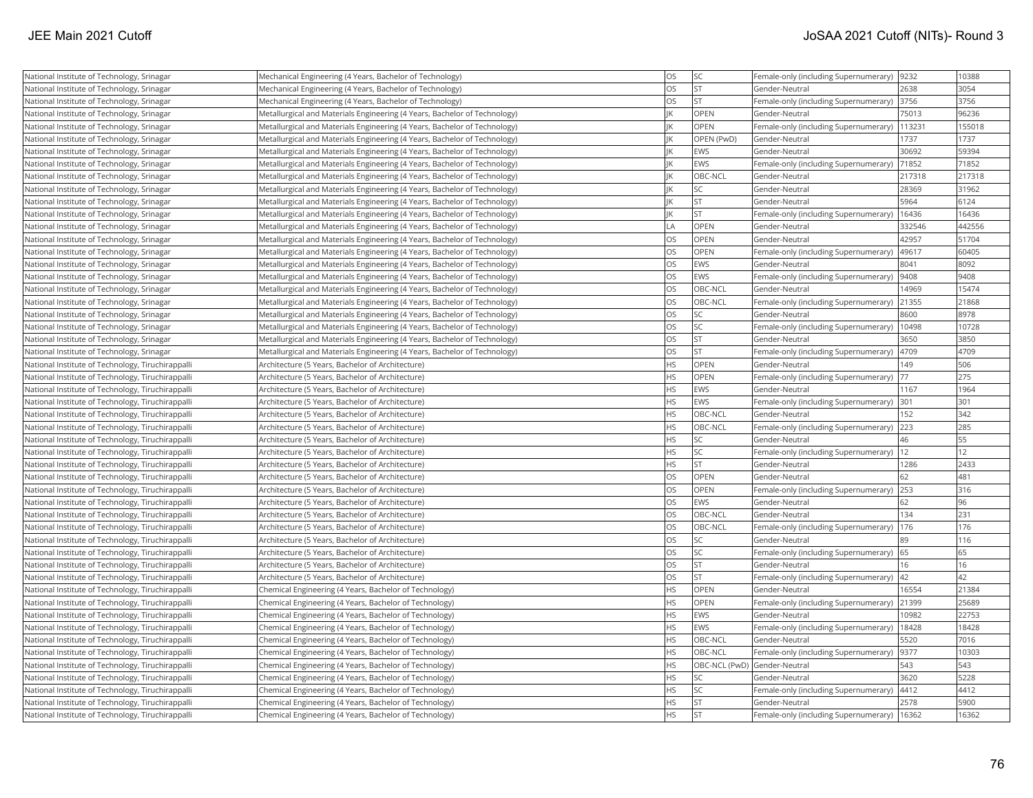| National Institute of Technology, Srinagar | Mechanical Engineering (4 Years, Bachelor of Technology) | OS | SC | Female-only (including Supernumerary) | 9232 | 10388 |
|---|---|---|---|---|---|---|
| National Institute of Technology, Srinagar | Mechanical Engineering (4 Years, Bachelor of Technology) | OS | ST | Gender-Neutral | 2638 | 3054 |
| National Institute of Technology, Srinagar | Mechanical Engineering (4 Years, Bachelor of Technology) | OS | ST | Female-only (including Supernumerary) | 3756 | 3756 |
| National Institute of Technology, Srinagar | Metallurgical and Materials Engineering (4 Years, Bachelor of Technology) | JK | OPEN | Gender-Neutral | 75013 | 96236 |
| National Institute of Technology, Srinagar | Metallurgical and Materials Engineering (4 Years, Bachelor of Technology) | JK | OPEN | Female-only (including Supernumerary) | 113231 | 155018 |
| National Institute of Technology, Srinagar | Metallurgical and Materials Engineering (4 Years, Bachelor of Technology) | JK | OPEN (PwD) | Gender-Neutral | 1737 | 1737 |
| National Institute of Technology, Srinagar | Metallurgical and Materials Engineering (4 Years, Bachelor of Technology) | JK | EWS | Gender-Neutral | 30692 | 59394 |
| National Institute of Technology, Srinagar | Metallurgical and Materials Engineering (4 Years, Bachelor of Technology) | JK | EWS | Female-only (including Supernumerary) | 71852 | 71852 |
| National Institute of Technology, Srinagar | Metallurgical and Materials Engineering (4 Years, Bachelor of Technology) | JK | OBC-NCL | Gender-Neutral | 217318 | 217318 |
| National Institute of Technology, Srinagar | Metallurgical and Materials Engineering (4 Years, Bachelor of Technology) | JK | SC | Gender-Neutral | 28369 | 31962 |
| National Institute of Technology, Srinagar | Metallurgical and Materials Engineering (4 Years, Bachelor of Technology) | JK | ST | Gender-Neutral | 5964 | 6124 |
| National Institute of Technology, Srinagar | Metallurgical and Materials Engineering (4 Years, Bachelor of Technology) | JK | ST | Female-only (including Supernumerary) | 16436 | 16436 |
| National Institute of Technology, Srinagar | Metallurgical and Materials Engineering (4 Years, Bachelor of Technology) | LA | OPEN | Gender-Neutral | 332546 | 442556 |
| National Institute of Technology, Srinagar | Metallurgical and Materials Engineering (4 Years, Bachelor of Technology) | OS | OPEN | Gender-Neutral | 42957 | 51704 |
| National Institute of Technology, Srinagar | Metallurgical and Materials Engineering (4 Years, Bachelor of Technology) | OS | OPEN | Female-only (including Supernumerary) | 49617 | 60405 |
| National Institute of Technology, Srinagar | Metallurgical and Materials Engineering (4 Years, Bachelor of Technology) | OS | EWS | Gender-Neutral | 8041 | 8092 |
| National Institute of Technology, Srinagar | Metallurgical and Materials Engineering (4 Years, Bachelor of Technology) | OS | EWS | Female-only (including Supernumerary) | 9408 | 9408 |
| National Institute of Technology, Srinagar | Metallurgical and Materials Engineering (4 Years, Bachelor of Technology) | OS | OBC-NCL | Gender-Neutral | 14969 | 15474 |
| National Institute of Technology, Srinagar | Metallurgical and Materials Engineering (4 Years, Bachelor of Technology) | OS | OBC-NCL | Female-only (including Supernumerary) | 21355 | 21868 |
| National Institute of Technology, Srinagar | Metallurgical and Materials Engineering (4 Years, Bachelor of Technology) | OS | SC | Gender-Neutral | 8600 | 8978 |
| National Institute of Technology, Srinagar | Metallurgical and Materials Engineering (4 Years, Bachelor of Technology) | OS | SC | Female-only (including Supernumerary) | 10498 | 10728 |
| National Institute of Technology, Srinagar | Metallurgical and Materials Engineering (4 Years, Bachelor of Technology) | OS | ST | Gender-Neutral | 3650 | 3850 |
| National Institute of Technology, Srinagar | Metallurgical and Materials Engineering (4 Years, Bachelor of Technology) | OS | ST | Female-only (including Supernumerary) | 4709 | 4709 |
| National Institute of Technology, Tiruchirappalli | Architecture (5 Years, Bachelor of Architecture) | HS | OPEN | Gender-Neutral | 149 | 506 |
| National Institute of Technology, Tiruchirappalli | Architecture (5 Years, Bachelor of Architecture) | HS | OPEN | Female-only (including Supernumerary) | 77 | 275 |
| National Institute of Technology, Tiruchirappalli | Architecture (5 Years, Bachelor of Architecture) | HS | EWS | Gender-Neutral | 1167 | 1964 |
| National Institute of Technology, Tiruchirappalli | Architecture (5 Years, Bachelor of Architecture) | HS | EWS | Female-only (including Supernumerary) | 301 | 301 |
| National Institute of Technology, Tiruchirappalli | Architecture (5 Years, Bachelor of Architecture) | HS | OBC-NCL | Gender-Neutral | 152 | 342 |
| National Institute of Technology, Tiruchirappalli | Architecture (5 Years, Bachelor of Architecture) | HS | OBC-NCL | Female-only (including Supernumerary) | 223 | 285 |
| National Institute of Technology, Tiruchirappalli | Architecture (5 Years, Bachelor of Architecture) | HS | SC | Gender-Neutral | 46 | 55 |
| National Institute of Technology, Tiruchirappalli | Architecture (5 Years, Bachelor of Architecture) | HS | SC | Female-only (including Supernumerary) | 12 | 12 |
| National Institute of Technology, Tiruchirappalli | Architecture (5 Years, Bachelor of Architecture) | HS | ST | Gender-Neutral | 1286 | 2433 |
| National Institute of Technology, Tiruchirappalli | Architecture (5 Years, Bachelor of Architecture) | OS | OPEN | Gender-Neutral | 62 | 481 |
| National Institute of Technology, Tiruchirappalli | Architecture (5 Years, Bachelor of Architecture) | OS | OPEN | Female-only (including Supernumerary) | 253 | 316 |
| National Institute of Technology, Tiruchirappalli | Architecture (5 Years, Bachelor of Architecture) | OS | EWS | Gender-Neutral | 62 | 96 |
| National Institute of Technology, Tiruchirappalli | Architecture (5 Years, Bachelor of Architecture) | OS | OBC-NCL | Gender-Neutral | 134 | 231 |
| National Institute of Technology, Tiruchirappalli | Architecture (5 Years, Bachelor of Architecture) | OS | OBC-NCL | Female-only (including Supernumerary) | 176 | 176 |
| National Institute of Technology, Tiruchirappalli | Architecture (5 Years, Bachelor of Architecture) | OS | SC | Gender-Neutral | 89 | 116 |
| National Institute of Technology, Tiruchirappalli | Architecture (5 Years, Bachelor of Architecture) | OS | SC | Female-only (including Supernumerary) | 65 | 65 |
| National Institute of Technology, Tiruchirappalli | Architecture (5 Years, Bachelor of Architecture) | OS | ST | Gender-Neutral | 16 | 16 |
| National Institute of Technology, Tiruchirappalli | Architecture (5 Years, Bachelor of Architecture) | OS | ST | Female-only (including Supernumerary) | 42 | 42 |
| National Institute of Technology, Tiruchirappalli | Chemical Engineering (4 Years, Bachelor of Technology) | HS | OPEN | Gender-Neutral | 16554 | 21384 |
| National Institute of Technology, Tiruchirappalli | Chemical Engineering (4 Years, Bachelor of Technology) | HS | OPEN | Female-only (including Supernumerary) | 21399 | 25689 |
| National Institute of Technology, Tiruchirappalli | Chemical Engineering (4 Years, Bachelor of Technology) | HS | EWS | Gender-Neutral | 10982 | 22753 |
| National Institute of Technology, Tiruchirappalli | Chemical Engineering (4 Years, Bachelor of Technology) | HS | EWS | Female-only (including Supernumerary) | 18428 | 18428 |
| National Institute of Technology, Tiruchirappalli | Chemical Engineering (4 Years, Bachelor of Technology) | HS | OBC-NCL | Gender-Neutral | 5520 | 7016 |
| National Institute of Technology, Tiruchirappalli | Chemical Engineering (4 Years, Bachelor of Technology) | HS | OBC-NCL | Female-only (including Supernumerary) | 9377 | 10303 |
| National Institute of Technology, Tiruchirappalli | Chemical Engineering (4 Years, Bachelor of Technology) | HS | OBC-NCL (PwD) | Gender-Neutral | 543 | 543 |
| National Institute of Technology, Tiruchirappalli | Chemical Engineering (4 Years, Bachelor of Technology) | HS | SC | Gender-Neutral | 3620 | 5228 |
| National Institute of Technology, Tiruchirappalli | Chemical Engineering (4 Years, Bachelor of Technology) | HS | SC | Female-only (including Supernumerary) | 4412 | 4412 |
| National Institute of Technology, Tiruchirappalli | Chemical Engineering (4 Years, Bachelor of Technology) | HS | ST | Gender-Neutral | 2578 | 5900 |
| National Institute of Technology, Tiruchirappalli | Chemical Engineering (4 Years, Bachelor of Technology) | HS | ST | Female-only (including Supernumerary) | 16362 | 16362 |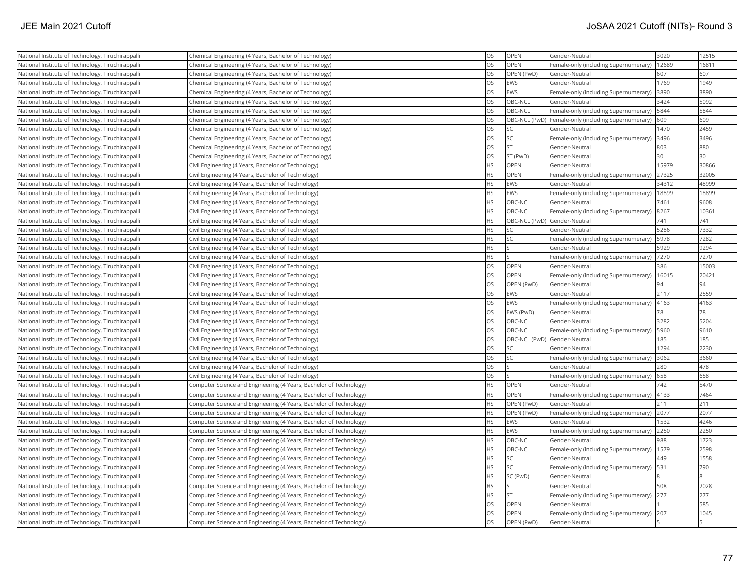| National Institute of Technology, Tiruchirappalli | Chemical Engineering (4 Years, Bachelor of Technology) | OS | OPEN | Gender-Neutral | 3020 | 12515 |
|---|---|---|---|---|---|---|
| National Institute of Technology, Tiruchirappalli | Chemical Engineering (4 Years, Bachelor of Technology) | OS | OPEN | Female-only (including Supernumerary) | 12689 | 16811 |
| National Institute of Technology, Tiruchirappalli | Chemical Engineering (4 Years, Bachelor of Technology) | OS | OPEN (PwD) | Gender-Neutral | 607 | 607 |
| National Institute of Technology, Tiruchirappalli | Chemical Engineering (4 Years, Bachelor of Technology) | OS | EWS | Gender-Neutral | 1769 | 1949 |
| National Institute of Technology, Tiruchirappalli | Chemical Engineering (4 Years, Bachelor of Technology) | OS | EWS | Female-only (including Supernumerary) | 3890 | 3890 |
| National Institute of Technology, Tiruchirappalli | Chemical Engineering (4 Years, Bachelor of Technology) | OS | OBC-NCL | Gender-Neutral | 3424 | 5092 |
| National Institute of Technology, Tiruchirappalli | Chemical Engineering (4 Years, Bachelor of Technology) | OS | OBC-NCL | Female-only (including Supernumerary) | 5844 | 5844 |
| National Institute of Technology, Tiruchirappalli | Chemical Engineering (4 Years, Bachelor of Technology) | OS | OBC-NCL (PwD) | Female-only (including Supernumerary) | 609 | 609 |
| National Institute of Technology, Tiruchirappalli | Chemical Engineering (4 Years, Bachelor of Technology) | OS | SC | Gender-Neutral | 1470 | 2459 |
| National Institute of Technology, Tiruchirappalli | Chemical Engineering (4 Years, Bachelor of Technology) | OS | SC | Female-only (including Supernumerary) | 3496 | 3496 |
| National Institute of Technology, Tiruchirappalli | Chemical Engineering (4 Years, Bachelor of Technology) | OS | ST | Gender-Neutral | 803 | 880 |
| National Institute of Technology, Tiruchirappalli | Chemical Engineering (4 Years, Bachelor of Technology) | OS | ST (PwD) | Gender-Neutral | 30 | 30 |
| National Institute of Technology, Tiruchirappalli | Civil Engineering (4 Years, Bachelor of Technology) | HS | OPEN | Gender-Neutral | 15979 | 30866 |
| National Institute of Technology, Tiruchirappalli | Civil Engineering (4 Years, Bachelor of Technology) | HS | OPEN | Female-only (including Supernumerary) | 27325 | 32005 |
| National Institute of Technology, Tiruchirappalli | Civil Engineering (4 Years, Bachelor of Technology) | HS | EWS | Gender-Neutral | 34312 | 48999 |
| National Institute of Technology, Tiruchirappalli | Civil Engineering (4 Years, Bachelor of Technology) | HS | EWS | Female-only (including Supernumerary) | 18899 | 18899 |
| National Institute of Technology, Tiruchirappalli | Civil Engineering (4 Years, Bachelor of Technology) | HS | OBC-NCL | Gender-Neutral | 7461 | 9608 |
| National Institute of Technology, Tiruchirappalli | Civil Engineering (4 Years, Bachelor of Technology) | HS | OBC-NCL | Female-only (including Supernumerary) | 8267 | 10361 |
| National Institute of Technology, Tiruchirappalli | Civil Engineering (4 Years, Bachelor of Technology) | HS | OBC-NCL (PwD) | Gender-Neutral | 741 | 741 |
| National Institute of Technology, Tiruchirappalli | Civil Engineering (4 Years, Bachelor of Technology) | HS | SC | Gender-Neutral | 5286 | 7332 |
| National Institute of Technology, Tiruchirappalli | Civil Engineering (4 Years, Bachelor of Technology) | HS | SC | Female-only (including Supernumerary) | 5978 | 7282 |
| National Institute of Technology, Tiruchirappalli | Civil Engineering (4 Years, Bachelor of Technology) | HS | ST | Gender-Neutral | 5929 | 9294 |
| National Institute of Technology, Tiruchirappalli | Civil Engineering (4 Years, Bachelor of Technology) | HS | ST | Female-only (including Supernumerary) | 7270 | 7270 |
| National Institute of Technology, Tiruchirappalli | Civil Engineering (4 Years, Bachelor of Technology) | OS | OPEN | Gender-Neutral | 386 | 15003 |
| National Institute of Technology, Tiruchirappalli | Civil Engineering (4 Years, Bachelor of Technology) | OS | OPEN | Female-only (including Supernumerary) | 16015 | 20421 |
| National Institute of Technology, Tiruchirappalli | Civil Engineering (4 Years, Bachelor of Technology) | OS | OPEN (PwD) | Gender-Neutral | 94 | 94 |
| National Institute of Technology, Tiruchirappalli | Civil Engineering (4 Years, Bachelor of Technology) | OS | EWS | Gender-Neutral | 2117 | 2559 |
| National Institute of Technology, Tiruchirappalli | Civil Engineering (4 Years, Bachelor of Technology) | OS | EWS | Female-only (including Supernumerary) | 4163 | 4163 |
| National Institute of Technology, Tiruchirappalli | Civil Engineering (4 Years, Bachelor of Technology) | OS | EWS (PwD) | Gender-Neutral | 78 | 78 |
| National Institute of Technology, Tiruchirappalli | Civil Engineering (4 Years, Bachelor of Technology) | OS | OBC-NCL | Gender-Neutral | 3282 | 5204 |
| National Institute of Technology, Tiruchirappalli | Civil Engineering (4 Years, Bachelor of Technology) | OS | OBC-NCL | Female-only (including Supernumerary) | 5960 | 9610 |
| National Institute of Technology, Tiruchirappalli | Civil Engineering (4 Years, Bachelor of Technology) | OS | OBC-NCL (PwD) | Gender-Neutral | 185 | 185 |
| National Institute of Technology, Tiruchirappalli | Civil Engineering (4 Years, Bachelor of Technology) | OS | SC | Gender-Neutral | 1294 | 2230 |
| National Institute of Technology, Tiruchirappalli | Civil Engineering (4 Years, Bachelor of Technology) | OS | SC | Female-only (including Supernumerary) | 3062 | 3660 |
| National Institute of Technology, Tiruchirappalli | Civil Engineering (4 Years, Bachelor of Technology) | OS | ST | Gender-Neutral | 280 | 478 |
| National Institute of Technology, Tiruchirappalli | Civil Engineering (4 Years, Bachelor of Technology) | OS | ST | Female-only (including Supernumerary) | 658 | 658 |
| National Institute of Technology, Tiruchirappalli | Computer Science and Engineering (4 Years, Bachelor of Technology) | HS | OPEN | Gender-Neutral | 742 | 5470 |
| National Institute of Technology, Tiruchirappalli | Computer Science and Engineering (4 Years, Bachelor of Technology) | HS | OPEN | Female-only (including Supernumerary) | 4133 | 7464 |
| National Institute of Technology, Tiruchirappalli | Computer Science and Engineering (4 Years, Bachelor of Technology) | HS | OPEN (PwD) | Gender-Neutral | 211 | 211 |
| National Institute of Technology, Tiruchirappalli | Computer Science and Engineering (4 Years, Bachelor of Technology) | HS | OPEN (PwD) | Female-only (including Supernumerary) | 2077 | 2077 |
| National Institute of Technology, Tiruchirappalli | Computer Science and Engineering (4 Years, Bachelor of Technology) | HS | EWS | Gender-Neutral | 1532 | 4246 |
| National Institute of Technology, Tiruchirappalli | Computer Science and Engineering (4 Years, Bachelor of Technology) | HS | EWS | Female-only (including Supernumerary) | 2250 | 2250 |
| National Institute of Technology, Tiruchirappalli | Computer Science and Engineering (4 Years, Bachelor of Technology) | HS | OBC-NCL | Gender-Neutral | 988 | 1723 |
| National Institute of Technology, Tiruchirappalli | Computer Science and Engineering (4 Years, Bachelor of Technology) | HS | OBC-NCL | Female-only (including Supernumerary) | 1579 | 2598 |
| National Institute of Technology, Tiruchirappalli | Computer Science and Engineering (4 Years, Bachelor of Technology) | HS | SC | Gender-Neutral | 449 | 1558 |
| National Institute of Technology, Tiruchirappalli | Computer Science and Engineering (4 Years, Bachelor of Technology) | HS | SC | Female-only (including Supernumerary) | 531 | 790 |
| National Institute of Technology, Tiruchirappalli | Computer Science and Engineering (4 Years, Bachelor of Technology) | HS | SC (PwD) | Gender-Neutral | 8 | 8 |
| National Institute of Technology, Tiruchirappalli | Computer Science and Engineering (4 Years, Bachelor of Technology) | HS | ST | Gender-Neutral | 508 | 2028 |
| National Institute of Technology, Tiruchirappalli | Computer Science and Engineering (4 Years, Bachelor of Technology) | HS | ST | Female-only (including Supernumerary) | 277 | 277 |
| National Institute of Technology, Tiruchirappalli | Computer Science and Engineering (4 Years, Bachelor of Technology) | OS | OPEN | Gender-Neutral | 1 | 585 |
| National Institute of Technology, Tiruchirappalli | Computer Science and Engineering (4 Years, Bachelor of Technology) | OS | OPEN | Female-only (including Supernumerary) | 207 | 1045 |
| National Institute of Technology, Tiruchirappalli | Computer Science and Engineering (4 Years, Bachelor of Technology) | OS | OPEN (PwD) | Gender-Neutral | 5 | 5 |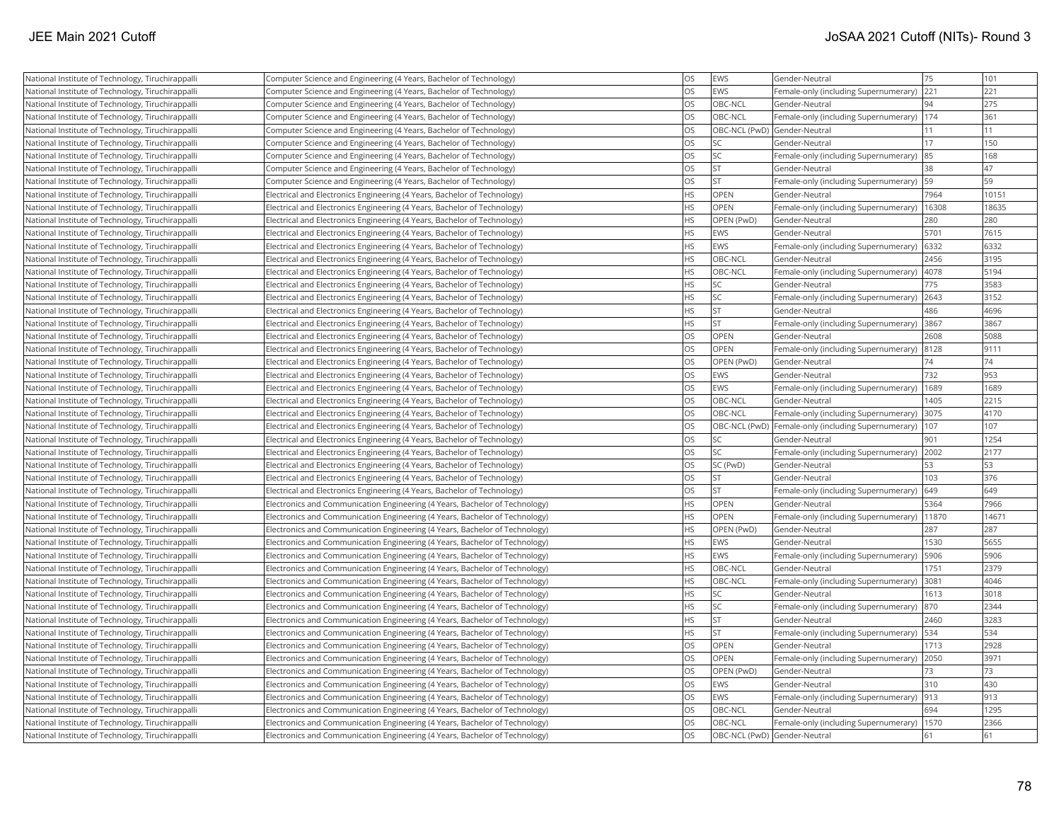| National Institute of Technology, Tiruchirappalli | Computer Science and Engineering (4 Years, Bachelor of Technology) | OS | EWS | Gender-Neutral | 75 | 101 |
|---|---|---|---|---|---|---|
| National Institute of Technology, Tiruchirappalli | Computer Science and Engineering (4 Years, Bachelor of Technology) | OS | EWS | Female-only (including Supernumerary) | 221 | 221 |
| National Institute of Technology, Tiruchirappalli | Computer Science and Engineering (4 Years, Bachelor of Technology) | OS | OBC-NCL | Gender-Neutral | 94 | 275 |
| National Institute of Technology, Tiruchirappalli | Computer Science and Engineering (4 Years, Bachelor of Technology) | OS | OBC-NCL | Female-only (including Supernumerary) | 174 | 361 |
| National Institute of Technology, Tiruchirappalli | Computer Science and Engineering (4 Years, Bachelor of Technology) | OS | OBC-NCL (PwD) | Gender-Neutral | 11 | 11 |
| National Institute of Technology, Tiruchirappalli | Computer Science and Engineering (4 Years, Bachelor of Technology) | OS | SC | Gender-Neutral | 17 | 150 |
| National Institute of Technology, Tiruchirappalli | Computer Science and Engineering (4 Years, Bachelor of Technology) | OS | SC | Female-only (including Supernumerary) | 85 | 168 |
| National Institute of Technology, Tiruchirappalli | Computer Science and Engineering (4 Years, Bachelor of Technology) | OS | ST | Gender-Neutral | 38 | 47 |
| National Institute of Technology, Tiruchirappalli | Computer Science and Engineering (4 Years, Bachelor of Technology) | OS | ST | Female-only (including Supernumerary) | 59 | 59 |
| National Institute of Technology, Tiruchirappalli | Electrical and Electronics Engineering (4 Years, Bachelor of Technology) | HS | OPEN | Gender-Neutral | 7964 | 10151 |
| National Institute of Technology, Tiruchirappalli | Electrical and Electronics Engineering (4 Years, Bachelor of Technology) | HS | OPEN | Female-only (including Supernumerary) | 16308 | 18635 |
| National Institute of Technology, Tiruchirappalli | Electrical and Electronics Engineering (4 Years, Bachelor of Technology) | HS | OPEN (PwD) | Gender-Neutral | 280 | 280 |
| National Institute of Technology, Tiruchirappalli | Electrical and Electronics Engineering (4 Years, Bachelor of Technology) | HS | EWS | Gender-Neutral | 5701 | 7615 |
| National Institute of Technology, Tiruchirappalli | Electrical and Electronics Engineering (4 Years, Bachelor of Technology) | HS | EWS | Female-only (including Supernumerary) | 6332 | 6332 |
| National Institute of Technology, Tiruchirappalli | Electrical and Electronics Engineering (4 Years, Bachelor of Technology) | HS | OBC-NCL | Gender-Neutral | 2456 | 3195 |
| National Institute of Technology, Tiruchirappalli | Electrical and Electronics Engineering (4 Years, Bachelor of Technology) | HS | OBC-NCL | Female-only (including Supernumerary) | 4078 | 5194 |
| National Institute of Technology, Tiruchirappalli | Electrical and Electronics Engineering (4 Years, Bachelor of Technology) | HS | SC | Gender-Neutral | 775 | 3583 |
| National Institute of Technology, Tiruchirappalli | Electrical and Electronics Engineering (4 Years, Bachelor of Technology) | HS | SC | Female-only (including Supernumerary) | 2643 | 3152 |
| National Institute of Technology, Tiruchirappalli | Electrical and Electronics Engineering (4 Years, Bachelor of Technology) | HS | ST | Gender-Neutral | 486 | 4696 |
| National Institute of Technology, Tiruchirappalli | Electrical and Electronics Engineering (4 Years, Bachelor of Technology) | HS | ST | Female-only (including Supernumerary) | 3867 | 3867 |
| National Institute of Technology, Tiruchirappalli | Electrical and Electronics Engineering (4 Years, Bachelor of Technology) | OS | OPEN | Gender-Neutral | 2608 | 5088 |
| National Institute of Technology, Tiruchirappalli | Electrical and Electronics Engineering (4 Years, Bachelor of Technology) | OS | OPEN | Female-only (including Supernumerary) | 8128 | 9111 |
| National Institute of Technology, Tiruchirappalli | Electrical and Electronics Engineering (4 Years, Bachelor of Technology) | OS | OPEN (PwD) | Gender-Neutral | 74 | 74 |
| National Institute of Technology, Tiruchirappalli | Electrical and Electronics Engineering (4 Years, Bachelor of Technology) | OS | EWS | Gender-Neutral | 732 | 953 |
| National Institute of Technology, Tiruchirappalli | Electrical and Electronics Engineering (4 Years, Bachelor of Technology) | OS | EWS | Female-only (including Supernumerary) | 1689 | 1689 |
| National Institute of Technology, Tiruchirappalli | Electrical and Electronics Engineering (4 Years, Bachelor of Technology) | OS | OBC-NCL | Gender-Neutral | 1405 | 2215 |
| National Institute of Technology, Tiruchirappalli | Electrical and Electronics Engineering (4 Years, Bachelor of Technology) | OS | OBC-NCL | Female-only (including Supernumerary) | 3075 | 4170 |
| National Institute of Technology, Tiruchirappalli | Electrical and Electronics Engineering (4 Years, Bachelor of Technology) | OS | OBC-NCL (PwD) | Female-only (including Supernumerary) | 107 | 107 |
| National Institute of Technology, Tiruchirappalli | Electrical and Electronics Engineering (4 Years, Bachelor of Technology) | OS | SC | Gender-Neutral | 901 | 1254 |
| National Institute of Technology, Tiruchirappalli | Electrical and Electronics Engineering (4 Years, Bachelor of Technology) | OS | SC | Female-only (including Supernumerary) | 2002 | 2177 |
| National Institute of Technology, Tiruchirappalli | Electrical and Electronics Engineering (4 Years, Bachelor of Technology) | OS | SC (PwD) | Gender-Neutral | 53 | 53 |
| National Institute of Technology, Tiruchirappalli | Electrical and Electronics Engineering (4 Years, Bachelor of Technology) | OS | ST | Gender-Neutral | 103 | 376 |
| National Institute of Technology, Tiruchirappalli | Electrical and Electronics Engineering (4 Years, Bachelor of Technology) | OS | ST | Female-only (including Supernumerary) | 649 | 649 |
| National Institute of Technology, Tiruchirappalli | Electronics and Communication Engineering (4 Years, Bachelor of Technology) | HS | OPEN | Gender-Neutral | 5364 | 7966 |
| National Institute of Technology, Tiruchirappalli | Electronics and Communication Engineering (4 Years, Bachelor of Technology) | HS | OPEN | Female-only (including Supernumerary) | 11870 | 14671 |
| National Institute of Technology, Tiruchirappalli | Electronics and Communication Engineering (4 Years, Bachelor of Technology) | HS | OPEN (PwD) | Gender-Neutral | 287 | 287 |
| National Institute of Technology, Tiruchirappalli | Electronics and Communication Engineering (4 Years, Bachelor of Technology) | HS | EWS | Gender-Neutral | 1530 | 5655 |
| National Institute of Technology, Tiruchirappalli | Electronics and Communication Engineering (4 Years, Bachelor of Technology) | HS | EWS | Female-only (including Supernumerary) | 5906 | 5906 |
| National Institute of Technology, Tiruchirappalli | Electronics and Communication Engineering (4 Years, Bachelor of Technology) | HS | OBC-NCL | Gender-Neutral | 1751 | 2379 |
| National Institute of Technology, Tiruchirappalli | Electronics and Communication Engineering (4 Years, Bachelor of Technology) | HS | OBC-NCL | Female-only (including Supernumerary) | 3081 | 4046 |
| National Institute of Technology, Tiruchirappalli | Electronics and Communication Engineering (4 Years, Bachelor of Technology) | HS | SC | Gender-Neutral | 1613 | 3018 |
| National Institute of Technology, Tiruchirappalli | Electronics and Communication Engineering (4 Years, Bachelor of Technology) | HS | SC | Female-only (including Supernumerary) | 870 | 2344 |
| National Institute of Technology, Tiruchirappalli | Electronics and Communication Engineering (4 Years, Bachelor of Technology) | HS | ST | Gender-Neutral | 2460 | 3283 |
| National Institute of Technology, Tiruchirappalli | Electronics and Communication Engineering (4 Years, Bachelor of Technology) | HS | ST | Female-only (including Supernumerary) | 534 | 534 |
| National Institute of Technology, Tiruchirappalli | Electronics and Communication Engineering (4 Years, Bachelor of Technology) | OS | OPEN | Gender-Neutral | 1713 | 2928 |
| National Institute of Technology, Tiruchirappalli | Electronics and Communication Engineering (4 Years, Bachelor of Technology) | OS | OPEN | Female-only (including Supernumerary) | 2050 | 3971 |
| National Institute of Technology, Tiruchirappalli | Electronics and Communication Engineering (4 Years, Bachelor of Technology) | OS | OPEN (PwD) | Gender-Neutral | 73 | 73 |
| National Institute of Technology, Tiruchirappalli | Electronics and Communication Engineering (4 Years, Bachelor of Technology) | OS | EWS | Gender-Neutral | 310 | 430 |
| National Institute of Technology, Tiruchirappalli | Electronics and Communication Engineering (4 Years, Bachelor of Technology) | OS | EWS | Female-only (including Supernumerary) | 913 | 913 |
| National Institute of Technology, Tiruchirappalli | Electronics and Communication Engineering (4 Years, Bachelor of Technology) | OS | OBC-NCL | Gender-Neutral | 694 | 1295 |
| National Institute of Technology, Tiruchirappalli | Electronics and Communication Engineering (4 Years, Bachelor of Technology) | OS | OBC-NCL | Female-only (including Supernumerary) | 1570 | 2366 |
| National Institute of Technology, Tiruchirappalli | Electronics and Communication Engineering (4 Years, Bachelor of Technology) | OS | OBC-NCL (PwD) | Gender-Neutral | 61 | 61 |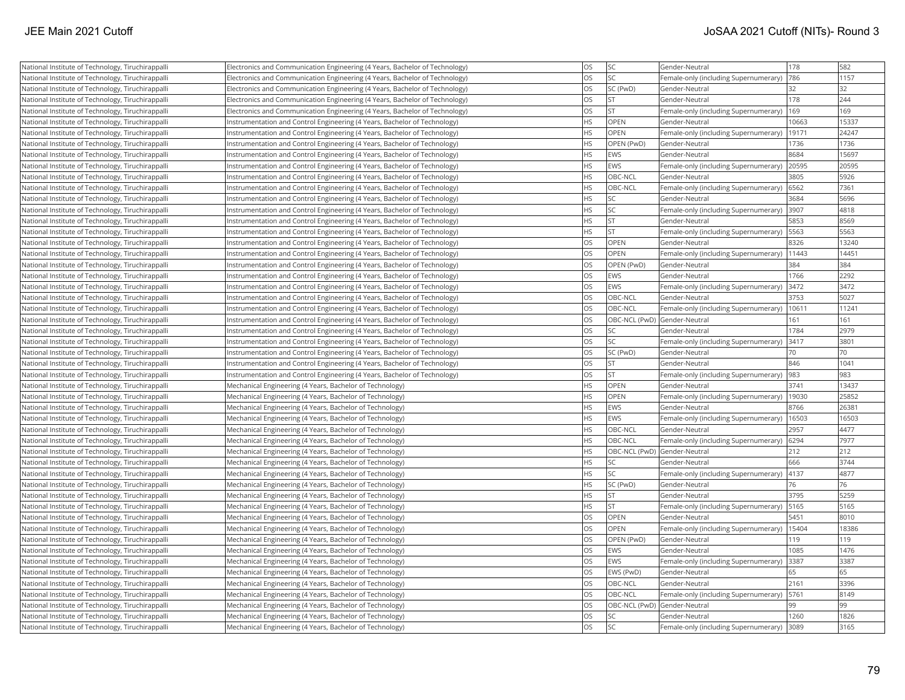| | | | | | | |
|---|---|---|---|---|---|---|
| National Institute of Technology, Tiruchirappalli | Electronics and Communication Engineering (4 Years, Bachelor of Technology) | OS | SC | Gender-Neutral | 178 | 582 |
| National Institute of Technology, Tiruchirappalli | Electronics and Communication Engineering (4 Years, Bachelor of Technology) | OS | SC | Female-only (including Supernumerary) | 786 | 1157 |
| National Institute of Technology, Tiruchirappalli | Electronics and Communication Engineering (4 Years, Bachelor of Technology) | OS | SC (PwD) | Gender-Neutral | 32 | 32 |
| National Institute of Technology, Tiruchirappalli | Electronics and Communication Engineering (4 Years, Bachelor of Technology) | OS | ST | Gender-Neutral | 178 | 244 |
| National Institute of Technology, Tiruchirappalli | Electronics and Communication Engineering (4 Years, Bachelor of Technology) | OS | ST | Female-only (including Supernumerary) | 169 | 169 |
| National Institute of Technology, Tiruchirappalli | Instrumentation and Control Engineering (4 Years, Bachelor of Technology) | HS | OPEN | Gender-Neutral | 10663 | 15337 |
| National Institute of Technology, Tiruchirappalli | Instrumentation and Control Engineering (4 Years, Bachelor of Technology) | HS | OPEN | Female-only (including Supernumerary) | 19171 | 24247 |
| National Institute of Technology, Tiruchirappalli | Instrumentation and Control Engineering (4 Years, Bachelor of Technology) | HS | OPEN (PwD) | Gender-Neutral | 1736 | 1736 |
| National Institute of Technology, Tiruchirappalli | Instrumentation and Control Engineering (4 Years, Bachelor of Technology) | HS | EWS | Gender-Neutral | 8684 | 15697 |
| National Institute of Technology, Tiruchirappalli | Instrumentation and Control Engineering (4 Years, Bachelor of Technology) | HS | EWS | Female-only (including Supernumerary) | 20595 | 20595 |
| National Institute of Technology, Tiruchirappalli | Instrumentation and Control Engineering (4 Years, Bachelor of Technology) | HS | OBC-NCL | Gender-Neutral | 3805 | 5926 |
| National Institute of Technology, Tiruchirappalli | Instrumentation and Control Engineering (4 Years, Bachelor of Technology) | HS | OBC-NCL | Female-only (including Supernumerary) | 6562 | 7361 |
| National Institute of Technology, Tiruchirappalli | Instrumentation and Control Engineering (4 Years, Bachelor of Technology) | HS | SC | Gender-Neutral | 3684 | 5696 |
| National Institute of Technology, Tiruchirappalli | Instrumentation and Control Engineering (4 Years, Bachelor of Technology) | HS | SC | Female-only (including Supernumerary) | 3907 | 4818 |
| National Institute of Technology, Tiruchirappalli | Instrumentation and Control Engineering (4 Years, Bachelor of Technology) | HS | ST | Gender-Neutral | 5853 | 8569 |
| National Institute of Technology, Tiruchirappalli | Instrumentation and Control Engineering (4 Years, Bachelor of Technology) | HS | ST | Female-only (including Supernumerary) | 5563 | 5563 |
| National Institute of Technology, Tiruchirappalli | Instrumentation and Control Engineering (4 Years, Bachelor of Technology) | OS | OPEN | Gender-Neutral | 8326 | 13240 |
| National Institute of Technology, Tiruchirappalli | Instrumentation and Control Engineering (4 Years, Bachelor of Technology) | OS | OPEN | Female-only (including Supernumerary) | 11443 | 14451 |
| National Institute of Technology, Tiruchirappalli | Instrumentation and Control Engineering (4 Years, Bachelor of Technology) | OS | OPEN (PwD) | Gender-Neutral | 384 | 384 |
| National Institute of Technology, Tiruchirappalli | Instrumentation and Control Engineering (4 Years, Bachelor of Technology) | OS | EWS | Gender-Neutral | 1766 | 2292 |
| National Institute of Technology, Tiruchirappalli | Instrumentation and Control Engineering (4 Years, Bachelor of Technology) | OS | EWS | Female-only (including Supernumerary) | 3472 | 3472 |
| National Institute of Technology, Tiruchirappalli | Instrumentation and Control Engineering (4 Years, Bachelor of Technology) | OS | OBC-NCL | Gender-Neutral | 3753 | 5027 |
| National Institute of Technology, Tiruchirappalli | Instrumentation and Control Engineering (4 Years, Bachelor of Technology) | OS | OBC-NCL | Female-only (including Supernumerary) | 10611 | 11241 |
| National Institute of Technology, Tiruchirappalli | Instrumentation and Control Engineering (4 Years, Bachelor of Technology) | OS | OBC-NCL (PwD) | Gender-Neutral | 161 | 161 |
| National Institute of Technology, Tiruchirappalli | Instrumentation and Control Engineering (4 Years, Bachelor of Technology) | OS | SC | Gender-Neutral | 1784 | 2979 |
| National Institute of Technology, Tiruchirappalli | Instrumentation and Control Engineering (4 Years, Bachelor of Technology) | OS | SC | Female-only (including Supernumerary) | 3417 | 3801 |
| National Institute of Technology, Tiruchirappalli | Instrumentation and Control Engineering (4 Years, Bachelor of Technology) | OS | SC (PwD) | Gender-Neutral | 70 | 70 |
| National Institute of Technology, Tiruchirappalli | Instrumentation and Control Engineering (4 Years, Bachelor of Technology) | OS | ST | Gender-Neutral | 846 | 1041 |
| National Institute of Technology, Tiruchirappalli | Instrumentation and Control Engineering (4 Years, Bachelor of Technology) | OS | ST | Female-only (including Supernumerary) | 983 | 983 |
| National Institute of Technology, Tiruchirappalli | Mechanical Engineering (4 Years, Bachelor of Technology) | HS | OPEN | Gender-Neutral | 3741 | 13437 |
| National Institute of Technology, Tiruchirappalli | Mechanical Engineering (4 Years, Bachelor of Technology) | HS | OPEN | Female-only (including Supernumerary) | 19030 | 25852 |
| National Institute of Technology, Tiruchirappalli | Mechanical Engineering (4 Years, Bachelor of Technology) | HS | EWS | Gender-Neutral | 8766 | 26381 |
| National Institute of Technology, Tiruchirappalli | Mechanical Engineering (4 Years, Bachelor of Technology) | HS | EWS | Female-only (including Supernumerary) | 16503 | 16503 |
| National Institute of Technology, Tiruchirappalli | Mechanical Engineering (4 Years, Bachelor of Technology) | HS | OBC-NCL | Gender-Neutral | 2957 | 4477 |
| National Institute of Technology, Tiruchirappalli | Mechanical Engineering (4 Years, Bachelor of Technology) | HS | OBC-NCL | Female-only (including Supernumerary) | 6294 | 7977 |
| National Institute of Technology, Tiruchirappalli | Mechanical Engineering (4 Years, Bachelor of Technology) | HS | OBC-NCL (PwD) | Gender-Neutral | 212 | 212 |
| National Institute of Technology, Tiruchirappalli | Mechanical Engineering (4 Years, Bachelor of Technology) | HS | SC | Gender-Neutral | 666 | 3744 |
| National Institute of Technology, Tiruchirappalli | Mechanical Engineering (4 Years, Bachelor of Technology) | HS | SC | Female-only (including Supernumerary) | 4137 | 4877 |
| National Institute of Technology, Tiruchirappalli | Mechanical Engineering (4 Years, Bachelor of Technology) | HS | SC (PwD) | Gender-Neutral | 76 | 76 |
| National Institute of Technology, Tiruchirappalli | Mechanical Engineering (4 Years, Bachelor of Technology) | HS | ST | Gender-Neutral | 3795 | 5259 |
| National Institute of Technology, Tiruchirappalli | Mechanical Engineering (4 Years, Bachelor of Technology) | HS | ST | Female-only (including Supernumerary) | 5165 | 5165 |
| National Institute of Technology, Tiruchirappalli | Mechanical Engineering (4 Years, Bachelor of Technology) | OS | OPEN | Gender-Neutral | 5451 | 8010 |
| National Institute of Technology, Tiruchirappalli | Mechanical Engineering (4 Years, Bachelor of Technology) | OS | OPEN | Female-only (including Supernumerary) | 15404 | 18386 |
| National Institute of Technology, Tiruchirappalli | Mechanical Engineering (4 Years, Bachelor of Technology) | OS | OPEN (PwD) | Gender-Neutral | 119 | 119 |
| National Institute of Technology, Tiruchirappalli | Mechanical Engineering (4 Years, Bachelor of Technology) | OS | EWS | Gender-Neutral | 1085 | 1476 |
| National Institute of Technology, Tiruchirappalli | Mechanical Engineering (4 Years, Bachelor of Technology) | OS | EWS | Female-only (including Supernumerary) | 3387 | 3387 |
| National Institute of Technology, Tiruchirappalli | Mechanical Engineering (4 Years, Bachelor of Technology) | OS | EWS (PwD) | Gender-Neutral | 65 | 65 |
| National Institute of Technology, Tiruchirappalli | Mechanical Engineering (4 Years, Bachelor of Technology) | OS | OBC-NCL | Gender-Neutral | 2161 | 3396 |
| National Institute of Technology, Tiruchirappalli | Mechanical Engineering (4 Years, Bachelor of Technology) | OS | OBC-NCL | Female-only (including Supernumerary) | 5761 | 8149 |
| National Institute of Technology, Tiruchirappalli | Mechanical Engineering (4 Years, Bachelor of Technology) | OS | OBC-NCL (PwD) | Gender-Neutral | 99 | 99 |
| National Institute of Technology, Tiruchirappalli | Mechanical Engineering (4 Years, Bachelor of Technology) | OS | SC | Gender-Neutral | 1260 | 1826 |
| National Institute of Technology, Tiruchirappalli | Mechanical Engineering (4 Years, Bachelor of Technology) | OS | SC | Female-only (including Supernumerary) | 3089 | 3165 |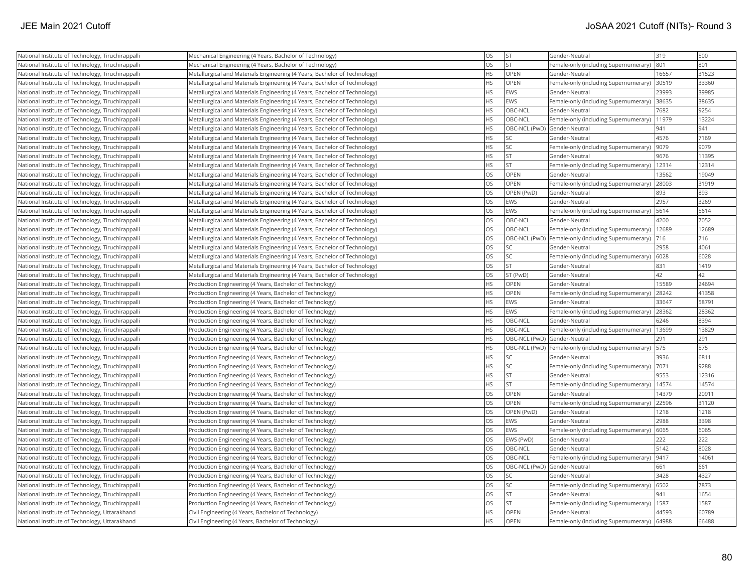| National Institute of Technology, Tiruchirappalli | Mechanical Engineering (4 Years, Bachelor of Technology) | OS | ST | Gender-Neutral | 319 | 500 |
|---|---|---|---|---|---|---|
| National Institute of Technology, Tiruchirappalli | Mechanical Engineering (4 Years, Bachelor of Technology) | OS | ST | Female-only (including Supernumerary) | 801 | 801 |
| National Institute of Technology, Tiruchirappalli | Metallurgical and Materials Engineering (4 Years, Bachelor of Technology) | HS | OPEN | Gender-Neutral | 16657 | 31523 |
| National Institute of Technology, Tiruchirappalli | Metallurgical and Materials Engineering (4 Years, Bachelor of Technology) | HS | OPEN | Female-only (including Supernumerary) | 30519 | 33360 |
| National Institute of Technology, Tiruchirappalli | Metallurgical and Materials Engineering (4 Years, Bachelor of Technology) | HS | EWS | Gender-Neutral | 23993 | 39985 |
| National Institute of Technology, Tiruchirappalli | Metallurgical and Materials Engineering (4 Years, Bachelor of Technology) | HS | EWS | Female-only (including Supernumerary) | 38635 | 38635 |
| National Institute of Technology, Tiruchirappalli | Metallurgical and Materials Engineering (4 Years, Bachelor of Technology) | HS | OBC-NCL | Gender-Neutral | 7682 | 9254 |
| National Institute of Technology, Tiruchirappalli | Metallurgical and Materials Engineering (4 Years, Bachelor of Technology) | HS | OBC-NCL | Female-only (including Supernumerary) | 11979 | 13224 |
| National Institute of Technology, Tiruchirappalli | Metallurgical and Materials Engineering (4 Years, Bachelor of Technology) | HS | OBC-NCL (PwD) | Gender-Neutral | 941 | 941 |
| National Institute of Technology, Tiruchirappalli | Metallurgical and Materials Engineering (4 Years, Bachelor of Technology) | HS | SC | Gender-Neutral | 4576 | 7169 |
| National Institute of Technology, Tiruchirappalli | Metallurgical and Materials Engineering (4 Years, Bachelor of Technology) | HS | SC | Female-only (including Supernumerary) | 9079 | 9079 |
| National Institute of Technology, Tiruchirappalli | Metallurgical and Materials Engineering (4 Years, Bachelor of Technology) | HS | ST | Gender-Neutral | 9676 | 11395 |
| National Institute of Technology, Tiruchirappalli | Metallurgical and Materials Engineering (4 Years, Bachelor of Technology) | HS | ST | Female-only (including Supernumerary) | 12314 | 12314 |
| National Institute of Technology, Tiruchirappalli | Metallurgical and Materials Engineering (4 Years, Bachelor of Technology) | OS | OPEN | Gender-Neutral | 13562 | 19049 |
| National Institute of Technology, Tiruchirappalli | Metallurgical and Materials Engineering (4 Years, Bachelor of Technology) | OS | OPEN | Female-only (including Supernumerary) | 28003 | 31919 |
| National Institute of Technology, Tiruchirappalli | Metallurgical and Materials Engineering (4 Years, Bachelor of Technology) | OS | OPEN (PwD) | Gender-Neutral | 893 | 893 |
| National Institute of Technology, Tiruchirappalli | Metallurgical and Materials Engineering (4 Years, Bachelor of Technology) | OS | EWS | Gender-Neutral | 2957 | 3269 |
| National Institute of Technology, Tiruchirappalli | Metallurgical and Materials Engineering (4 Years, Bachelor of Technology) | OS | EWS | Female-only (including Supernumerary) | 5614 | 5614 |
| National Institute of Technology, Tiruchirappalli | Metallurgical and Materials Engineering (4 Years, Bachelor of Technology) | OS | OBC-NCL | Gender-Neutral | 4200 | 7052 |
| National Institute of Technology, Tiruchirappalli | Metallurgical and Materials Engineering (4 Years, Bachelor of Technology) | OS | OBC-NCL | Female-only (including Supernumerary) | 12689 | 12689 |
| National Institute of Technology, Tiruchirappalli | Metallurgical and Materials Engineering (4 Years, Bachelor of Technology) | OS | OBC-NCL (PwD) | Female-only (including Supernumerary) | 716 | 716 |
| National Institute of Technology, Tiruchirappalli | Metallurgical and Materials Engineering (4 Years, Bachelor of Technology) | OS | SC | Gender-Neutral | 2958 | 4061 |
| National Institute of Technology, Tiruchirappalli | Metallurgical and Materials Engineering (4 Years, Bachelor of Technology) | OS | SC | Female-only (including Supernumerary) | 6028 | 6028 |
| National Institute of Technology, Tiruchirappalli | Metallurgical and Materials Engineering (4 Years, Bachelor of Technology) | OS | ST | Gender-Neutral | 831 | 1419 |
| National Institute of Technology, Tiruchirappalli | Metallurgical and Materials Engineering (4 Years, Bachelor of Technology) | OS | ST (PwD) | Gender-Neutral | 42 | 42 |
| National Institute of Technology, Tiruchirappalli | Production Engineering (4 Years, Bachelor of Technology) | HS | OPEN | Gender-Neutral | 15589 | 24694 |
| National Institute of Technology, Tiruchirappalli | Production Engineering (4 Years, Bachelor of Technology) | HS | OPEN | Female-only (including Supernumerary) | 28242 | 41358 |
| National Institute of Technology, Tiruchirappalli | Production Engineering (4 Years, Bachelor of Technology) | HS | EWS | Gender-Neutral | 33647 | 58791 |
| National Institute of Technology, Tiruchirappalli | Production Engineering (4 Years, Bachelor of Technology) | HS | EWS | Female-only (including Supernumerary) | 28362 | 28362 |
| National Institute of Technology, Tiruchirappalli | Production Engineering (4 Years, Bachelor of Technology) | HS | OBC-NCL | Gender-Neutral | 6246 | 8394 |
| National Institute of Technology, Tiruchirappalli | Production Engineering (4 Years, Bachelor of Technology) | HS | OBC-NCL | Female-only (including Supernumerary) | 13699 | 13829 |
| National Institute of Technology, Tiruchirappalli | Production Engineering (4 Years, Bachelor of Technology) | HS | OBC-NCL (PwD) | Gender-Neutral | 291 | 291 |
| National Institute of Technology, Tiruchirappalli | Production Engineering (4 Years, Bachelor of Technology) | HS | OBC-NCL (PwD) | Female-only (including Supernumerary) | 575 | 575 |
| National Institute of Technology, Tiruchirappalli | Production Engineering (4 Years, Bachelor of Technology) | HS | SC | Gender-Neutral | 3936 | 6811 |
| National Institute of Technology, Tiruchirappalli | Production Engineering (4 Years, Bachelor of Technology) | HS | SC | Female-only (including Supernumerary) | 7071 | 9288 |
| National Institute of Technology, Tiruchirappalli | Production Engineering (4 Years, Bachelor of Technology) | HS | ST | Gender-Neutral | 9553 | 12316 |
| National Institute of Technology, Tiruchirappalli | Production Engineering (4 Years, Bachelor of Technology) | HS | ST | Female-only (including Supernumerary) | 14574 | 14574 |
| National Institute of Technology, Tiruchirappalli | Production Engineering (4 Years, Bachelor of Technology) | OS | OPEN | Gender-Neutral | 14379 | 20911 |
| National Institute of Technology, Tiruchirappalli | Production Engineering (4 Years, Bachelor of Technology) | OS | OPEN | Female-only (including Supernumerary) | 22596 | 31120 |
| National Institute of Technology, Tiruchirappalli | Production Engineering (4 Years, Bachelor of Technology) | OS | OPEN (PwD) | Gender-Neutral | 1218 | 1218 |
| National Institute of Technology, Tiruchirappalli | Production Engineering (4 Years, Bachelor of Technology) | OS | EWS | Gender-Neutral | 2988 | 3398 |
| National Institute of Technology, Tiruchirappalli | Production Engineering (4 Years, Bachelor of Technology) | OS | EWS | Female-only (including Supernumerary) | 6065 | 6065 |
| National Institute of Technology, Tiruchirappalli | Production Engineering (4 Years, Bachelor of Technology) | OS | EWS (PwD) | Gender-Neutral | 222 | 222 |
| National Institute of Technology, Tiruchirappalli | Production Engineering (4 Years, Bachelor of Technology) | OS | OBC-NCL | Gender-Neutral | 5142 | 8028 |
| National Institute of Technology, Tiruchirappalli | Production Engineering (4 Years, Bachelor of Technology) | OS | OBC-NCL | Female-only (including Supernumerary) | 9417 | 14061 |
| National Institute of Technology, Tiruchirappalli | Production Engineering (4 Years, Bachelor of Technology) | OS | OBC-NCL (PwD) | Gender-Neutral | 661 | 661 |
| National Institute of Technology, Tiruchirappalli | Production Engineering (4 Years, Bachelor of Technology) | OS | SC | Gender-Neutral | 3428 | 4327 |
| National Institute of Technology, Tiruchirappalli | Production Engineering (4 Years, Bachelor of Technology) | OS | SC | Female-only (including Supernumerary) | 6502 | 7873 |
| National Institute of Technology, Tiruchirappalli | Production Engineering (4 Years, Bachelor of Technology) | OS | ST | Gender-Neutral | 941 | 1654 |
| National Institute of Technology, Tiruchirappalli | Production Engineering (4 Years, Bachelor of Technology) | OS | ST | Female-only (including Supernumerary) | 1587 | 1587 |
| National Institute of Technology, Uttarakhand | Civil Engineering (4 Years, Bachelor of Technology) | HS | OPEN | Gender-Neutral | 44593 | 60789 |
| National Institute of Technology, Uttarakhand | Civil Engineering (4 Years, Bachelor of Technology) | HS | OPEN | Female-only (including Supernumerary) | 64988 | 66488 |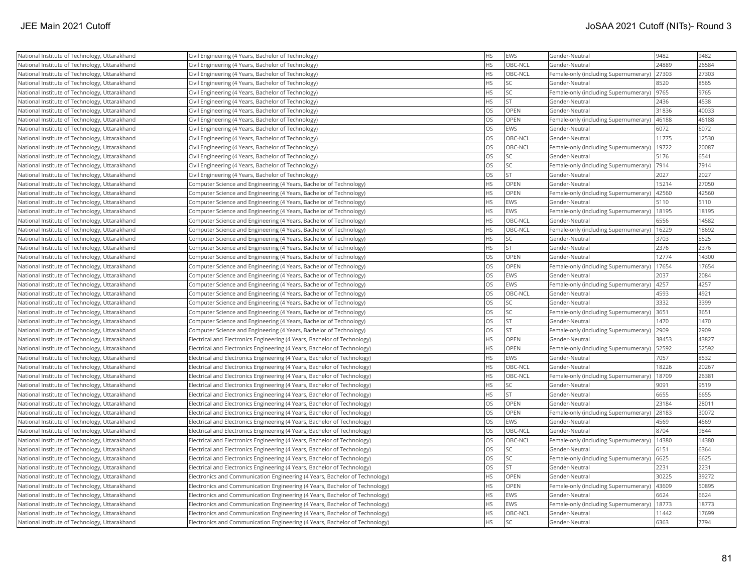| National Institute of Technology, Uttarakhand | Civil Engineering (4 Years, Bachelor of Technology) | HS | EWS | Gender-Neutral | 9482 | 9482 |
|---|---|---|---|---|---|---|
| National Institute of Technology, Uttarakhand | Civil Engineering (4 Years, Bachelor of Technology) | HS | OBC-NCL | Gender-Neutral | 24889 | 26584 |
| National Institute of Technology, Uttarakhand | Civil Engineering (4 Years, Bachelor of Technology) | HS | OBC-NCL | Female-only (including Supernumerary) | 27303 | 27303 |
| National Institute of Technology, Uttarakhand | Civil Engineering (4 Years, Bachelor of Technology) | HS | SC | Gender-Neutral | 8520 | 8565 |
| National Institute of Technology, Uttarakhand | Civil Engineering (4 Years, Bachelor of Technology) | HS | SC | Female-only (including Supernumerary) | 9765 | 9765 |
| National Institute of Technology, Uttarakhand | Civil Engineering (4 Years, Bachelor of Technology) | HS | ST | Gender-Neutral | 2436 | 4538 |
| National Institute of Technology, Uttarakhand | Civil Engineering (4 Years, Bachelor of Technology) | OS | OPEN | Gender-Neutral | 31836 | 40033 |
| National Institute of Technology, Uttarakhand | Civil Engineering (4 Years, Bachelor of Technology) | OS | OPEN | Female-only (including Supernumerary) | 46188 | 46188 |
| National Institute of Technology, Uttarakhand | Civil Engineering (4 Years, Bachelor of Technology) | OS | EWS | Gender-Neutral | 6072 | 6072 |
| National Institute of Technology, Uttarakhand | Civil Engineering (4 Years, Bachelor of Technology) | OS | OBC-NCL | Gender-Neutral | 11775 | 12530 |
| National Institute of Technology, Uttarakhand | Civil Engineering (4 Years, Bachelor of Technology) | OS | OBC-NCL | Female-only (including Supernumerary) | 19722 | 20087 |
| National Institute of Technology, Uttarakhand | Civil Engineering (4 Years, Bachelor of Technology) | OS | SC | Gender-Neutral | 5176 | 6541 |
| National Institute of Technology, Uttarakhand | Civil Engineering (4 Years, Bachelor of Technology) | OS | SC | Female-only (including Supernumerary) | 7914 | 7914 |
| National Institute of Technology, Uttarakhand | Civil Engineering (4 Years, Bachelor of Technology) | OS | ST | Gender-Neutral | 2027 | 2027 |
| National Institute of Technology, Uttarakhand | Computer Science and Engineering (4 Years, Bachelor of Technology) | HS | OPEN | Gender-Neutral | 15214 | 27050 |
| National Institute of Technology, Uttarakhand | Computer Science and Engineering (4 Years, Bachelor of Technology) | HS | OPEN | Female-only (including Supernumerary) | 42560 | 42560 |
| National Institute of Technology, Uttarakhand | Computer Science and Engineering (4 Years, Bachelor of Technology) | HS | EWS | Gender-Neutral | 5110 | 5110 |
| National Institute of Technology, Uttarakhand | Computer Science and Engineering (4 Years, Bachelor of Technology) | HS | EWS | Female-only (including Supernumerary) | 18195 | 18195 |
| National Institute of Technology, Uttarakhand | Computer Science and Engineering (4 Years, Bachelor of Technology) | HS | OBC-NCL | Gender-Neutral | 6556 | 14582 |
| National Institute of Technology, Uttarakhand | Computer Science and Engineering (4 Years, Bachelor of Technology) | HS | OBC-NCL | Female-only (including Supernumerary) | 16229 | 18692 |
| National Institute of Technology, Uttarakhand | Computer Science and Engineering (4 Years, Bachelor of Technology) | HS | SC | Gender-Neutral | 3703 | 5525 |
| National Institute of Technology, Uttarakhand | Computer Science and Engineering (4 Years, Bachelor of Technology) | HS | ST | Gender-Neutral | 2376 | 2376 |
| National Institute of Technology, Uttarakhand | Computer Science and Engineering (4 Years, Bachelor of Technology) | OS | OPEN | Gender-Neutral | 12774 | 14300 |
| National Institute of Technology, Uttarakhand | Computer Science and Engineering (4 Years, Bachelor of Technology) | OS | OPEN | Female-only (including Supernumerary) | 17654 | 17654 |
| National Institute of Technology, Uttarakhand | Computer Science and Engineering (4 Years, Bachelor of Technology) | OS | EWS | Gender-Neutral | 2037 | 2084 |
| National Institute of Technology, Uttarakhand | Computer Science and Engineering (4 Years, Bachelor of Technology) | OS | EWS | Female-only (including Supernumerary) | 4257 | 4257 |
| National Institute of Technology, Uttarakhand | Computer Science and Engineering (4 Years, Bachelor of Technology) | OS | OBC-NCL | Gender-Neutral | 4593 | 4921 |
| National Institute of Technology, Uttarakhand | Computer Science and Engineering (4 Years, Bachelor of Technology) | OS | SC | Gender-Neutral | 3332 | 3399 |
| National Institute of Technology, Uttarakhand | Computer Science and Engineering (4 Years, Bachelor of Technology) | OS | SC | Female-only (including Supernumerary) | 3651 | 3651 |
| National Institute of Technology, Uttarakhand | Computer Science and Engineering (4 Years, Bachelor of Technology) | OS | ST | Gender-Neutral | 1470 | 1470 |
| National Institute of Technology, Uttarakhand | Computer Science and Engineering (4 Years, Bachelor of Technology) | OS | ST | Female-only (including Supernumerary) | 2909 | 2909 |
| National Institute of Technology, Uttarakhand | Electrical and Electronics Engineering (4 Years, Bachelor of Technology) | HS | OPEN | Gender-Neutral | 38453 | 43827 |
| National Institute of Technology, Uttarakhand | Electrical and Electronics Engineering (4 Years, Bachelor of Technology) | HS | OPEN | Female-only (including Supernumerary) | 52592 | 52592 |
| National Institute of Technology, Uttarakhand | Electrical and Electronics Engineering (4 Years, Bachelor of Technology) | HS | EWS | Gender-Neutral | 7057 | 8532 |
| National Institute of Technology, Uttarakhand | Electrical and Electronics Engineering (4 Years, Bachelor of Technology) | HS | OBC-NCL | Gender-Neutral | 18226 | 20267 |
| National Institute of Technology, Uttarakhand | Electrical and Electronics Engineering (4 Years, Bachelor of Technology) | HS | OBC-NCL | Female-only (including Supernumerary) | 18709 | 26381 |
| National Institute of Technology, Uttarakhand | Electrical and Electronics Engineering (4 Years, Bachelor of Technology) | HS | SC | Gender-Neutral | 9091 | 9519 |
| National Institute of Technology, Uttarakhand | Electrical and Electronics Engineering (4 Years, Bachelor of Technology) | HS | ST | Gender-Neutral | 6655 | 6655 |
| National Institute of Technology, Uttarakhand | Electrical and Electronics Engineering (4 Years, Bachelor of Technology) | OS | OPEN | Gender-Neutral | 23184 | 28011 |
| National Institute of Technology, Uttarakhand | Electrical and Electronics Engineering (4 Years, Bachelor of Technology) | OS | OPEN | Female-only (including Supernumerary) | 28183 | 30072 |
| National Institute of Technology, Uttarakhand | Electrical and Electronics Engineering (4 Years, Bachelor of Technology) | OS | EWS | Gender-Neutral | 4569 | 4569 |
| National Institute of Technology, Uttarakhand | Electrical and Electronics Engineering (4 Years, Bachelor of Technology) | OS | OBC-NCL | Gender-Neutral | 8704 | 9844 |
| National Institute of Technology, Uttarakhand | Electrical and Electronics Engineering (4 Years, Bachelor of Technology) | OS | OBC-NCL | Female-only (including Supernumerary) | 14380 | 14380 |
| National Institute of Technology, Uttarakhand | Electrical and Electronics Engineering (4 Years, Bachelor of Technology) | OS | SC | Gender-Neutral | 6151 | 6364 |
| National Institute of Technology, Uttarakhand | Electrical and Electronics Engineering (4 Years, Bachelor of Technology) | OS | SC | Female-only (including Supernumerary) | 6625 | 6625 |
| National Institute of Technology, Uttarakhand | Electrical and Electronics Engineering (4 Years, Bachelor of Technology) | OS | ST | Gender-Neutral | 2231 | 2231 |
| National Institute of Technology, Uttarakhand | Electronics and Communication Engineering (4 Years, Bachelor of Technology) | HS | OPEN | Gender-Neutral | 30225 | 39272 |
| National Institute of Technology, Uttarakhand | Electronics and Communication Engineering (4 Years, Bachelor of Technology) | HS | OPEN | Female-only (including Supernumerary) | 43609 | 50895 |
| National Institute of Technology, Uttarakhand | Electronics and Communication Engineering (4 Years, Bachelor of Technology) | HS | EWS | Gender-Neutral | 6624 | 6624 |
| National Institute of Technology, Uttarakhand | Electronics and Communication Engineering (4 Years, Bachelor of Technology) | HS | EWS | Female-only (including Supernumerary) | 18773 | 18773 |
| National Institute of Technology, Uttarakhand | Electronics and Communication Engineering (4 Years, Bachelor of Technology) | HS | OBC-NCL | Gender-Neutral | 11442 | 17699 |
| National Institute of Technology, Uttarakhand | Electronics and Communication Engineering (4 Years, Bachelor of Technology) | HS | SC | Gender-Neutral | 6363 | 7794 |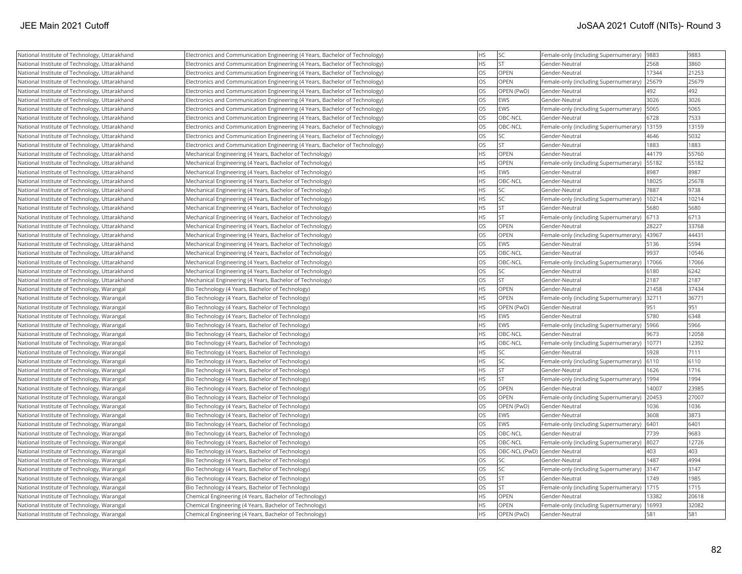| National Institute of Technology, Uttarakhand | Electronics and Communication Engineering (4 Years, Bachelor of Technology) | HS | SC | Female-only (including Supernumerary) | 9883 | 9883 |
|---|---|---|---|---|---|---|
| National Institute of Technology, Uttarakhand | Electronics and Communication Engineering (4 Years, Bachelor of Technology) | HS | ST | Gender-Neutral | 2568 | 3860 |
| National Institute of Technology, Uttarakhand | Electronics and Communication Engineering (4 Years, Bachelor of Technology) | OS | OPEN | Gender-Neutral | 17344 | 21253 |
| National Institute of Technology, Uttarakhand | Electronics and Communication Engineering (4 Years, Bachelor of Technology) | OS | OPEN | Female-only (including Supernumerary) | 25679 | 25679 |
| National Institute of Technology, Uttarakhand | Electronics and Communication Engineering (4 Years, Bachelor of Technology) | OS | OPEN (PwD) | Gender-Neutral | 492 | 492 |
| National Institute of Technology, Uttarakhand | Electronics and Communication Engineering (4 Years, Bachelor of Technology) | OS | EWS | Gender-Neutral | 3026 | 3026 |
| National Institute of Technology, Uttarakhand | Electronics and Communication Engineering (4 Years, Bachelor of Technology) | OS | EWS | Female-only (including Supernumerary) | 5065 | 5065 |
| National Institute of Technology, Uttarakhand | Electronics and Communication Engineering (4 Years, Bachelor of Technology) | OS | OBC-NCL | Gender-Neutral | 6728 | 7533 |
| National Institute of Technology, Uttarakhand | Electronics and Communication Engineering (4 Years, Bachelor of Technology) | OS | OBC-NCL | Female-only (including Supernumerary) | 13159 | 13159 |
| National Institute of Technology, Uttarakhand | Electronics and Communication Engineering (4 Years, Bachelor of Technology) | OS | SC | Gender-Neutral | 4646 | 5032 |
| National Institute of Technology, Uttarakhand | Electronics and Communication Engineering (4 Years, Bachelor of Technology) | OS | ST | Gender-Neutral | 1883 | 1883 |
| National Institute of Technology, Uttarakhand | Mechanical Engineering (4 Years, Bachelor of Technology) | HS | OPEN | Gender-Neutral | 44179 | 55760 |
| National Institute of Technology, Uttarakhand | Mechanical Engineering (4 Years, Bachelor of Technology) | HS | OPEN | Female-only (including Supernumerary) | 55182 | 55182 |
| National Institute of Technology, Uttarakhand | Mechanical Engineering (4 Years, Bachelor of Technology) | HS | EWS | Gender-Neutral | 8987 | 8987 |
| National Institute of Technology, Uttarakhand | Mechanical Engineering (4 Years, Bachelor of Technology) | HS | OBC-NCL | Gender-Neutral | 18025 | 25678 |
| National Institute of Technology, Uttarakhand | Mechanical Engineering (4 Years, Bachelor of Technology) | HS | SC | Gender-Neutral | 7887 | 9738 |
| National Institute of Technology, Uttarakhand | Mechanical Engineering (4 Years, Bachelor of Technology) | HS | SC | Female-only (including Supernumerary) | 10214 | 10214 |
| National Institute of Technology, Uttarakhand | Mechanical Engineering (4 Years, Bachelor of Technology) | HS | ST | Gender-Neutral | 5680 | 5680 |
| National Institute of Technology, Uttarakhand | Mechanical Engineering (4 Years, Bachelor of Technology) | HS | ST | Female-only (including Supernumerary) | 6713 | 6713 |
| National Institute of Technology, Uttarakhand | Mechanical Engineering (4 Years, Bachelor of Technology) | OS | OPEN | Gender-Neutral | 28227 | 33768 |
| National Institute of Technology, Uttarakhand | Mechanical Engineering (4 Years, Bachelor of Technology) | OS | OPEN | Female-only (including Supernumerary) | 43967 | 44431 |
| National Institute of Technology, Uttarakhand | Mechanical Engineering (4 Years, Bachelor of Technology) | OS | EWS | Gender-Neutral | 5136 | 5594 |
| National Institute of Technology, Uttarakhand | Mechanical Engineering (4 Years, Bachelor of Technology) | OS | OBC-NCL | Gender-Neutral | 9937 | 10546 |
| National Institute of Technology, Uttarakhand | Mechanical Engineering (4 Years, Bachelor of Technology) | OS | OBC-NCL | Female-only (including Supernumerary) | 17066 | 17066 |
| National Institute of Technology, Uttarakhand | Mechanical Engineering (4 Years, Bachelor of Technology) | OS | SC | Gender-Neutral | 6180 | 6242 |
| National Institute of Technology, Uttarakhand | Mechanical Engineering (4 Years, Bachelor of Technology) | OS | ST | Gender-Neutral | 2187 | 2187 |
| National Institute of Technology, Warangal | Bio Technology (4 Years, Bachelor of Technology) | HS | OPEN | Gender-Neutral | 21458 | 37434 |
| National Institute of Technology, Warangal | Bio Technology (4 Years, Bachelor of Technology) | HS | OPEN | Female-only (including Supernumerary) | 32711 | 36771 |
| National Institute of Technology, Warangal | Bio Technology (4 Years, Bachelor of Technology) | HS | OPEN (PwD) | Gender-Neutral | 951 | 951 |
| National Institute of Technology, Warangal | Bio Technology (4 Years, Bachelor of Technology) | HS | EWS | Gender-Neutral | 5780 | 6348 |
| National Institute of Technology, Warangal | Bio Technology (4 Years, Bachelor of Technology) | HS | EWS | Female-only (including Supernumerary) | 5966 | 5966 |
| National Institute of Technology, Warangal | Bio Technology (4 Years, Bachelor of Technology) | HS | OBC-NCL | Gender-Neutral | 9673 | 12058 |
| National Institute of Technology, Warangal | Bio Technology (4 Years, Bachelor of Technology) | HS | OBC-NCL | Female-only (including Supernumerary) | 10771 | 12392 |
| National Institute of Technology, Warangal | Bio Technology (4 Years, Bachelor of Technology) | HS | SC | Gender-Neutral | 5928 | 7111 |
| National Institute of Technology, Warangal | Bio Technology (4 Years, Bachelor of Technology) | HS | SC | Female-only (including Supernumerary) | 6110 | 6110 |
| National Institute of Technology, Warangal | Bio Technology (4 Years, Bachelor of Technology) | HS | ST | Gender-Neutral | 1626 | 1716 |
| National Institute of Technology, Warangal | Bio Technology (4 Years, Bachelor of Technology) | HS | ST | Female-only (including Supernumerary) | 1994 | 1994 |
| National Institute of Technology, Warangal | Bio Technology (4 Years, Bachelor of Technology) | OS | OPEN | Gender-Neutral | 14007 | 23985 |
| National Institute of Technology, Warangal | Bio Technology (4 Years, Bachelor of Technology) | OS | OPEN | Female-only (including Supernumerary) | 20453 | 27007 |
| National Institute of Technology, Warangal | Bio Technology (4 Years, Bachelor of Technology) | OS | OPEN (PwD) | Gender-Neutral | 1036 | 1036 |
| National Institute of Technology, Warangal | Bio Technology (4 Years, Bachelor of Technology) | OS | EWS | Gender-Neutral | 3608 | 3873 |
| National Institute of Technology, Warangal | Bio Technology (4 Years, Bachelor of Technology) | OS | EWS | Female-only (including Supernumerary) | 6401 | 6401 |
| National Institute of Technology, Warangal | Bio Technology (4 Years, Bachelor of Technology) | OS | OBC-NCL | Gender-Neutral | 7739 | 9683 |
| National Institute of Technology, Warangal | Bio Technology (4 Years, Bachelor of Technology) | OS | OBC-NCL | Female-only (including Supernumerary) | 8027 | 12726 |
| National Institute of Technology, Warangal | Bio Technology (4 Years, Bachelor of Technology) | OS | OBC-NCL (PwD) | Gender-Neutral | 403 | 403 |
| National Institute of Technology, Warangal | Bio Technology (4 Years, Bachelor of Technology) | OS | SC | Gender-Neutral | 1487 | 4994 |
| National Institute of Technology, Warangal | Bio Technology (4 Years, Bachelor of Technology) | OS | SC | Female-only (including Supernumerary) | 3147 | 3147 |
| National Institute of Technology, Warangal | Bio Technology (4 Years, Bachelor of Technology) | OS | ST | Gender-Neutral | 1749 | 1985 |
| National Institute of Technology, Warangal | Bio Technology (4 Years, Bachelor of Technology) | OS | ST | Female-only (including Supernumerary) | 1715 | 1715 |
| National Institute of Technology, Warangal | Chemical Engineering (4 Years, Bachelor of Technology) | HS | OPEN | Gender-Neutral | 13382 | 20618 |
| National Institute of Technology, Warangal | Chemical Engineering (4 Years, Bachelor of Technology) | HS | OPEN | Female-only (including Supernumerary) | 16993 | 32082 |
| National Institute of Technology, Warangal | Chemical Engineering (4 Years, Bachelor of Technology) | HS | OPEN (PwD) | Gender-Neutral | 581 | 581 |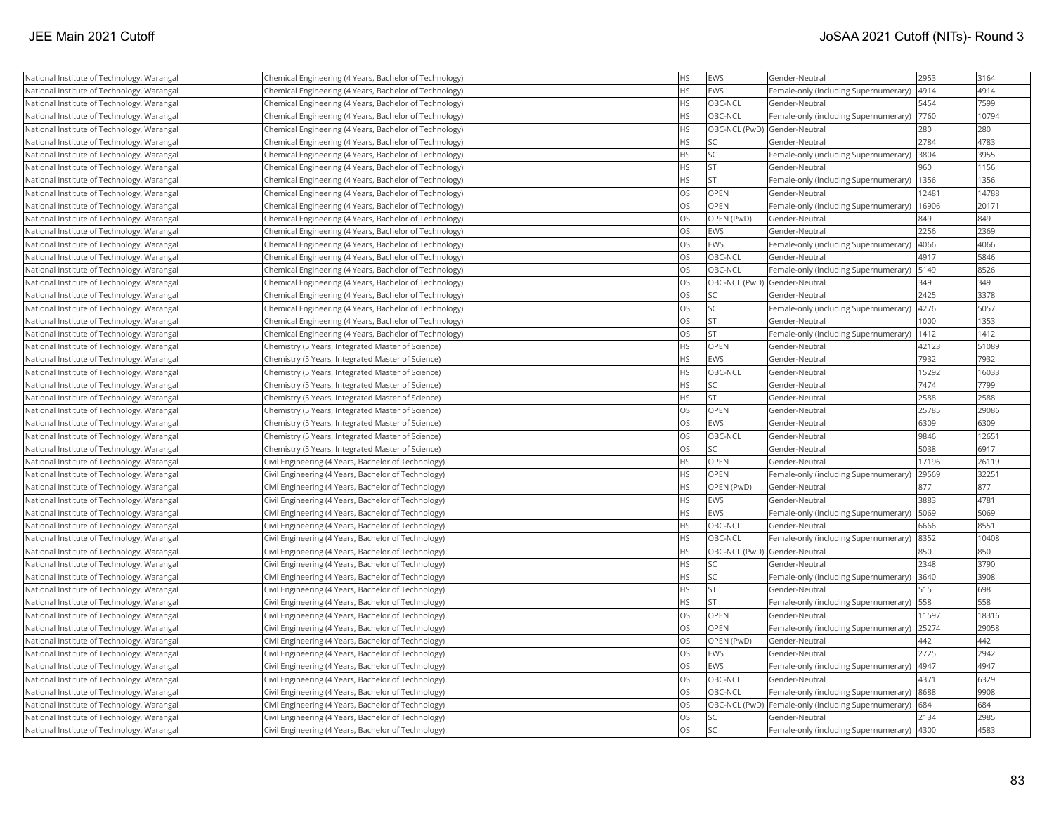| National Institute of Technology, Warangal | Chemical Engineering (4 Years, Bachelor of Technology) | HS | EWS | Gender-Neutral | 2953 | 3164 |
|---|---|---|---|---|---|---|
| National Institute of Technology, Warangal | Chemical Engineering (4 Years, Bachelor of Technology) | HS | EWS | Female-only (including Supernumerary) | 4914 | 4914 |
| National Institute of Technology, Warangal | Chemical Engineering (4 Years, Bachelor of Technology) | HS | OBC-NCL | Gender-Neutral | 5454 | 7599 |
| National Institute of Technology, Warangal | Chemical Engineering (4 Years, Bachelor of Technology) | HS | OBC-NCL | Female-only (including Supernumerary) | 7760 | 10794 |
| National Institute of Technology, Warangal | Chemical Engineering (4 Years, Bachelor of Technology) | HS | OBC-NCL (PwD) | Gender-Neutral | 280 | 280 |
| National Institute of Technology, Warangal | Chemical Engineering (4 Years, Bachelor of Technology) | HS | SC | Gender-Neutral | 2784 | 4783 |
| National Institute of Technology, Warangal | Chemical Engineering (4 Years, Bachelor of Technology) | HS | SC | Female-only (including Supernumerary) | 3804 | 3955 |
| National Institute of Technology, Warangal | Chemical Engineering (4 Years, Bachelor of Technology) | HS | ST | Gender-Neutral | 960 | 1156 |
| National Institute of Technology, Warangal | Chemical Engineering (4 Years, Bachelor of Technology) | HS | ST | Female-only (including Supernumerary) | 1356 | 1356 |
| National Institute of Technology, Warangal | Chemical Engineering (4 Years, Bachelor of Technology) | OS | OPEN | Gender-Neutral | 12481 | 14788 |
| National Institute of Technology, Warangal | Chemical Engineering (4 Years, Bachelor of Technology) | OS | OPEN | Female-only (including Supernumerary) | 16906 | 20171 |
| National Institute of Technology, Warangal | Chemical Engineering (4 Years, Bachelor of Technology) | OS | OPEN (PwD) | Gender-Neutral | 849 | 849 |
| National Institute of Technology, Warangal | Chemical Engineering (4 Years, Bachelor of Technology) | OS | EWS | Gender-Neutral | 2256 | 2369 |
| National Institute of Technology, Warangal | Chemical Engineering (4 Years, Bachelor of Technology) | OS | EWS | Female-only (including Supernumerary) | 4066 | 4066 |
| National Institute of Technology, Warangal | Chemical Engineering (4 Years, Bachelor of Technology) | OS | OBC-NCL | Gender-Neutral | 4917 | 5846 |
| National Institute of Technology, Warangal | Chemical Engineering (4 Years, Bachelor of Technology) | OS | OBC-NCL | Female-only (including Supernumerary) | 5149 | 8526 |
| National Institute of Technology, Warangal | Chemical Engineering (4 Years, Bachelor of Technology) | OS | OBC-NCL (PwD) | Gender-Neutral | 349 | 349 |
| National Institute of Technology, Warangal | Chemical Engineering (4 Years, Bachelor of Technology) | OS | SC | Gender-Neutral | 2425 | 3378 |
| National Institute of Technology, Warangal | Chemical Engineering (4 Years, Bachelor of Technology) | OS | SC | Female-only (including Supernumerary) | 4276 | 5057 |
| National Institute of Technology, Warangal | Chemical Engineering (4 Years, Bachelor of Technology) | OS | ST | Gender-Neutral | 1000 | 1353 |
| National Institute of Technology, Warangal | Chemical Engineering (4 Years, Bachelor of Technology) | OS | ST | Female-only (including Supernumerary) | 1412 | 1412 |
| National Institute of Technology, Warangal | Chemistry (5 Years, Integrated Master of Science) | HS | OPEN | Gender-Neutral | 42123 | 51089 |
| National Institute of Technology, Warangal | Chemistry (5 Years, Integrated Master of Science) | HS | EWS | Gender-Neutral | 7932 | 7932 |
| National Institute of Technology, Warangal | Chemistry (5 Years, Integrated Master of Science) | HS | OBC-NCL | Gender-Neutral | 15292 | 16033 |
| National Institute of Technology, Warangal | Chemistry (5 Years, Integrated Master of Science) | HS | SC | Gender-Neutral | 7474 | 7799 |
| National Institute of Technology, Warangal | Chemistry (5 Years, Integrated Master of Science) | HS | ST | Gender-Neutral | 2588 | 2588 |
| National Institute of Technology, Warangal | Chemistry (5 Years, Integrated Master of Science) | OS | OPEN | Gender-Neutral | 25785 | 29086 |
| National Institute of Technology, Warangal | Chemistry (5 Years, Integrated Master of Science) | OS | EWS | Gender-Neutral | 6309 | 6309 |
| National Institute of Technology, Warangal | Chemistry (5 Years, Integrated Master of Science) | OS | OBC-NCL | Gender-Neutral | 9846 | 12651 |
| National Institute of Technology, Warangal | Chemistry (5 Years, Integrated Master of Science) | OS | SC | Gender-Neutral | 5038 | 6917 |
| National Institute of Technology, Warangal | Civil Engineering (4 Years, Bachelor of Technology) | HS | OPEN | Gender-Neutral | 17196 | 26119 |
| National Institute of Technology, Warangal | Civil Engineering (4 Years, Bachelor of Technology) | HS | OPEN | Female-only (including Supernumerary) | 29569 | 32251 |
| National Institute of Technology, Warangal | Civil Engineering (4 Years, Bachelor of Technology) | HS | OPEN (PwD) | Gender-Neutral | 877 | 877 |
| National Institute of Technology, Warangal | Civil Engineering (4 Years, Bachelor of Technology) | HS | EWS | Gender-Neutral | 3883 | 4781 |
| National Institute of Technology, Warangal | Civil Engineering (4 Years, Bachelor of Technology) | HS | EWS | Female-only (including Supernumerary) | 5069 | 5069 |
| National Institute of Technology, Warangal | Civil Engineering (4 Years, Bachelor of Technology) | HS | OBC-NCL | Gender-Neutral | 6666 | 8551 |
| National Institute of Technology, Warangal | Civil Engineering (4 Years, Bachelor of Technology) | HS | OBC-NCL | Female-only (including Supernumerary) | 8352 | 10408 |
| National Institute of Technology, Warangal | Civil Engineering (4 Years, Bachelor of Technology) | HS | OBC-NCL (PwD) | Gender-Neutral | 850 | 850 |
| National Institute of Technology, Warangal | Civil Engineering (4 Years, Bachelor of Technology) | HS | SC | Gender-Neutral | 2348 | 3790 |
| National Institute of Technology, Warangal | Civil Engineering (4 Years, Bachelor of Technology) | HS | SC | Female-only (including Supernumerary) | 3640 | 3908 |
| National Institute of Technology, Warangal | Civil Engineering (4 Years, Bachelor of Technology) | HS | ST | Gender-Neutral | 515 | 698 |
| National Institute of Technology, Warangal | Civil Engineering (4 Years, Bachelor of Technology) | HS | ST | Female-only (including Supernumerary) | 558 | 558 |
| National Institute of Technology, Warangal | Civil Engineering (4 Years, Bachelor of Technology) | OS | OPEN | Gender-Neutral | 11597 | 18316 |
| National Institute of Technology, Warangal | Civil Engineering (4 Years, Bachelor of Technology) | OS | OPEN | Female-only (including Supernumerary) | 25274 | 29058 |
| National Institute of Technology, Warangal | Civil Engineering (4 Years, Bachelor of Technology) | OS | OPEN (PwD) | Gender-Neutral | 442 | 442 |
| National Institute of Technology, Warangal | Civil Engineering (4 Years, Bachelor of Technology) | OS | EWS | Gender-Neutral | 2725 | 2942 |
| National Institute of Technology, Warangal | Civil Engineering (4 Years, Bachelor of Technology) | OS | EWS | Female-only (including Supernumerary) | 4947 | 4947 |
| National Institute of Technology, Warangal | Civil Engineering (4 Years, Bachelor of Technology) | OS | OBC-NCL | Gender-Neutral | 4371 | 6329 |
| National Institute of Technology, Warangal | Civil Engineering (4 Years, Bachelor of Technology) | OS | OBC-NCL | Female-only (including Supernumerary) | 8688 | 9908 |
| National Institute of Technology, Warangal | Civil Engineering (4 Years, Bachelor of Technology) | OS | OBC-NCL (PwD) | Female-only (including Supernumerary) | 684 | 684 |
| National Institute of Technology, Warangal | Civil Engineering (4 Years, Bachelor of Technology) | OS | SC | Gender-Neutral | 2134 | 2985 |
| National Institute of Technology, Warangal | Civil Engineering (4 Years, Bachelor of Technology) | OS | SC | Female-only (including Supernumerary) | 4300 | 4583 |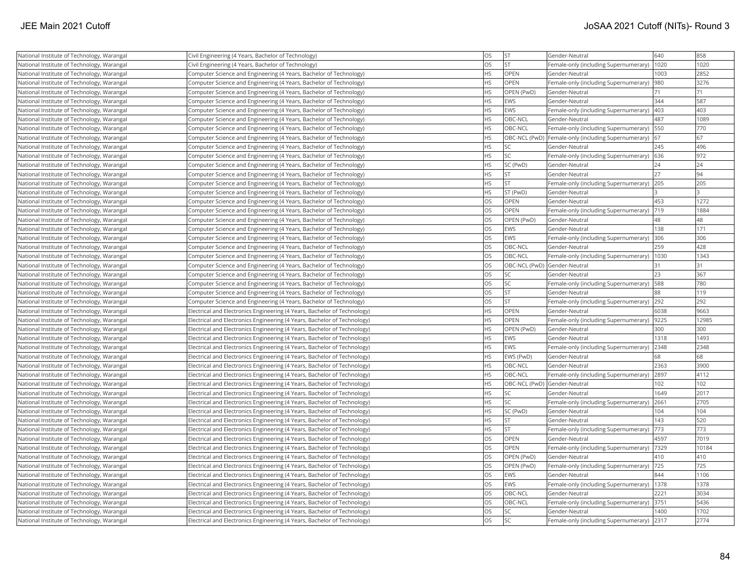| National Institute of Technology, Warangal | Civil Engineering (4 Years, Bachelor of Technology) | OS | ST | Gender-Neutral | 640 | 858 |
|---|---|---|---|---|---|---|
| National Institute of Technology, Warangal | Civil Engineering (4 Years, Bachelor of Technology) | OS | ST | Female-only (including Supernumerary) | 1020 | 1020 |
| National Institute of Technology, Warangal | Computer Science and Engineering (4 Years, Bachelor of Technology) | HS | OPEN | Gender-Neutral | 1003 | 2852 |
| National Institute of Technology, Warangal | Computer Science and Engineering (4 Years, Bachelor of Technology) | HS | OPEN | Female-only (including Supernumerary) | 980 | 3276 |
| National Institute of Technology, Warangal | Computer Science and Engineering (4 Years, Bachelor of Technology) | HS | OPEN (PwD) | Gender-Neutral | 71 | 71 |
| National Institute of Technology, Warangal | Computer Science and Engineering (4 Years, Bachelor of Technology) | HS | EWS | Gender-Neutral | 344 | 587 |
| National Institute of Technology, Warangal | Computer Science and Engineering (4 Years, Bachelor of Technology) | HS | EWS | Female-only (including Supernumerary) | 403 | 403 |
| National Institute of Technology, Warangal | Computer Science and Engineering (4 Years, Bachelor of Technology) | HS | OBC-NCL | Gender-Neutral | 487 | 1089 |
| National Institute of Technology, Warangal | Computer Science and Engineering (4 Years, Bachelor of Technology) | HS | OBC-NCL | Female-only (including Supernumerary) | 550 | 770 |
| National Institute of Technology, Warangal | Computer Science and Engineering (4 Years, Bachelor of Technology) | HS | OBC-NCL (PwD) | Female-only (including Supernumerary) | 67 | 67 |
| National Institute of Technology, Warangal | Computer Science and Engineering (4 Years, Bachelor of Technology) | HS | SC | Gender-Neutral | 245 | 496 |
| National Institute of Technology, Warangal | Computer Science and Engineering (4 Years, Bachelor of Technology) | HS | SC | Female-only (including Supernumerary) | 636 | 972 |
| National Institute of Technology, Warangal | Computer Science and Engineering (4 Years, Bachelor of Technology) | HS | SC (PwD) | Gender-Neutral | 24 | 24 |
| National Institute of Technology, Warangal | Computer Science and Engineering (4 Years, Bachelor of Technology) | HS | ST | Gender-Neutral | 27 | 94 |
| National Institute of Technology, Warangal | Computer Science and Engineering (4 Years, Bachelor of Technology) | HS | ST | Female-only (including Supernumerary) | 205 | 205 |
| National Institute of Technology, Warangal | Computer Science and Engineering (4 Years, Bachelor of Technology) | HS | ST (PwD) | Gender-Neutral | 3 | 3 |
| National Institute of Technology, Warangal | Computer Science and Engineering (4 Years, Bachelor of Technology) | OS | OPEN | Gender-Neutral | 453 | 1272 |
| National Institute of Technology, Warangal | Computer Science and Engineering (4 Years, Bachelor of Technology) | OS | OPEN | Female-only (including Supernumerary) | 719 | 1884 |
| National Institute of Technology, Warangal | Computer Science and Engineering (4 Years, Bachelor of Technology) | OS | OPEN (PwD) | Gender-Neutral | 48 | 48 |
| National Institute of Technology, Warangal | Computer Science and Engineering (4 Years, Bachelor of Technology) | OS | EWS | Gender-Neutral | 138 | 171 |
| National Institute of Technology, Warangal | Computer Science and Engineering (4 Years, Bachelor of Technology) | OS | EWS | Female-only (including Supernumerary) | 306 | 306 |
| National Institute of Technology, Warangal | Computer Science and Engineering (4 Years, Bachelor of Technology) | OS | OBC-NCL | Gender-Neutral | 259 | 428 |
| National Institute of Technology, Warangal | Computer Science and Engineering (4 Years, Bachelor of Technology) | OS | OBC-NCL | Female-only (including Supernumerary) | 1030 | 1343 |
| National Institute of Technology, Warangal | Computer Science and Engineering (4 Years, Bachelor of Technology) | OS | OBC-NCL (PwD) | Gender-Neutral | 31 | 31 |
| National Institute of Technology, Warangal | Computer Science and Engineering (4 Years, Bachelor of Technology) | OS | SC | Gender-Neutral | 23 | 367 |
| National Institute of Technology, Warangal | Computer Science and Engineering (4 Years, Bachelor of Technology) | OS | SC | Female-only (including Supernumerary) | 588 | 780 |
| National Institute of Technology, Warangal | Computer Science and Engineering (4 Years, Bachelor of Technology) | OS | ST | Gender-Neutral | 88 | 119 |
| National Institute of Technology, Warangal | Computer Science and Engineering (4 Years, Bachelor of Technology) | OS | ST | Female-only (including Supernumerary) | 292 | 292 |
| National Institute of Technology, Warangal | Electrical and Electronics Engineering (4 Years, Bachelor of Technology) | HS | OPEN | Gender-Neutral | 6038 | 9663 |
| National Institute of Technology, Warangal | Electrical and Electronics Engineering (4 Years, Bachelor of Technology) | HS | OPEN | Female-only (including Supernumerary) | 9225 | 12985 |
| National Institute of Technology, Warangal | Electrical and Electronics Engineering (4 Years, Bachelor of Technology) | HS | OPEN (PwD) | Gender-Neutral | 300 | 300 |
| National Institute of Technology, Warangal | Electrical and Electronics Engineering (4 Years, Bachelor of Technology) | HS | EWS | Gender-Neutral | 1318 | 1493 |
| National Institute of Technology, Warangal | Electrical and Electronics Engineering (4 Years, Bachelor of Technology) | HS | EWS | Female-only (including Supernumerary) | 2348 | 2348 |
| National Institute of Technology, Warangal | Electrical and Electronics Engineering (4 Years, Bachelor of Technology) | HS | EWS (PwD) | Gender-Neutral | 68 | 68 |
| National Institute of Technology, Warangal | Electrical and Electronics Engineering (4 Years, Bachelor of Technology) | HS | OBC-NCL | Gender-Neutral | 2363 | 3900 |
| National Institute of Technology, Warangal | Electrical and Electronics Engineering (4 Years, Bachelor of Technology) | HS | OBC-NCL | Female-only (including Supernumerary) | 2897 | 4112 |
| National Institute of Technology, Warangal | Electrical and Electronics Engineering (4 Years, Bachelor of Technology) | HS | OBC-NCL (PwD) | Gender-Neutral | 102 | 102 |
| National Institute of Technology, Warangal | Electrical and Electronics Engineering (4 Years, Bachelor of Technology) | HS | SC | Gender-Neutral | 1649 | 2017 |
| National Institute of Technology, Warangal | Electrical and Electronics Engineering (4 Years, Bachelor of Technology) | HS | SC | Female-only (including Supernumerary) | 2661 | 2705 |
| National Institute of Technology, Warangal | Electrical and Electronics Engineering (4 Years, Bachelor of Technology) | HS | SC (PwD) | Gender-Neutral | 104 | 104 |
| National Institute of Technology, Warangal | Electrical and Electronics Engineering (4 Years, Bachelor of Technology) | HS | ST | Gender-Neutral | 143 | 520 |
| National Institute of Technology, Warangal | Electrical and Electronics Engineering (4 Years, Bachelor of Technology) | HS | ST | Female-only (including Supernumerary) | 773 | 773 |
| National Institute of Technology, Warangal | Electrical and Electronics Engineering (4 Years, Bachelor of Technology) | OS | OPEN | Gender-Neutral | 4597 | 7019 |
| National Institute of Technology, Warangal | Electrical and Electronics Engineering (4 Years, Bachelor of Technology) | OS | OPEN | Female-only (including Supernumerary) | 7329 | 10184 |
| National Institute of Technology, Warangal | Electrical and Electronics Engineering (4 Years, Bachelor of Technology) | OS | OPEN (PwD) | Gender-Neutral | 410 | 410 |
| National Institute of Technology, Warangal | Electrical and Electronics Engineering (4 Years, Bachelor of Technology) | OS | OPEN (PwD) | Female-only (including Supernumerary) | 725 | 725 |
| National Institute of Technology, Warangal | Electrical and Electronics Engineering (4 Years, Bachelor of Technology) | OS | EWS | Gender-Neutral | 844 | 1106 |
| National Institute of Technology, Warangal | Electrical and Electronics Engineering (4 Years, Bachelor of Technology) | OS | EWS | Female-only (including Supernumerary) | 1378 | 1378 |
| National Institute of Technology, Warangal | Electrical and Electronics Engineering (4 Years, Bachelor of Technology) | OS | OBC-NCL | Gender-Neutral | 2221 | 3034 |
| National Institute of Technology, Warangal | Electrical and Electronics Engineering (4 Years, Bachelor of Technology) | OS | OBC-NCL | Female-only (including Supernumerary) | 3751 | 5436 |
| National Institute of Technology, Warangal | Electrical and Electronics Engineering (4 Years, Bachelor of Technology) | OS | SC | Gender-Neutral | 1400 | 1702 |
| National Institute of Technology, Warangal | Electrical and Electronics Engineering (4 Years, Bachelor of Technology) | OS | SC | Female-only (including Supernumerary) | 2317 | 2774 |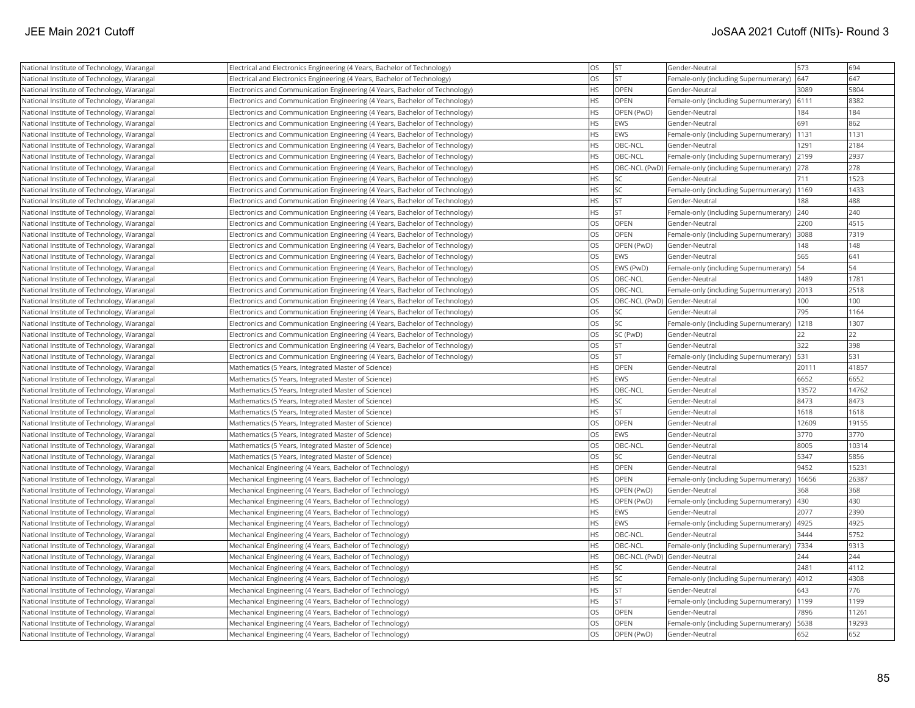| National Institute of Technology, Warangal | Electrical and Electronics Engineering (4 Years, Bachelor of Technology) | OS | ST | Gender-Neutral | 573 | 694 |
|---|---|---|---|---|---|---|
| National Institute of Technology, Warangal | Electrical and Electronics Engineering (4 Years, Bachelor of Technology) | OS | ST | Female-only (including Supernumerary) | 647 | 647 |
| National Institute of Technology, Warangal | Electronics and Communication Engineering (4 Years, Bachelor of Technology) | HS | OPEN | Gender-Neutral | 3089 | 5804 |
| National Institute of Technology, Warangal | Electronics and Communication Engineering (4 Years, Bachelor of Technology) | HS | OPEN | Female-only (including Supernumerary) | 6111 | 8382 |
| National Institute of Technology, Warangal | Electronics and Communication Engineering (4 Years, Bachelor of Technology) | HS | OPEN (PwD) | Gender-Neutral | 184 | 184 |
| National Institute of Technology, Warangal | Electronics and Communication Engineering (4 Years, Bachelor of Technology) | HS | EWS | Gender-Neutral | 691 | 862 |
| National Institute of Technology, Warangal | Electronics and Communication Engineering (4 Years, Bachelor of Technology) | HS | EWS | Female-only (including Supernumerary) | 1131 | 1131 |
| National Institute of Technology, Warangal | Electronics and Communication Engineering (4 Years, Bachelor of Technology) | HS | OBC-NCL | Gender-Neutral | 1291 | 2184 |
| National Institute of Technology, Warangal | Electronics and Communication Engineering (4 Years, Bachelor of Technology) | HS | OBC-NCL | Female-only (including Supernumerary) | 2199 | 2937 |
| National Institute of Technology, Warangal | Electronics and Communication Engineering (4 Years, Bachelor of Technology) | HS | OBC-NCL (PwD) | Female-only (including Supernumerary) | 278 | 278 |
| National Institute of Technology, Warangal | Electronics and Communication Engineering (4 Years, Bachelor of Technology) | HS | SC | Gender-Neutral | 711 | 1523 |
| National Institute of Technology, Warangal | Electronics and Communication Engineering (4 Years, Bachelor of Technology) | HS | SC | Female-only (including Supernumerary) | 1169 | 1433 |
| National Institute of Technology, Warangal | Electronics and Communication Engineering (4 Years, Bachelor of Technology) | HS | ST | Gender-Neutral | 188 | 488 |
| National Institute of Technology, Warangal | Electronics and Communication Engineering (4 Years, Bachelor of Technology) | HS | ST | Female-only (including Supernumerary) | 240 | 240 |
| National Institute of Technology, Warangal | Electronics and Communication Engineering (4 Years, Bachelor of Technology) | OS | OPEN | Gender-Neutral | 2200 | 4515 |
| National Institute of Technology, Warangal | Electronics and Communication Engineering (4 Years, Bachelor of Technology) | OS | OPEN | Female-only (including Supernumerary) | 3088 | 7319 |
| National Institute of Technology, Warangal | Electronics and Communication Engineering (4 Years, Bachelor of Technology) | OS | OPEN (PwD) | Gender-Neutral | 148 | 148 |
| National Institute of Technology, Warangal | Electronics and Communication Engineering (4 Years, Bachelor of Technology) | OS | EWS | Gender-Neutral | 565 | 641 |
| National Institute of Technology, Warangal | Electronics and Communication Engineering (4 Years, Bachelor of Technology) | OS | EWS (PwD) | Female-only (including Supernumerary) | 54 | 54 |
| National Institute of Technology, Warangal | Electronics and Communication Engineering (4 Years, Bachelor of Technology) | OS | OBC-NCL | Gender-Neutral | 1489 | 1781 |
| National Institute of Technology, Warangal | Electronics and Communication Engineering (4 Years, Bachelor of Technology) | OS | OBC-NCL | Female-only (including Supernumerary) | 2013 | 2518 |
| National Institute of Technology, Warangal | Electronics and Communication Engineering (4 Years, Bachelor of Technology) | OS | OBC-NCL (PwD) | Gender-Neutral | 100 | 100 |
| National Institute of Technology, Warangal | Electronics and Communication Engineering (4 Years, Bachelor of Technology) | OS | SC | Gender-Neutral | 795 | 1164 |
| National Institute of Technology, Warangal | Electronics and Communication Engineering (4 Years, Bachelor of Technology) | OS | SC | Female-only (including Supernumerary) | 1218 | 1307 |
| National Institute of Technology, Warangal | Electronics and Communication Engineering (4 Years, Bachelor of Technology) | OS | SC (PwD) | Gender-Neutral | 22 | 22 |
| National Institute of Technology, Warangal | Electronics and Communication Engineering (4 Years, Bachelor of Technology) | OS | ST | Gender-Neutral | 322 | 398 |
| National Institute of Technology, Warangal | Electronics and Communication Engineering (4 Years, Bachelor of Technology) | OS | ST | Female-only (including Supernumerary) | 531 | 531 |
| National Institute of Technology, Warangal | Mathematics (5 Years, Integrated Master of Science) | HS | OPEN | Gender-Neutral | 20111 | 41857 |
| National Institute of Technology, Warangal | Mathematics (5 Years, Integrated Master of Science) | HS | EWS | Gender-Neutral | 6652 | 6652 |
| National Institute of Technology, Warangal | Mathematics (5 Years, Integrated Master of Science) | HS | OBC-NCL | Gender-Neutral | 13572 | 14762 |
| National Institute of Technology, Warangal | Mathematics (5 Years, Integrated Master of Science) | HS | SC | Gender-Neutral | 8473 | 8473 |
| National Institute of Technology, Warangal | Mathematics (5 Years, Integrated Master of Science) | HS | ST | Gender-Neutral | 1618 | 1618 |
| National Institute of Technology, Warangal | Mathematics (5 Years, Integrated Master of Science) | OS | OPEN | Gender-Neutral | 12609 | 19155 |
| National Institute of Technology, Warangal | Mathematics (5 Years, Integrated Master of Science) | OS | EWS | Gender-Neutral | 3770 | 3770 |
| National Institute of Technology, Warangal | Mathematics (5 Years, Integrated Master of Science) | OS | OBC-NCL | Gender-Neutral | 8005 | 10314 |
| National Institute of Technology, Warangal | Mathematics (5 Years, Integrated Master of Science) | OS | SC | Gender-Neutral | 5347 | 5856 |
| National Institute of Technology, Warangal | Mechanical Engineering (4 Years, Bachelor of Technology) | HS | OPEN | Gender-Neutral | 9452 | 15231 |
| National Institute of Technology, Warangal | Mechanical Engineering (4 Years, Bachelor of Technology) | HS | OPEN | Female-only (including Supernumerary) | 16656 | 26387 |
| National Institute of Technology, Warangal | Mechanical Engineering (4 Years, Bachelor of Technology) | HS | OPEN (PwD) | Gender-Neutral | 368 | 368 |
| National Institute of Technology, Warangal | Mechanical Engineering (4 Years, Bachelor of Technology) | HS | OPEN (PwD) | Female-only (including Supernumerary) | 430 | 430 |
| National Institute of Technology, Warangal | Mechanical Engineering (4 Years, Bachelor of Technology) | HS | EWS | Gender-Neutral | 2077 | 2390 |
| National Institute of Technology, Warangal | Mechanical Engineering (4 Years, Bachelor of Technology) | HS | EWS | Female-only (including Supernumerary) | 4925 | 4925 |
| National Institute of Technology, Warangal | Mechanical Engineering (4 Years, Bachelor of Technology) | HS | OBC-NCL | Gender-Neutral | 3444 | 5752 |
| National Institute of Technology, Warangal | Mechanical Engineering (4 Years, Bachelor of Technology) | HS | OBC-NCL | Female-only (including Supernumerary) | 7334 | 9313 |
| National Institute of Technology, Warangal | Mechanical Engineering (4 Years, Bachelor of Technology) | HS | OBC-NCL (PwD) | Gender-Neutral | 244 | 244 |
| National Institute of Technology, Warangal | Mechanical Engineering (4 Years, Bachelor of Technology) | HS | SC | Gender-Neutral | 2481 | 4112 |
| National Institute of Technology, Warangal | Mechanical Engineering (4 Years, Bachelor of Technology) | HS | SC | Female-only (including Supernumerary) | 4012 | 4308 |
| National Institute of Technology, Warangal | Mechanical Engineering (4 Years, Bachelor of Technology) | HS | ST | Gender-Neutral | 643 | 776 |
| National Institute of Technology, Warangal | Mechanical Engineering (4 Years, Bachelor of Technology) | HS | ST | Female-only (including Supernumerary) | 1199 | 1199 |
| National Institute of Technology, Warangal | Mechanical Engineering (4 Years, Bachelor of Technology) | OS | OPEN | Gender-Neutral | 7896 | 11261 |
| National Institute of Technology, Warangal | Mechanical Engineering (4 Years, Bachelor of Technology) | OS | OPEN | Female-only (including Supernumerary) | 5638 | 19293 |
| National Institute of Technology, Warangal | Mechanical Engineering (4 Years, Bachelor of Technology) | OS | OPEN (PwD) | Gender-Neutral | 652 | 652 |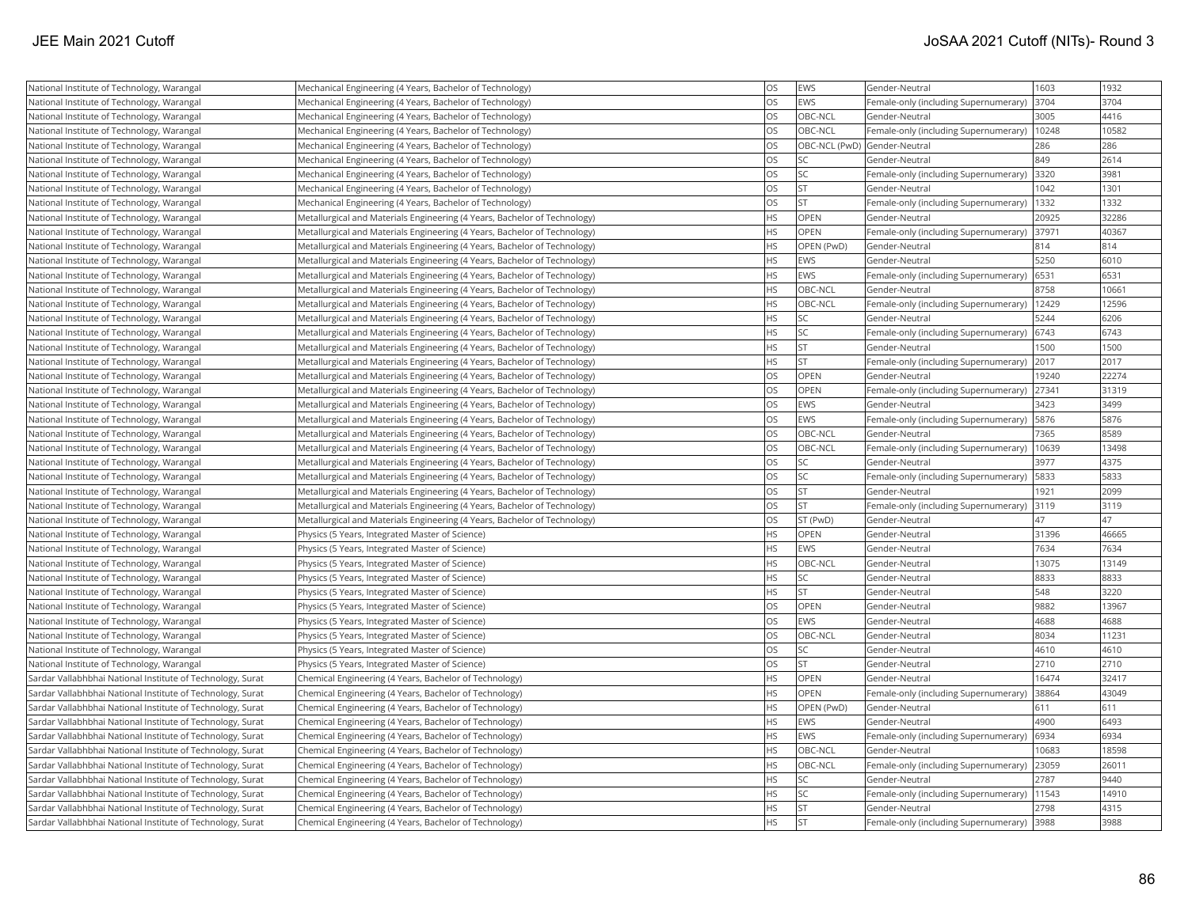| | | | | | | |
|---|---|---|---|---|---|---|
| National Institute of Technology, Warangal | Mechanical Engineering (4 Years, Bachelor of Technology) | OS | EWS | Gender-Neutral | 1603 | 1932 |
| National Institute of Technology, Warangal | Mechanical Engineering (4 Years, Bachelor of Technology) | OS | EWS | Female-only (including Supernumerary) | 3704 | 3704 |
| National Institute of Technology, Warangal | Mechanical Engineering (4 Years, Bachelor of Technology) | OS | OBC-NCL | Gender-Neutral | 3005 | 4416 |
| National Institute of Technology, Warangal | Mechanical Engineering (4 Years, Bachelor of Technology) | OS | OBC-NCL | Female-only (including Supernumerary) | 10248 | 10582 |
| National Institute of Technology, Warangal | Mechanical Engineering (4 Years, Bachelor of Technology) | OS | OBC-NCL (PwD) | Gender-Neutral | 286 | 286 |
| National Institute of Technology, Warangal | Mechanical Engineering (4 Years, Bachelor of Technology) | OS | SC | Gender-Neutral | 849 | 2614 |
| National Institute of Technology, Warangal | Mechanical Engineering (4 Years, Bachelor of Technology) | OS | SC | Female-only (including Supernumerary) | 3320 | 3981 |
| National Institute of Technology, Warangal | Mechanical Engineering (4 Years, Bachelor of Technology) | OS | ST | Gender-Neutral | 1042 | 1301 |
| National Institute of Technology, Warangal | Mechanical Engineering (4 Years, Bachelor of Technology) | OS | ST | Female-only (including Supernumerary) | 1332 | 1332 |
| National Institute of Technology, Warangal | Metallurgical and Materials Engineering (4 Years, Bachelor of Technology) | HS | OPEN | Gender-Neutral | 20925 | 32286 |
| National Institute of Technology, Warangal | Metallurgical and Materials Engineering (4 Years, Bachelor of Technology) | HS | OPEN | Female-only (including Supernumerary) | 37971 | 40367 |
| National Institute of Technology, Warangal | Metallurgical and Materials Engineering (4 Years, Bachelor of Technology) | HS | OPEN (PwD) | Gender-Neutral | 814 | 814 |
| National Institute of Technology, Warangal | Metallurgical and Materials Engineering (4 Years, Bachelor of Technology) | HS | EWS | Gender-Neutral | 5250 | 6010 |
| National Institute of Technology, Warangal | Metallurgical and Materials Engineering (4 Years, Bachelor of Technology) | HS | EWS | Female-only (including Supernumerary) | 6531 | 6531 |
| National Institute of Technology, Warangal | Metallurgical and Materials Engineering (4 Years, Bachelor of Technology) | HS | OBC-NCL | Gender-Neutral | 8758 | 10661 |
| National Institute of Technology, Warangal | Metallurgical and Materials Engineering (4 Years, Bachelor of Technology) | HS | OBC-NCL | Female-only (including Supernumerary) | 12429 | 12596 |
| National Institute of Technology, Warangal | Metallurgical and Materials Engineering (4 Years, Bachelor of Technology) | HS | SC | Gender-Neutral | 5244 | 6206 |
| National Institute of Technology, Warangal | Metallurgical and Materials Engineering (4 Years, Bachelor of Technology) | HS | SC | Female-only (including Supernumerary) | 6743 | 6743 |
| National Institute of Technology, Warangal | Metallurgical and Materials Engineering (4 Years, Bachelor of Technology) | HS | ST | Gender-Neutral | 1500 | 1500 |
| National Institute of Technology, Warangal | Metallurgical and Materials Engineering (4 Years, Bachelor of Technology) | HS | ST | Female-only (including Supernumerary) | 2017 | 2017 |
| National Institute of Technology, Warangal | Metallurgical and Materials Engineering (4 Years, Bachelor of Technology) | OS | OPEN | Gender-Neutral | 19240 | 22274 |
| National Institute of Technology, Warangal | Metallurgical and Materials Engineering (4 Years, Bachelor of Technology) | OS | OPEN | Female-only (including Supernumerary) | 27341 | 31319 |
| National Institute of Technology, Warangal | Metallurgical and Materials Engineering (4 Years, Bachelor of Technology) | OS | EWS | Gender-Neutral | 3423 | 3499 |
| National Institute of Technology, Warangal | Metallurgical and Materials Engineering (4 Years, Bachelor of Technology) | OS | EWS | Female-only (including Supernumerary) | 5876 | 5876 |
| National Institute of Technology, Warangal | Metallurgical and Materials Engineering (4 Years, Bachelor of Technology) | OS | OBC-NCL | Gender-Neutral | 7365 | 8589 |
| National Institute of Technology, Warangal | Metallurgical and Materials Engineering (4 Years, Bachelor of Technology) | OS | OBC-NCL | Female-only (including Supernumerary) | 10639 | 13498 |
| National Institute of Technology, Warangal | Metallurgical and Materials Engineering (4 Years, Bachelor of Technology) | OS | SC | Gender-Neutral | 3977 | 4375 |
| National Institute of Technology, Warangal | Metallurgical and Materials Engineering (4 Years, Bachelor of Technology) | OS | SC | Female-only (including Supernumerary) | 5833 | 5833 |
| National Institute of Technology, Warangal | Metallurgical and Materials Engineering (4 Years, Bachelor of Technology) | OS | ST | Gender-Neutral | 1921 | 2099 |
| National Institute of Technology, Warangal | Metallurgical and Materials Engineering (4 Years, Bachelor of Technology) | OS | ST | Female-only (including Supernumerary) | 3119 | 3119 |
| National Institute of Technology, Warangal | Metallurgical and Materials Engineering (4 Years, Bachelor of Technology) | OS | ST (PwD) | Gender-Neutral | 47 | 47 |
| National Institute of Technology, Warangal | Physics (5 Years, Integrated Master of Science) | HS | OPEN | Gender-Neutral | 31396 | 46665 |
| National Institute of Technology, Warangal | Physics (5 Years, Integrated Master of Science) | HS | EWS | Gender-Neutral | 7634 | 7634 |
| National Institute of Technology, Warangal | Physics (5 Years, Integrated Master of Science) | HS | OBC-NCL | Gender-Neutral | 13075 | 13149 |
| National Institute of Technology, Warangal | Physics (5 Years, Integrated Master of Science) | HS | SC | Gender-Neutral | 8833 | 8833 |
| National Institute of Technology, Warangal | Physics (5 Years, Integrated Master of Science) | HS | ST | Gender-Neutral | 548 | 3220 |
| National Institute of Technology, Warangal | Physics (5 Years, Integrated Master of Science) | OS | OPEN | Gender-Neutral | 9882 | 13967 |
| National Institute of Technology, Warangal | Physics (5 Years, Integrated Master of Science) | OS | EWS | Gender-Neutral | 4688 | 4688 |
| National Institute of Technology, Warangal | Physics (5 Years, Integrated Master of Science) | OS | OBC-NCL | Gender-Neutral | 8034 | 11231 |
| National Institute of Technology, Warangal | Physics (5 Years, Integrated Master of Science) | OS | SC | Gender-Neutral | 4610 | 4610 |
| National Institute of Technology, Warangal | Physics (5 Years, Integrated Master of Science) | OS | ST | Gender-Neutral | 2710 | 2710 |
| Sardar Vallabhbhai National Institute of Technology, Surat | Chemical Engineering (4 Years, Bachelor of Technology) | HS | OPEN | Gender-Neutral | 16474 | 32417 |
| Sardar Vallabhbhai National Institute of Technology, Surat | Chemical Engineering (4 Years, Bachelor of Technology) | HS | OPEN | Female-only (including Supernumerary) | 38864 | 43049 |
| Sardar Vallabhbhai National Institute of Technology, Surat | Chemical Engineering (4 Years, Bachelor of Technology) | HS | OPEN (PwD) | Gender-Neutral | 611 | 611 |
| Sardar Vallabhbhai National Institute of Technology, Surat | Chemical Engineering (4 Years, Bachelor of Technology) | HS | EWS | Gender-Neutral | 4900 | 6493 |
| Sardar Vallabhbhai National Institute of Technology, Surat | Chemical Engineering (4 Years, Bachelor of Technology) | HS | EWS | Female-only (including Supernumerary) | 6934 | 6934 |
| Sardar Vallabhbhai National Institute of Technology, Surat | Chemical Engineering (4 Years, Bachelor of Technology) | HS | OBC-NCL | Gender-Neutral | 10683 | 18598 |
| Sardar Vallabhbhai National Institute of Technology, Surat | Chemical Engineering (4 Years, Bachelor of Technology) | HS | OBC-NCL | Female-only (including Supernumerary) | 23059 | 26011 |
| Sardar Vallabhbhai National Institute of Technology, Surat | Chemical Engineering (4 Years, Bachelor of Technology) | HS | SC | Gender-Neutral | 2787 | 9440 |
| Sardar Vallabhbhai National Institute of Technology, Surat | Chemical Engineering (4 Years, Bachelor of Technology) | HS | SC | Female-only (including Supernumerary) | 11543 | 14910 |
| Sardar Vallabhbhai National Institute of Technology, Surat | Chemical Engineering (4 Years, Bachelor of Technology) | HS | ST | Gender-Neutral | 2798 | 4315 |
| Sardar Vallabhbhai National Institute of Technology, Surat | Chemical Engineering (4 Years, Bachelor of Technology) | HS | ST | Female-only (including Supernumerary) | 3988 | 3988 |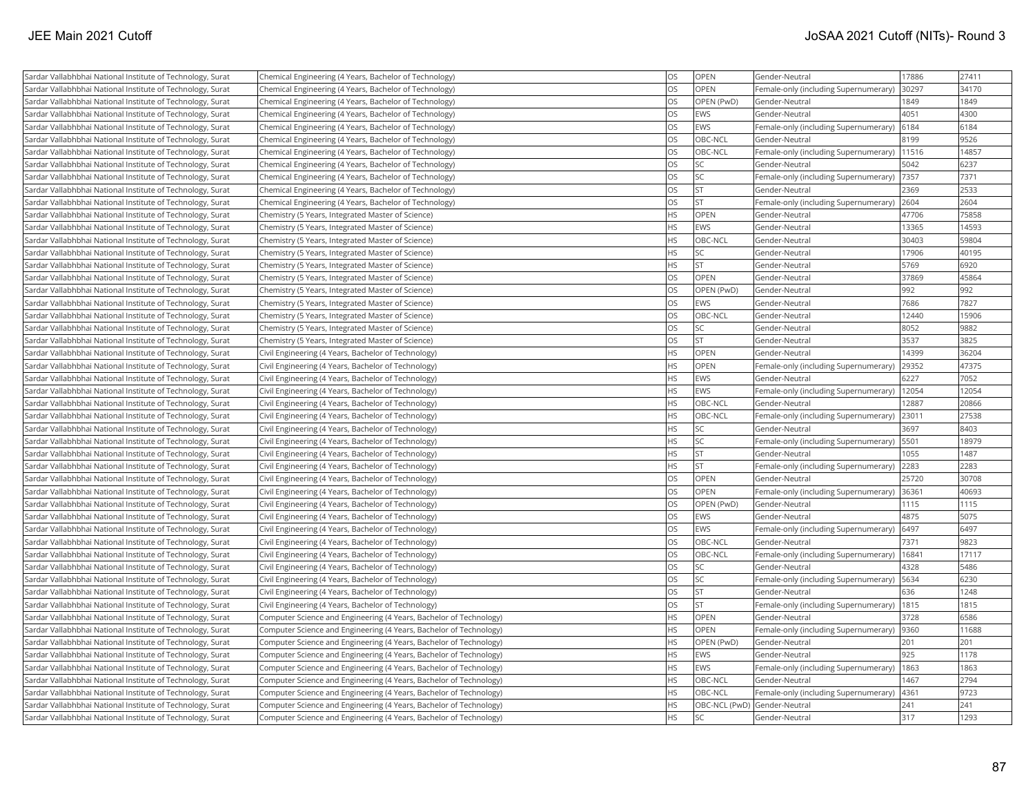| Sardar Vallabhbhai National Institute of Technology, Surat | Chemical Engineering (4 Years, Bachelor of Technology) | OS | OPEN | Gender-Neutral | 17886 | 27411 |
|---|---|---|---|---|---|---|
| Sardar Vallabhbhai National Institute of Technology, Surat | Chemical Engineering (4 Years, Bachelor of Technology) | OS | OPEN | Female-only (including Supernumerary) | 30297 | 34170 |
| Sardar Vallabhbhai National Institute of Technology, Surat | Chemical Engineering (4 Years, Bachelor of Technology) | OS | OPEN (PwD) | Gender-Neutral | 1849 | 1849 |
| Sardar Vallabhbhai National Institute of Technology, Surat | Chemical Engineering (4 Years, Bachelor of Technology) | OS | EWS | Gender-Neutral | 4051 | 4300 |
| Sardar Vallabhbhai National Institute of Technology, Surat | Chemical Engineering (4 Years, Bachelor of Technology) | OS | EWS | Female-only (including Supernumerary) | 6184 | 6184 |
| Sardar Vallabhbhai National Institute of Technology, Surat | Chemical Engineering (4 Years, Bachelor of Technology) | OS | OBC-NCL | Gender-Neutral | 8199 | 9526 |
| Sardar Vallabhbhai National Institute of Technology, Surat | Chemical Engineering (4 Years, Bachelor of Technology) | OS | OBC-NCL | Female-only (including Supernumerary) | 11516 | 14857 |
| Sardar Vallabhbhai National Institute of Technology, Surat | Chemical Engineering (4 Years, Bachelor of Technology) | OS | SC | Gender-Neutral | 5042 | 6237 |
| Sardar Vallabhbhai National Institute of Technology, Surat | Chemical Engineering (4 Years, Bachelor of Technology) | OS | SC | Female-only (including Supernumerary) | 7357 | 7371 |
| Sardar Vallabhbhai National Institute of Technology, Surat | Chemical Engineering (4 Years, Bachelor of Technology) | OS | ST | Gender-Neutral | 2369 | 2533 |
| Sardar Vallabhbhai National Institute of Technology, Surat | Chemical Engineering (4 Years, Bachelor of Technology) | OS | ST | Female-only (including Supernumerary) | 2604 | 2604 |
| Sardar Vallabhbhai National Institute of Technology, Surat | Chemistry (5 Years, Integrated Master of Science) | HS | OPEN | Gender-Neutral | 47706 | 75858 |
| Sardar Vallabhbhai National Institute of Technology, Surat | Chemistry (5 Years, Integrated Master of Science) | HS | EWS | Gender-Neutral | 13365 | 14593 |
| Sardar Vallabhbhai National Institute of Technology, Surat | Chemistry (5 Years, Integrated Master of Science) | HS | OBC-NCL | Gender-Neutral | 30403 | 59804 |
| Sardar Vallabhbhai National Institute of Technology, Surat | Chemistry (5 Years, Integrated Master of Science) | HS | SC | Gender-Neutral | 17906 | 40195 |
| Sardar Vallabhbhai National Institute of Technology, Surat | Chemistry (5 Years, Integrated Master of Science) | HS | ST | Gender-Neutral | 5769 | 6920 |
| Sardar Vallabhbhai National Institute of Technology, Surat | Chemistry (5 Years, Integrated Master of Science) | OS | OPEN | Gender-Neutral | 37869 | 45864 |
| Sardar Vallabhbhai National Institute of Technology, Surat | Chemistry (5 Years, Integrated Master of Science) | OS | OPEN (PwD) | Gender-Neutral | 992 | 992 |
| Sardar Vallabhbhai National Institute of Technology, Surat | Chemistry (5 Years, Integrated Master of Science) | OS | EWS | Gender-Neutral | 7686 | 7827 |
| Sardar Vallabhbhai National Institute of Technology, Surat | Chemistry (5 Years, Integrated Master of Science) | OS | OBC-NCL | Gender-Neutral | 12440 | 15906 |
| Sardar Vallabhbhai National Institute of Technology, Surat | Chemistry (5 Years, Integrated Master of Science) | OS | SC | Gender-Neutral | 8052 | 9882 |
| Sardar Vallabhbhai National Institute of Technology, Surat | Chemistry (5 Years, Integrated Master of Science) | OS | ST | Gender-Neutral | 3537 | 3825 |
| Sardar Vallabhbhai National Institute of Technology, Surat | Civil Engineering (4 Years, Bachelor of Technology) | HS | OPEN | Gender-Neutral | 14399 | 36204 |
| Sardar Vallabhbhai National Institute of Technology, Surat | Civil Engineering (4 Years, Bachelor of Technology) | HS | OPEN | Female-only (including Supernumerary) | 29352 | 47375 |
| Sardar Vallabhbhai National Institute of Technology, Surat | Civil Engineering (4 Years, Bachelor of Technology) | HS | EWS | Gender-Neutral | 6227 | 7052 |
| Sardar Vallabhbhai National Institute of Technology, Surat | Civil Engineering (4 Years, Bachelor of Technology) | HS | EWS | Female-only (including Supernumerary) | 12054 | 12054 |
| Sardar Vallabhbhai National Institute of Technology, Surat | Civil Engineering (4 Years, Bachelor of Technology) | HS | OBC-NCL | Gender-Neutral | 12887 | 20866 |
| Sardar Vallabhbhai National Institute of Technology, Surat | Civil Engineering (4 Years, Bachelor of Technology) | HS | OBC-NCL | Female-only (including Supernumerary) | 23011 | 27538 |
| Sardar Vallabhbhai National Institute of Technology, Surat | Civil Engineering (4 Years, Bachelor of Technology) | HS | SC | Gender-Neutral | 3697 | 8403 |
| Sardar Vallabhbhai National Institute of Technology, Surat | Civil Engineering (4 Years, Bachelor of Technology) | HS | SC | Female-only (including Supernumerary) | 5501 | 18979 |
| Sardar Vallabhbhai National Institute of Technology, Surat | Civil Engineering (4 Years, Bachelor of Technology) | HS | ST | Gender-Neutral | 1055 | 1487 |
| Sardar Vallabhbhai National Institute of Technology, Surat | Civil Engineering (4 Years, Bachelor of Technology) | HS | ST | Female-only (including Supernumerary) | 2283 | 2283 |
| Sardar Vallabhbhai National Institute of Technology, Surat | Civil Engineering (4 Years, Bachelor of Technology) | OS | OPEN | Gender-Neutral | 25720 | 30708 |
| Sardar Vallabhbhai National Institute of Technology, Surat | Civil Engineering (4 Years, Bachelor of Technology) | OS | OPEN | Female-only (including Supernumerary) | 36361 | 40693 |
| Sardar Vallabhbhai National Institute of Technology, Surat | Civil Engineering (4 Years, Bachelor of Technology) | OS | OPEN (PwD) | Gender-Neutral | 1115 | 1115 |
| Sardar Vallabhbhai National Institute of Technology, Surat | Civil Engineering (4 Years, Bachelor of Technology) | OS | EWS | Gender-Neutral | 4875 | 5075 |
| Sardar Vallabhbhai National Institute of Technology, Surat | Civil Engineering (4 Years, Bachelor of Technology) | OS | EWS | Female-only (including Supernumerary) | 6497 | 6497 |
| Sardar Vallabhbhai National Institute of Technology, Surat | Civil Engineering (4 Years, Bachelor of Technology) | OS | OBC-NCL | Gender-Neutral | 7371 | 9823 |
| Sardar Vallabhbhai National Institute of Technology, Surat | Civil Engineering (4 Years, Bachelor of Technology) | OS | OBC-NCL | Female-only (including Supernumerary) | 16841 | 17117 |
| Sardar Vallabhbhai National Institute of Technology, Surat | Civil Engineering (4 Years, Bachelor of Technology) | OS | SC | Gender-Neutral | 4328 | 5486 |
| Sardar Vallabhbhai National Institute of Technology, Surat | Civil Engineering (4 Years, Bachelor of Technology) | OS | SC | Female-only (including Supernumerary) | 5634 | 6230 |
| Sardar Vallabhbhai National Institute of Technology, Surat | Civil Engineering (4 Years, Bachelor of Technology) | OS | ST | Gender-Neutral | 636 | 1248 |
| Sardar Vallabhbhai National Institute of Technology, Surat | Civil Engineering (4 Years, Bachelor of Technology) | OS | ST | Female-only (including Supernumerary) | 1815 | 1815 |
| Sardar Vallabhbhai National Institute of Technology, Surat | Computer Science and Engineering (4 Years, Bachelor of Technology) | HS | OPEN | Gender-Neutral | 3728 | 6586 |
| Sardar Vallabhbhai National Institute of Technology, Surat | Computer Science and Engineering (4 Years, Bachelor of Technology) | HS | OPEN | Female-only (including Supernumerary) | 9360 | 11688 |
| Sardar Vallabhbhai National Institute of Technology, Surat | Computer Science and Engineering (4 Years, Bachelor of Technology) | HS | OPEN (PwD) | Gender-Neutral | 201 | 201 |
| Sardar Vallabhbhai National Institute of Technology, Surat | Computer Science and Engineering (4 Years, Bachelor of Technology) | HS | EWS | Gender-Neutral | 925 | 1178 |
| Sardar Vallabhbhai National Institute of Technology, Surat | Computer Science and Engineering (4 Years, Bachelor of Technology) | HS | EWS | Female-only (including Supernumerary) | 1863 | 1863 |
| Sardar Vallabhbhai National Institute of Technology, Surat | Computer Science and Engineering (4 Years, Bachelor of Technology) | HS | OBC-NCL | Gender-Neutral | 1467 | 2794 |
| Sardar Vallabhbhai National Institute of Technology, Surat | Computer Science and Engineering (4 Years, Bachelor of Technology) | HS | OBC-NCL | Female-only (including Supernumerary) | 4361 | 9723 |
| Sardar Vallabhbhai National Institute of Technology, Surat | Computer Science and Engineering (4 Years, Bachelor of Technology) | HS | OBC-NCL (PwD) | Gender-Neutral | 241 | 241 |
| Sardar Vallabhbhai National Institute of Technology, Surat | Computer Science and Engineering (4 Years, Bachelor of Technology) | HS | SC | Gender-Neutral | 317 | 1293 |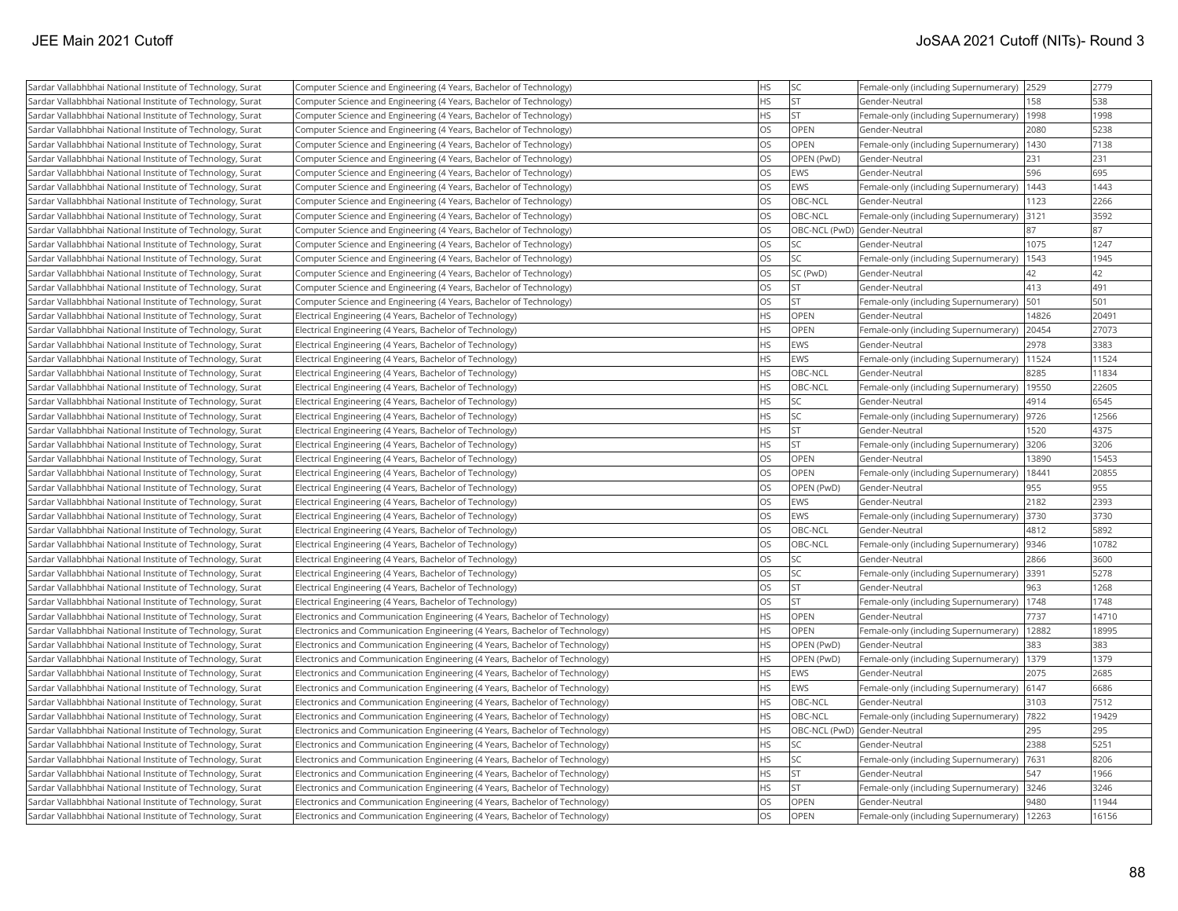| | | | | | | |
|---|---|---|---|---|---|---|
| Sardar Vallabhbhai National Institute of Technology, Surat | Computer Science and Engineering (4 Years, Bachelor of Technology) | HS | SC | Female-only (including Supernumerary) | 2529 | 2779 |
| Sardar Vallabhbhai National Institute of Technology, Surat | Computer Science and Engineering (4 Years, Bachelor of Technology) | HS | ST | Gender-Neutral | 158 | 538 |
| Sardar Vallabhbhai National Institute of Technology, Surat | Computer Science and Engineering (4 Years, Bachelor of Technology) | HS | ST | Female-only (including Supernumerary) | 1998 | 1998 |
| Sardar Vallabhbhai National Institute of Technology, Surat | Computer Science and Engineering (4 Years, Bachelor of Technology) | OS | OPEN | Gender-Neutral | 2080 | 5238 |
| Sardar Vallabhbhai National Institute of Technology, Surat | Computer Science and Engineering (4 Years, Bachelor of Technology) | OS | OPEN | Female-only (including Supernumerary) | 1430 | 7138 |
| Sardar Vallabhbhai National Institute of Technology, Surat | Computer Science and Engineering (4 Years, Bachelor of Technology) | OS | OPEN (PwD) | Gender-Neutral | 231 | 231 |
| Sardar Vallabhbhai National Institute of Technology, Surat | Computer Science and Engineering (4 Years, Bachelor of Technology) | OS | EWS | Gender-Neutral | 596 | 695 |
| Sardar Vallabhbhai National Institute of Technology, Surat | Computer Science and Engineering (4 Years, Bachelor of Technology) | OS | EWS | Female-only (including Supernumerary) | 1443 | 1443 |
| Sardar Vallabhbhai National Institute of Technology, Surat | Computer Science and Engineering (4 Years, Bachelor of Technology) | OS | OBC-NCL | Gender-Neutral | 1123 | 2266 |
| Sardar Vallabhbhai National Institute of Technology, Surat | Computer Science and Engineering (4 Years, Bachelor of Technology) | OS | OBC-NCL | Female-only (including Supernumerary) | 3121 | 3592 |
| Sardar Vallabhbhai National Institute of Technology, Surat | Computer Science and Engineering (4 Years, Bachelor of Technology) | OS | OBC-NCL (PwD) | Gender-Neutral | 87 | 87 |
| Sardar Vallabhbhai National Institute of Technology, Surat | Computer Science and Engineering (4 Years, Bachelor of Technology) | OS | SC | Gender-Neutral | 1075 | 1247 |
| Sardar Vallabhbhai National Institute of Technology, Surat | Computer Science and Engineering (4 Years, Bachelor of Technology) | OS | SC | Female-only (including Supernumerary) | 1543 | 1945 |
| Sardar Vallabhbhai National Institute of Technology, Surat | Computer Science and Engineering (4 Years, Bachelor of Technology) | OS | SC (PwD) | Gender-Neutral | 42 | 42 |
| Sardar Vallabhbhai National Institute of Technology, Surat | Computer Science and Engineering (4 Years, Bachelor of Technology) | OS | ST | Gender-Neutral | 413 | 491 |
| Sardar Vallabhbhai National Institute of Technology, Surat | Computer Science and Engineering (4 Years, Bachelor of Technology) | OS | ST | Female-only (including Supernumerary) | 501 | 501 |
| Sardar Vallabhbhai National Institute of Technology, Surat | Electrical Engineering (4 Years, Bachelor of Technology) | HS | OPEN | Gender-Neutral | 14826 | 20491 |
| Sardar Vallabhbhai National Institute of Technology, Surat | Electrical Engineering (4 Years, Bachelor of Technology) | HS | OPEN | Female-only (including Supernumerary) | 20454 | 27073 |
| Sardar Vallabhbhai National Institute of Technology, Surat | Electrical Engineering (4 Years, Bachelor of Technology) | HS | EWS | Gender-Neutral | 2978 | 3383 |
| Sardar Vallabhbhai National Institute of Technology, Surat | Electrical Engineering (4 Years, Bachelor of Technology) | HS | EWS | Female-only (including Supernumerary) | 11524 | 11524 |
| Sardar Vallabhbhai National Institute of Technology, Surat | Electrical Engineering (4 Years, Bachelor of Technology) | HS | OBC-NCL | Gender-Neutral | 8285 | 11834 |
| Sardar Vallabhbhai National Institute of Technology, Surat | Electrical Engineering (4 Years, Bachelor of Technology) | HS | OBC-NCL | Female-only (including Supernumerary) | 19550 | 22605 |
| Sardar Vallabhbhai National Institute of Technology, Surat | Electrical Engineering (4 Years, Bachelor of Technology) | HS | SC | Gender-Neutral | 4914 | 6545 |
| Sardar Vallabhbhai National Institute of Technology, Surat | Electrical Engineering (4 Years, Bachelor of Technology) | HS | SC | Female-only (including Supernumerary) | 9726 | 12566 |
| Sardar Vallabhbhai National Institute of Technology, Surat | Electrical Engineering (4 Years, Bachelor of Technology) | HS | ST | Gender-Neutral | 1520 | 4375 |
| Sardar Vallabhbhai National Institute of Technology, Surat | Electrical Engineering (4 Years, Bachelor of Technology) | HS | ST | Female-only (including Supernumerary) | 3206 | 3206 |
| Sardar Vallabhbhai National Institute of Technology, Surat | Electrical Engineering (4 Years, Bachelor of Technology) | OS | OPEN | Gender-Neutral | 13890 | 15453 |
| Sardar Vallabhbhai National Institute of Technology, Surat | Electrical Engineering (4 Years, Bachelor of Technology) | OS | OPEN | Female-only (including Supernumerary) | 18441 | 20855 |
| Sardar Vallabhbhai National Institute of Technology, Surat | Electrical Engineering (4 Years, Bachelor of Technology) | OS | OPEN (PwD) | Gender-Neutral | 955 | 955 |
| Sardar Vallabhbhai National Institute of Technology, Surat | Electrical Engineering (4 Years, Bachelor of Technology) | OS | EWS | Gender-Neutral | 2182 | 2393 |
| Sardar Vallabhbhai National Institute of Technology, Surat | Electrical Engineering (4 Years, Bachelor of Technology) | OS | EWS | Female-only (including Supernumerary) | 3730 | 3730 |
| Sardar Vallabhbhai National Institute of Technology, Surat | Electrical Engineering (4 Years, Bachelor of Technology) | OS | OBC-NCL | Gender-Neutral | 4812 | 5892 |
| Sardar Vallabhbhai National Institute of Technology, Surat | Electrical Engineering (4 Years, Bachelor of Technology) | OS | OBC-NCL | Female-only (including Supernumerary) | 9346 | 10782 |
| Sardar Vallabhbhai National Institute of Technology, Surat | Electrical Engineering (4 Years, Bachelor of Technology) | OS | SC | Gender-Neutral | 2866 | 3600 |
| Sardar Vallabhbhai National Institute of Technology, Surat | Electrical Engineering (4 Years, Bachelor of Technology) | OS | SC | Female-only (including Supernumerary) | 3391 | 5278 |
| Sardar Vallabhbhai National Institute of Technology, Surat | Electrical Engineering (4 Years, Bachelor of Technology) | OS | ST | Gender-Neutral | 963 | 1268 |
| Sardar Vallabhbhai National Institute of Technology, Surat | Electrical Engineering (4 Years, Bachelor of Technology) | OS | ST | Female-only (including Supernumerary) | 1748 | 1748 |
| Sardar Vallabhbhai National Institute of Technology, Surat | Electronics and Communication Engineering (4 Years, Bachelor of Technology) | HS | OPEN | Gender-Neutral | 7737 | 14710 |
| Sardar Vallabhbhai National Institute of Technology, Surat | Electronics and Communication Engineering (4 Years, Bachelor of Technology) | HS | OPEN | Female-only (including Supernumerary) | 12882 | 18995 |
| Sardar Vallabhbhai National Institute of Technology, Surat | Electronics and Communication Engineering (4 Years, Bachelor of Technology) | HS | OPEN (PwD) | Gender-Neutral | 383 | 383 |
| Sardar Vallabhbhai National Institute of Technology, Surat | Electronics and Communication Engineering (4 Years, Bachelor of Technology) | HS | OPEN (PwD) | Female-only (including Supernumerary) | 1379 | 1379 |
| Sardar Vallabhbhai National Institute of Technology, Surat | Electronics and Communication Engineering (4 Years, Bachelor of Technology) | HS | EWS | Gender-Neutral | 2075 | 2685 |
| Sardar Vallabhbhai National Institute of Technology, Surat | Electronics and Communication Engineering (4 Years, Bachelor of Technology) | HS | EWS | Female-only (including Supernumerary) | 6147 | 6686 |
| Sardar Vallabhbhai National Institute of Technology, Surat | Electronics and Communication Engineering (4 Years, Bachelor of Technology) | HS | OBC-NCL | Gender-Neutral | 3103 | 7512 |
| Sardar Vallabhbhai National Institute of Technology, Surat | Electronics and Communication Engineering (4 Years, Bachelor of Technology) | HS | OBC-NCL | Female-only (including Supernumerary) | 7822 | 19429 |
| Sardar Vallabhbhai National Institute of Technology, Surat | Electronics and Communication Engineering (4 Years, Bachelor of Technology) | HS | OBC-NCL (PwD) | Gender-Neutral | 295 | 295 |
| Sardar Vallabhbhai National Institute of Technology, Surat | Electronics and Communication Engineering (4 Years, Bachelor of Technology) | HS | SC | Gender-Neutral | 2388 | 5251 |
| Sardar Vallabhbhai National Institute of Technology, Surat | Electronics and Communication Engineering (4 Years, Bachelor of Technology) | HS | SC | Female-only (including Supernumerary) | 7631 | 8206 |
| Sardar Vallabhbhai National Institute of Technology, Surat | Electronics and Communication Engineering (4 Years, Bachelor of Technology) | HS | ST | Gender-Neutral | 547 | 1966 |
| Sardar Vallabhbhai National Institute of Technology, Surat | Electronics and Communication Engineering (4 Years, Bachelor of Technology) | HS | ST | Female-only (including Supernumerary) | 3246 | 3246 |
| Sardar Vallabhbhai National Institute of Technology, Surat | Electronics and Communication Engineering (4 Years, Bachelor of Technology) | OS | OPEN | Gender-Neutral | 9480 | 11944 |
| Sardar Vallabhbhai National Institute of Technology, Surat | Electronics and Communication Engineering (4 Years, Bachelor of Technology) | OS | OPEN | Female-only (including Supernumerary) | 12263 | 16156 |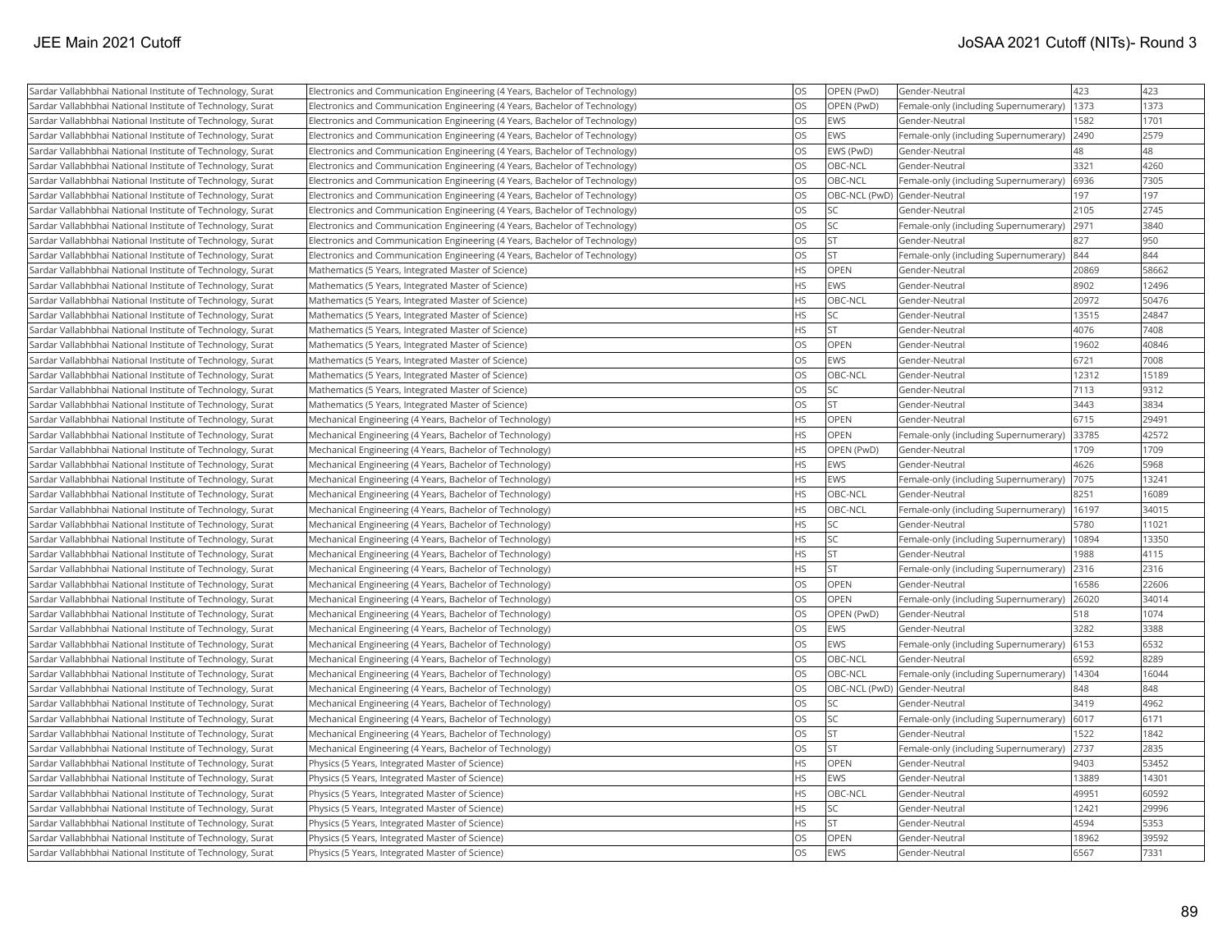| Sardar Vallabhbhai National Institute of Technology, Surat | Electronics and Communication Engineering (4 Years, Bachelor of Technology) | OS | OPEN (PwD) | Gender-Neutral | 423 | 423 |
|---|---|---|---|---|---|---|
| Sardar Vallabhbhai National Institute of Technology, Surat | Electronics and Communication Engineering (4 Years, Bachelor of Technology) | OS | OPEN (PwD) | Female-only (including Supernumerary) | 1373 | 1373 |
| Sardar Vallabhbhai National Institute of Technology, Surat | Electronics and Communication Engineering (4 Years, Bachelor of Technology) | OS | EWS | Gender-Neutral | 1582 | 1701 |
| Sardar Vallabhbhai National Institute of Technology, Surat | Electronics and Communication Engineering (4 Years, Bachelor of Technology) | OS | EWS | Female-only (including Supernumerary) | 2490 | 2579 |
| Sardar Vallabhbhai National Institute of Technology, Surat | Electronics and Communication Engineering (4 Years, Bachelor of Technology) | OS | EWS (PwD) | Gender-Neutral | 48 | 48 |
| Sardar Vallabhbhai National Institute of Technology, Surat | Electronics and Communication Engineering (4 Years, Bachelor of Technology) | OS | OBC-NCL | Gender-Neutral | 3321 | 4260 |
| Sardar Vallabhbhai National Institute of Technology, Surat | Electronics and Communication Engineering (4 Years, Bachelor of Technology) | OS | OBC-NCL | Female-only (including Supernumerary) | 6936 | 7305 |
| Sardar Vallabhbhai National Institute of Technology, Surat | Electronics and Communication Engineering (4 Years, Bachelor of Technology) | OS | OBC-NCL (PwD) | Gender-Neutral | 197 | 197 |
| Sardar Vallabhbhai National Institute of Technology, Surat | Electronics and Communication Engineering (4 Years, Bachelor of Technology) | OS | SC | Gender-Neutral | 2105 | 2745 |
| Sardar Vallabhbhai National Institute of Technology, Surat | Electronics and Communication Engineering (4 Years, Bachelor of Technology) | OS | SC | Female-only (including Supernumerary) | 2971 | 3840 |
| Sardar Vallabhbhai National Institute of Technology, Surat | Electronics and Communication Engineering (4 Years, Bachelor of Technology) | OS | ST | Gender-Neutral | 827 | 950 |
| Sardar Vallabhbhai National Institute of Technology, Surat | Electronics and Communication Engineering (4 Years, Bachelor of Technology) | OS | ST | Female-only (including Supernumerary) | 844 | 844 |
| Sardar Vallabhbhai National Institute of Technology, Surat | Mathematics (5 Years, Integrated Master of Science) | HS | OPEN | Gender-Neutral | 20869 | 58662 |
| Sardar Vallabhbhai National Institute of Technology, Surat | Mathematics (5 Years, Integrated Master of Science) | HS | EWS | Gender-Neutral | 8902 | 12496 |
| Sardar Vallabhbhai National Institute of Technology, Surat | Mathematics (5 Years, Integrated Master of Science) | HS | OBC-NCL | Gender-Neutral | 20972 | 50476 |
| Sardar Vallabhbhai National Institute of Technology, Surat | Mathematics (5 Years, Integrated Master of Science) | HS | SC | Gender-Neutral | 13515 | 24847 |
| Sardar Vallabhbhai National Institute of Technology, Surat | Mathematics (5 Years, Integrated Master of Science) | HS | ST | Gender-Neutral | 4076 | 7408 |
| Sardar Vallabhbhai National Institute of Technology, Surat | Mathematics (5 Years, Integrated Master of Science) | OS | OPEN | Gender-Neutral | 19602 | 40846 |
| Sardar Vallabhbhai National Institute of Technology, Surat | Mathematics (5 Years, Integrated Master of Science) | OS | EWS | Gender-Neutral | 6721 | 7008 |
| Sardar Vallabhbhai National Institute of Technology, Surat | Mathematics (5 Years, Integrated Master of Science) | OS | OBC-NCL | Gender-Neutral | 12312 | 15189 |
| Sardar Vallabhbhai National Institute of Technology, Surat | Mathematics (5 Years, Integrated Master of Science) | OS | SC | Gender-Neutral | 7113 | 9312 |
| Sardar Vallabhbhai National Institute of Technology, Surat | Mathematics (5 Years, Integrated Master of Science) | OS | ST | Gender-Neutral | 3443 | 3834 |
| Sardar Vallabhbhai National Institute of Technology, Surat | Mechanical Engineering (4 Years, Bachelor of Technology) | HS | OPEN | Gender-Neutral | 6715 | 29491 |
| Sardar Vallabhbhai National Institute of Technology, Surat | Mechanical Engineering (4 Years, Bachelor of Technology) | HS | OPEN | Female-only (including Supernumerary) | 33785 | 42572 |
| Sardar Vallabhbhai National Institute of Technology, Surat | Mechanical Engineering (4 Years, Bachelor of Technology) | HS | OPEN (PwD) | Gender-Neutral | 1709 | 1709 |
| Sardar Vallabhbhai National Institute of Technology, Surat | Mechanical Engineering (4 Years, Bachelor of Technology) | HS | EWS | Gender-Neutral | 4626 | 5968 |
| Sardar Vallabhbhai National Institute of Technology, Surat | Mechanical Engineering (4 Years, Bachelor of Technology) | HS | EWS | Female-only (including Supernumerary) | 7075 | 13241 |
| Sardar Vallabhbhai National Institute of Technology, Surat | Mechanical Engineering (4 Years, Bachelor of Technology) | HS | OBC-NCL | Gender-Neutral | 8251 | 16089 |
| Sardar Vallabhbhai National Institute of Technology, Surat | Mechanical Engineering (4 Years, Bachelor of Technology) | HS | OBC-NCL | Female-only (including Supernumerary) | 16197 | 34015 |
| Sardar Vallabhbhai National Institute of Technology, Surat | Mechanical Engineering (4 Years, Bachelor of Technology) | HS | SC | Gender-Neutral | 5780 | 11021 |
| Sardar Vallabhbhai National Institute of Technology, Surat | Mechanical Engineering (4 Years, Bachelor of Technology) | HS | SC | Female-only (including Supernumerary) | 10894 | 13350 |
| Sardar Vallabhbhai National Institute of Technology, Surat | Mechanical Engineering (4 Years, Bachelor of Technology) | HS | ST | Gender-Neutral | 1988 | 4115 |
| Sardar Vallabhbhai National Institute of Technology, Surat | Mechanical Engineering (4 Years, Bachelor of Technology) | HS | ST | Female-only (including Supernumerary) | 2316 | 2316 |
| Sardar Vallabhbhai National Institute of Technology, Surat | Mechanical Engineering (4 Years, Bachelor of Technology) | OS | OPEN | Gender-Neutral | 16586 | 22606 |
| Sardar Vallabhbhai National Institute of Technology, Surat | Mechanical Engineering (4 Years, Bachelor of Technology) | OS | OPEN | Female-only (including Supernumerary) | 26020 | 34014 |
| Sardar Vallabhbhai National Institute of Technology, Surat | Mechanical Engineering (4 Years, Bachelor of Technology) | OS | OPEN (PwD) | Gender-Neutral | 518 | 1074 |
| Sardar Vallabhbhai National Institute of Technology, Surat | Mechanical Engineering (4 Years, Bachelor of Technology) | OS | EWS | Gender-Neutral | 3282 | 3388 |
| Sardar Vallabhbhai National Institute of Technology, Surat | Mechanical Engineering (4 Years, Bachelor of Technology) | OS | EWS | Female-only (including Supernumerary) | 6153 | 6532 |
| Sardar Vallabhbhai National Institute of Technology, Surat | Mechanical Engineering (4 Years, Bachelor of Technology) | OS | OBC-NCL | Gender-Neutral | 6592 | 8289 |
| Sardar Vallabhbhai National Institute of Technology, Surat | Mechanical Engineering (4 Years, Bachelor of Technology) | OS | OBC-NCL | Female-only (including Supernumerary) | 14304 | 16044 |
| Sardar Vallabhbhai National Institute of Technology, Surat | Mechanical Engineering (4 Years, Bachelor of Technology) | OS | OBC-NCL (PwD) | Gender-Neutral | 848 | 848 |
| Sardar Vallabhbhai National Institute of Technology, Surat | Mechanical Engineering (4 Years, Bachelor of Technology) | OS | SC | Gender-Neutral | 3419 | 4962 |
| Sardar Vallabhbhai National Institute of Technology, Surat | Mechanical Engineering (4 Years, Bachelor of Technology) | OS | SC | Female-only (including Supernumerary) | 6017 | 6171 |
| Sardar Vallabhbhai National Institute of Technology, Surat | Mechanical Engineering (4 Years, Bachelor of Technology) | OS | ST | Gender-Neutral | 1522 | 1842 |
| Sardar Vallabhbhai National Institute of Technology, Surat | Mechanical Engineering (4 Years, Bachelor of Technology) | OS | ST | Female-only (including Supernumerary) | 2737 | 2835 |
| Sardar Vallabhbhai National Institute of Technology, Surat | Physics (5 Years, Integrated Master of Science) | HS | OPEN | Gender-Neutral | 9403 | 53452 |
| Sardar Vallabhbhai National Institute of Technology, Surat | Physics (5 Years, Integrated Master of Science) | HS | EWS | Gender-Neutral | 13889 | 14301 |
| Sardar Vallabhbhai National Institute of Technology, Surat | Physics (5 Years, Integrated Master of Science) | HS | OBC-NCL | Gender-Neutral | 49951 | 60592 |
| Sardar Vallabhbhai National Institute of Technology, Surat | Physics (5 Years, Integrated Master of Science) | HS | SC | Gender-Neutral | 12421 | 29996 |
| Sardar Vallabhbhai National Institute of Technology, Surat | Physics (5 Years, Integrated Master of Science) | HS | ST | Gender-Neutral | 4594 | 5353 |
| Sardar Vallabhbhai National Institute of Technology, Surat | Physics (5 Years, Integrated Master of Science) | OS | OPEN | Gender-Neutral | 18962 | 39592 |
| Sardar Vallabhbhai National Institute of Technology, Surat | Physics (5 Years, Integrated Master of Science) | OS | EWS | Gender-Neutral | 6567 | 7331 |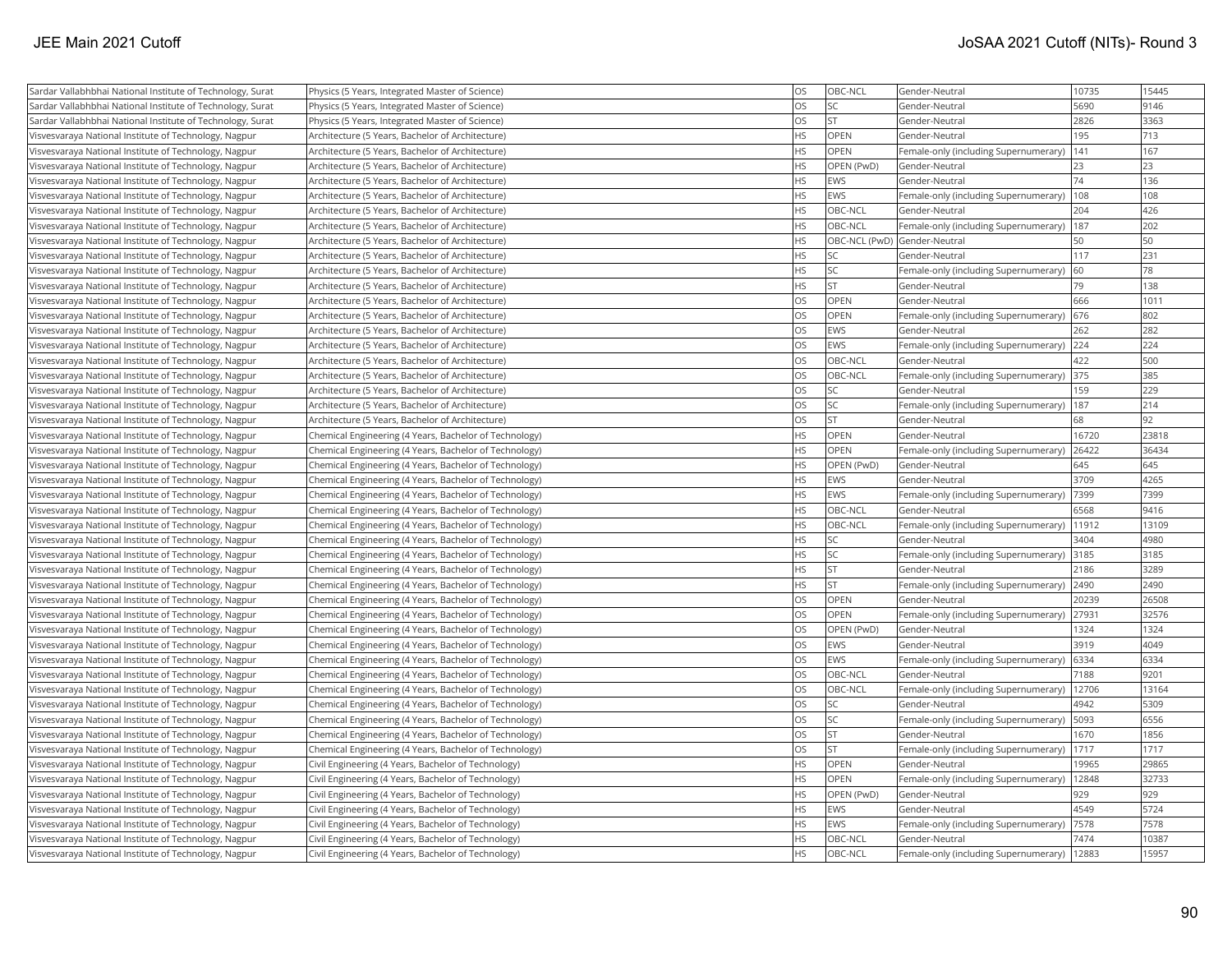| Sardar Vallabhbhai National Institute of Technology, Surat | Physics (5 Years, Integrated Master of Science) | OS | OBC-NCL | Gender-Neutral | 10735 | 15445 |
|---|---|---|---|---|---|---|
| Sardar Vallabhbhai National Institute of Technology, Surat | Physics (5 Years, Integrated Master of Science) | OS | SC | Gender-Neutral | 5690 | 9146 |
| Sardar Vallabhbhai National Institute of Technology, Surat | Physics (5 Years, Integrated Master of Science) | OS | ST | Gender-Neutral | 2826 | 3363 |
| Visvesvaraya National Institute of Technology, Nagpur | Architecture (5 Years, Bachelor of Architecture) | HS | OPEN | Gender-Neutral | 195 | 713 |
| Visvesvaraya National Institute of Technology, Nagpur | Architecture (5 Years, Bachelor of Architecture) | HS | OPEN | Female-only (including Supernumerary) | 141 | 167 |
| Visvesvaraya National Institute of Technology, Nagpur | Architecture (5 Years, Bachelor of Architecture) | HS | OPEN (PwD) | Gender-Neutral | 23 | 23 |
| Visvesvaraya National Institute of Technology, Nagpur | Architecture (5 Years, Bachelor of Architecture) | HS | EWS | Gender-Neutral | 74 | 136 |
| Visvesvaraya National Institute of Technology, Nagpur | Architecture (5 Years, Bachelor of Architecture) | HS | EWS | Female-only (including Supernumerary) | 108 | 108 |
| Visvesvaraya National Institute of Technology, Nagpur | Architecture (5 Years, Bachelor of Architecture) | HS | OBC-NCL | Gender-Neutral | 204 | 426 |
| Visvesvaraya National Institute of Technology, Nagpur | Architecture (5 Years, Bachelor of Architecture) | HS | OBC-NCL | Female-only (including Supernumerary) | 187 | 202 |
| Visvesvaraya National Institute of Technology, Nagpur | Architecture (5 Years, Bachelor of Architecture) | HS | OBC-NCL (PwD) | Gender-Neutral | 50 | 50 |
| Visvesvaraya National Institute of Technology, Nagpur | Architecture (5 Years, Bachelor of Architecture) | HS | SC | Gender-Neutral | 117 | 231 |
| Visvesvaraya National Institute of Technology, Nagpur | Architecture (5 Years, Bachelor of Architecture) | HS | SC | Female-only (including Supernumerary) | 60 | 78 |
| Visvesvaraya National Institute of Technology, Nagpur | Architecture (5 Years, Bachelor of Architecture) | HS | ST | Gender-Neutral | 79 | 138 |
| Visvesvaraya National Institute of Technology, Nagpur | Architecture (5 Years, Bachelor of Architecture) | OS | OPEN | Gender-Neutral | 666 | 1011 |
| Visvesvaraya National Institute of Technology, Nagpur | Architecture (5 Years, Bachelor of Architecture) | OS | OPEN | Female-only (including Supernumerary) | 676 | 802 |
| Visvesvaraya National Institute of Technology, Nagpur | Architecture (5 Years, Bachelor of Architecture) | OS | EWS | Gender-Neutral | 262 | 282 |
| Visvesvaraya National Institute of Technology, Nagpur | Architecture (5 Years, Bachelor of Architecture) | OS | EWS | Female-only (including Supernumerary) | 224 | 224 |
| Visvesvaraya National Institute of Technology, Nagpur | Architecture (5 Years, Bachelor of Architecture) | OS | OBC-NCL | Gender-Neutral | 422 | 500 |
| Visvesvaraya National Institute of Technology, Nagpur | Architecture (5 Years, Bachelor of Architecture) | OS | OBC-NCL | Female-only (including Supernumerary) | 375 | 385 |
| Visvesvaraya National Institute of Technology, Nagpur | Architecture (5 Years, Bachelor of Architecture) | OS | SC | Gender-Neutral | 159 | 229 |
| Visvesvaraya National Institute of Technology, Nagpur | Architecture (5 Years, Bachelor of Architecture) | OS | SC | Female-only (including Supernumerary) | 187 | 214 |
| Visvesvaraya National Institute of Technology, Nagpur | Architecture (5 Years, Bachelor of Architecture) | OS | ST | Gender-Neutral | 68 | 92 |
| Visvesvaraya National Institute of Technology, Nagpur | Chemical Engineering (4 Years, Bachelor of Technology) | HS | OPEN | Gender-Neutral | 16720 | 23818 |
| Visvesvaraya National Institute of Technology, Nagpur | Chemical Engineering (4 Years, Bachelor of Technology) | HS | OPEN | Female-only (including Supernumerary) | 26422 | 36434 |
| Visvesvaraya National Institute of Technology, Nagpur | Chemical Engineering (4 Years, Bachelor of Technology) | HS | OPEN (PwD) | Gender-Neutral | 645 | 645 |
| Visvesvaraya National Institute of Technology, Nagpur | Chemical Engineering (4 Years, Bachelor of Technology) | HS | EWS | Gender-Neutral | 3709 | 4265 |
| Visvesvaraya National Institute of Technology, Nagpur | Chemical Engineering (4 Years, Bachelor of Technology) | HS | EWS | Female-only (including Supernumerary) | 7399 | 7399 |
| Visvesvaraya National Institute of Technology, Nagpur | Chemical Engineering (4 Years, Bachelor of Technology) | HS | OBC-NCL | Gender-Neutral | 6568 | 9416 |
| Visvesvaraya National Institute of Technology, Nagpur | Chemical Engineering (4 Years, Bachelor of Technology) | HS | OBC-NCL | Female-only (including Supernumerary) | 11912 | 13109 |
| Visvesvaraya National Institute of Technology, Nagpur | Chemical Engineering (4 Years, Bachelor of Technology) | HS | SC | Gender-Neutral | 3404 | 4980 |
| Visvesvaraya National Institute of Technology, Nagpur | Chemical Engineering (4 Years, Bachelor of Technology) | HS | SC | Female-only (including Supernumerary) | 3185 | 3185 |
| Visvesvaraya National Institute of Technology, Nagpur | Chemical Engineering (4 Years, Bachelor of Technology) | HS | ST | Gender-Neutral | 2186 | 3289 |
| Visvesvaraya National Institute of Technology, Nagpur | Chemical Engineering (4 Years, Bachelor of Technology) | HS | ST | Female-only (including Supernumerary) | 2490 | 2490 |
| Visvesvaraya National Institute of Technology, Nagpur | Chemical Engineering (4 Years, Bachelor of Technology) | OS | OPEN | Gender-Neutral | 20239 | 26508 |
| Visvesvaraya National Institute of Technology, Nagpur | Chemical Engineering (4 Years, Bachelor of Technology) | OS | OPEN | Female-only (including Supernumerary) | 27931 | 32576 |
| Visvesvaraya National Institute of Technology, Nagpur | Chemical Engineering (4 Years, Bachelor of Technology) | OS | OPEN (PwD) | Gender-Neutral | 1324 | 1324 |
| Visvesvaraya National Institute of Technology, Nagpur | Chemical Engineering (4 Years, Bachelor of Technology) | OS | EWS | Gender-Neutral | 3919 | 4049 |
| Visvesvaraya National Institute of Technology, Nagpur | Chemical Engineering (4 Years, Bachelor of Technology) | OS | EWS | Female-only (including Supernumerary) | 6334 | 6334 |
| Visvesvaraya National Institute of Technology, Nagpur | Chemical Engineering (4 Years, Bachelor of Technology) | OS | OBC-NCL | Gender-Neutral | 7188 | 9201 |
| Visvesvaraya National Institute of Technology, Nagpur | Chemical Engineering (4 Years, Bachelor of Technology) | OS | OBC-NCL | Female-only (including Supernumerary) | 12706 | 13164 |
| Visvesvaraya National Institute of Technology, Nagpur | Chemical Engineering (4 Years, Bachelor of Technology) | OS | SC | Gender-Neutral | 4942 | 5309 |
| Visvesvaraya National Institute of Technology, Nagpur | Chemical Engineering (4 Years, Bachelor of Technology) | OS | SC | Female-only (including Supernumerary) | 5093 | 6556 |
| Visvesvaraya National Institute of Technology, Nagpur | Chemical Engineering (4 Years, Bachelor of Technology) | OS | ST | Gender-Neutral | 1670 | 1856 |
| Visvesvaraya National Institute of Technology, Nagpur | Chemical Engineering (4 Years, Bachelor of Technology) | OS | ST | Female-only (including Supernumerary) | 1717 | 1717 |
| Visvesvaraya National Institute of Technology, Nagpur | Civil Engineering (4 Years, Bachelor of Technology) | HS | OPEN | Gender-Neutral | 19965 | 29865 |
| Visvesvaraya National Institute of Technology, Nagpur | Civil Engineering (4 Years, Bachelor of Technology) | HS | OPEN | Female-only (including Supernumerary) | 12848 | 32733 |
| Visvesvaraya National Institute of Technology, Nagpur | Civil Engineering (4 Years, Bachelor of Technology) | HS | OPEN (PwD) | Gender-Neutral | 929 | 929 |
| Visvesvaraya National Institute of Technology, Nagpur | Civil Engineering (4 Years, Bachelor of Technology) | HS | EWS | Gender-Neutral | 4549 | 5724 |
| Visvesvaraya National Institute of Technology, Nagpur | Civil Engineering (4 Years, Bachelor of Technology) | HS | EWS | Female-only (including Supernumerary) | 7578 | 7578 |
| Visvesvaraya National Institute of Technology, Nagpur | Civil Engineering (4 Years, Bachelor of Technology) | HS | OBC-NCL | Gender-Neutral | 7474 | 10387 |
| Visvesvaraya National Institute of Technology, Nagpur | Civil Engineering (4 Years, Bachelor of Technology) | HS | OBC-NCL | Female-only (including Supernumerary) | 12883 | 15957 |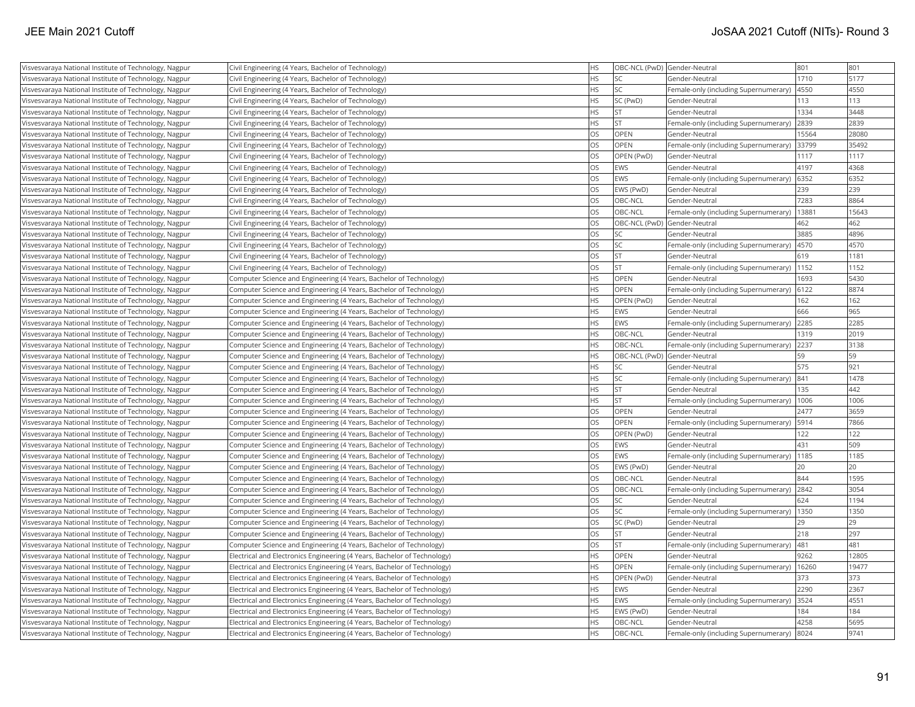| Visvesvaraya National Institute of Technology, Nagpur | Civil Engineering (4 Years, Bachelor of Technology) | HS | OBC-NCL (PwD) | Gender-Neutral | 801 | 801 |
|---|---|---|---|---|---|---|
| Visvesvaraya National Institute of Technology, Nagpur | Civil Engineering (4 Years, Bachelor of Technology) | HS | SC | Gender-Neutral | 1710 | 5177 |
| Visvesvaraya National Institute of Technology, Nagpur | Civil Engineering (4 Years, Bachelor of Technology) | HS | SC | Female-only (including Supernumerary) | 4550 | 4550 |
| Visvesvaraya National Institute of Technology, Nagpur | Civil Engineering (4 Years, Bachelor of Technology) | HS | SC (PwD) | Gender-Neutral | 113 | 113 |
| Visvesvaraya National Institute of Technology, Nagpur | Civil Engineering (4 Years, Bachelor of Technology) | HS | ST | Gender-Neutral | 1334 | 3448 |
| Visvesvaraya National Institute of Technology, Nagpur | Civil Engineering (4 Years, Bachelor of Technology) | HS | ST | Female-only (including Supernumerary) | 2839 | 2839 |
| Visvesvaraya National Institute of Technology, Nagpur | Civil Engineering (4 Years, Bachelor of Technology) | OS | OPEN | Gender-Neutral | 15564 | 28080 |
| Visvesvaraya National Institute of Technology, Nagpur | Civil Engineering (4 Years, Bachelor of Technology) | OS | OPEN | Female-only (including Supernumerary) | 33799 | 35492 |
| Visvesvaraya National Institute of Technology, Nagpur | Civil Engineering (4 Years, Bachelor of Technology) | OS | OPEN (PwD) | Gender-Neutral | 1117 | 1117 |
| Visvesvaraya National Institute of Technology, Nagpur | Civil Engineering (4 Years, Bachelor of Technology) | OS | EWS | Gender-Neutral | 4197 | 4368 |
| Visvesvaraya National Institute of Technology, Nagpur | Civil Engineering (4 Years, Bachelor of Technology) | OS | EWS | Female-only (including Supernumerary) | 6352 | 6352 |
| Visvesvaraya National Institute of Technology, Nagpur | Civil Engineering (4 Years, Bachelor of Technology) | OS | EWS (PwD) | Gender-Neutral | 239 | 239 |
| Visvesvaraya National Institute of Technology, Nagpur | Civil Engineering (4 Years, Bachelor of Technology) | OS | OBC-NCL | Gender-Neutral | 7283 | 8864 |
| Visvesvaraya National Institute of Technology, Nagpur | Civil Engineering (4 Years, Bachelor of Technology) | OS | OBC-NCL | Female-only (including Supernumerary) | 13881 | 15643 |
| Visvesvaraya National Institute of Technology, Nagpur | Civil Engineering (4 Years, Bachelor of Technology) | OS | OBC-NCL (PwD) | Gender-Neutral | 462 | 462 |
| Visvesvaraya National Institute of Technology, Nagpur | Civil Engineering (4 Years, Bachelor of Technology) | OS | SC | Gender-Neutral | 3885 | 4896 |
| Visvesvaraya National Institute of Technology, Nagpur | Civil Engineering (4 Years, Bachelor of Technology) | OS | SC | Female-only (including Supernumerary) | 4570 | 4570 |
| Visvesvaraya National Institute of Technology, Nagpur | Civil Engineering (4 Years, Bachelor of Technology) | OS | ST | Gender-Neutral | 619 | 1181 |
| Visvesvaraya National Institute of Technology, Nagpur | Civil Engineering (4 Years, Bachelor of Technology) | OS | ST | Female-only (including Supernumerary) | 1152 | 1152 |
| Visvesvaraya National Institute of Technology, Nagpur | Computer Science and Engineering (4 Years, Bachelor of Technology) | HS | OPEN | Gender-Neutral | 1693 | 5430 |
| Visvesvaraya National Institute of Technology, Nagpur | Computer Science and Engineering (4 Years, Bachelor of Technology) | HS | OPEN | Female-only (including Supernumerary) | 6122 | 8874 |
| Visvesvaraya National Institute of Technology, Nagpur | Computer Science and Engineering (4 Years, Bachelor of Technology) | HS | OPEN (PwD) | Gender-Neutral | 162 | 162 |
| Visvesvaraya National Institute of Technology, Nagpur | Computer Science and Engineering (4 Years, Bachelor of Technology) | HS | EWS | Gender-Neutral | 666 | 965 |
| Visvesvaraya National Institute of Technology, Nagpur | Computer Science and Engineering (4 Years, Bachelor of Technology) | HS | EWS | Female-only (including Supernumerary) | 2285 | 2285 |
| Visvesvaraya National Institute of Technology, Nagpur | Computer Science and Engineering (4 Years, Bachelor of Technology) | HS | OBC-NCL | Gender-Neutral | 1319 | 2019 |
| Visvesvaraya National Institute of Technology, Nagpur | Computer Science and Engineering (4 Years, Bachelor of Technology) | HS | OBC-NCL | Female-only (including Supernumerary) | 2237 | 3138 |
| Visvesvaraya National Institute of Technology, Nagpur | Computer Science and Engineering (4 Years, Bachelor of Technology) | HS | OBC-NCL (PwD) | Gender-Neutral | 59 | 59 |
| Visvesvaraya National Institute of Technology, Nagpur | Computer Science and Engineering (4 Years, Bachelor of Technology) | HS | SC | Gender-Neutral | 575 | 921 |
| Visvesvaraya National Institute of Technology, Nagpur | Computer Science and Engineering (4 Years, Bachelor of Technology) | HS | SC | Female-only (including Supernumerary) | 841 | 1478 |
| Visvesvaraya National Institute of Technology, Nagpur | Computer Science and Engineering (4 Years, Bachelor of Technology) | HS | ST | Gender-Neutral | 135 | 442 |
| Visvesvaraya National Institute of Technology, Nagpur | Computer Science and Engineering (4 Years, Bachelor of Technology) | HS | ST | Female-only (including Supernumerary) | 1006 | 1006 |
| Visvesvaraya National Institute of Technology, Nagpur | Computer Science and Engineering (4 Years, Bachelor of Technology) | OS | OPEN | Gender-Neutral | 2477 | 3659 |
| Visvesvaraya National Institute of Technology, Nagpur | Computer Science and Engineering (4 Years, Bachelor of Technology) | OS | OPEN | Female-only (including Supernumerary) | 5914 | 7866 |
| Visvesvaraya National Institute of Technology, Nagpur | Computer Science and Engineering (4 Years, Bachelor of Technology) | OS | OPEN (PwD) | Gender-Neutral | 122 | 122 |
| Visvesvaraya National Institute of Technology, Nagpur | Computer Science and Engineering (4 Years, Bachelor of Technology) | OS | EWS | Gender-Neutral | 431 | 509 |
| Visvesvaraya National Institute of Technology, Nagpur | Computer Science and Engineering (4 Years, Bachelor of Technology) | OS | EWS | Female-only (including Supernumerary) | 1185 | 1185 |
| Visvesvaraya National Institute of Technology, Nagpur | Computer Science and Engineering (4 Years, Bachelor of Technology) | OS | EWS (PwD) | Gender-Neutral | 20 | 20 |
| Visvesvaraya National Institute of Technology, Nagpur | Computer Science and Engineering (4 Years, Bachelor of Technology) | OS | OBC-NCL | Gender-Neutral | 844 | 1595 |
| Visvesvaraya National Institute of Technology, Nagpur | Computer Science and Engineering (4 Years, Bachelor of Technology) | OS | OBC-NCL | Female-only (including Supernumerary) | 2842 | 3054 |
| Visvesvaraya National Institute of Technology, Nagpur | Computer Science and Engineering (4 Years, Bachelor of Technology) | OS | SC | Gender-Neutral | 624 | 1194 |
| Visvesvaraya National Institute of Technology, Nagpur | Computer Science and Engineering (4 Years, Bachelor of Technology) | OS | SC | Female-only (including Supernumerary) | 1350 | 1350 |
| Visvesvaraya National Institute of Technology, Nagpur | Computer Science and Engineering (4 Years, Bachelor of Technology) | OS | SC (PwD) | Gender-Neutral | 29 | 29 |
| Visvesvaraya National Institute of Technology, Nagpur | Computer Science and Engineering (4 Years, Bachelor of Technology) | OS | ST | Gender-Neutral | 218 | 297 |
| Visvesvaraya National Institute of Technology, Nagpur | Computer Science and Engineering (4 Years, Bachelor of Technology) | OS | ST | Female-only (including Supernumerary) | 481 | 481 |
| Visvesvaraya National Institute of Technology, Nagpur | Electrical and Electronics Engineering (4 Years, Bachelor of Technology) | HS | OPEN | Gender-Neutral | 9262 | 12805 |
| Visvesvaraya National Institute of Technology, Nagpur | Electrical and Electronics Engineering (4 Years, Bachelor of Technology) | HS | OPEN | Female-only (including Supernumerary) | 16260 | 19477 |
| Visvesvaraya National Institute of Technology, Nagpur | Electrical and Electronics Engineering (4 Years, Bachelor of Technology) | HS | OPEN (PwD) | Gender-Neutral | 373 | 373 |
| Visvesvaraya National Institute of Technology, Nagpur | Electrical and Electronics Engineering (4 Years, Bachelor of Technology) | HS | EWS | Gender-Neutral | 2290 | 2367 |
| Visvesvaraya National Institute of Technology, Nagpur | Electrical and Electronics Engineering (4 Years, Bachelor of Technology) | HS | EWS | Female-only (including Supernumerary) | 3524 | 4551 |
| Visvesvaraya National Institute of Technology, Nagpur | Electrical and Electronics Engineering (4 Years, Bachelor of Technology) | HS | EWS (PwD) | Gender-Neutral | 184 | 184 |
| Visvesvaraya National Institute of Technology, Nagpur | Electrical and Electronics Engineering (4 Years, Bachelor of Technology) | HS | OBC-NCL | Gender-Neutral | 4258 | 5695 |
| Visvesvaraya National Institute of Technology, Nagpur | Electrical and Electronics Engineering (4 Years, Bachelor of Technology) | HS | OBC-NCL | Female-only (including Supernumerary) | 8024 | 9741 |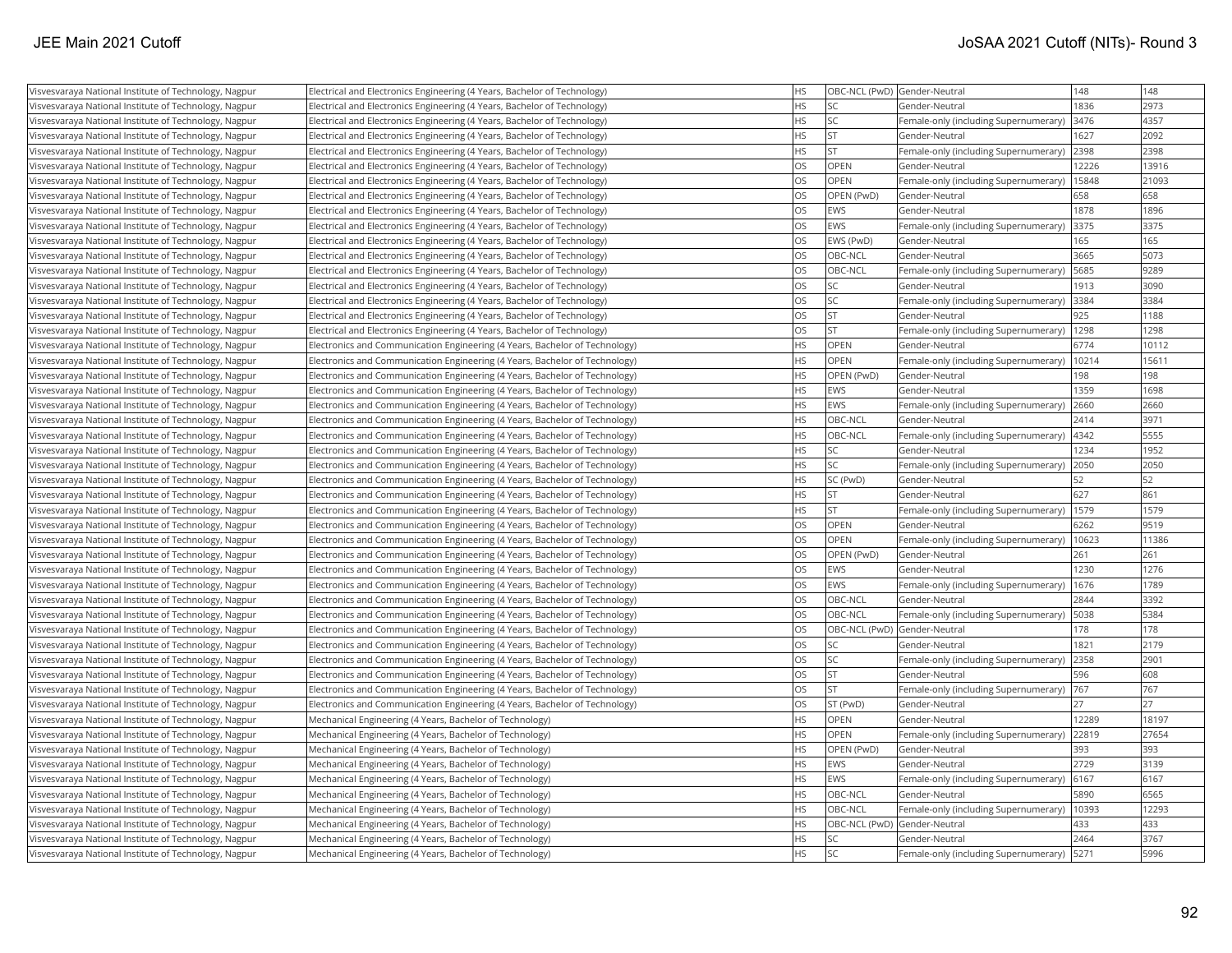| | | | | | | |
|---|---|---|---|---|---|---|
| Visvesvaraya National Institute of Technology, Nagpur | Electrical and Electronics Engineering (4 Years, Bachelor of Technology) | HS | OBC-NCL (PwD) | Gender-Neutral | 148 | 148 |
| Visvesvaraya National Institute of Technology, Nagpur | Electrical and Electronics Engineering (4 Years, Bachelor of Technology) | HS | SC | Gender-Neutral | 1836 | 2973 |
| Visvesvaraya National Institute of Technology, Nagpur | Electrical and Electronics Engineering (4 Years, Bachelor of Technology) | HS | SC | Female-only (including Supernumerary) | 3476 | 4357 |
| Visvesvaraya National Institute of Technology, Nagpur | Electrical and Electronics Engineering (4 Years, Bachelor of Technology) | HS | ST | Gender-Neutral | 1627 | 2092 |
| Visvesvaraya National Institute of Technology, Nagpur | Electrical and Electronics Engineering (4 Years, Bachelor of Technology) | HS | ST | Female-only (including Supernumerary) | 2398 | 2398 |
| Visvesvaraya National Institute of Technology, Nagpur | Electrical and Electronics Engineering (4 Years, Bachelor of Technology) | OS | OPEN | Gender-Neutral | 12226 | 13916 |
| Visvesvaraya National Institute of Technology, Nagpur | Electrical and Electronics Engineering (4 Years, Bachelor of Technology) | OS | OPEN | Female-only (including Supernumerary) | 15848 | 21093 |
| Visvesvaraya National Institute of Technology, Nagpur | Electrical and Electronics Engineering (4 Years, Bachelor of Technology) | OS | OPEN (PwD) | Gender-Neutral | 658 | 658 |
| Visvesvaraya National Institute of Technology, Nagpur | Electrical and Electronics Engineering (4 Years, Bachelor of Technology) | OS | EWS | Gender-Neutral | 1878 | 1896 |
| Visvesvaraya National Institute of Technology, Nagpur | Electrical and Electronics Engineering (4 Years, Bachelor of Technology) | OS | EWS | Female-only (including Supernumerary) | 3375 | 3375 |
| Visvesvaraya National Institute of Technology, Nagpur | Electrical and Electronics Engineering (4 Years, Bachelor of Technology) | OS | EWS (PwD) | Gender-Neutral | 165 | 165 |
| Visvesvaraya National Institute of Technology, Nagpur | Electrical and Electronics Engineering (4 Years, Bachelor of Technology) | OS | OBC-NCL | Gender-Neutral | 3665 | 5073 |
| Visvesvaraya National Institute of Technology, Nagpur | Electrical and Electronics Engineering (4 Years, Bachelor of Technology) | OS | OBC-NCL | Female-only (including Supernumerary) | 5685 | 9289 |
| Visvesvaraya National Institute of Technology, Nagpur | Electrical and Electronics Engineering (4 Years, Bachelor of Technology) | OS | SC | Gender-Neutral | 1913 | 3090 |
| Visvesvaraya National Institute of Technology, Nagpur | Electrical and Electronics Engineering (4 Years, Bachelor of Technology) | OS | SC | Female-only (including Supernumerary) | 3384 | 3384 |
| Visvesvaraya National Institute of Technology, Nagpur | Electrical and Electronics Engineering (4 Years, Bachelor of Technology) | OS | ST | Gender-Neutral | 925 | 1188 |
| Visvesvaraya National Institute of Technology, Nagpur | Electrical and Electronics Engineering (4 Years, Bachelor of Technology) | OS | ST | Female-only (including Supernumerary) | 1298 | 1298 |
| Visvesvaraya National Institute of Technology, Nagpur | Electronics and Communication Engineering (4 Years, Bachelor of Technology) | HS | OPEN | Gender-Neutral | 6774 | 10112 |
| Visvesvaraya National Institute of Technology, Nagpur | Electronics and Communication Engineering (4 Years, Bachelor of Technology) | HS | OPEN | Female-only (including Supernumerary) | 10214 | 15611 |
| Visvesvaraya National Institute of Technology, Nagpur | Electronics and Communication Engineering (4 Years, Bachelor of Technology) | HS | OPEN (PwD) | Gender-Neutral | 198 | 198 |
| Visvesvaraya National Institute of Technology, Nagpur | Electronics and Communication Engineering (4 Years, Bachelor of Technology) | HS | EWS | Gender-Neutral | 1359 | 1698 |
| Visvesvaraya National Institute of Technology, Nagpur | Electronics and Communication Engineering (4 Years, Bachelor of Technology) | HS | EWS | Female-only (including Supernumerary) | 2660 | 2660 |
| Visvesvaraya National Institute of Technology, Nagpur | Electronics and Communication Engineering (4 Years, Bachelor of Technology) | HS | OBC-NCL | Gender-Neutral | 2414 | 3971 |
| Visvesvaraya National Institute of Technology, Nagpur | Electronics and Communication Engineering (4 Years, Bachelor of Technology) | HS | OBC-NCL | Female-only (including Supernumerary) | 4342 | 5555 |
| Visvesvaraya National Institute of Technology, Nagpur | Electronics and Communication Engineering (4 Years, Bachelor of Technology) | HS | SC | Gender-Neutral | 1234 | 1952 |
| Visvesvaraya National Institute of Technology, Nagpur | Electronics and Communication Engineering (4 Years, Bachelor of Technology) | HS | SC | Female-only (including Supernumerary) | 2050 | 2050 |
| Visvesvaraya National Institute of Technology, Nagpur | Electronics and Communication Engineering (4 Years, Bachelor of Technology) | HS | SC (PwD) | Gender-Neutral | 52 | 52 |
| Visvesvaraya National Institute of Technology, Nagpur | Electronics and Communication Engineering (4 Years, Bachelor of Technology) | HS | ST | Gender-Neutral | 627 | 861 |
| Visvesvaraya National Institute of Technology, Nagpur | Electronics and Communication Engineering (4 Years, Bachelor of Technology) | HS | ST | Female-only (including Supernumerary) | 1579 | 1579 |
| Visvesvaraya National Institute of Technology, Nagpur | Electronics and Communication Engineering (4 Years, Bachelor of Technology) | OS | OPEN | Gender-Neutral | 6262 | 9519 |
| Visvesvaraya National Institute of Technology, Nagpur | Electronics and Communication Engineering (4 Years, Bachelor of Technology) | OS | OPEN | Female-only (including Supernumerary) | 10623 | 11386 |
| Visvesvaraya National Institute of Technology, Nagpur | Electronics and Communication Engineering (4 Years, Bachelor of Technology) | OS | OPEN (PwD) | Gender-Neutral | 261 | 261 |
| Visvesvaraya National Institute of Technology, Nagpur | Electronics and Communication Engineering (4 Years, Bachelor of Technology) | OS | EWS | Gender-Neutral | 1230 | 1276 |
| Visvesvaraya National Institute of Technology, Nagpur | Electronics and Communication Engineering (4 Years, Bachelor of Technology) | OS | EWS | Female-only (including Supernumerary) | 1676 | 1789 |
| Visvesvaraya National Institute of Technology, Nagpur | Electronics and Communication Engineering (4 Years, Bachelor of Technology) | OS | OBC-NCL | Gender-Neutral | 2844 | 3392 |
| Visvesvaraya National Institute of Technology, Nagpur | Electronics and Communication Engineering (4 Years, Bachelor of Technology) | OS | OBC-NCL | Female-only (including Supernumerary) | 5038 | 5384 |
| Visvesvaraya National Institute of Technology, Nagpur | Electronics and Communication Engineering (4 Years, Bachelor of Technology) | OS | OBC-NCL (PwD) | Gender-Neutral | 178 | 178 |
| Visvesvaraya National Institute of Technology, Nagpur | Electronics and Communication Engineering (4 Years, Bachelor of Technology) | OS | SC | Gender-Neutral | 1821 | 2179 |
| Visvesvaraya National Institute of Technology, Nagpur | Electronics and Communication Engineering (4 Years, Bachelor of Technology) | OS | SC | Female-only (including Supernumerary) | 2358 | 2901 |
| Visvesvaraya National Institute of Technology, Nagpur | Electronics and Communication Engineering (4 Years, Bachelor of Technology) | OS | ST | Gender-Neutral | 596 | 608 |
| Visvesvaraya National Institute of Technology, Nagpur | Electronics and Communication Engineering (4 Years, Bachelor of Technology) | OS | ST | Female-only (including Supernumerary) | 767 | 767 |
| Visvesvaraya National Institute of Technology, Nagpur | Electronics and Communication Engineering (4 Years, Bachelor of Technology) | OS | ST (PwD) | Gender-Neutral | 27 | 27 |
| Visvesvaraya National Institute of Technology, Nagpur | Mechanical Engineering (4 Years, Bachelor of Technology) | HS | OPEN | Gender-Neutral | 12289 | 18197 |
| Visvesvaraya National Institute of Technology, Nagpur | Mechanical Engineering (4 Years, Bachelor of Technology) | HS | OPEN | Female-only (including Supernumerary) | 22819 | 27654 |
| Visvesvaraya National Institute of Technology, Nagpur | Mechanical Engineering (4 Years, Bachelor of Technology) | HS | OPEN (PwD) | Gender-Neutral | 393 | 393 |
| Visvesvaraya National Institute of Technology, Nagpur | Mechanical Engineering (4 Years, Bachelor of Technology) | HS | EWS | Gender-Neutral | 2729 | 3139 |
| Visvesvaraya National Institute of Technology, Nagpur | Mechanical Engineering (4 Years, Bachelor of Technology) | HS | EWS | Female-only (including Supernumerary) | 6167 | 6167 |
| Visvesvaraya National Institute of Technology, Nagpur | Mechanical Engineering (4 Years, Bachelor of Technology) | HS | OBC-NCL | Gender-Neutral | 5890 | 6565 |
| Visvesvaraya National Institute of Technology, Nagpur | Mechanical Engineering (4 Years, Bachelor of Technology) | HS | OBC-NCL | Female-only (including Supernumerary) | 10393 | 12293 |
| Visvesvaraya National Institute of Technology, Nagpur | Mechanical Engineering (4 Years, Bachelor of Technology) | HS | OBC-NCL (PwD) | Gender-Neutral | 433 | 433 |
| Visvesvaraya National Institute of Technology, Nagpur | Mechanical Engineering (4 Years, Bachelor of Technology) | HS | SC | Gender-Neutral | 2464 | 3767 |
| Visvesvaraya National Institute of Technology, Nagpur | Mechanical Engineering (4 Years, Bachelor of Technology) | HS | SC | Female-only (including Supernumerary) | 5271 | 5996 |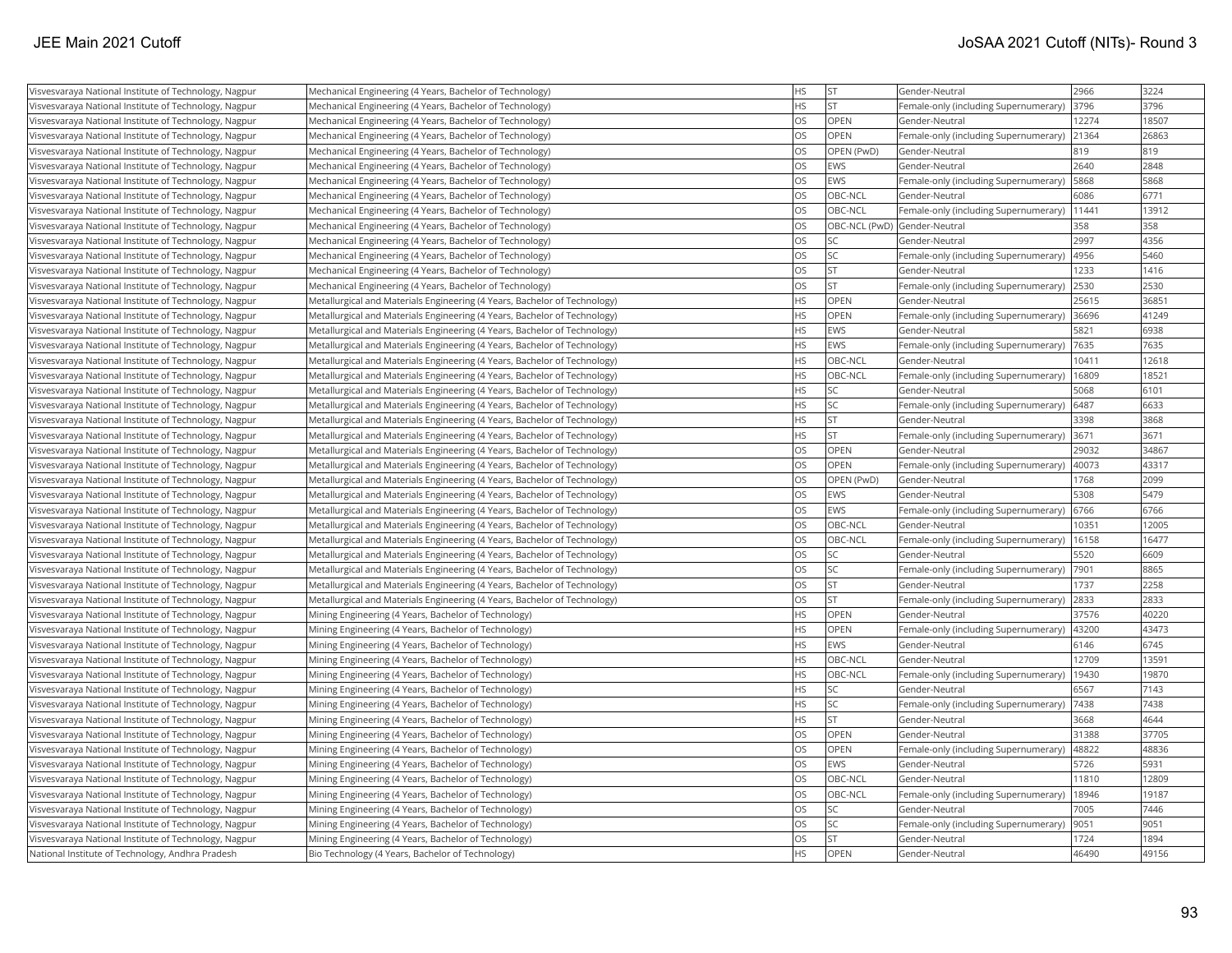| Visvesvaraya National Institute of Technology, Nagpur | Mechanical Engineering (4 Years, Bachelor of Technology) | HS | ST | Gender-Neutral | 2966 | 3224 |
|---|---|---|---|---|---|---|
| Visvesvaraya National Institute of Technology, Nagpur | Mechanical Engineering (4 Years, Bachelor of Technology) | HS | ST | Female-only (including Supernumerary) | 3796 | 3796 |
| Visvesvaraya National Institute of Technology, Nagpur | Mechanical Engineering (4 Years, Bachelor of Technology) | OS | OPEN | Gender-Neutral | 12274 | 18507 |
| Visvesvaraya National Institute of Technology, Nagpur | Mechanical Engineering (4 Years, Bachelor of Technology) | OS | OPEN | Female-only (including Supernumerary) | 21364 | 26863 |
| Visvesvaraya National Institute of Technology, Nagpur | Mechanical Engineering (4 Years, Bachelor of Technology) | OS | OPEN (PwD) | Gender-Neutral | 819 | 819 |
| Visvesvaraya National Institute of Technology, Nagpur | Mechanical Engineering (4 Years, Bachelor of Technology) | OS | EWS | Gender-Neutral | 2640 | 2848 |
| Visvesvaraya National Institute of Technology, Nagpur | Mechanical Engineering (4 Years, Bachelor of Technology) | OS | EWS | Female-only (including Supernumerary) | 5868 | 5868 |
| Visvesvaraya National Institute of Technology, Nagpur | Mechanical Engineering (4 Years, Bachelor of Technology) | OS | OBC-NCL | Gender-Neutral | 6086 | 6771 |
| Visvesvaraya National Institute of Technology, Nagpur | Mechanical Engineering (4 Years, Bachelor of Technology) | OS | OBC-NCL | Female-only (including Supernumerary) | 11441 | 13912 |
| Visvesvaraya National Institute of Technology, Nagpur | Mechanical Engineering (4 Years, Bachelor of Technology) | OS | OBC-NCL (PwD) | Gender-Neutral | 358 | 358 |
| Visvesvaraya National Institute of Technology, Nagpur | Mechanical Engineering (4 Years, Bachelor of Technology) | OS | SC | Gender-Neutral | 2997 | 4356 |
| Visvesvaraya National Institute of Technology, Nagpur | Mechanical Engineering (4 Years, Bachelor of Technology) | OS | SC | Female-only (including Supernumerary) | 4956 | 5460 |
| Visvesvaraya National Institute of Technology, Nagpur | Mechanical Engineering (4 Years, Bachelor of Technology) | OS | ST | Gender-Neutral | 1233 | 1416 |
| Visvesvaraya National Institute of Technology, Nagpur | Mechanical Engineering (4 Years, Bachelor of Technology) | OS | ST | Female-only (including Supernumerary) | 2530 | 2530 |
| Visvesvaraya National Institute of Technology, Nagpur | Metallurgical and Materials Engineering (4 Years, Bachelor of Technology) | HS | OPEN | Gender-Neutral | 25615 | 36851 |
| Visvesvaraya National Institute of Technology, Nagpur | Metallurgical and Materials Engineering (4 Years, Bachelor of Technology) | HS | OPEN | Female-only (including Supernumerary) | 36696 | 41249 |
| Visvesvaraya National Institute of Technology, Nagpur | Metallurgical and Materials Engineering (4 Years, Bachelor of Technology) | HS | EWS | Gender-Neutral | 5821 | 6938 |
| Visvesvaraya National Institute of Technology, Nagpur | Metallurgical and Materials Engineering (4 Years, Bachelor of Technology) | HS | EWS | Female-only (including Supernumerary) | 7635 | 7635 |
| Visvesvaraya National Institute of Technology, Nagpur | Metallurgical and Materials Engineering (4 Years, Bachelor of Technology) | HS | OBC-NCL | Gender-Neutral | 10411 | 12618 |
| Visvesvaraya National Institute of Technology, Nagpur | Metallurgical and Materials Engineering (4 Years, Bachelor of Technology) | HS | OBC-NCL | Female-only (including Supernumerary) | 16809 | 18521 |
| Visvesvaraya National Institute of Technology, Nagpur | Metallurgical and Materials Engineering (4 Years, Bachelor of Technology) | HS | SC | Gender-Neutral | 5068 | 6101 |
| Visvesvaraya National Institute of Technology, Nagpur | Metallurgical and Materials Engineering (4 Years, Bachelor of Technology) | HS | SC | Female-only (including Supernumerary) | 6487 | 6633 |
| Visvesvaraya National Institute of Technology, Nagpur | Metallurgical and Materials Engineering (4 Years, Bachelor of Technology) | HS | ST | Gender-Neutral | 3398 | 3868 |
| Visvesvaraya National Institute of Technology, Nagpur | Metallurgical and Materials Engineering (4 Years, Bachelor of Technology) | HS | ST | Female-only (including Supernumerary) | 3671 | 3671 |
| Visvesvaraya National Institute of Technology, Nagpur | Metallurgical and Materials Engineering (4 Years, Bachelor of Technology) | OS | OPEN | Gender-Neutral | 29032 | 34867 |
| Visvesvaraya National Institute of Technology, Nagpur | Metallurgical and Materials Engineering (4 Years, Bachelor of Technology) | OS | OPEN | Female-only (including Supernumerary) | 40073 | 43317 |
| Visvesvaraya National Institute of Technology, Nagpur | Metallurgical and Materials Engineering (4 Years, Bachelor of Technology) | OS | OPEN (PwD) | Gender-Neutral | 1768 | 2099 |
| Visvesvaraya National Institute of Technology, Nagpur | Metallurgical and Materials Engineering (4 Years, Bachelor of Technology) | OS | EWS | Gender-Neutral | 5308 | 5479 |
| Visvesvaraya National Institute of Technology, Nagpur | Metallurgical and Materials Engineering (4 Years, Bachelor of Technology) | OS | EWS | Female-only (including Supernumerary) | 6766 | 6766 |
| Visvesvaraya National Institute of Technology, Nagpur | Metallurgical and Materials Engineering (4 Years, Bachelor of Technology) | OS | OBC-NCL | Gender-Neutral | 10351 | 12005 |
| Visvesvaraya National Institute of Technology, Nagpur | Metallurgical and Materials Engineering (4 Years, Bachelor of Technology) | OS | OBC-NCL | Female-only (including Supernumerary) | 16158 | 16477 |
| Visvesvaraya National Institute of Technology, Nagpur | Metallurgical and Materials Engineering (4 Years, Bachelor of Technology) | OS | SC | Gender-Neutral | 5520 | 6609 |
| Visvesvaraya National Institute of Technology, Nagpur | Metallurgical and Materials Engineering (4 Years, Bachelor of Technology) | OS | SC | Female-only (including Supernumerary) | 7901 | 8865 |
| Visvesvaraya National Institute of Technology, Nagpur | Metallurgical and Materials Engineering (4 Years, Bachelor of Technology) | OS | ST | Gender-Neutral | 1737 | 2258 |
| Visvesvaraya National Institute of Technology, Nagpur | Metallurgical and Materials Engineering (4 Years, Bachelor of Technology) | OS | ST | Female-only (including Supernumerary) | 2833 | 2833 |
| Visvesvaraya National Institute of Technology, Nagpur | Mining Engineering (4 Years, Bachelor of Technology) | HS | OPEN | Gender-Neutral | 37576 | 40220 |
| Visvesvaraya National Institute of Technology, Nagpur | Mining Engineering (4 Years, Bachelor of Technology) | HS | OPEN | Female-only (including Supernumerary) | 43200 | 43473 |
| Visvesvaraya National Institute of Technology, Nagpur | Mining Engineering (4 Years, Bachelor of Technology) | HS | EWS | Gender-Neutral | 6146 | 6745 |
| Visvesvaraya National Institute of Technology, Nagpur | Mining Engineering (4 Years, Bachelor of Technology) | HS | OBC-NCL | Gender-Neutral | 12709 | 13591 |
| Visvesvaraya National Institute of Technology, Nagpur | Mining Engineering (4 Years, Bachelor of Technology) | HS | OBC-NCL | Female-only (including Supernumerary) | 19430 | 19870 |
| Visvesvaraya National Institute of Technology, Nagpur | Mining Engineering (4 Years, Bachelor of Technology) | HS | SC | Gender-Neutral | 6567 | 7143 |
| Visvesvaraya National Institute of Technology, Nagpur | Mining Engineering (4 Years, Bachelor of Technology) | HS | SC | Female-only (including Supernumerary) | 7438 | 7438 |
| Visvesvaraya National Institute of Technology, Nagpur | Mining Engineering (4 Years, Bachelor of Technology) | HS | ST | Gender-Neutral | 3668 | 4644 |
| Visvesvaraya National Institute of Technology, Nagpur | Mining Engineering (4 Years, Bachelor of Technology) | OS | OPEN | Gender-Neutral | 31388 | 37705 |
| Visvesvaraya National Institute of Technology, Nagpur | Mining Engineering (4 Years, Bachelor of Technology) | OS | OPEN | Female-only (including Supernumerary) | 48822 | 48836 |
| Visvesvaraya National Institute of Technology, Nagpur | Mining Engineering (4 Years, Bachelor of Technology) | OS | EWS | Gender-Neutral | 5726 | 5931 |
| Visvesvaraya National Institute of Technology, Nagpur | Mining Engineering (4 Years, Bachelor of Technology) | OS | OBC-NCL | Gender-Neutral | 11810 | 12809 |
| Visvesvaraya National Institute of Technology, Nagpur | Mining Engineering (4 Years, Bachelor of Technology) | OS | OBC-NCL | Female-only (including Supernumerary) | 18946 | 19187 |
| Visvesvaraya National Institute of Technology, Nagpur | Mining Engineering (4 Years, Bachelor of Technology) | OS | SC | Gender-Neutral | 7005 | 7446 |
| Visvesvaraya National Institute of Technology, Nagpur | Mining Engineering (4 Years, Bachelor of Technology) | OS | SC | Female-only (including Supernumerary) | 9051 | 9051 |
| Visvesvaraya National Institute of Technology, Nagpur | Mining Engineering (4 Years, Bachelor of Technology) | OS | ST | Gender-Neutral | 1724 | 1894 |
| National Institute of Technology, Andhra Pradesh | Bio Technology (4 Years, Bachelor of Technology) | HS | OPEN | Gender-Neutral | 46490 | 49156 |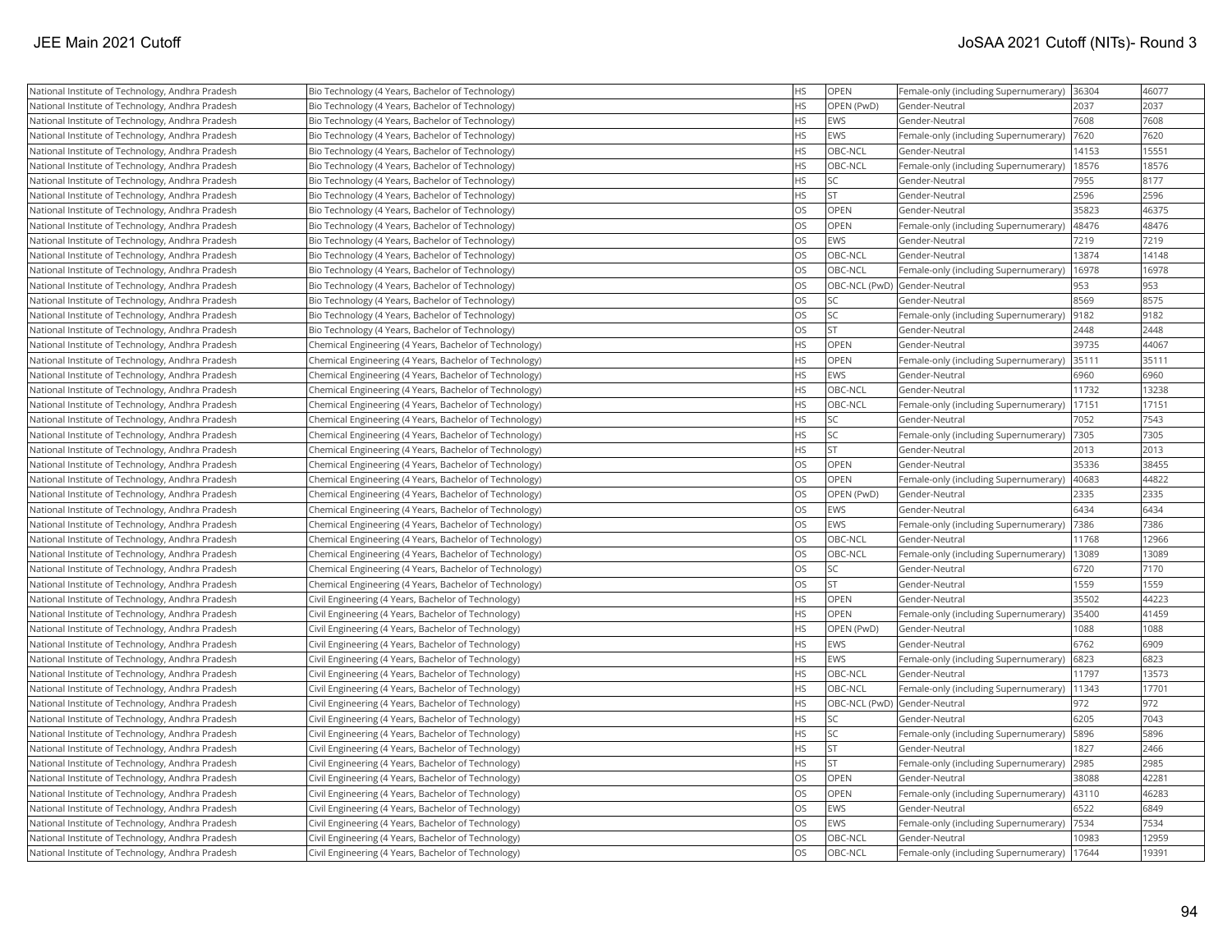| National Institute of Technology, Andhra Pradesh | Bio Technology (4 Years, Bachelor of Technology) | HS | OPEN | Female-only (including Supernumerary) | 36304 | 46077 |
|---|---|---|---|---|---|---|
| National Institute of Technology, Andhra Pradesh | Bio Technology (4 Years, Bachelor of Technology) | HS | OPEN (PwD) | Gender-Neutral | 2037 | 2037 |
| National Institute of Technology, Andhra Pradesh | Bio Technology (4 Years, Bachelor of Technology) | HS | EWS | Gender-Neutral | 7608 | 7608 |
| National Institute of Technology, Andhra Pradesh | Bio Technology (4 Years, Bachelor of Technology) | HS | EWS | Female-only (including Supernumerary) | 7620 | 7620 |
| National Institute of Technology, Andhra Pradesh | Bio Technology (4 Years, Bachelor of Technology) | HS | OBC-NCL | Gender-Neutral | 14153 | 15551 |
| National Institute of Technology, Andhra Pradesh | Bio Technology (4 Years, Bachelor of Technology) | HS | OBC-NCL | Female-only (including Supernumerary) | 18576 | 18576 |
| National Institute of Technology, Andhra Pradesh | Bio Technology (4 Years, Bachelor of Technology) | HS | SC | Gender-Neutral | 7955 | 8177 |
| National Institute of Technology, Andhra Pradesh | Bio Technology (4 Years, Bachelor of Technology) | HS | ST | Gender-Neutral | 2596 | 2596 |
| National Institute of Technology, Andhra Pradesh | Bio Technology (4 Years, Bachelor of Technology) | OS | OPEN | Gender-Neutral | 35823 | 46375 |
| National Institute of Technology, Andhra Pradesh | Bio Technology (4 Years, Bachelor of Technology) | OS | OPEN | Female-only (including Supernumerary) | 48476 | 48476 |
| National Institute of Technology, Andhra Pradesh | Bio Technology (4 Years, Bachelor of Technology) | OS | EWS | Gender-Neutral | 7219 | 7219 |
| National Institute of Technology, Andhra Pradesh | Bio Technology (4 Years, Bachelor of Technology) | OS | OBC-NCL | Gender-Neutral | 13874 | 14148 |
| National Institute of Technology, Andhra Pradesh | Bio Technology (4 Years, Bachelor of Technology) | OS | OBC-NCL | Female-only (including Supernumerary) | 16978 | 16978 |
| National Institute of Technology, Andhra Pradesh | Bio Technology (4 Years, Bachelor of Technology) | OS | OBC-NCL (PwD) | Gender-Neutral | 953 | 953 |
| National Institute of Technology, Andhra Pradesh | Bio Technology (4 Years, Bachelor of Technology) | OS | SC | Gender-Neutral | 8569 | 8575 |
| National Institute of Technology, Andhra Pradesh | Bio Technology (4 Years, Bachelor of Technology) | OS | SC | Female-only (including Supernumerary) | 9182 | 9182 |
| National Institute of Technology, Andhra Pradesh | Bio Technology (4 Years, Bachelor of Technology) | OS | ST | Gender-Neutral | 2448 | 2448 |
| National Institute of Technology, Andhra Pradesh | Chemical Engineering (4 Years, Bachelor of Technology) | HS | OPEN | Gender-Neutral | 39735 | 44067 |
| National Institute of Technology, Andhra Pradesh | Chemical Engineering (4 Years, Bachelor of Technology) | HS | OPEN | Female-only (including Supernumerary) | 35111 | 35111 |
| National Institute of Technology, Andhra Pradesh | Chemical Engineering (4 Years, Bachelor of Technology) | HS | EWS | Gender-Neutral | 6960 | 6960 |
| National Institute of Technology, Andhra Pradesh | Chemical Engineering (4 Years, Bachelor of Technology) | HS | OBC-NCL | Gender-Neutral | 11732 | 13238 |
| National Institute of Technology, Andhra Pradesh | Chemical Engineering (4 Years, Bachelor of Technology) | HS | OBC-NCL | Female-only (including Supernumerary) | 17151 | 17151 |
| National Institute of Technology, Andhra Pradesh | Chemical Engineering (4 Years, Bachelor of Technology) | HS | SC | Gender-Neutral | 7052 | 7543 |
| National Institute of Technology, Andhra Pradesh | Chemical Engineering (4 Years, Bachelor of Technology) | HS | SC | Female-only (including Supernumerary) | 7305 | 7305 |
| National Institute of Technology, Andhra Pradesh | Chemical Engineering (4 Years, Bachelor of Technology) | HS | ST | Gender-Neutral | 2013 | 2013 |
| National Institute of Technology, Andhra Pradesh | Chemical Engineering (4 Years, Bachelor of Technology) | OS | OPEN | Gender-Neutral | 35336 | 38455 |
| National Institute of Technology, Andhra Pradesh | Chemical Engineering (4 Years, Bachelor of Technology) | OS | OPEN | Female-only (including Supernumerary) | 40683 | 44822 |
| National Institute of Technology, Andhra Pradesh | Chemical Engineering (4 Years, Bachelor of Technology) | OS | OPEN (PwD) | Gender-Neutral | 2335 | 2335 |
| National Institute of Technology, Andhra Pradesh | Chemical Engineering (4 Years, Bachelor of Technology) | OS | EWS | Gender-Neutral | 6434 | 6434 |
| National Institute of Technology, Andhra Pradesh | Chemical Engineering (4 Years, Bachelor of Technology) | OS | EWS | Female-only (including Supernumerary) | 7386 | 7386 |
| National Institute of Technology, Andhra Pradesh | Chemical Engineering (4 Years, Bachelor of Technology) | OS | OBC-NCL | Gender-Neutral | 11768 | 12966 |
| National Institute of Technology, Andhra Pradesh | Chemical Engineering (4 Years, Bachelor of Technology) | OS | OBC-NCL | Female-only (including Supernumerary) | 13089 | 13089 |
| National Institute of Technology, Andhra Pradesh | Chemical Engineering (4 Years, Bachelor of Technology) | OS | SC | Gender-Neutral | 6720 | 7170 |
| National Institute of Technology, Andhra Pradesh | Chemical Engineering (4 Years, Bachelor of Technology) | OS | ST | Gender-Neutral | 1559 | 1559 |
| National Institute of Technology, Andhra Pradesh | Civil Engineering (4 Years, Bachelor of Technology) | HS | OPEN | Gender-Neutral | 35502 | 44223 |
| National Institute of Technology, Andhra Pradesh | Civil Engineering (4 Years, Bachelor of Technology) | HS | OPEN | Female-only (including Supernumerary) | 35400 | 41459 |
| National Institute of Technology, Andhra Pradesh | Civil Engineering (4 Years, Bachelor of Technology) | HS | OPEN (PwD) | Gender-Neutral | 1088 | 1088 |
| National Institute of Technology, Andhra Pradesh | Civil Engineering (4 Years, Bachelor of Technology) | HS | EWS | Gender-Neutral | 6762 | 6909 |
| National Institute of Technology, Andhra Pradesh | Civil Engineering (4 Years, Bachelor of Technology) | HS | EWS | Female-only (including Supernumerary) | 6823 | 6823 |
| National Institute of Technology, Andhra Pradesh | Civil Engineering (4 Years, Bachelor of Technology) | HS | OBC-NCL | Gender-Neutral | 11797 | 13573 |
| National Institute of Technology, Andhra Pradesh | Civil Engineering (4 Years, Bachelor of Technology) | HS | OBC-NCL | Female-only (including Supernumerary) | 11343 | 17701 |
| National Institute of Technology, Andhra Pradesh | Civil Engineering (4 Years, Bachelor of Technology) | HS | OBC-NCL (PwD) | Gender-Neutral | 972 | 972 |
| National Institute of Technology, Andhra Pradesh | Civil Engineering (4 Years, Bachelor of Technology) | HS | SC | Gender-Neutral | 6205 | 7043 |
| National Institute of Technology, Andhra Pradesh | Civil Engineering (4 Years, Bachelor of Technology) | HS | SC | Female-only (including Supernumerary) | 5896 | 5896 |
| National Institute of Technology, Andhra Pradesh | Civil Engineering (4 Years, Bachelor of Technology) | HS | ST | Gender-Neutral | 1827 | 2466 |
| National Institute of Technology, Andhra Pradesh | Civil Engineering (4 Years, Bachelor of Technology) | HS | ST | Female-only (including Supernumerary) | 2985 | 2985 |
| National Institute of Technology, Andhra Pradesh | Civil Engineering (4 Years, Bachelor of Technology) | OS | OPEN | Gender-Neutral | 38088 | 42281 |
| National Institute of Technology, Andhra Pradesh | Civil Engineering (4 Years, Bachelor of Technology) | OS | OPEN | Female-only (including Supernumerary) | 43110 | 46283 |
| National Institute of Technology, Andhra Pradesh | Civil Engineering (4 Years, Bachelor of Technology) | OS | EWS | Gender-Neutral | 6522 | 6849 |
| National Institute of Technology, Andhra Pradesh | Civil Engineering (4 Years, Bachelor of Technology) | OS | EWS | Female-only (including Supernumerary) | 7534 | 7534 |
| National Institute of Technology, Andhra Pradesh | Civil Engineering (4 Years, Bachelor of Technology) | OS | OBC-NCL | Gender-Neutral | 10983 | 12959 |
| National Institute of Technology, Andhra Pradesh | Civil Engineering (4 Years, Bachelor of Technology) | OS | OBC-NCL | Female-only (including Supernumerary) | 17644 | 19391 |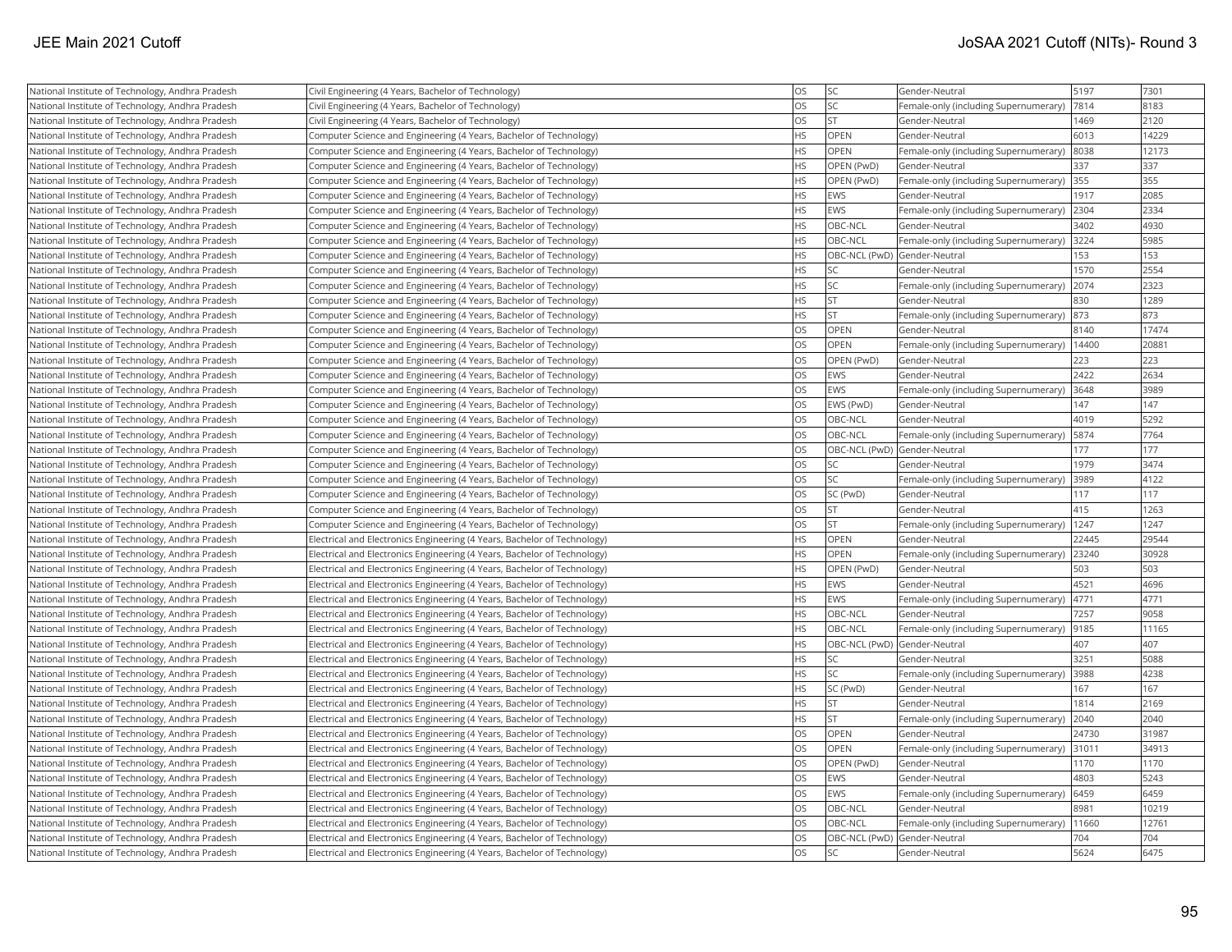| National Institute of Technology, Andhra Pradesh | Civil Engineering (4 Years, Bachelor of Technology) | OS | SC | Gender-Neutral | 5197 | 7301 |
|---|---|---|---|---|---|---|
| National Institute of Technology, Andhra Pradesh | Civil Engineering (4 Years, Bachelor of Technology) | OS | SC | Female-only (including Supernumerary) | 7814 | 8183 |
| National Institute of Technology, Andhra Pradesh | Civil Engineering (4 Years, Bachelor of Technology) | OS | ST | Gender-Neutral | 1469 | 2120 |
| National Institute of Technology, Andhra Pradesh | Computer Science and Engineering (4 Years, Bachelor of Technology) | HS | OPEN | Gender-Neutral | 6013 | 14229 |
| National Institute of Technology, Andhra Pradesh | Computer Science and Engineering (4 Years, Bachelor of Technology) | HS | OPEN | Female-only (including Supernumerary) | 8038 | 12173 |
| National Institute of Technology, Andhra Pradesh | Computer Science and Engineering (4 Years, Bachelor of Technology) | HS | OPEN (PwD) | Gender-Neutral | 337 | 337 |
| National Institute of Technology, Andhra Pradesh | Computer Science and Engineering (4 Years, Bachelor of Technology) | HS | OPEN (PwD) | Female-only (including Supernumerary) | 355 | 355 |
| National Institute of Technology, Andhra Pradesh | Computer Science and Engineering (4 Years, Bachelor of Technology) | HS | EWS | Gender-Neutral | 1917 | 2085 |
| National Institute of Technology, Andhra Pradesh | Computer Science and Engineering (4 Years, Bachelor of Technology) | HS | EWS | Female-only (including Supernumerary) | 2304 | 2334 |
| National Institute of Technology, Andhra Pradesh | Computer Science and Engineering (4 Years, Bachelor of Technology) | HS | OBC-NCL | Gender-Neutral | 3402 | 4930 |
| National Institute of Technology, Andhra Pradesh | Computer Science and Engineering (4 Years, Bachelor of Technology) | HS | OBC-NCL | Female-only (including Supernumerary) | 3224 | 5985 |
| National Institute of Technology, Andhra Pradesh | Computer Science and Engineering (4 Years, Bachelor of Technology) | HS | OBC-NCL (PwD) | Gender-Neutral | 153 | 153 |
| National Institute of Technology, Andhra Pradesh | Computer Science and Engineering (4 Years, Bachelor of Technology) | HS | SC | Gender-Neutral | 1570 | 2554 |
| National Institute of Technology, Andhra Pradesh | Computer Science and Engineering (4 Years, Bachelor of Technology) | HS | SC | Female-only (including Supernumerary) | 2074 | 2323 |
| National Institute of Technology, Andhra Pradesh | Computer Science and Engineering (4 Years, Bachelor of Technology) | HS | ST | Gender-Neutral | 830 | 1289 |
| National Institute of Technology, Andhra Pradesh | Computer Science and Engineering (4 Years, Bachelor of Technology) | HS | ST | Female-only (including Supernumerary) | 873 | 873 |
| National Institute of Technology, Andhra Pradesh | Computer Science and Engineering (4 Years, Bachelor of Technology) | OS | OPEN | Gender-Neutral | 8140 | 17474 |
| National Institute of Technology, Andhra Pradesh | Computer Science and Engineering (4 Years, Bachelor of Technology) | OS | OPEN | Female-only (including Supernumerary) | 14400 | 20881 |
| National Institute of Technology, Andhra Pradesh | Computer Science and Engineering (4 Years, Bachelor of Technology) | OS | OPEN (PwD) | Gender-Neutral | 223 | 223 |
| National Institute of Technology, Andhra Pradesh | Computer Science and Engineering (4 Years, Bachelor of Technology) | OS | EWS | Gender-Neutral | 2422 | 2634 |
| National Institute of Technology, Andhra Pradesh | Computer Science and Engineering (4 Years, Bachelor of Technology) | OS | EWS | Female-only (including Supernumerary) | 3648 | 3989 |
| National Institute of Technology, Andhra Pradesh | Computer Science and Engineering (4 Years, Bachelor of Technology) | OS | EWS (PwD) | Gender-Neutral | 147 | 147 |
| National Institute of Technology, Andhra Pradesh | Computer Science and Engineering (4 Years, Bachelor of Technology) | OS | OBC-NCL | Gender-Neutral | 4019 | 5292 |
| National Institute of Technology, Andhra Pradesh | Computer Science and Engineering (4 Years, Bachelor of Technology) | OS | OBC-NCL | Female-only (including Supernumerary) | 5874 | 7764 |
| National Institute of Technology, Andhra Pradesh | Computer Science and Engineering (4 Years, Bachelor of Technology) | OS | OBC-NCL (PwD) | Gender-Neutral | 177 | 177 |
| National Institute of Technology, Andhra Pradesh | Computer Science and Engineering (4 Years, Bachelor of Technology) | OS | SC | Gender-Neutral | 1979 | 3474 |
| National Institute of Technology, Andhra Pradesh | Computer Science and Engineering (4 Years, Bachelor of Technology) | OS | SC | Female-only (including Supernumerary) | 3989 | 4122 |
| National Institute of Technology, Andhra Pradesh | Computer Science and Engineering (4 Years, Bachelor of Technology) | OS | SC (PwD) | Gender-Neutral | 117 | 117 |
| National Institute of Technology, Andhra Pradesh | Computer Science and Engineering (4 Years, Bachelor of Technology) | OS | ST | Gender-Neutral | 415 | 1263 |
| National Institute of Technology, Andhra Pradesh | Computer Science and Engineering (4 Years, Bachelor of Technology) | OS | ST | Female-only (including Supernumerary) | 1247 | 1247 |
| National Institute of Technology, Andhra Pradesh | Electrical and Electronics Engineering (4 Years, Bachelor of Technology) | HS | OPEN | Gender-Neutral | 22445 | 29544 |
| National Institute of Technology, Andhra Pradesh | Electrical and Electronics Engineering (4 Years, Bachelor of Technology) | HS | OPEN | Female-only (including Supernumerary) | 23240 | 30928 |
| National Institute of Technology, Andhra Pradesh | Electrical and Electronics Engineering (4 Years, Bachelor of Technology) | HS | OPEN (PwD) | Gender-Neutral | 503 | 503 |
| National Institute of Technology, Andhra Pradesh | Electrical and Electronics Engineering (4 Years, Bachelor of Technology) | HS | EWS | Gender-Neutral | 4521 | 4696 |
| National Institute of Technology, Andhra Pradesh | Electrical and Electronics Engineering (4 Years, Bachelor of Technology) | HS | EWS | Female-only (including Supernumerary) | 4771 | 4771 |
| National Institute of Technology, Andhra Pradesh | Electrical and Electronics Engineering (4 Years, Bachelor of Technology) | HS | OBC-NCL | Gender-Neutral | 7257 | 9058 |
| National Institute of Technology, Andhra Pradesh | Electrical and Electronics Engineering (4 Years, Bachelor of Technology) | HS | OBC-NCL | Female-only (including Supernumerary) | 9185 | 11165 |
| National Institute of Technology, Andhra Pradesh | Electrical and Electronics Engineering (4 Years, Bachelor of Technology) | HS | OBC-NCL (PwD) | Gender-Neutral | 407 | 407 |
| National Institute of Technology, Andhra Pradesh | Electrical and Electronics Engineering (4 Years, Bachelor of Technology) | HS | SC | Gender-Neutral | 3251 | 5088 |
| National Institute of Technology, Andhra Pradesh | Electrical and Electronics Engineering (4 Years, Bachelor of Technology) | HS | SC | Female-only (including Supernumerary) | 3988 | 4238 |
| National Institute of Technology, Andhra Pradesh | Electrical and Electronics Engineering (4 Years, Bachelor of Technology) | HS | SC (PwD) | Gender-Neutral | 167 | 167 |
| National Institute of Technology, Andhra Pradesh | Electrical and Electronics Engineering (4 Years, Bachelor of Technology) | HS | ST | Gender-Neutral | 1814 | 2169 |
| National Institute of Technology, Andhra Pradesh | Electrical and Electronics Engineering (4 Years, Bachelor of Technology) | HS | ST | Female-only (including Supernumerary) | 2040 | 2040 |
| National Institute of Technology, Andhra Pradesh | Electrical and Electronics Engineering (4 Years, Bachelor of Technology) | OS | OPEN | Gender-Neutral | 24730 | 31987 |
| National Institute of Technology, Andhra Pradesh | Electrical and Electronics Engineering (4 Years, Bachelor of Technology) | OS | OPEN | Female-only (including Supernumerary) | 31011 | 34913 |
| National Institute of Technology, Andhra Pradesh | Electrical and Electronics Engineering (4 Years, Bachelor of Technology) | OS | OPEN (PwD) | Gender-Neutral | 1170 | 1170 |
| National Institute of Technology, Andhra Pradesh | Electrical and Electronics Engineering (4 Years, Bachelor of Technology) | OS | EWS | Gender-Neutral | 4803 | 5243 |
| National Institute of Technology, Andhra Pradesh | Electrical and Electronics Engineering (4 Years, Bachelor of Technology) | OS | EWS | Female-only (including Supernumerary) | 6459 | 6459 |
| National Institute of Technology, Andhra Pradesh | Electrical and Electronics Engineering (4 Years, Bachelor of Technology) | OS | OBC-NCL | Gender-Neutral | 8981 | 10219 |
| National Institute of Technology, Andhra Pradesh | Electrical and Electronics Engineering (4 Years, Bachelor of Technology) | OS | OBC-NCL | Female-only (including Supernumerary) | 11660 | 12761 |
| National Institute of Technology, Andhra Pradesh | Electrical and Electronics Engineering (4 Years, Bachelor of Technology) | OS | OBC-NCL (PwD) | Gender-Neutral | 704 | 704 |
| National Institute of Technology, Andhra Pradesh | Electrical and Electronics Engineering (4 Years, Bachelor of Technology) | OS | SC | Gender-Neutral | 5624 | 6475 |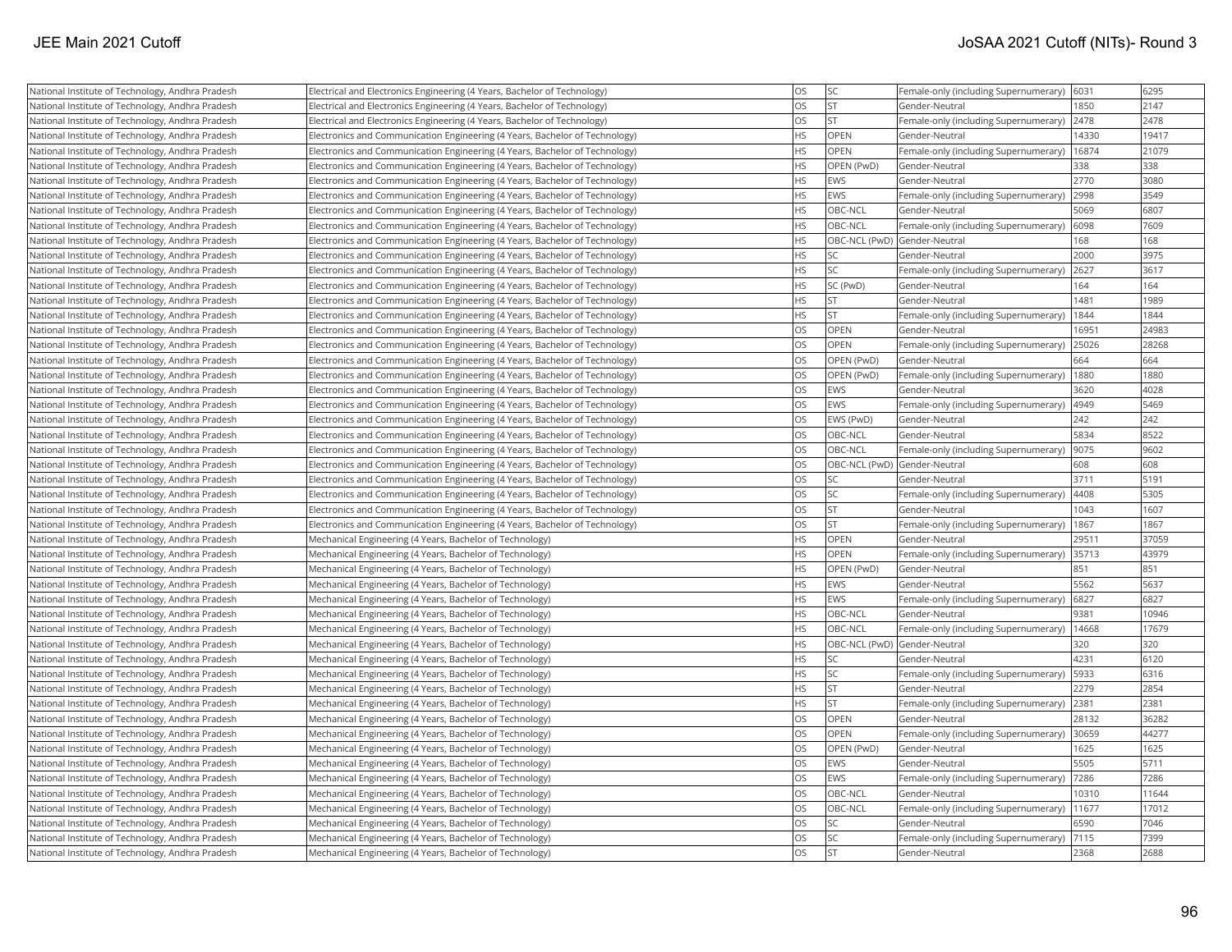| National Institute of Technology, Andhra Pradesh | Electrical and Electronics Engineering (4 Years, Bachelor of Technology) | OS | SC | Female-only (including Supernumerary) | 6031 | 6295 |
|---|---|---|---|---|---|---|
| National Institute of Technology, Andhra Pradesh | Electrical and Electronics Engineering (4 Years, Bachelor of Technology) | OS | ST | Gender-Neutral | 1850 | 2147 |
| National Institute of Technology, Andhra Pradesh | Electrical and Electronics Engineering (4 Years, Bachelor of Technology) | OS | ST | Female-only (including Supernumerary) | 2478 | 2478 |
| National Institute of Technology, Andhra Pradesh | Electronics and Communication Engineering (4 Years, Bachelor of Technology) | HS | OPEN | Gender-Neutral | 14330 | 19417 |
| National Institute of Technology, Andhra Pradesh | Electronics and Communication Engineering (4 Years, Bachelor of Technology) | HS | OPEN | Female-only (including Supernumerary) | 16874 | 21079 |
| National Institute of Technology, Andhra Pradesh | Electronics and Communication Engineering (4 Years, Bachelor of Technology) | HS | OPEN (PwD) | Gender-Neutral | 338 | 338 |
| National Institute of Technology, Andhra Pradesh | Electronics and Communication Engineering (4 Years, Bachelor of Technology) | HS | EWS | Gender-Neutral | 2770 | 3080 |
| National Institute of Technology, Andhra Pradesh | Electronics and Communication Engineering (4 Years, Bachelor of Technology) | HS | EWS | Female-only (including Supernumerary) | 2998 | 3549 |
| National Institute of Technology, Andhra Pradesh | Electronics and Communication Engineering (4 Years, Bachelor of Technology) | HS | OBC-NCL | Gender-Neutral | 5069 | 6807 |
| National Institute of Technology, Andhra Pradesh | Electronics and Communication Engineering (4 Years, Bachelor of Technology) | HS | OBC-NCL | Female-only (including Supernumerary) | 6098 | 7609 |
| National Institute of Technology, Andhra Pradesh | Electronics and Communication Engineering (4 Years, Bachelor of Technology) | HS | OBC-NCL (PwD) | Gender-Neutral | 168 | 168 |
| National Institute of Technology, Andhra Pradesh | Electronics and Communication Engineering (4 Years, Bachelor of Technology) | HS | SC | Gender-Neutral | 2000 | 3975 |
| National Institute of Technology, Andhra Pradesh | Electronics and Communication Engineering (4 Years, Bachelor of Technology) | HS | SC | Female-only (including Supernumerary) | 2627 | 3617 |
| National Institute of Technology, Andhra Pradesh | Electronics and Communication Engineering (4 Years, Bachelor of Technology) | HS | SC (PwD) | Gender-Neutral | 164 | 164 |
| National Institute of Technology, Andhra Pradesh | Electronics and Communication Engineering (4 Years, Bachelor of Technology) | HS | ST | Gender-Neutral | 1481 | 1989 |
| National Institute of Technology, Andhra Pradesh | Electronics and Communication Engineering (4 Years, Bachelor of Technology) | HS | ST | Female-only (including Supernumerary) | 1844 | 1844 |
| National Institute of Technology, Andhra Pradesh | Electronics and Communication Engineering (4 Years, Bachelor of Technology) | OS | OPEN | Gender-Neutral | 16951 | 24983 |
| National Institute of Technology, Andhra Pradesh | Electronics and Communication Engineering (4 Years, Bachelor of Technology) | OS | OPEN | Female-only (including Supernumerary) | 25026 | 28268 |
| National Institute of Technology, Andhra Pradesh | Electronics and Communication Engineering (4 Years, Bachelor of Technology) | OS | OPEN (PwD) | Gender-Neutral | 664 | 664 |
| National Institute of Technology, Andhra Pradesh | Electronics and Communication Engineering (4 Years, Bachelor of Technology) | OS | OPEN (PwD) | Female-only (including Supernumerary) | 1880 | 1880 |
| National Institute of Technology, Andhra Pradesh | Electronics and Communication Engineering (4 Years, Bachelor of Technology) | OS | EWS | Gender-Neutral | 3620 | 4028 |
| National Institute of Technology, Andhra Pradesh | Electronics and Communication Engineering (4 Years, Bachelor of Technology) | OS | EWS | Female-only (including Supernumerary) | 4949 | 5469 |
| National Institute of Technology, Andhra Pradesh | Electronics and Communication Engineering (4 Years, Bachelor of Technology) | OS | EWS (PwD) | Gender-Neutral | 242 | 242 |
| National Institute of Technology, Andhra Pradesh | Electronics and Communication Engineering (4 Years, Bachelor of Technology) | OS | OBC-NCL | Gender-Neutral | 5834 | 8522 |
| National Institute of Technology, Andhra Pradesh | Electronics and Communication Engineering (4 Years, Bachelor of Technology) | OS | OBC-NCL | Female-only (including Supernumerary) | 9075 | 9602 |
| National Institute of Technology, Andhra Pradesh | Electronics and Communication Engineering (4 Years, Bachelor of Technology) | OS | OBC-NCL (PwD) | Gender-Neutral | 608 | 608 |
| National Institute of Technology, Andhra Pradesh | Electronics and Communication Engineering (4 Years, Bachelor of Technology) | OS | SC | Gender-Neutral | 3711 | 5191 |
| National Institute of Technology, Andhra Pradesh | Electronics and Communication Engineering (4 Years, Bachelor of Technology) | OS | SC | Female-only (including Supernumerary) | 4408 | 5305 |
| National Institute of Technology, Andhra Pradesh | Electronics and Communication Engineering (4 Years, Bachelor of Technology) | OS | ST | Gender-Neutral | 1043 | 1607 |
| National Institute of Technology, Andhra Pradesh | Electronics and Communication Engineering (4 Years, Bachelor of Technology) | OS | ST | Female-only (including Supernumerary) | 1867 | 1867 |
| National Institute of Technology, Andhra Pradesh | Mechanical Engineering (4 Years, Bachelor of Technology) | HS | OPEN | Gender-Neutral | 29511 | 37059 |
| National Institute of Technology, Andhra Pradesh | Mechanical Engineering (4 Years, Bachelor of Technology) | HS | OPEN | Female-only (including Supernumerary) | 35713 | 43979 |
| National Institute of Technology, Andhra Pradesh | Mechanical Engineering (4 Years, Bachelor of Technology) | HS | OPEN (PwD) | Gender-Neutral | 851 | 851 |
| National Institute of Technology, Andhra Pradesh | Mechanical Engineering (4 Years, Bachelor of Technology) | HS | EWS | Gender-Neutral | 5562 | 5637 |
| National Institute of Technology, Andhra Pradesh | Mechanical Engineering (4 Years, Bachelor of Technology) | HS | EWS | Female-only (including Supernumerary) | 6827 | 6827 |
| National Institute of Technology, Andhra Pradesh | Mechanical Engineering (4 Years, Bachelor of Technology) | HS | OBC-NCL | Gender-Neutral | 9381 | 10946 |
| National Institute of Technology, Andhra Pradesh | Mechanical Engineering (4 Years, Bachelor of Technology) | HS | OBC-NCL | Female-only (including Supernumerary) | 14668 | 17679 |
| National Institute of Technology, Andhra Pradesh | Mechanical Engineering (4 Years, Bachelor of Technology) | HS | OBC-NCL (PwD) | Gender-Neutral | 320 | 320 |
| National Institute of Technology, Andhra Pradesh | Mechanical Engineering (4 Years, Bachelor of Technology) | HS | SC | Gender-Neutral | 4231 | 6120 |
| National Institute of Technology, Andhra Pradesh | Mechanical Engineering (4 Years, Bachelor of Technology) | HS | SC | Female-only (including Supernumerary) | 5933 | 6316 |
| National Institute of Technology, Andhra Pradesh | Mechanical Engineering (4 Years, Bachelor of Technology) | HS | ST | Gender-Neutral | 2279 | 2854 |
| National Institute of Technology, Andhra Pradesh | Mechanical Engineering (4 Years, Bachelor of Technology) | HS | ST | Female-only (including Supernumerary) | 2381 | 2381 |
| National Institute of Technology, Andhra Pradesh | Mechanical Engineering (4 Years, Bachelor of Technology) | OS | OPEN | Gender-Neutral | 28132 | 36282 |
| National Institute of Technology, Andhra Pradesh | Mechanical Engineering (4 Years, Bachelor of Technology) | OS | OPEN | Female-only (including Supernumerary) | 30659 | 44277 |
| National Institute of Technology, Andhra Pradesh | Mechanical Engineering (4 Years, Bachelor of Technology) | OS | OPEN (PwD) | Gender-Neutral | 1625 | 1625 |
| National Institute of Technology, Andhra Pradesh | Mechanical Engineering (4 Years, Bachelor of Technology) | OS | EWS | Gender-Neutral | 5505 | 5711 |
| National Institute of Technology, Andhra Pradesh | Mechanical Engineering (4 Years, Bachelor of Technology) | OS | EWS | Female-only (including Supernumerary) | 7286 | 7286 |
| National Institute of Technology, Andhra Pradesh | Mechanical Engineering (4 Years, Bachelor of Technology) | OS | OBC-NCL | Gender-Neutral | 10310 | 11644 |
| National Institute of Technology, Andhra Pradesh | Mechanical Engineering (4 Years, Bachelor of Technology) | OS | OBC-NCL | Female-only (including Supernumerary) | 11677 | 17012 |
| National Institute of Technology, Andhra Pradesh | Mechanical Engineering (4 Years, Bachelor of Technology) | OS | SC | Gender-Neutral | 6590 | 7046 |
| National Institute of Technology, Andhra Pradesh | Mechanical Engineering (4 Years, Bachelor of Technology) | OS | SC | Female-only (including Supernumerary) | 7115 | 7399 |
| National Institute of Technology, Andhra Pradesh | Mechanical Engineering (4 Years, Bachelor of Technology) | OS | ST | Gender-Neutral | 2368 | 2688 |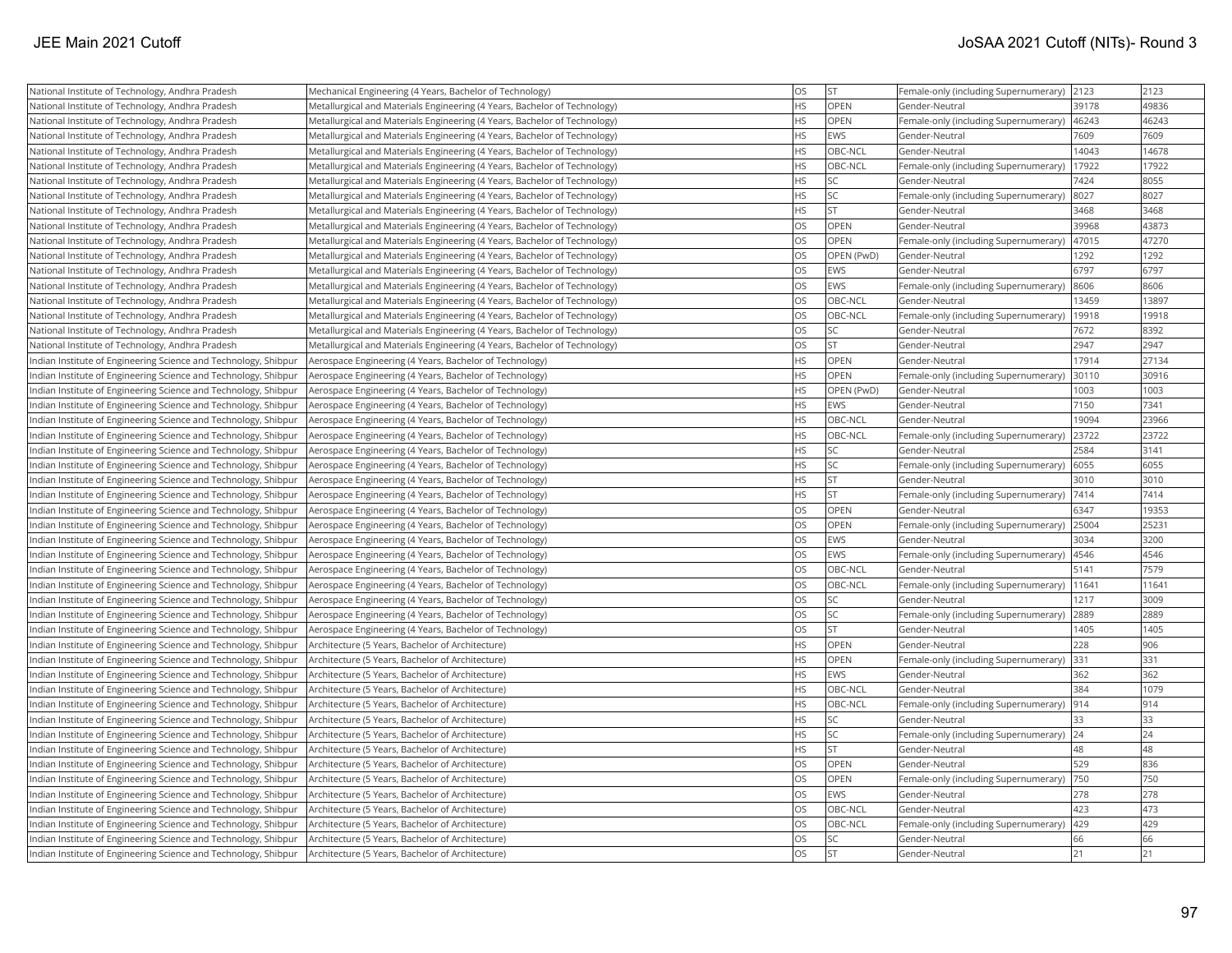| National Institute of Technology, Andhra Pradesh | Mechanical Engineering (4 Years, Bachelor of Technology) | OS | ST | Female-only (including Supernumerary) | 2123 | 2123 |
|---|---|---|---|---|---|---|
| National Institute of Technology, Andhra Pradesh | Metallurgical and Materials Engineering (4 Years, Bachelor of Technology) | HS | OPEN | Gender-Neutral | 39178 | 49836 |
| National Institute of Technology, Andhra Pradesh | Metallurgical and Materials Engineering (4 Years, Bachelor of Technology) | HS | OPEN | Female-only (including Supernumerary) | 46243 | 46243 |
| National Institute of Technology, Andhra Pradesh | Metallurgical and Materials Engineering (4 Years, Bachelor of Technology) | HS | EWS | Gender-Neutral | 7609 | 7609 |
| National Institute of Technology, Andhra Pradesh | Metallurgical and Materials Engineering (4 Years, Bachelor of Technology) | HS | OBC-NCL | Gender-Neutral | 14043 | 14678 |
| National Institute of Technology, Andhra Pradesh | Metallurgical and Materials Engineering (4 Years, Bachelor of Technology) | HS | OBC-NCL | Female-only (including Supernumerary) | 17922 | 17922 |
| National Institute of Technology, Andhra Pradesh | Metallurgical and Materials Engineering (4 Years, Bachelor of Technology) | HS | SC | Gender-Neutral | 7424 | 8055 |
| National Institute of Technology, Andhra Pradesh | Metallurgical and Materials Engineering (4 Years, Bachelor of Technology) | HS | SC | Female-only (including Supernumerary) | 8027 | 8027 |
| National Institute of Technology, Andhra Pradesh | Metallurgical and Materials Engineering (4 Years, Bachelor of Technology) | HS | ST | Gender-Neutral | 3468 | 3468 |
| National Institute of Technology, Andhra Pradesh | Metallurgical and Materials Engineering (4 Years, Bachelor of Technology) | OS | OPEN | Gender-Neutral | 39968 | 43873 |
| National Institute of Technology, Andhra Pradesh | Metallurgical and Materials Engineering (4 Years, Bachelor of Technology) | OS | OPEN | Female-only (including Supernumerary) | 47015 | 47270 |
| National Institute of Technology, Andhra Pradesh | Metallurgical and Materials Engineering (4 Years, Bachelor of Technology) | OS | OPEN (PwD) | Gender-Neutral | 1292 | 1292 |
| National Institute of Technology, Andhra Pradesh | Metallurgical and Materials Engineering (4 Years, Bachelor of Technology) | OS | EWS | Gender-Neutral | 6797 | 6797 |
| National Institute of Technology, Andhra Pradesh | Metallurgical and Materials Engineering (4 Years, Bachelor of Technology) | OS | EWS | Female-only (including Supernumerary) | 8606 | 8606 |
| National Institute of Technology, Andhra Pradesh | Metallurgical and Materials Engineering (4 Years, Bachelor of Technology) | OS | OBC-NCL | Gender-Neutral | 13459 | 13897 |
| National Institute of Technology, Andhra Pradesh | Metallurgical and Materials Engineering (4 Years, Bachelor of Technology) | OS | OBC-NCL | Female-only (including Supernumerary) | 19918 | 19918 |
| National Institute of Technology, Andhra Pradesh | Metallurgical and Materials Engineering (4 Years, Bachelor of Technology) | OS | SC | Gender-Neutral | 7672 | 8392 |
| National Institute of Technology, Andhra Pradesh | Metallurgical and Materials Engineering (4 Years, Bachelor of Technology) | OS | ST | Gender-Neutral | 2947 | 2947 |
| Indian Institute of Engineering Science and Technology, Shibpur | Aerospace Engineering (4 Years, Bachelor of Technology) | HS | OPEN | Gender-Neutral | 17914 | 27134 |
| Indian Institute of Engineering Science and Technology, Shibpur | Aerospace Engineering (4 Years, Bachelor of Technology) | HS | OPEN | Female-only (including Supernumerary) | 30110 | 30916 |
| Indian Institute of Engineering Science and Technology, Shibpur | Aerospace Engineering (4 Years, Bachelor of Technology) | HS | OPEN (PwD) | Gender-Neutral | 1003 | 1003 |
| Indian Institute of Engineering Science and Technology, Shibpur | Aerospace Engineering (4 Years, Bachelor of Technology) | HS | EWS | Gender-Neutral | 7150 | 7341 |
| Indian Institute of Engineering Science and Technology, Shibpur | Aerospace Engineering (4 Years, Bachelor of Technology) | HS | OBC-NCL | Gender-Neutral | 19094 | 23966 |
| Indian Institute of Engineering Science and Technology, Shibpur | Aerospace Engineering (4 Years, Bachelor of Technology) | HS | OBC-NCL | Female-only (including Supernumerary) | 23722 | 23722 |
| Indian Institute of Engineering Science and Technology, Shibpur | Aerospace Engineering (4 Years, Bachelor of Technology) | HS | SC | Gender-Neutral | 2584 | 3141 |
| Indian Institute of Engineering Science and Technology, Shibpur | Aerospace Engineering (4 Years, Bachelor of Technology) | HS | SC | Female-only (including Supernumerary) | 6055 | 6055 |
| Indian Institute of Engineering Science and Technology, Shibpur | Aerospace Engineering (4 Years, Bachelor of Technology) | HS | ST | Gender-Neutral | 3010 | 3010 |
| Indian Institute of Engineering Science and Technology, Shibpur | Aerospace Engineering (4 Years, Bachelor of Technology) | HS | ST | Female-only (including Supernumerary) | 7414 | 7414 |
| Indian Institute of Engineering Science and Technology, Shibpur | Aerospace Engineering (4 Years, Bachelor of Technology) | OS | OPEN | Gender-Neutral | 6347 | 19353 |
| Indian Institute of Engineering Science and Technology, Shibpur | Aerospace Engineering (4 Years, Bachelor of Technology) | OS | OPEN | Female-only (including Supernumerary) | 25004 | 25231 |
| Indian Institute of Engineering Science and Technology, Shibpur | Aerospace Engineering (4 Years, Bachelor of Technology) | OS | EWS | Gender-Neutral | 3034 | 3200 |
| Indian Institute of Engineering Science and Technology, Shibpur | Aerospace Engineering (4 Years, Bachelor of Technology) | OS | EWS | Female-only (including Supernumerary) | 4546 | 4546 |
| Indian Institute of Engineering Science and Technology, Shibpur | Aerospace Engineering (4 Years, Bachelor of Technology) | OS | OBC-NCL | Gender-Neutral | 5141 | 7579 |
| Indian Institute of Engineering Science and Technology, Shibpur | Aerospace Engineering (4 Years, Bachelor of Technology) | OS | OBC-NCL | Female-only (including Supernumerary) | 11641 | 11641 |
| Indian Institute of Engineering Science and Technology, Shibpur | Aerospace Engineering (4 Years, Bachelor of Technology) | OS | SC | Gender-Neutral | 1217 | 3009 |
| Indian Institute of Engineering Science and Technology, Shibpur | Aerospace Engineering (4 Years, Bachelor of Technology) | OS | SC | Female-only (including Supernumerary) | 2889 | 2889 |
| Indian Institute of Engineering Science and Technology, Shibpur | Aerospace Engineering (4 Years, Bachelor of Technology) | OS | ST | Gender-Neutral | 1405 | 1405 |
| Indian Institute of Engineering Science and Technology, Shibpur | Architecture (5 Years, Bachelor of Architecture) | HS | OPEN | Gender-Neutral | 228 | 906 |
| Indian Institute of Engineering Science and Technology, Shibpur | Architecture (5 Years, Bachelor of Architecture) | HS | OPEN | Female-only (including Supernumerary) | 331 | 331 |
| Indian Institute of Engineering Science and Technology, Shibpur | Architecture (5 Years, Bachelor of Architecture) | HS | EWS | Gender-Neutral | 362 | 362 |
| Indian Institute of Engineering Science and Technology, Shibpur | Architecture (5 Years, Bachelor of Architecture) | HS | OBC-NCL | Gender-Neutral | 384 | 1079 |
| Indian Institute of Engineering Science and Technology, Shibpur | Architecture (5 Years, Bachelor of Architecture) | HS | OBC-NCL | Female-only (including Supernumerary) | 914 | 914 |
| Indian Institute of Engineering Science and Technology, Shibpur | Architecture (5 Years, Bachelor of Architecture) | HS | SC | Gender-Neutral | 33 | 33 |
| Indian Institute of Engineering Science and Technology, Shibpur | Architecture (5 Years, Bachelor of Architecture) | HS | SC | Female-only (including Supernumerary) | 24 | 24 |
| Indian Institute of Engineering Science and Technology, Shibpur | Architecture (5 Years, Bachelor of Architecture) | HS | ST | Gender-Neutral | 48 | 48 |
| Indian Institute of Engineering Science and Technology, Shibpur | Architecture (5 Years, Bachelor of Architecture) | OS | OPEN | Gender-Neutral | 529 | 836 |
| Indian Institute of Engineering Science and Technology, Shibpur | Architecture (5 Years, Bachelor of Architecture) | OS | OPEN | Female-only (including Supernumerary) | 750 | 750 |
| Indian Institute of Engineering Science and Technology, Shibpur | Architecture (5 Years, Bachelor of Architecture) | OS | EWS | Gender-Neutral | 278 | 278 |
| Indian Institute of Engineering Science and Technology, Shibpur | Architecture (5 Years, Bachelor of Architecture) | OS | OBC-NCL | Gender-Neutral | 423 | 473 |
| Indian Institute of Engineering Science and Technology, Shibpur | Architecture (5 Years, Bachelor of Architecture) | OS | OBC-NCL | Female-only (including Supernumerary) | 429 | 429 |
| Indian Institute of Engineering Science and Technology, Shibpur | Architecture (5 Years, Bachelor of Architecture) | OS | SC | Gender-Neutral | 66 | 66 |
| Indian Institute of Engineering Science and Technology, Shibpur | Architecture (5 Years, Bachelor of Architecture) | OS | ST | Gender-Neutral | 21 | 21 |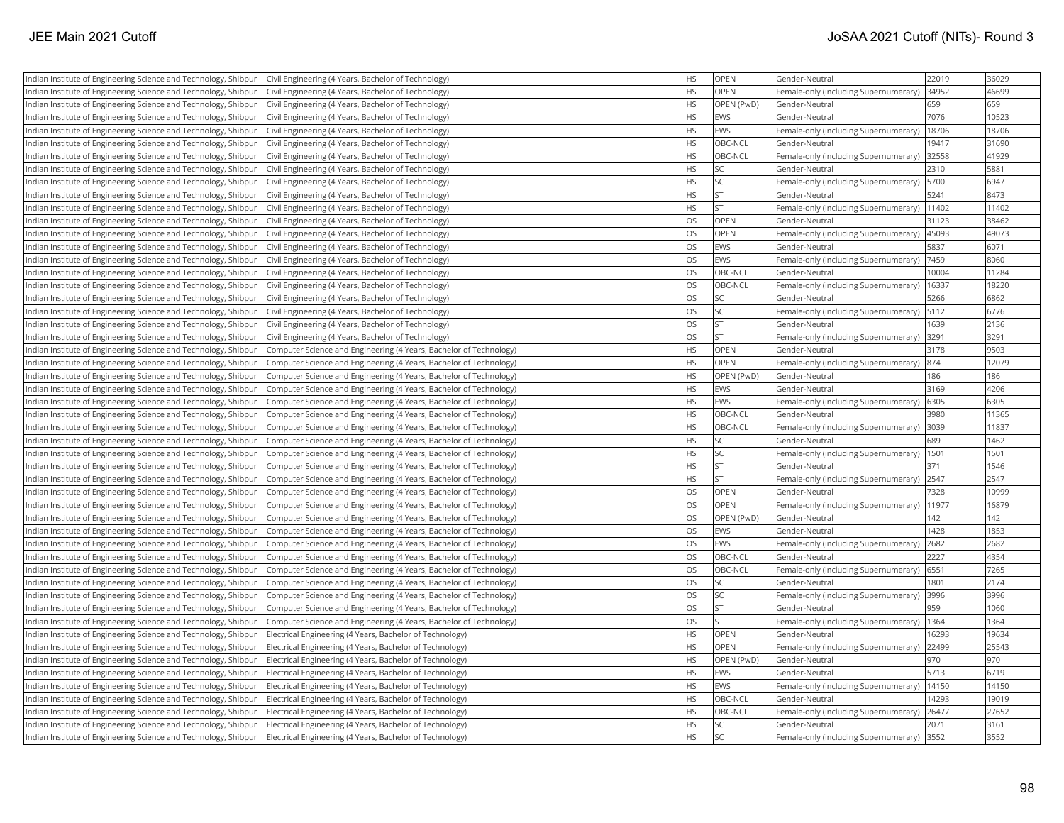| Indian Institute of Engineering Science and Technology, Shibpur | Civil Engineering (4 Years, Bachelor of Technology) | HS | OPEN | Gender-Neutral | 22019 | 36029 |
|---|---|---|---|---|---|---|
| Indian Institute of Engineering Science and Technology, Shibpur | Civil Engineering (4 Years, Bachelor of Technology) | HS | OPEN | Female-only (including Supernumerary) | 34952 | 46699 |
| Indian Institute of Engineering Science and Technology, Shibpur | Civil Engineering (4 Years, Bachelor of Technology) | HS | OPEN (PwD) | Gender-Neutral | 659 | 659 |
| Indian Institute of Engineering Science and Technology, Shibpur | Civil Engineering (4 Years, Bachelor of Technology) | HS | EWS | Gender-Neutral | 7076 | 10523 |
| Indian Institute of Engineering Science and Technology, Shibpur | Civil Engineering (4 Years, Bachelor of Technology) | HS | EWS | Female-only (including Supernumerary) | 18706 | 18706 |
| Indian Institute of Engineering Science and Technology, Shibpur | Civil Engineering (4 Years, Bachelor of Technology) | HS | OBC-NCL | Gender-Neutral | 19417 | 31690 |
| Indian Institute of Engineering Science and Technology, Shibpur | Civil Engineering (4 Years, Bachelor of Technology) | HS | OBC-NCL | Female-only (including Supernumerary) | 32558 | 41929 |
| Indian Institute of Engineering Science and Technology, Shibpur | Civil Engineering (4 Years, Bachelor of Technology) | HS | SC | Gender-Neutral | 2310 | 5881 |
| Indian Institute of Engineering Science and Technology, Shibpur | Civil Engineering (4 Years, Bachelor of Technology) | HS | SC | Female-only (including Supernumerary) | 5700 | 6947 |
| Indian Institute of Engineering Science and Technology, Shibpur | Civil Engineering (4 Years, Bachelor of Technology) | HS | ST | Gender-Neutral | 5241 | 8473 |
| Indian Institute of Engineering Science and Technology, Shibpur | Civil Engineering (4 Years, Bachelor of Technology) | HS | ST | Female-only (including Supernumerary) | 11402 | 11402 |
| Indian Institute of Engineering Science and Technology, Shibpur | Civil Engineering (4 Years, Bachelor of Technology) | OS | OPEN | Gender-Neutral | 31123 | 38462 |
| Indian Institute of Engineering Science and Technology, Shibpur | Civil Engineering (4 Years, Bachelor of Technology) | OS | OPEN | Female-only (including Supernumerary) | 45093 | 49073 |
| Indian Institute of Engineering Science and Technology, Shibpur | Civil Engineering (4 Years, Bachelor of Technology) | OS | EWS | Gender-Neutral | 5837 | 6071 |
| Indian Institute of Engineering Science and Technology, Shibpur | Civil Engineering (4 Years, Bachelor of Technology) | OS | EWS | Female-only (including Supernumerary) | 7459 | 8060 |
| Indian Institute of Engineering Science and Technology, Shibpur | Civil Engineering (4 Years, Bachelor of Technology) | OS | OBC-NCL | Gender-Neutral | 10004 | 11284 |
| Indian Institute of Engineering Science and Technology, Shibpur | Civil Engineering (4 Years, Bachelor of Technology) | OS | OBC-NCL | Female-only (including Supernumerary) | 16337 | 18220 |
| Indian Institute of Engineering Science and Technology, Shibpur | Civil Engineering (4 Years, Bachelor of Technology) | OS | SC | Gender-Neutral | 5266 | 6862 |
| Indian Institute of Engineering Science and Technology, Shibpur | Civil Engineering (4 Years, Bachelor of Technology) | OS | SC | Female-only (including Supernumerary) | 5112 | 6776 |
| Indian Institute of Engineering Science and Technology, Shibpur | Civil Engineering (4 Years, Bachelor of Technology) | OS | ST | Gender-Neutral | 1639 | 2136 |
| Indian Institute of Engineering Science and Technology, Shibpur | Civil Engineering (4 Years, Bachelor of Technology) | OS | ST | Female-only (including Supernumerary) | 3291 | 3291 |
| Indian Institute of Engineering Science and Technology, Shibpur | Computer Science and Engineering (4 Years, Bachelor of Technology) | HS | OPEN | Gender-Neutral | 3178 | 9503 |
| Indian Institute of Engineering Science and Technology, Shibpur | Computer Science and Engineering (4 Years, Bachelor of Technology) | HS | OPEN | Female-only (including Supernumerary) | 874 | 12079 |
| Indian Institute of Engineering Science and Technology, Shibpur | Computer Science and Engineering (4 Years, Bachelor of Technology) | HS | OPEN (PwD) | Gender-Neutral | 186 | 186 |
| Indian Institute of Engineering Science and Technology, Shibpur | Computer Science and Engineering (4 Years, Bachelor of Technology) | HS | EWS | Gender-Neutral | 3169 | 4206 |
| Indian Institute of Engineering Science and Technology, Shibpur | Computer Science and Engineering (4 Years, Bachelor of Technology) | HS | EWS | Female-only (including Supernumerary) | 6305 | 6305 |
| Indian Institute of Engineering Science and Technology, Shibpur | Computer Science and Engineering (4 Years, Bachelor of Technology) | HS | OBC-NCL | Gender-Neutral | 3980 | 11365 |
| Indian Institute of Engineering Science and Technology, Shibpur | Computer Science and Engineering (4 Years, Bachelor of Technology) | HS | OBC-NCL | Female-only (including Supernumerary) | 3039 | 11837 |
| Indian Institute of Engineering Science and Technology, Shibpur | Computer Science and Engineering (4 Years, Bachelor of Technology) | HS | SC | Gender-Neutral | 689 | 1462 |
| Indian Institute of Engineering Science and Technology, Shibpur | Computer Science and Engineering (4 Years, Bachelor of Technology) | HS | SC | Female-only (including Supernumerary) | 1501 | 1501 |
| Indian Institute of Engineering Science and Technology, Shibpur | Computer Science and Engineering (4 Years, Bachelor of Technology) | HS | ST | Gender-Neutral | 371 | 1546 |
| Indian Institute of Engineering Science and Technology, Shibpur | Computer Science and Engineering (4 Years, Bachelor of Technology) | HS | ST | Female-only (including Supernumerary) | 2547 | 2547 |
| Indian Institute of Engineering Science and Technology, Shibpur | Computer Science and Engineering (4 Years, Bachelor of Technology) | OS | OPEN | Gender-Neutral | 7328 | 10999 |
| Indian Institute of Engineering Science and Technology, Shibpur | Computer Science and Engineering (4 Years, Bachelor of Technology) | OS | OPEN | Female-only (including Supernumerary) | 11977 | 16879 |
| Indian Institute of Engineering Science and Technology, Shibpur | Computer Science and Engineering (4 Years, Bachelor of Technology) | OS | OPEN (PwD) | Gender-Neutral | 142 | 142 |
| Indian Institute of Engineering Science and Technology, Shibpur | Computer Science and Engineering (4 Years, Bachelor of Technology) | OS | EWS | Gender-Neutral | 1428 | 1853 |
| Indian Institute of Engineering Science and Technology, Shibpur | Computer Science and Engineering (4 Years, Bachelor of Technology) | OS | EWS | Female-only (including Supernumerary) | 2682 | 2682 |
| Indian Institute of Engineering Science and Technology, Shibpur | Computer Science and Engineering (4 Years, Bachelor of Technology) | OS | OBC-NCL | Gender-Neutral | 2227 | 4354 |
| Indian Institute of Engineering Science and Technology, Shibpur | Computer Science and Engineering (4 Years, Bachelor of Technology) | OS | OBC-NCL | Female-only (including Supernumerary) | 6551 | 7265 |
| Indian Institute of Engineering Science and Technology, Shibpur | Computer Science and Engineering (4 Years, Bachelor of Technology) | OS | SC | Gender-Neutral | 1801 | 2174 |
| Indian Institute of Engineering Science and Technology, Shibpur | Computer Science and Engineering (4 Years, Bachelor of Technology) | OS | SC | Female-only (including Supernumerary) | 3996 | 3996 |
| Indian Institute of Engineering Science and Technology, Shibpur | Computer Science and Engineering (4 Years, Bachelor of Technology) | OS | ST | Gender-Neutral | 959 | 1060 |
| Indian Institute of Engineering Science and Technology, Shibpur | Computer Science and Engineering (4 Years, Bachelor of Technology) | OS | ST | Female-only (including Supernumerary) | 1364 | 1364 |
| Indian Institute of Engineering Science and Technology, Shibpur | Electrical Engineering (4 Years, Bachelor of Technology) | HS | OPEN | Gender-Neutral | 16293 | 19634 |
| Indian Institute of Engineering Science and Technology, Shibpur | Electrical Engineering (4 Years, Bachelor of Technology) | HS | OPEN | Female-only (including Supernumerary) | 22499 | 25543 |
| Indian Institute of Engineering Science and Technology, Shibpur | Electrical Engineering (4 Years, Bachelor of Technology) | HS | OPEN (PwD) | Gender-Neutral | 970 | 970 |
| Indian Institute of Engineering Science and Technology, Shibpur | Electrical Engineering (4 Years, Bachelor of Technology) | HS | EWS | Gender-Neutral | 5713 | 6719 |
| Indian Institute of Engineering Science and Technology, Shibpur | Electrical Engineering (4 Years, Bachelor of Technology) | HS | EWS | Female-only (including Supernumerary) | 14150 | 14150 |
| Indian Institute of Engineering Science and Technology, Shibpur | Electrical Engineering (4 Years, Bachelor of Technology) | HS | OBC-NCL | Gender-Neutral | 14293 | 19019 |
| Indian Institute of Engineering Science and Technology, Shibpur | Electrical Engineering (4 Years, Bachelor of Technology) | HS | OBC-NCL | Female-only (including Supernumerary) | 26477 | 27652 |
| Indian Institute of Engineering Science and Technology, Shibpur | Electrical Engineering (4 Years, Bachelor of Technology) | HS | SC | Gender-Neutral | 2071 | 3161 |
| Indian Institute of Engineering Science and Technology, Shibpur | Electrical Engineering (4 Years, Bachelor of Technology) | HS | SC | Female-only (including Supernumerary) | 3552 | 3552 |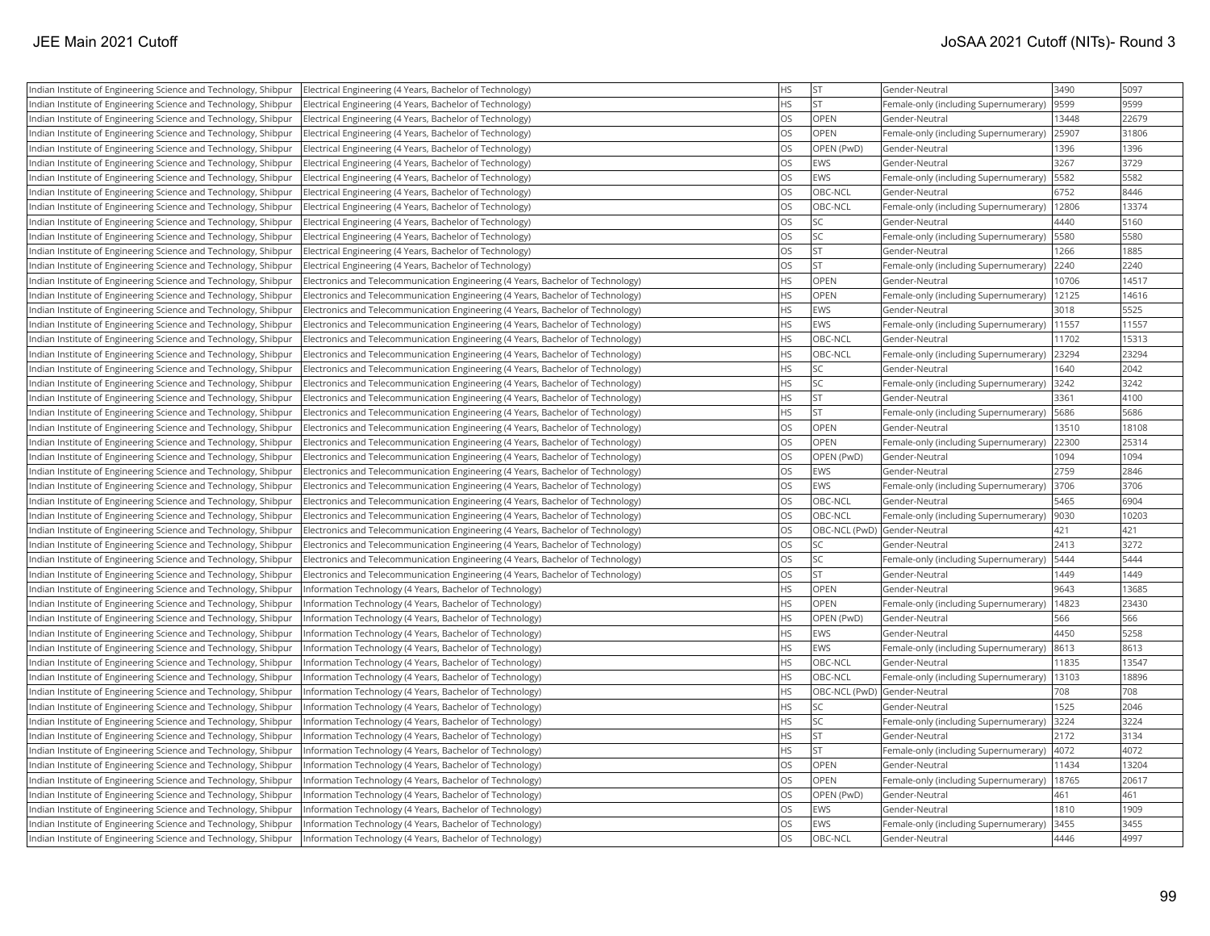| | | | | | | |
|---|---|---|---|---|---|---|
| Indian Institute of Engineering Science and Technology, Shibpur | Electrical Engineering (4 Years, Bachelor of Technology) | HS | ST | Gender-Neutral | 3490 | 5097 |
| Indian Institute of Engineering Science and Technology, Shibpur | Electrical Engineering (4 Years, Bachelor of Technology) | HS | ST | Female-only (including Supernumerary) | 9599 | 9599 |
| Indian Institute of Engineering Science and Technology, Shibpur | Electrical Engineering (4 Years, Bachelor of Technology) | OS | OPEN | Gender-Neutral | 13448 | 22679 |
| Indian Institute of Engineering Science and Technology, Shibpur | Electrical Engineering (4 Years, Bachelor of Technology) | OS | OPEN | Female-only (including Supernumerary) | 25907 | 31806 |
| Indian Institute of Engineering Science and Technology, Shibpur | Electrical Engineering (4 Years, Bachelor of Technology) | OS | OPEN (PwD) | Gender-Neutral | 1396 | 1396 |
| Indian Institute of Engineering Science and Technology, Shibpur | Electrical Engineering (4 Years, Bachelor of Technology) | OS | EWS | Gender-Neutral | 3267 | 3729 |
| Indian Institute of Engineering Science and Technology, Shibpur | Electrical Engineering (4 Years, Bachelor of Technology) | OS | EWS | Female-only (including Supernumerary) | 5582 | 5582 |
| Indian Institute of Engineering Science and Technology, Shibpur | Electrical Engineering (4 Years, Bachelor of Technology) | OS | OBC-NCL | Gender-Neutral | 6752 | 8446 |
| Indian Institute of Engineering Science and Technology, Shibpur | Electrical Engineering (4 Years, Bachelor of Technology) | OS | OBC-NCL | Female-only (including Supernumerary) | 12806 | 13374 |
| Indian Institute of Engineering Science and Technology, Shibpur | Electrical Engineering (4 Years, Bachelor of Technology) | OS | SC | Gender-Neutral | 4440 | 5160 |
| Indian Institute of Engineering Science and Technology, Shibpur | Electrical Engineering (4 Years, Bachelor of Technology) | OS | SC | Female-only (including Supernumerary) | 5580 | 5580 |
| Indian Institute of Engineering Science and Technology, Shibpur | Electrical Engineering (4 Years, Bachelor of Technology) | OS | ST | Gender-Neutral | 1266 | 1885 |
| Indian Institute of Engineering Science and Technology, Shibpur | Electrical Engineering (4 Years, Bachelor of Technology) | OS | ST | Female-only (including Supernumerary) | 2240 | 2240 |
| Indian Institute of Engineering Science and Technology, Shibpur | Electronics and Telecommunication Engineering (4 Years, Bachelor of Technology) | HS | OPEN | Gender-Neutral | 10706 | 14517 |
| Indian Institute of Engineering Science and Technology, Shibpur | Electronics and Telecommunication Engineering (4 Years, Bachelor of Technology) | HS | OPEN | Female-only (including Supernumerary) | 12125 | 14616 |
| Indian Institute of Engineering Science and Technology, Shibpur | Electronics and Telecommunication Engineering (4 Years, Bachelor of Technology) | HS | EWS | Gender-Neutral | 3018 | 5525 |
| Indian Institute of Engineering Science and Technology, Shibpur | Electronics and Telecommunication Engineering (4 Years, Bachelor of Technology) | HS | EWS | Female-only (including Supernumerary) | 11557 | 11557 |
| Indian Institute of Engineering Science and Technology, Shibpur | Electronics and Telecommunication Engineering (4 Years, Bachelor of Technology) | HS | OBC-NCL | Gender-Neutral | 11702 | 15313 |
| Indian Institute of Engineering Science and Technology, Shibpur | Electronics and Telecommunication Engineering (4 Years, Bachelor of Technology) | HS | OBC-NCL | Female-only (including Supernumerary) | 23294 | 23294 |
| Indian Institute of Engineering Science and Technology, Shibpur | Electronics and Telecommunication Engineering (4 Years, Bachelor of Technology) | HS | SC | Gender-Neutral | 1640 | 2042 |
| Indian Institute of Engineering Science and Technology, Shibpur | Electronics and Telecommunication Engineering (4 Years, Bachelor of Technology) | HS | SC | Female-only (including Supernumerary) | 3242 | 3242 |
| Indian Institute of Engineering Science and Technology, Shibpur | Electronics and Telecommunication Engineering (4 Years, Bachelor of Technology) | HS | ST | Gender-Neutral | 3361 | 4100 |
| Indian Institute of Engineering Science and Technology, Shibpur | Electronics and Telecommunication Engineering (4 Years, Bachelor of Technology) | HS | ST | Female-only (including Supernumerary) | 5686 | 5686 |
| Indian Institute of Engineering Science and Technology, Shibpur | Electronics and Telecommunication Engineering (4 Years, Bachelor of Technology) | OS | OPEN | Gender-Neutral | 13510 | 18108 |
| Indian Institute of Engineering Science and Technology, Shibpur | Electronics and Telecommunication Engineering (4 Years, Bachelor of Technology) | OS | OPEN | Female-only (including Supernumerary) | 22300 | 25314 |
| Indian Institute of Engineering Science and Technology, Shibpur | Electronics and Telecommunication Engineering (4 Years, Bachelor of Technology) | OS | OPEN (PwD) | Gender-Neutral | 1094 | 1094 |
| Indian Institute of Engineering Science and Technology, Shibpur | Electronics and Telecommunication Engineering (4 Years, Bachelor of Technology) | OS | EWS | Gender-Neutral | 2759 | 2846 |
| Indian Institute of Engineering Science and Technology, Shibpur | Electronics and Telecommunication Engineering (4 Years, Bachelor of Technology) | OS | EWS | Female-only (including Supernumerary) | 3706 | 3706 |
| Indian Institute of Engineering Science and Technology, Shibpur | Electronics and Telecommunication Engineering (4 Years, Bachelor of Technology) | OS | OBC-NCL | Gender-Neutral | 5465 | 6904 |
| Indian Institute of Engineering Science and Technology, Shibpur | Electronics and Telecommunication Engineering (4 Years, Bachelor of Technology) | OS | OBC-NCL | Female-only (including Supernumerary) | 9030 | 10203 |
| Indian Institute of Engineering Science and Technology, Shibpur | Electronics and Telecommunication Engineering (4 Years, Bachelor of Technology) | OS | OBC-NCL (PwD) | Gender-Neutral | 421 | 421 |
| Indian Institute of Engineering Science and Technology, Shibpur | Electronics and Telecommunication Engineering (4 Years, Bachelor of Technology) | OS | SC | Gender-Neutral | 2413 | 3272 |
| Indian Institute of Engineering Science and Technology, Shibpur | Electronics and Telecommunication Engineering (4 Years, Bachelor of Technology) | OS | SC | Female-only (including Supernumerary) | 5444 | 5444 |
| Indian Institute of Engineering Science and Technology, Shibpur | Electronics and Telecommunication Engineering (4 Years, Bachelor of Technology) | OS | ST | Gender-Neutral | 1449 | 1449 |
| Indian Institute of Engineering Science and Technology, Shibpur | Information Technology (4 Years, Bachelor of Technology) | HS | OPEN | Gender-Neutral | 9643 | 13685 |
| Indian Institute of Engineering Science and Technology, Shibpur | Information Technology (4 Years, Bachelor of Technology) | HS | OPEN | Female-only (including Supernumerary) | 14823 | 23430 |
| Indian Institute of Engineering Science and Technology, Shibpur | Information Technology (4 Years, Bachelor of Technology) | HS | OPEN (PwD) | Gender-Neutral | 566 | 566 |
| Indian Institute of Engineering Science and Technology, Shibpur | Information Technology (4 Years, Bachelor of Technology) | HS | EWS | Gender-Neutral | 4450 | 5258 |
| Indian Institute of Engineering Science and Technology, Shibpur | Information Technology (4 Years, Bachelor of Technology) | HS | EWS | Female-only (including Supernumerary) | 8613 | 8613 |
| Indian Institute of Engineering Science and Technology, Shibpur | Information Technology (4 Years, Bachelor of Technology) | HS | OBC-NCL | Gender-Neutral | 11835 | 13547 |
| Indian Institute of Engineering Science and Technology, Shibpur | Information Technology (4 Years, Bachelor of Technology) | HS | OBC-NCL | Female-only (including Supernumerary) | 13103 | 18896 |
| Indian Institute of Engineering Science and Technology, Shibpur | Information Technology (4 Years, Bachelor of Technology) | HS | OBC-NCL (PwD) | Gender-Neutral | 708 | 708 |
| Indian Institute of Engineering Science and Technology, Shibpur | Information Technology (4 Years, Bachelor of Technology) | HS | SC | Gender-Neutral | 1525 | 2046 |
| Indian Institute of Engineering Science and Technology, Shibpur | Information Technology (4 Years, Bachelor of Technology) | HS | SC | Female-only (including Supernumerary) | 3224 | 3224 |
| Indian Institute of Engineering Science and Technology, Shibpur | Information Technology (4 Years, Bachelor of Technology) | HS | ST | Gender-Neutral | 2172 | 3134 |
| Indian Institute of Engineering Science and Technology, Shibpur | Information Technology (4 Years, Bachelor of Technology) | HS | ST | Female-only (including Supernumerary) | 4072 | 4072 |
| Indian Institute of Engineering Science and Technology, Shibpur | Information Technology (4 Years, Bachelor of Technology) | OS | OPEN | Gender-Neutral | 11434 | 13204 |
| Indian Institute of Engineering Science and Technology, Shibpur | Information Technology (4 Years, Bachelor of Technology) | OS | OPEN | Female-only (including Supernumerary) | 18765 | 20617 |
| Indian Institute of Engineering Science and Technology, Shibpur | Information Technology (4 Years, Bachelor of Technology) | OS | OPEN (PwD) | Gender-Neutral | 461 | 461 |
| Indian Institute of Engineering Science and Technology, Shibpur | Information Technology (4 Years, Bachelor of Technology) | OS | EWS | Gender-Neutral | 1810 | 1909 |
| Indian Institute of Engineering Science and Technology, Shibpur | Information Technology (4 Years, Bachelor of Technology) | OS | EWS | Female-only (including Supernumerary) | 3455 | 3455 |
| Indian Institute of Engineering Science and Technology, Shibpur | Information Technology (4 Years, Bachelor of Technology) | OS | OBC-NCL | Gender-Neutral | 4446 | 4997 |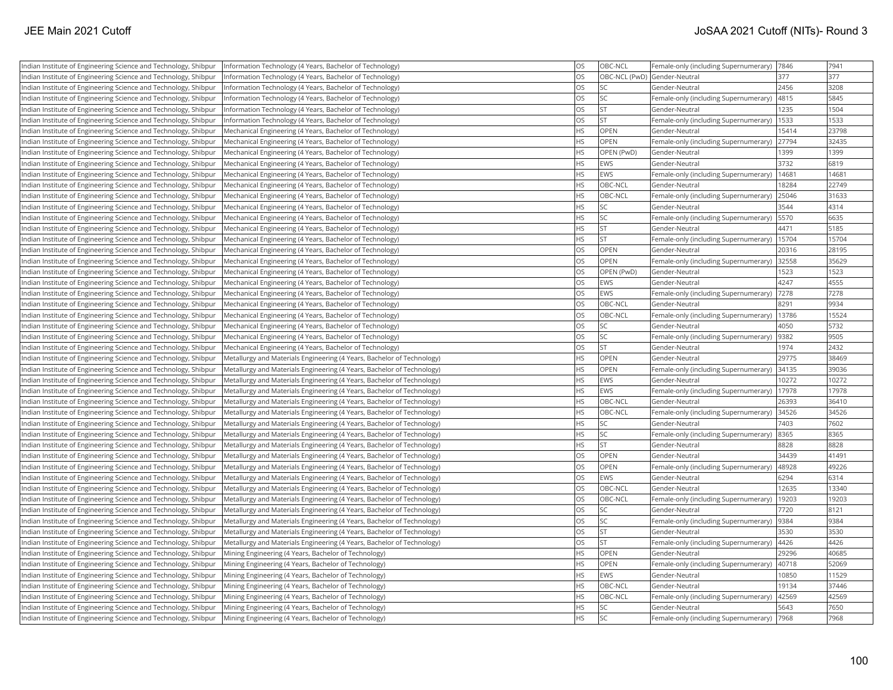| | | | | | | |
|---|---|---|---|---|---|---|
| Indian Institute of Engineering Science and Technology, Shibpur | Information Technology (4 Years, Bachelor of Technology) | OS | OBC-NCL | Female-only (including Supernumerary) | 7846 | 7941 |
| Indian Institute of Engineering Science and Technology, Shibpur | Information Technology (4 Years, Bachelor of Technology) | OS | OBC-NCL (PwD) | Gender-Neutral | 377 | 377 |
| Indian Institute of Engineering Science and Technology, Shibpur | Information Technology (4 Years, Bachelor of Technology) | OS | SC | Gender-Neutral | 2456 | 3208 |
| Indian Institute of Engineering Science and Technology, Shibpur | Information Technology (4 Years, Bachelor of Technology) | OS | SC | Female-only (including Supernumerary) | 4815 | 5845 |
| Indian Institute of Engineering Science and Technology, Shibpur | Information Technology (4 Years, Bachelor of Technology) | OS | ST | Gender-Neutral | 1235 | 1504 |
| Indian Institute of Engineering Science and Technology, Shibpur | Information Technology (4 Years, Bachelor of Technology) | OS | ST | Female-only (including Supernumerary) | 1533 | 1533 |
| Indian Institute of Engineering Science and Technology, Shibpur | Mechanical Engineering (4 Years, Bachelor of Technology) | HS | OPEN | Gender-Neutral | 15414 | 23798 |
| Indian Institute of Engineering Science and Technology, Shibpur | Mechanical Engineering (4 Years, Bachelor of Technology) | HS | OPEN | Female-only (including Supernumerary) | 27794 | 32435 |
| Indian Institute of Engineering Science and Technology, Shibpur | Mechanical Engineering (4 Years, Bachelor of Technology) | HS | OPEN (PwD) | Gender-Neutral | 1399 | 1399 |
| Indian Institute of Engineering Science and Technology, Shibpur | Mechanical Engineering (4 Years, Bachelor of Technology) | HS | EWS | Gender-Neutral | 3732 | 6819 |
| Indian Institute of Engineering Science and Technology, Shibpur | Mechanical Engineering (4 Years, Bachelor of Technology) | HS | EWS | Female-only (including Supernumerary) | 14681 | 14681 |
| Indian Institute of Engineering Science and Technology, Shibpur | Mechanical Engineering (4 Years, Bachelor of Technology) | HS | OBC-NCL | Gender-Neutral | 18284 | 22749 |
| Indian Institute of Engineering Science and Technology, Shibpur | Mechanical Engineering (4 Years, Bachelor of Technology) | HS | OBC-NCL | Female-only (including Supernumerary) | 25046 | 31633 |
| Indian Institute of Engineering Science and Technology, Shibpur | Mechanical Engineering (4 Years, Bachelor of Technology) | HS | SC | Gender-Neutral | 3544 | 4314 |
| Indian Institute of Engineering Science and Technology, Shibpur | Mechanical Engineering (4 Years, Bachelor of Technology) | HS | SC | Female-only (including Supernumerary) | 5570 | 6635 |
| Indian Institute of Engineering Science and Technology, Shibpur | Mechanical Engineering (4 Years, Bachelor of Technology) | HS | ST | Gender-Neutral | 4471 | 5185 |
| Indian Institute of Engineering Science and Technology, Shibpur | Mechanical Engineering (4 Years, Bachelor of Technology) | HS | ST | Female-only (including Supernumerary) | 15704 | 15704 |
| Indian Institute of Engineering Science and Technology, Shibpur | Mechanical Engineering (4 Years, Bachelor of Technology) | OS | OPEN | Gender-Neutral | 20316 | 28195 |
| Indian Institute of Engineering Science and Technology, Shibpur | Mechanical Engineering (4 Years, Bachelor of Technology) | OS | OPEN | Female-only (including Supernumerary) | 32558 | 35629 |
| Indian Institute of Engineering Science and Technology, Shibpur | Mechanical Engineering (4 Years, Bachelor of Technology) | OS | OPEN (PwD) | Gender-Neutral | 1523 | 1523 |
| Indian Institute of Engineering Science and Technology, Shibpur | Mechanical Engineering (4 Years, Bachelor of Technology) | OS | EWS | Gender-Neutral | 4247 | 4555 |
| Indian Institute of Engineering Science and Technology, Shibpur | Mechanical Engineering (4 Years, Bachelor of Technology) | OS | EWS | Female-only (including Supernumerary) | 7278 | 7278 |
| Indian Institute of Engineering Science and Technology, Shibpur | Mechanical Engineering (4 Years, Bachelor of Technology) | OS | OBC-NCL | Gender-Neutral | 8291 | 9934 |
| Indian Institute of Engineering Science and Technology, Shibpur | Mechanical Engineering (4 Years, Bachelor of Technology) | OS | OBC-NCL | Female-only (including Supernumerary) | 13786 | 15524 |
| Indian Institute of Engineering Science and Technology, Shibpur | Mechanical Engineering (4 Years, Bachelor of Technology) | OS | SC | Gender-Neutral | 4050 | 5732 |
| Indian Institute of Engineering Science and Technology, Shibpur | Mechanical Engineering (4 Years, Bachelor of Technology) | OS | SC | Female-only (including Supernumerary) | 9382 | 9505 |
| Indian Institute of Engineering Science and Technology, Shibpur | Mechanical Engineering (4 Years, Bachelor of Technology) | OS | ST | Gender-Neutral | 1974 | 2432 |
| Indian Institute of Engineering Science and Technology, Shibpur | Metallurgy and Materials Engineering (4 Years, Bachelor of Technology) | HS | OPEN | Gender-Neutral | 29775 | 38469 |
| Indian Institute of Engineering Science and Technology, Shibpur | Metallurgy and Materials Engineering (4 Years, Bachelor of Technology) | HS | OPEN | Female-only (including Supernumerary) | 34135 | 39036 |
| Indian Institute of Engineering Science and Technology, Shibpur | Metallurgy and Materials Engineering (4 Years, Bachelor of Technology) | HS | EWS | Gender-Neutral | 10272 | 10272 |
| Indian Institute of Engineering Science and Technology, Shibpur | Metallurgy and Materials Engineering (4 Years, Bachelor of Technology) | HS | EWS | Female-only (including Supernumerary) | 17978 | 17978 |
| Indian Institute of Engineering Science and Technology, Shibpur | Metallurgy and Materials Engineering (4 Years, Bachelor of Technology) | HS | OBC-NCL | Gender-Neutral | 26393 | 36410 |
| Indian Institute of Engineering Science and Technology, Shibpur | Metallurgy and Materials Engineering (4 Years, Bachelor of Technology) | HS | OBC-NCL | Female-only (including Supernumerary) | 34526 | 34526 |
| Indian Institute of Engineering Science and Technology, Shibpur | Metallurgy and Materials Engineering (4 Years, Bachelor of Technology) | HS | SC | Gender-Neutral | 7403 | 7602 |
| Indian Institute of Engineering Science and Technology, Shibpur | Metallurgy and Materials Engineering (4 Years, Bachelor of Technology) | HS | SC | Female-only (including Supernumerary) | 8365 | 8365 |
| Indian Institute of Engineering Science and Technology, Shibpur | Metallurgy and Materials Engineering (4 Years, Bachelor of Technology) | HS | ST | Gender-Neutral | 8828 | 8828 |
| Indian Institute of Engineering Science and Technology, Shibpur | Metallurgy and Materials Engineering (4 Years, Bachelor of Technology) | OS | OPEN | Gender-Neutral | 34439 | 41491 |
| Indian Institute of Engineering Science and Technology, Shibpur | Metallurgy and Materials Engineering (4 Years, Bachelor of Technology) | OS | OPEN | Female-only (including Supernumerary) | 48928 | 49226 |
| Indian Institute of Engineering Science and Technology, Shibpur | Metallurgy and Materials Engineering (4 Years, Bachelor of Technology) | OS | EWS | Gender-Neutral | 6294 | 6314 |
| Indian Institute of Engineering Science and Technology, Shibpur | Metallurgy and Materials Engineering (4 Years, Bachelor of Technology) | OS | OBC-NCL | Gender-Neutral | 12635 | 13340 |
| Indian Institute of Engineering Science and Technology, Shibpur | Metallurgy and Materials Engineering (4 Years, Bachelor of Technology) | OS | OBC-NCL | Female-only (including Supernumerary) | 19203 | 19203 |
| Indian Institute of Engineering Science and Technology, Shibpur | Metallurgy and Materials Engineering (4 Years, Bachelor of Technology) | OS | SC | Gender-Neutral | 7720 | 8121 |
| Indian Institute of Engineering Science and Technology, Shibpur | Metallurgy and Materials Engineering (4 Years, Bachelor of Technology) | OS | SC | Female-only (including Supernumerary) | 9384 | 9384 |
| Indian Institute of Engineering Science and Technology, Shibpur | Metallurgy and Materials Engineering (4 Years, Bachelor of Technology) | OS | ST | Gender-Neutral | 3530 | 3530 |
| Indian Institute of Engineering Science and Technology, Shibpur | Metallurgy and Materials Engineering (4 Years, Bachelor of Technology) | OS | ST | Female-only (including Supernumerary) | 4426 | 4426 |
| Indian Institute of Engineering Science and Technology, Shibpur | Mining Engineering (4 Years, Bachelor of Technology) | HS | OPEN | Gender-Neutral | 29296 | 40685 |
| Indian Institute of Engineering Science and Technology, Shibpur | Mining Engineering (4 Years, Bachelor of Technology) | HS | OPEN | Female-only (including Supernumerary) | 40718 | 52069 |
| Indian Institute of Engineering Science and Technology, Shibpur | Mining Engineering (4 Years, Bachelor of Technology) | HS | EWS | Gender-Neutral | 10850 | 11529 |
| Indian Institute of Engineering Science and Technology, Shibpur | Mining Engineering (4 Years, Bachelor of Technology) | HS | OBC-NCL | Gender-Neutral | 19134 | 37446 |
| Indian Institute of Engineering Science and Technology, Shibpur | Mining Engineering (4 Years, Bachelor of Technology) | HS | OBC-NCL | Female-only (including Supernumerary) | 42569 | 42569 |
| Indian Institute of Engineering Science and Technology, Shibpur | Mining Engineering (4 Years, Bachelor of Technology) | HS | SC | Gender-Neutral | 5643 | 7650 |
| Indian Institute of Engineering Science and Technology, Shibpur | Mining Engineering (4 Years, Bachelor of Technology) | HS | SC | Female-only (including Supernumerary) | 7968 | 7968 |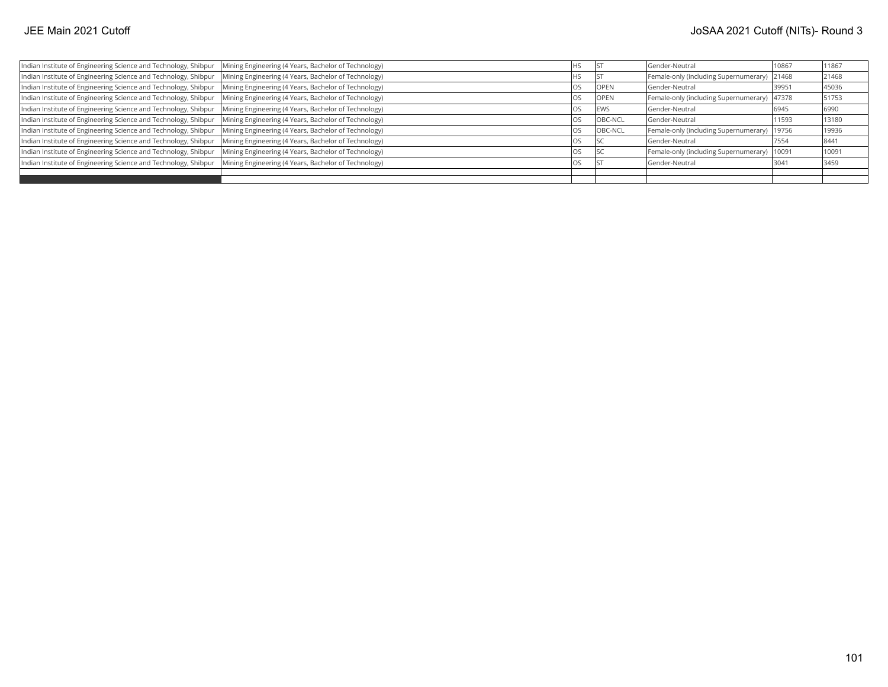| | | | | | | |
|---|---|---|---|---|---|---|
| Indian Institute of Engineering Science and Technology, Shibpur | Mining Engineering (4 Years, Bachelor of Technology) | HS | ST | Gender-Neutral | 10867 | 11867 |
| Indian Institute of Engineering Science and Technology, Shibpur | Mining Engineering (4 Years, Bachelor of Technology) | HS | ST | Female-only (including Supernumerary) | 21468 | 21468 |
| Indian Institute of Engineering Science and Technology, Shibpur | Mining Engineering (4 Years, Bachelor of Technology) | OS | OPEN | Gender-Neutral | 39951 | 45036 |
| Indian Institute of Engineering Science and Technology, Shibpur | Mining Engineering (4 Years, Bachelor of Technology) | OS | OPEN | Female-only (including Supernumerary) | 47378 | 51753 |
| Indian Institute of Engineering Science and Technology, Shibpur | Mining Engineering (4 Years, Bachelor of Technology) | OS | EWS | Gender-Neutral | 6945 | 6990 |
| Indian Institute of Engineering Science and Technology, Shibpur | Mining Engineering (4 Years, Bachelor of Technology) | OS | OBC-NCL | Gender-Neutral | 11593 | 13180 |
| Indian Institute of Engineering Science and Technology, Shibpur | Mining Engineering (4 Years, Bachelor of Technology) | OS | OBC-NCL | Female-only (including Supernumerary) | 19756 | 19936 |
| Indian Institute of Engineering Science and Technology, Shibpur | Mining Engineering (4 Years, Bachelor of Technology) | OS | SC | Gender-Neutral | 7554 | 8441 |
| Indian Institute of Engineering Science and Technology, Shibpur | Mining Engineering (4 Years, Bachelor of Technology) | OS | SC | Female-only (including Supernumerary) | 10091 | 10091 |
| Indian Institute of Engineering Science and Technology, Shibpur | Mining Engineering (4 Years, Bachelor of Technology) | OS | ST | Gender-Neutral | 3041 | 3459 |